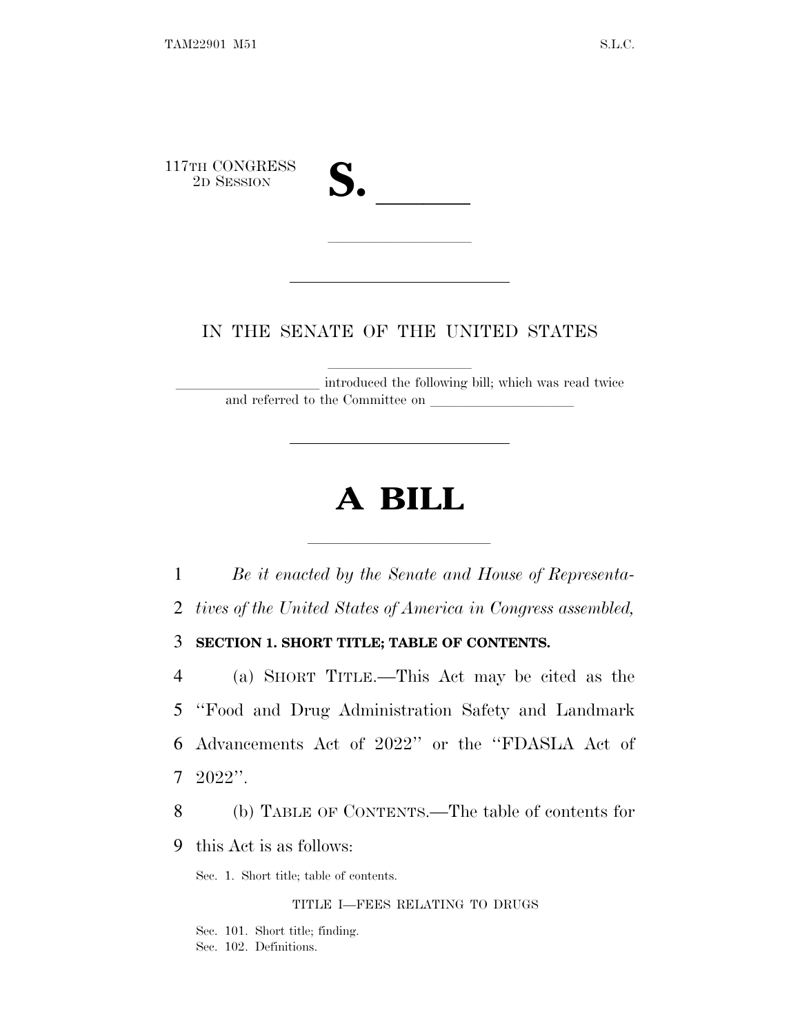117TH CONGRESS
2D SESSION

# S. ______

IN THE SENATE OF THE UNITED STATES

____________________ introduced the following bill; which was read twice and referred to the Committee on ____________________

# A BILL

*Be it enacted by the Senate and House of Representatives of the United States of America in Congress assembled,*

**SECTION 1. SHORT TITLE; TABLE OF CONTENTS.**

(a) SHORT TITLE.—This Act may be cited as the "Food and Drug Administration Safety and Landmark Advancements Act of 2022" or the "FDASLA Act of 2022".

(b) TABLE OF CONTENTS.—The table of contents for this Act is as follows:

Sec. 1. Short title; table of contents.

TITLE I—FEES RELATING TO DRUGS

Sec. 101. Short title; finding.
Sec. 102. Definitions.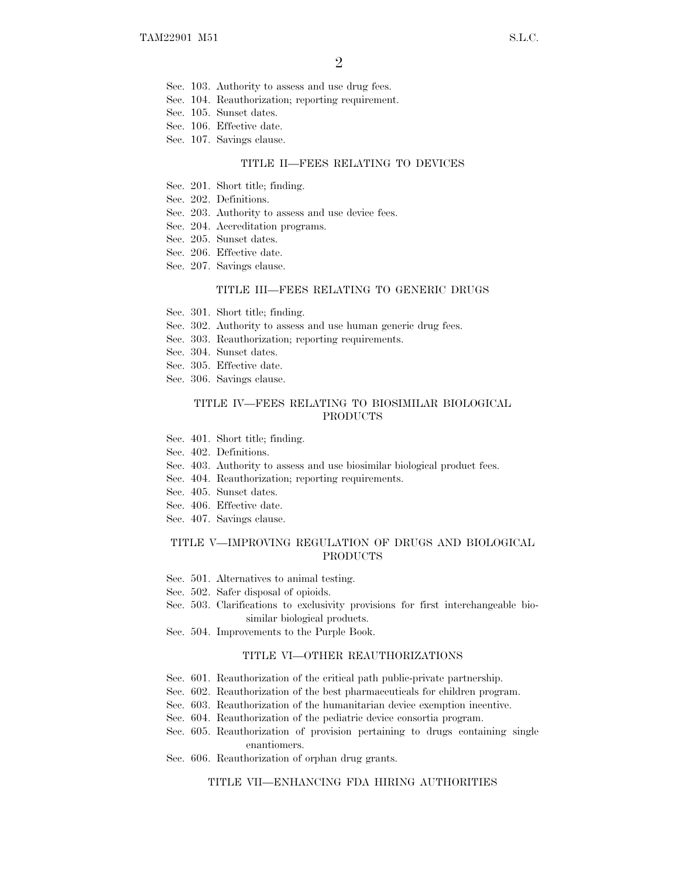Sec. 103. Authority to assess and use drug fees.
Sec. 104. Reauthorization; reporting requirement.
Sec. 105. Sunset dates.
Sec. 106. Effective date.
Sec. 107. Savings clause.

TITLE II—FEES RELATING TO DEVICES

Sec. 201. Short title; finding.
Sec. 202. Definitions.
Sec. 203. Authority to assess and use device fees.
Sec. 204. Accreditation programs.
Sec. 205. Sunset dates.
Sec. 206. Effective date.
Sec. 207. Savings clause.

TITLE III—FEES RELATING TO GENERIC DRUGS

Sec. 301. Short title; finding.
Sec. 302. Authority to assess and use human generic drug fees.
Sec. 303. Reauthorization; reporting requirements.
Sec. 304. Sunset dates.
Sec. 305. Effective date.
Sec. 306. Savings clause.

TITLE IV—FEES RELATING TO BIOSIMILAR BIOLOGICAL PRODUCTS

Sec. 401. Short title; finding.
Sec. 402. Definitions.
Sec. 403. Authority to assess and use biosimilar biological product fees.
Sec. 404. Reauthorization; reporting requirements.
Sec. 405. Sunset dates.
Sec. 406. Effective date.
Sec. 407. Savings clause.

TITLE V—IMPROVING REGULATION OF DRUGS AND BIOLOGICAL PRODUCTS

Sec. 501. Alternatives to animal testing.
Sec. 502. Safer disposal of opioids.
Sec. 503. Clarifications to exclusivity provisions for first interchangeable biosimilar biological products.
Sec. 504. Improvements to the Purple Book.

TITLE VI—OTHER REAUTHORIZATIONS

Sec. 601. Reauthorization of the critical path public-private partnership.
Sec. 602. Reauthorization of the best pharmaceuticals for children program.
Sec. 603. Reauthorization of the humanitarian device exemption incentive.
Sec. 604. Reauthorization of the pediatric device consortia program.
Sec. 605. Reauthorization of provision pertaining to drugs containing single enantiomers.
Sec. 606. Reauthorization of orphan drug grants.

TITLE VII—ENHANCING FDA HIRING AUTHORITIES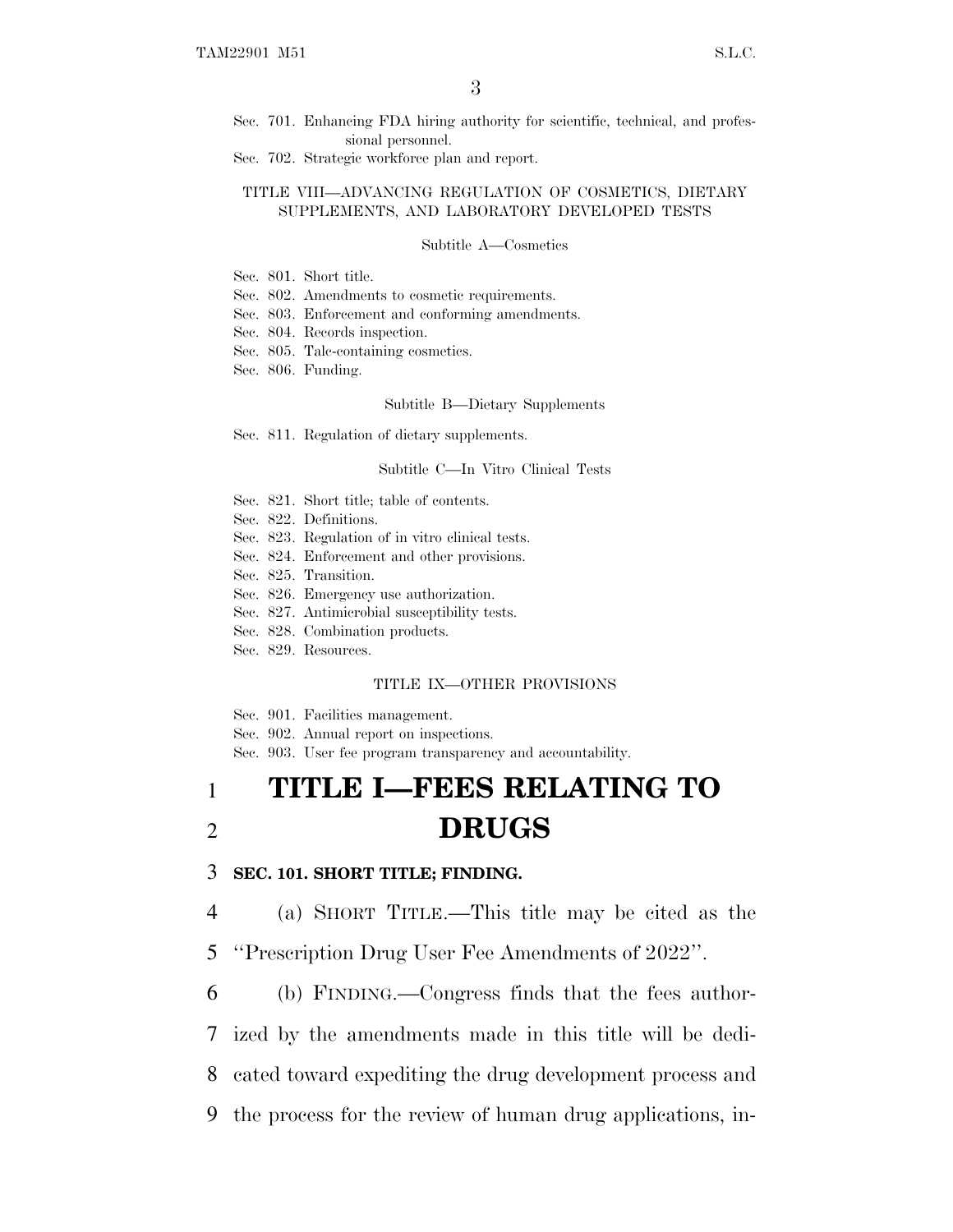Sec. 701. Enhancing FDA hiring authority for scientific, technical, and professional personnel.
Sec. 702. Strategic workforce plan and report.

TITLE VIII—ADVANCING REGULATION OF COSMETICS, DIETARY SUPPLEMENTS, AND LABORATORY DEVELOPED TESTS

Subtitle A—Cosmetics

Sec. 801. Short title.
Sec. 802. Amendments to cosmetic requirements.
Sec. 803. Enforcement and conforming amendments.
Sec. 804. Records inspection.
Sec. 805. Talc-containing cosmetics.
Sec. 806. Funding.

Subtitle B—Dietary Supplements

Sec. 811. Regulation of dietary supplements.

Subtitle C—In Vitro Clinical Tests

Sec. 821. Short title; table of contents.
Sec. 822. Definitions.
Sec. 823. Regulation of in vitro clinical tests.
Sec. 824. Enforcement and other provisions.
Sec. 825. Transition.
Sec. 826. Emergency use authorization.
Sec. 827. Antimicrobial susceptibility tests.
Sec. 828. Combination products.
Sec. 829. Resources.

TITLE IX—OTHER PROVISIONS

Sec. 901. Facilities management.
Sec. 902. Annual report on inspections.
Sec. 903. User fee program transparency and accountability.

# TITLE I—FEES RELATING TO DRUGS

**SEC. 101. SHORT TITLE; FINDING.**

(a) SHORT TITLE.—This title may be cited as the ''Prescription Drug User Fee Amendments of 2022''.

(b) FINDING.—Congress finds that the fees authorized by the amendments made in this title will be dedicated toward expediting the drug development process and the process for the review of human drug applications, in-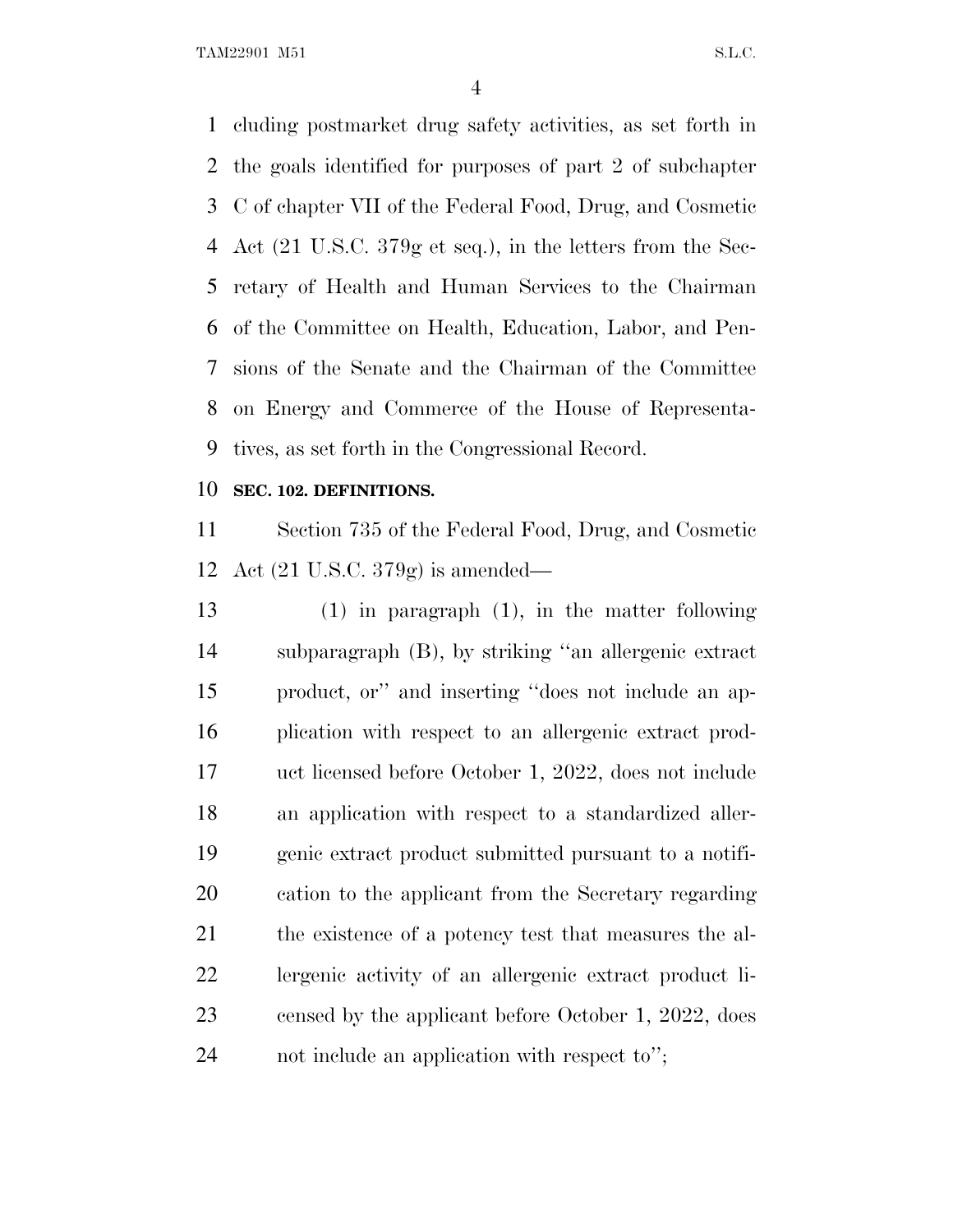cluding postmarket drug safety activities, as set forth in the goals identified for purposes of part 2 of subchapter C of chapter VII of the Federal Food, Drug, and Cosmetic Act (21 U.S.C. 379g et seq.), in the letters from the Secretary of Health and Human Services to the Chairman of the Committee on Health, Education, Labor, and Pensions of the Senate and the Chairman of the Committee on Energy and Commerce of the House of Representatives, as set forth in the Congressional Record.

**SEC. 102. DEFINITIONS.**

Section 735 of the Federal Food, Drug, and Cosmetic Act (21 U.S.C. 379g) is amended—

(1) in paragraph (1), in the matter following subparagraph (B), by striking ''an allergenic extract product, or'' and inserting ''does not include an application with respect to an allergenic extract product licensed before October 1, 2022, does not include an application with respect to a standardized allergenic extract product submitted pursuant to a notification to the applicant from the Secretary regarding the existence of a potency test that measures the allergenic activity of an allergenic extract product licensed by the applicant before October 1, 2022, does not include an application with respect to'';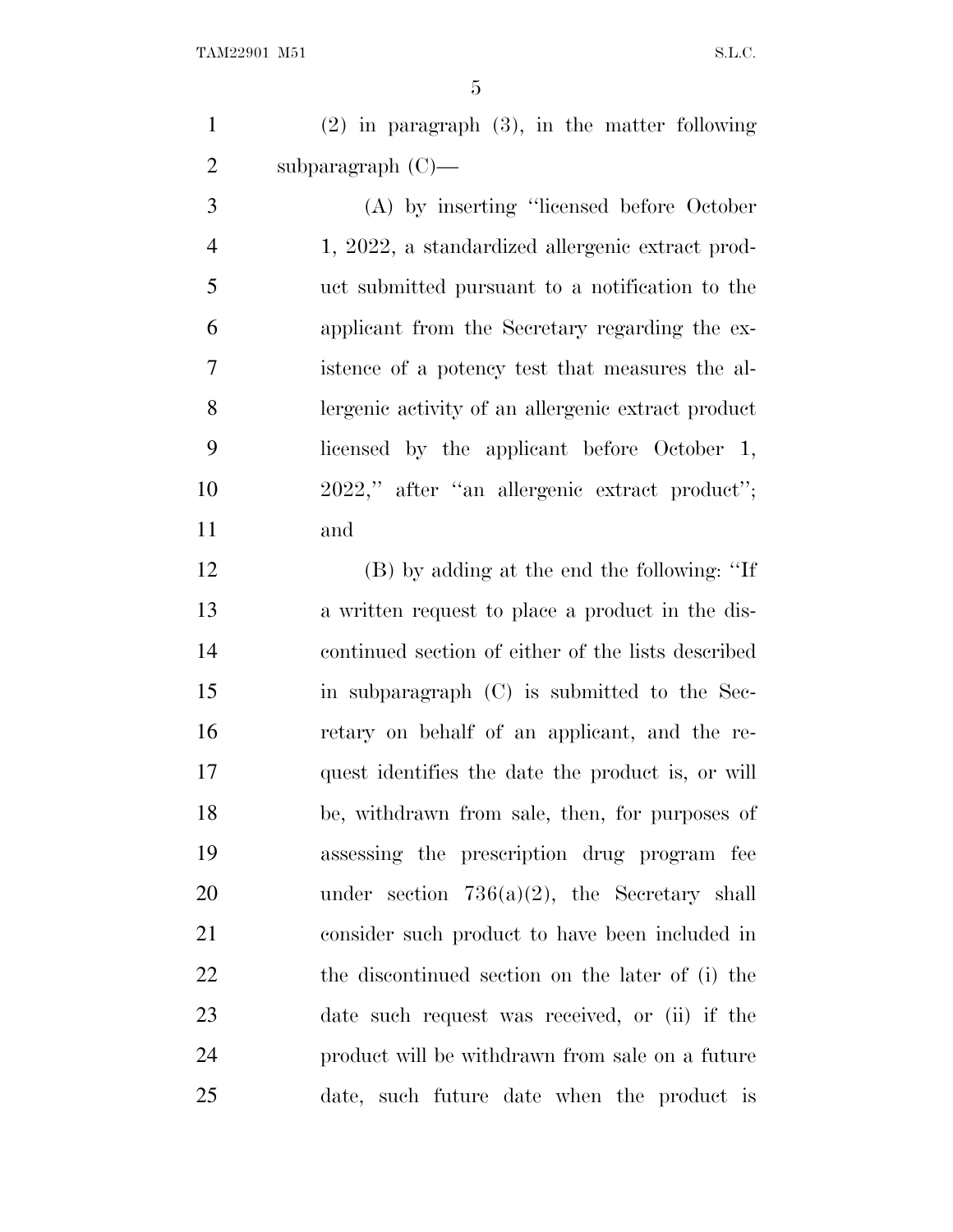(2) in paragraph (3), in the matter following subparagraph (C)—

(A) by inserting ''licensed before October 1, 2022, a standardized allergenic extract product submitted pursuant to a notification to the applicant from the Secretary regarding the existence of a potency test that measures the allergenic activity of an allergenic extract product licensed by the applicant before October 1, 2022,'' after ''an allergenic extract product''; and

(B) by adding at the end the following: ''If a written request to place a product in the discontinued section of either of the lists described in subparagraph (C) is submitted to the Secretary on behalf of an applicant, and the request identifies the date the product is, or will be, withdrawn from sale, then, for purposes of assessing the prescription drug program fee under section 736(a)(2), the Secretary shall consider such product to have been included in the discontinued section on the later of (i) the date such request was received, or (ii) if the product will be withdrawn from sale on a future date, such future date when the product is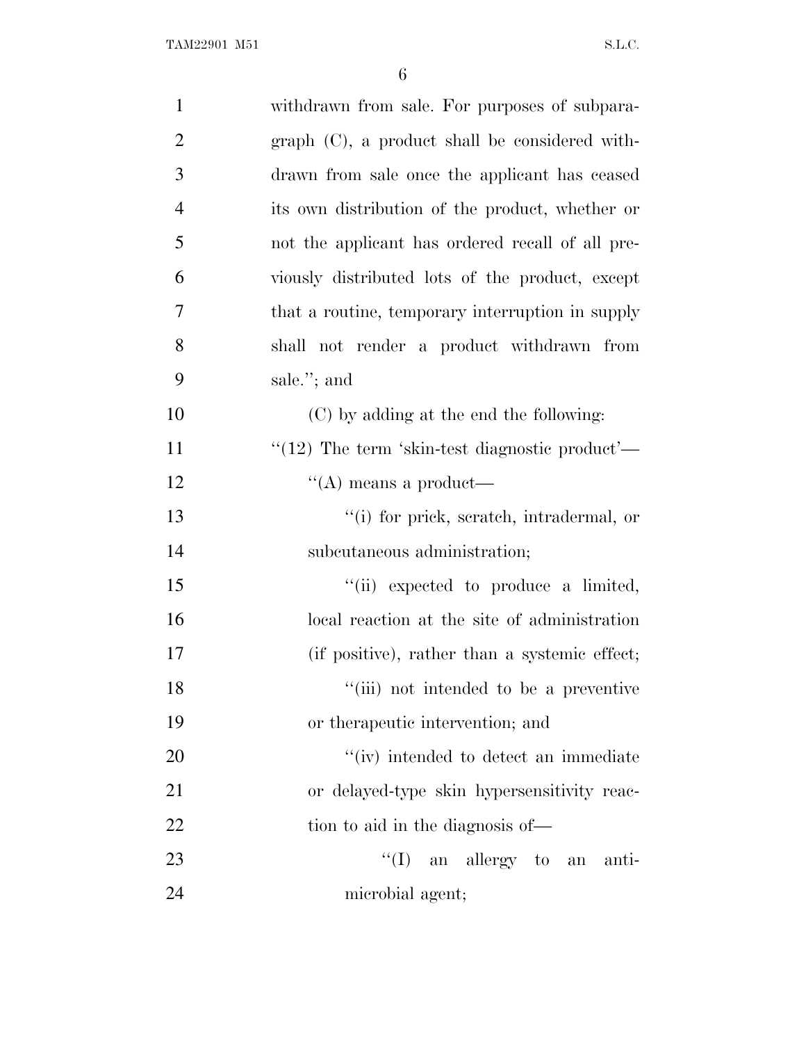withdrawn from sale. For purposes of subparagraph (C), a product shall be considered withdrawn from sale once the applicant has ceased its own distribution of the product, whether or not the applicant has ordered recall of all previously distributed lots of the product, except that a routine, temporary interruption in supply shall not render a product withdrawn from sale.''; and

(C) by adding at the end the following:

''(12) The term 'skin-test diagnostic product'—

''(A) means a product—

''(i) for prick, scratch, intradermal, or subcutaneous administration;

''(ii) expected to produce a limited, local reaction at the site of administration (if positive), rather than a systemic effect;

''(iii) not intended to be a preventive or therapeutic intervention; and

''(iv) intended to detect an immediate or delayed-type skin hypersensitivity reaction to aid in the diagnosis of—

''(I) an allergy to an antimicrobial agent;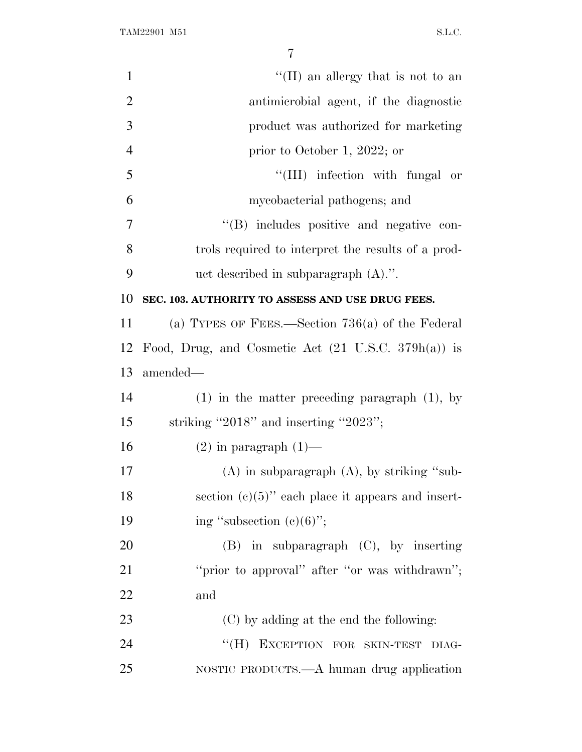"(II) an allergy that is not to an antimicrobial agent, if the diagnostic product was authorized for marketing prior to October 1, 2022; or

"(III) infection with fungal or mycobacterial pathogens; and

"(B) includes positive and negative controls required to interpret the results of a product described in subparagraph (A).".

**SEC. 103. AUTHORITY TO ASSESS AND USE DRUG FEES.**

(a) TYPES OF FEES.—Section 736(a) of the Federal Food, Drug, and Cosmetic Act (21 U.S.C. 379h(a)) is amended—

(1) in the matter preceding paragraph (1), by striking "2018" and inserting "2023";

(2) in paragraph (1)—

(A) in subparagraph (A), by striking "subsection (c)(5)" each place it appears and inserting "subsection (c)(6)";

(B) in subparagraph (C), by inserting "prior to approval" after "or was withdrawn"; and

(C) by adding at the end the following:

"(H) EXCEPTION FOR SKIN-TEST DIAGNOSTIC PRODUCTS.—A human drug application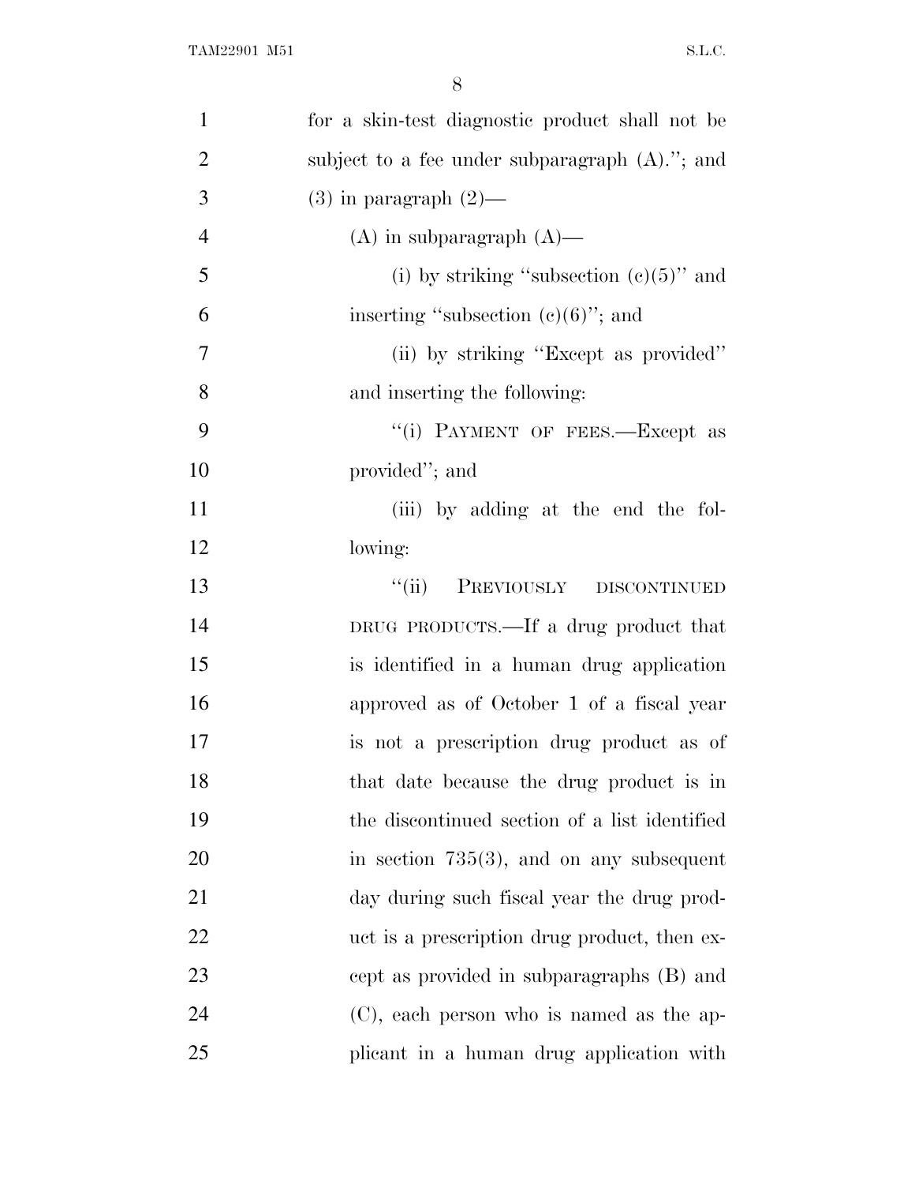for a skin-test diagnostic product shall not be subject to a fee under subparagraph (A)."; and

(3) in paragraph (2)—

(A) in subparagraph (A)—

(i) by striking "subsection (c)(5)" and inserting "subsection (c)(6)"; and

(ii) by striking "Except as provided" and inserting the following:

"(i) PAYMENT OF FEES.—Except as provided"; and

(iii) by adding at the end the following:

"(ii) PREVIOUSLY DISCONTINUED DRUG PRODUCTS.—If a drug product that is identified in a human drug application approved as of October 1 of a fiscal year is not a prescription drug product as of that date because the drug product is in the discontinued section of a list identified in section 735(3), and on any subsequent day during such fiscal year the drug product is a prescription drug product, then except as provided in subparagraphs (B) and (C), each person who is named as the applicant in a human drug application with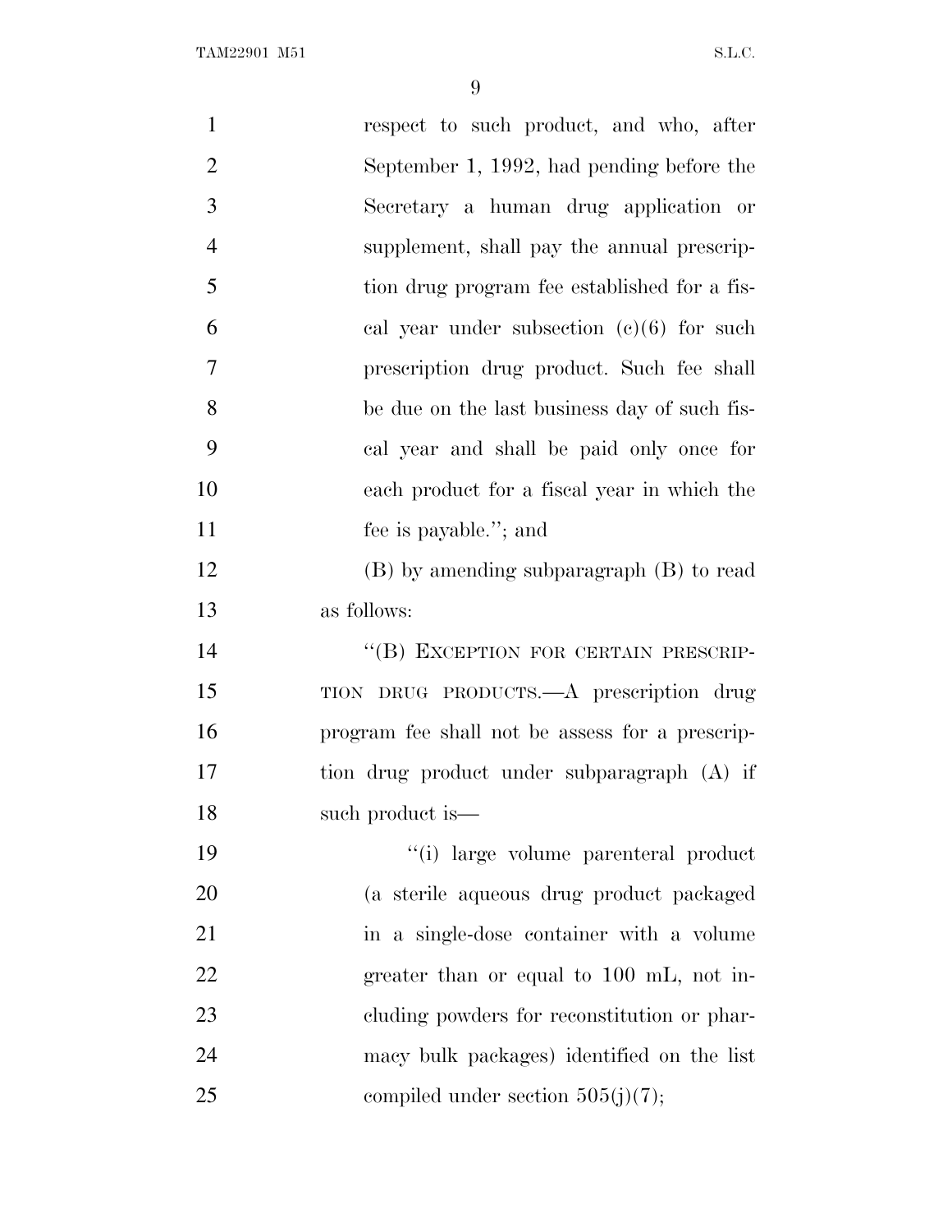respect to such product, and who, after September 1, 1992, had pending before the Secretary a human drug application or supplement, shall pay the annual prescription drug program fee established for a fiscal year under subsection (c)(6) for such prescription drug product. Such fee shall be due on the last business day of such fiscal year and shall be paid only once for each product for a fiscal year in which the fee is payable.''; and

(B) by amending subparagraph (B) to read as follows:

''(B) EXCEPTION FOR CERTAIN PRESCRIPTION DRUG PRODUCTS.—A prescription drug program fee shall not be assess for a prescription drug product under subparagraph (A) if such product is—

''(i) large volume parenteral product (a sterile aqueous drug product packaged in a single-dose container with a volume greater than or equal to 100 mL, not including powders for reconstitution or pharmacy bulk packages) identified on the list compiled under section 505(j)(7);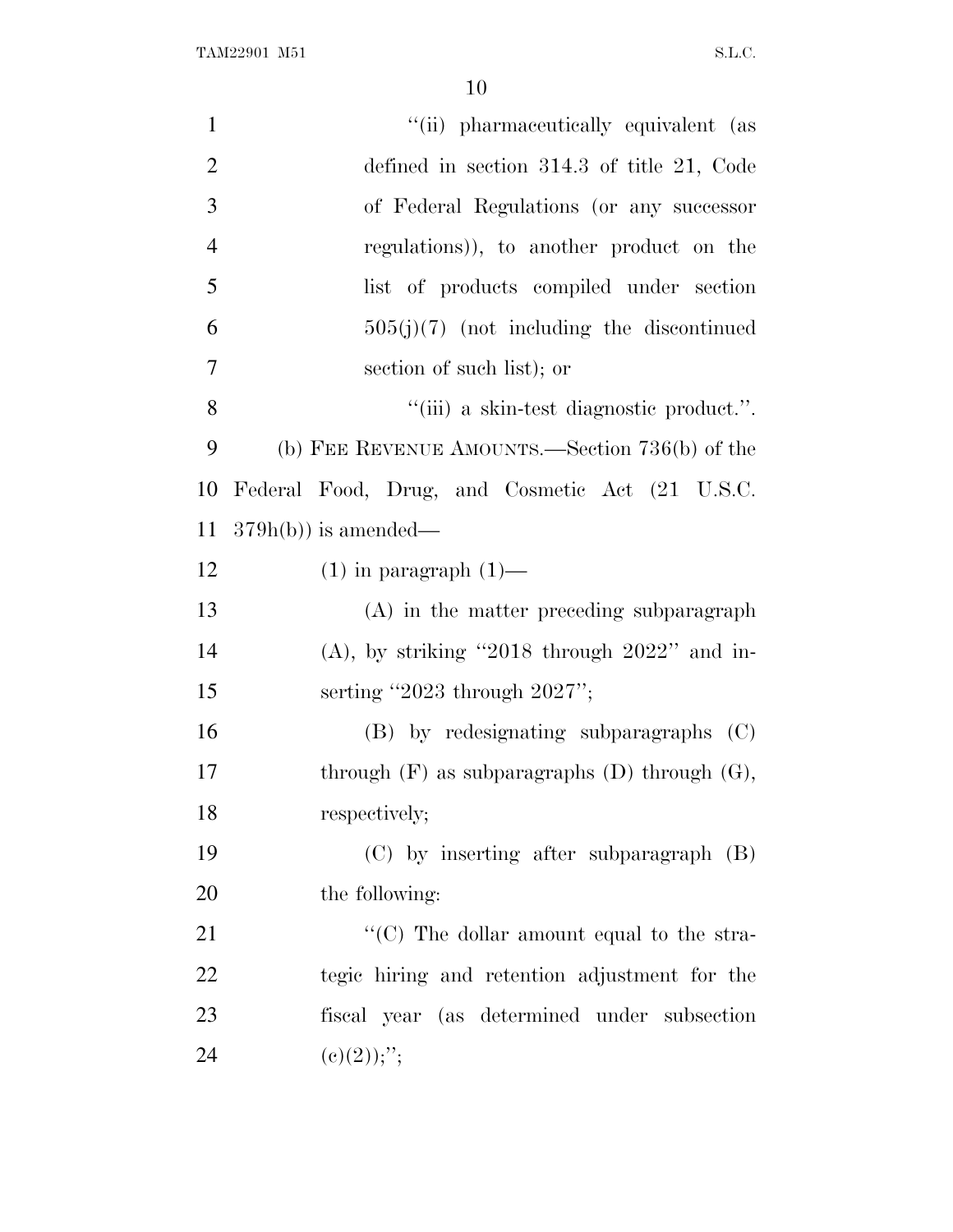"(ii) pharmaceutically equivalent (as defined in section 314.3 of title 21, Code of Federal Regulations (or any successor regulations)), to another product on the list of products compiled under section 505(j)(7) (not including the discontinued section of such list); or

"(iii) a skin-test diagnostic product.".

(b) FEE REVENUE AMOUNTS.—Section 736(b) of the Federal Food, Drug, and Cosmetic Act (21 U.S.C. 379h(b)) is amended—

(1) in paragraph (1)—

(A) in the matter preceding subparagraph (A), by striking "2018 through 2022" and inserting "2023 through 2027";

(B) by redesignating subparagraphs (C) through (F) as subparagraphs (D) through (G), respectively;

(C) by inserting after subparagraph (B) the following:

"(C) The dollar amount equal to the strategic hiring and retention adjustment for the fiscal year (as determined under subsection (c)(2));";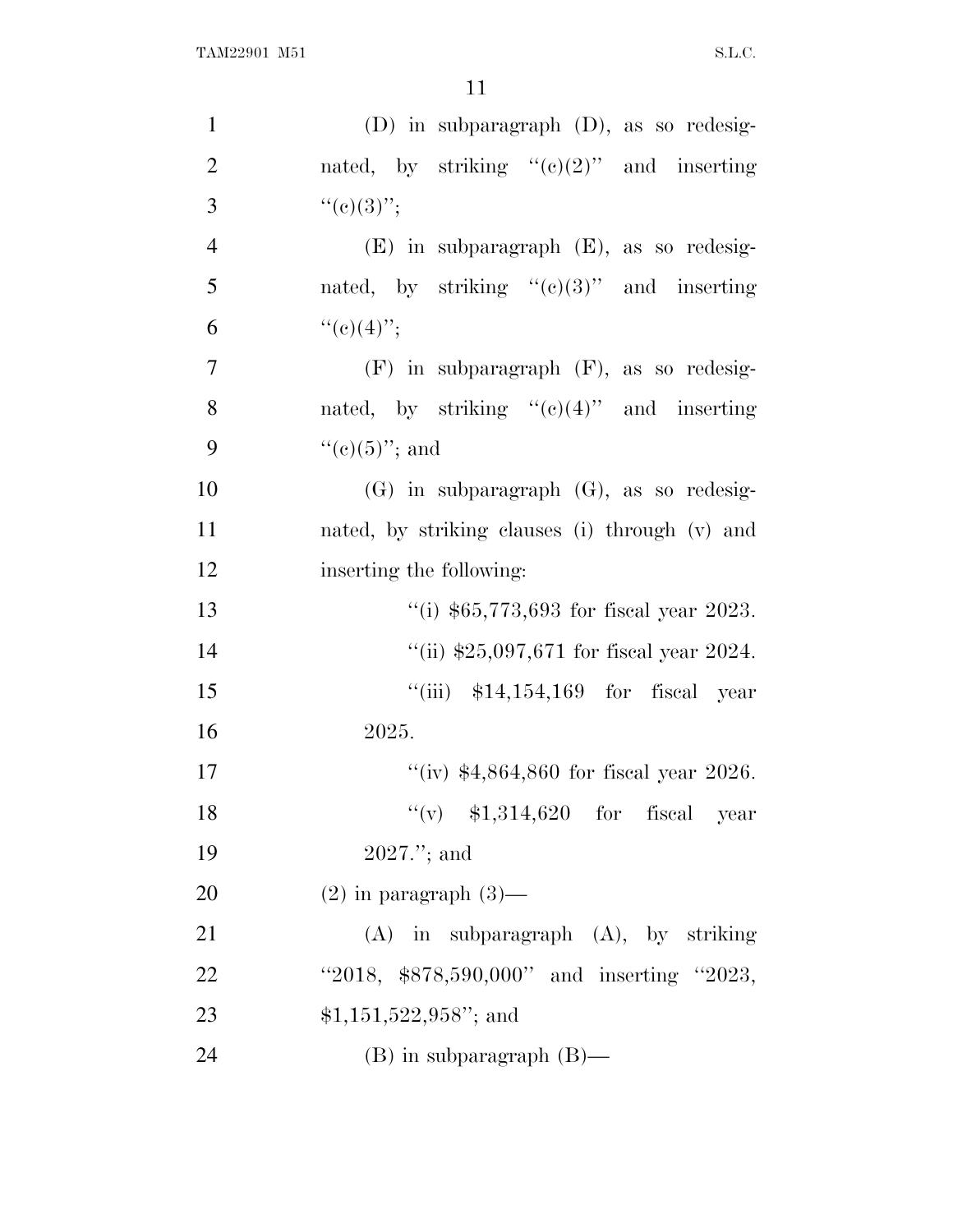(D) in subparagraph (D), as so redesignated, by striking "(c)(2)" and inserting "(c)(3)";

(E) in subparagraph (E), as so redesignated, by striking "(c)(3)" and inserting "(c)(4)";

(F) in subparagraph (F), as so redesignated, by striking "(c)(4)" and inserting "(c)(5)"; and

(G) in subparagraph (G), as so redesignated, by striking clauses (i) through (v) and inserting the following:

"(i) $65,773,693 for fiscal year 2023.

"(ii) $25,097,671 for fiscal year 2024.

"(iii) $14,154,169 for fiscal year 2025.

"(iv) $4,864,860 for fiscal year 2026.

"(v) $1,314,620 for fiscal year 2027."; and

(2) in paragraph (3)—

(A) in subparagraph (A), by striking "2018, $878,590,000" and inserting "2023, $1,151,522,958"; and

(B) in subparagraph (B)—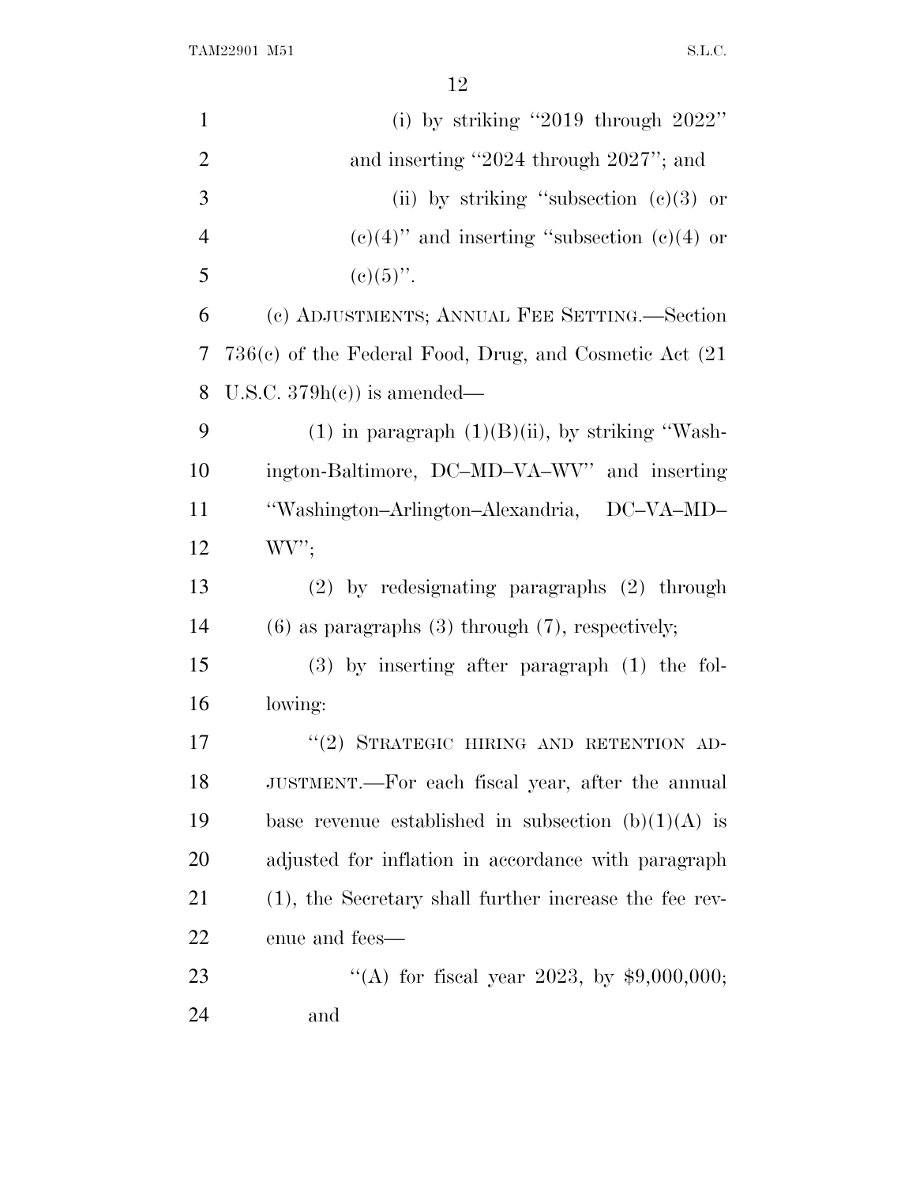(i) by striking "2019 through 2022" and inserting "2024 through 2027"; and

(ii) by striking "subsection (c)(3) or (c)(4)" and inserting "subsection (c)(4) or (c)(5)".

(c) ADJUSTMENTS; ANNUAL FEE SETTING.—Section 736(c) of the Federal Food, Drug, and Cosmetic Act (21 U.S.C. 379h(c)) is amended—

(1) in paragraph (1)(B)(ii), by striking "Washington-Baltimore, DC–MD–VA–WV" and inserting "Washington–Arlington–Alexandria, DC–VA–MD–WV";

(2) by redesignating paragraphs (2) through (6) as paragraphs (3) through (7), respectively;

(3) by inserting after paragraph (1) the following:

"(2) STRATEGIC HIRING AND RETENTION ADJUSTMENT.—For each fiscal year, after the annual base revenue established in subsection (b)(1)(A) is adjusted for inflation in accordance with paragraph (1), the Secretary shall further increase the fee revenue and fees—

"(A) for fiscal year 2023, by $9,000,000; and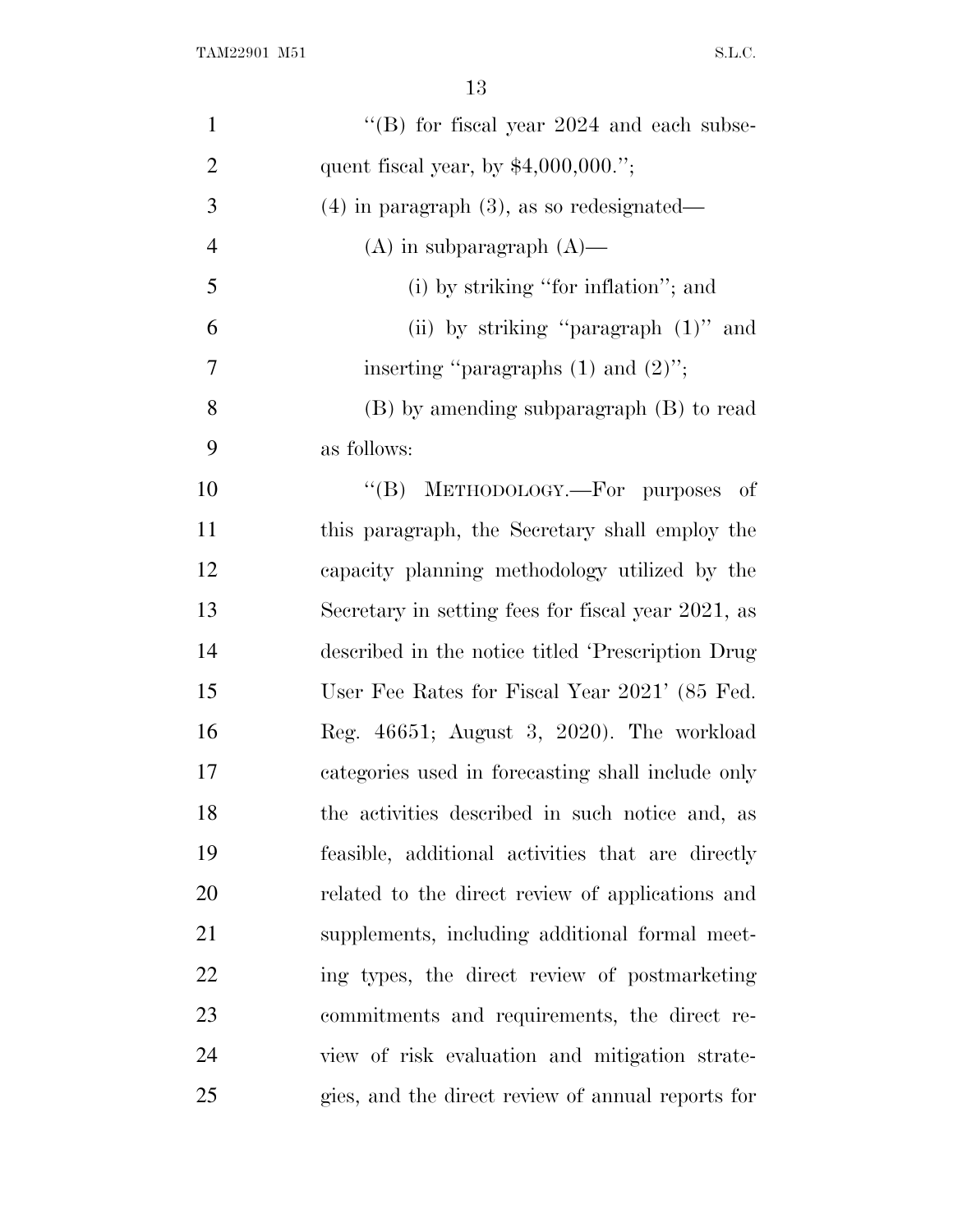''(B) for fiscal year 2024 and each subsequent fiscal year, by $4,000,000.'';

(4) in paragraph (3), as so redesignated—

(A) in subparagraph (A)—

(i) by striking ''for inflation''; and

(ii) by striking ''paragraph (1)'' and inserting ''paragraphs (1) and (2)'';

(B) by amending subparagraph (B) to read as follows:

''(B) METHODOLOGY.—For purposes of this paragraph, the Secretary shall employ the capacity planning methodology utilized by the Secretary in setting fees for fiscal year 2021, as described in the notice titled 'Prescription Drug User Fee Rates for Fiscal Year 2021' (85 Fed. Reg. 46651; August 3, 2020). The workload categories used in forecasting shall include only the activities described in such notice and, as feasible, additional activities that are directly related to the direct review of applications and supplements, including additional formal meeting types, the direct review of postmarketing commitments and requirements, the direct review of risk evaluation and mitigation strategies, and the direct review of annual reports for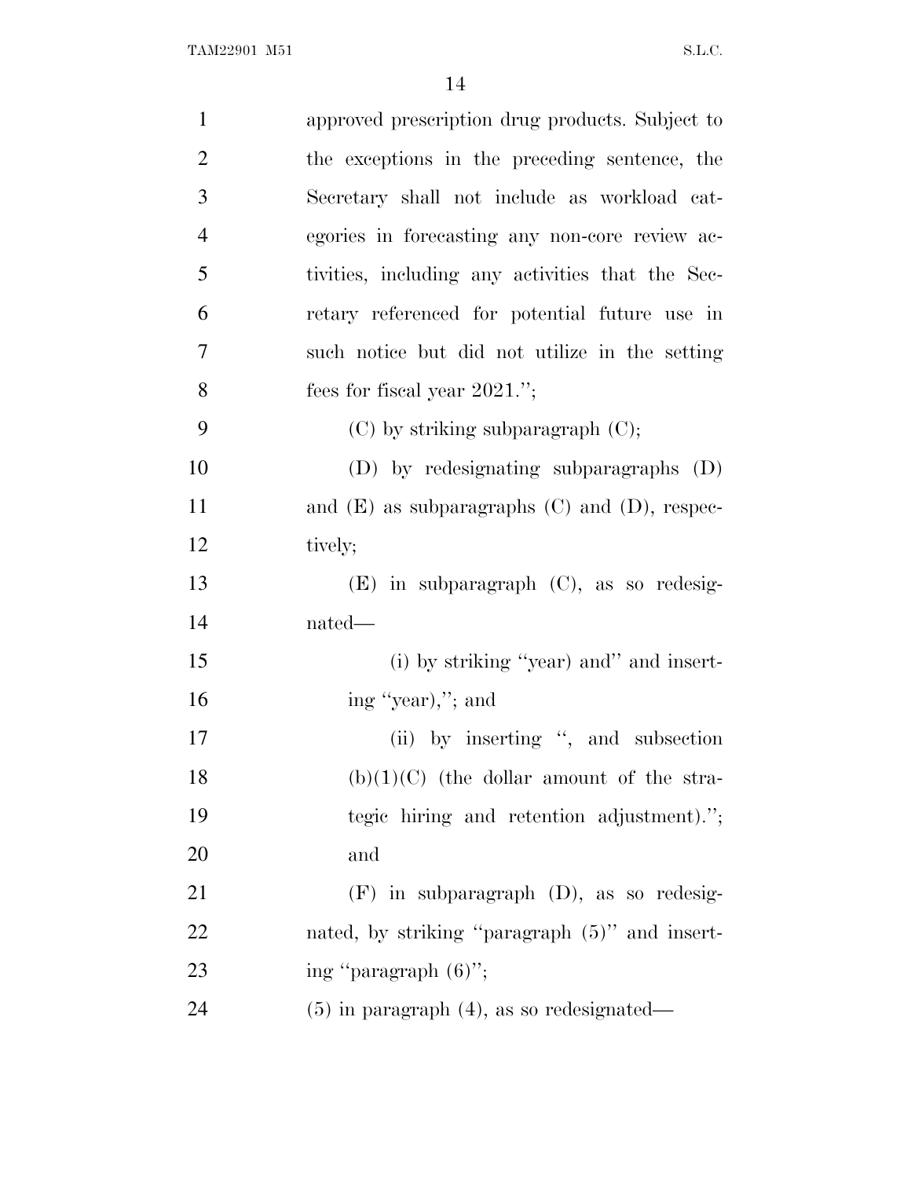approved prescription drug products. Subject to the exceptions in the preceding sentence, the Secretary shall not include as workload categories in forecasting any non-core review activities, including any activities that the Secretary referenced for potential future use in such notice but did not utilize in the setting fees for fiscal year 2021.'';

(C) by striking subparagraph (C);

(D) by redesignating subparagraphs (D) and (E) as subparagraphs (C) and (D), respectively;

(E) in subparagraph (C), as so redesignated—

(i) by striking ''year) and'' and inserting ''year),''; and

(ii) by inserting '', and subsection (b)(1)(C) (the dollar amount of the strategic hiring and retention adjustment).''; and

(F) in subparagraph (D), as so redesignated, by striking ''paragraph (5)'' and inserting ''paragraph (6)'';

(5) in paragraph (4), as so redesignated—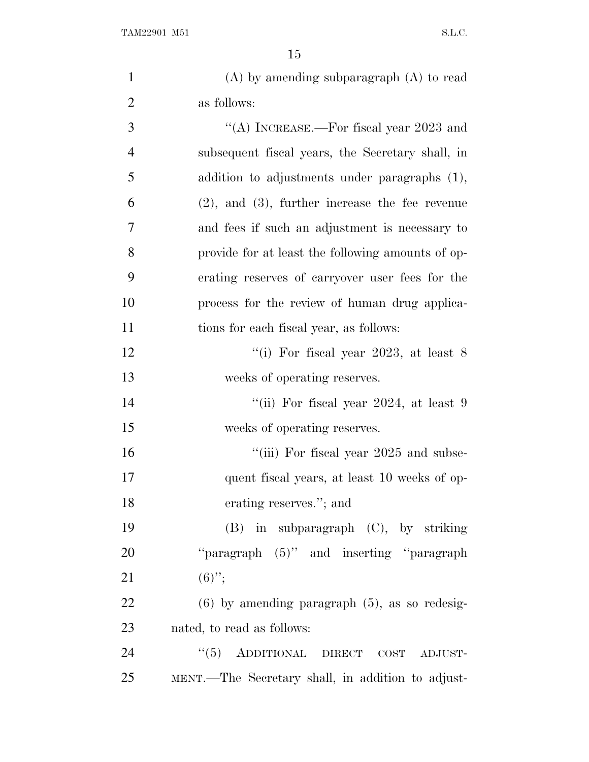(A) by amending subparagraph (A) to read as follows:

"(A) INCREASE.—For fiscal year 2023 and subsequent fiscal years, the Secretary shall, in addition to adjustments under paragraphs (1), (2), and (3), further increase the fee revenue and fees if such an adjustment is necessary to provide for at least the following amounts of operating reserves of carryover user fees for the process for the review of human drug applications for each fiscal year, as follows:

"(i) For fiscal year 2023, at least 8 weeks of operating reserves.

"(ii) For fiscal year 2024, at least 9 weeks of operating reserves.

"(iii) For fiscal year 2025 and subsequent fiscal years, at least 10 weeks of operating reserves."; and

(B) in subparagraph (C), by striking "paragraph (5)" and inserting "paragraph (6)";

(6) by amending paragraph (5), as so redesignated, to read as follows:

"(5) ADDITIONAL DIRECT COST ADJUSTMENT.—The Secretary shall, in addition to adjust-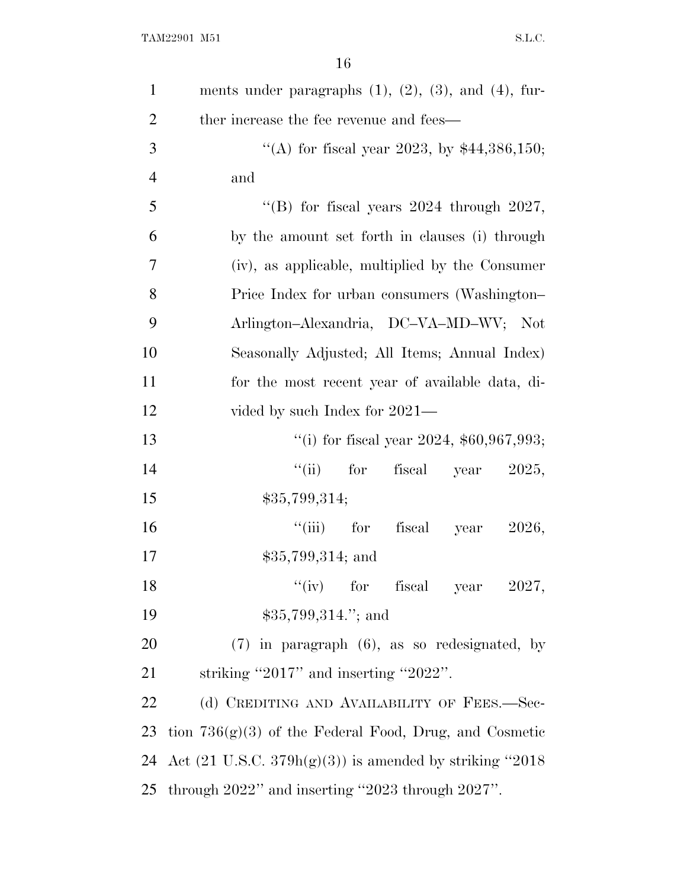ments under paragraphs (1), (2), (3), and (4), further increase the fee revenue and fees—

''(A) for fiscal year 2023, by $44,386,150; and

''(B) for fiscal years 2024 through 2027, by the amount set forth in clauses (i) through (iv), as applicable, multiplied by the Consumer Price Index for urban consumers (Washington–Arlington–Alexandria, DC–VA–MD–WV; Not Seasonally Adjusted; All Items; Annual Index) for the most recent year of available data, divided by such Index for 2021—

''(i) for fiscal year 2024, $60,967,993;

''(ii) for fiscal year 2025, $35,799,314;

''(iii) for fiscal year 2026, $35,799,314; and

''(iv) for fiscal year 2027, $35,799,314.''; and

(7) in paragraph (6), as so redesignated, by striking ''2017'' and inserting ''2022''.

(d) CREDITING AND AVAILABILITY OF FEES.—Section 736(g)(3) of the Federal Food, Drug, and Cosmetic Act (21 U.S.C. 379h(g)(3)) is amended by striking ''2018 through 2022'' and inserting ''2023 through 2027''.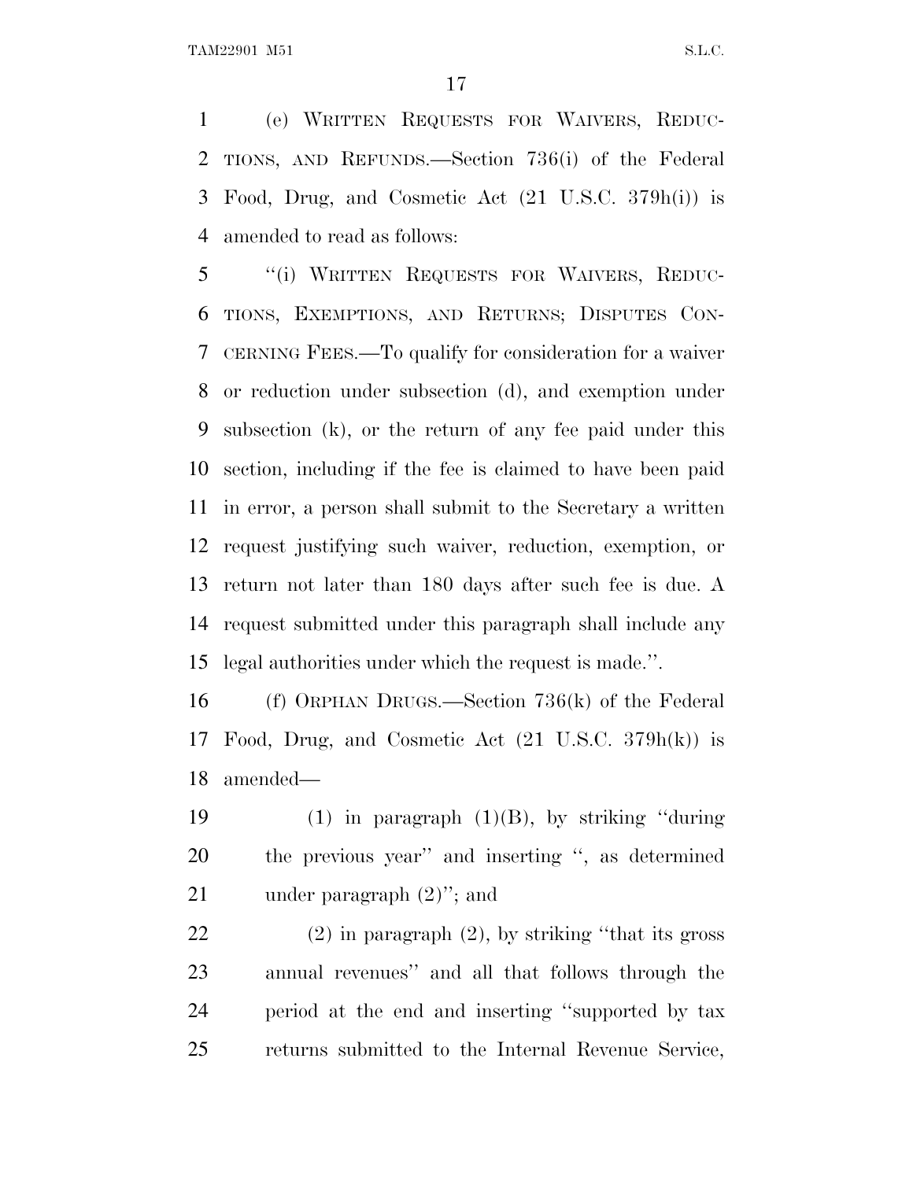(e) WRITTEN REQUESTS FOR WAIVERS, REDUCTIONS, AND REFUNDS.—Section 736(i) of the Federal Food, Drug, and Cosmetic Act (21 U.S.C. 379h(i)) is amended to read as follows:

"(i) WRITTEN REQUESTS FOR WAIVERS, REDUCTIONS, EXEMPTIONS, AND RETURNS; DISPUTES CONCERNING FEES.—To qualify for consideration for a waiver or reduction under subsection (d), and exemption under subsection (k), or the return of any fee paid under this section, including if the fee is claimed to have been paid in error, a person shall submit to the Secretary a written request justifying such waiver, reduction, exemption, or return not later than 180 days after such fee is due. A request submitted under this paragraph shall include any legal authorities under which the request is made.".

(f) ORPHAN DRUGS.—Section 736(k) of the Federal Food, Drug, and Cosmetic Act (21 U.S.C. 379h(k)) is amended—

(1) in paragraph (1)(B), by striking "during the previous year" and inserting ", as determined under paragraph (2)"; and

(2) in paragraph (2), by striking "that its gross annual revenues" and all that follows through the period at the end and inserting "supported by tax returns submitted to the Internal Revenue Service,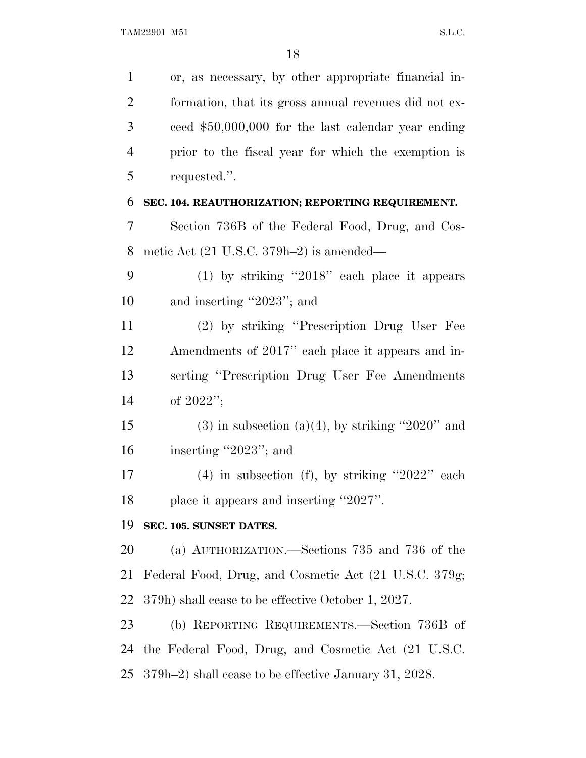or, as necessary, by other appropriate financial information, that its gross annual revenues did not exceed $50,000,000 for the last calendar year ending prior to the fiscal year for which the exemption is requested.''.

**SEC. 104. REAUTHORIZATION; REPORTING REQUIREMENT.**

Section 736B of the Federal Food, Drug, and Cosmetic Act (21 U.S.C. 379h–2) is amended—

(1) by striking ''2018'' each place it appears and inserting ''2023''; and

(2) by striking ''Prescription Drug User Fee Amendments of 2017'' each place it appears and inserting ''Prescription Drug User Fee Amendments of 2022'';

(3) in subsection (a)(4), by striking ''2020'' and inserting ''2023''; and

(4) in subsection (f), by striking ''2022'' each place it appears and inserting ''2027''.

**SEC. 105. SUNSET DATES.**

(a) AUTHORIZATION.—Sections 735 and 736 of the Federal Food, Drug, and Cosmetic Act (21 U.S.C. 379g; 379h) shall cease to be effective October 1, 2027.

(b) REPORTING REQUIREMENTS.—Section 736B of the Federal Food, Drug, and Cosmetic Act (21 U.S.C. 379h–2) shall cease to be effective January 31, 2028.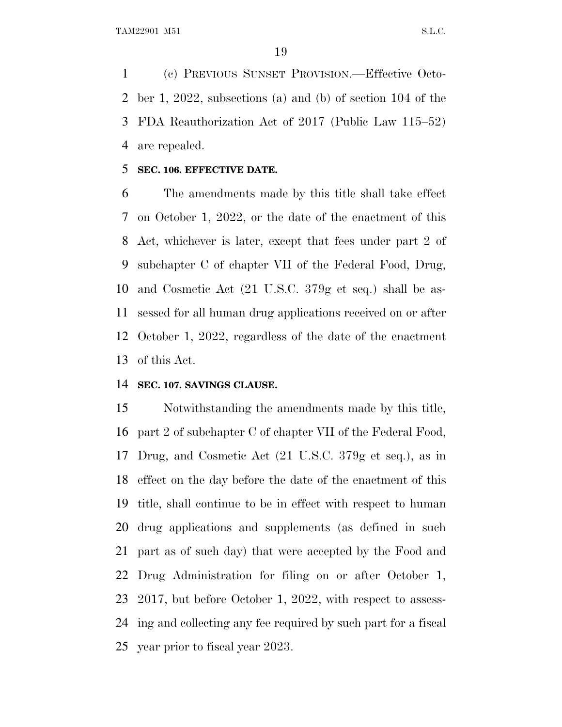(c) PREVIOUS SUNSET PROVISION.—Effective October 1, 2022, subsections (a) and (b) of section 104 of the FDA Reauthorization Act of 2017 (Public Law 115–52) are repealed.

**SEC. 106. EFFECTIVE DATE.**

The amendments made by this title shall take effect on October 1, 2022, or the date of the enactment of this Act, whichever is later, except that fees under part 2 of subchapter C of chapter VII of the Federal Food, Drug, and Cosmetic Act (21 U.S.C. 379g et seq.) shall be assessed for all human drug applications received on or after October 1, 2022, regardless of the date of the enactment of this Act.

**SEC. 107. SAVINGS CLAUSE.**

Notwithstanding the amendments made by this title, part 2 of subchapter C of chapter VII of the Federal Food, Drug, and Cosmetic Act (21 U.S.C. 379g et seq.), as in effect on the day before the date of the enactment of this title, shall continue to be in effect with respect to human drug applications and supplements (as defined in such part as of such day) that were accepted by the Food and Drug Administration for filing on or after October 1, 2017, but before October 1, 2022, with respect to assessing and collecting any fee required by such part for a fiscal year prior to fiscal year 2023.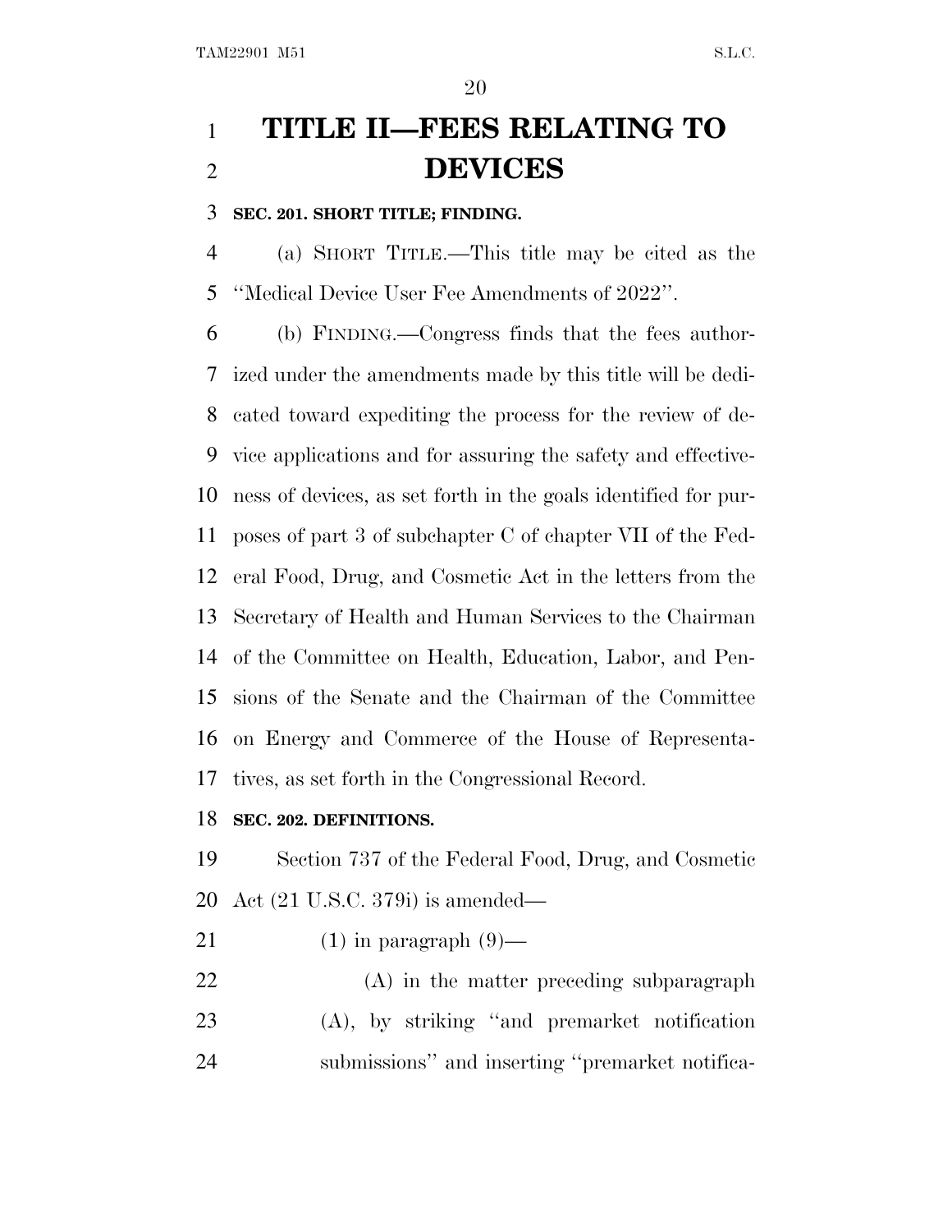# TITLE II—FEES RELATING TO DEVICES

**SEC. 201. SHORT TITLE; FINDING.**

(a) SHORT TITLE.—This title may be cited as the ''Medical Device User Fee Amendments of 2022''.

(b) FINDING.—Congress finds that the fees authorized under the amendments made by this title will be dedicated toward expediting the process for the review of device applications and for assuring the safety and effectiveness of devices, as set forth in the goals identified for purposes of part 3 of subchapter C of chapter VII of the Federal Food, Drug, and Cosmetic Act in the letters from the Secretary of Health and Human Services to the Chairman of the Committee on Health, Education, Labor, and Pensions of the Senate and the Chairman of the Committee on Energy and Commerce of the House of Representatives, as set forth in the Congressional Record.

**SEC. 202. DEFINITIONS.**

Section 737 of the Federal Food, Drug, and Cosmetic Act (21 U.S.C. 379i) is amended—

(1) in paragraph (9)—

(A) in the matter preceding subparagraph (A), by striking ''and premarket notification submissions'' and inserting ''premarket notifica-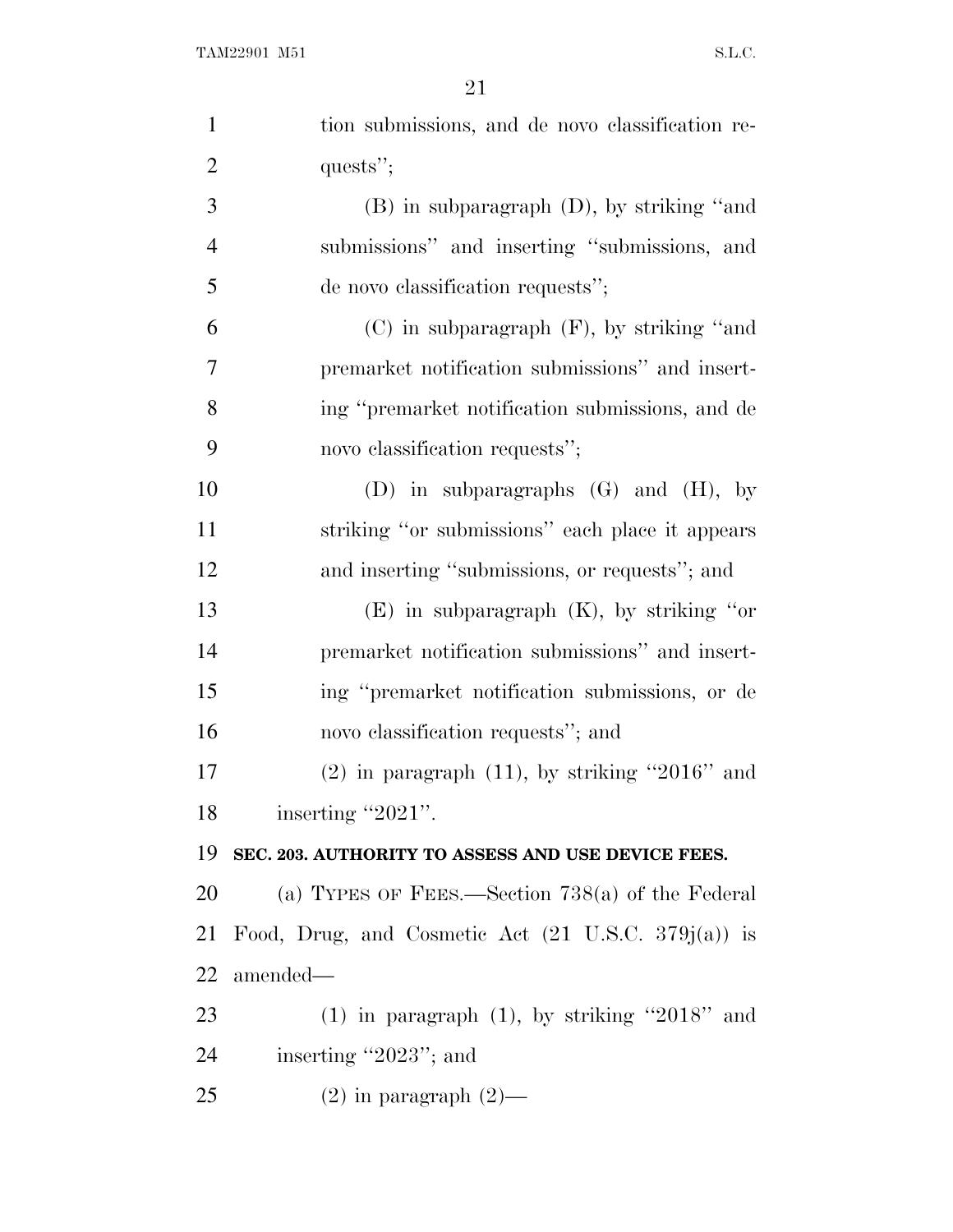tion submissions, and de novo classification requests'';

(B) in subparagraph (D), by striking ''and submissions'' and inserting ''submissions, and de novo classification requests'';

(C) in subparagraph (F), by striking ''and premarket notification submissions'' and inserting ''premarket notification submissions, and de novo classification requests'';

(D) in subparagraphs (G) and (H), by striking ''or submissions'' each place it appears and inserting ''submissions, or requests''; and

(E) in subparagraph (K), by striking ''or premarket notification submissions'' and inserting ''premarket notification submissions, or de novo classification requests''; and

(2) in paragraph (11), by striking ''2016'' and inserting ''2021''.

**SEC. 203. AUTHORITY TO ASSESS AND USE DEVICE FEES.**

(a) TYPES OF FEES.—Section 738(a) of the Federal Food, Drug, and Cosmetic Act (21 U.S.C. 379j(a)) is amended—

(1) in paragraph (1), by striking ''2018'' and inserting ''2023''; and

(2) in paragraph (2)—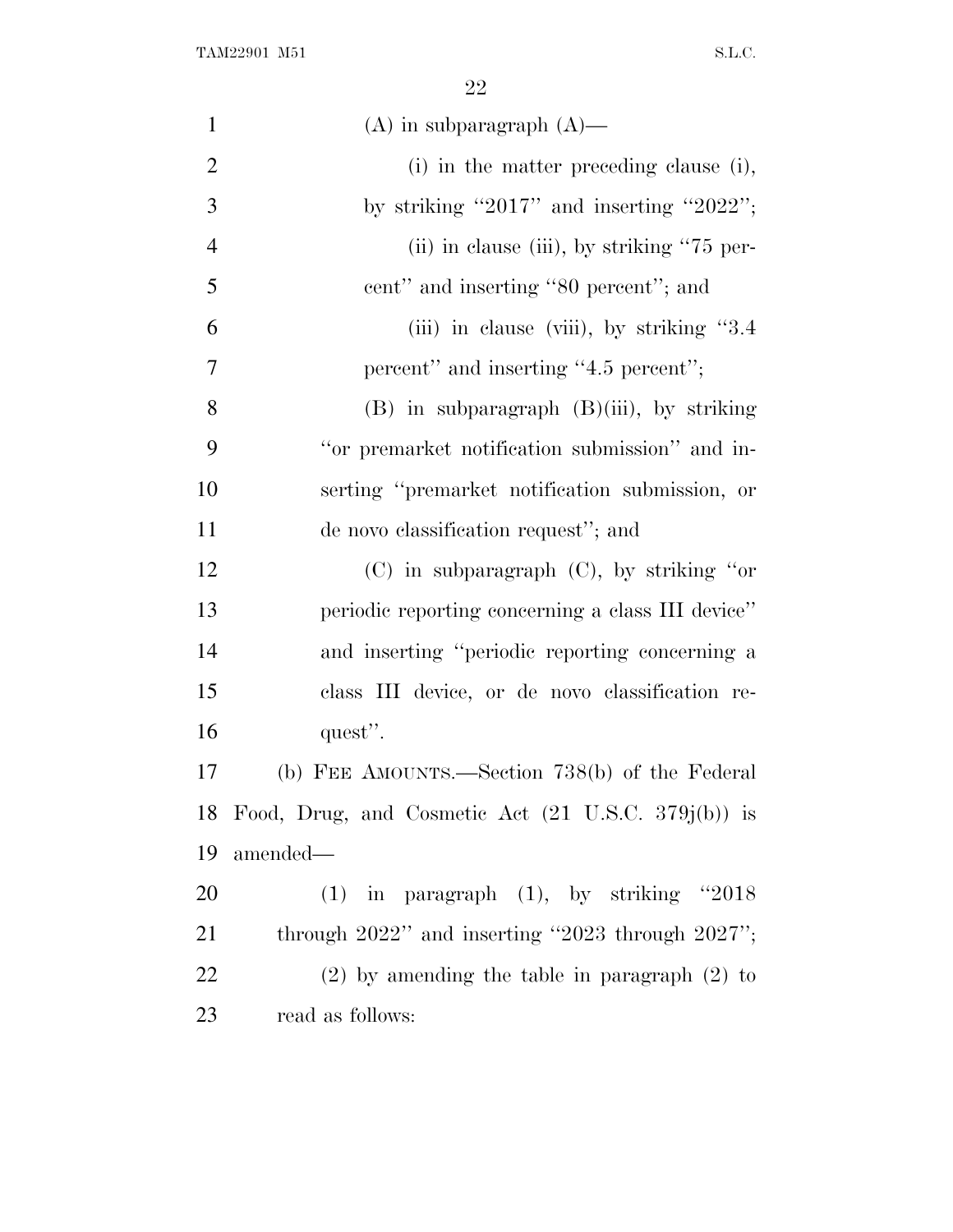(A) in subparagraph (A)—

(i) in the matter preceding clause (i), by striking "2017" and inserting "2022";

(ii) in clause (iii), by striking "75 percent" and inserting "80 percent"; and

(iii) in clause (viii), by striking "3.4 percent" and inserting "4.5 percent";

(B) in subparagraph (B)(iii), by striking "or premarket notification submission" and inserting "premarket notification submission, or de novo classification request"; and

(C) in subparagraph (C), by striking "or periodic reporting concerning a class III device" and inserting "periodic reporting concerning a class III device, or de novo classification request".

(b) FEE AMOUNTS.—Section 738(b) of the Federal Food, Drug, and Cosmetic Act (21 U.S.C. 379j(b)) is amended—

(1) in paragraph (1), by striking "2018 through 2022" and inserting "2023 through 2027";

(2) by amending the table in paragraph (2) to read as follows: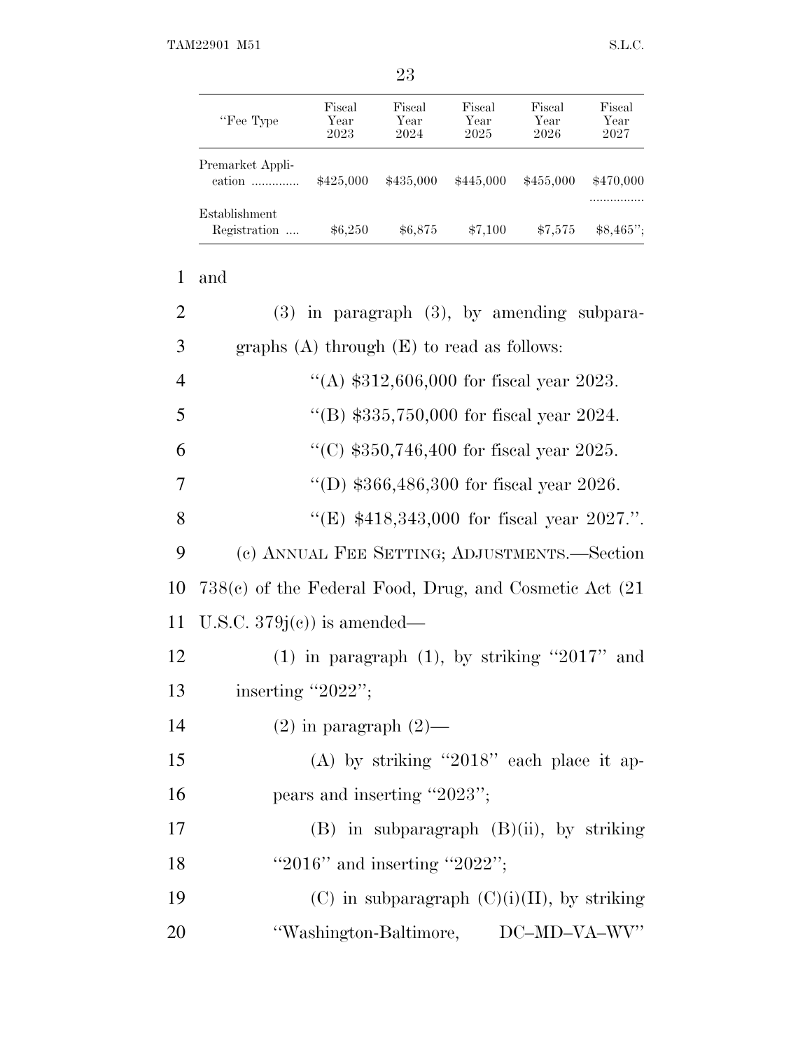| “Fee Type | Fiscal Year 2023 | Fiscal Year 2024 | Fiscal Year 2025 | Fiscal Year 2026 | Fiscal Year 2027 |
|---|---|---|---|---|---|
| Premarket Application ............. | $425,000 | $435,000 | $445,000 | $455,000 | $470,000 ................ |
| Establishment Registration .... | $6,250 | $6,875 | $7,100 | $7,575 | $8,465”; |

and

(3) in paragraph (3), by amending subparagraphs (A) through (E) to read as follows:

“(A) $312,606,000 for fiscal year 2023.

“(B) $335,750,000 for fiscal year 2024.

“(C) $350,746,400 for fiscal year 2025.

“(D) $366,486,300 for fiscal year 2026.

“(E) $418,343,000 for fiscal year 2027.”.

(c) ANNUAL FEE SETTING; ADJUSTMENTS.—Section 738(c) of the Federal Food, Drug, and Cosmetic Act (21 U.S.C. 379j(c)) is amended—

(1) in paragraph (1), by striking “2017” and inserting “2022”;

(2) in paragraph (2)—

(A) by striking “2018” each place it appears and inserting “2023”;

(B) in subparagraph (B)(ii), by striking “2016” and inserting “2022”;

(C) in subparagraph (C)(i)(II), by striking “Washington-Baltimore, DC–MD–VA–WV”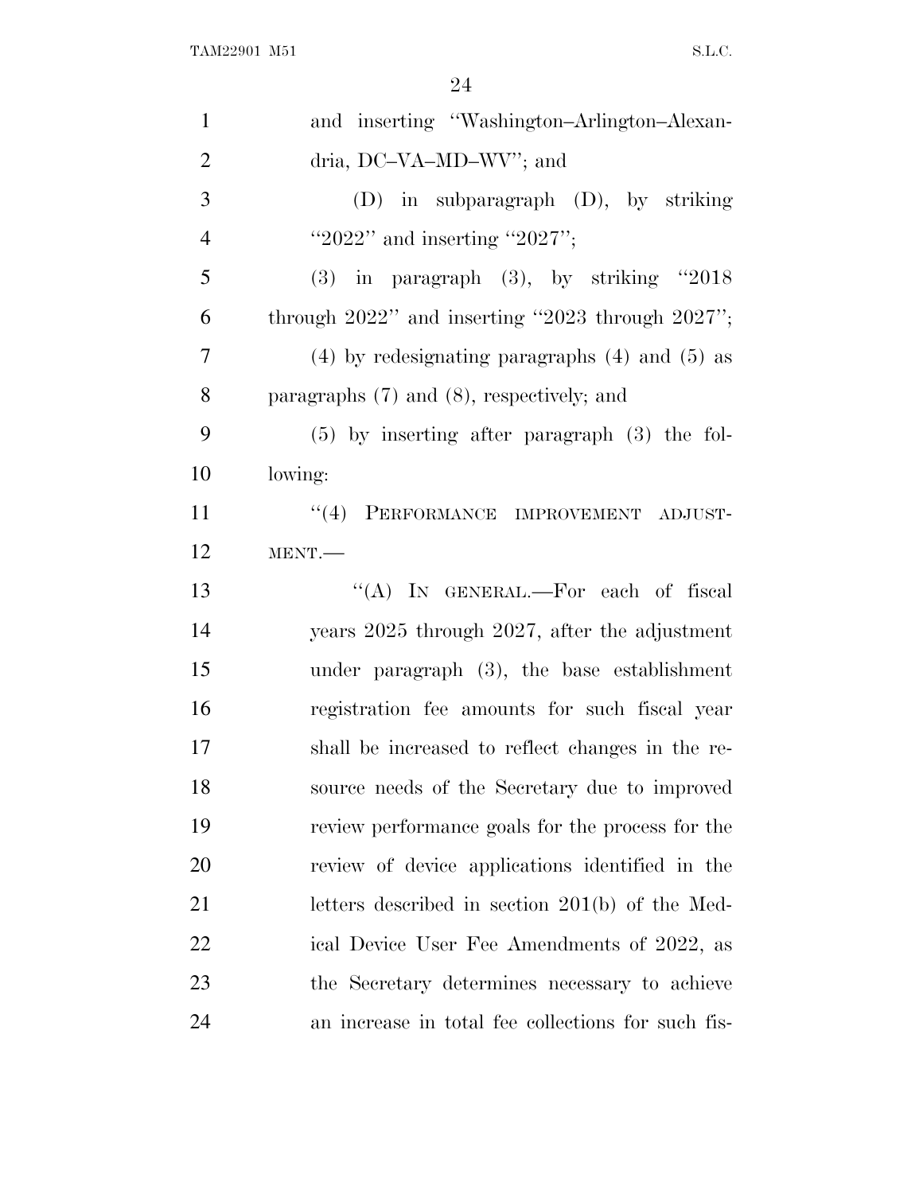and inserting ''Washington–Arlington–Alexandria, DC–VA–MD–WV''; and

(D) in subparagraph (D), by striking ''2022'' and inserting ''2027'';

(3) in paragraph (3), by striking ''2018 through 2022'' and inserting ''2023 through 2027'';

(4) by redesignating paragraphs (4) and (5) as paragraphs (7) and (8), respectively; and

(5) by inserting after paragraph (3) the following:

''(4) PERFORMANCE IMPROVEMENT ADJUSTMENT.—

''(A) IN GENERAL.—For each of fiscal years 2025 through 2027, after the adjustment under paragraph (3), the base establishment registration fee amounts for such fiscal year shall be increased to reflect changes in the resource needs of the Secretary due to improved review performance goals for the process for the review of device applications identified in the letters described in section 201(b) of the Medical Device User Fee Amendments of 2022, as the Secretary determines necessary to achieve an increase in total fee collections for such fis-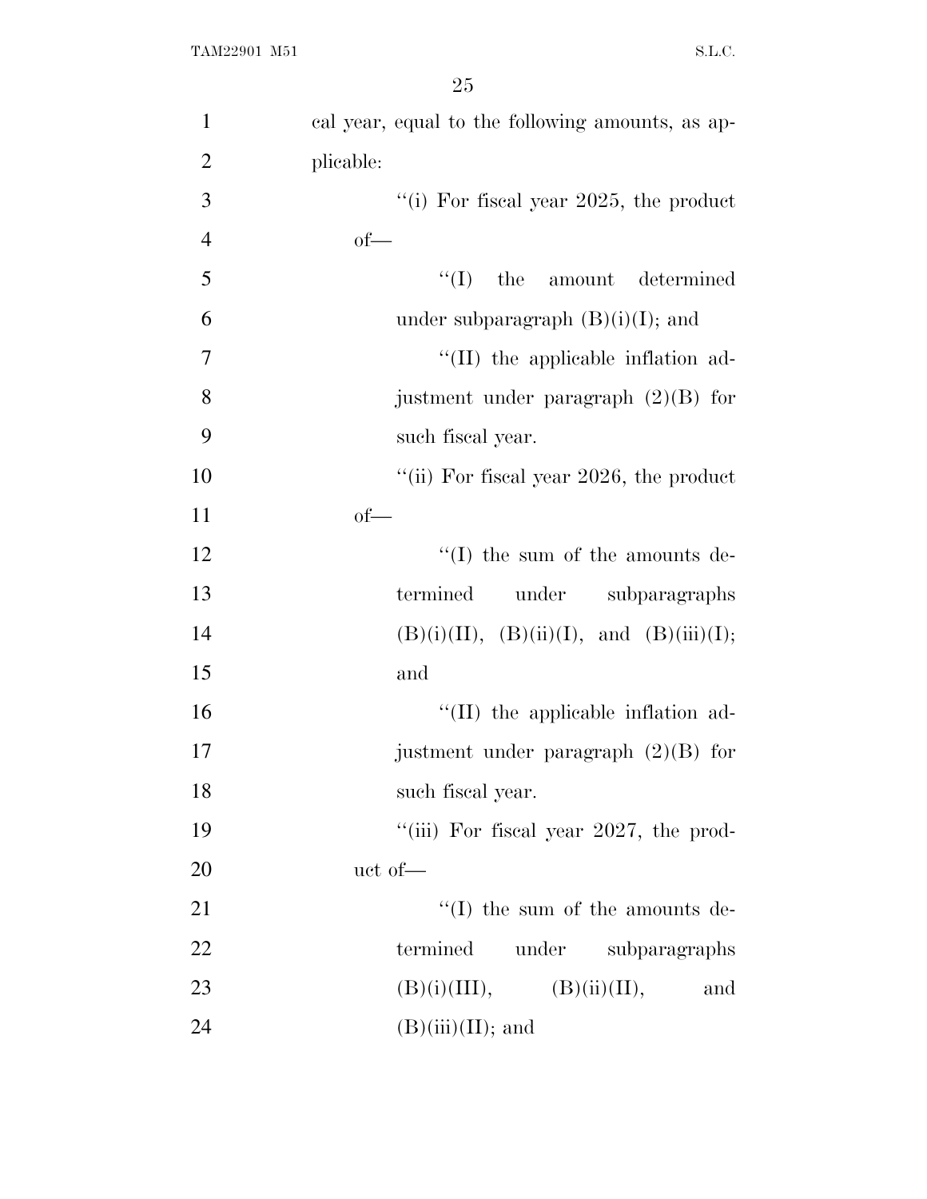cal year, equal to the following amounts, as applicable:

''(i) For fiscal year 2025, the product of—

''(I) the amount determined under subparagraph (B)(i)(I); and

''(II) the applicable inflation adjustment under paragraph (2)(B) for such fiscal year.

''(ii) For fiscal year 2026, the product of—

''(I) the sum of the amounts determined under subparagraphs (B)(i)(II), (B)(ii)(I), and (B)(iii)(I); and

''(II) the applicable inflation adjustment under paragraph (2)(B) for such fiscal year.

''(iii) For fiscal year 2027, the product of—

''(I) the sum of the amounts determined under subparagraphs (B)(i)(III), (B)(ii)(II), and (B)(iii)(II); and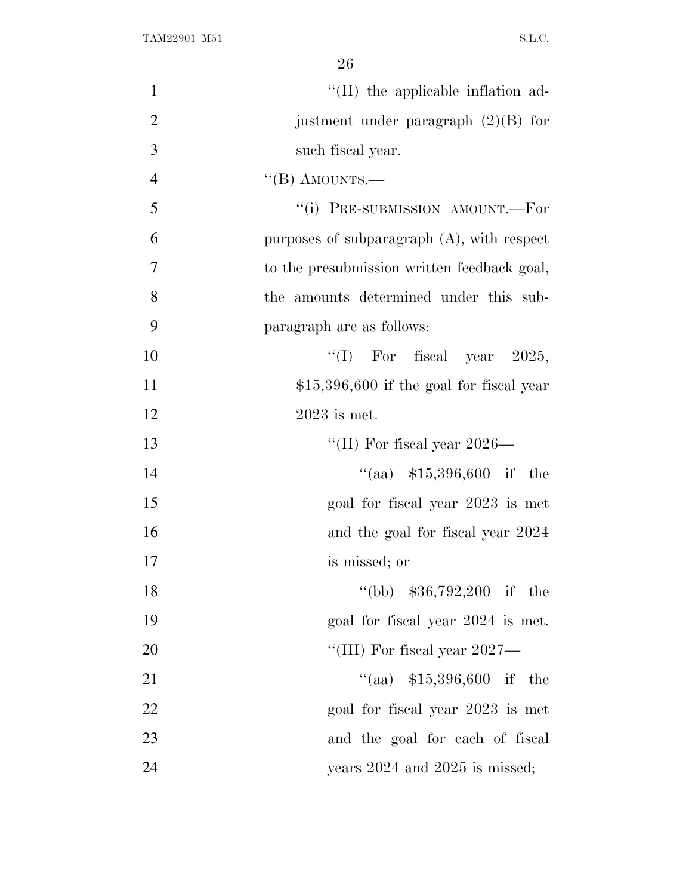"(II) the applicable inflation adjustment under paragraph (2)(B) for such fiscal year.

"(B) AMOUNTS.—

"(i) PRE-SUBMISSION AMOUNT.—For purposes of subparagraph (A), with respect to the presubmission written feedback goal, the amounts determined under this subparagraph are as follows:

"(I) For fiscal year 2025, $15,396,600 if the goal for fiscal year 2023 is met.

"(II) For fiscal year 2026—

"(aa) $15,396,600 if the goal for fiscal year 2023 is met and the goal for fiscal year 2024 is missed; or

"(bb) $36,792,200 if the goal for fiscal year 2024 is met.

"(III) For fiscal year 2027—

"(aa) $15,396,600 if the goal for fiscal year 2023 is met and the goal for each of fiscal years 2024 and 2025 is missed;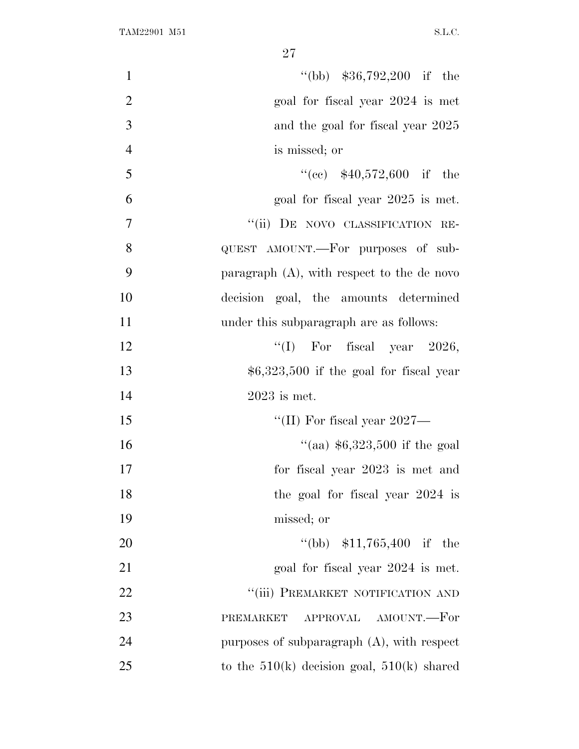"(bb) $36,792,200 if the goal for fiscal year 2024 is met and the goal for fiscal year 2025 is missed; or

"(cc) $40,572,600 if the goal for fiscal year 2025 is met.

"(ii) DE NOVO CLASSIFICATION REQUEST AMOUNT.—For purposes of subparagraph (A), with respect to the de novo decision goal, the amounts determined under this subparagraph are as follows:

"(I) For fiscal year 2026, $6,323,500 if the goal for fiscal year 2023 is met.

"(II) For fiscal year 2027—

"(aa) $6,323,500 if the goal for fiscal year 2023 is met and the goal for fiscal year 2024 is missed; or

"(bb) $11,765,400 if the goal for fiscal year 2024 is met.

"(iii) PREMARKET NOTIFICATION AND PREMARKET APPROVAL AMOUNT.—For purposes of subparagraph (A), with respect to the 510(k) decision goal, 510(k) shared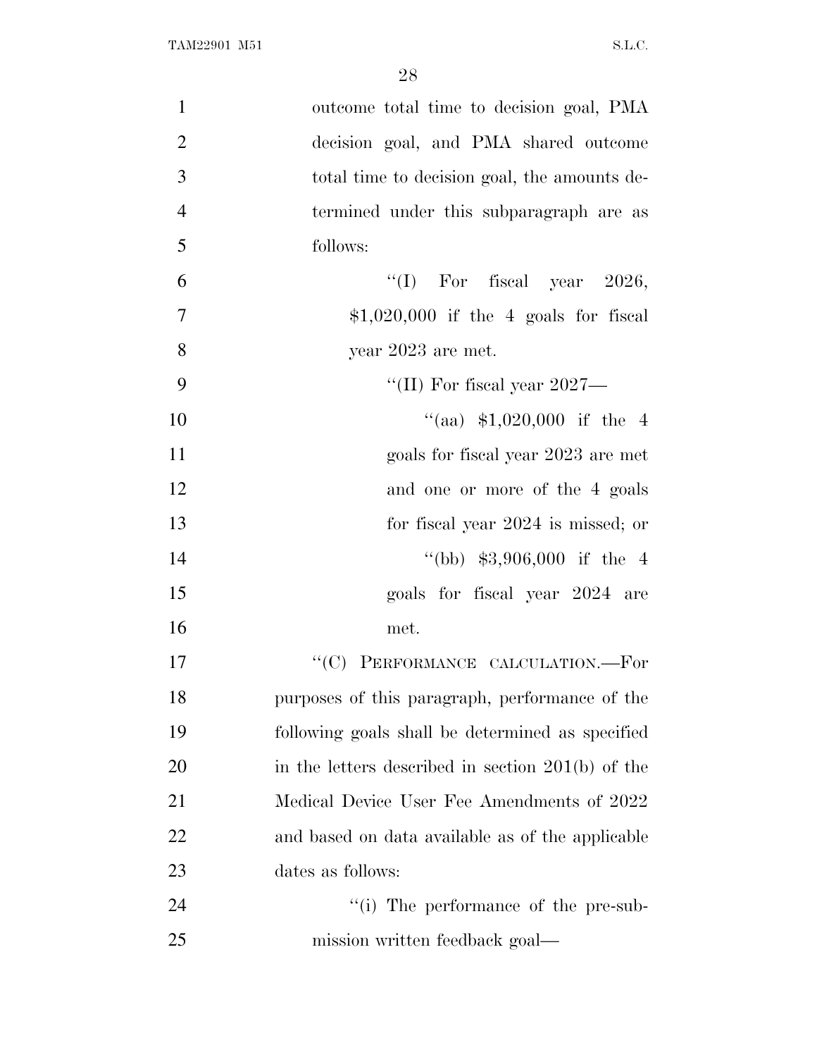outcome total time to decision goal, PMA decision goal, and PMA shared outcome total time to decision goal, the amounts determined under this subparagraph are as follows:

"(I) For fiscal year 2026, $1,020,000 if the 4 goals for fiscal year 2023 are met.

"(II) For fiscal year 2027—

"(aa) $1,020,000 if the 4 goals for fiscal year 2023 are met and one or more of the 4 goals for fiscal year 2024 is missed; or

"(bb) $3,906,000 if the 4 goals for fiscal year 2024 are met.

"(C) PERFORMANCE CALCULATION.—For purposes of this paragraph, performance of the following goals shall be determined as specified in the letters described in section 201(b) of the Medical Device User Fee Amendments of 2022 and based on data available as of the applicable dates as follows:

"(i) The performance of the pre-submission written feedback goal—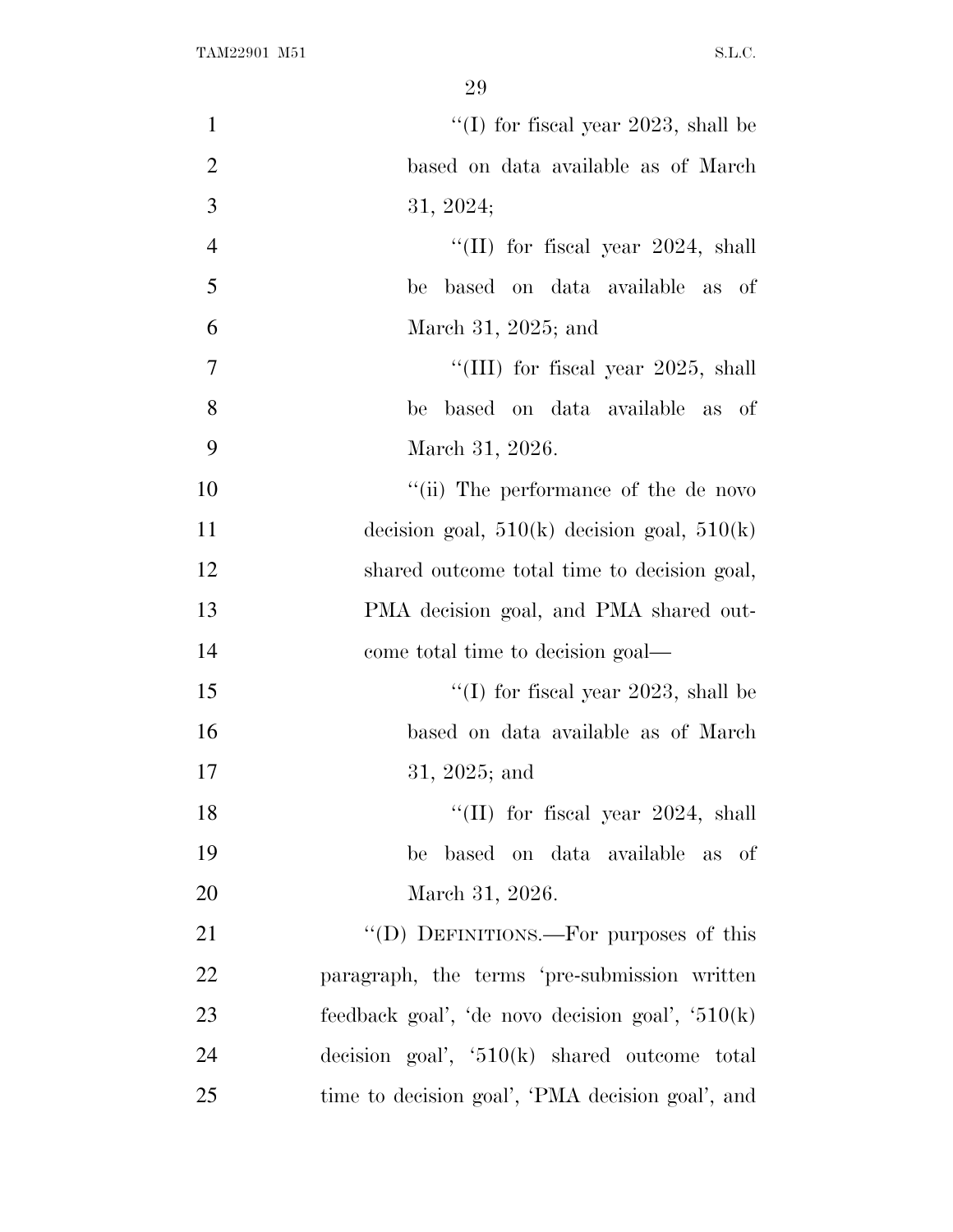"(I) for fiscal year 2023, shall be based on data available as of March 31, 2024;

"(II) for fiscal year 2024, shall be based on data available as of March 31, 2025; and

"(III) for fiscal year 2025, shall be based on data available as of March 31, 2026.

"(ii) The performance of the de novo decision goal, 510(k) decision goal, 510(k) shared outcome total time to decision goal, PMA decision goal, and PMA shared outcome total time to decision goal—

"(I) for fiscal year 2023, shall be based on data available as of March 31, 2025; and

"(II) for fiscal year 2024, shall be based on data available as of March 31, 2026.

"(D) DEFINITIONS.—For purposes of this paragraph, the terms 'pre-submission written feedback goal', 'de novo decision goal', '510(k) decision goal', '510(k) shared outcome total time to decision goal', 'PMA decision goal', and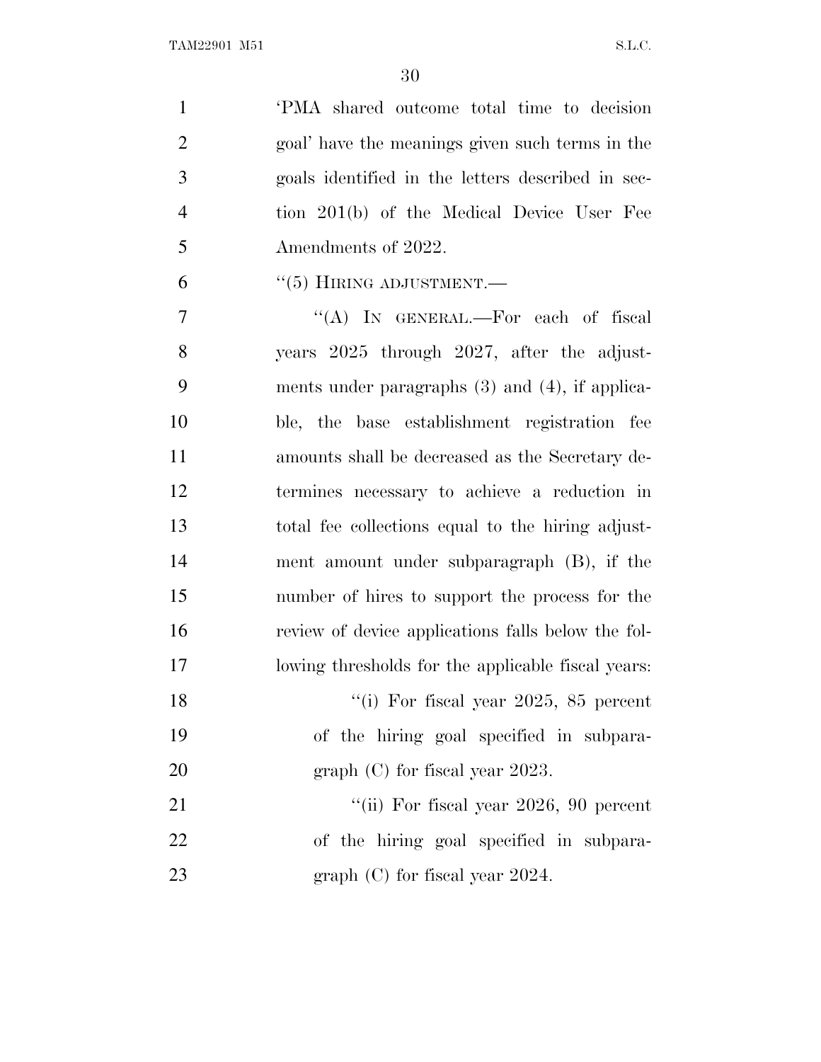'PMA shared outcome total time to decision goal' have the meanings given such terms in the goals identified in the letters described in section 201(b) of the Medical Device User Fee Amendments of 2022.

"(5) HIRING ADJUSTMENT.—

"(A) IN GENERAL.—For each of fiscal years 2025 through 2027, after the adjustments under paragraphs (3) and (4), if applicable, the base establishment registration fee amounts shall be decreased as the Secretary determines necessary to achieve a reduction in total fee collections equal to the hiring adjustment amount under subparagraph (B), if the number of hires to support the process for the review of device applications falls below the following thresholds for the applicable fiscal years:

"(i) For fiscal year 2025, 85 percent of the hiring goal specified in subparagraph (C) for fiscal year 2023.

"(ii) For fiscal year 2026, 90 percent of the hiring goal specified in subparagraph (C) for fiscal year 2024.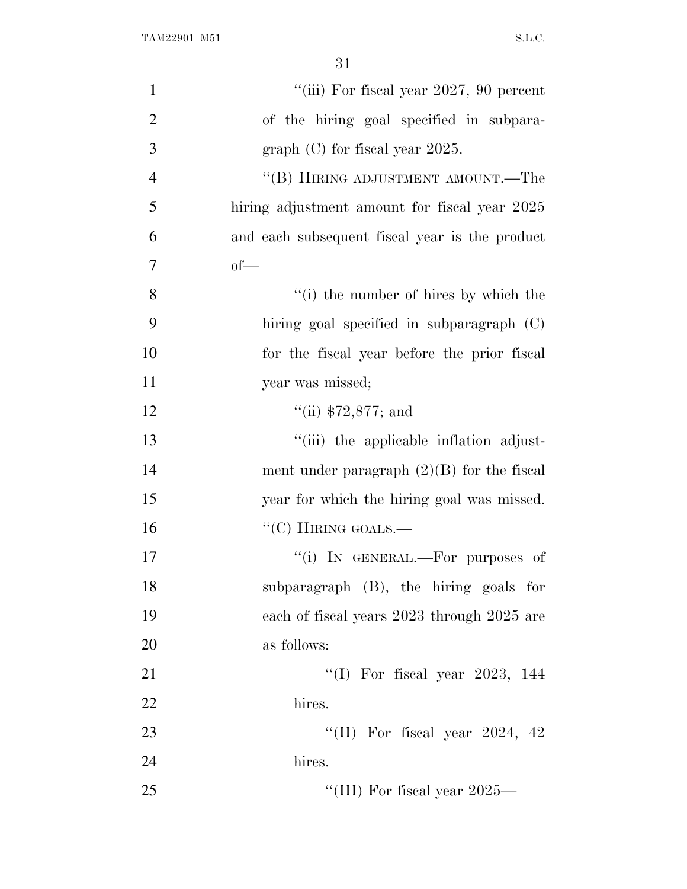''(iii) For fiscal year 2027, 90 percent of the hiring goal specified in subparagraph (C) for fiscal year 2025.

''(B) HIRING ADJUSTMENT AMOUNT.—The hiring adjustment amount for fiscal year 2025 and each subsequent fiscal year is the product of—

''(i) the number of hires by which the hiring goal specified in subparagraph (C) for the fiscal year before the prior fiscal year was missed;

''(ii) $72,877; and

''(iii) the applicable inflation adjustment under paragraph (2)(B) for the fiscal year for which the hiring goal was missed.

''(C) HIRING GOALS.—

''(i) IN GENERAL.—For purposes of subparagraph (B), the hiring goals for each of fiscal years 2023 through 2025 are as follows:

''(I) For fiscal year 2023, 144 hires.

''(II) For fiscal year 2024, 42 hires.

''(III) For fiscal year 2025—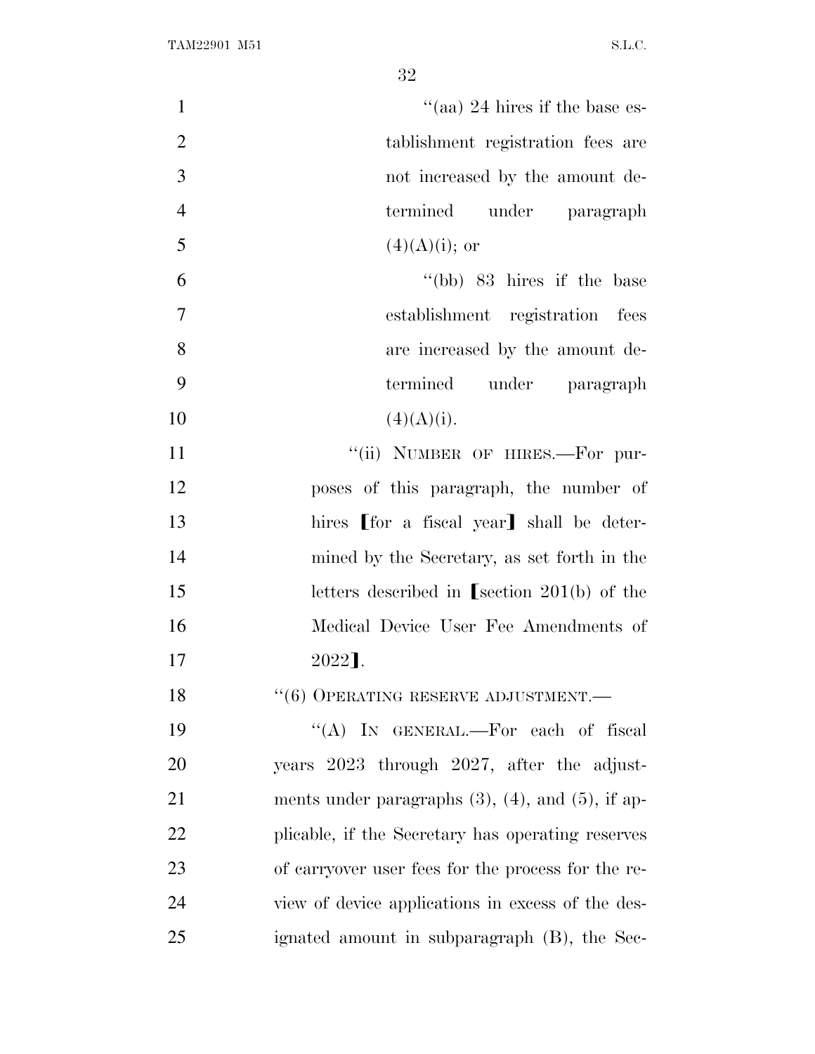"(aa) 24 hires if the base establishment registration fees are not increased by the amount determined under paragraph (4)(A)(i); or

"(bb) 83 hires if the base establishment registration fees are increased by the amount determined under paragraph (4)(A)(i).

"(ii) NUMBER OF HIRES.—For purposes of this paragraph, the number of hires [for a fiscal year] shall be determined by the Secretary, as set forth in the letters described in [section 201(b) of the Medical Device User Fee Amendments of 2022].

"(6) OPERATING RESERVE ADJUSTMENT.—

"(A) IN GENERAL.—For each of fiscal years 2023 through 2027, after the adjustments under paragraphs (3), (4), and (5), if applicable, if the Secretary has operating reserves of carryover user fees for the process for the review of device applications in excess of the designated amount in subparagraph (B), the Sec-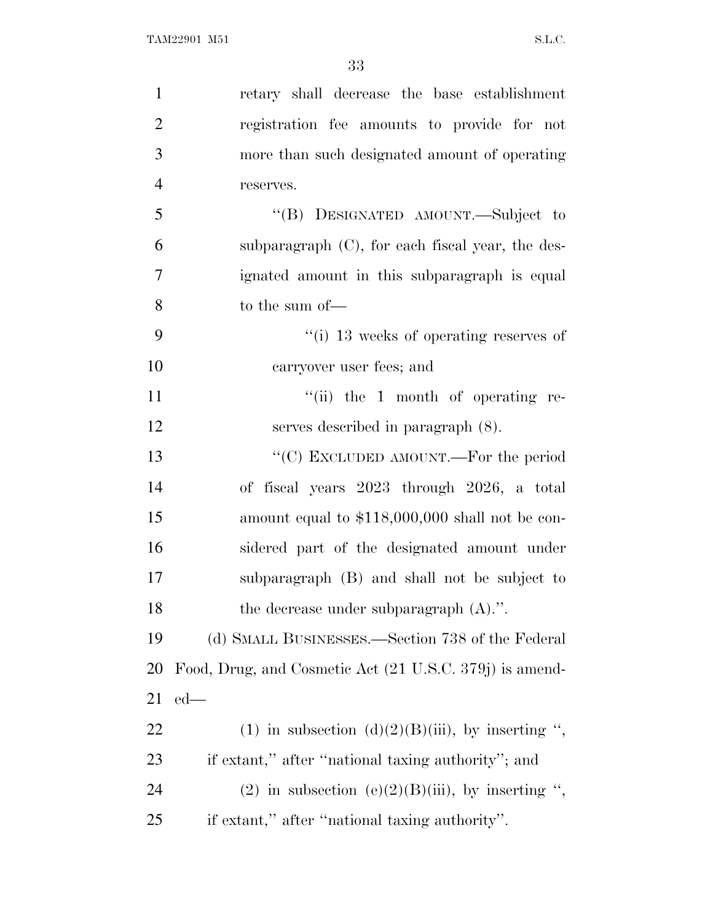retary shall decrease the base establishment registration fee amounts to provide for not more than such designated amount of operating reserves.

"(B) DESIGNATED AMOUNT.—Subject to subparagraph (C), for each fiscal year, the designated amount in this subparagraph is equal to the sum of—

"(i) 13 weeks of operating reserves of carryover user fees; and

"(ii) the 1 month of operating reserves described in paragraph (8).

"(C) EXCLUDED AMOUNT.—For the period of fiscal years 2023 through 2026, a total amount equal to $118,000,000 shall not be considered part of the designated amount under subparagraph (B) and shall not be subject to the decrease under subparagraph (A).".

(d) SMALL BUSINESSES.—Section 738 of the Federal Food, Drug, and Cosmetic Act (21 U.S.C. 379j) is amended—

(1) in subsection (d)(2)(B)(iii), by inserting ", if extant," after "national taxing authority"; and

(2) in subsection (e)(2)(B)(iii), by inserting ", if extant," after "national taxing authority".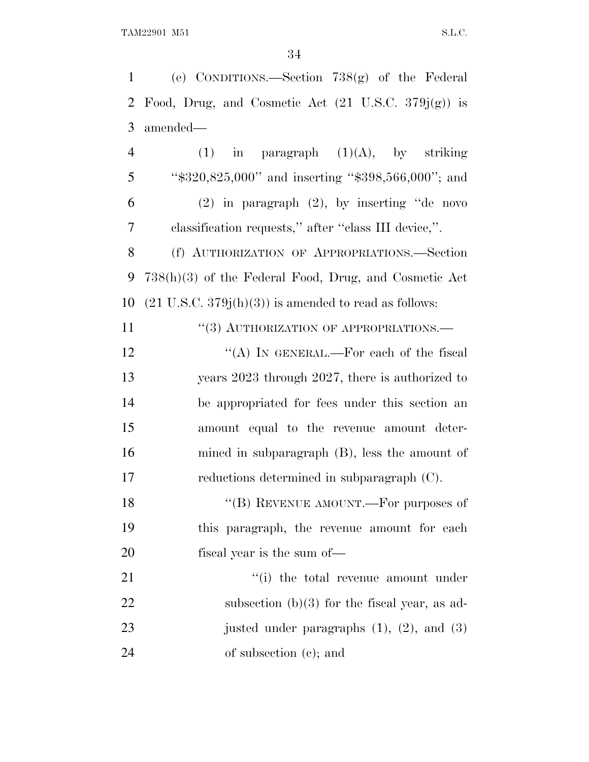(e) CONDITIONS.—Section 738(g) of the Federal Food, Drug, and Cosmetic Act (21 U.S.C. 379j(g)) is amended—

(1) in paragraph (1)(A), by striking "$320,825,000" and inserting "$398,566,000"; and

(2) in paragraph (2), by inserting "de novo classification requests," after "class III device,".

(f) AUTHORIZATION OF APPROPRIATIONS.—Section 738(h)(3) of the Federal Food, Drug, and Cosmetic Act (21 U.S.C. 379j(h)(3)) is amended to read as follows:

"(3) AUTHORIZATION OF APPROPRIATIONS.—

"(A) IN GENERAL.—For each of the fiscal years 2023 through 2027, there is authorized to be appropriated for fees under this section an amount equal to the revenue amount determined in subparagraph (B), less the amount of reductions determined in subparagraph (C).

"(B) REVENUE AMOUNT.—For purposes of this paragraph, the revenue amount for each fiscal year is the sum of—

"(i) the total revenue amount under subsection (b)(3) for the fiscal year, as adjusted under paragraphs (1), (2), and (3) of subsection (c); and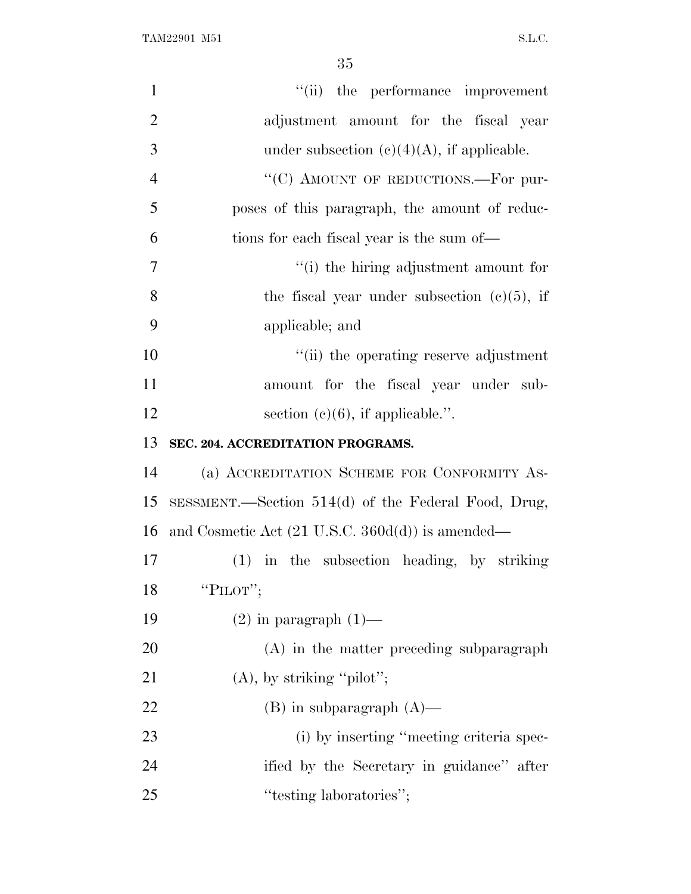"(ii) the performance improvement adjustment amount for the fiscal year under subsection (c)(4)(A), if applicable.

"(C) AMOUNT OF REDUCTIONS.—For purposes of this paragraph, the amount of reductions for each fiscal year is the sum of—

"(i) the hiring adjustment amount for the fiscal year under subsection (c)(5), if applicable; and

"(ii) the operating reserve adjustment amount for the fiscal year under subsection (c)(6), if applicable.".

**SEC. 204. ACCREDITATION PROGRAMS.**

(a) ACCREDITATION SCHEME FOR CONFORMITY ASSESSMENT.—Section 514(d) of the Federal Food, Drug, and Cosmetic Act (21 U.S.C. 360d(d)) is amended—

(1) in the subsection heading, by striking "PILOT";

(2) in paragraph (1)—

(A) in the matter preceding subparagraph (A), by striking "pilot";

(B) in subparagraph (A)—

(i) by inserting "meeting criteria specified by the Secretary in guidance" after "testing laboratories";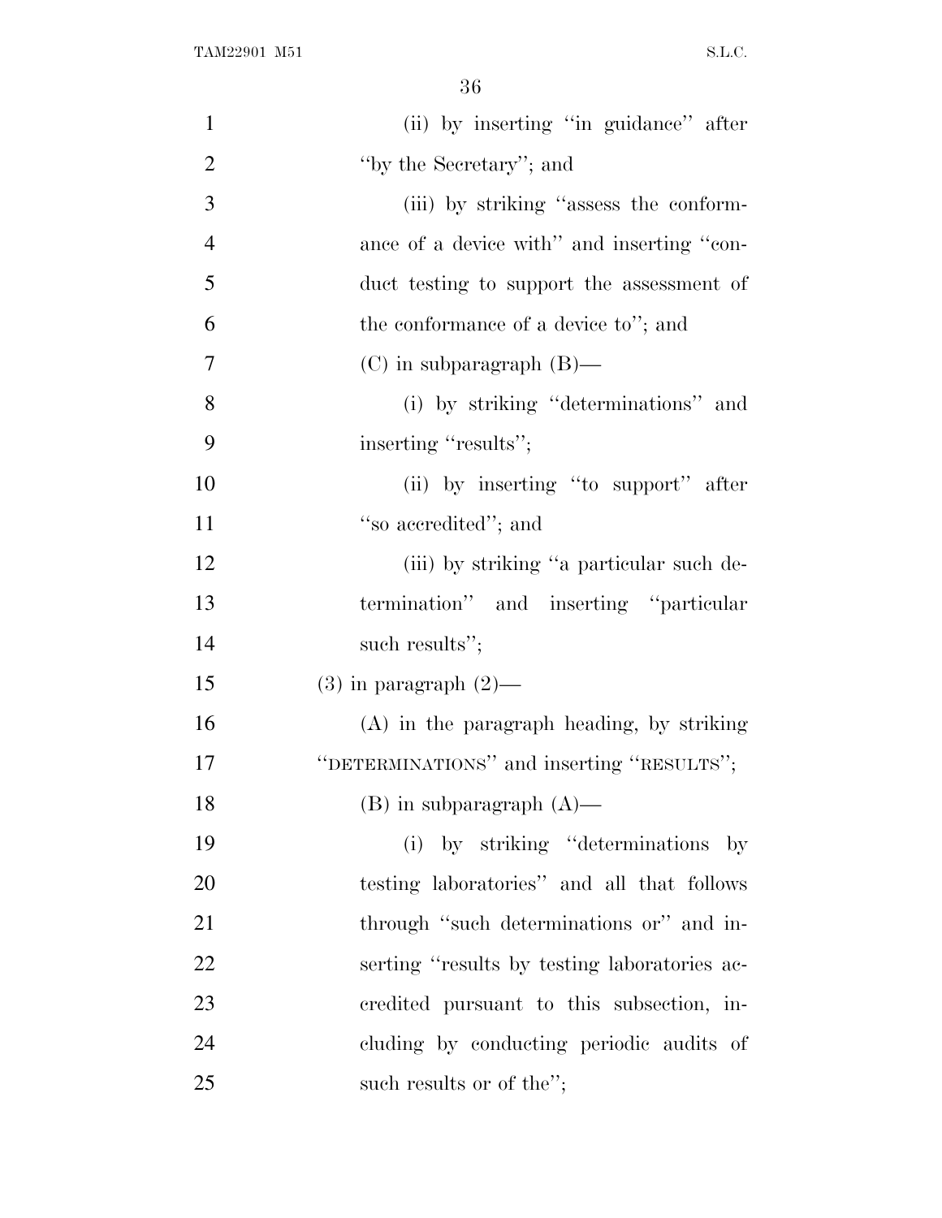(ii) by inserting ''in guidance'' after ''by the Secretary''; and

(iii) by striking ''assess the conformance of a device with'' and inserting ''conduct testing to support the assessment of the conformance of a device to''; and

(C) in subparagraph (B)—

(i) by striking ''determinations'' and inserting ''results'';

(ii) by inserting ''to support'' after ''so accredited''; and

(iii) by striking ''a particular such determination'' and inserting ''particular such results'';

(3) in paragraph (2)—

(A) in the paragraph heading, by striking ''DETERMINATIONS'' and inserting ''RESULTS'';

(B) in subparagraph (A)—

(i) by striking ''determinations by testing laboratories'' and all that follows through ''such determinations or'' and inserting ''results by testing laboratories accredited pursuant to this subsection, including by conducting periodic audits of such results or of the'';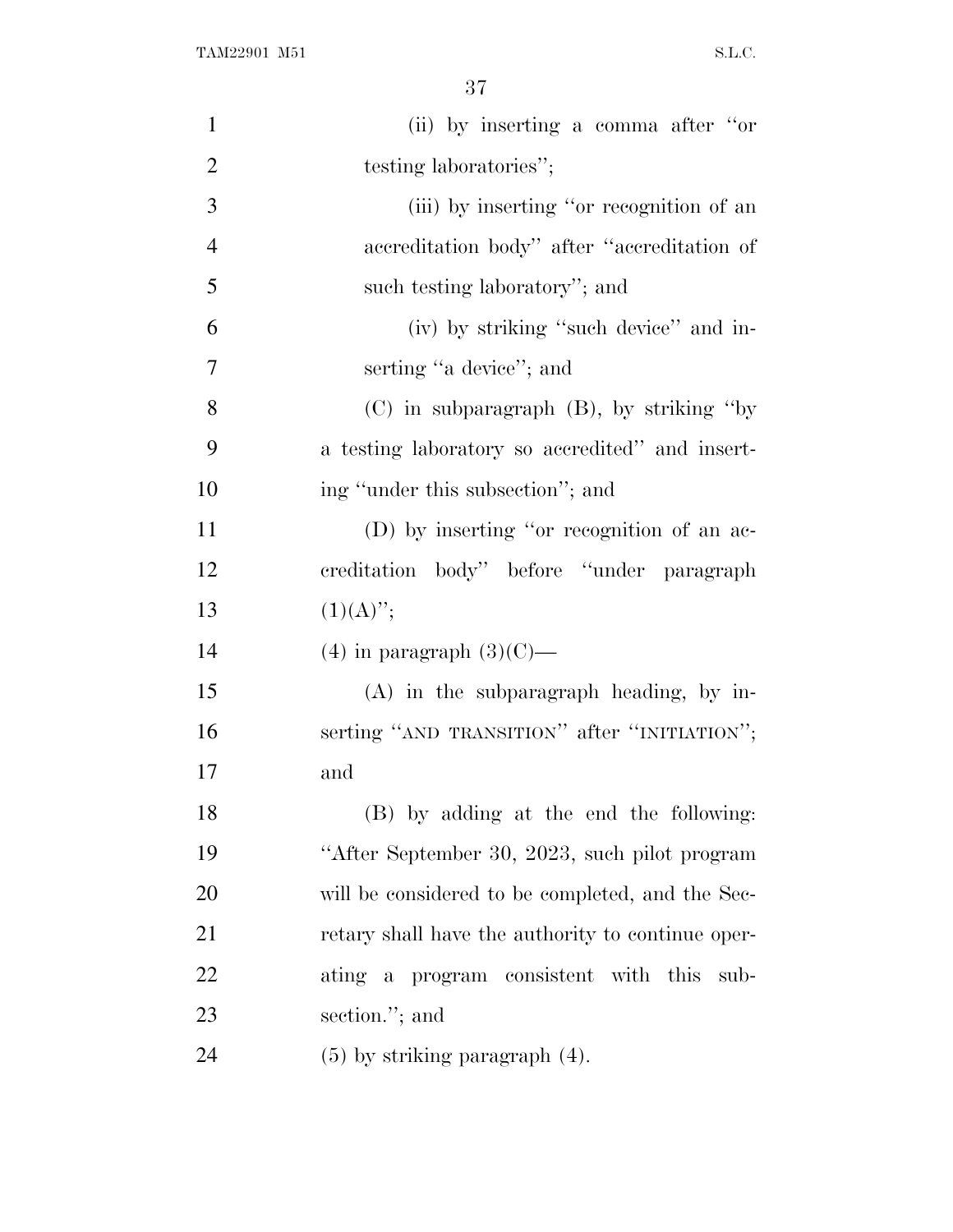(ii) by inserting a comma after ''or testing laboratories'';

(iii) by inserting ''or recognition of an accreditation body'' after ''accreditation of such testing laboratory''; and

(iv) by striking ''such device'' and inserting ''a device''; and

(C) in subparagraph (B), by striking ''by a testing laboratory so accredited'' and inserting ''under this subsection''; and

(D) by inserting ''or recognition of an accreditation body'' before ''under paragraph (1)(A)'';

(4) in paragraph (3)(C)—

(A) in the subparagraph heading, by inserting ''AND TRANSITION'' after ''INITIATION''; and

(B) by adding at the end the following: ''After September 30, 2023, such pilot program will be considered to be completed, and the Secretary shall have the authority to continue operating a program consistent with this subsection.''; and

(5) by striking paragraph (4).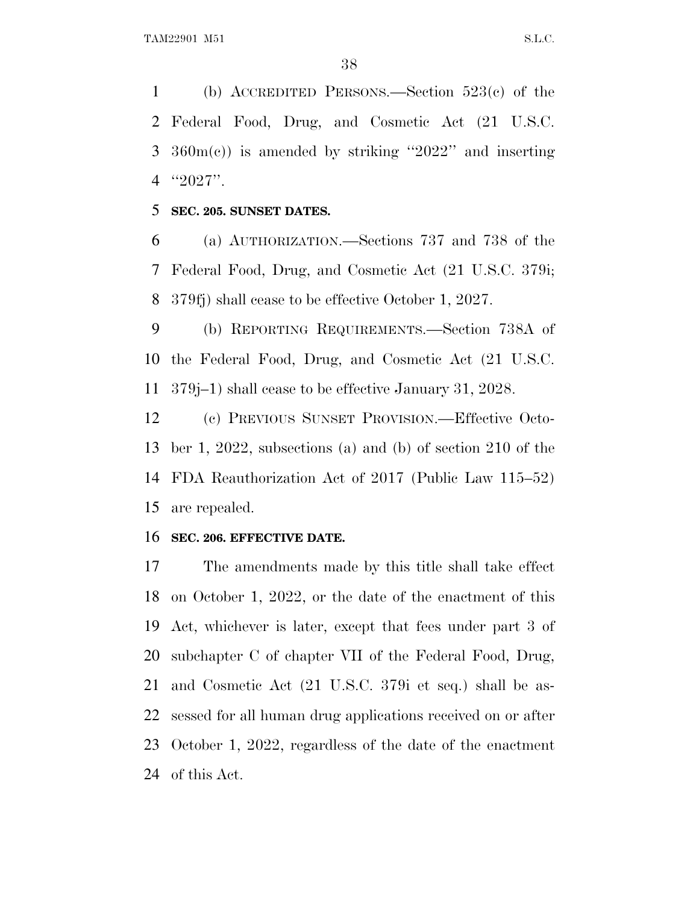(b) ACCREDITED PERSONS.—Section 523(c) of the Federal Food, Drug, and Cosmetic Act (21 U.S.C. 360m(c)) is amended by striking "2022" and inserting "2027".

**SEC. 205. SUNSET DATES.**

(a) AUTHORIZATION.—Sections 737 and 738 of the Federal Food, Drug, and Cosmetic Act (21 U.S.C. 379i; 379fj) shall cease to be effective October 1, 2027.

(b) REPORTING REQUIREMENTS.—Section 738A of the Federal Food, Drug, and Cosmetic Act (21 U.S.C. 379j–1) shall cease to be effective January 31, 2028.

(c) PREVIOUS SUNSET PROVISION.—Effective October 1, 2022, subsections (a) and (b) of section 210 of the FDA Reauthorization Act of 2017 (Public Law 115–52) are repealed.

**SEC. 206. EFFECTIVE DATE.**

The amendments made by this title shall take effect on October 1, 2022, or the date of the enactment of this Act, whichever is later, except that fees under part 3 of subchapter C of chapter VII of the Federal Food, Drug, and Cosmetic Act (21 U.S.C. 379i et seq.) shall be assessed for all human drug applications received on or after October 1, 2022, regardless of the date of the enactment of this Act.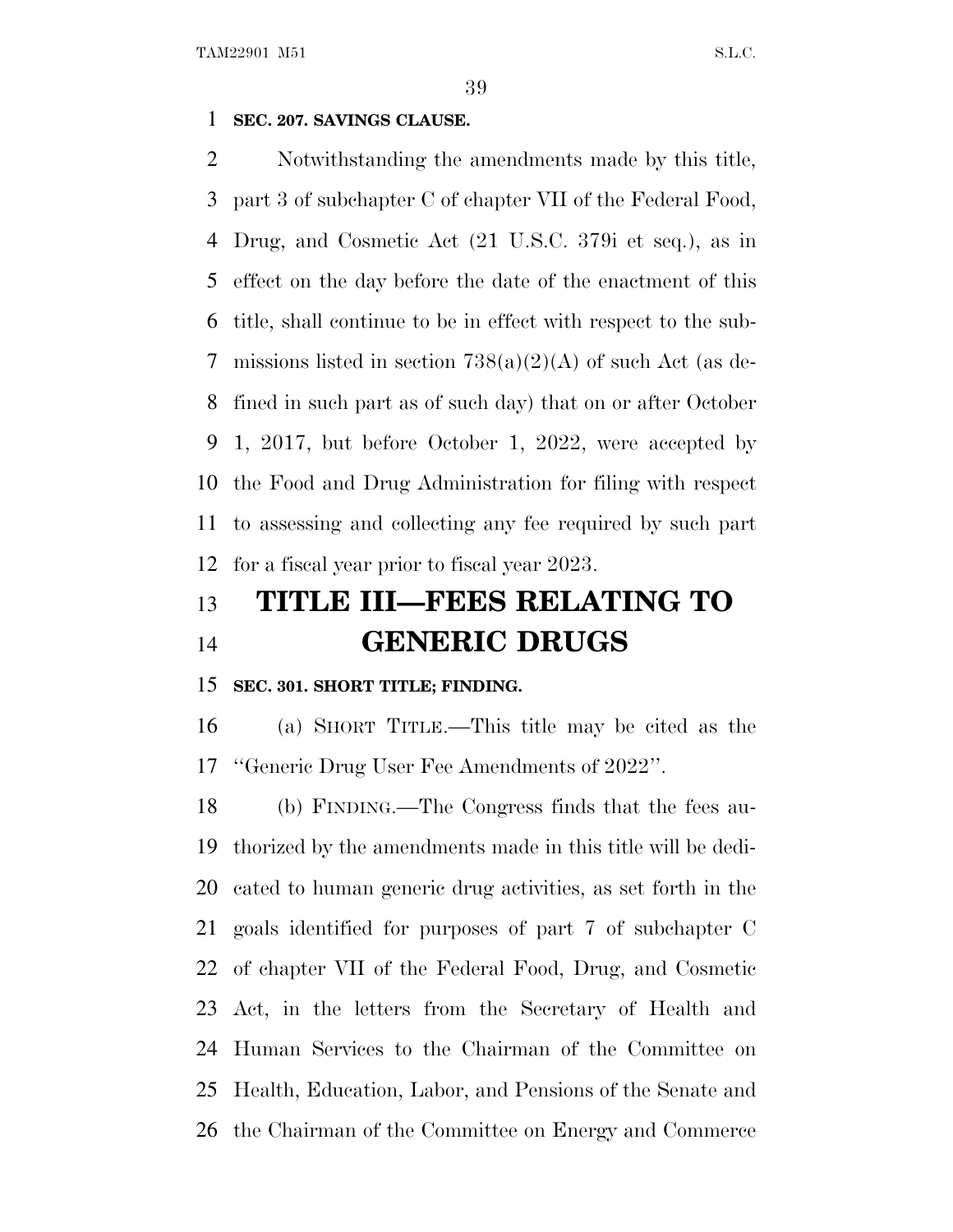**SEC. 207. SAVINGS CLAUSE.**

Notwithstanding the amendments made by this title, part 3 of subchapter C of chapter VII of the Federal Food, Drug, and Cosmetic Act (21 U.S.C. 379i et seq.), as in effect on the day before the date of the enactment of this title, shall continue to be in effect with respect to the submissions listed in section 738(a)(2)(A) of such Act (as defined in such part as of such day) that on or after October 1, 2017, but before October 1, 2022, were accepted by the Food and Drug Administration for filing with respect to assessing and collecting any fee required by such part for a fiscal year prior to fiscal year 2023.

# TITLE III—FEES RELATING TO GENERIC DRUGS

**SEC. 301. SHORT TITLE; FINDING.**

(a) SHORT TITLE.—This title may be cited as the ''Generic Drug User Fee Amendments of 2022''.

(b) FINDING.—The Congress finds that the fees authorized by the amendments made in this title will be dedicated to human generic drug activities, as set forth in the goals identified for purposes of part 7 of subchapter C of chapter VII of the Federal Food, Drug, and Cosmetic Act, in the letters from the Secretary of Health and Human Services to the Chairman of the Committee on Health, Education, Labor, and Pensions of the Senate and the Chairman of the Committee on Energy and Commerce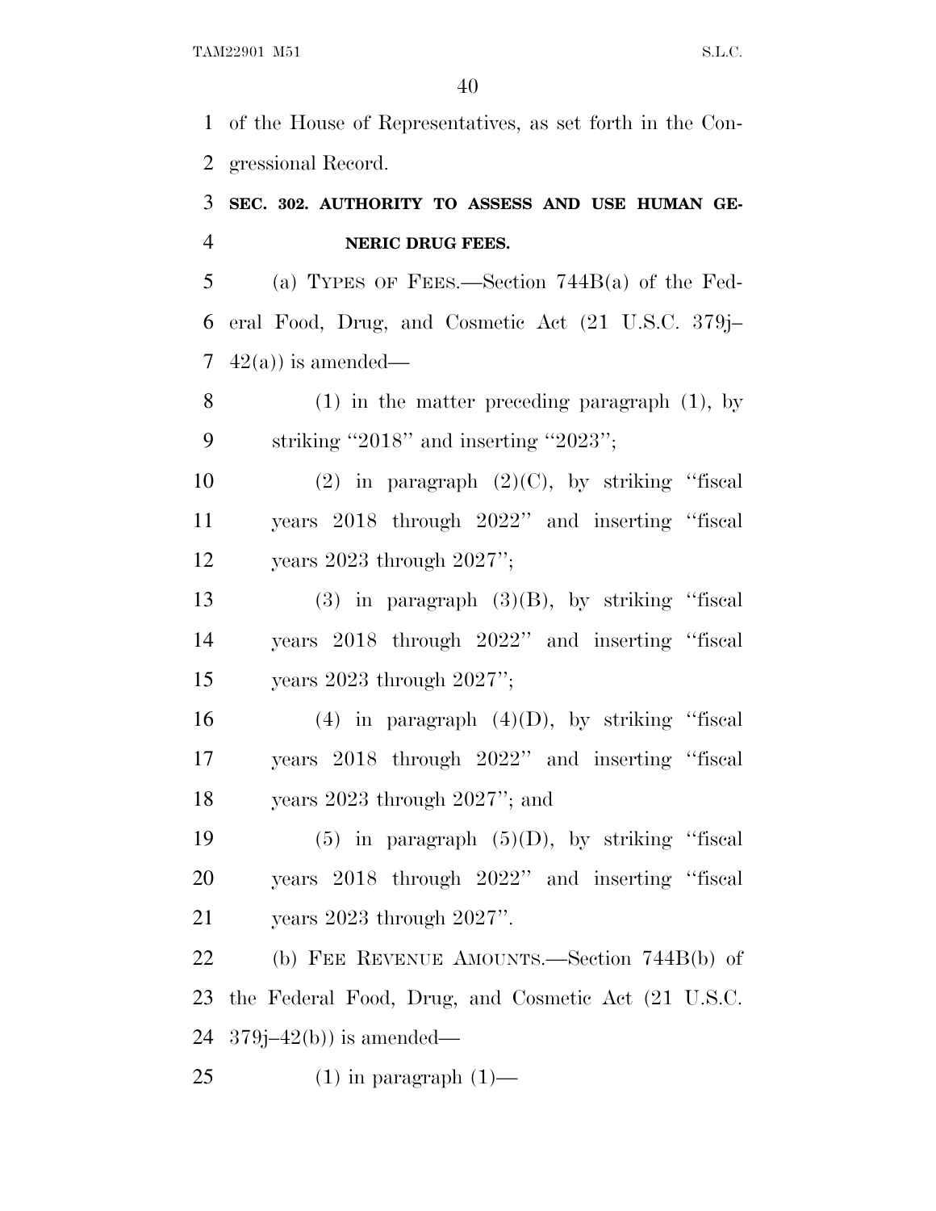of the House of Representatives, as set forth in the Congressional Record.

**SEC. 302. AUTHORITY TO ASSESS AND USE HUMAN GENERIC DRUG FEES.**

(a) TYPES OF FEES.—Section 744B(a) of the Federal Food, Drug, and Cosmetic Act (21 U.S.C. 379j–42(a)) is amended—

(1) in the matter preceding paragraph (1), by striking "2018" and inserting "2023";

(2) in paragraph (2)(C), by striking "fiscal years 2018 through 2022" and inserting "fiscal years 2023 through 2027";

(3) in paragraph (3)(B), by striking "fiscal years 2018 through 2022" and inserting "fiscal years 2023 through 2027";

(4) in paragraph (4)(D), by striking "fiscal years 2018 through 2022" and inserting "fiscal years 2023 through 2027"; and

(5) in paragraph (5)(D), by striking "fiscal years 2018 through 2022" and inserting "fiscal years 2023 through 2027".

(b) FEE REVENUE AMOUNTS.—Section 744B(b) of the Federal Food, Drug, and Cosmetic Act (21 U.S.C. 379j–42(b)) is amended—

(1) in paragraph (1)—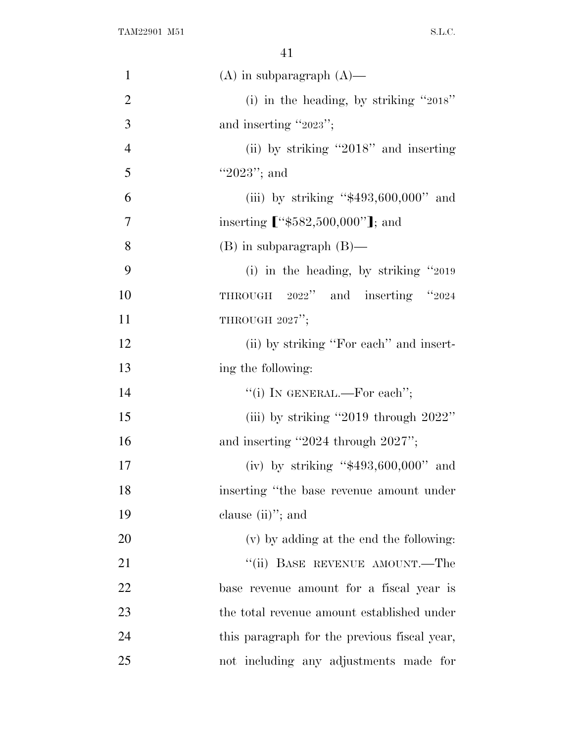(A) in subparagraph (A)—

(i) in the heading, by striking "2018" and inserting "2023";

(ii) by striking "2018" and inserting "2023"; and

(iii) by striking "$493,600,000" and inserting ["$582,500,000"]; and

(B) in subparagraph (B)—

(i) in the heading, by striking "2019 THROUGH 2022" and inserting "2024 THROUGH 2027";

(ii) by striking "For each" and inserting the following:

"(i) IN GENERAL.—For each";

(iii) by striking "2019 through 2022" and inserting "2024 through 2027";

(iv) by striking "$493,600,000" and inserting "the base revenue amount under clause (ii)"; and

(v) by adding at the end the following:

"(ii) BASE REVENUE AMOUNT.—The base revenue amount for a fiscal year is the total revenue amount established under this paragraph for the previous fiscal year, not including any adjustments made for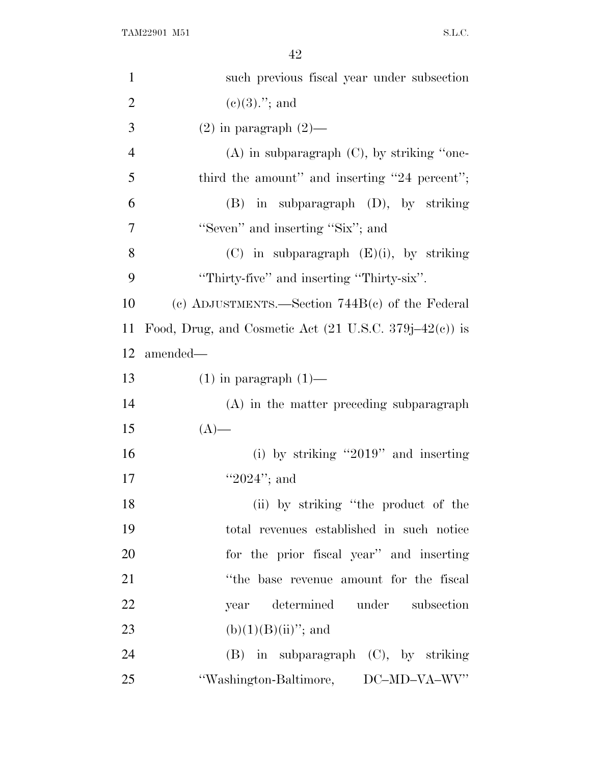such previous fiscal year under subsection (c)(3).''; and

(2) in paragraph (2)—

(A) in subparagraph (C), by striking ''one-third the amount'' and inserting ''24 percent'';

(B) in subparagraph (D), by striking ''Seven'' and inserting ''Six''; and

(C) in subparagraph (E)(i), by striking ''Thirty-five'' and inserting ''Thirty-six''.

(c) ADJUSTMENTS.—Section 744B(c) of the Federal Food, Drug, and Cosmetic Act (21 U.S.C. 379j–42(c)) is amended—

(1) in paragraph (1)—

(A) in the matter preceding subparagraph (A)—

(i) by striking ''2019'' and inserting ''2024''; and

(ii) by striking ''the product of the total revenues established in such notice for the prior fiscal year'' and inserting ''the base revenue amount for the fiscal year determined under subsection (b)(1)(B)(ii)''; and

(B) in subparagraph (C), by striking ''Washington-Baltimore, DC–MD–VA–WV''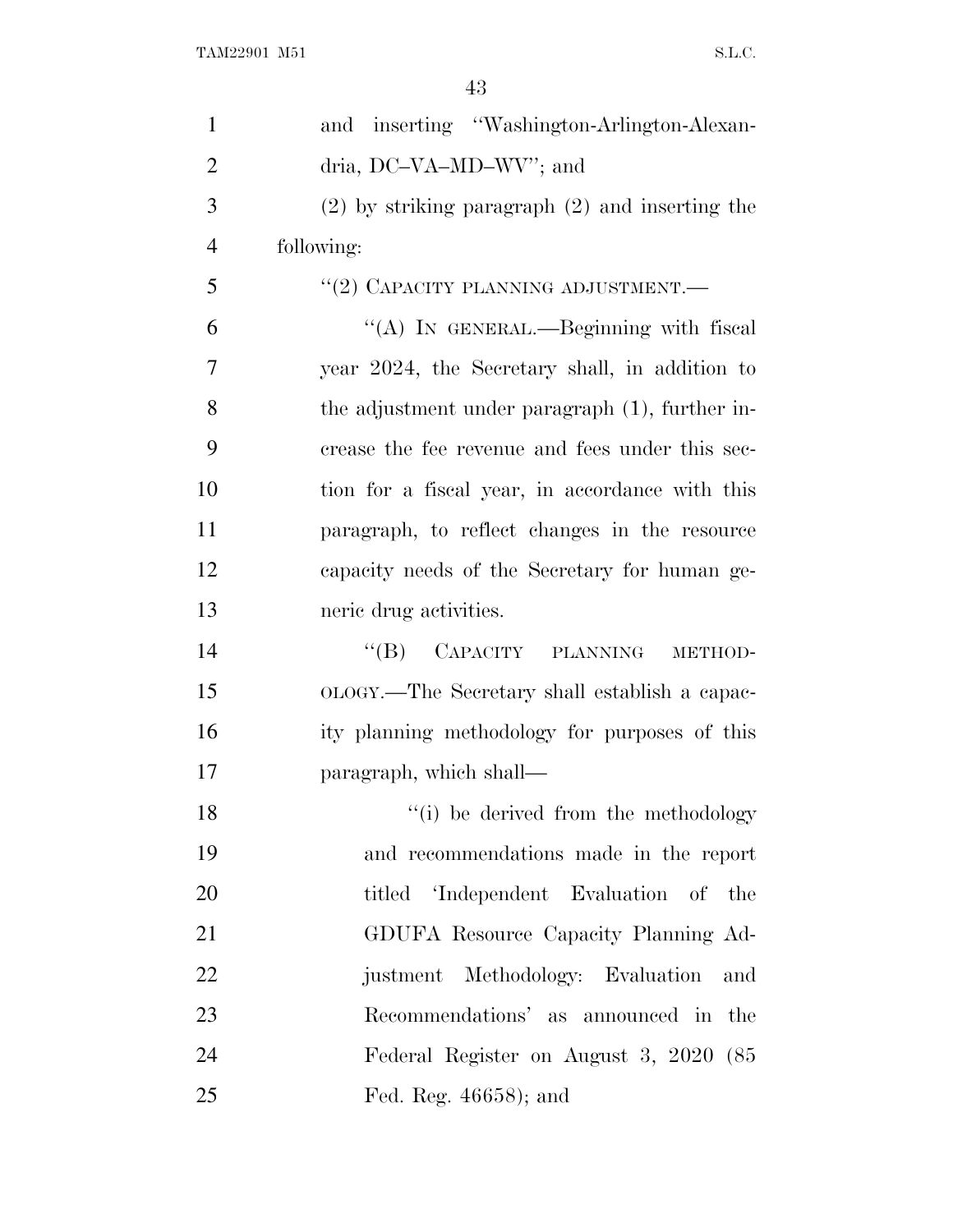and inserting "Washington-Arlington-Alexandria, DC–VA–MD–WV"; and

(2) by striking paragraph (2) and inserting the following:

"(2) CAPACITY PLANNING ADJUSTMENT.—

"(A) IN GENERAL.—Beginning with fiscal year 2024, the Secretary shall, in addition to the adjustment under paragraph (1), further increase the fee revenue and fees under this section for a fiscal year, in accordance with this paragraph, to reflect changes in the resource capacity needs of the Secretary for human generic drug activities.

"(B) CAPACITY PLANNING METHODOLOGY.—The Secretary shall establish a capacity planning methodology for purposes of this paragraph, which shall—

"(i) be derived from the methodology and recommendations made in the report titled 'Independent Evaluation of the GDUFA Resource Capacity Planning Adjustment Methodology: Evaluation and Recommendations' as announced in the Federal Register on August 3, 2020 (85 Fed. Reg. 46658); and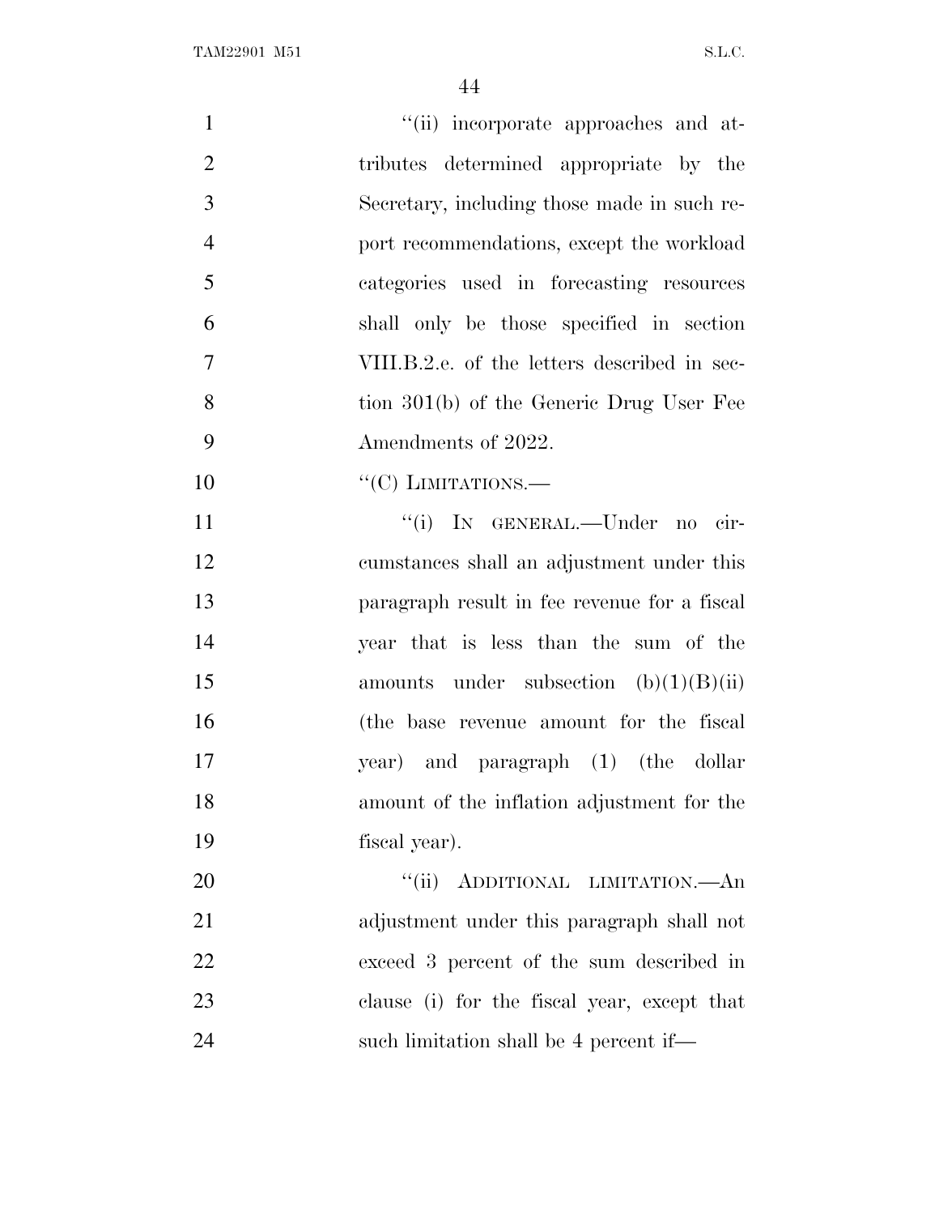''(ii) incorporate approaches and attributes determined appropriate by the Secretary, including those made in such report recommendations, except the workload categories used in forecasting resources shall only be those specified in section VIII.B.2.e. of the letters described in section 301(b) of the Generic Drug User Fee Amendments of 2022.

''(C) LIMITATIONS.—

''(i) IN GENERAL.—Under no circumstances shall an adjustment under this paragraph result in fee revenue for a fiscal year that is less than the sum of the amounts under subsection (b)(1)(B)(ii) (the base revenue amount for the fiscal year) and paragraph (1) (the dollar amount of the inflation adjustment for the fiscal year).

''(ii) ADDITIONAL LIMITATION.—An adjustment under this paragraph shall not exceed 3 percent of the sum described in clause (i) for the fiscal year, except that such limitation shall be 4 percent if—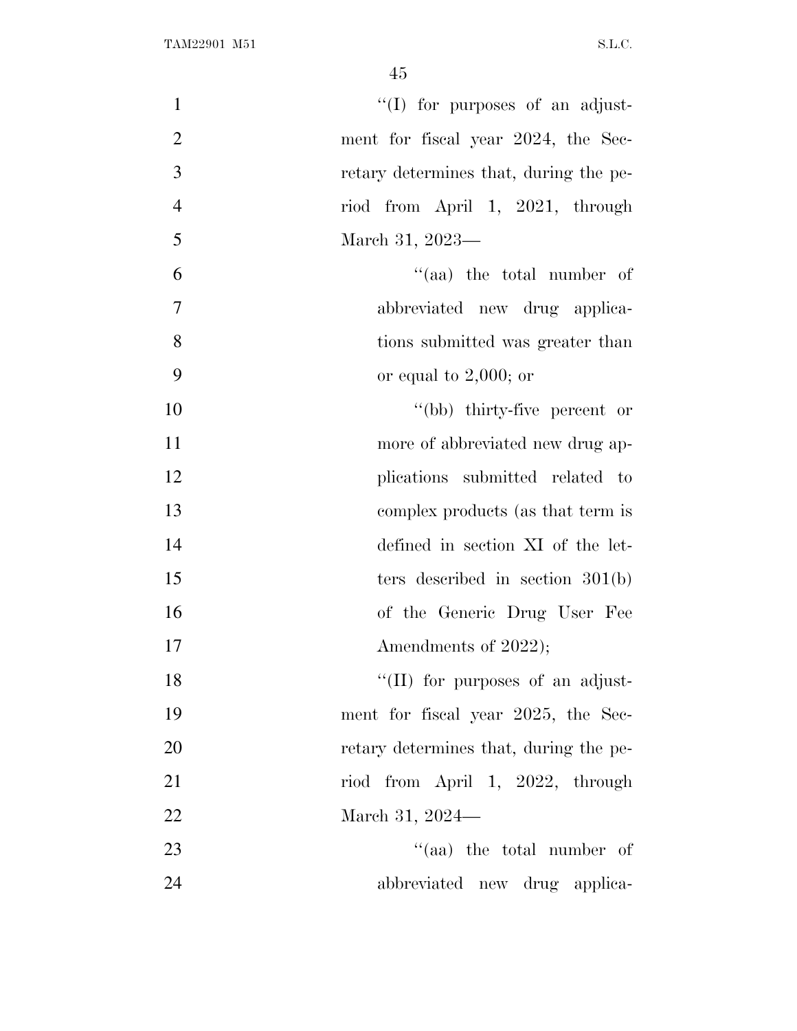''(I) for purposes of an adjustment for fiscal year 2024, the Secretary determines that, during the period from April 1, 2021, through March 31, 2023—

''(aa) the total number of abbreviated new drug applications submitted was greater than or equal to 2,000; or

''(bb) thirty-five percent or more of abbreviated new drug applications submitted related to complex products (as that term is defined in section XI of the letters described in section 301(b) of the Generic Drug User Fee Amendments of 2022);

''(II) for purposes of an adjustment for fiscal year 2025, the Secretary determines that, during the period from April 1, 2022, through March 31, 2024—

''(aa) the total number of abbreviated new drug applica-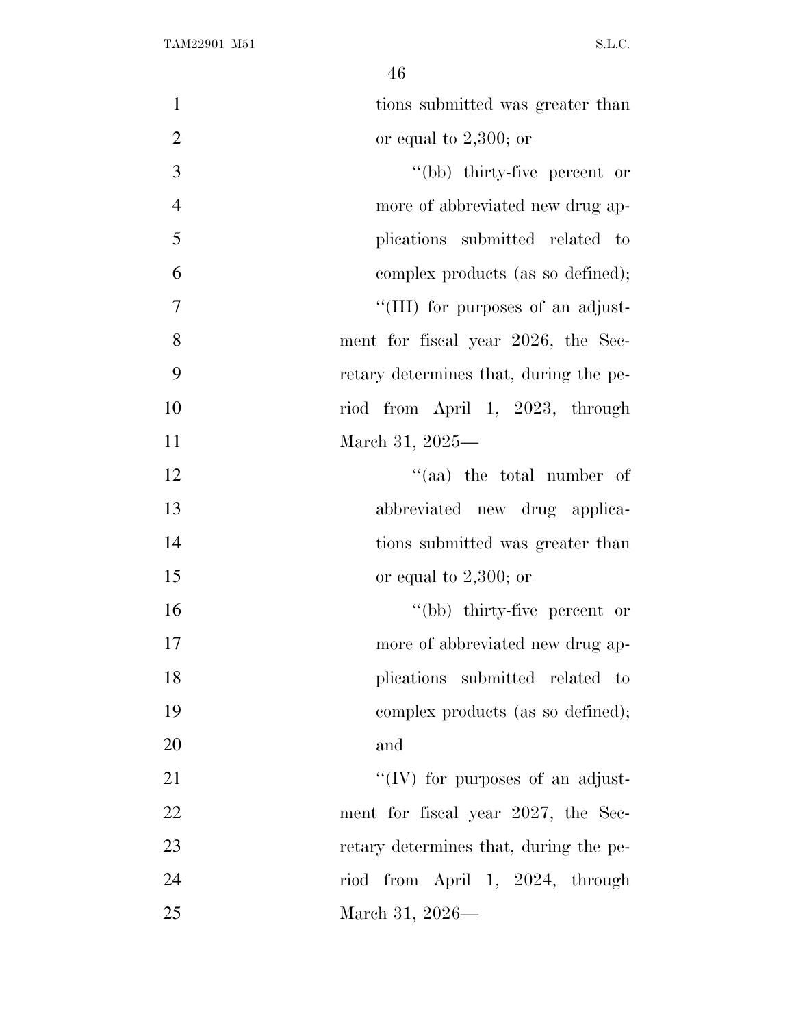tions submitted was greater than or equal to 2,300; or

''(bb) thirty-five percent or more of abbreviated new drug applications submitted related to complex products (as so defined);

''(III) for purposes of an adjustment for fiscal year 2026, the Secretary determines that, during the period from April 1, 2023, through March 31, 2025—

''(aa) the total number of abbreviated new drug applications submitted was greater than or equal to 2,300; or

''(bb) thirty-five percent or more of abbreviated new drug applications submitted related to complex products (as so defined); and

''(IV) for purposes of an adjustment for fiscal year 2027, the Secretary determines that, during the period from April 1, 2024, through March 31, 2026—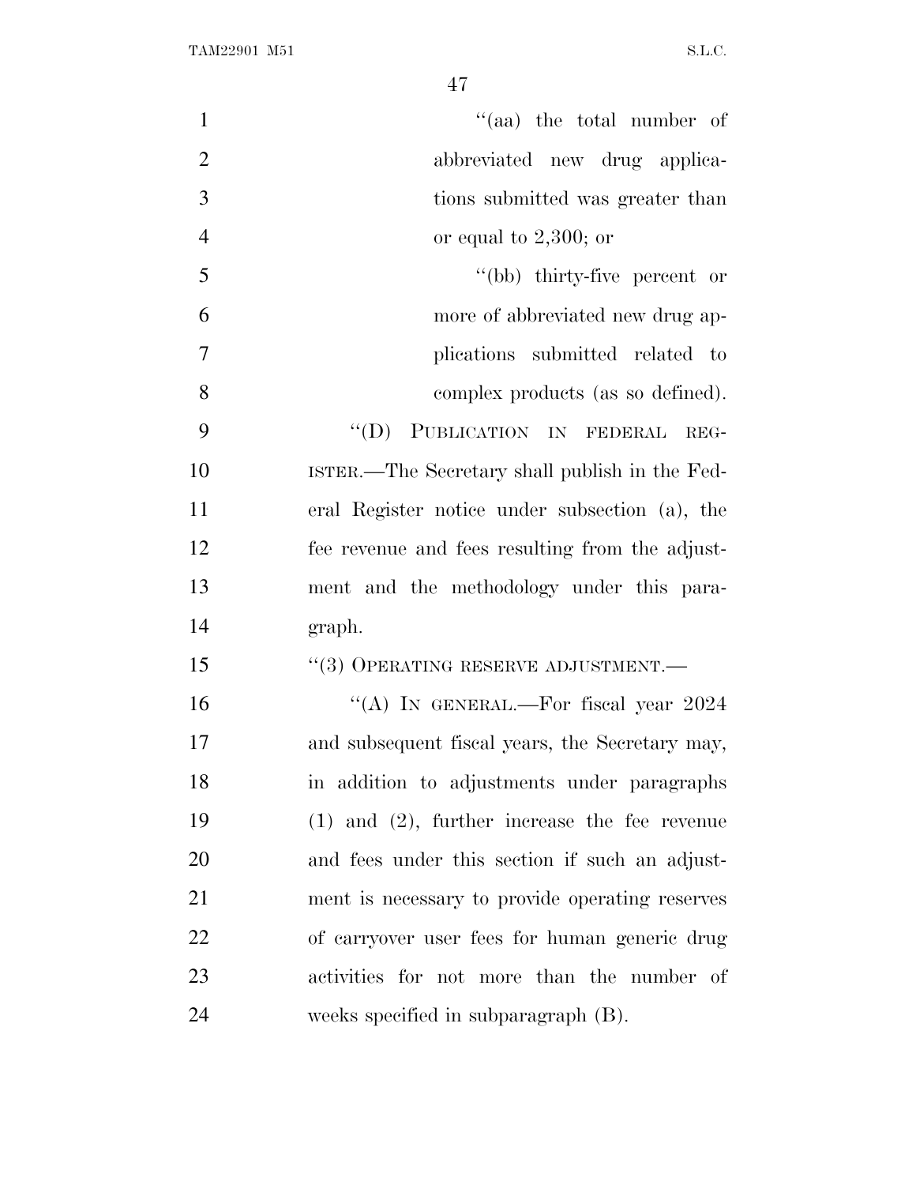''(aa) the total number of abbreviated new drug applications submitted was greater than or equal to 2,300; or

''(bb) thirty-five percent or more of abbreviated new drug applications submitted related to complex products (as so defined).

''(D) PUBLICATION IN FEDERAL REGISTER.—The Secretary shall publish in the Federal Register notice under subsection (a), the fee revenue and fees resulting from the adjustment and the methodology under this paragraph.

''(3) OPERATING RESERVE ADJUSTMENT.—

''(A) IN GENERAL.—For fiscal year 2024 and subsequent fiscal years, the Secretary may, in addition to adjustments under paragraphs (1) and (2), further increase the fee revenue and fees under this section if such an adjustment is necessary to provide operating reserves of carryover user fees for human generic drug activities for not more than the number of weeks specified in subparagraph (B).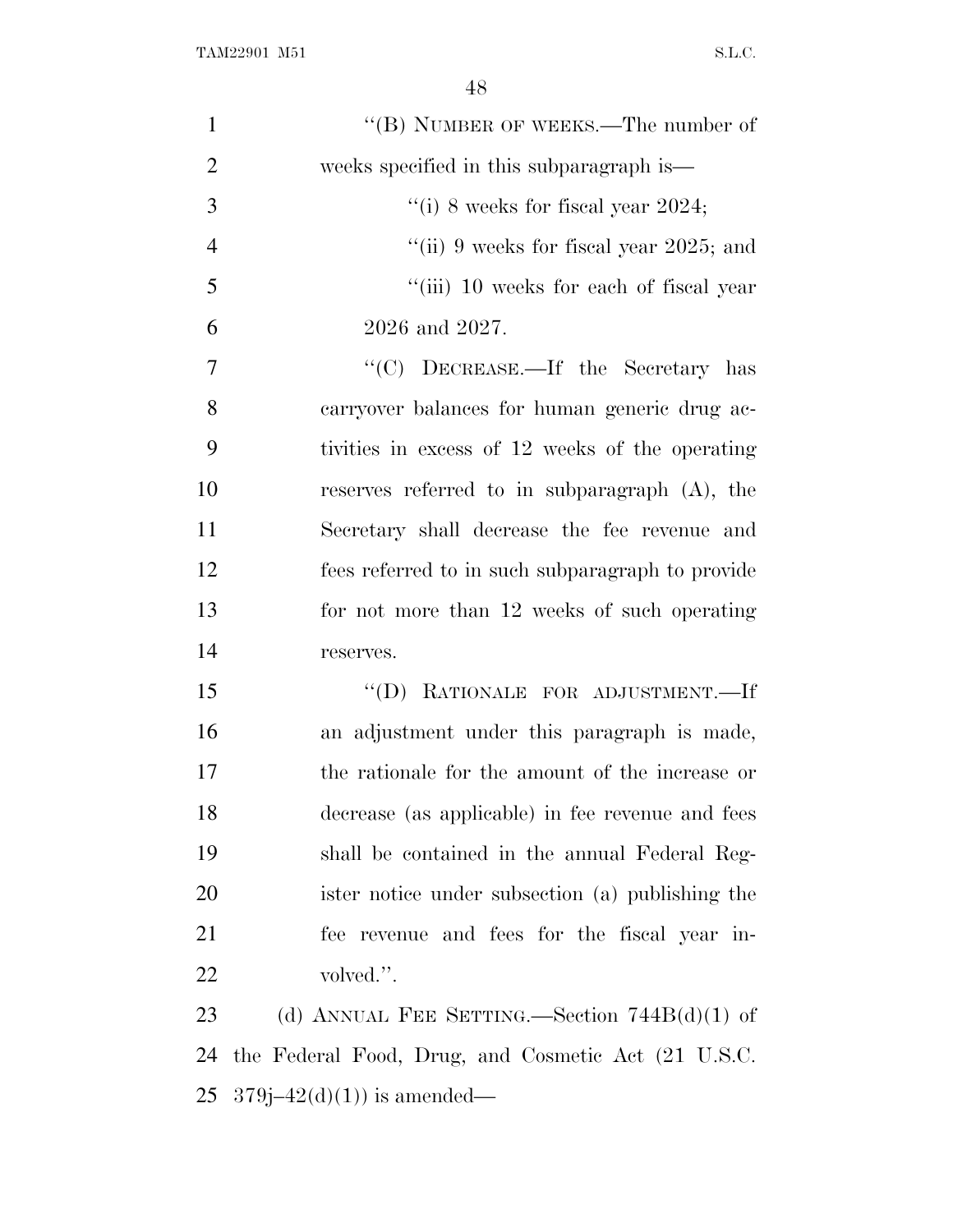"(B) NUMBER OF WEEKS.—The number of weeks specified in this subparagraph is—

"(i) 8 weeks for fiscal year 2024;

"(ii) 9 weeks for fiscal year 2025; and

"(iii) 10 weeks for each of fiscal year 2026 and 2027.

"(C) DECREASE.—If the Secretary has carryover balances for human generic drug activities in excess of 12 weeks of the operating reserves referred to in subparagraph (A), the Secretary shall decrease the fee revenue and fees referred to in such subparagraph to provide for not more than 12 weeks of such operating reserves.

"(D) RATIONALE FOR ADJUSTMENT.—If an adjustment under this paragraph is made, the rationale for the amount of the increase or decrease (as applicable) in fee revenue and fees shall be contained in the annual Federal Register notice under subsection (a) publishing the fee revenue and fees for the fiscal year involved.".

(d) ANNUAL FEE SETTING.—Section 744B(d)(1) of the Federal Food, Drug, and Cosmetic Act (21 U.S.C. 379j–42(d)(1)) is amended—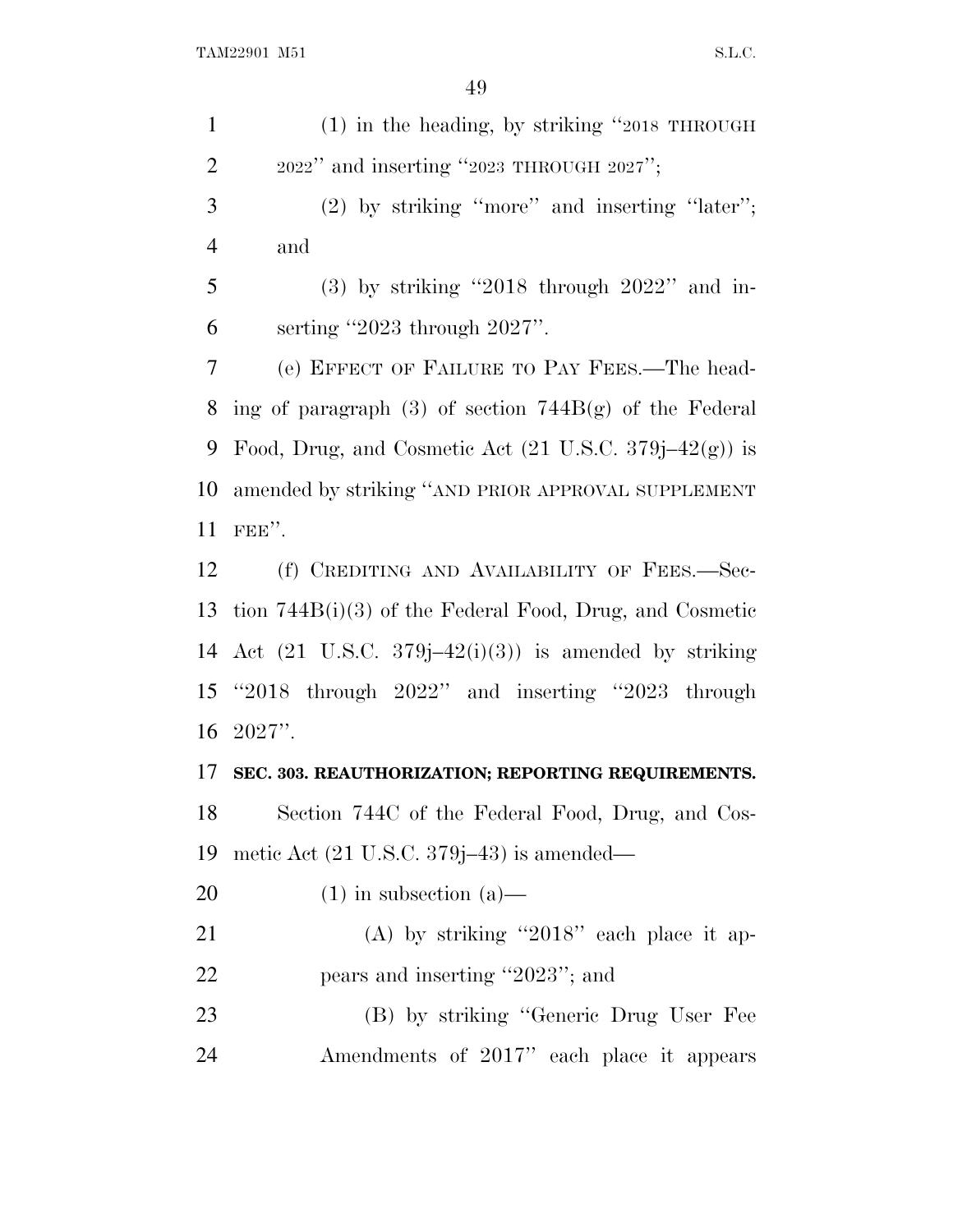(1) in the heading, by striking "2018 THROUGH 2022" and inserting "2023 THROUGH 2027";

(2) by striking "more" and inserting "later"; and

(3) by striking "2018 through 2022" and inserting "2023 through 2027".

(e) EFFECT OF FAILURE TO PAY FEES.—The heading of paragraph (3) of section 744B(g) of the Federal Food, Drug, and Cosmetic Act (21 U.S.C. 379j–42(g)) is amended by striking "AND PRIOR APPROVAL SUPPLEMENT FEE".

(f) CREDITING AND AVAILABILITY OF FEES.—Section 744B(i)(3) of the Federal Food, Drug, and Cosmetic Act (21 U.S.C. 379j–42(i)(3)) is amended by striking "2018 through 2022" and inserting "2023 through 2027".

**SEC. 303. REAUTHORIZATION; REPORTING REQUIREMENTS.**

Section 744C of the Federal Food, Drug, and Cosmetic Act (21 U.S.C. 379j–43) is amended—

(1) in subsection (a)—

(A) by striking "2018" each place it appears and inserting "2023"; and

(B) by striking "Generic Drug User Fee Amendments of 2017" each place it appears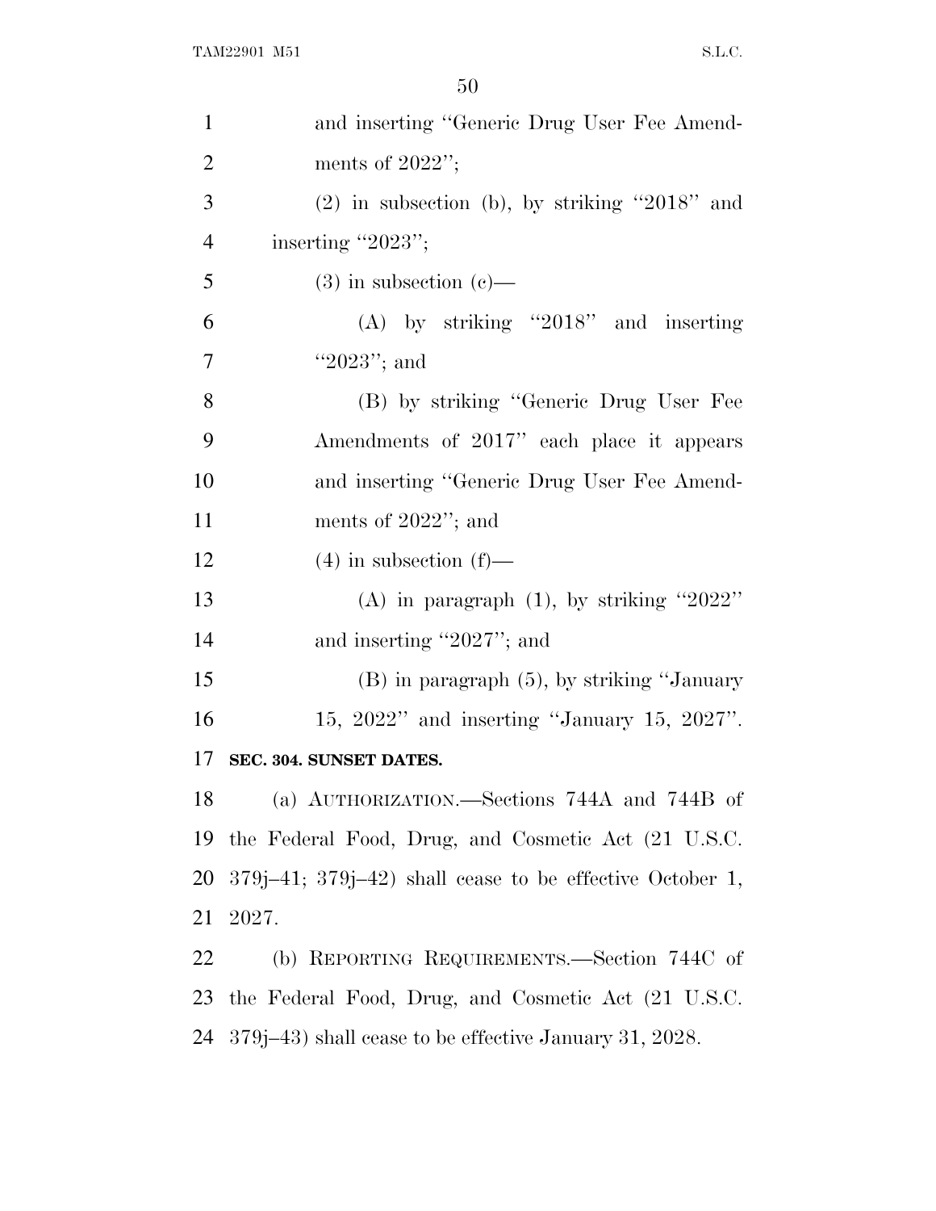and inserting "Generic Drug User Fee Amendments of 2022";

(2) in subsection (b), by striking "2018" and inserting "2023";

(3) in subsection (c)—

(A) by striking "2018" and inserting "2023"; and

(B) by striking "Generic Drug User Fee Amendments of 2017" each place it appears and inserting "Generic Drug User Fee Amendments of 2022"; and

(4) in subsection (f)—

(A) in paragraph (1), by striking "2022" and inserting "2027"; and

(B) in paragraph (5), by striking "January 15, 2022" and inserting "January 15, 2027".

**SEC. 304. SUNSET DATES.**

(a) AUTHORIZATION.—Sections 744A and 744B of the Federal Food, Drug, and Cosmetic Act (21 U.S.C. 379j–41; 379j–42) shall cease to be effective October 1, 2027.

(b) REPORTING REQUIREMENTS.—Section 744C of the Federal Food, Drug, and Cosmetic Act (21 U.S.C. 379j–43) shall cease to be effective January 31, 2028.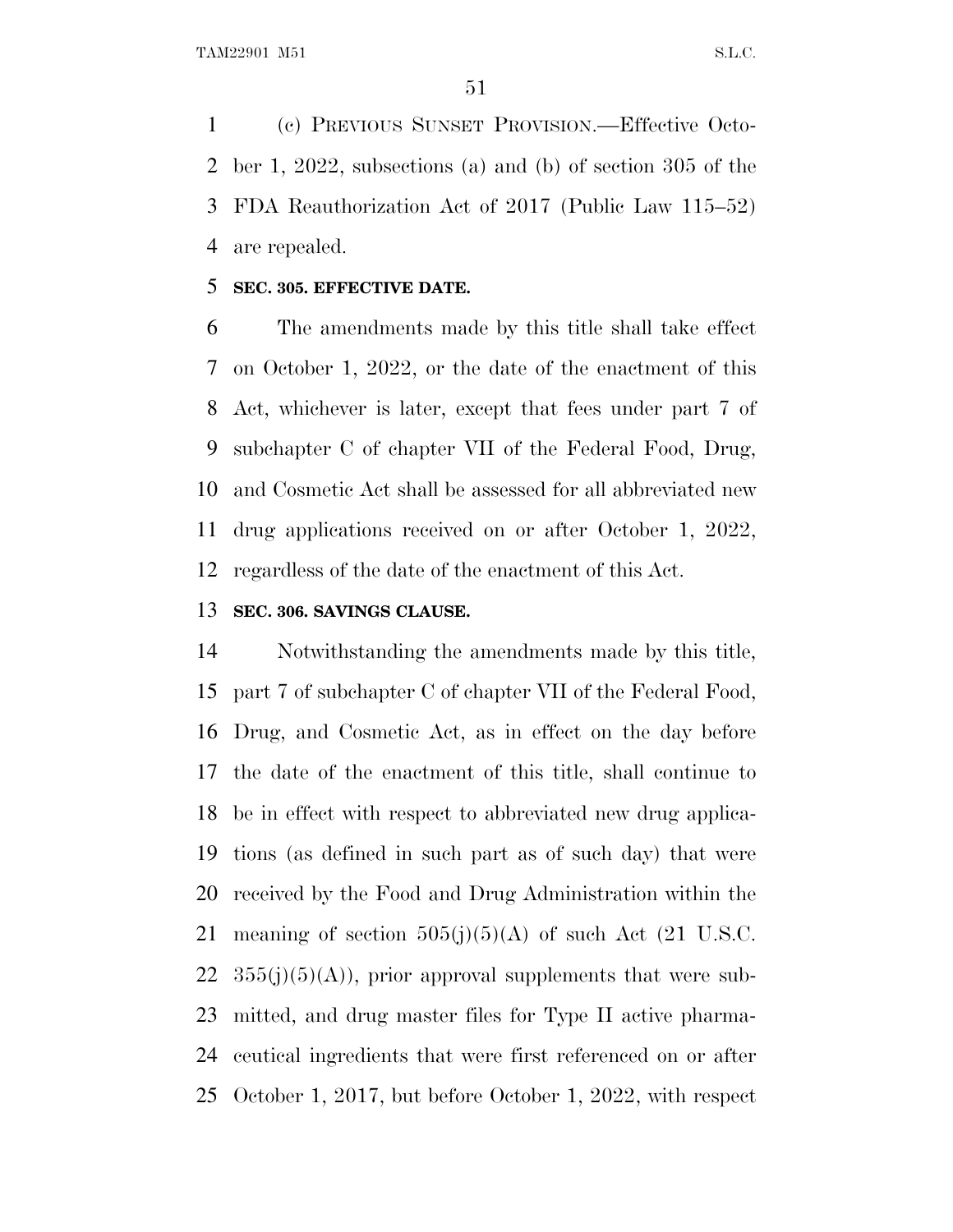(c) PREVIOUS SUNSET PROVISION.—Effective October 1, 2022, subsections (a) and (b) of section 305 of the FDA Reauthorization Act of 2017 (Public Law 115–52) are repealed.

**SEC. 305. EFFECTIVE DATE.**

The amendments made by this title shall take effect on October 1, 2022, or the date of the enactment of this Act, whichever is later, except that fees under part 7 of subchapter C of chapter VII of the Federal Food, Drug, and Cosmetic Act shall be assessed for all abbreviated new drug applications received on or after October 1, 2022, regardless of the date of the enactment of this Act.

**SEC. 306. SAVINGS CLAUSE.**

Notwithstanding the amendments made by this title, part 7 of subchapter C of chapter VII of the Federal Food, Drug, and Cosmetic Act, as in effect on the day before the date of the enactment of this title, shall continue to be in effect with respect to abbreviated new drug applications (as defined in such part as of such day) that were received by the Food and Drug Administration within the meaning of section 505(j)(5)(A) of such Act (21 U.S.C. 355(j)(5)(A)), prior approval supplements that were submitted, and drug master files for Type II active pharmaceutical ingredients that were first referenced on or after October 1, 2017, but before October 1, 2022, with respect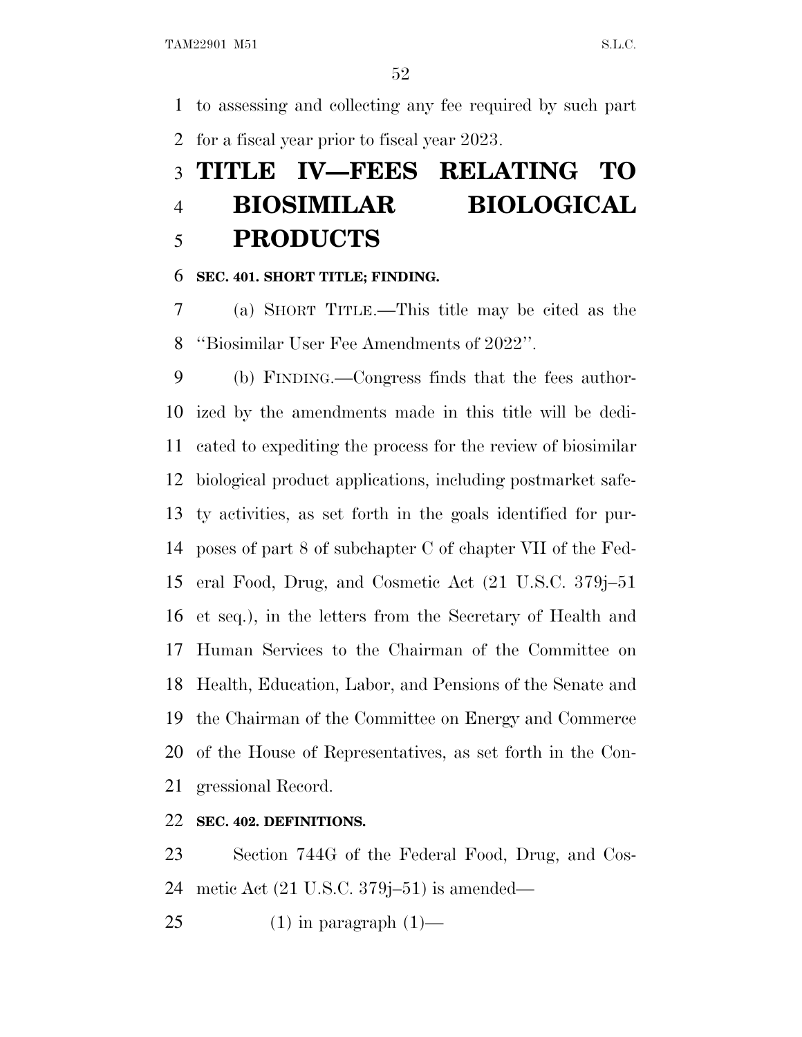to assessing and collecting any fee required by such part for a fiscal year prior to fiscal year 2023.

# TITLE IV—FEES RELATING TO BIOSIMILAR BIOLOGICAL PRODUCTS

### SEC. 401. SHORT TITLE; FINDING.

(a) SHORT TITLE.—This title may be cited as the ''Biosimilar User Fee Amendments of 2022''.

(b) FINDING.—Congress finds that the fees authorized by the amendments made in this title will be dedicated to expediting the process for the review of biosimilar biological product applications, including postmarket safety activities, as set forth in the goals identified for purposes of part 8 of subchapter C of chapter VII of the Federal Food, Drug, and Cosmetic Act (21 U.S.C. 379j–51 et seq.), in the letters from the Secretary of Health and Human Services to the Chairman of the Committee on Health, Education, Labor, and Pensions of the Senate and the Chairman of the Committee on Energy and Commerce of the House of Representatives, as set forth in the Congressional Record.

### SEC. 402. DEFINITIONS.

Section 744G of the Federal Food, Drug, and Cosmetic Act (21 U.S.C. 379j–51) is amended—

(1) in paragraph (1)—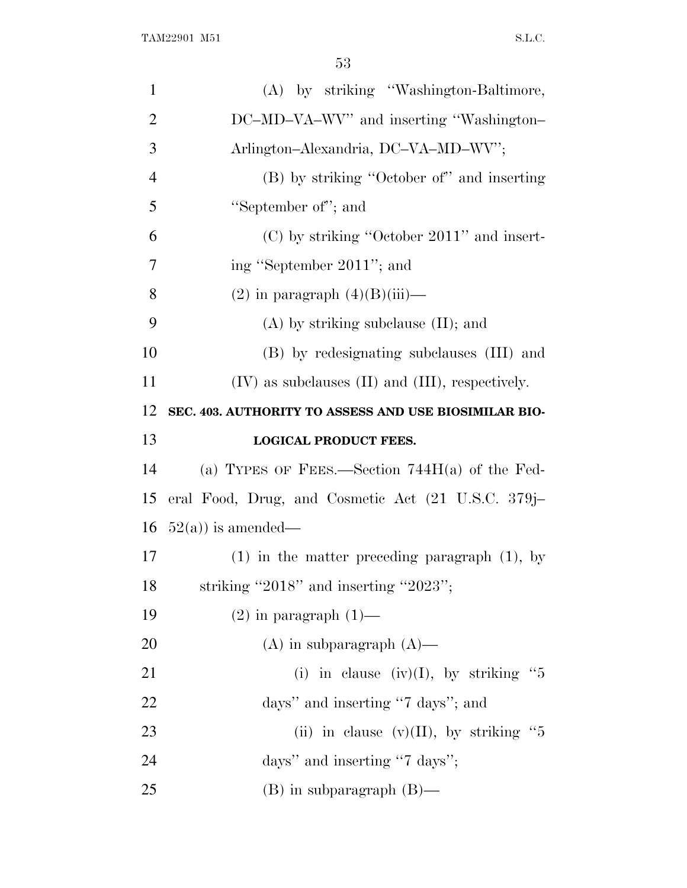(A) by striking "Washington-Baltimore, DC–MD–VA–WV" and inserting "Washington–Arlington–Alexandria, DC–VA–MD–WV";

(B) by striking "October of" and inserting "September of"; and

(C) by striking "October 2011" and inserting "September 2011"; and

(2) in paragraph (4)(B)(iii)—

(A) by striking subclause (II); and

(B) by redesignating subclauses (III) and (IV) as subclauses (II) and (III), respectively.

**SEC. 403. AUTHORITY TO ASSESS AND USE BIOSIMILAR BIOLOGICAL PRODUCT FEES.**

(a) TYPES OF FEES.—Section 744H(a) of the Federal Food, Drug, and Cosmetic Act (21 U.S.C. 379j–52(a)) is amended—

(1) in the matter preceding paragraph (1), by striking "2018" and inserting "2023";

(2) in paragraph (1)—

(A) in subparagraph (A)—

(i) in clause (iv)(I), by striking "5 days" and inserting "7 days"; and

(ii) in clause (v)(II), by striking "5 days" and inserting "7 days";

(B) in subparagraph (B)—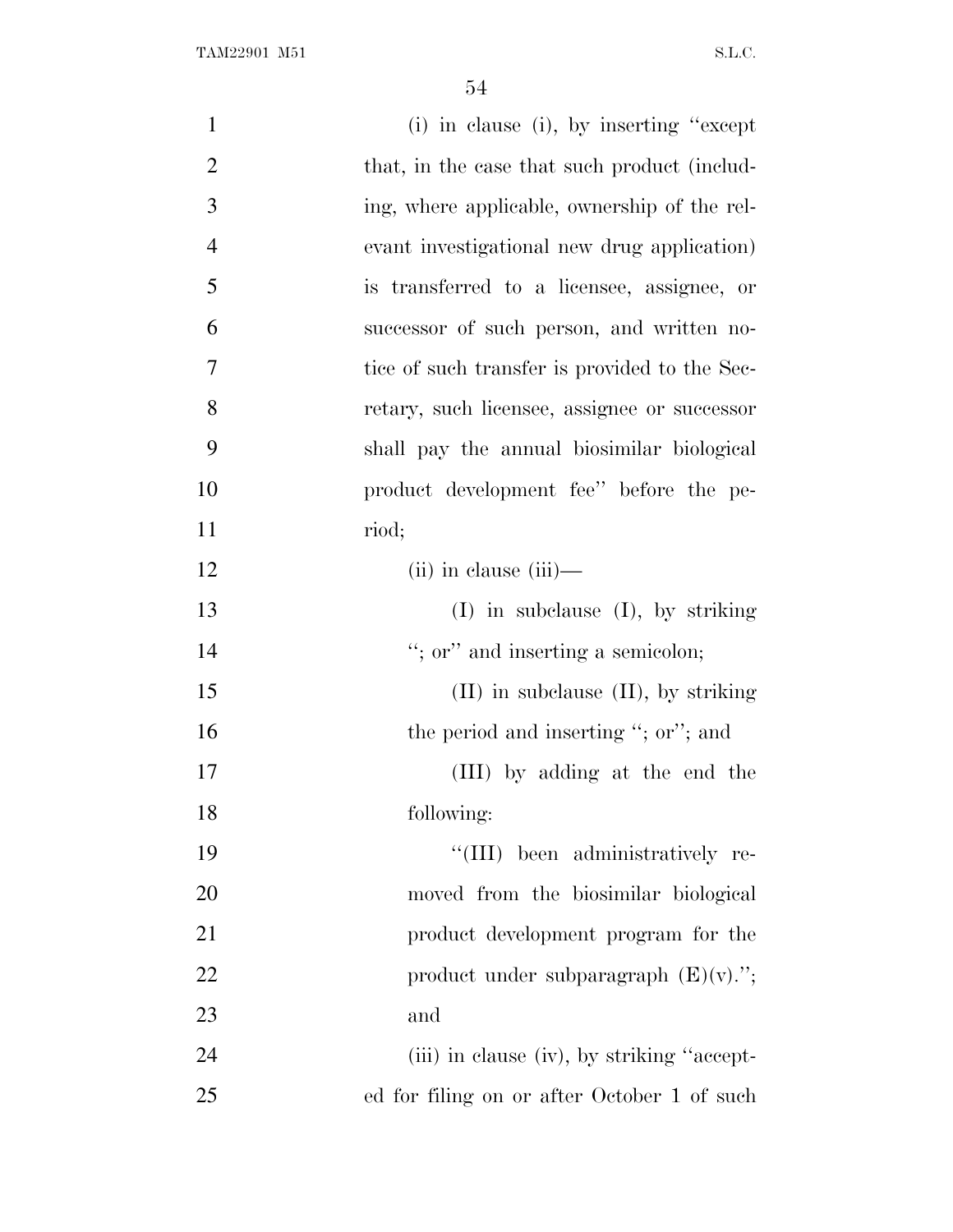(i) in clause (i), by inserting "except that, in the case that such product (including, where applicable, ownership of the relevant investigational new drug application) is transferred to a licensee, assignee, or successor of such person, and written notice of such transfer is provided to the Secretary, such licensee, assignee or successor shall pay the annual biosimilar biological product development fee" before the period;

(ii) in clause (iii)—

(I) in subclause (I), by striking "; or" and inserting a semicolon;

(II) in subclause (II), by striking the period and inserting "; or"; and

(III) by adding at the end the following:

"(III) been administratively removed from the biosimilar biological product development program for the product under subparagraph (E)(v)."; and

(iii) in clause (iv), by striking "accepted for filing on or after October 1 of such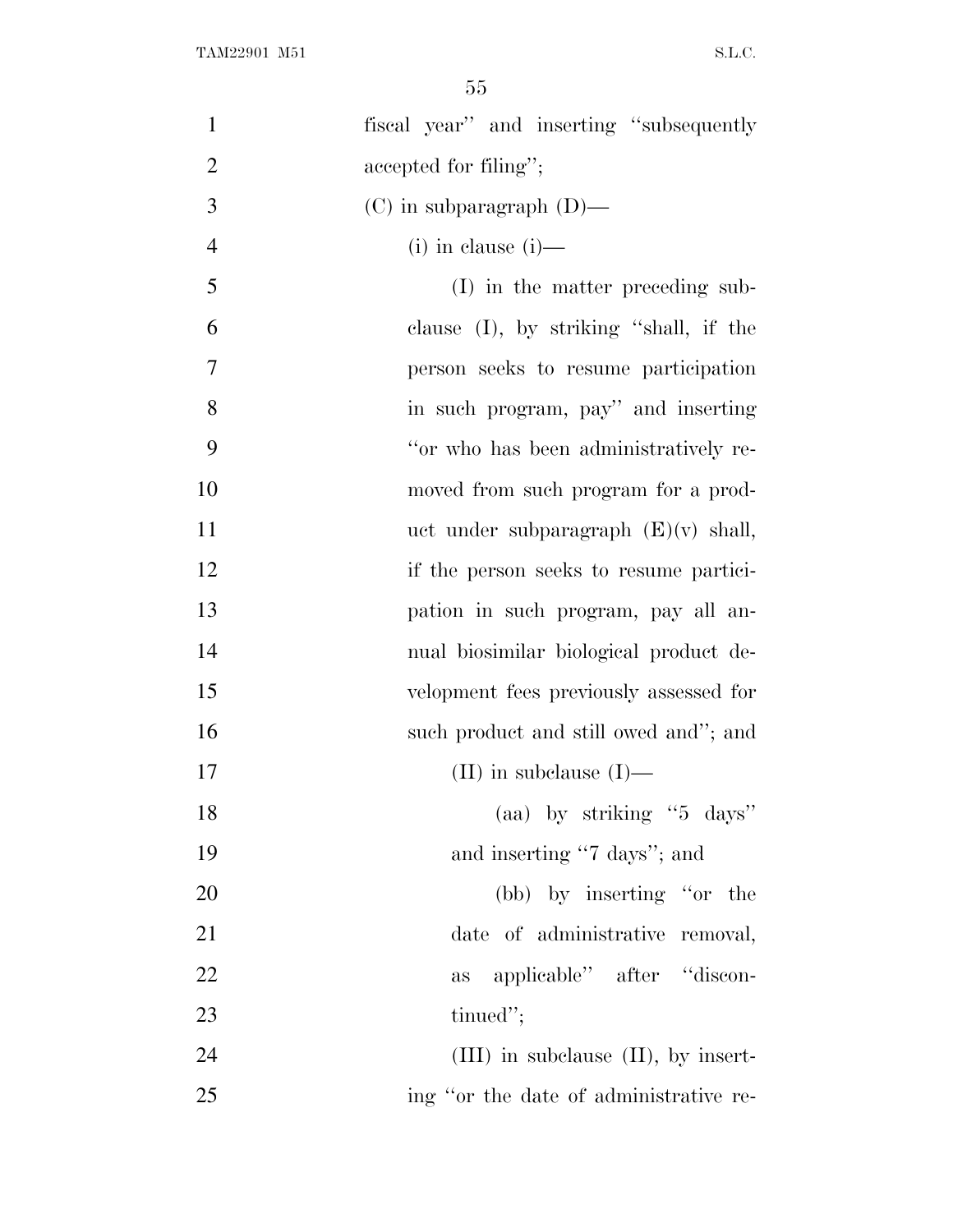fiscal year'' and inserting ''subsequently accepted for filing'';

(C) in subparagraph (D)—

(i) in clause (i)—

(I) in the matter preceding subclause (I), by striking ''shall, if the person seeks to resume participation in such program, pay'' and inserting ''or who has been administratively removed from such program for a product under subparagraph (E)(v) shall, if the person seeks to resume participation in such program, pay all annual biosimilar biological product development fees previously assessed for such product and still owed and''; and

(II) in subclause (I)—

(aa) by striking ''5 days'' and inserting ''7 days''; and

(bb) by inserting ''or the date of administrative removal, as applicable'' after ''discontinued'';

(III) in subclause (II), by inserting ''or the date of administrative re-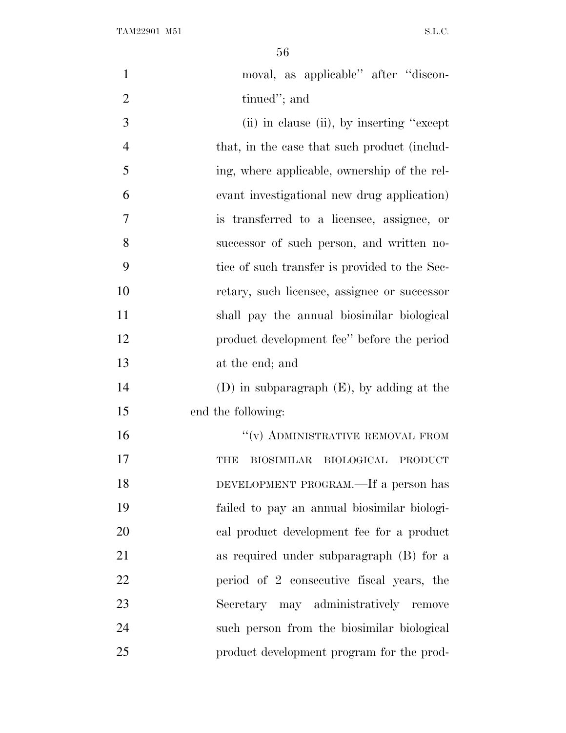moval, as applicable'' after ''discontinued''; and

(ii) in clause (ii), by inserting ''except that, in the case that such product (including, where applicable, ownership of the relevant investigational new drug application) is transferred to a licensee, assignee, or successor of such person, and written notice of such transfer is provided to the Secretary, such licensee, assignee or successor shall pay the annual biosimilar biological product development fee'' before the period at the end; and

(D) in subparagraph (E), by adding at the end the following:

''(v) ADMINISTRATIVE REMOVAL FROM THE BIOSIMILAR BIOLOGICAL PRODUCT DEVELOPMENT PROGRAM.—If a person has failed to pay an annual biosimilar biological product development fee for a product as required under subparagraph (B) for a period of 2 consecutive fiscal years, the Secretary may administratively remove such person from the biosimilar biological product development program for the prod-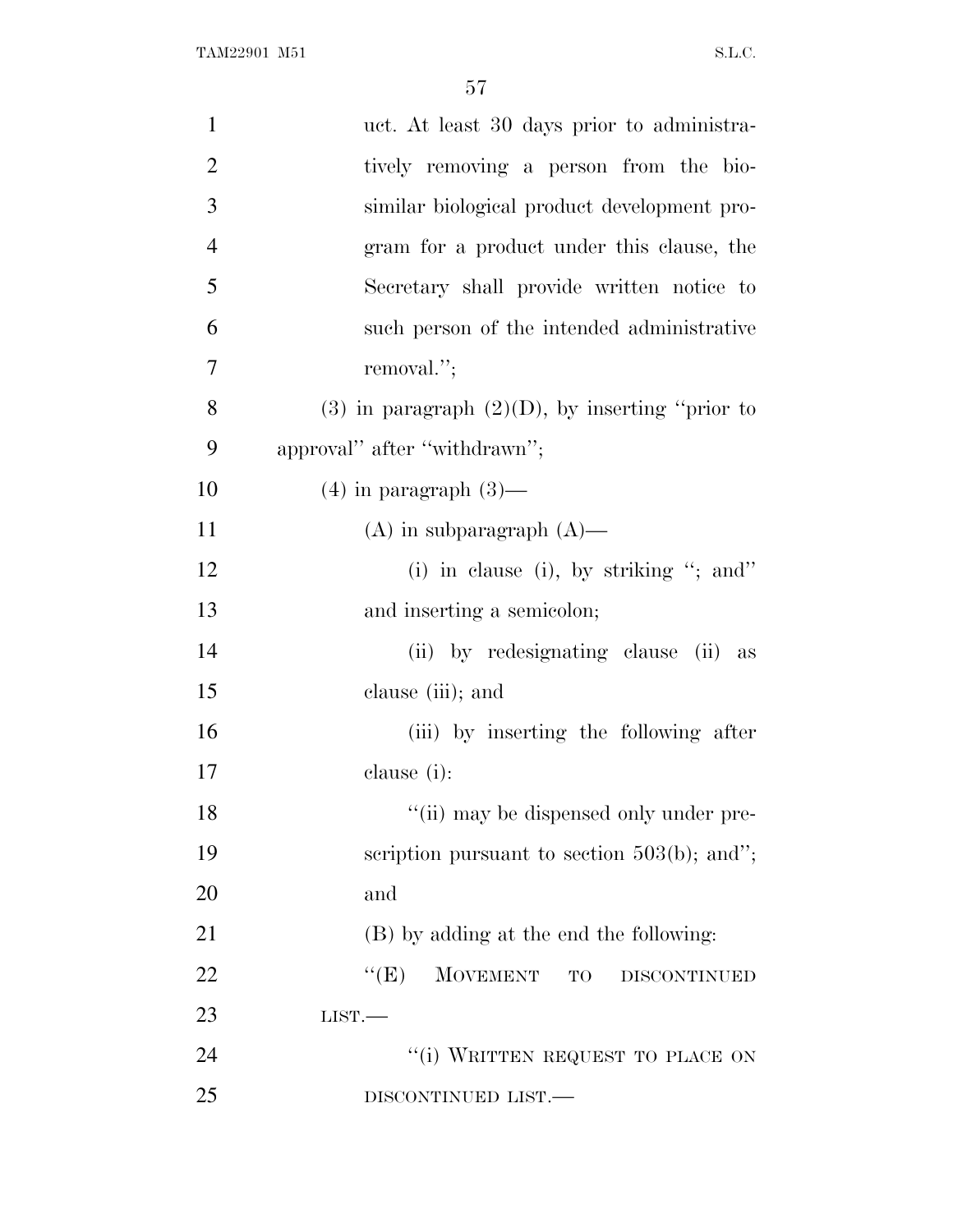uct. At least 30 days prior to administratively removing a person from the biosimilar biological product development program for a product under this clause, the Secretary shall provide written notice to such person of the intended administrative removal.'';

(3) in paragraph (2)(D), by inserting ''prior to approval'' after ''withdrawn'';

(4) in paragraph (3)—

(A) in subparagraph (A)—

(i) in clause (i), by striking ''; and'' and inserting a semicolon;

(ii) by redesignating clause (ii) as clause (iii); and

(iii) by inserting the following after clause (i):

''(ii) may be dispensed only under prescription pursuant to section 503(b); and''; and

(B) by adding at the end the following:

''(E) MOVEMENT TO DISCONTINUED LIST.—

''(i) WRITTEN REQUEST TO PLACE ON DISCONTINUED LIST.—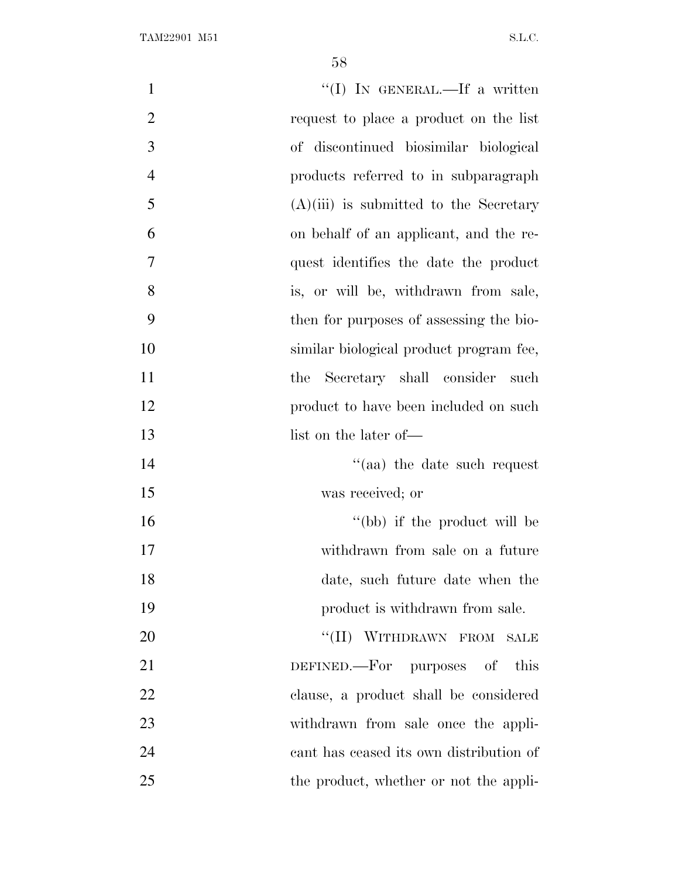"(I) IN GENERAL.—If a written request to place a product on the list of discontinued biosimilar biological products referred to in subparagraph (A)(iii) is submitted to the Secretary on behalf of an applicant, and the request identifies the date the product is, or will be, withdrawn from sale, then for purposes of assessing the biosimilar biological product program fee, the Secretary shall consider such product to have been included on such list on the later of—

"(aa) the date such request was received; or

"(bb) if the product will be withdrawn from sale on a future date, such future date when the product is withdrawn from sale.

"(II) WITHDRAWN FROM SALE DEFINED.—For purposes of this clause, a product shall be considered withdrawn from sale once the applicant has ceased its own distribution of the product, whether or not the appli-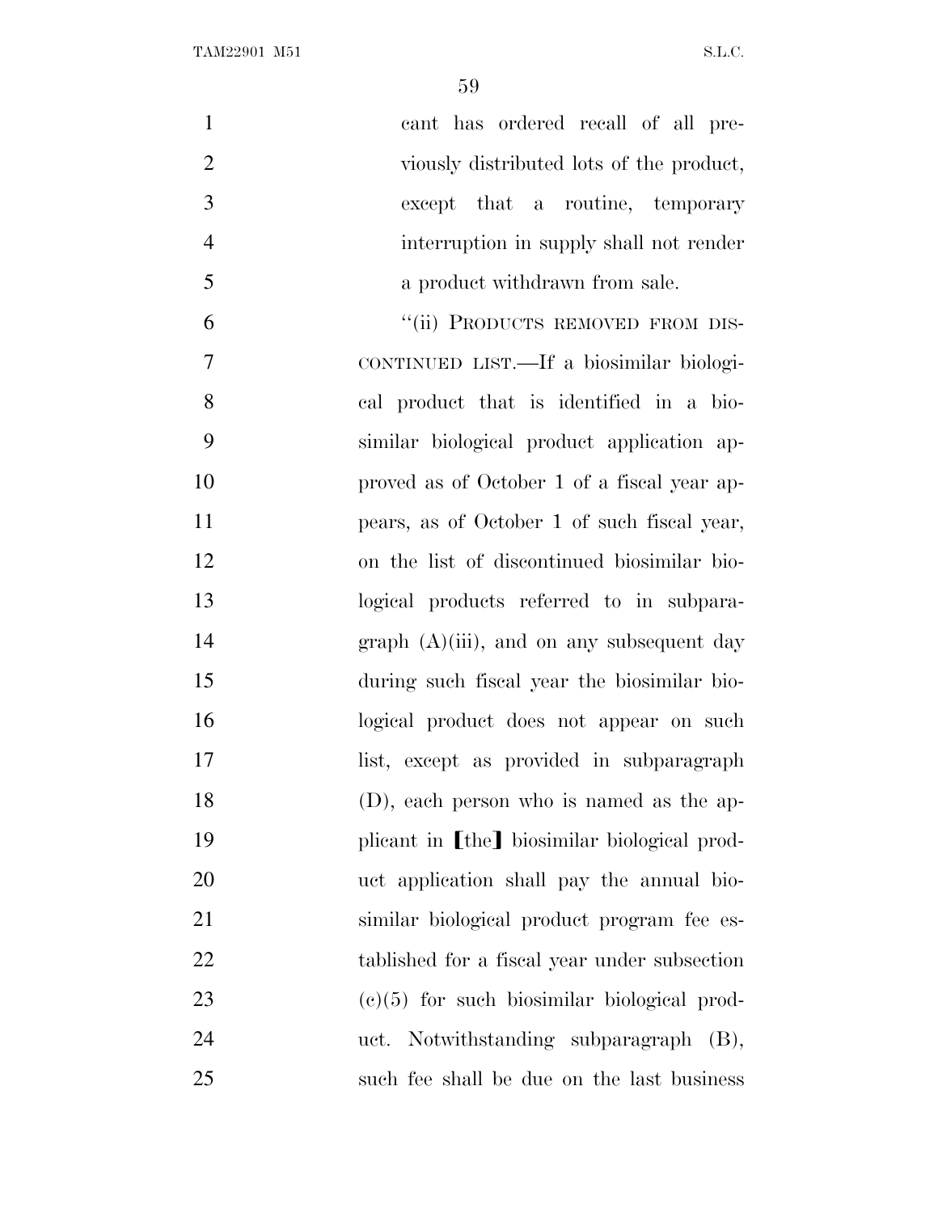cant has ordered recall of all previously distributed lots of the product, except that a routine, temporary interruption in supply shall not render a product withdrawn from sale.

"(ii) PRODUCTS REMOVED FROM DISCONTINUED LIST.—If a biosimilar biological product that is identified in a biosimilar biological product application approved as of October 1 of a fiscal year appears, as of October 1 of such fiscal year, on the list of discontinued biosimilar biological products referred to in subparagraph (A)(iii), and on any subsequent day during such fiscal year the biosimilar biological product does not appear on such list, except as provided in subparagraph (D), each person who is named as the applicant in ⟦the⟧ biosimilar biological product application shall pay the annual biosimilar biological product program fee established for a fiscal year under subsection (c)(5) for such biosimilar biological product. Notwithstanding subparagraph (B), such fee shall be due on the last business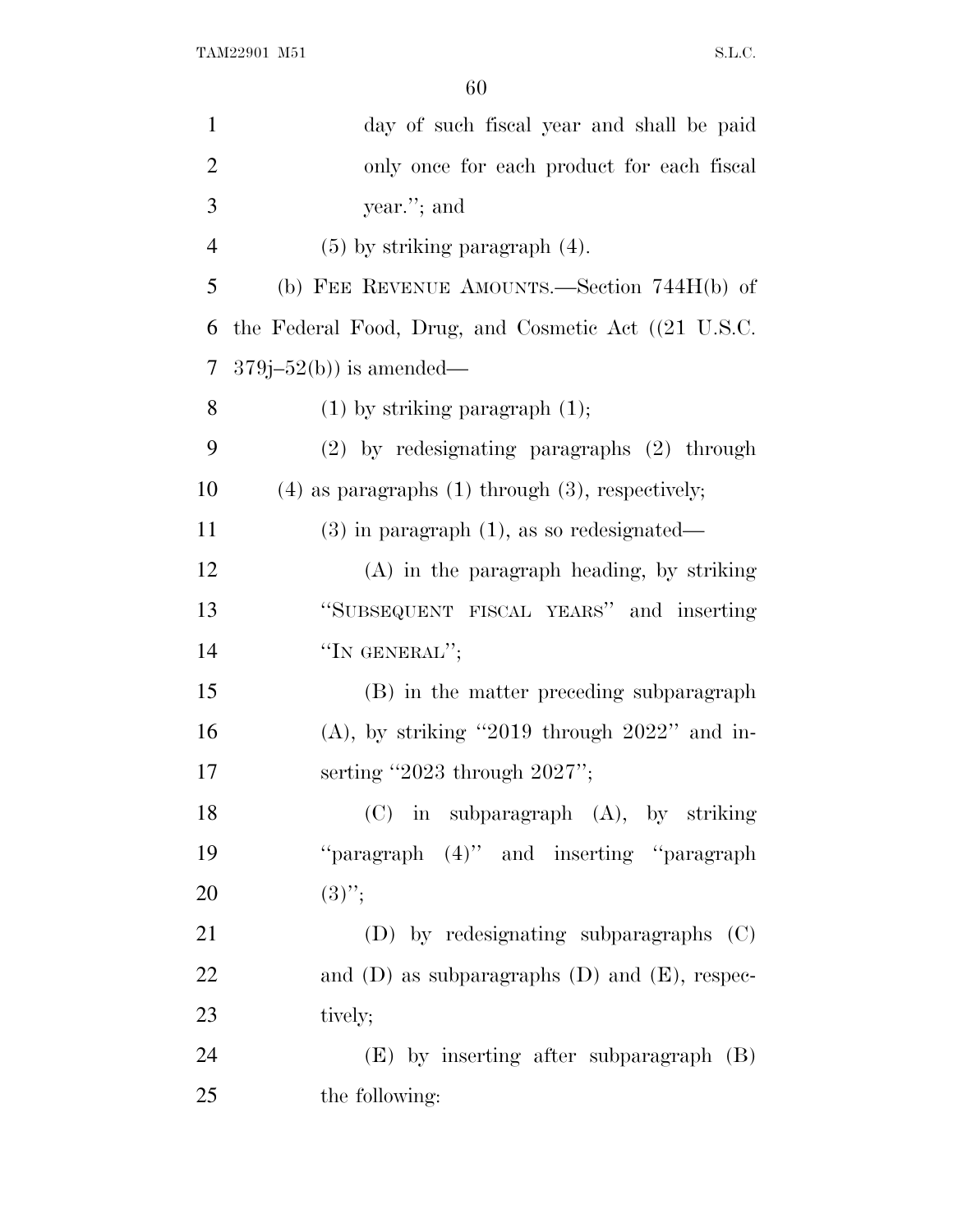day of such fiscal year and shall be paid only once for each product for each fiscal year.''; and

(5) by striking paragraph (4).

(b) FEE REVENUE AMOUNTS.—Section 744H(b) of the Federal Food, Drug, and Cosmetic Act ((21 U.S.C. 379j–52(b)) is amended—

(1) by striking paragraph (1);

(2) by redesignating paragraphs (2) through (4) as paragraphs (1) through (3), respectively;

(3) in paragraph (1), as so redesignated—

(A) in the paragraph heading, by striking ''SUBSEQUENT FISCAL YEARS'' and inserting ''IN GENERAL'';

(B) in the matter preceding subparagraph (A), by striking ''2019 through 2022'' and inserting ''2023 through 2027'';

(C) in subparagraph (A), by striking ''paragraph (4)'' and inserting ''paragraph (3)'';

(D) by redesignating subparagraphs (C) and (D) as subparagraphs (D) and (E), respectively;

(E) by inserting after subparagraph (B) the following: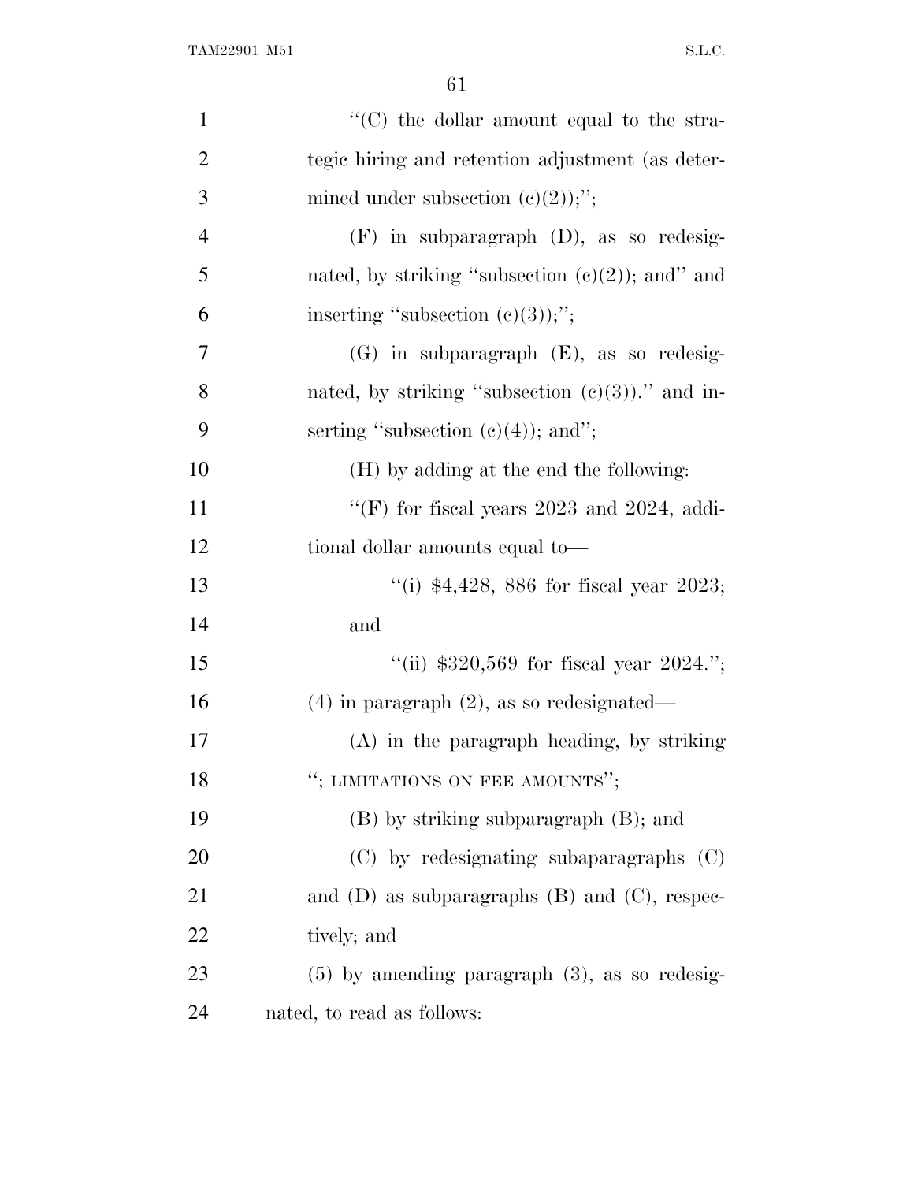''(C) the dollar amount equal to the strategic hiring and retention adjustment (as determined under subsection (c)(2));'';

(F) in subparagraph (D), as so redesignated, by striking ''subsection (c)(2)); and'' and inserting ''subsection (c)(3));'';

(G) in subparagraph (E), as so redesignated, by striking ''subsection (c)(3)).'' and inserting ''subsection (c)(4)); and'';

(H) by adding at the end the following:

''(F) for fiscal years 2023 and 2024, additional dollar amounts equal to—

''(i) $4,428, 886 for fiscal year 2023; and

''(ii) $320,569 for fiscal year 2024.'';

(4) in paragraph (2), as so redesignated—

(A) in the paragraph heading, by striking ''; LIMITATIONS ON FEE AMOUNTS'';

(B) by striking subparagraph (B); and

(C) by redesignating subaparagraphs (C) and (D) as subparagraphs (B) and (C), respectively; and

(5) by amending paragraph (3), as so redesignated, to read as follows: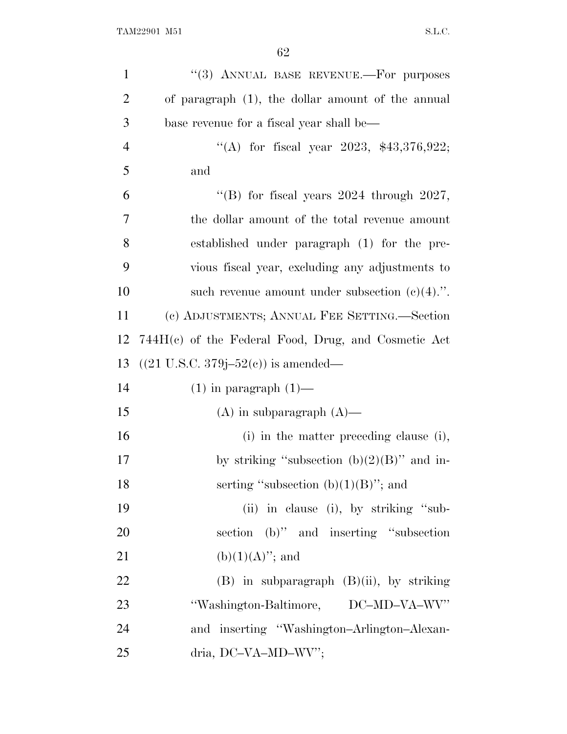"(3) ANNUAL BASE REVENUE.—For purposes of paragraph (1), the dollar amount of the annual base revenue for a fiscal year shall be—

"(A) for fiscal year 2023, $43,376,922; and

"(B) for fiscal years 2024 through 2027, the dollar amount of the total revenue amount established under paragraph (1) for the previous fiscal year, excluding any adjustments to such revenue amount under subsection (c)(4).".

(c) ADJUSTMENTS; ANNUAL FEE SETTING.—Section 744H(c) of the Federal Food, Drug, and Cosmetic Act ((21 U.S.C. 379j–52(c)) is amended—

(1) in paragraph (1)—

(A) in subparagraph (A)—

(i) in the matter preceding clause (i), by striking "subsection (b)(2)(B)" and inserting "subsection (b)(1)(B)"; and

(ii) in clause (i), by striking "subsection (b)" and inserting "subsection (b)(1)(A)"; and

(B) in subparagraph (B)(ii), by striking "Washington-Baltimore, DC–MD–VA–WV" and inserting "Washington–Arlington–Alexandria, DC–VA–MD–WV";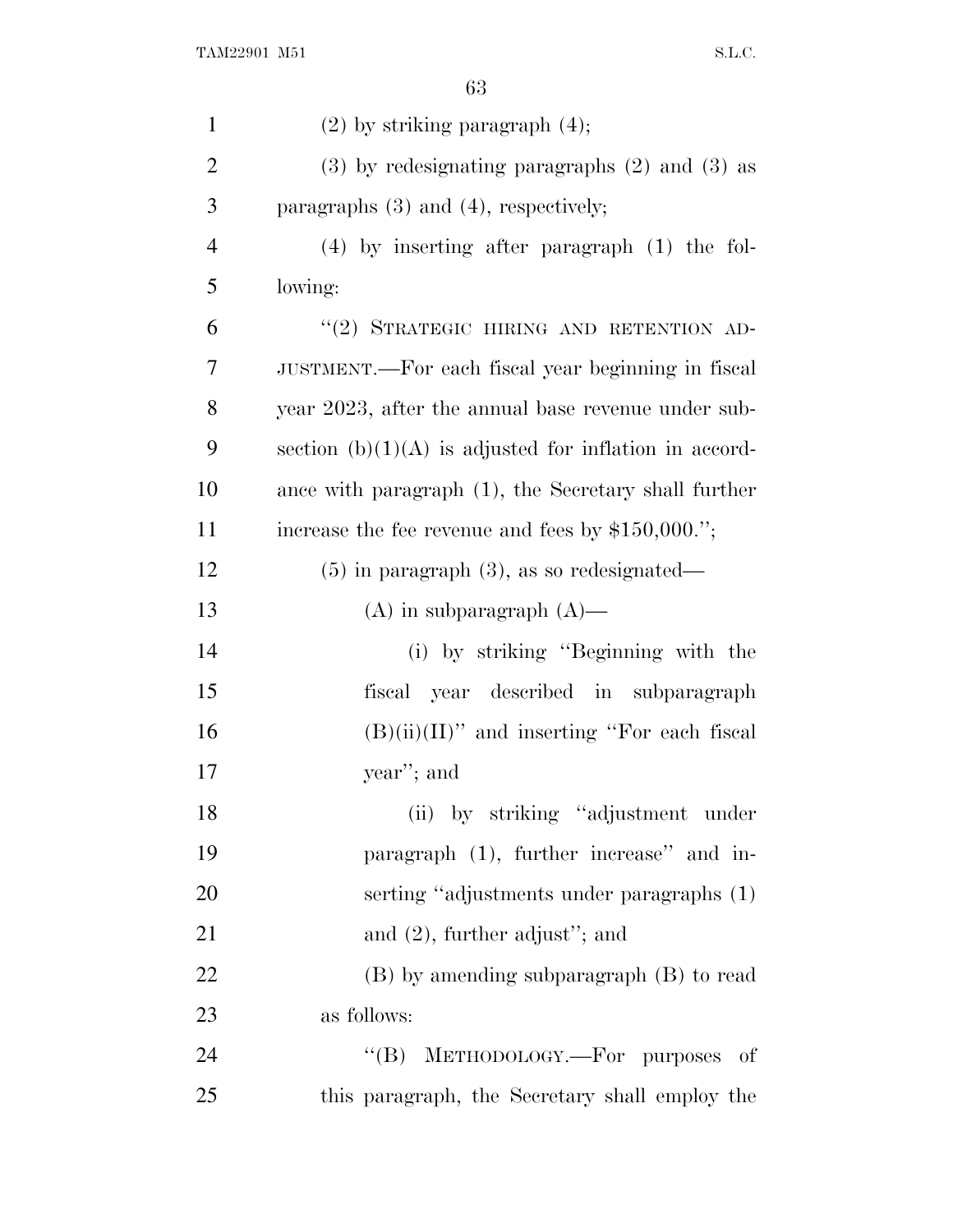(2) by striking paragraph (4);

(3) by redesignating paragraphs (2) and (3) as paragraphs (3) and (4), respectively;

(4) by inserting after paragraph (1) the following:

"(2) STRATEGIC HIRING AND RETENTION ADJUSTMENT.—For each fiscal year beginning in fiscal year 2023, after the annual base revenue under subsection (b)(1)(A) is adjusted for inflation in accordance with paragraph (1), the Secretary shall further increase the fee revenue and fees by $150,000.";

(5) in paragraph (3), as so redesignated—

(A) in subparagraph (A)—

(i) by striking "Beginning with the fiscal year described in subparagraph (B)(ii)(II)" and inserting "For each fiscal year"; and

(ii) by striking "adjustment under paragraph (1), further increase" and inserting "adjustments under paragraphs (1) and (2), further adjust"; and

(B) by amending subparagraph (B) to read as follows:

"(B) METHODOLOGY.—For purposes of this paragraph, the Secretary shall employ the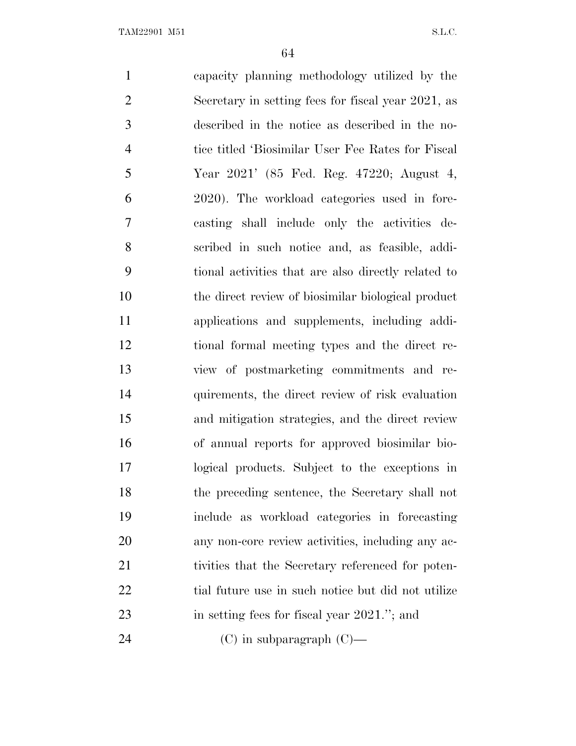capacity planning methodology utilized by the Secretary in setting fees for fiscal year 2021, as described in the notice as described in the notice titled 'Biosimilar User Fee Rates for Fiscal Year 2021' (85 Fed. Reg. 47220; August 4, 2020). The workload categories used in forecasting shall include only the activities described in such notice and, as feasible, additional activities that are also directly related to the direct review of biosimilar biological product applications and supplements, including additional formal meeting types and the direct review of postmarketing commitments and requirements, the direct review of risk evaluation and mitigation strategies, and the direct review of annual reports for approved biosimilar biological products. Subject to the exceptions in the preceding sentence, the Secretary shall not include as workload categories in forecasting any non-core review activities, including any activities that the Secretary referenced for potential future use in such notice but did not utilize in setting fees for fiscal year 2021.''; and

(C) in subparagraph (C)—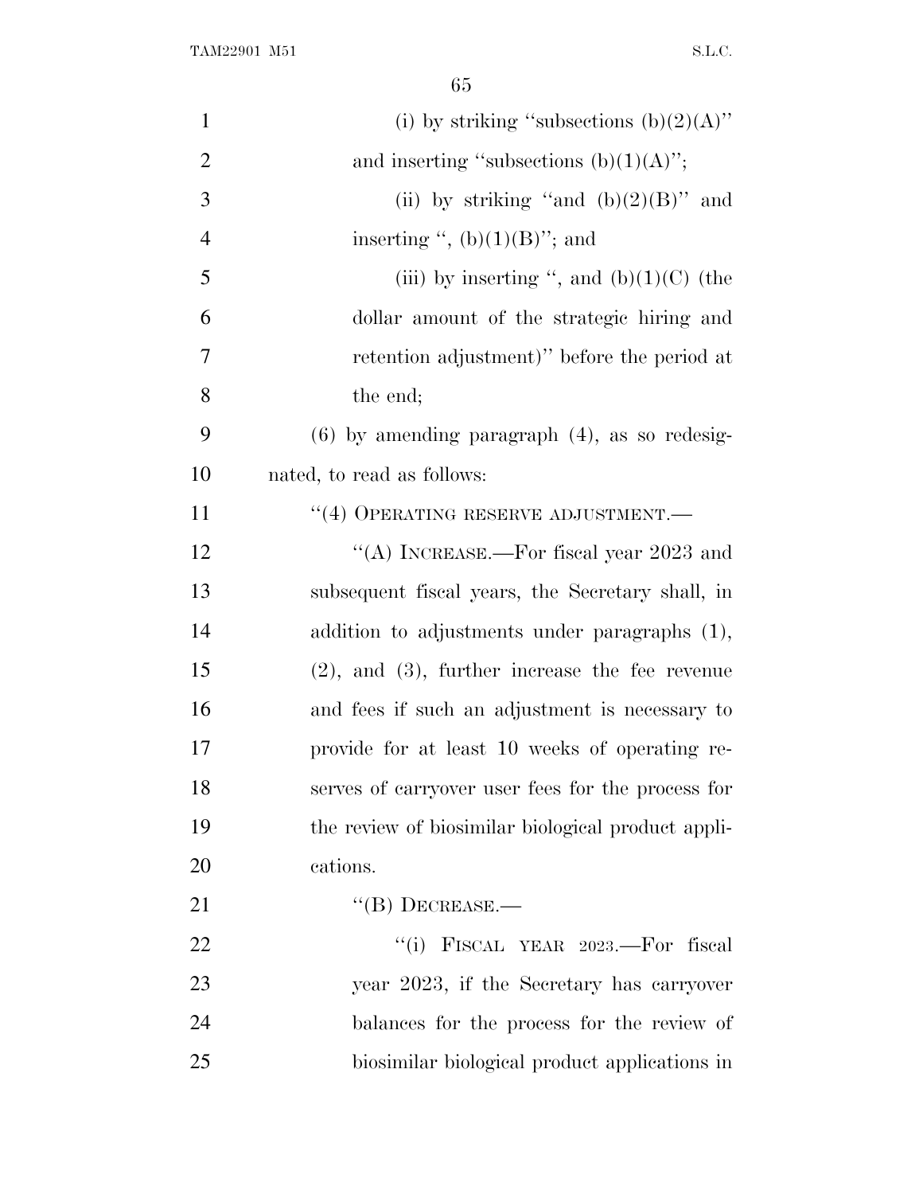(i) by striking "subsections (b)(2)(A)" and inserting "subsections (b)(1)(A)";

(ii) by striking "and (b)(2)(B)" and inserting ", (b)(1)(B)"; and

(iii) by inserting ", and (b)(1)(C) (the dollar amount of the strategic hiring and retention adjustment)" before the period at the end;

(6) by amending paragraph (4), as so redesignated, to read as follows:

"(4) OPERATING RESERVE ADJUSTMENT.—

"(A) INCREASE.—For fiscal year 2023 and subsequent fiscal years, the Secretary shall, in addition to adjustments under paragraphs (1), (2), and (3), further increase the fee revenue and fees if such an adjustment is necessary to provide for at least 10 weeks of operating reserves of carryover user fees for the process for the review of biosimilar biological product applications.

"(B) DECREASE.—

"(i) FISCAL YEAR 2023.—For fiscal year 2023, if the Secretary has carryover balances for the process for the review of biosimilar biological product applications in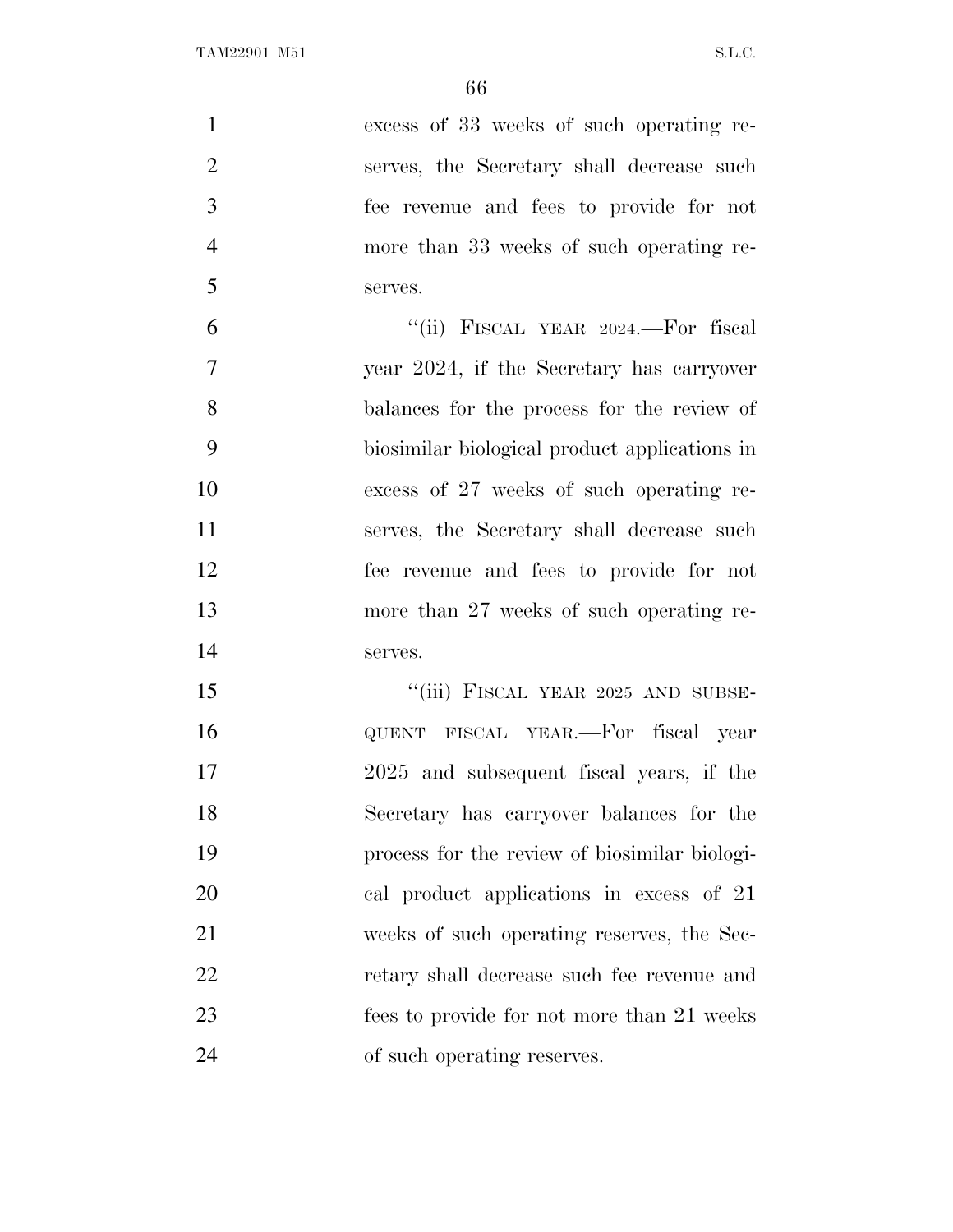excess of 33 weeks of such operating reserves, the Secretary shall decrease such fee revenue and fees to provide for not more than 33 weeks of such operating reserves.

"(ii) FISCAL YEAR 2024.—For fiscal year 2024, if the Secretary has carryover balances for the process for the review of biosimilar biological product applications in excess of 27 weeks of such operating reserves, the Secretary shall decrease such fee revenue and fees to provide for not more than 27 weeks of such operating reserves.

"(iii) FISCAL YEAR 2025 AND SUBSEQUENT FISCAL YEAR.—For fiscal year 2025 and subsequent fiscal years, if the Secretary has carryover balances for the process for the review of biosimilar biological product applications in excess of 21 weeks of such operating reserves, the Secretary shall decrease such fee revenue and fees to provide for not more than 21 weeks of such operating reserves.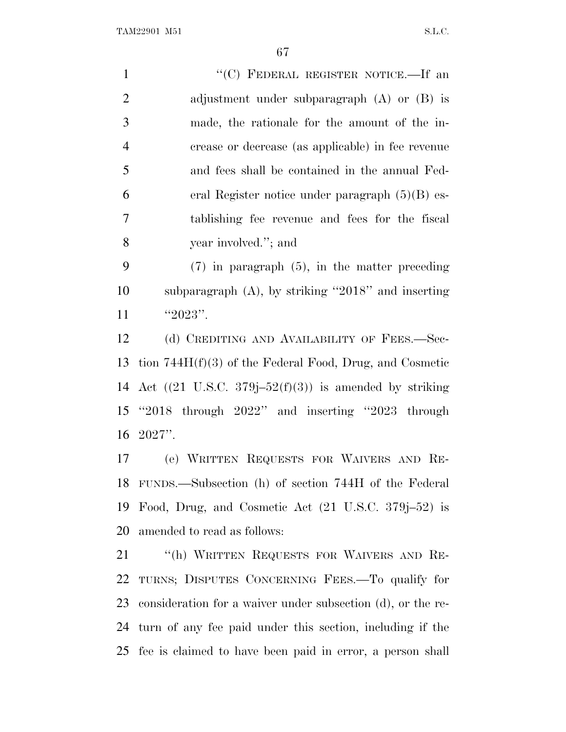"(C) FEDERAL REGISTER NOTICE.—If an adjustment under subparagraph (A) or (B) is made, the rationale for the amount of the increase or decrease (as applicable) in fee revenue and fees shall be contained in the annual Federal Register notice under paragraph (5)(B) establishing fee revenue and fees for the fiscal year involved."; and

(7) in paragraph (5), in the matter preceding subparagraph (A), by striking "2018" and inserting "2023".

(d) CREDITING AND AVAILABILITY OF FEES.—Section 744H(f)(3) of the Federal Food, Drug, and Cosmetic Act ((21 U.S.C. 379j–52(f)(3)) is amended by striking "2018 through 2022" and inserting "2023 through 2027".

(e) WRITTEN REQUESTS FOR WAIVERS AND REFUNDS.—Subsection (h) of section 744H of the Federal Food, Drug, and Cosmetic Act (21 U.S.C. 379j–52) is amended to read as follows:

"(h) WRITTEN REQUESTS FOR WAIVERS AND RETURNS; DISPUTES CONCERNING FEES.—To qualify for consideration for a waiver under subsection (d), or the return of any fee paid under this section, including if the fee is claimed to have been paid in error, a person shall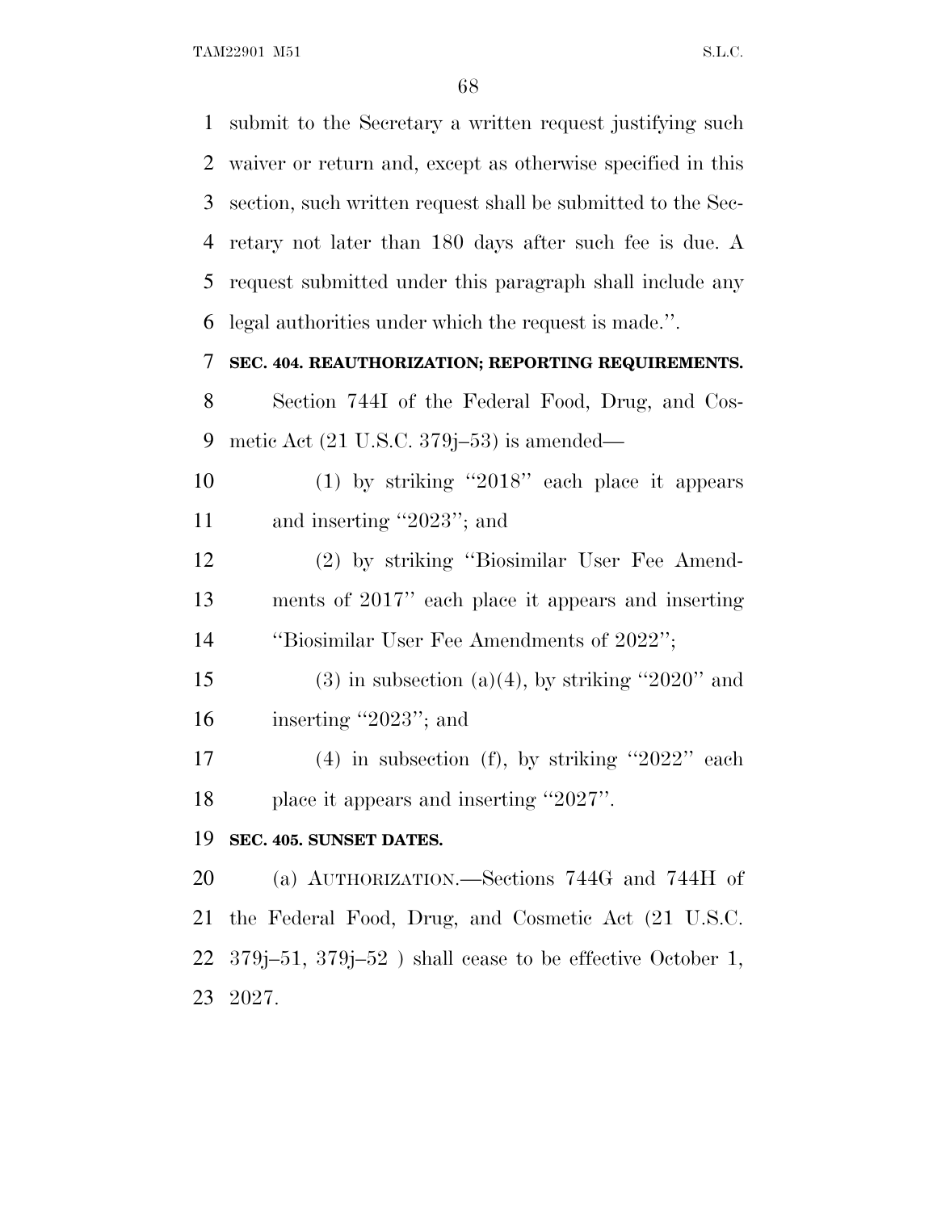submit to the Secretary a written request justifying such waiver or return and, except as otherwise specified in this section, such written request shall be submitted to the Secretary not later than 180 days after such fee is due. A request submitted under this paragraph shall include any legal authorities under which the request is made.''.

**SEC. 404. REAUTHORIZATION; REPORTING REQUIREMENTS.**

Section 744I of the Federal Food, Drug, and Cosmetic Act (21 U.S.C. 379j–53) is amended—

(1) by striking ''2018'' each place it appears and inserting ''2023''; and

(2) by striking ''Biosimilar User Fee Amendments of 2017'' each place it appears and inserting ''Biosimilar User Fee Amendments of 2022'';

(3) in subsection (a)(4), by striking ''2020'' and inserting ''2023''; and

(4) in subsection (f), by striking ''2022'' each place it appears and inserting ''2027''.

**SEC. 405. SUNSET DATES.**

(a) AUTHORIZATION.—Sections 744G and 744H of the Federal Food, Drug, and Cosmetic Act (21 U.S.C. 379j–51, 379j–52 ) shall cease to be effective October 1, 2027.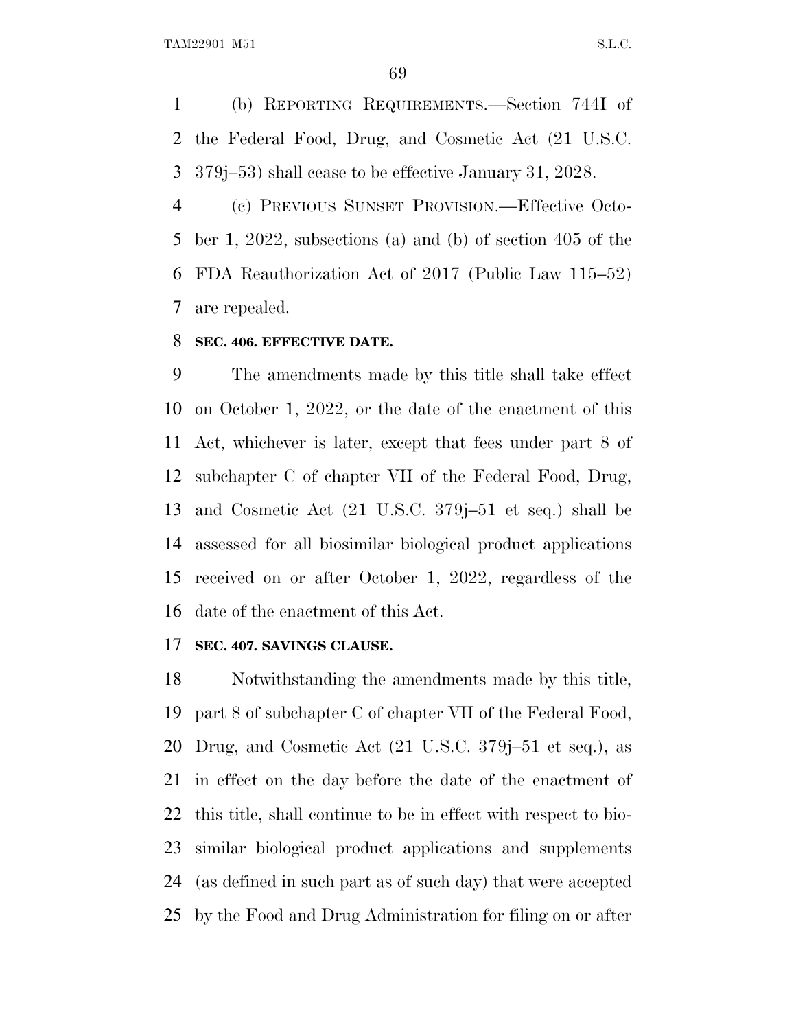(b) REPORTING REQUIREMENTS.—Section 744I of the Federal Food, Drug, and Cosmetic Act (21 U.S.C. 379j–53) shall cease to be effective January 31, 2028.

(c) PREVIOUS SUNSET PROVISION.—Effective October 1, 2022, subsections (a) and (b) of section 405 of the FDA Reauthorization Act of 2017 (Public Law 115–52) are repealed.

**SEC. 406. EFFECTIVE DATE.**

The amendments made by this title shall take effect on October 1, 2022, or the date of the enactment of this Act, whichever is later, except that fees under part 8 of subchapter C of chapter VII of the Federal Food, Drug, and Cosmetic Act (21 U.S.C. 379j–51 et seq.) shall be assessed for all biosimilar biological product applications received on or after October 1, 2022, regardless of the date of the enactment of this Act.

**SEC. 407. SAVINGS CLAUSE.**

Notwithstanding the amendments made by this title, part 8 of subchapter C of chapter VII of the Federal Food, Drug, and Cosmetic Act (21 U.S.C. 379j–51 et seq.), as in effect on the day before the date of the enactment of this title, shall continue to be in effect with respect to biosimilar biological product applications and supplements (as defined in such part as of such day) that were accepted by the Food and Drug Administration for filing on or after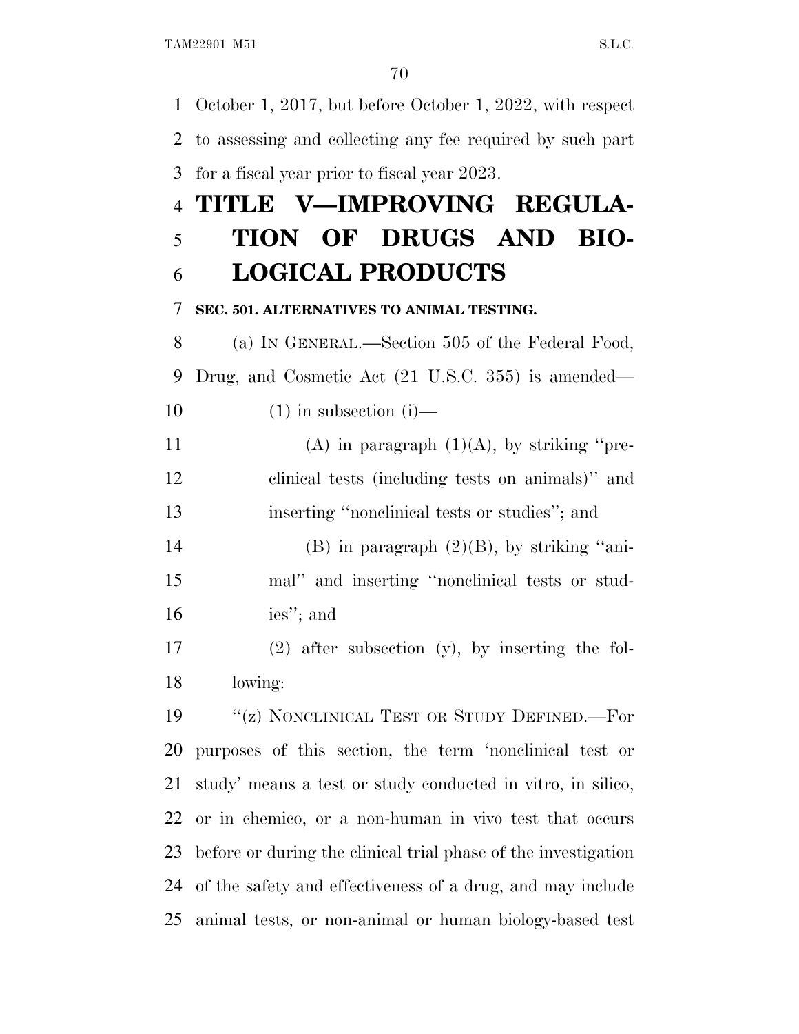October 1, 2017, but before October 1, 2022, with respect to assessing and collecting any fee required by such part for a fiscal year prior to fiscal year 2023.

# TITLE V—IMPROVING REGULATION OF DRUGS AND BIOLOGICAL PRODUCTS

### SEC. 501. ALTERNATIVES TO ANIMAL TESTING.

(a) IN GENERAL.—Section 505 of the Federal Food, Drug, and Cosmetic Act (21 U.S.C. 355) is amended—

(1) in subsection (i)—

(A) in paragraph (1)(A), by striking ''preclinical tests (including tests on animals)'' and inserting ''nonclinical tests or studies''; and

(B) in paragraph (2)(B), by striking ''animal'' and inserting ''nonclinical tests or studies''; and

(2) after subsection (y), by inserting the following:

''(z) NONCLINICAL TEST OR STUDY DEFINED.—For purposes of this section, the term 'nonclinical test or study' means a test or study conducted in vitro, in silico, or in chemico, or a non-human in vivo test that occurs before or during the clinical trial phase of the investigation of the safety and effectiveness of a drug, and may include animal tests, or non-animal or human biology-based test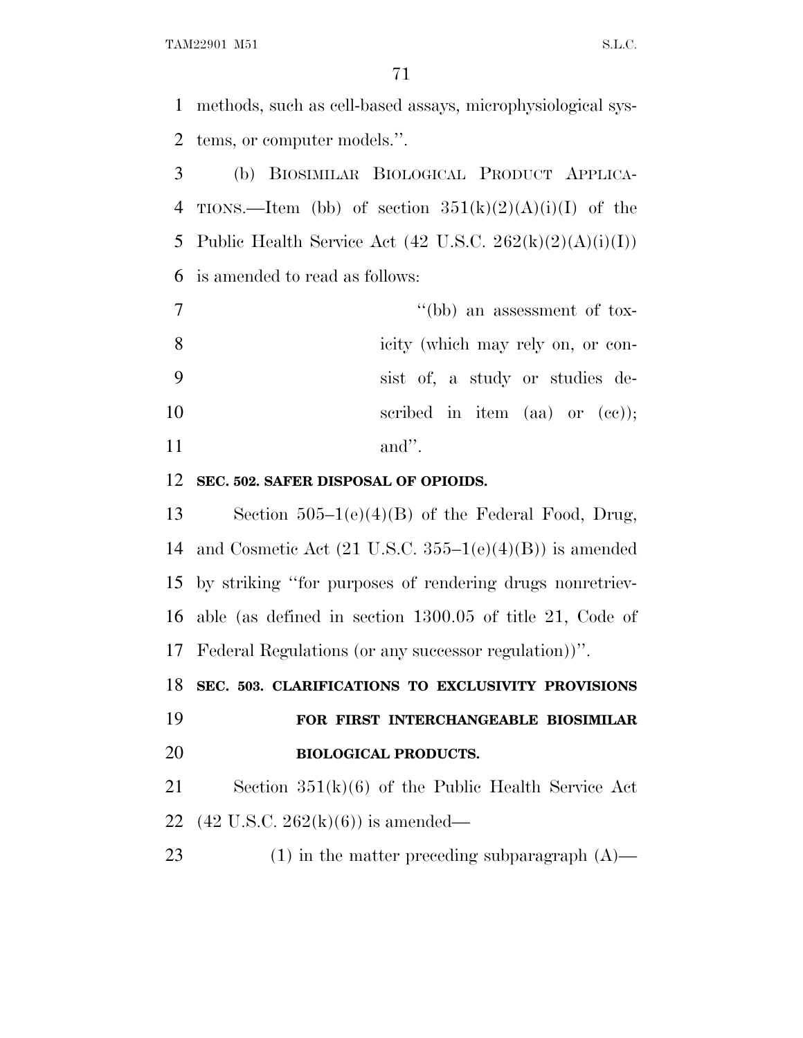methods, such as cell-based assays, microphysiological systems, or computer models.''.

(b) BIOSIMILAR BIOLOGICAL PRODUCT APPLICATIONS.—Item (bb) of section 351(k)(2)(A)(i)(I) of the Public Health Service Act (42 U.S.C. 262(k)(2)(A)(i)(I)) is amended to read as follows:

> ''(bb) an assessment of toxicity (which may rely on, or consist of, a study or studies described in item (aa) or (cc)); and''.

**SEC. 502. SAFER DISPOSAL OF OPIOIDS.**

Section 505–1(e)(4)(B) of the Federal Food, Drug, and Cosmetic Act (21 U.S.C. 355–1(e)(4)(B)) is amended by striking ''for purposes of rendering drugs nonretrievable (as defined in section 1300.05 of title 21, Code of Federal Regulations (or any successor regulation))''.

**SEC. 503. CLARIFICATIONS TO EXCLUSIVITY PROVISIONS FOR FIRST INTERCHANGEABLE BIOSIMILAR BIOLOGICAL PRODUCTS.**

Section 351(k)(6) of the Public Health Service Act (42 U.S.C. 262(k)(6)) is amended—

(1) in the matter preceding subparagraph (A)—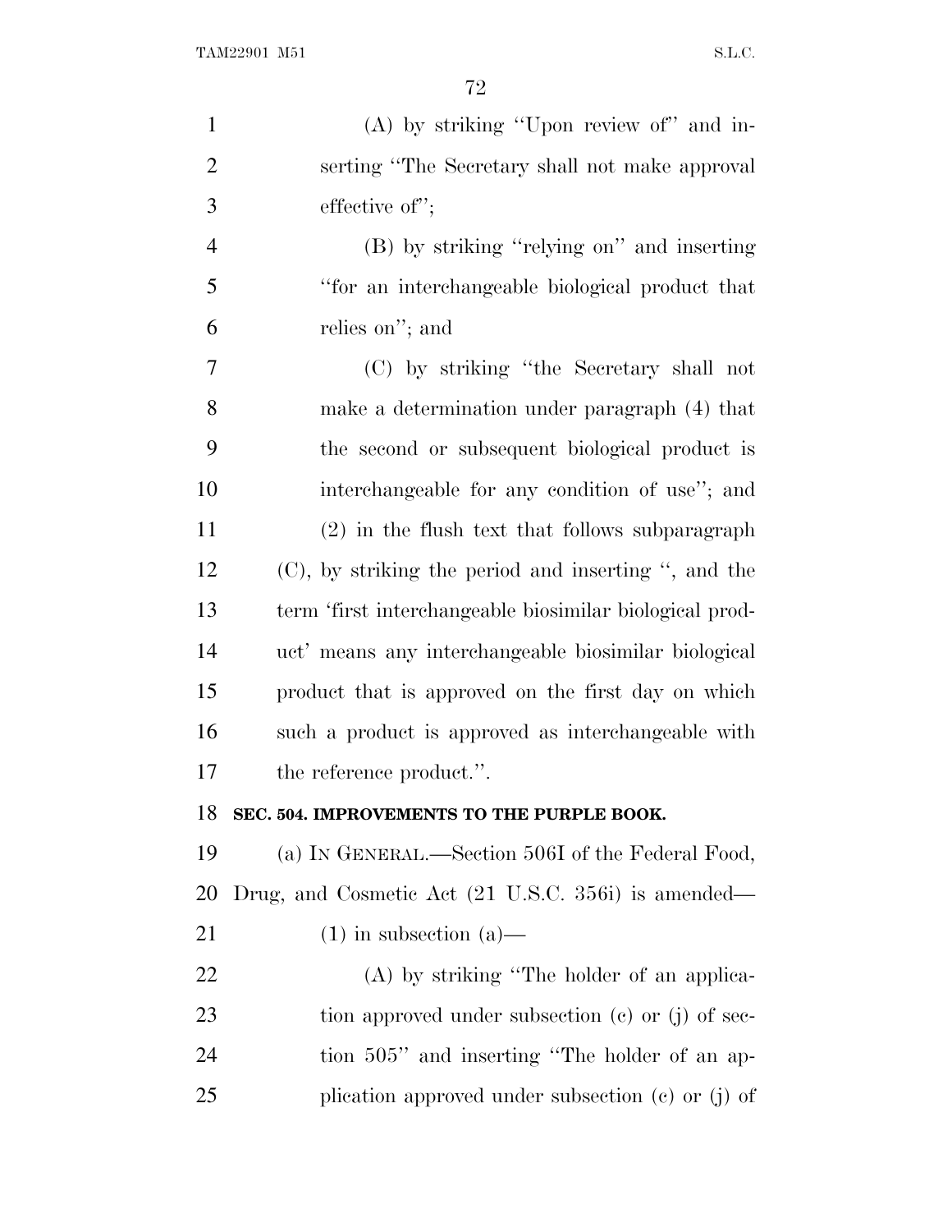(A) by striking ''Upon review of'' and inserting ''The Secretary shall not make approval effective of'';

(B) by striking ''relying on'' and inserting ''for an interchangeable biological product that relies on''; and

(C) by striking ''the Secretary shall not make a determination under paragraph (4) that the second or subsequent biological product is interchangeable for any condition of use''; and

(2) in the flush text that follows subparagraph (C), by striking the period and inserting '', and the term 'first interchangeable biosimilar biological product' means any interchangeable biosimilar biological product that is approved on the first day on which such a product is approved as interchangeable with the reference product.''.

**SEC. 504. IMPROVEMENTS TO THE PURPLE BOOK.**

(a) IN GENERAL.—Section 506I of the Federal Food, Drug, and Cosmetic Act (21 U.S.C. 356i) is amended—

(1) in subsection (a)—

(A) by striking ''The holder of an application approved under subsection (c) or (j) of section 505'' and inserting ''The holder of an application approved under subsection (c) or (j) of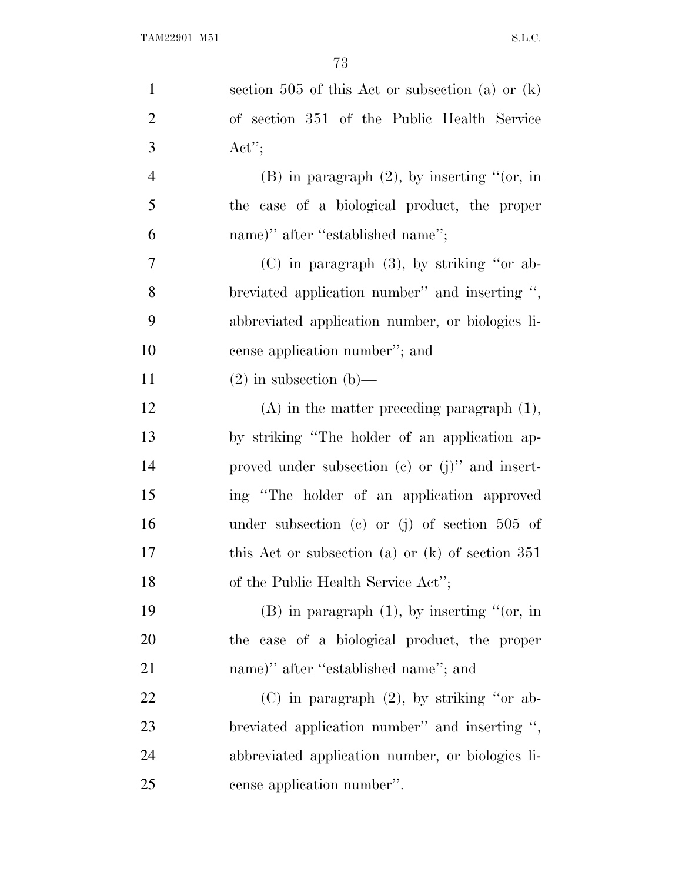section 505 of this Act or subsection (a) or (k) of section 351 of the Public Health Service Act'';

(B) in paragraph (2), by inserting ''(or, in the case of a biological product, the proper name)'' after ''established name'';

(C) in paragraph (3), by striking ''or abbreviated application number'' and inserting '', abbreviated application number, or biologics license application number''; and

(2) in subsection (b)—

(A) in the matter preceding paragraph (1), by striking ''The holder of an application approved under subsection (c) or (j)'' and inserting ''The holder of an application approved under subsection (c) or (j) of section 505 of this Act or subsection (a) or (k) of section 351 of the Public Health Service Act'';

(B) in paragraph (1), by inserting ''(or, in the case of a biological product, the proper name)'' after ''established name''; and

(C) in paragraph (2), by striking ''or abbreviated application number'' and inserting '', abbreviated application number, or biologics license application number''.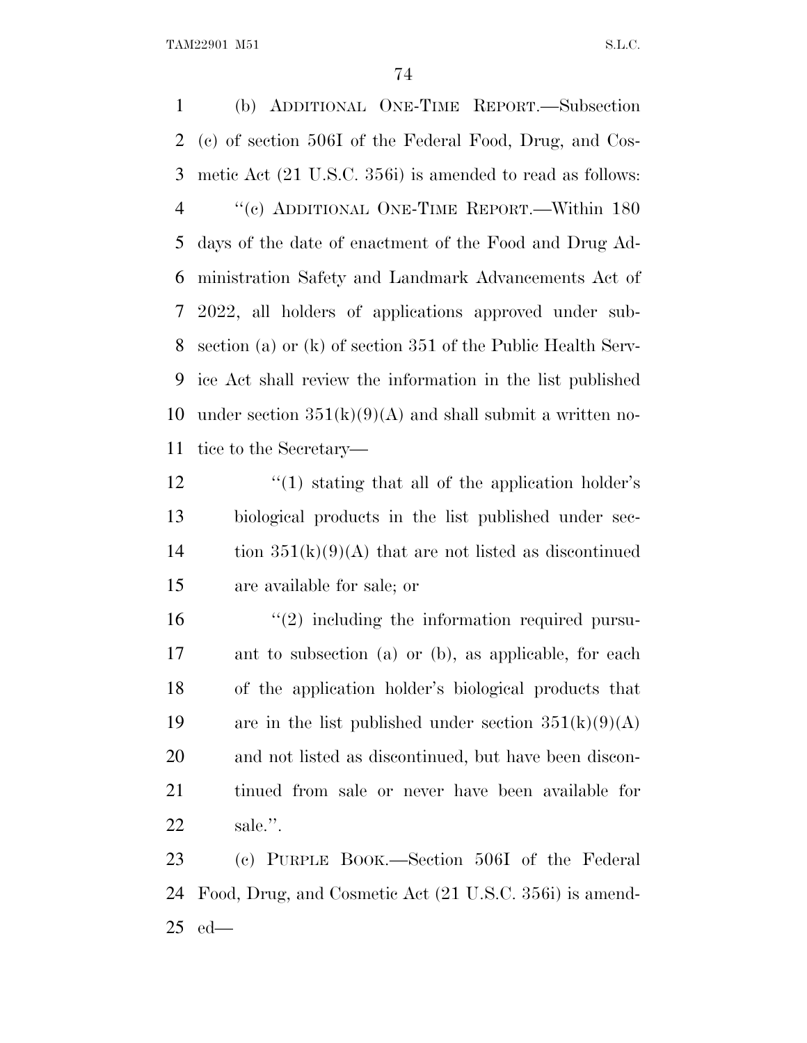(b) ADDITIONAL ONE-TIME REPORT.—Subsection (c) of section 506I of the Federal Food, Drug, and Cosmetic Act (21 U.S.C. 356i) is amended to read as follows:

"(c) ADDITIONAL ONE-TIME REPORT.—Within 180 days of the date of enactment of the Food and Drug Administration Safety and Landmark Advancements Act of 2022, all holders of applications approved under subsection (a) or (k) of section 351 of the Public Health Service Act shall review the information in the list published under section 351(k)(9)(A) and shall submit a written notice to the Secretary—

"(1) stating that all of the application holder's biological products in the list published under section 351(k)(9)(A) that are not listed as discontinued are available for sale; or

"(2) including the information required pursuant to subsection (a) or (b), as applicable, for each of the application holder's biological products that are in the list published under section 351(k)(9)(A) and not listed as discontinued, but have been discontinued from sale or never have been available for sale.".

(c) PURPLE BOOK.—Section 506I of the Federal Food, Drug, and Cosmetic Act (21 U.S.C. 356i) is amended—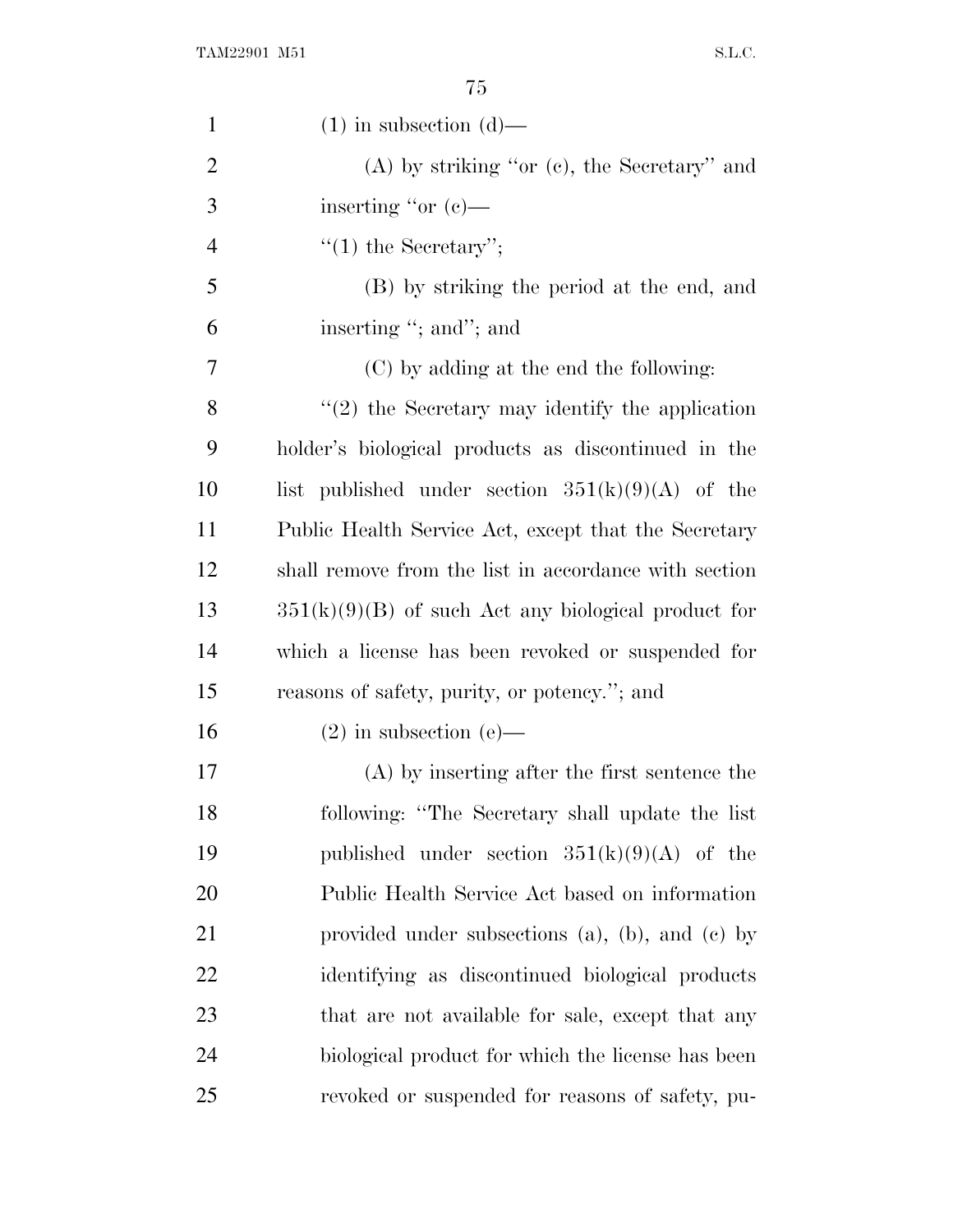(1) in subsection (d)—

(A) by striking "or (c), the Secretary" and inserting "or (c)—

"(1) the Secretary";

(B) by striking the period at the end, and inserting "; and"; and

(C) by adding at the end the following:

"(2) the Secretary may identify the application holder's biological products as discontinued in the list published under section 351(k)(9)(A) of the Public Health Service Act, except that the Secretary shall remove from the list in accordance with section 351(k)(9)(B) of such Act any biological product for which a license has been revoked or suspended for reasons of safety, purity, or potency."; and

(2) in subsection (e)—

(A) by inserting after the first sentence the following: "The Secretary shall update the list published under section 351(k)(9)(A) of the Public Health Service Act based on information provided under subsections (a), (b), and (c) by identifying as discontinued biological products that are not available for sale, except that any biological product for which the license has been revoked or suspended for reasons of safety, pu-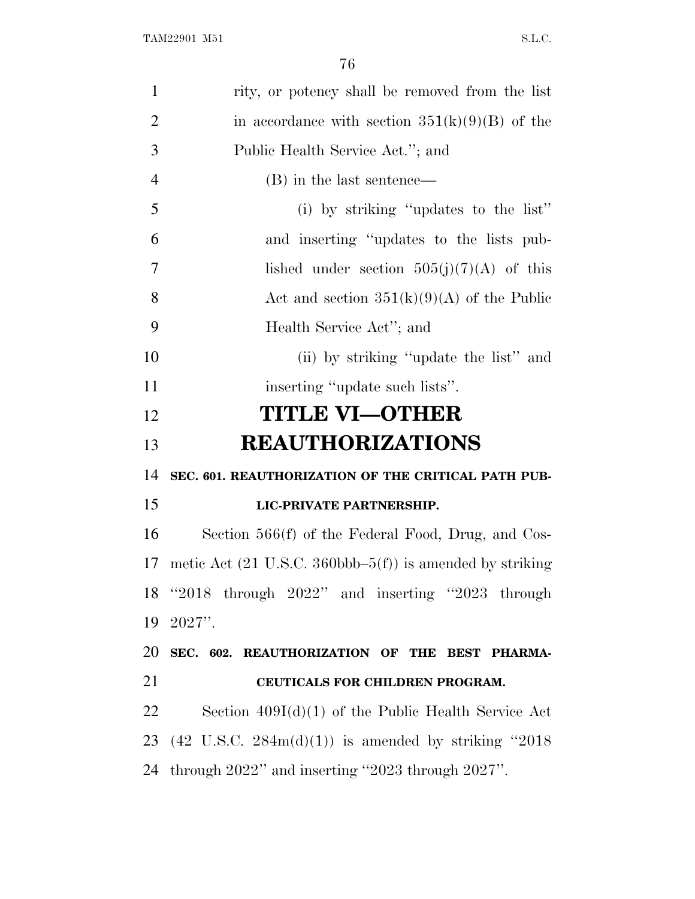rity, or potency shall be removed from the list in accordance with section 351(k)(9)(B) of the Public Health Service Act.''; and

(B) in the last sentence—

(i) by striking ''updates to the list'' and inserting ''updates to the lists published under section 505(j)(7)(A) of this Act and section 351(k)(9)(A) of the Public Health Service Act''; and

(ii) by striking ''update the list'' and inserting ''update such lists''.

# TITLE VI—OTHER REAUTHORIZATIONS

**SEC. 601. REAUTHORIZATION OF THE CRITICAL PATH PUBLIC-PRIVATE PARTNERSHIP.**

Section 566(f) of the Federal Food, Drug, and Cosmetic Act (21 U.S.C. 360bbb–5(f)) is amended by striking ''2018 through 2022'' and inserting ''2023 through 2027''.

**SEC. 602. REAUTHORIZATION OF THE BEST PHARMACEUTICALS FOR CHILDREN PROGRAM.**

Section 409I(d)(1) of the Public Health Service Act (42 U.S.C. 284m(d)(1)) is amended by striking ''2018 through 2022'' and inserting ''2023 through 2027''.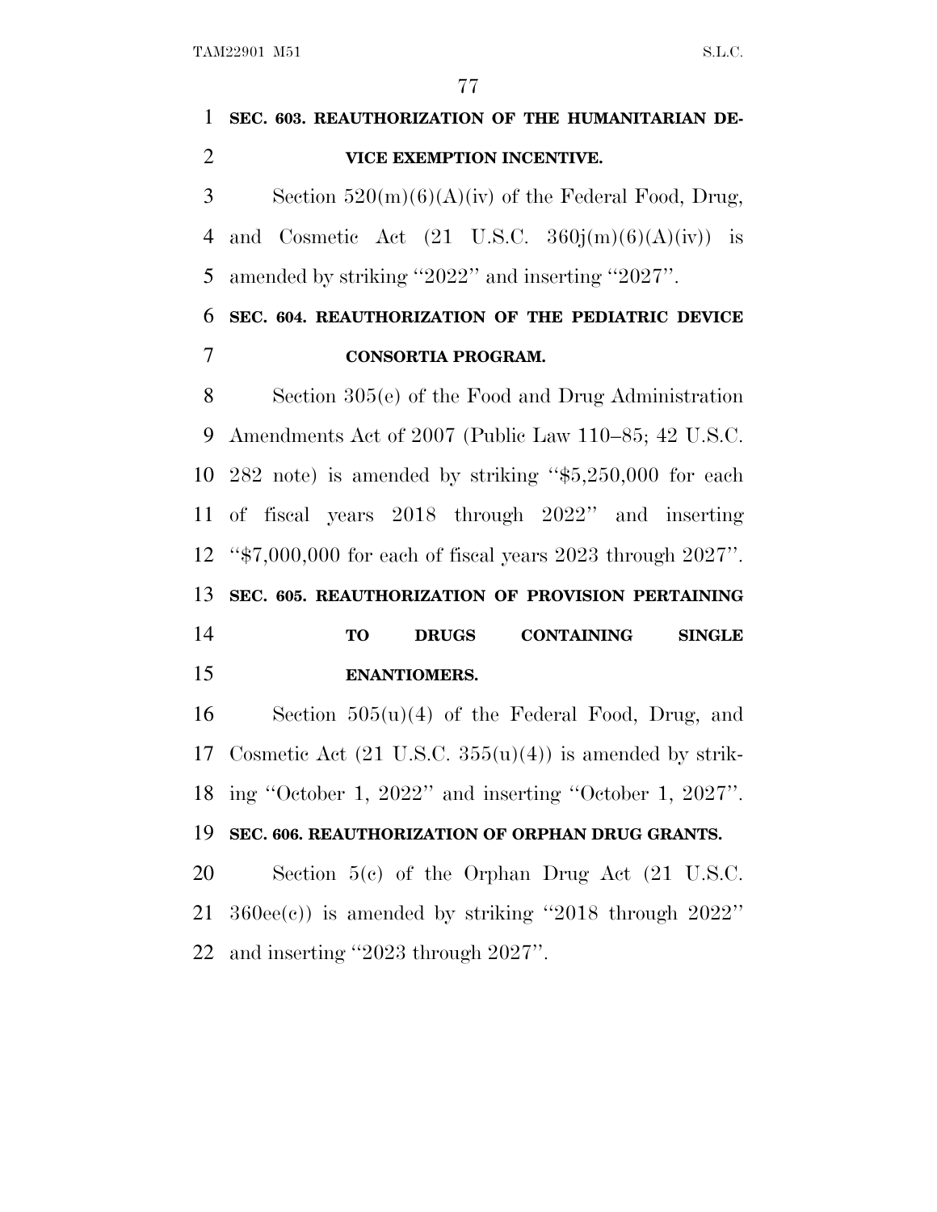**SEC. 603. REAUTHORIZATION OF THE HUMANITARIAN DEVICE EXEMPTION INCENTIVE.**

Section 520(m)(6)(A)(iv) of the Federal Food, Drug, and Cosmetic Act (21 U.S.C. 360j(m)(6)(A)(iv)) is amended by striking "2022" and inserting "2027".

**SEC. 604. REAUTHORIZATION OF THE PEDIATRIC DEVICE CONSORTIA PROGRAM.**

Section 305(e) of the Food and Drug Administration Amendments Act of 2007 (Public Law 110–85; 42 U.S.C. 282 note) is amended by striking "$5,250,000 for each of fiscal years 2018 through 2022" and inserting "$7,000,000 for each of fiscal years 2023 through 2027".

**SEC. 605. REAUTHORIZATION OF PROVISION PERTAINING TO DRUGS CONTAINING SINGLE ENANTIOMERS.**

Section 505(u)(4) of the Federal Food, Drug, and Cosmetic Act (21 U.S.C. 355(u)(4)) is amended by striking "October 1, 2022" and inserting "October 1, 2027".

**SEC. 606. REAUTHORIZATION OF ORPHAN DRUG GRANTS.**

Section 5(c) of the Orphan Drug Act (21 U.S.C. 360ee(c)) is amended by striking "2018 through 2022" and inserting "2023 through 2027".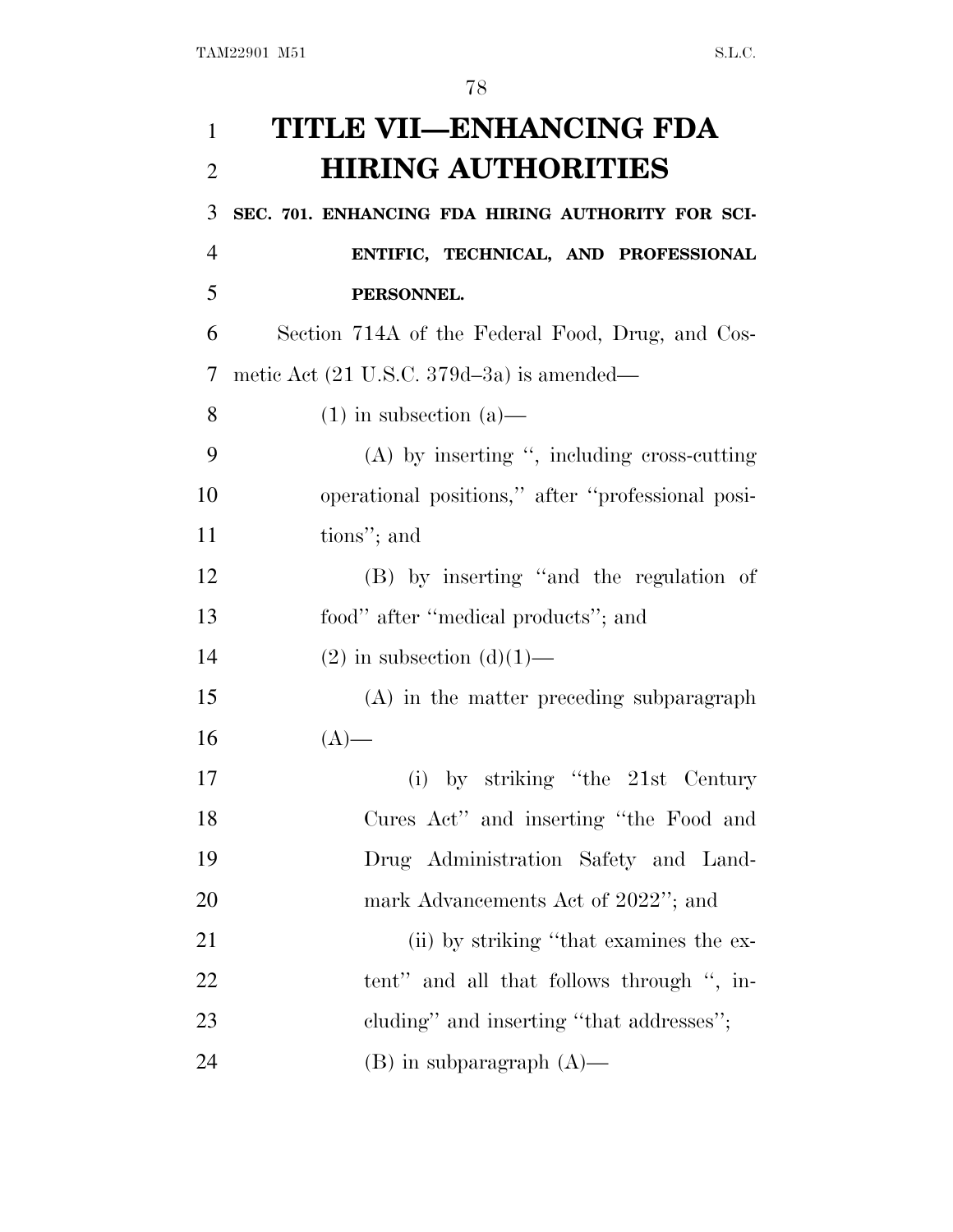# TITLE VII—ENHANCING FDA HIRING AUTHORITIES

## SEC. 701. ENHANCING FDA HIRING AUTHORITY FOR SCIENTIFIC, TECHNICAL, AND PROFESSIONAL PERSONNEL.

Section 714A of the Federal Food, Drug, and Cosmetic Act (21 U.S.C. 379d–3a) is amended—

(1) in subsection (a)—

(A) by inserting ", including cross-cutting operational positions," after "professional positions"; and

(B) by inserting "and the regulation of food" after "medical products"; and

(2) in subsection (d)(1)—

(A) in the matter preceding subparagraph (A)—

(i) by striking "the 21st Century Cures Act" and inserting "the Food and Drug Administration Safety and Landmark Advancements Act of 2022"; and

(ii) by striking "that examines the extent" and all that follows through ", including" and inserting "that addresses";

(B) in subparagraph (A)—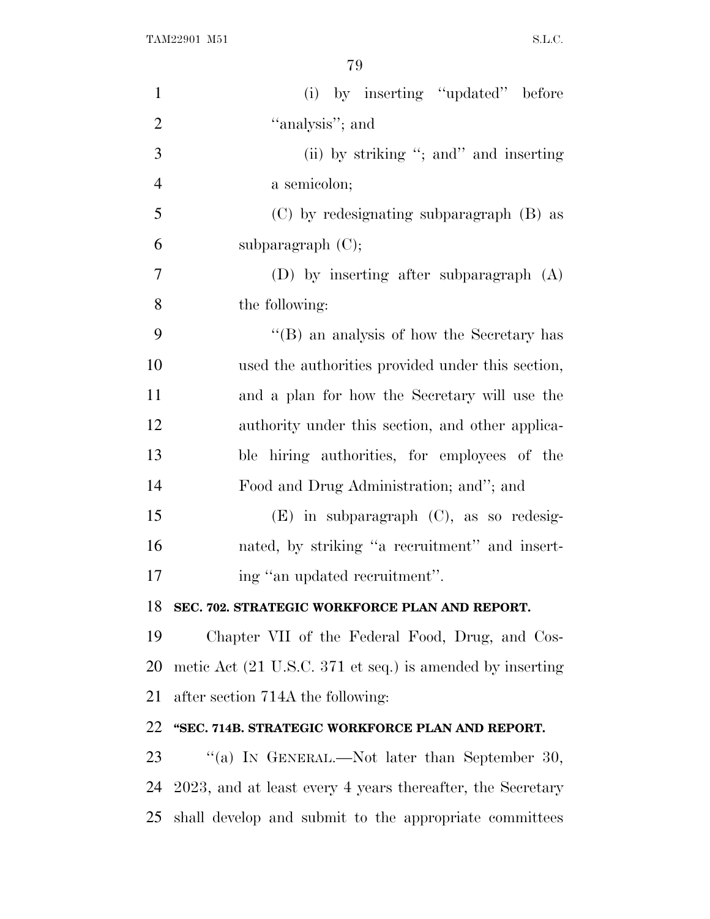(i) by inserting ''updated'' before ''analysis''; and

(ii) by striking ''; and'' and inserting a semicolon;

(C) by redesignating subparagraph (B) as subparagraph (C);

(D) by inserting after subparagraph (A) the following:

''(B) an analysis of how the Secretary has used the authorities provided under this section, and a plan for how the Secretary will use the authority under this section, and other applicable hiring authorities, for employees of the Food and Drug Administration; and''; and

(E) in subparagraph (C), as so redesignated, by striking ''a recruitment'' and inserting ''an updated recruitment''.

**SEC. 702. STRATEGIC WORKFORCE PLAN AND REPORT.**

Chapter VII of the Federal Food, Drug, and Cosmetic Act (21 U.S.C. 371 et seq.) is amended by inserting after section 714A the following:

**''SEC. 714B. STRATEGIC WORKFORCE PLAN AND REPORT.**

''(a) IN GENERAL.—Not later than September 30, 2023, and at least every 4 years thereafter, the Secretary shall develop and submit to the appropriate committees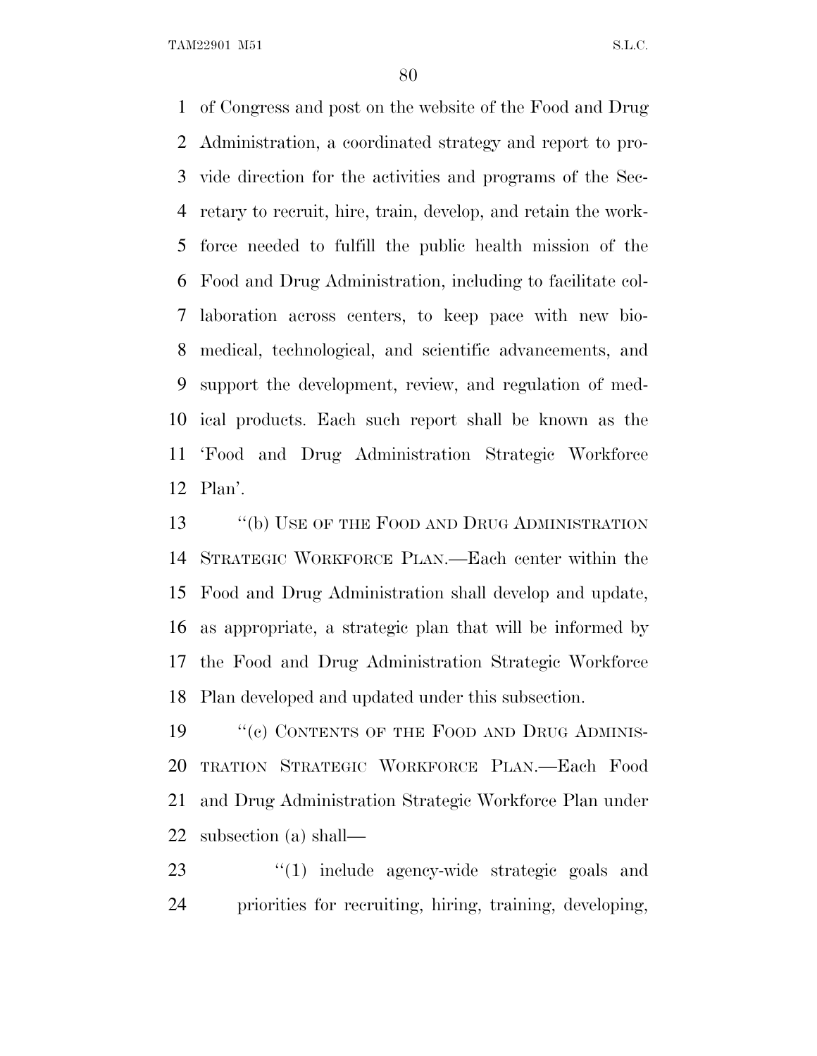of Congress and post on the website of the Food and Drug Administration, a coordinated strategy and report to provide direction for the activities and programs of the Secretary to recruit, hire, train, develop, and retain the workforce needed to fulfill the public health mission of the Food and Drug Administration, including to facilitate collaboration across centers, to keep pace with new biomedical, technological, and scientific advancements, and support the development, review, and regulation of medical products. Each such report shall be known as the 'Food and Drug Administration Strategic Workforce Plan'.

''(b) USE OF THE FOOD AND DRUG ADMINISTRATION STRATEGIC WORKFORCE PLAN.—Each center within the Food and Drug Administration shall develop and update, as appropriate, a strategic plan that will be informed by the Food and Drug Administration Strategic Workforce Plan developed and updated under this subsection.

''(c) CONTENTS OF THE FOOD AND DRUG ADMINISTRATION STRATEGIC WORKFORCE PLAN.—Each Food and Drug Administration Strategic Workforce Plan under subsection (a) shall—

''(1) include agency-wide strategic goals and priorities for recruiting, hiring, training, developing,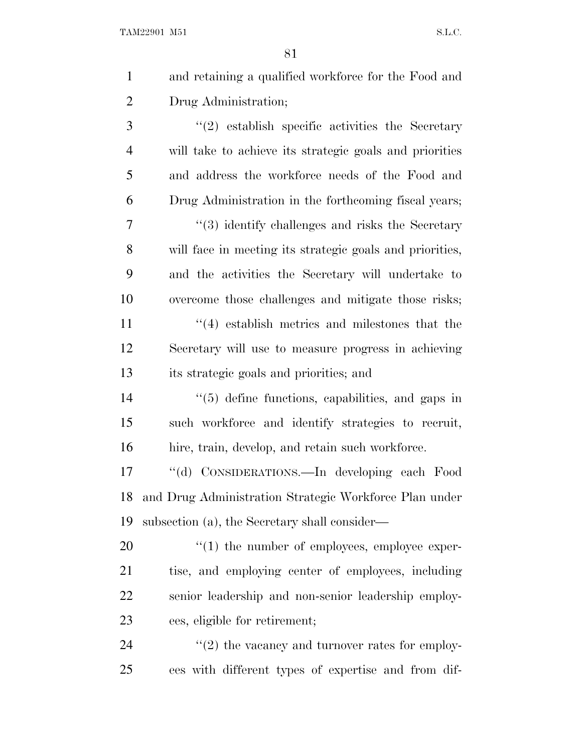and retaining a qualified workforce for the Food and Drug Administration;

''(2) establish specific activities the Secretary will take to achieve its strategic goals and priorities and address the workforce needs of the Food and Drug Administration in the forthcoming fiscal years;

''(3) identify challenges and risks the Secretary will face in meeting its strategic goals and priorities, and the activities the Secretary will undertake to overcome those challenges and mitigate those risks;

''(4) establish metrics and milestones that the Secretary will use to measure progress in achieving its strategic goals and priorities; and

''(5) define functions, capabilities, and gaps in such workforce and identify strategies to recruit, hire, train, develop, and retain such workforce.

''(d) CONSIDERATIONS.—In developing each Food and Drug Administration Strategic Workforce Plan under subsection (a), the Secretary shall consider—

''(1) the number of employees, employee expertise, and employing center of employees, including senior leadership and non-senior leadership employees, eligible for retirement;

''(2) the vacancy and turnover rates for employees with different types of expertise and from dif-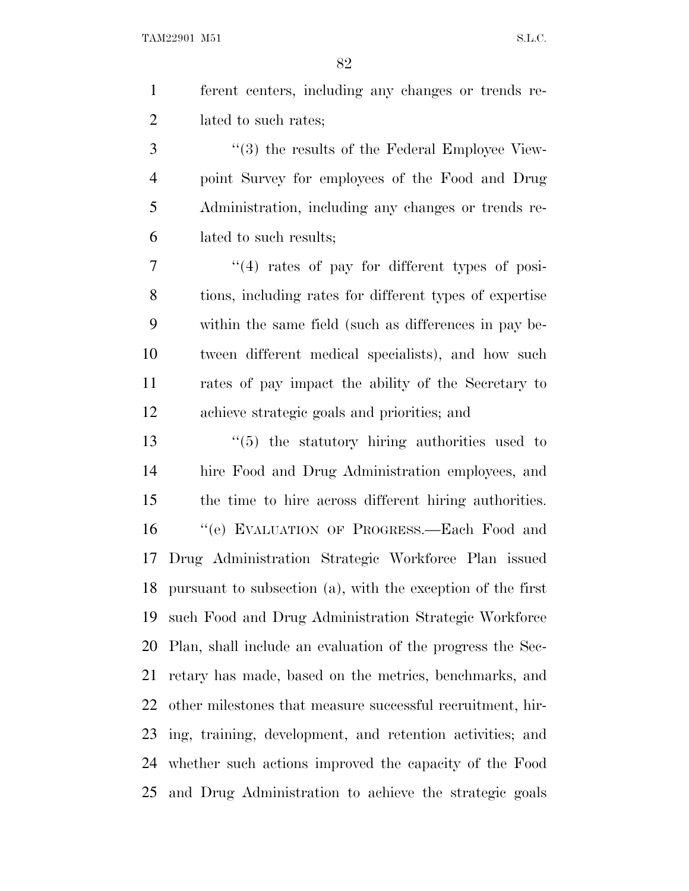ferent centers, including any changes or trends related to such rates;

"(3) the results of the Federal Employee Viewpoint Survey for employees of the Food and Drug Administration, including any changes or trends related to such results;

"(4) rates of pay for different types of positions, including rates for different types of expertise within the same field (such as differences in pay between different medical specialists), and how such rates of pay impact the ability of the Secretary to achieve strategic goals and priorities; and

"(5) the statutory hiring authorities used to hire Food and Drug Administration employees, and the time to hire across different hiring authorities.

"(e) EVALUATION OF PROGRESS.—Each Food and Drug Administration Strategic Workforce Plan issued pursuant to subsection (a), with the exception of the first such Food and Drug Administration Strategic Workforce Plan, shall include an evaluation of the progress the Secretary has made, based on the metrics, benchmarks, and other milestones that measure successful recruitment, hiring, training, development, and retention activities; and whether such actions improved the capacity of the Food and Drug Administration to achieve the strategic goals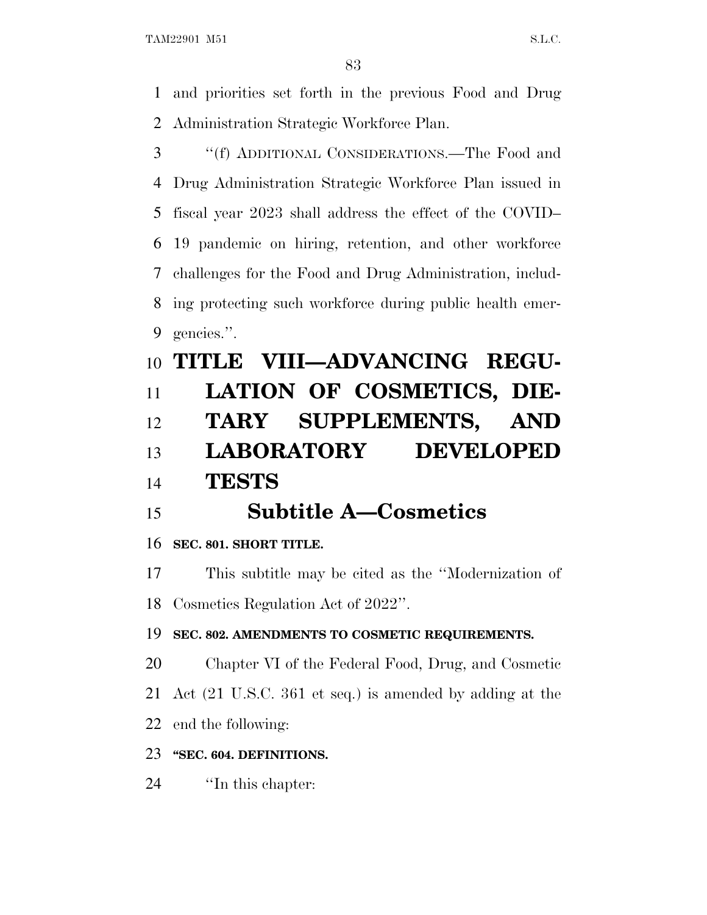and priorities set forth in the previous Food and Drug Administration Strategic Workforce Plan.

''(f) ADDITIONAL CONSIDERATIONS.—The Food and Drug Administration Strategic Workforce Plan issued in fiscal year 2023 shall address the effect of the COVID–19 pandemic on hiring, retention, and other workforce challenges for the Food and Drug Administration, including protecting such workforce during public health emergencies.''.

# TITLE VIII—ADVANCING REGULATION OF COSMETICS, DIETARY SUPPLEMENTS, AND LABORATORY DEVELOPED TESTS

## Subtitle A—Cosmetics

**SEC. 801. SHORT TITLE.**

This subtitle may be cited as the ''Modernization of Cosmetics Regulation Act of 2022''.

**SEC. 802. AMENDMENTS TO COSMETIC REQUIREMENTS.**

Chapter VI of the Federal Food, Drug, and Cosmetic Act (21 U.S.C. 361 et seq.) is amended by adding at the end the following:

**''SEC. 604. DEFINITIONS.**

''In this chapter: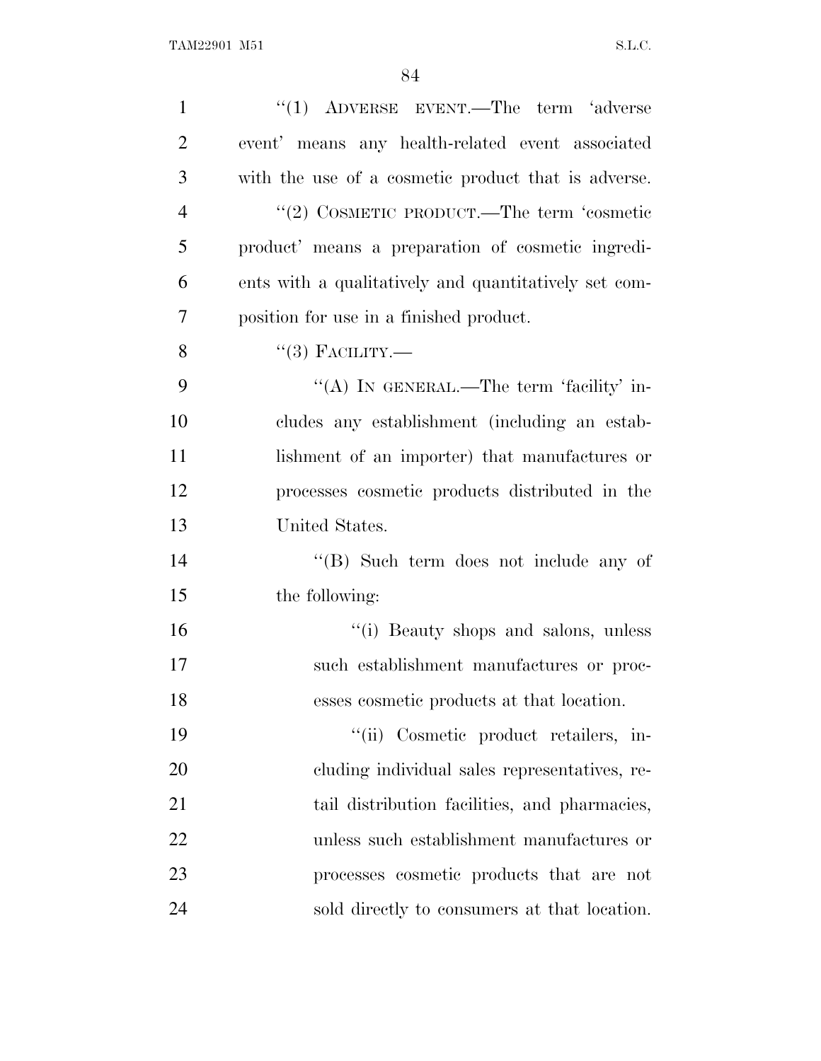"(1) ADVERSE EVENT.—The term 'adverse event' means any health-related event associated with the use of a cosmetic product that is adverse.

"(2) COSMETIC PRODUCT.—The term 'cosmetic product' means a preparation of cosmetic ingredients with a qualitatively and quantitatively set composition for use in a finished product.

"(3) FACILITY.—

"(A) IN GENERAL.—The term 'facility' includes any establishment (including an establishment of an importer) that manufactures or processes cosmetic products distributed in the United States.

"(B) Such term does not include any of the following:

"(i) Beauty shops and salons, unless such establishment manufactures or processes cosmetic products at that location.

"(ii) Cosmetic product retailers, including individual sales representatives, retail distribution facilities, and pharmacies, unless such establishment manufactures or processes cosmetic products that are not sold directly to consumers at that location.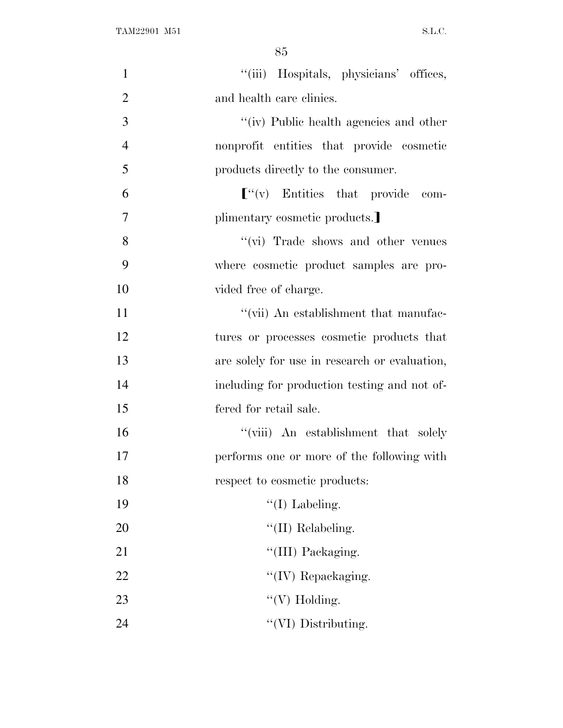''(iii) Hospitals, physicians' offices, and health care clinics.

''(iv) Public health agencies and other nonprofit entities that provide cosmetic products directly to the consumer.

[''(v) Entities that provide complimentary cosmetic products.]

''(vi) Trade shows and other venues where cosmetic product samples are provided free of charge.

''(vii) An establishment that manufactures or processes cosmetic products that are solely for use in research or evaluation, including for production testing and not offered for retail sale.

''(viii) An establishment that solely performs one or more of the following with respect to cosmetic products:

''(I) Labeling.

''(II) Relabeling.

''(III) Packaging.

''(IV) Repackaging.

''(V) Holding.

''(VI) Distributing.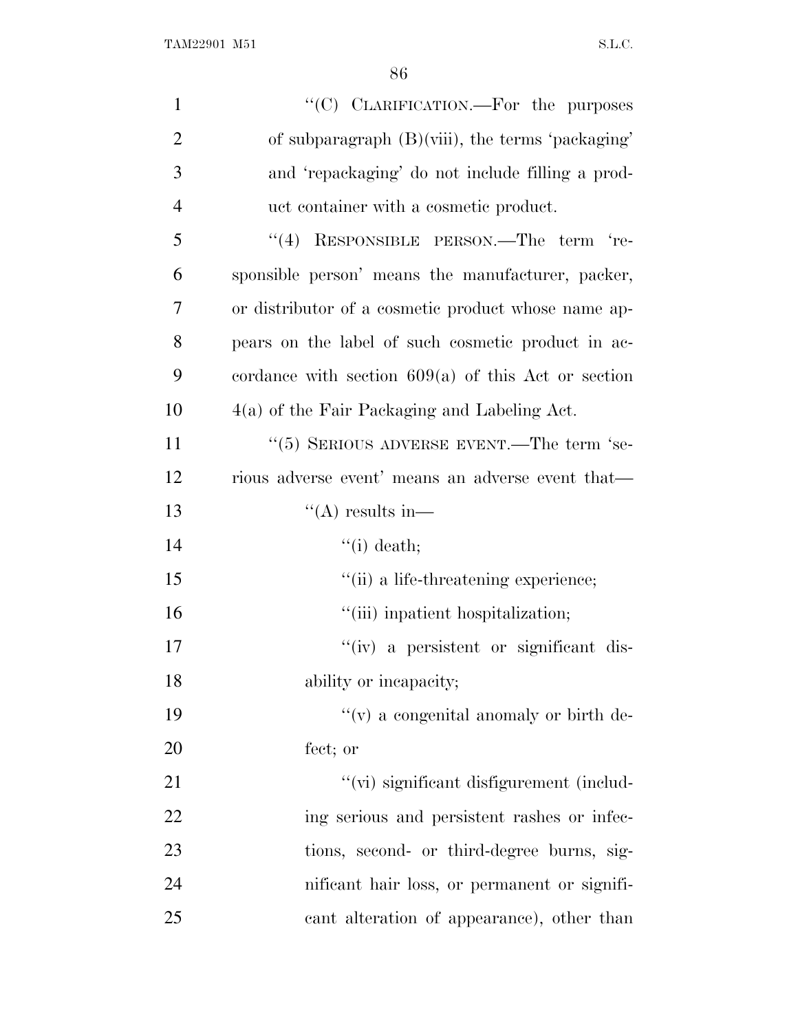"(C) CLARIFICATION.—For the purposes of subparagraph (B)(viii), the terms 'packaging' and 'repackaging' do not include filling a product container with a cosmetic product.

"(4) RESPONSIBLE PERSON.—The term 'responsible person' means the manufacturer, packer, or distributor of a cosmetic product whose name appears on the label of such cosmetic product in accordance with section 609(a) of this Act or section 4(a) of the Fair Packaging and Labeling Act.

"(5) SERIOUS ADVERSE EVENT.—The term 'serious adverse event' means an adverse event that—

"(A) results in—

"(i) death;

"(ii) a life-threatening experience;

"(iii) inpatient hospitalization;

"(iv) a persistent or significant disability or incapacity;

"(v) a congenital anomaly or birth defect; or

"(vi) significant disfigurement (including serious and persistent rashes or infections, second- or third-degree burns, significant hair loss, or permanent or significant alteration of appearance), other than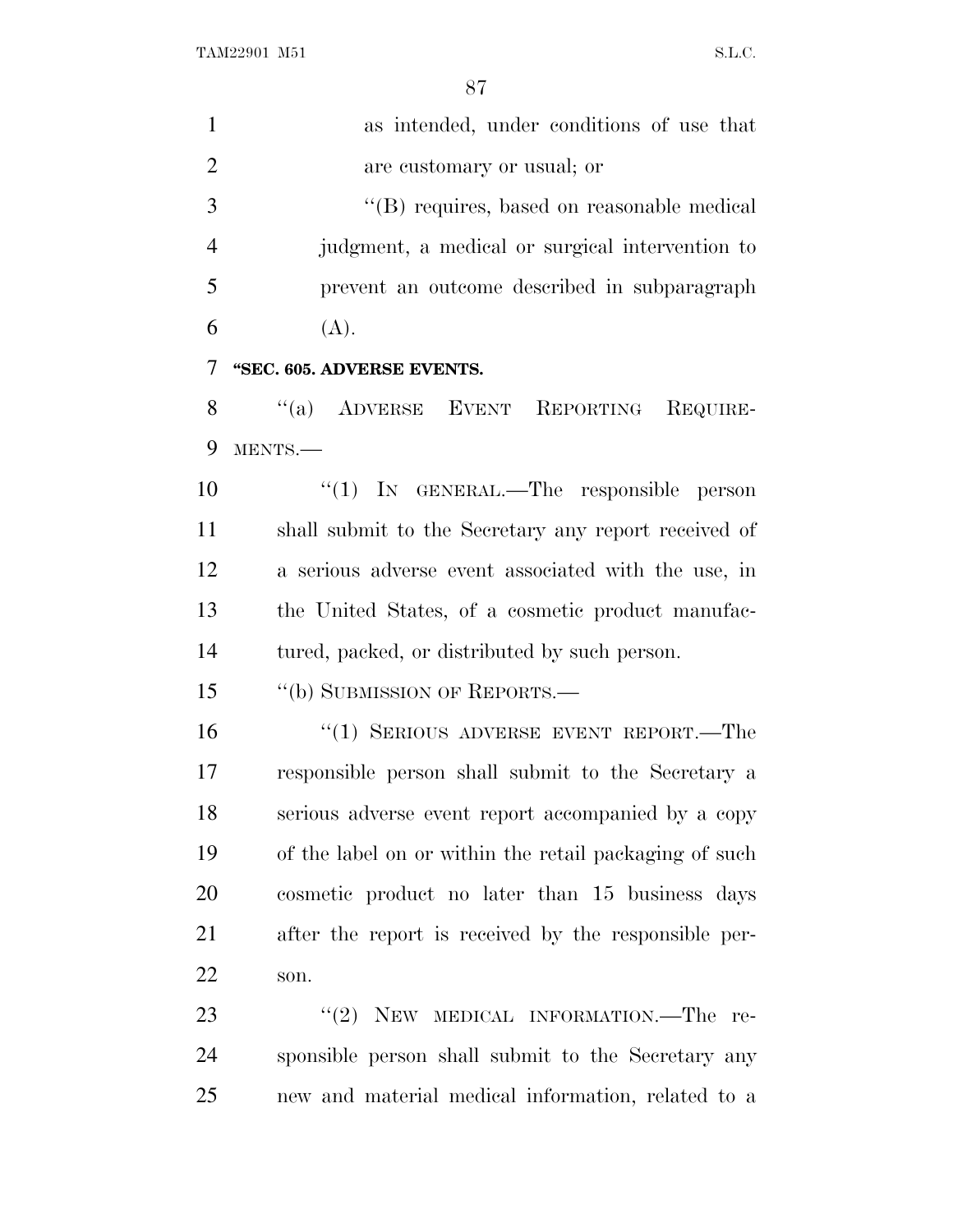as intended, under conditions of use that are customary or usual; or

''(B) requires, based on reasonable medical judgment, a medical or surgical intervention to prevent an outcome described in subparagraph (A).

**''SEC. 605. ADVERSE EVENTS.**

''(a) ADVERSE EVENT REPORTING REQUIREMENTS.—

''(1) IN GENERAL.—The responsible person shall submit to the Secretary any report received of a serious adverse event associated with the use, in the United States, of a cosmetic product manufactured, packed, or distributed by such person.

''(b) SUBMISSION OF REPORTS.—

''(1) SERIOUS ADVERSE EVENT REPORT.—The responsible person shall submit to the Secretary a serious adverse event report accompanied by a copy of the label on or within the retail packaging of such cosmetic product no later than 15 business days after the report is received by the responsible person.

''(2) NEW MEDICAL INFORMATION.—The responsible person shall submit to the Secretary any new and material medical information, related to a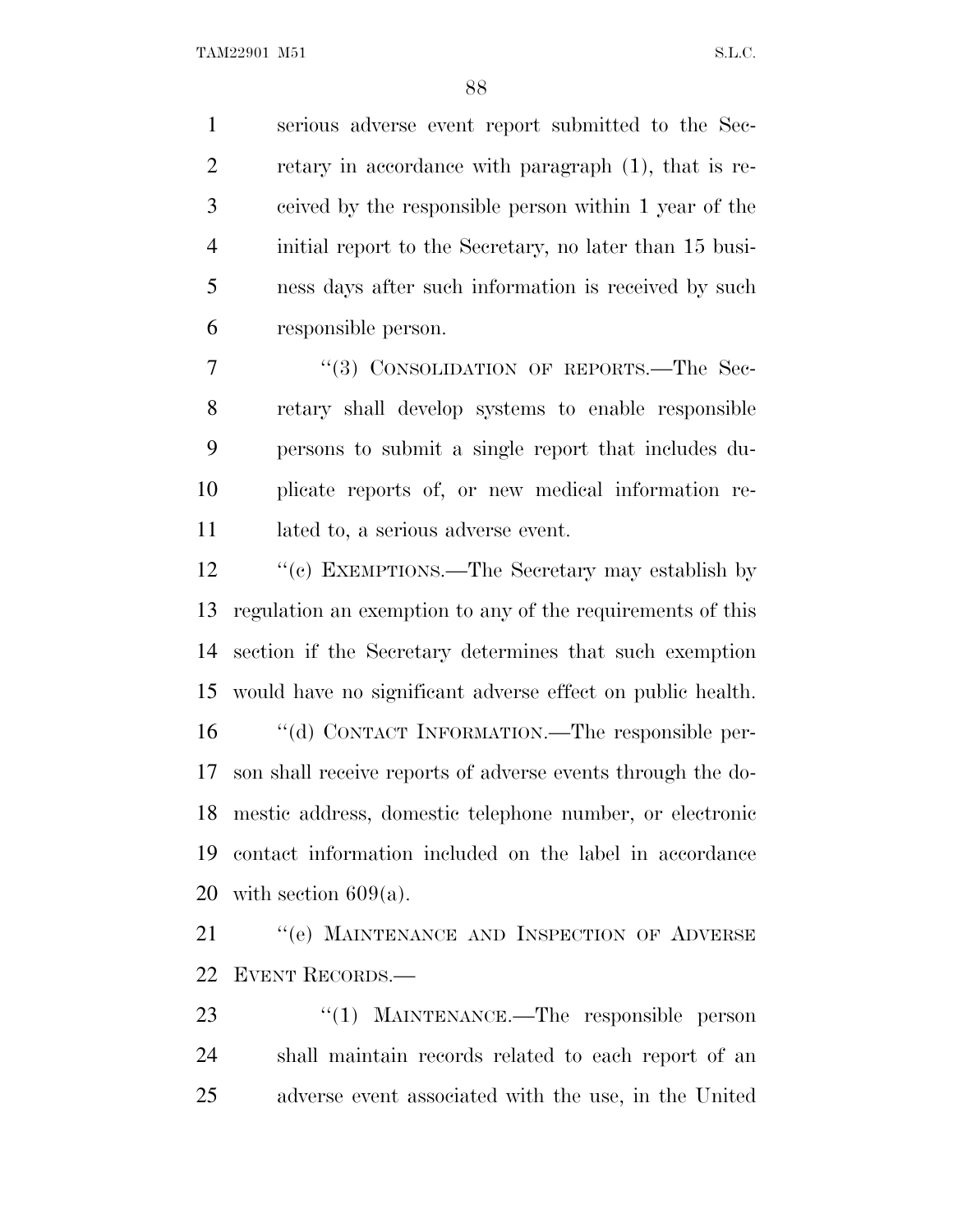serious adverse event report submitted to the Secretary in accordance with paragraph (1), that is received by the responsible person within 1 year of the initial report to the Secretary, no later than 15 business days after such information is received by such responsible person.

"(3) CONSOLIDATION OF REPORTS.—The Secretary shall develop systems to enable responsible persons to submit a single report that includes duplicate reports of, or new medical information related to, a serious adverse event.

"(c) EXEMPTIONS.—The Secretary may establish by regulation an exemption to any of the requirements of this section if the Secretary determines that such exemption would have no significant adverse effect on public health.

"(d) CONTACT INFORMATION.—The responsible person shall receive reports of adverse events through the domestic address, domestic telephone number, or electronic contact information included on the label in accordance with section 609(a).

"(e) MAINTENANCE AND INSPECTION OF ADVERSE EVENT RECORDS.—

"(1) MAINTENANCE.—The responsible person shall maintain records related to each report of an adverse event associated with the use, in the United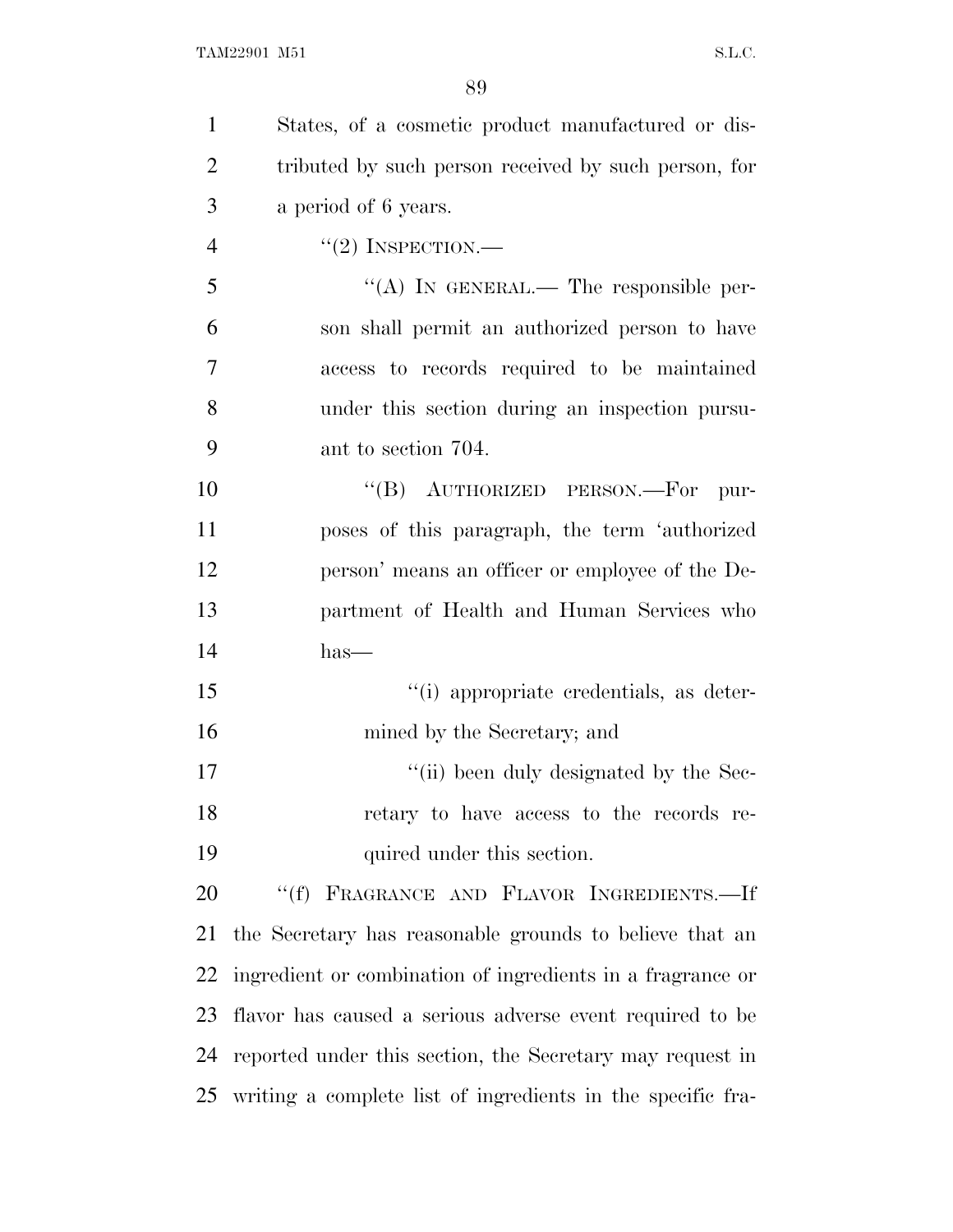States, of a cosmetic product manufactured or distributed by such person received by such person, for a period of 6 years.

"(2) INSPECTION.—

"(A) IN GENERAL.— The responsible person shall permit an authorized person to have access to records required to be maintained under this section during an inspection pursuant to section 704.

"(B) AUTHORIZED PERSON.—For purposes of this paragraph, the term 'authorized person' means an officer or employee of the Department of Health and Human Services who has—

"(i) appropriate credentials, as determined by the Secretary; and

"(ii) been duly designated by the Secretary to have access to the records required under this section.

"(f) FRAGRANCE AND FLAVOR INGREDIENTS.—If the Secretary has reasonable grounds to believe that an ingredient or combination of ingredients in a fragrance or flavor has caused a serious adverse event required to be reported under this section, the Secretary may request in writing a complete list of ingredients in the specific fra-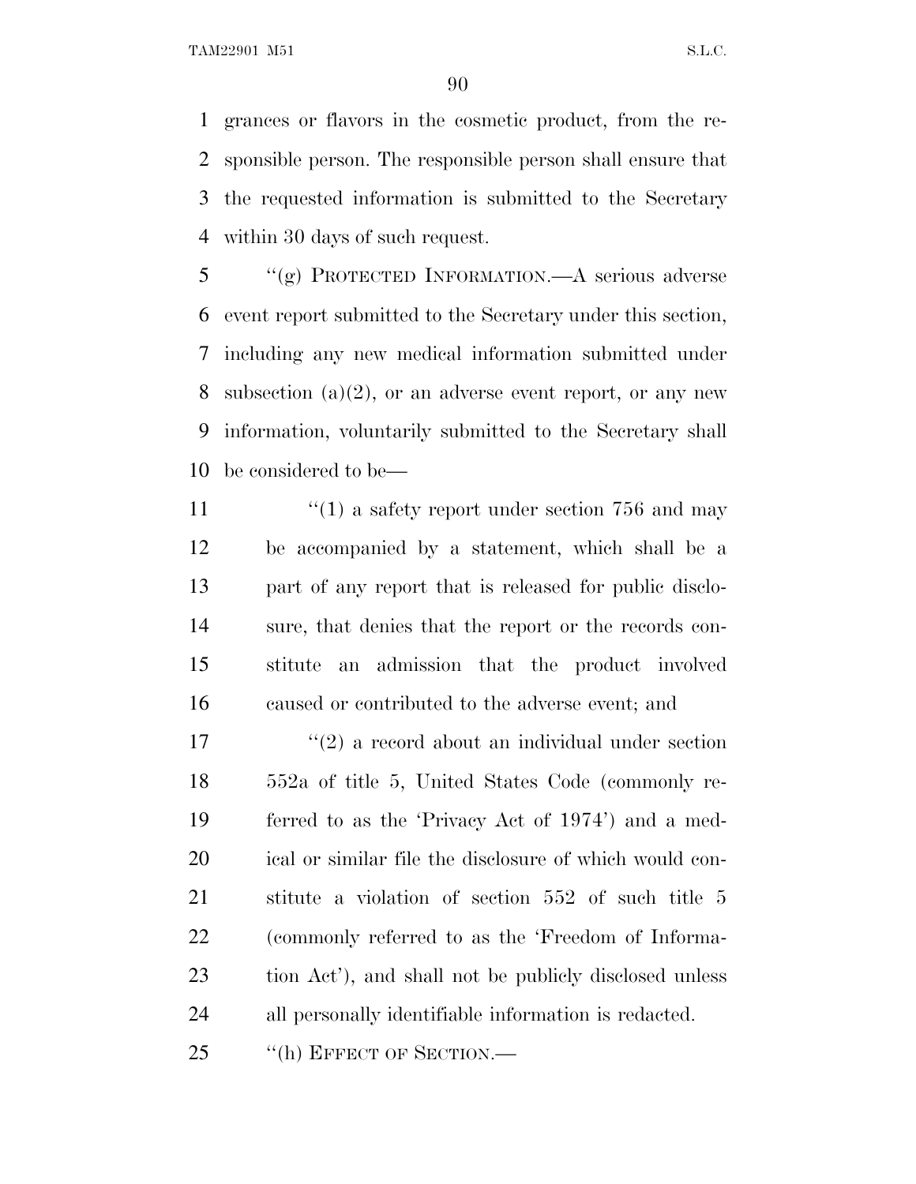grances or flavors in the cosmetic product, from the responsible person. The responsible person shall ensure that the requested information is submitted to the Secretary within 30 days of such request.

"(g) PROTECTED INFORMATION.—A serious adverse event report submitted to the Secretary under this section, including any new medical information submitted under subsection (a)(2), or an adverse event report, or any new information, voluntarily submitted to the Secretary shall be considered to be—

"(1) a safety report under section 756 and may be accompanied by a statement, which shall be a part of any report that is released for public disclosure, that denies that the report or the records constitute an admission that the product involved caused or contributed to the adverse event; and

"(2) a record about an individual under section 552a of title 5, United States Code (commonly referred to as the 'Privacy Act of 1974') and a medical or similar file the disclosure of which would constitute a violation of section 552 of such title 5 (commonly referred to as the 'Freedom of Information Act'), and shall not be publicly disclosed unless all personally identifiable information is redacted.

"(h) EFFECT OF SECTION.—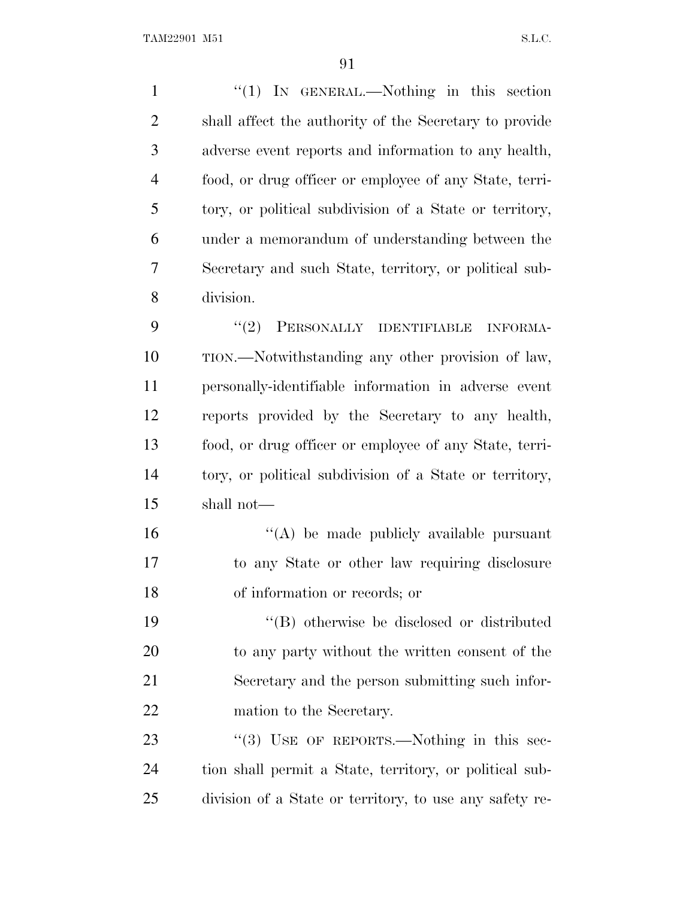"(1) IN GENERAL.—Nothing in this section shall affect the authority of the Secretary to provide adverse event reports and information to any health, food, or drug officer or employee of any State, territory, or political subdivision of a State or territory, under a memorandum of understanding between the Secretary and such State, territory, or political subdivision.

"(2) PERSONALLY IDENTIFIABLE INFORMATION.—Notwithstanding any other provision of law, personally-identifiable information in adverse event reports provided by the Secretary to any health, food, or drug officer or employee of any State, territory, or political subdivision of a State or territory, shall not—

"(A) be made publicly available pursuant to any State or other law requiring disclosure of information or records; or

"(B) otherwise be disclosed or distributed to any party without the written consent of the Secretary and the person submitting such information to the Secretary.

"(3) USE OF REPORTS.—Nothing in this section shall permit a State, territory, or political subdivision of a State or territory, to use any safety re-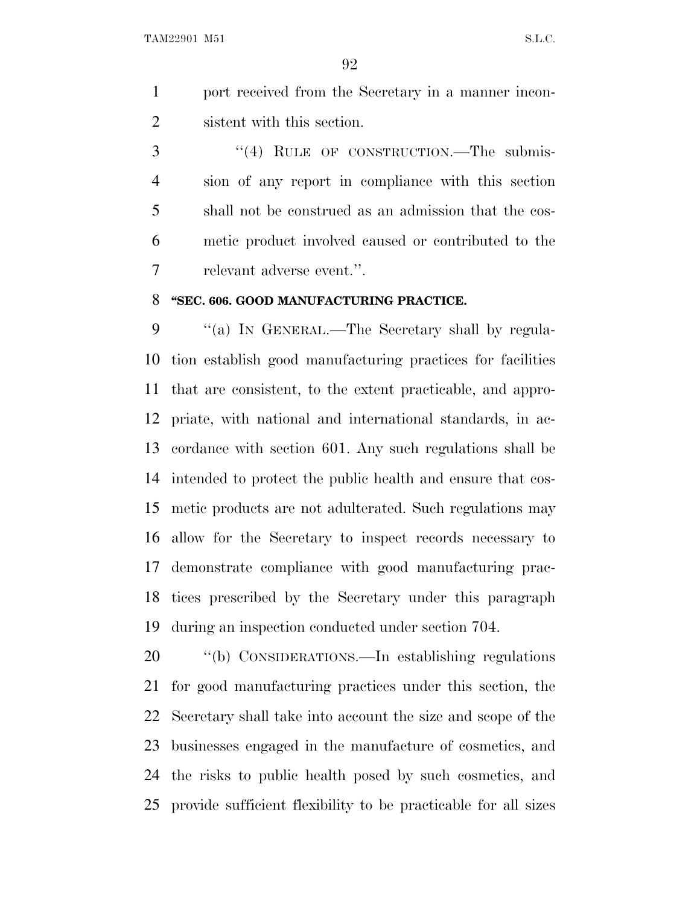port received from the Secretary in a manner inconsistent with this section.

"(4) RULE OF CONSTRUCTION.—The submission of any report in compliance with this section shall not be construed as an admission that the cosmetic product involved caused or contributed to the relevant adverse event.".

**"SEC. 606. GOOD MANUFACTURING PRACTICE.**

"(a) IN GENERAL.—The Secretary shall by regulation establish good manufacturing practices for facilities that are consistent, to the extent practicable, and appropriate, with national and international standards, in accordance with section 601. Any such regulations shall be intended to protect the public health and ensure that cosmetic products are not adulterated. Such regulations may allow for the Secretary to inspect records necessary to demonstrate compliance with good manufacturing practices prescribed by the Secretary under this paragraph during an inspection conducted under section 704.

"(b) CONSIDERATIONS.—In establishing regulations for good manufacturing practices under this section, the Secretary shall take into account the size and scope of the businesses engaged in the manufacture of cosmetics, and the risks to public health posed by such cosmetics, and provide sufficient flexibility to be practicable for all sizes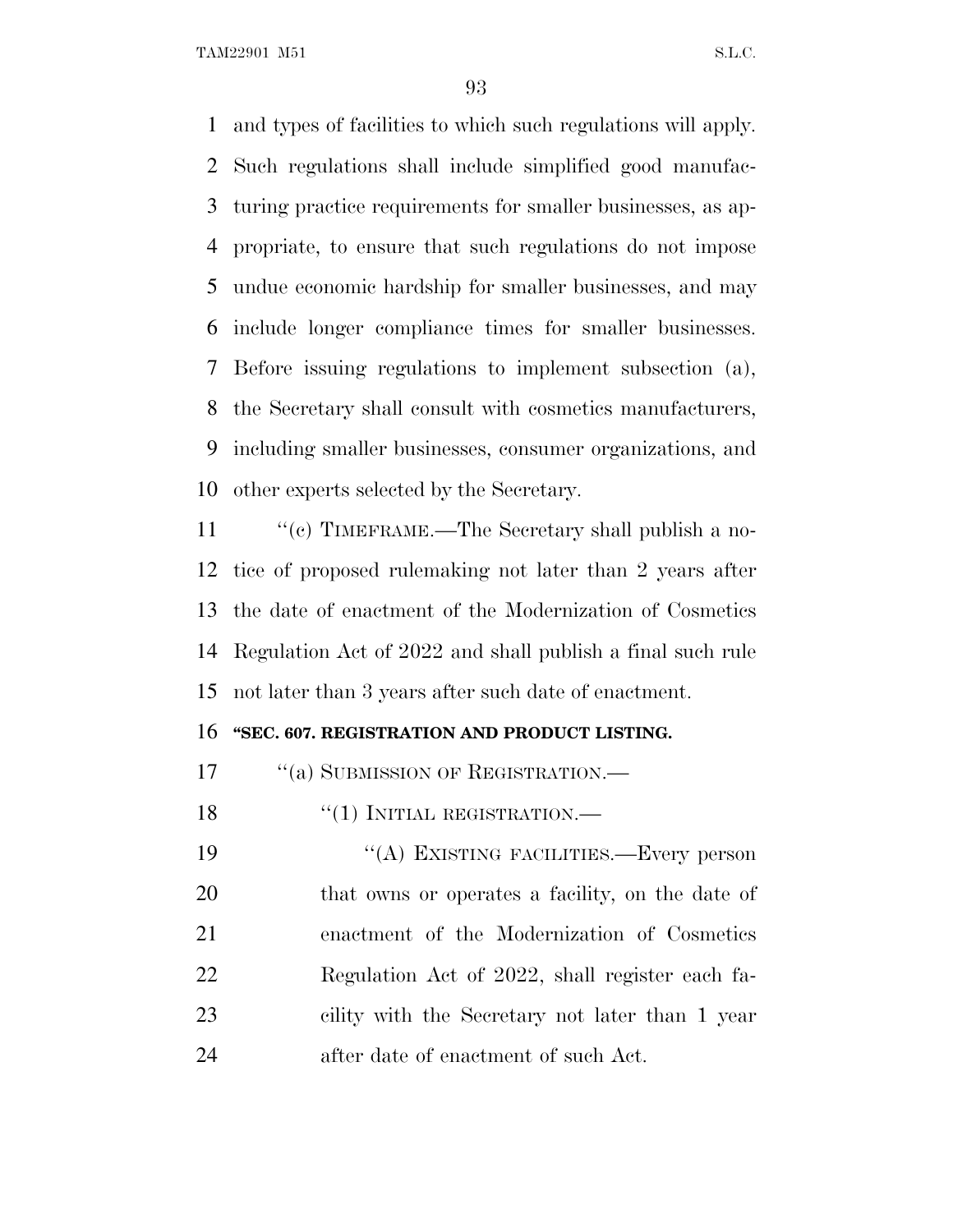and types of facilities to which such regulations will apply. Such regulations shall include simplified good manufacturing practice requirements for smaller businesses, as appropriate, to ensure that such regulations do not impose undue economic hardship for smaller businesses, and may include longer compliance times for smaller businesses. Before issuing regulations to implement subsection (a), the Secretary shall consult with cosmetics manufacturers, including smaller businesses, consumer organizations, and other experts selected by the Secretary.

"(c) TIMEFRAME.—The Secretary shall publish a notice of proposed rulemaking not later than 2 years after the date of enactment of the Modernization of Cosmetics Regulation Act of 2022 and shall publish a final such rule not later than 3 years after such date of enactment.

**"SEC. 607. REGISTRATION AND PRODUCT LISTING.**

"(a) SUBMISSION OF REGISTRATION.—

"(1) INITIAL REGISTRATION.—

"(A) EXISTING FACILITIES.—Every person that owns or operates a facility, on the date of enactment of the Modernization of Cosmetics Regulation Act of 2022, shall register each facility with the Secretary not later than 1 year after date of enactment of such Act.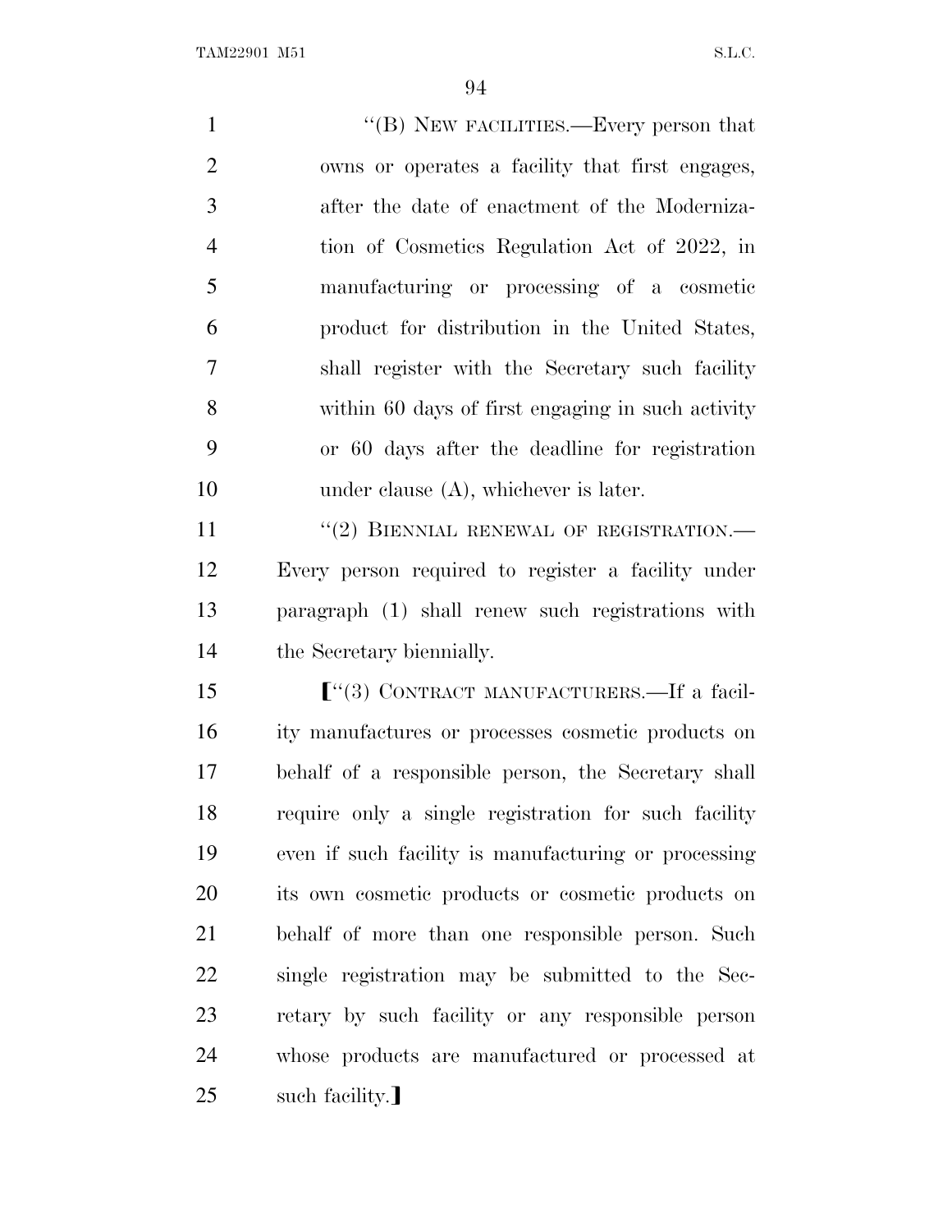"(B) NEW FACILITIES.—Every person that owns or operates a facility that first engages, after the date of enactment of the Modernization of Cosmetics Regulation Act of 2022, in manufacturing or processing of a cosmetic product for distribution in the United States, shall register with the Secretary such facility within 60 days of first engaging in such activity or 60 days after the deadline for registration under clause (A), whichever is later.

"(2) BIENNIAL RENEWAL OF REGISTRATION.— Every person required to register a facility under paragraph (1) shall renew such registrations with the Secretary biennially.

["(3) CONTRACT MANUFACTURERS.—If a facility manufactures or processes cosmetic products on behalf of a responsible person, the Secretary shall require only a single registration for such facility even if such facility is manufacturing or processing its own cosmetic products or cosmetic products on behalf of more than one responsible person. Such single registration may be submitted to the Secretary by such facility or any responsible person whose products are manufactured or processed at such facility.]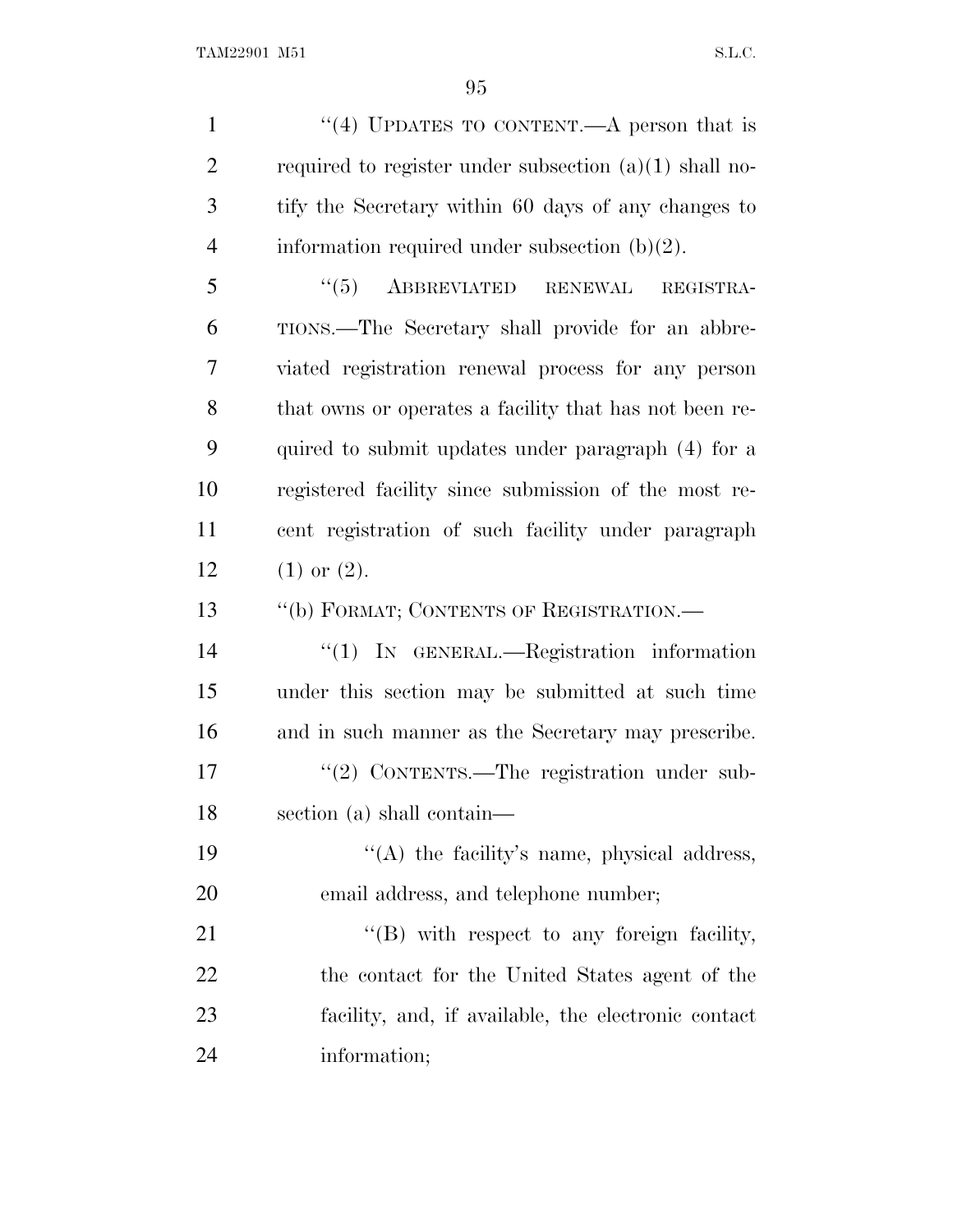"(4) UPDATES TO CONTENT.—A person that is required to register under subsection (a)(1) shall notify the Secretary within 60 days of any changes to information required under subsection (b)(2).

"(5) ABBREVIATED RENEWAL REGISTRATIONS.—The Secretary shall provide for an abbreviated registration renewal process for any person that owns or operates a facility that has not been required to submit updates under paragraph (4) for a registered facility since submission of the most recent registration of such facility under paragraph (1) or (2).

"(b) FORMAT; CONTENTS OF REGISTRATION.—

"(1) IN GENERAL.—Registration information under this section may be submitted at such time and in such manner as the Secretary may prescribe.

"(2) CONTENTS.—The registration under subsection (a) shall contain—

"(A) the facility's name, physical address, email address, and telephone number;

"(B) with respect to any foreign facility, the contact for the United States agent of the facility, and, if available, the electronic contact information;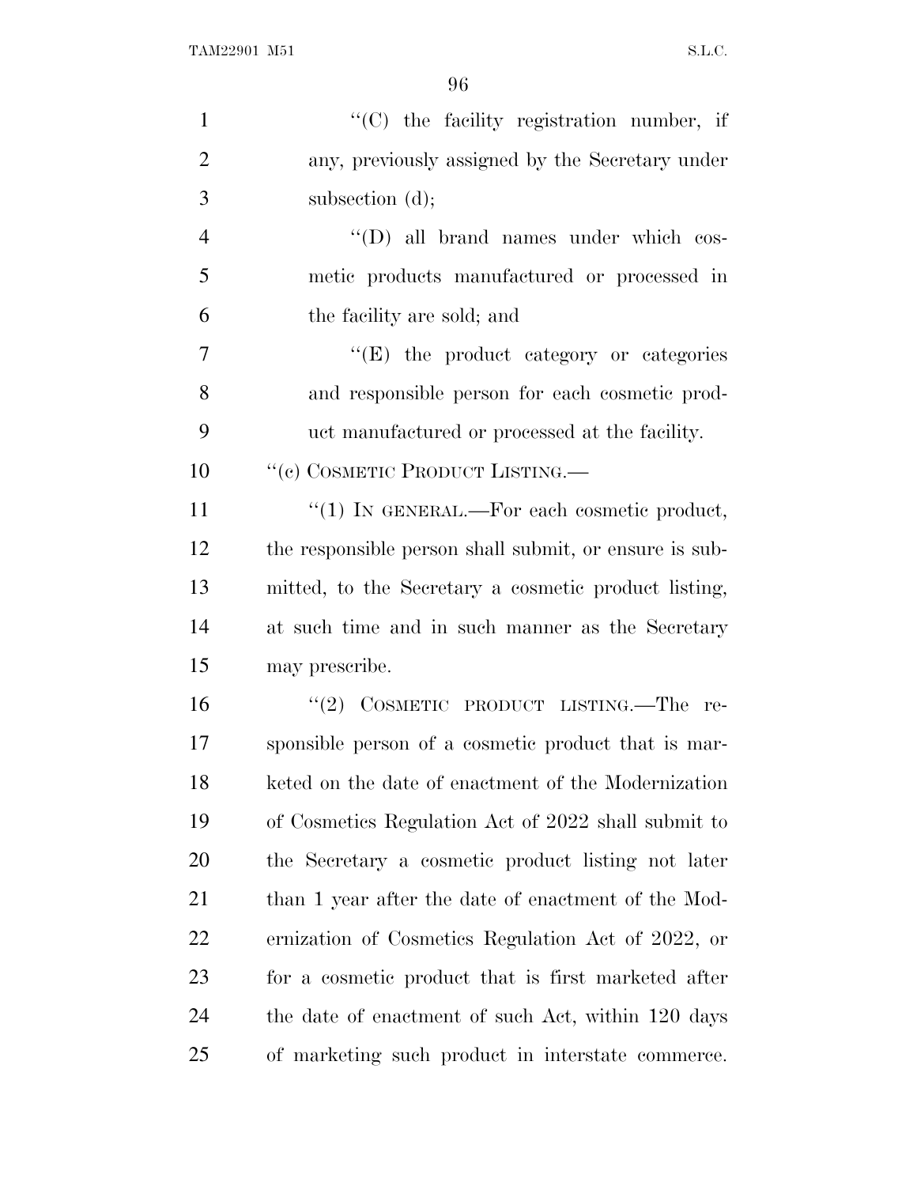''(C) the facility registration number, if any, previously assigned by the Secretary under subsection (d);

''(D) all brand names under which cosmetic products manufactured or processed in the facility are sold; and

''(E) the product category or categories and responsible person for each cosmetic product manufactured or processed at the facility.

''(c) COSMETIC PRODUCT LISTING.—

''(1) IN GENERAL.—For each cosmetic product, the responsible person shall submit, or ensure is submitted, to the Secretary a cosmetic product listing, at such time and in such manner as the Secretary may prescribe.

''(2) COSMETIC PRODUCT LISTING.—The responsible person of a cosmetic product that is marketed on the date of enactment of the Modernization of Cosmetics Regulation Act of 2022 shall submit to the Secretary a cosmetic product listing not later than 1 year after the date of enactment of the Modernization of Cosmetics Regulation Act of 2022, or for a cosmetic product that is first marketed after the date of enactment of such Act, within 120 days of marketing such product in interstate commerce.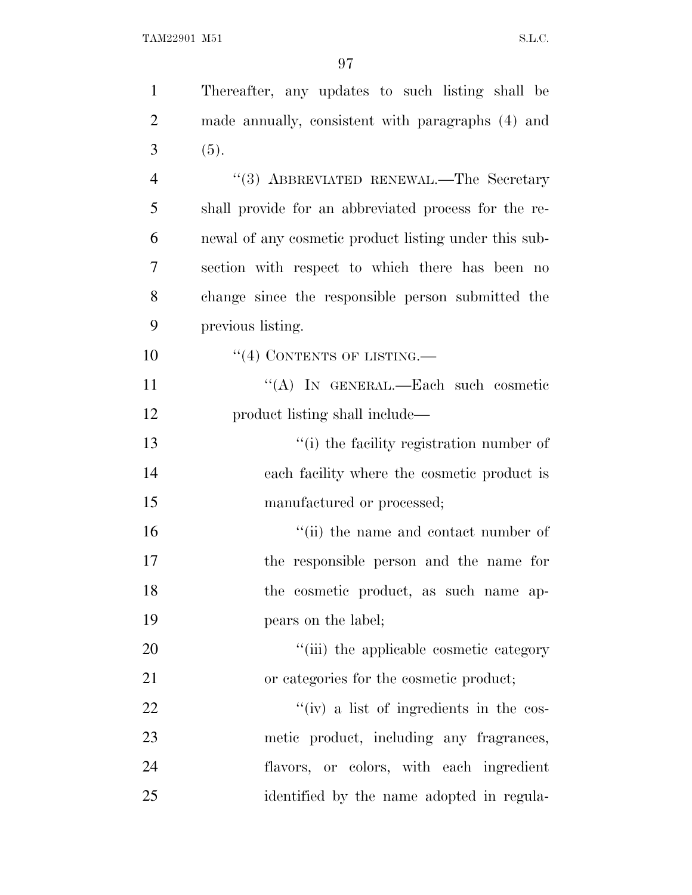Thereafter, any updates to such listing shall be made annually, consistent with paragraphs (4) and (5).

"(3) ABBREVIATED RENEWAL.—The Secretary shall provide for an abbreviated process for the renewal of any cosmetic product listing under this subsection with respect to which there has been no change since the responsible person submitted the previous listing.

"(4) CONTENTS OF LISTING.—

"(A) IN GENERAL.—Each such cosmetic product listing shall include—

"(i) the facility registration number of each facility where the cosmetic product is manufactured or processed;

"(ii) the name and contact number of the responsible person and the name for the cosmetic product, as such name appears on the label;

"(iii) the applicable cosmetic category or categories for the cosmetic product;

"(iv) a list of ingredients in the cosmetic product, including any fragrances, flavors, or colors, with each ingredient identified by the name adopted in regula-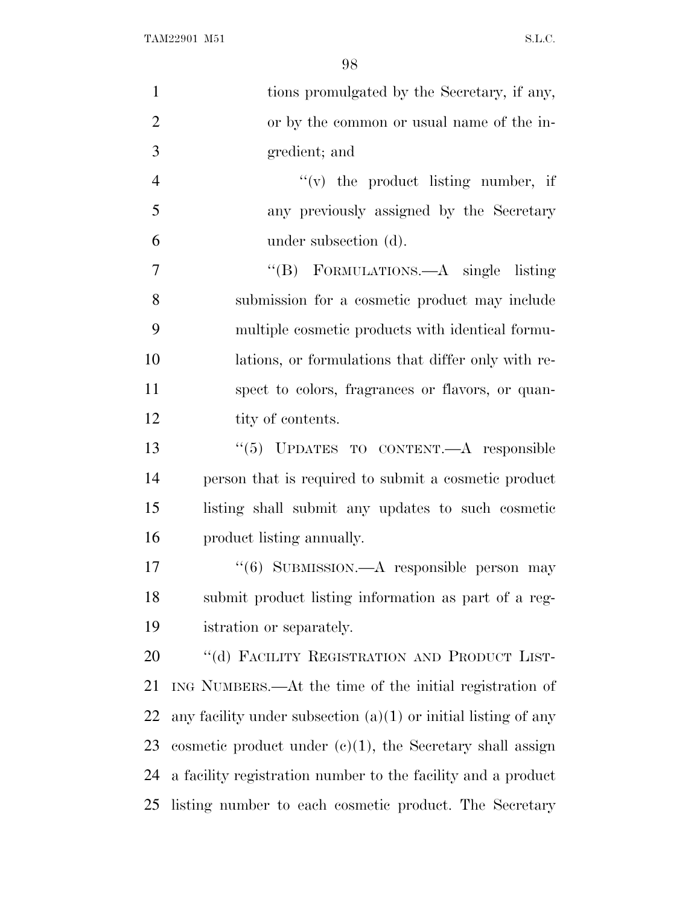tions promulgated by the Secretary, if any, or by the common or usual name of the ingredient; and

''(v) the product listing number, if any previously assigned by the Secretary under subsection (d).

''(B) FORMULATIONS.—A single listing submission for a cosmetic product may include multiple cosmetic products with identical formulations, or formulations that differ only with respect to colors, fragrances or flavors, or quantity of contents.

''(5) UPDATES TO CONTENT.—A responsible person that is required to submit a cosmetic product listing shall submit any updates to such cosmetic product listing annually.

''(6) SUBMISSION.—A responsible person may submit product listing information as part of a registration or separately.

''(d) FACILITY REGISTRATION AND PRODUCT LISTING NUMBERS.—At the time of the initial registration of any facility under subsection (a)(1) or initial listing of any cosmetic product under (c)(1), the Secretary shall assign a facility registration number to the facility and a product listing number to each cosmetic product. The Secretary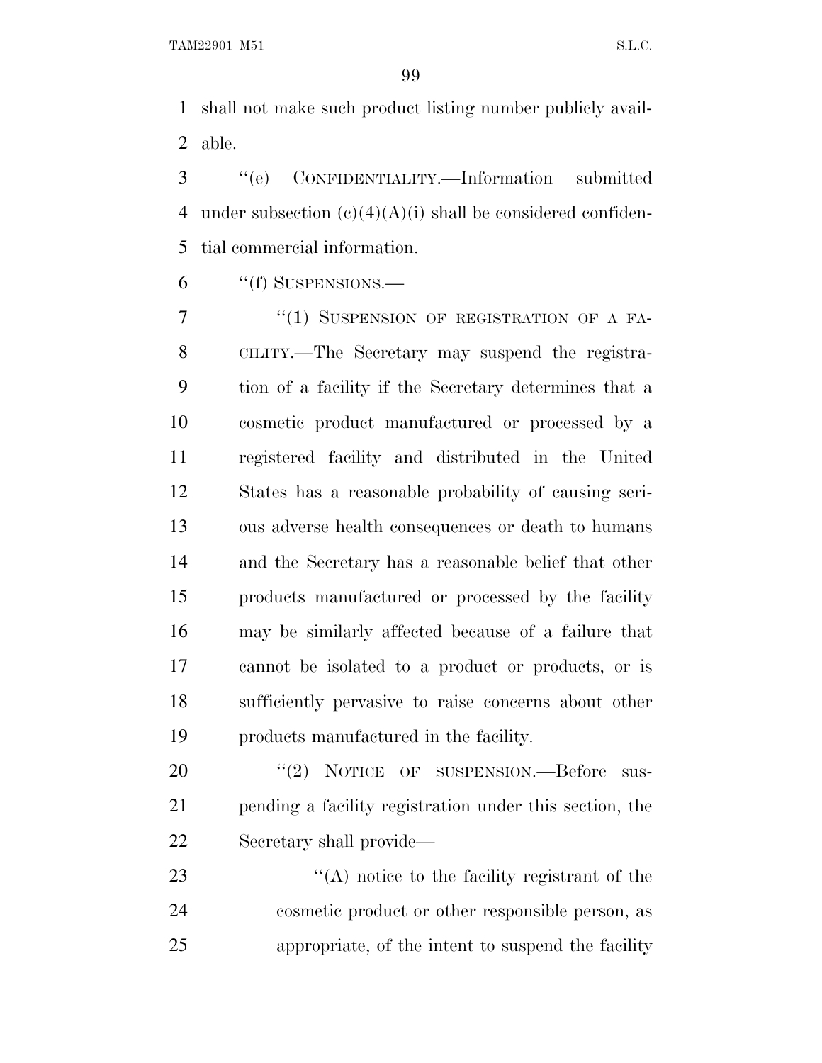shall not make such product listing number publicly available.

''(e) CONFIDENTIALITY.—Information submitted under subsection (c)(4)(A)(i) shall be considered confidential commercial information.

''(f) SUSPENSIONS.—

''(1) SUSPENSION OF REGISTRATION OF A FACILITY.—The Secretary may suspend the registration of a facility if the Secretary determines that a cosmetic product manufactured or processed by a registered facility and distributed in the United States has a reasonable probability of causing serious adverse health consequences or death to humans and the Secretary has a reasonable belief that other products manufactured or processed by the facility may be similarly affected because of a failure that cannot be isolated to a product or products, or is sufficiently pervasive to raise concerns about other products manufactured in the facility.

''(2) NOTICE OF SUSPENSION.—Before suspending a facility registration under this section, the Secretary shall provide—

''(A) notice to the facility registrant of the cosmetic product or other responsible person, as appropriate, of the intent to suspend the facility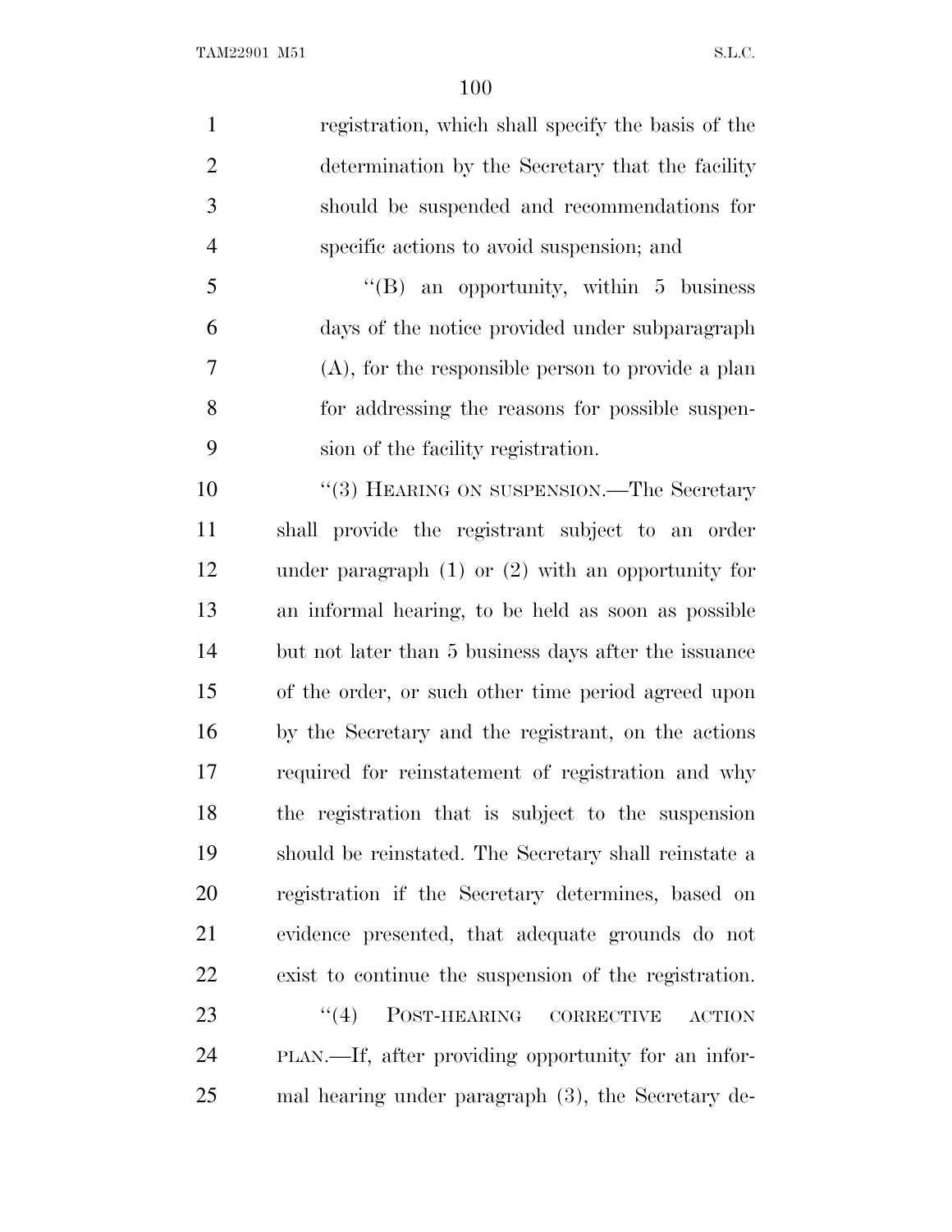registration, which shall specify the basis of the determination by the Secretary that the facility should be suspended and recommendations for specific actions to avoid suspension; and

"(B) an opportunity, within 5 business days of the notice provided under subparagraph (A), for the responsible person to provide a plan for addressing the reasons for possible suspension of the facility registration.

"(3) HEARING ON SUSPENSION.—The Secretary shall provide the registrant subject to an order under paragraph (1) or (2) with an opportunity for an informal hearing, to be held as soon as possible but not later than 5 business days after the issuance of the order, or such other time period agreed upon by the Secretary and the registrant, on the actions required for reinstatement of registration and why the registration that is subject to the suspension should be reinstated. The Secretary shall reinstate a registration if the Secretary determines, based on evidence presented, that adequate grounds do not exist to continue the suspension of the registration.

"(4) POST-HEARING CORRECTIVE ACTION PLAN.—If, after providing opportunity for an informal hearing under paragraph (3), the Secretary de-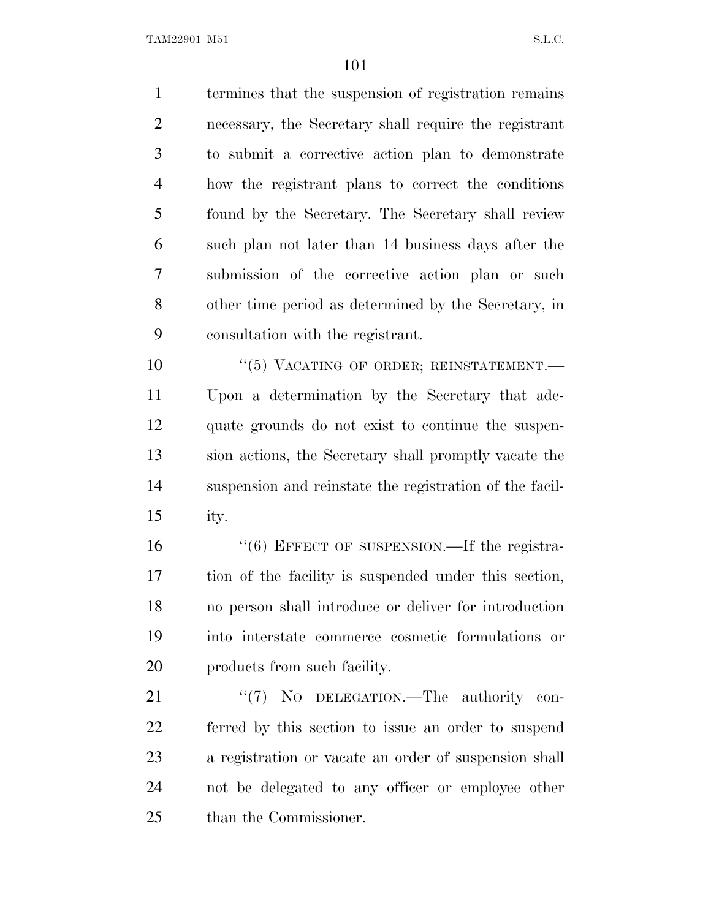termines that the suspension of registration remains necessary, the Secretary shall require the registrant to submit a corrective action plan to demonstrate how the registrant plans to correct the conditions found by the Secretary. The Secretary shall review such plan not later than 14 business days after the submission of the corrective action plan or such other time period as determined by the Secretary, in consultation with the registrant.

"(5) VACATING OF ORDER; REINSTATEMENT.—Upon a determination by the Secretary that adequate grounds do not exist to continue the suspension actions, the Secretary shall promptly vacate the suspension and reinstate the registration of the facility.

"(6) EFFECT OF SUSPENSION.—If the registration of the facility is suspended under this section, no person shall introduce or deliver for introduction into interstate commerce cosmetic formulations or products from such facility.

"(7) NO DELEGATION.—The authority conferred by this section to issue an order to suspend a registration or vacate an order of suspension shall not be delegated to any officer or employee other than the Commissioner.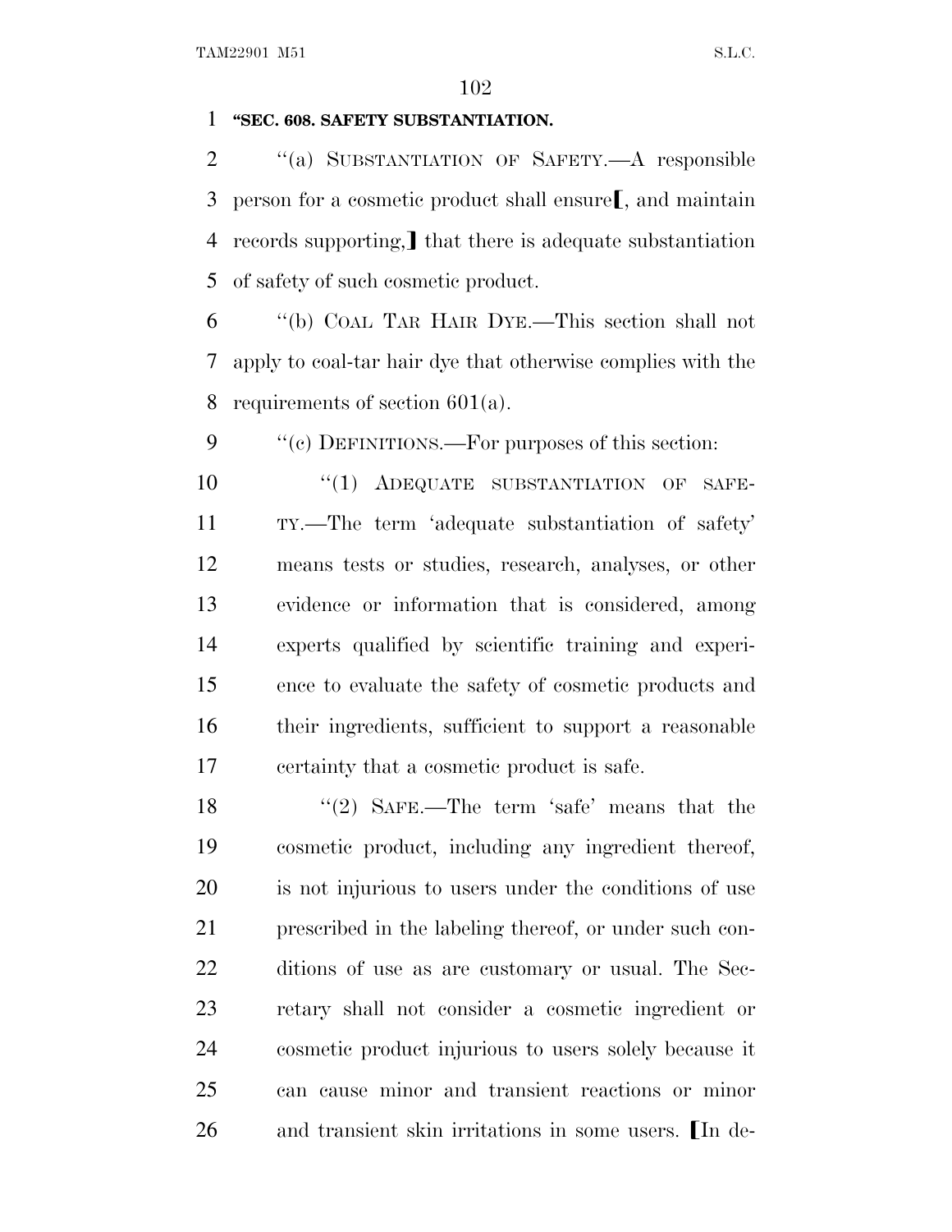**"SEC. 608. SAFETY SUBSTANTIATION.**

"(a) SUBSTANTIATION OF SAFETY.—A responsible person for a cosmetic product shall ensure[, and maintain records supporting,] that there is adequate substantiation of safety of such cosmetic product.

"(b) COAL TAR HAIR DYE.—This section shall not apply to coal-tar hair dye that otherwise complies with the requirements of section 601(a).

"(c) DEFINITIONS.—For purposes of this section:

"(1) ADEQUATE SUBSTANTIATION OF SAFETY.—The term 'adequate substantiation of safety' means tests or studies, research, analyses, or other evidence or information that is considered, among experts qualified by scientific training and experience to evaluate the safety of cosmetic products and their ingredients, sufficient to support a reasonable certainty that a cosmetic product is safe.

"(2) SAFE.—The term 'safe' means that the cosmetic product, including any ingredient thereof, is not injurious to users under the conditions of use prescribed in the labeling thereof, or under such conditions of use as are customary or usual. The Secretary shall not consider a cosmetic ingredient or cosmetic product injurious to users solely because it can cause minor and transient reactions or minor and transient skin irritations in some users. [In de-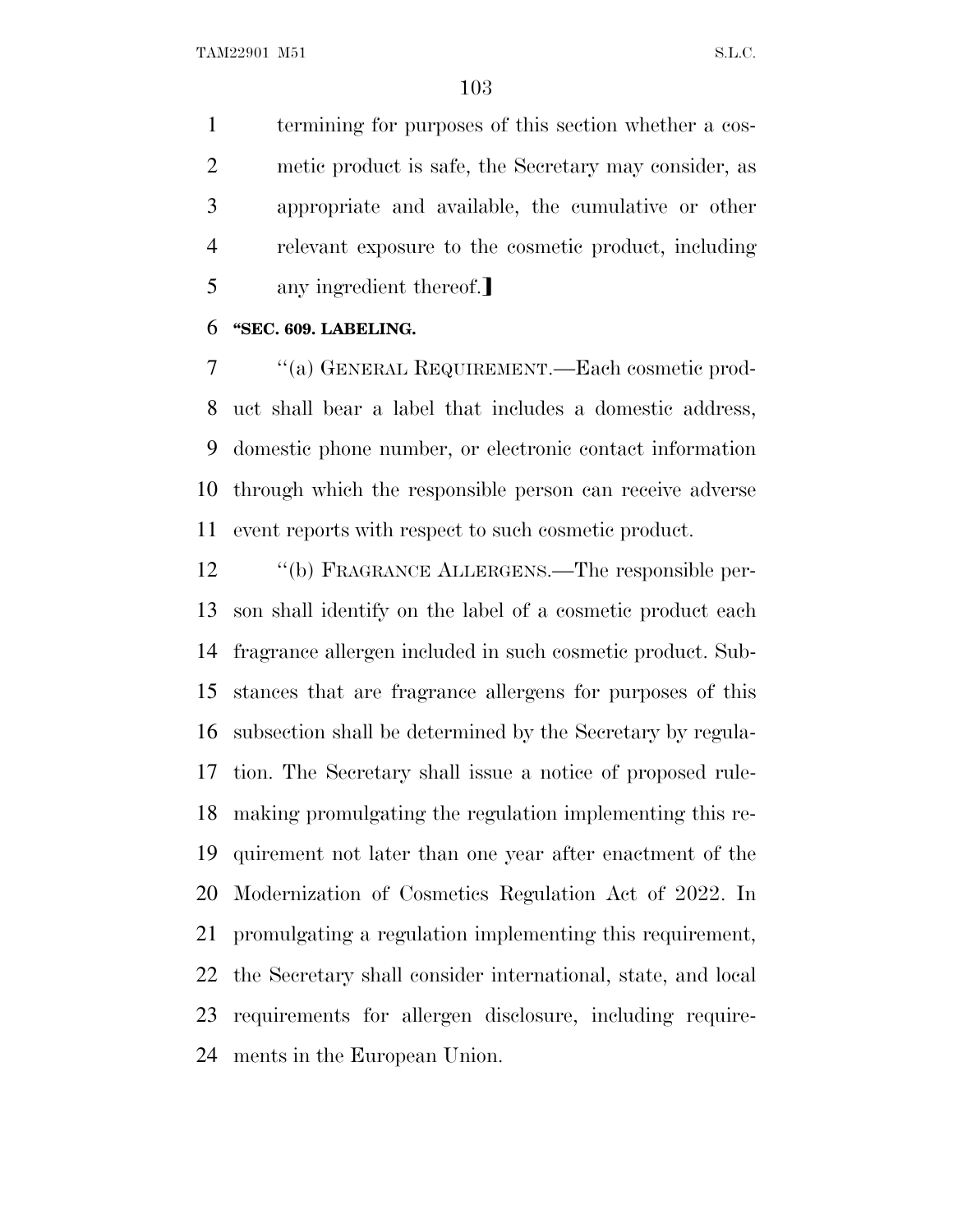termining for purposes of this section whether a cosmetic product is safe, the Secretary may consider, as appropriate and available, the cumulative or other relevant exposure to the cosmetic product, including any ingredient thereof.]

**"SEC. 609. LABELING.**

"(a) GENERAL REQUIREMENT.—Each cosmetic product shall bear a label that includes a domestic address, domestic phone number, or electronic contact information through which the responsible person can receive adverse event reports with respect to such cosmetic product.

"(b) FRAGRANCE ALLERGENS.—The responsible person shall identify on the label of a cosmetic product each fragrance allergen included in such cosmetic product. Substances that are fragrance allergens for purposes of this subsection shall be determined by the Secretary by regulation. The Secretary shall issue a notice of proposed rulemaking promulgating the regulation implementing this requirement not later than one year after enactment of the Modernization of Cosmetics Regulation Act of 2022. In promulgating a regulation implementing this requirement, the Secretary shall consider international, state, and local requirements for allergen disclosure, including requirements in the European Union.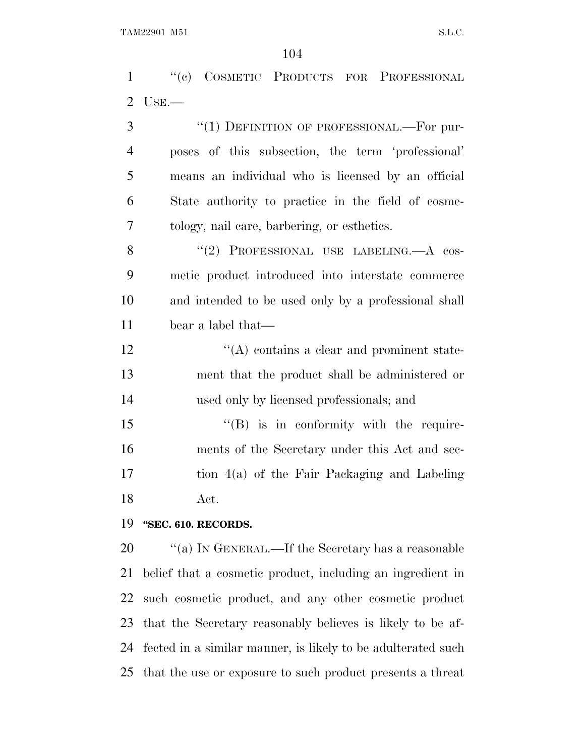''(c) COSMETIC PRODUCTS FOR PROFESSIONAL USE.—

''(1) DEFINITION OF PROFESSIONAL.—For purposes of this subsection, the term 'professional' means an individual who is licensed by an official State authority to practice in the field of cosmetology, nail care, barbering, or esthetics.

''(2) PROFESSIONAL USE LABELING.—A cosmetic product introduced into interstate commerce and intended to be used only by a professional shall bear a label that—

''(A) contains a clear and prominent statement that the product shall be administered or used only by licensed professionals; and

''(B) is in conformity with the requirements of the Secretary under this Act and section 4(a) of the Fair Packaging and Labeling Act.

**''SEC. 610. RECORDS.**

''(a) IN GENERAL.—If the Secretary has a reasonable belief that a cosmetic product, including an ingredient in such cosmetic product, and any other cosmetic product that the Secretary reasonably believes is likely to be affected in a similar manner, is likely to be adulterated such that the use or exposure to such product presents a threat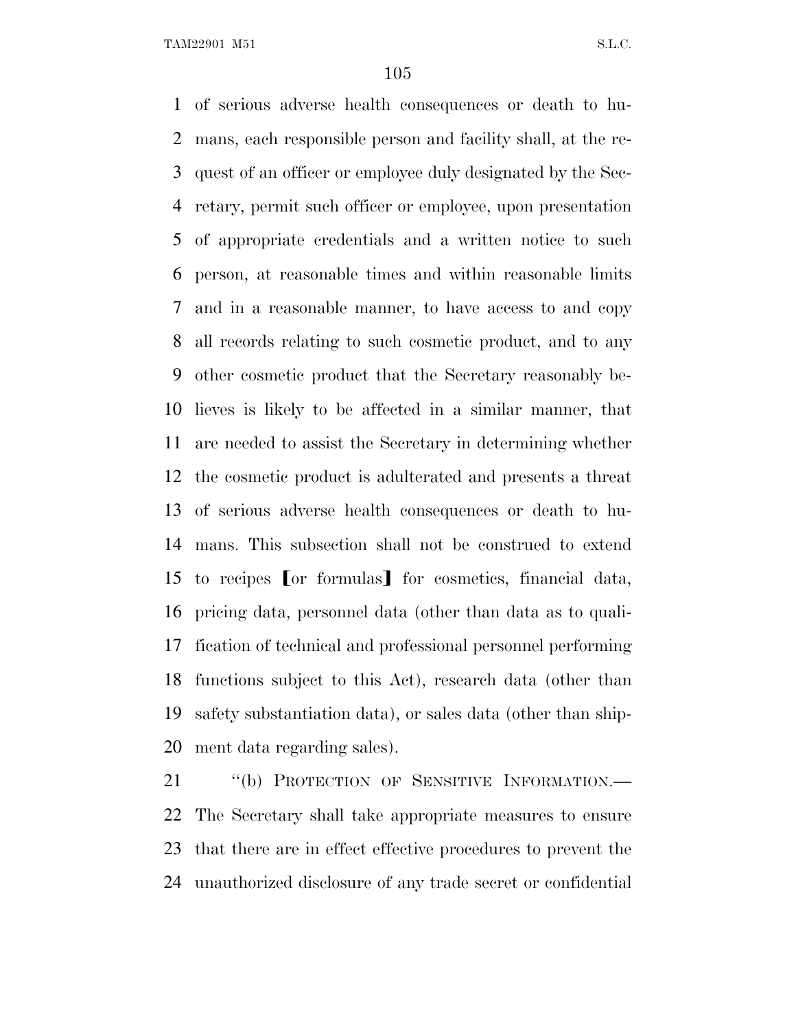of serious adverse health consequences or death to humans, each responsible person and facility shall, at the request of an officer or employee duly designated by the Secretary, permit such officer or employee, upon presentation of appropriate credentials and a written notice to such person, at reasonable times and within reasonable limits and in a reasonable manner, to have access to and copy all records relating to such cosmetic product, and to any other cosmetic product that the Secretary reasonably believes is likely to be affected in a similar manner, that are needed to assist the Secretary in determining whether the cosmetic product is adulterated and presents a threat of serious adverse health consequences or death to humans. This subsection shall not be construed to extend to recipes [or formulas] for cosmetics, financial data, pricing data, personnel data (other than data as to qualification of technical and professional personnel performing functions subject to this Act), research data (other than safety substantiation data), or sales data (other than shipment data regarding sales).

"(b) PROTECTION OF SENSITIVE INFORMATION.—The Secretary shall take appropriate measures to ensure that there are in effect effective procedures to prevent the unauthorized disclosure of any trade secret or confidential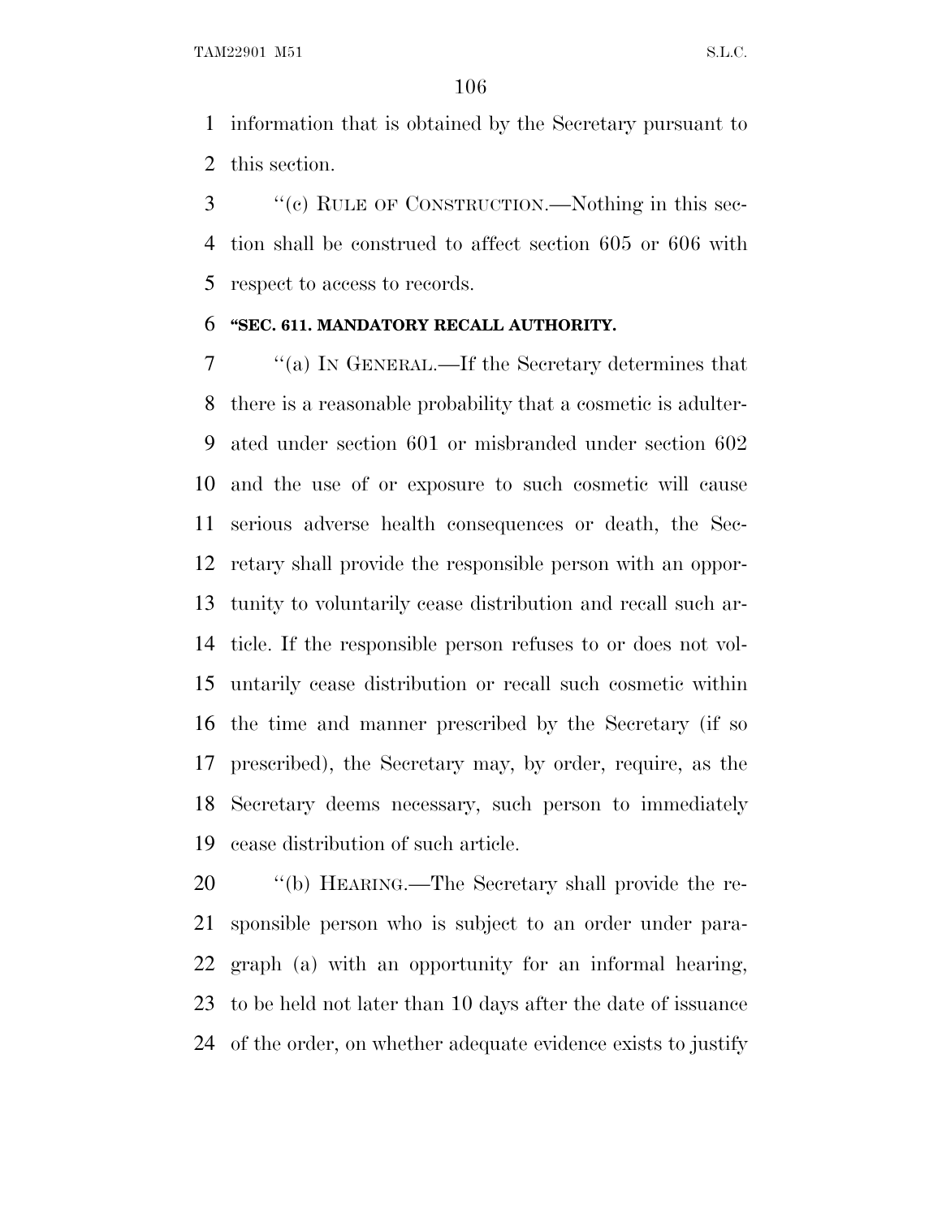information that is obtained by the Secretary pursuant to this section.

''(c) RULE OF CONSTRUCTION.—Nothing in this section shall be construed to affect section 605 or 606 with respect to access to records.

**''SEC. 611. MANDATORY RECALL AUTHORITY.**

''(a) IN GENERAL.—If the Secretary determines that there is a reasonable probability that a cosmetic is adulterated under section 601 or misbranded under section 602 and the use of or exposure to such cosmetic will cause serious adverse health consequences or death, the Secretary shall provide the responsible person with an opportunity to voluntarily cease distribution and recall such article. If the responsible person refuses to or does not voluntarily cease distribution or recall such cosmetic within the time and manner prescribed by the Secretary (if so prescribed), the Secretary may, by order, require, as the Secretary deems necessary, such person to immediately cease distribution of such article.

''(b) HEARING.—The Secretary shall provide the responsible person who is subject to an order under paragraph (a) with an opportunity for an informal hearing, to be held not later than 10 days after the date of issuance of the order, on whether adequate evidence exists to justify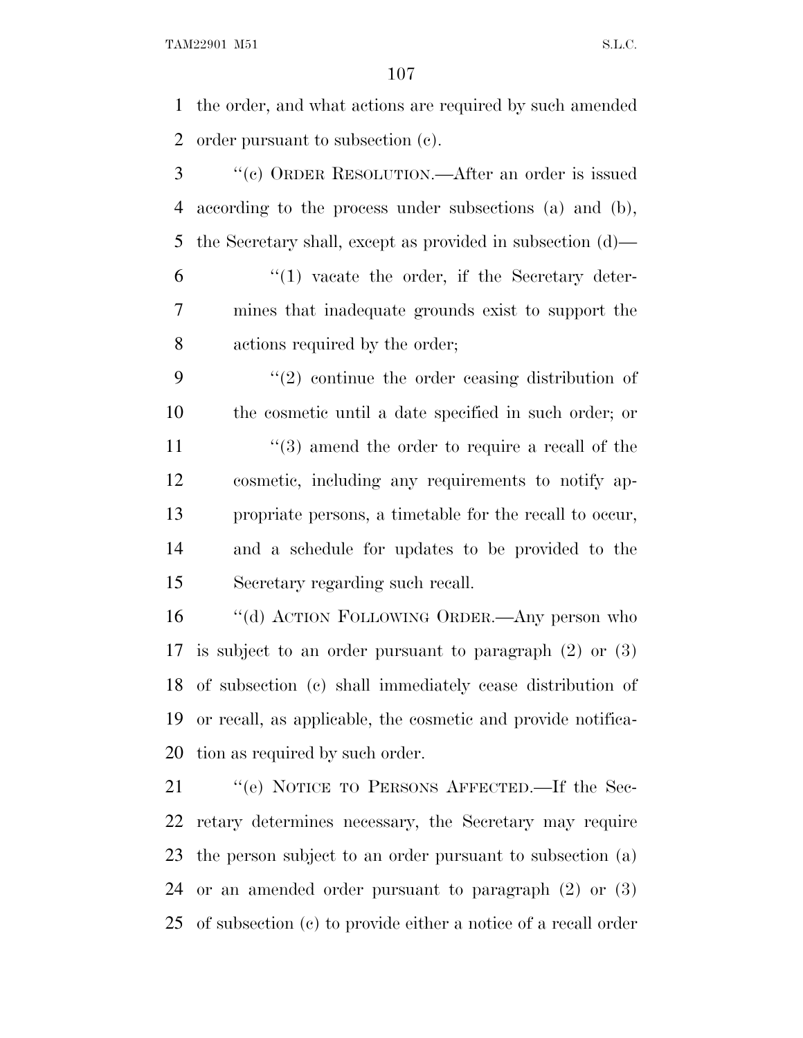the order, and what actions are required by such amended order pursuant to subsection (c).

"(c) ORDER RESOLUTION.—After an order is issued according to the process under subsections (a) and (b), the Secretary shall, except as provided in subsection (d)—

"(1) vacate the order, if the Secretary determines that inadequate grounds exist to support the actions required by the order;

"(2) continue the order ceasing distribution of the cosmetic until a date specified in such order; or

"(3) amend the order to require a recall of the cosmetic, including any requirements to notify appropriate persons, a timetable for the recall to occur, and a schedule for updates to be provided to the Secretary regarding such recall.

"(d) ACTION FOLLOWING ORDER.—Any person who is subject to an order pursuant to paragraph (2) or (3) of subsection (c) shall immediately cease distribution of or recall, as applicable, the cosmetic and provide notification as required by such order.

"(e) NOTICE TO PERSONS AFFECTED.—If the Secretary determines necessary, the Secretary may require the person subject to an order pursuant to subsection (a) or an amended order pursuant to paragraph (2) or (3) of subsection (c) to provide either a notice of a recall order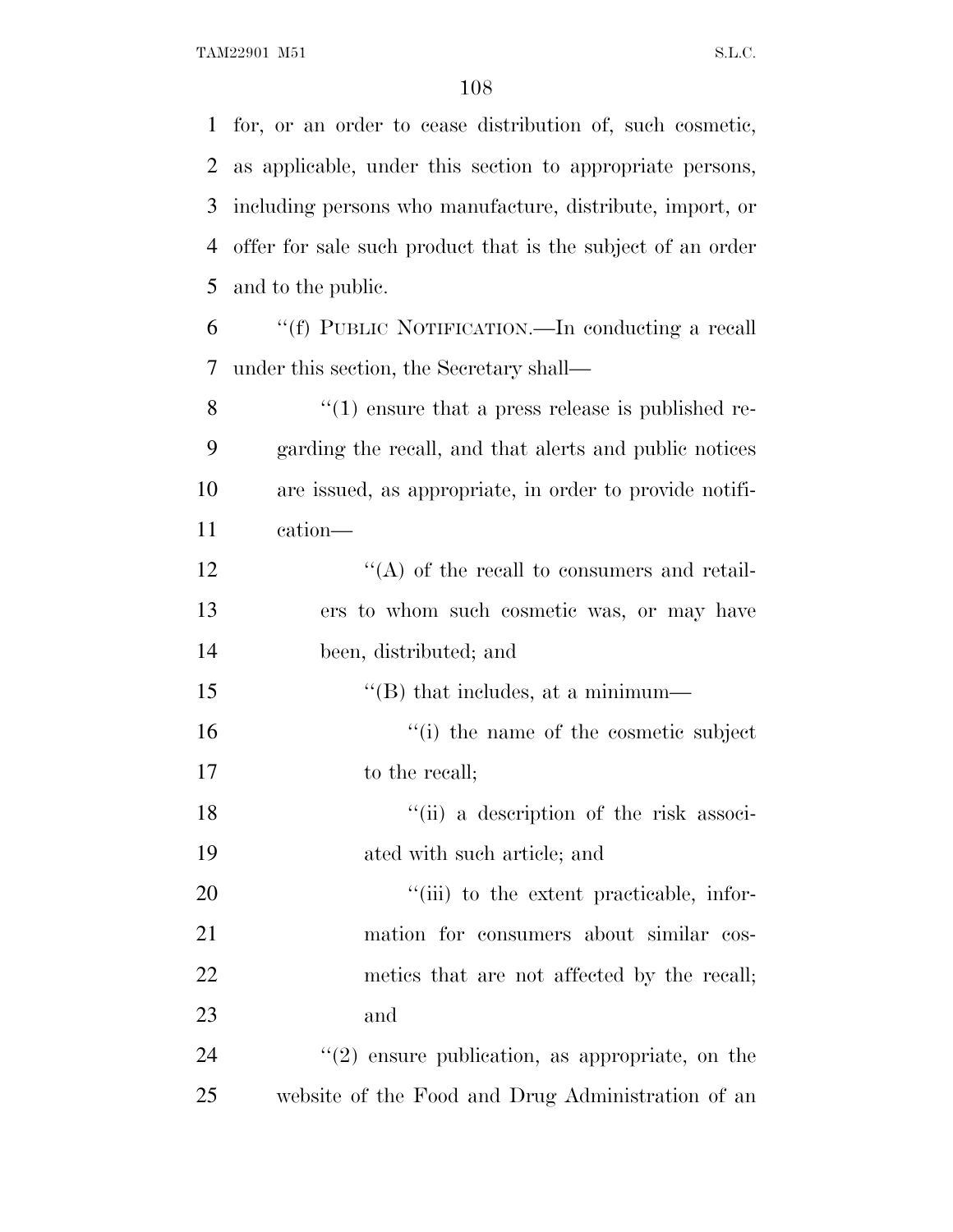for, or an order to cease distribution of, such cosmetic, as applicable, under this section to appropriate persons, including persons who manufacture, distribute, import, or offer for sale such product that is the subject of an order and to the public.

''(f) PUBLIC NOTIFICATION.—In conducting a recall under this section, the Secretary shall—

''(1) ensure that a press release is published regarding the recall, and that alerts and public notices are issued, as appropriate, in order to provide notification—

''(A) of the recall to consumers and retailers to whom such cosmetic was, or may have been, distributed; and

''(B) that includes, at a minimum—

''(i) the name of the cosmetic subject to the recall;

''(ii) a description of the risk associated with such article; and

''(iii) to the extent practicable, information for consumers about similar cosmetics that are not affected by the recall; and

''(2) ensure publication, as appropriate, on the website of the Food and Drug Administration of an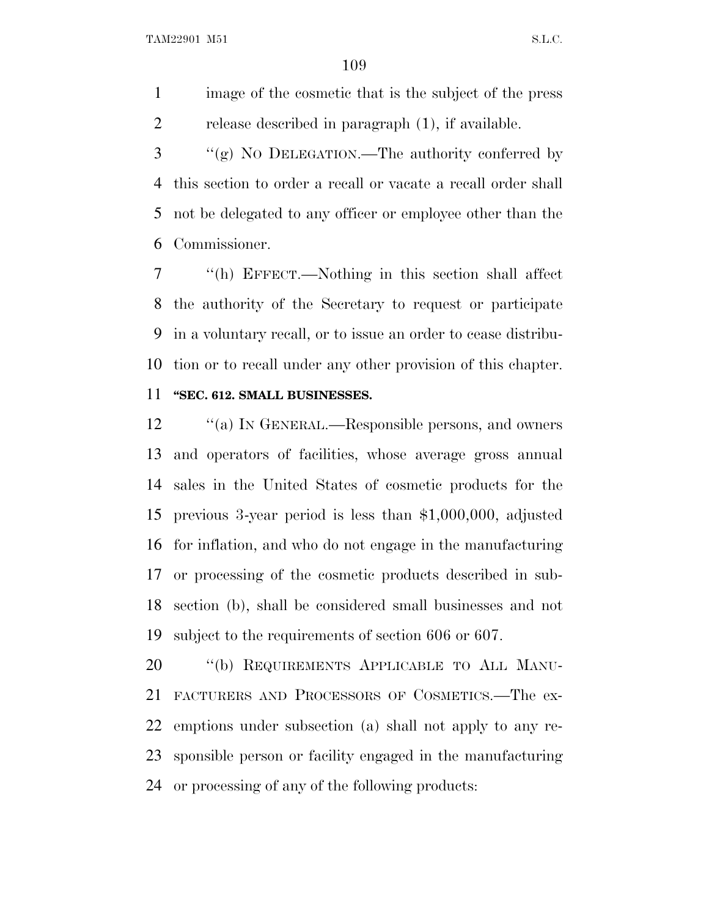image of the cosmetic that is the subject of the press release described in paragraph (1), if available.

''(g) NO DELEGATION.—The authority conferred by this section to order a recall or vacate a recall order shall not be delegated to any officer or employee other than the Commissioner.

''(h) EFFECT.—Nothing in this section shall affect the authority of the Secretary to request or participate in a voluntary recall, or to issue an order to cease distribution or to recall under any other provision of this chapter.

**''SEC. 612. SMALL BUSINESSES.**

''(a) IN GENERAL.—Responsible persons, and owners and operators of facilities, whose average gross annual sales in the United States of cosmetic products for the previous 3-year period is less than $1,000,000, adjusted for inflation, and who do not engage in the manufacturing or processing of the cosmetic products described in subsection (b), shall be considered small businesses and not subject to the requirements of section 606 or 607.

''(b) REQUIREMENTS APPLICABLE TO ALL MANUFACTURERS AND PROCESSORS OF COSMETICS.—The exemptions under subsection (a) shall not apply to any responsible person or facility engaged in the manufacturing or processing of any of the following products: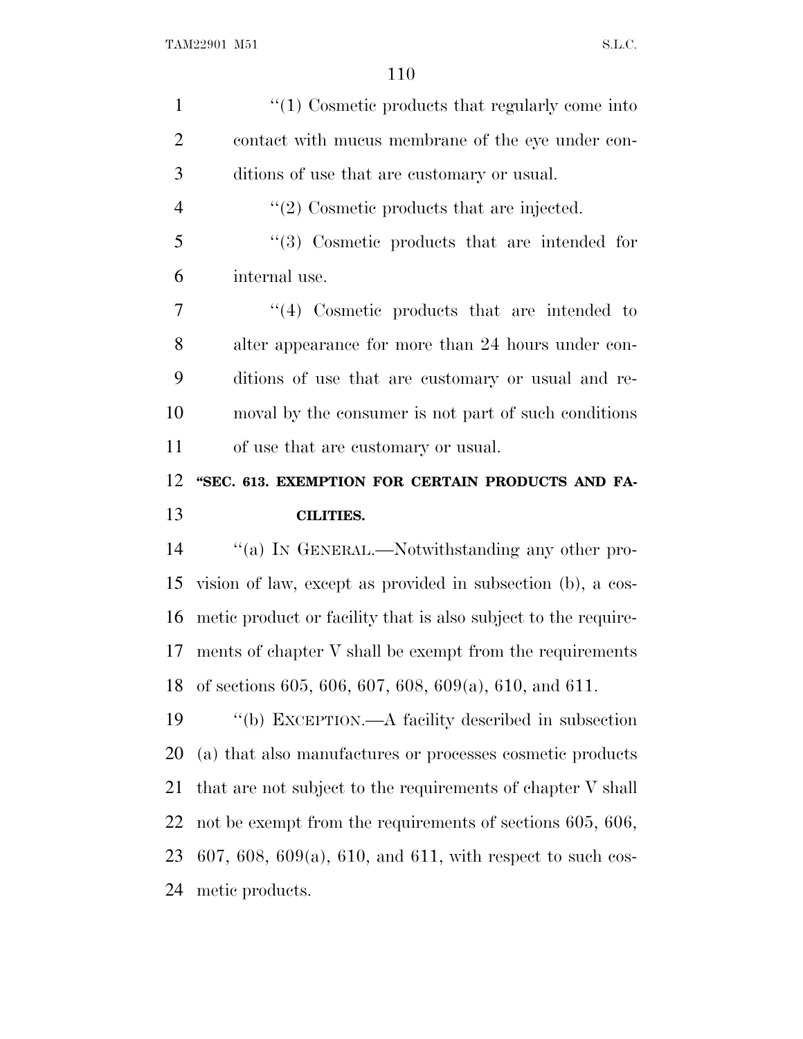"(1) Cosmetic products that regularly come into contact with mucus membrane of the eye under conditions of use that are customary or usual.

"(2) Cosmetic products that are injected.

"(3) Cosmetic products that are intended for internal use.

"(4) Cosmetic products that are intended to alter appearance for more than 24 hours under conditions of use that are customary or usual and removal by the consumer is not part of such conditions of use that are customary or usual.

**"SEC. 613. EXEMPTION FOR CERTAIN PRODUCTS AND FACILITIES.**

"(a) IN GENERAL.—Notwithstanding any other provision of law, except as provided in subsection (b), a cosmetic product or facility that is also subject to the requirements of chapter V shall be exempt from the requirements of sections 605, 606, 607, 608, 609(a), 610, and 611.

"(b) EXCEPTION.—A facility described in subsection (a) that also manufactures or processes cosmetic products that are not subject to the requirements of chapter V shall not be exempt from the requirements of sections 605, 606, 607, 608, 609(a), 610, and 611, with respect to such cosmetic products.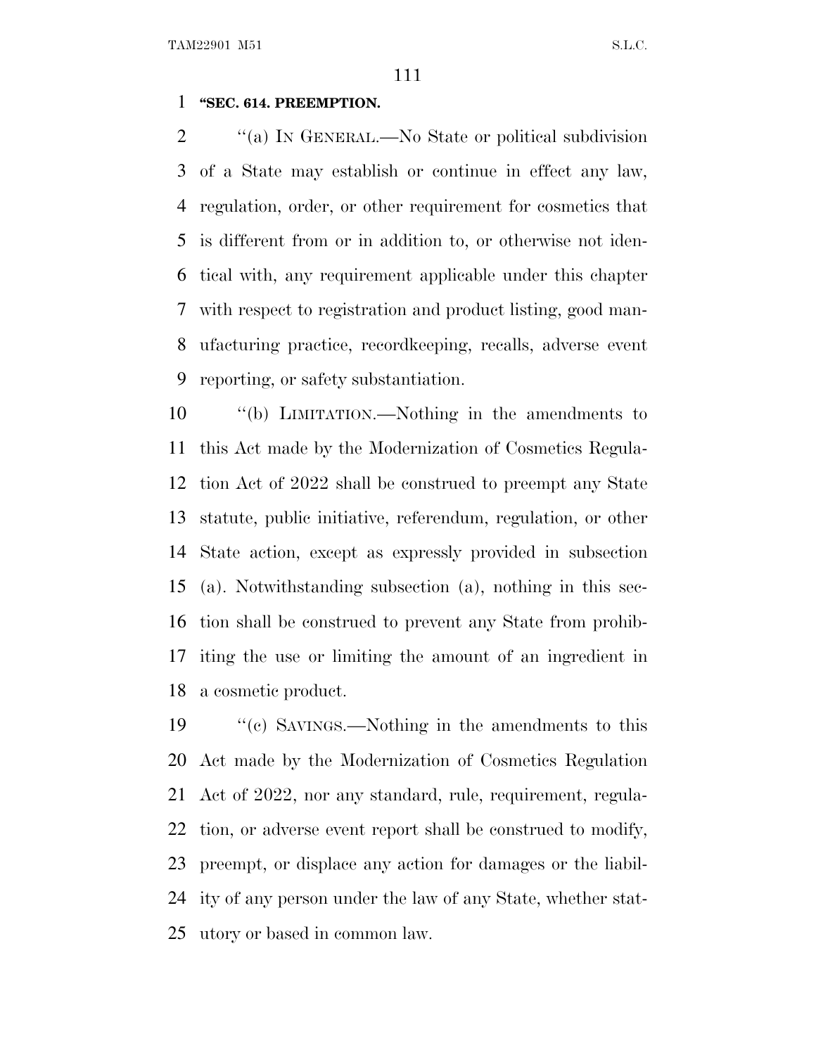**"SEC. 614. PREEMPTION.**

"(a) IN GENERAL.—No State or political subdivision of a State may establish or continue in effect any law, regulation, order, or other requirement for cosmetics that is different from or in addition to, or otherwise not identical with, any requirement applicable under this chapter with respect to registration and product listing, good manufacturing practice, recordkeeping, recalls, adverse event reporting, or safety substantiation.

"(b) LIMITATION.—Nothing in the amendments to this Act made by the Modernization of Cosmetics Regulation Act of 2022 shall be construed to preempt any State statute, public initiative, referendum, regulation, or other State action, except as expressly provided in subsection (a). Notwithstanding subsection (a), nothing in this section shall be construed to prevent any State from prohibiting the use or limiting the amount of an ingredient in a cosmetic product.

"(c) SAVINGS.—Nothing in the amendments to this Act made by the Modernization of Cosmetics Regulation Act of 2022, nor any standard, rule, requirement, regulation, or adverse event report shall be construed to modify, preempt, or displace any action for damages or the liability of any person under the law of any State, whether statutory or based in common law.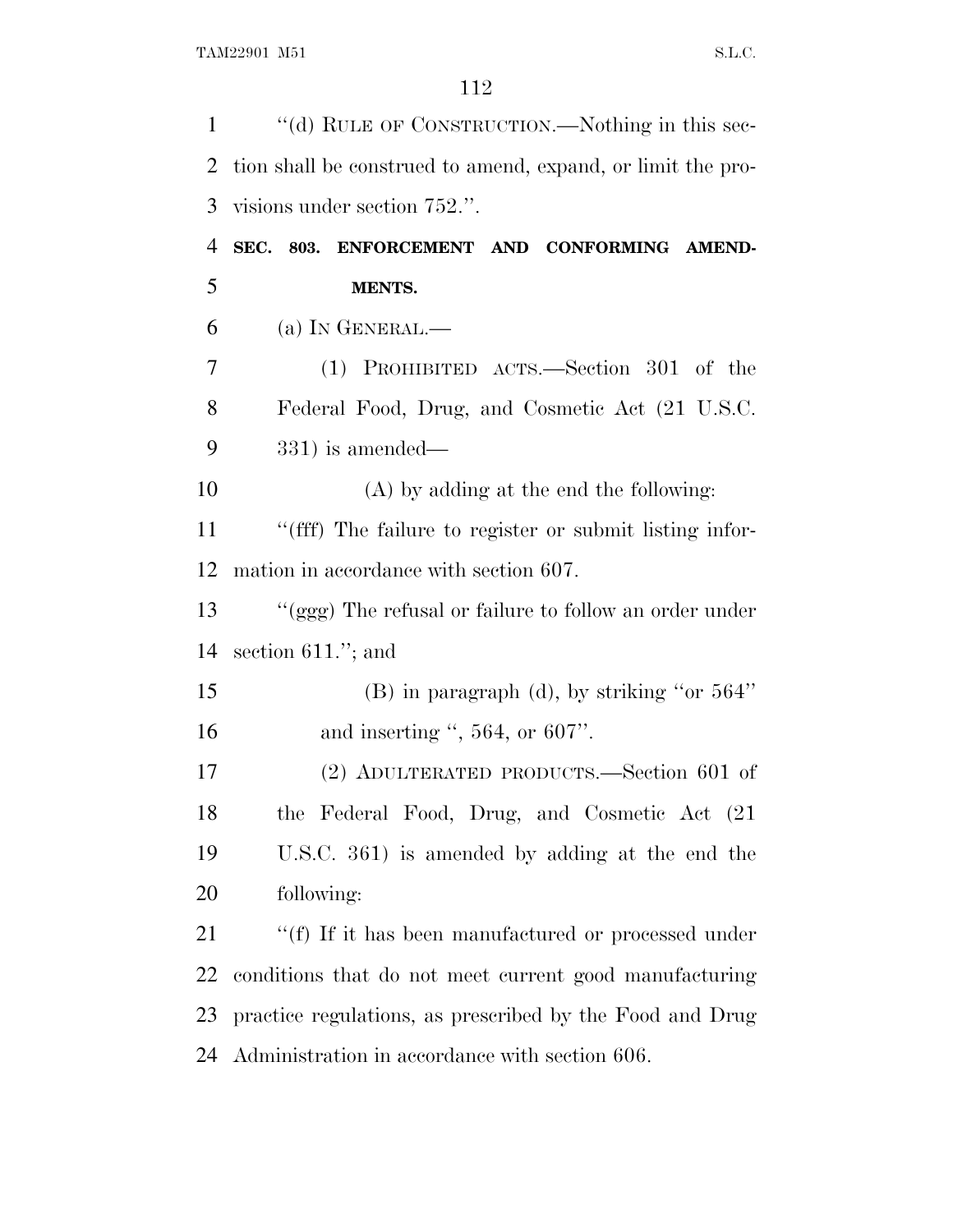''(d) RULE OF CONSTRUCTION.—Nothing in this section shall be construed to amend, expand, or limit the provisions under section 752.''.

**SEC. 803. ENFORCEMENT AND CONFORMING AMENDMENTS.**

(a) IN GENERAL.—

(1) PROHIBITED ACTS.—Section 301 of the Federal Food, Drug, and Cosmetic Act (21 U.S.C. 331) is amended—

(A) by adding at the end the following:

''(fff) The failure to register or submit listing information in accordance with section 607.

''(ggg) The refusal or failure to follow an order under section 611.''; and

(B) in paragraph (d), by striking ''or 564'' and inserting '', 564, or 607''.

(2) ADULTERATED PRODUCTS.—Section 601 of the Federal Food, Drug, and Cosmetic Act (21 U.S.C. 361) is amended by adding at the end the following:

''(f) If it has been manufactured or processed under conditions that do not meet current good manufacturing practice regulations, as prescribed by the Food and Drug Administration in accordance with section 606.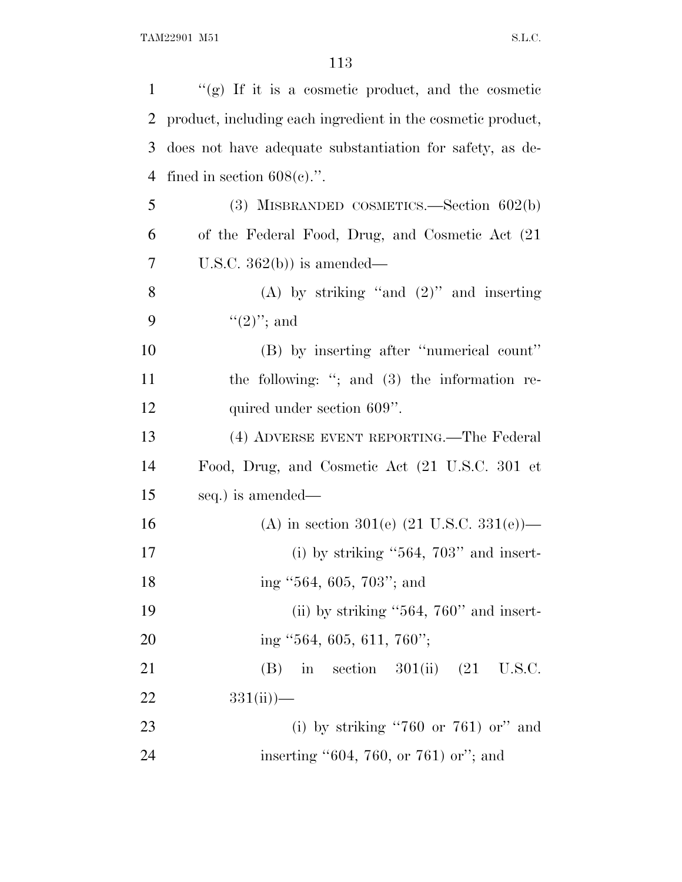"(g) If it is a cosmetic product, and the cosmetic product, including each ingredient in the cosmetic product, does not have adequate substantiation for safety, as defined in section 608(c).".

(3) MISBRANDED COSMETICS.—Section 602(b) of the Federal Food, Drug, and Cosmetic Act (21 U.S.C. 362(b)) is amended—

(A) by striking "and (2)" and inserting "(2)"; and

(B) by inserting after "numerical count" the following: "; and (3) the information required under section 609".

(4) ADVERSE EVENT REPORTING.—The Federal Food, Drug, and Cosmetic Act (21 U.S.C. 301 et seq.) is amended—

(A) in section 301(e) (21 U.S.C. 331(e))—

(i) by striking "564, 703" and inserting "564, 605, 703"; and

(ii) by striking "564, 760" and inserting "564, 605, 611, 760";

(B) in section 301(ii) (21 U.S.C. 331(ii))—

(i) by striking "760 or 761) or" and inserting "604, 760, or 761) or"; and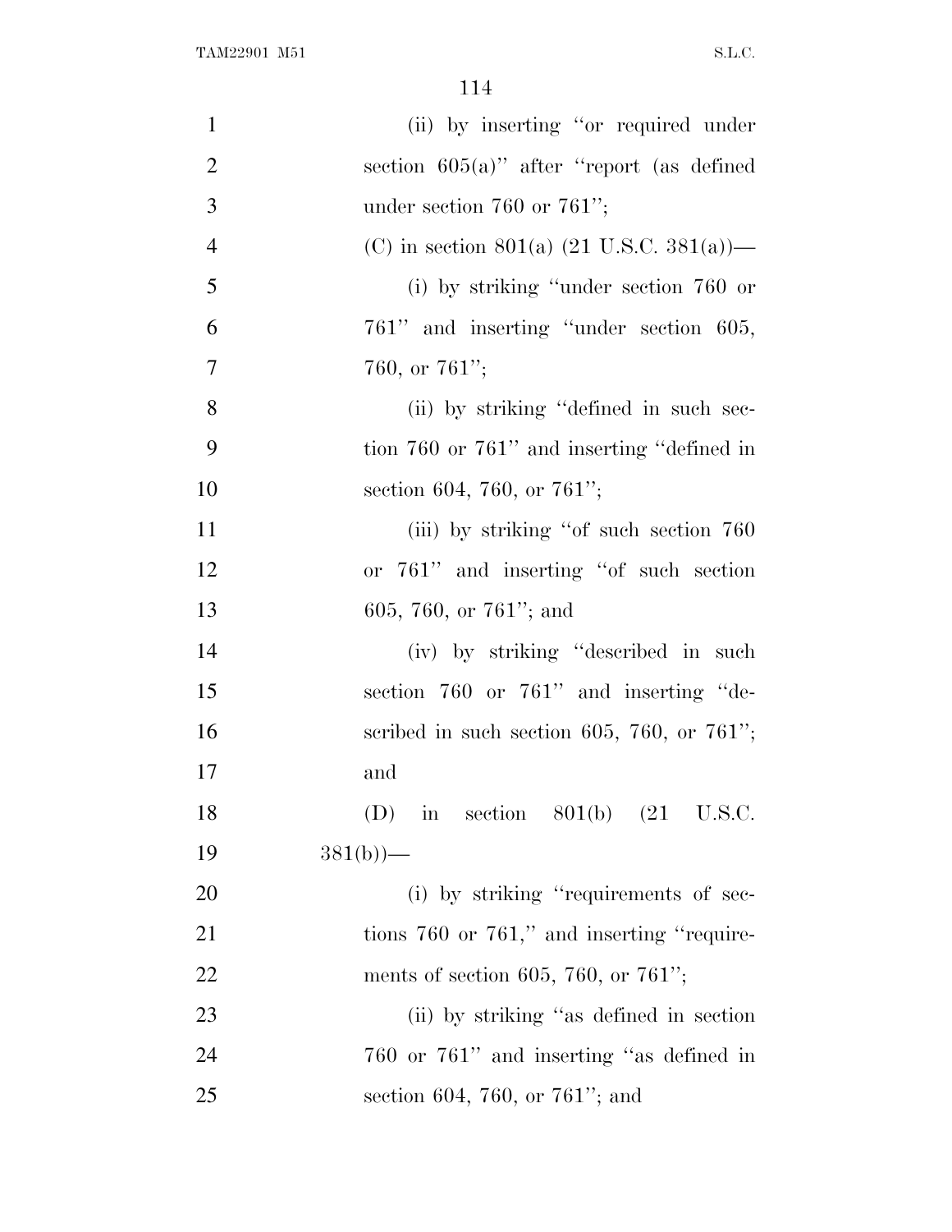(ii) by inserting ''or required under section 605(a)'' after ''report (as defined under section 760 or 761'';

(C) in section 801(a) (21 U.S.C. 381(a))—

(i) by striking ''under section 760 or 761'' and inserting ''under section 605, 760, or 761'';

(ii) by striking ''defined in such section 760 or 761'' and inserting ''defined in section 604, 760, or 761'';

(iii) by striking ''of such section 760 or 761'' and inserting ''of such section 605, 760, or 761''; and

(iv) by striking ''described in such section 760 or 761'' and inserting ''described in such section 605, 760, or 761''; and

(D) in section 801(b) (21 U.S.C. 381(b))—

(i) by striking ''requirements of sections 760 or 761,'' and inserting ''requirements of section 605, 760, or 761'';

(ii) by striking ''as defined in section 760 or 761'' and inserting ''as defined in section 604, 760, or 761''; and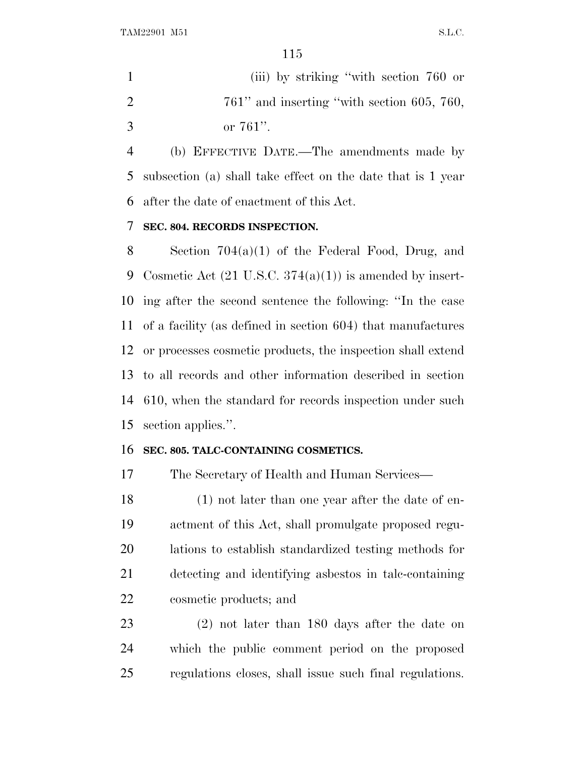(iii) by striking ''with section 760 or 761'' and inserting ''with section 605, 760, or 761''.

(b) EFFECTIVE DATE.—The amendments made by subsection (a) shall take effect on the date that is 1 year after the date of enactment of this Act.

**SEC. 804. RECORDS INSPECTION.**

Section 704(a)(1) of the Federal Food, Drug, and Cosmetic Act (21 U.S.C. 374(a)(1)) is amended by inserting after the second sentence the following: ''In the case of a facility (as defined in section 604) that manufactures or processes cosmetic products, the inspection shall extend to all records and other information described in section 610, when the standard for records inspection under such section applies.''.

**SEC. 805. TALC-CONTAINING COSMETICS.**

The Secretary of Health and Human Services—

(1) not later than one year after the date of enactment of this Act, shall promulgate proposed regulations to establish standardized testing methods for detecting and identifying asbestos in talc-containing cosmetic products; and

(2) not later than 180 days after the date on which the public comment period on the proposed regulations closes, shall issue such final regulations.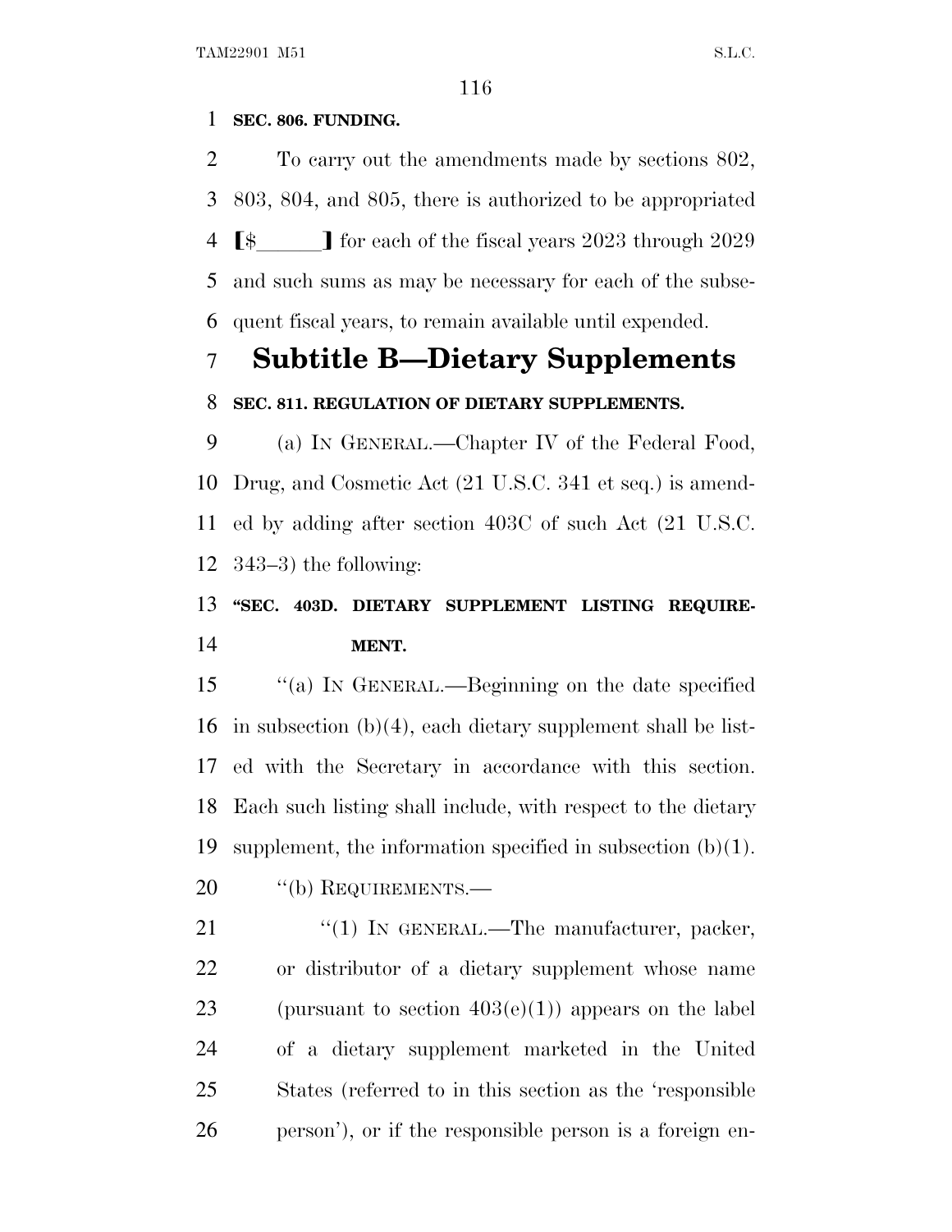**SEC. 806. FUNDING.**

To carry out the amendments made by sections 802, 803, 804, and 805, there is authorized to be appropriated [$______] for each of the fiscal years 2023 through 2029 and such sums as may be necessary for each of the subsequent fiscal years, to remain available until expended.

# Subtitle B—Dietary Supplements

**SEC. 811. REGULATION OF DIETARY SUPPLEMENTS.**

(a) IN GENERAL.—Chapter IV of the Federal Food, Drug, and Cosmetic Act (21 U.S.C. 341 et seq.) is amended by adding after section 403C of such Act (21 U.S.C. 343–3) the following:

**"SEC. 403D. DIETARY SUPPLEMENT LISTING REQUIREMENT.**

"(a) IN GENERAL.—Beginning on the date specified in subsection (b)(4), each dietary supplement shall be listed with the Secretary in accordance with this section. Each such listing shall include, with respect to the dietary supplement, the information specified in subsection (b)(1).

"(b) REQUIREMENTS.—

"(1) IN GENERAL.—The manufacturer, packer, or distributor of a dietary supplement whose name (pursuant to section 403(e)(1)) appears on the label of a dietary supplement marketed in the United States (referred to in this section as the 'responsible person'), or if the responsible person is a foreign en-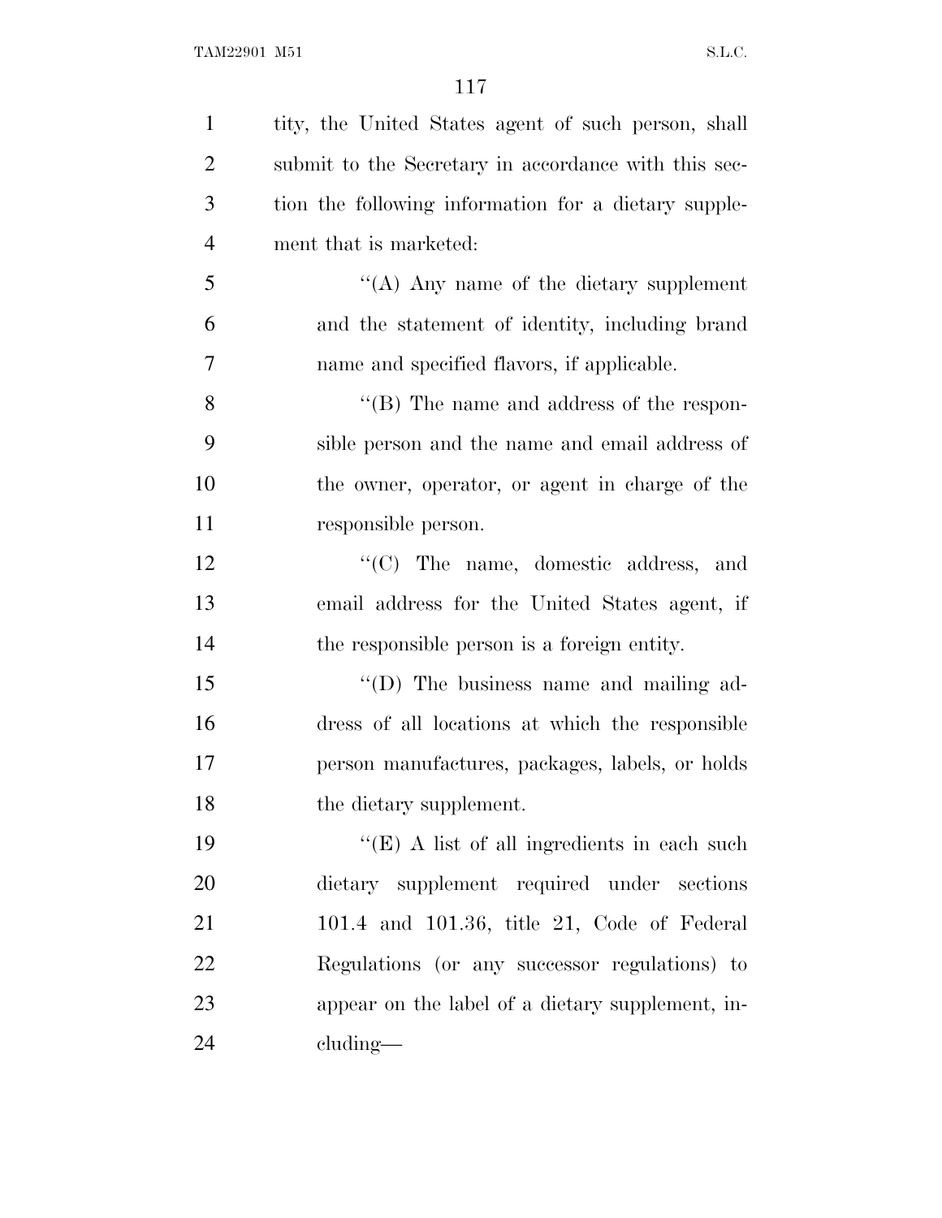tity, the United States agent of such person, shall submit to the Secretary in accordance with this section the following information for a dietary supplement that is marketed:

''(A) Any name of the dietary supplement and the statement of identity, including brand name and specified flavors, if applicable.

''(B) The name and address of the responsible person and the name and email address of the owner, operator, or agent in charge of the responsible person.

''(C) The name, domestic address, and email address for the United States agent, if the responsible person is a foreign entity.

''(D) The business name and mailing address of all locations at which the responsible person manufactures, packages, labels, or holds the dietary supplement.

''(E) A list of all ingredients in each such dietary supplement required under sections 101.4 and 101.36, title 21, Code of Federal Regulations (or any successor regulations) to appear on the label of a dietary supplement, including—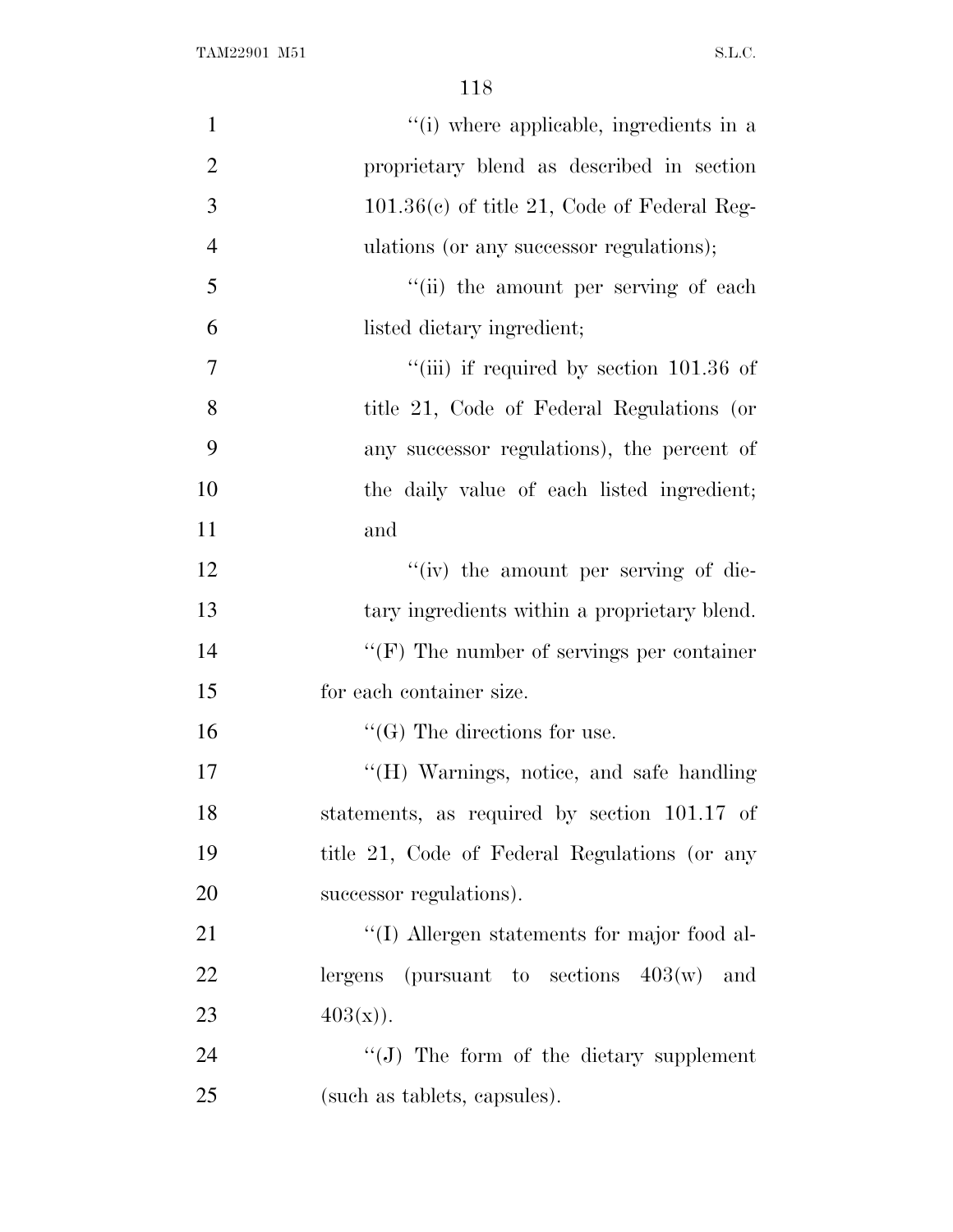''(i) where applicable, ingredients in a proprietary blend as described in section 101.36(c) of title 21, Code of Federal Regulations (or any successor regulations);

''(ii) the amount per serving of each listed dietary ingredient;

''(iii) if required by section 101.36 of title 21, Code of Federal Regulations (or any successor regulations), the percent of the daily value of each listed ingredient; and

''(iv) the amount per serving of dietary ingredients within a proprietary blend.

''(F) The number of servings per container for each container size.

''(G) The directions for use.

''(H) Warnings, notice, and safe handling statements, as required by section 101.17 of title 21, Code of Federal Regulations (or any successor regulations).

''(I) Allergen statements for major food allergens (pursuant to sections 403(w) and 403(x)).

''(J) The form of the dietary supplement (such as tablets, capsules).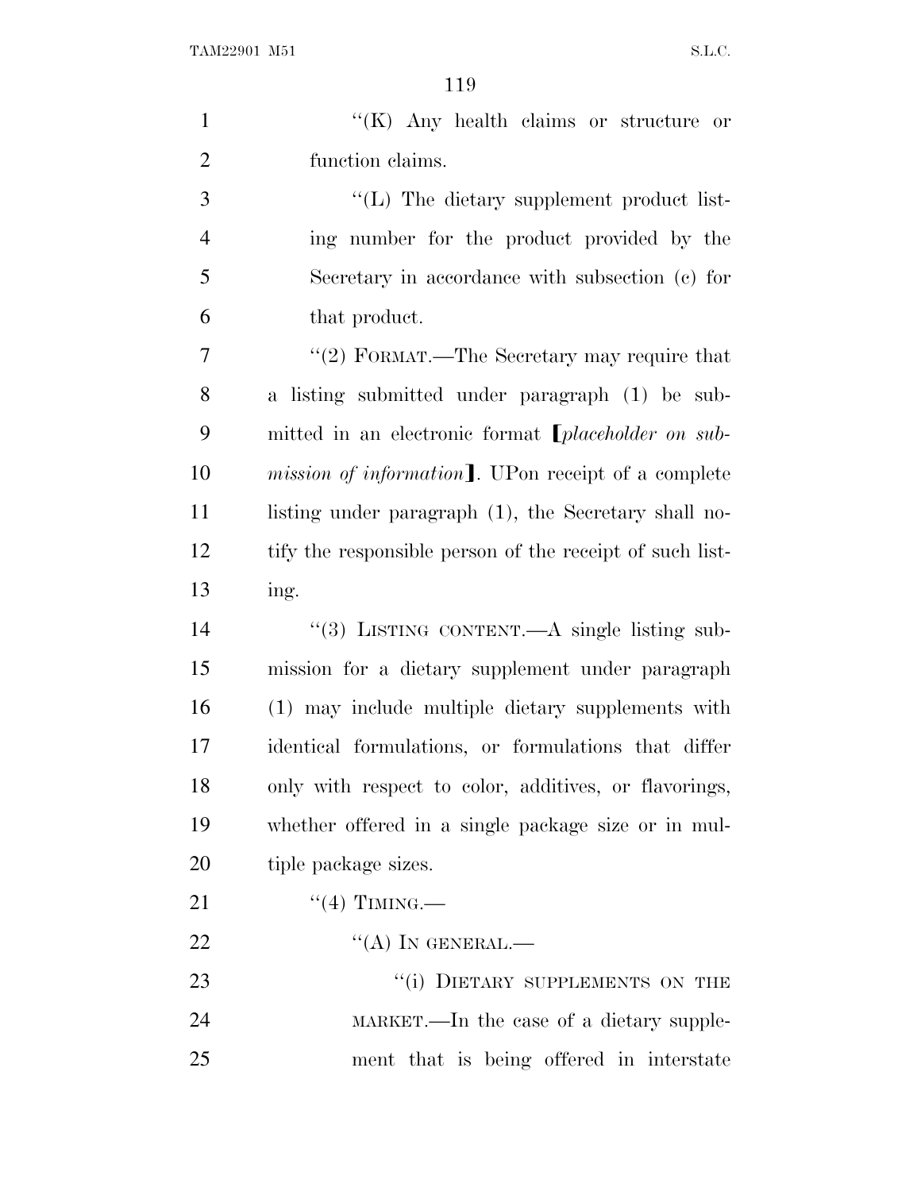"(K) Any health claims or structure or function claims.

"(L) The dietary supplement product listing number for the product provided by the Secretary in accordance with subsection (c) for that product.

"(2) FORMAT.—The Secretary may require that a listing submitted under paragraph (1) be submitted in an electronic format [*placeholder on submission of information*]. UPon receipt of a complete listing under paragraph (1), the Secretary shall notify the responsible person of the receipt of such listing.

"(3) LISTING CONTENT.—A single listing submission for a dietary supplement under paragraph (1) may include multiple dietary supplements with identical formulations, or formulations that differ only with respect to color, additives, or flavorings, whether offered in a single package size or in multiple package sizes.

"(4) TIMING.—

"(A) IN GENERAL.—

"(i) DIETARY SUPPLEMENTS ON THE MARKET.—In the case of a dietary supplement that is being offered in interstate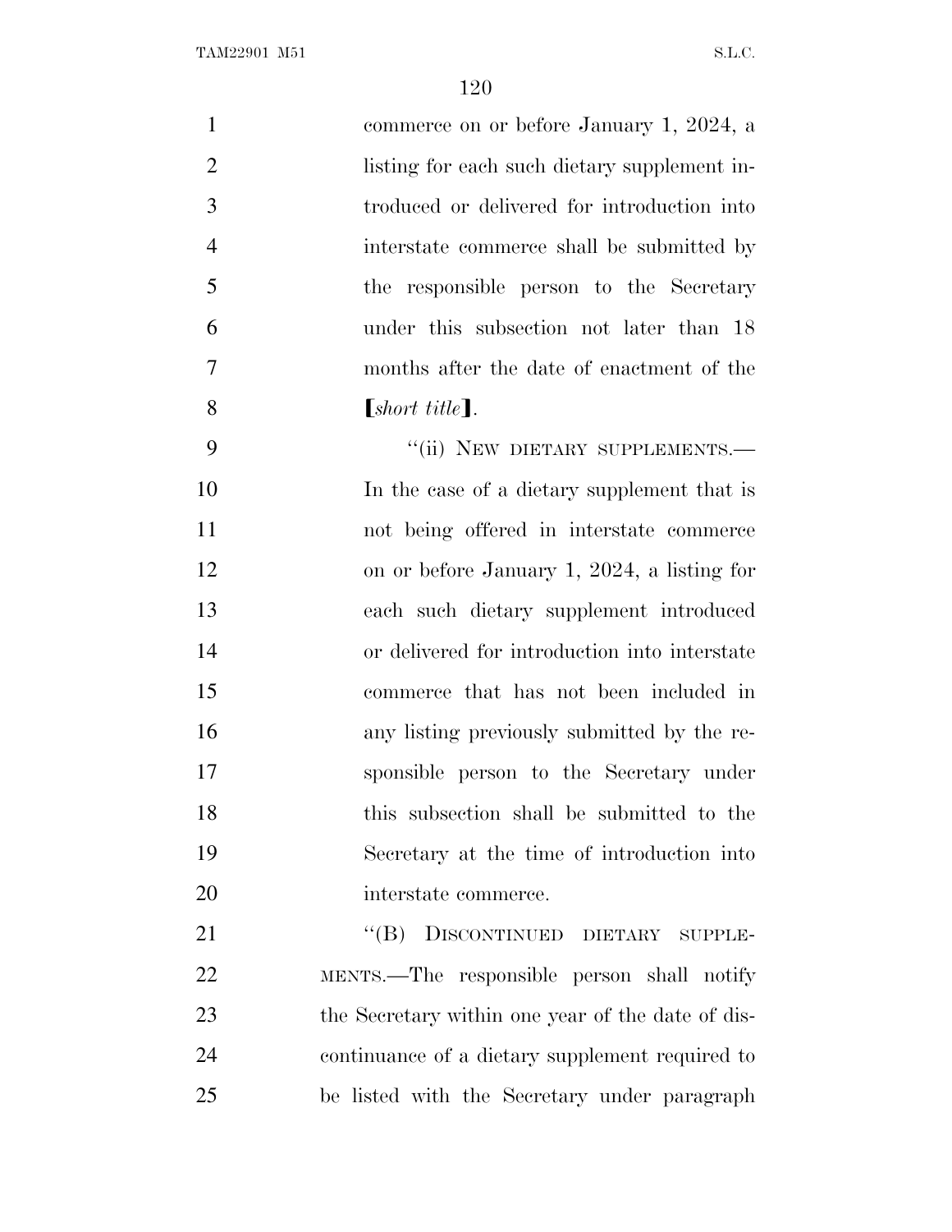commerce on or before January 1, 2024, a listing for each such dietary supplement introduced or delivered for introduction into interstate commerce shall be submitted by the responsible person to the Secretary under this subsection not later than 18 months after the date of enactment of the 【*short title*】.

"(ii) NEW DIETARY SUPPLEMENTS.—In the case of a dietary supplement that is not being offered in interstate commerce on or before January 1, 2024, a listing for each such dietary supplement introduced or delivered for introduction into interstate commerce that has not been included in any listing previously submitted by the responsible person to the Secretary under this subsection shall be submitted to the Secretary at the time of introduction into interstate commerce.

"(B) DISCONTINUED DIETARY SUPPLEMENTS.—The responsible person shall notify the Secretary within one year of the date of discontinuance of a dietary supplement required to be listed with the Secretary under paragraph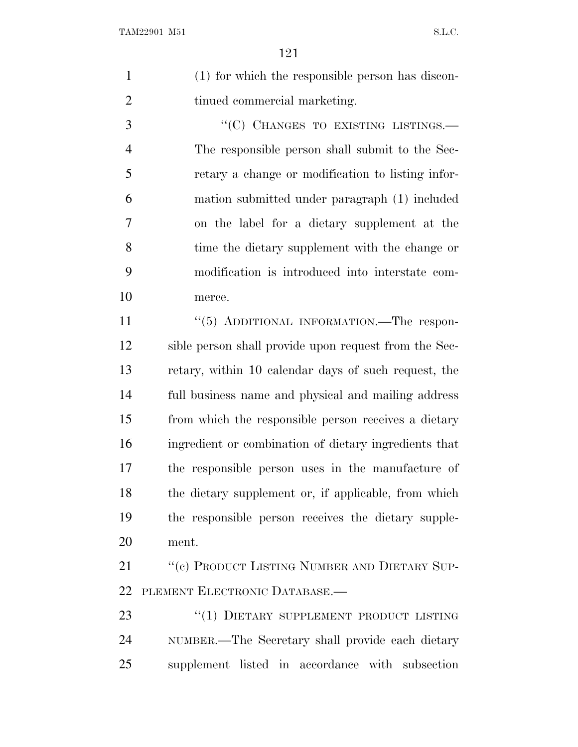(1) for which the responsible person has discontinued commercial marketing.

"(C) CHANGES TO EXISTING LISTINGS.—The responsible person shall submit to the Secretary a change or modification to listing information submitted under paragraph (1) included on the label for a dietary supplement at the time the dietary supplement with the change or modification is introduced into interstate commerce.

"(5) ADDITIONAL INFORMATION.—The responsible person shall provide upon request from the Secretary, within 10 calendar days of such request, the full business name and physical and mailing address from which the responsible person receives a dietary ingredient or combination of dietary ingredients that the responsible person uses in the manufacture of the dietary supplement or, if applicable, from which the responsible person receives the dietary supplement.

"(c) PRODUCT LISTING NUMBER AND DIETARY SUPPLEMENT ELECTRONIC DATABASE.—

"(1) DIETARY SUPPLEMENT PRODUCT LISTING NUMBER.—The Secretary shall provide each dietary supplement listed in accordance with subsection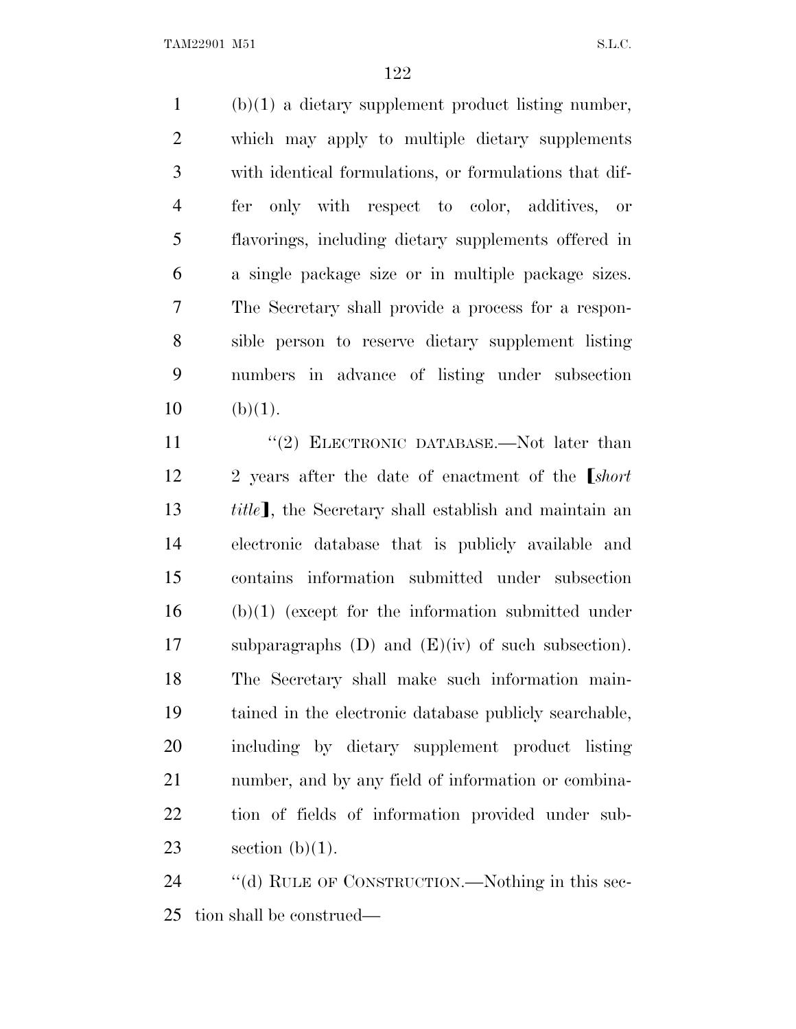(b)(1) a dietary supplement product listing number, which may apply to multiple dietary supplements with identical formulations, or formulations that differ only with respect to color, additives, or flavorings, including dietary supplements offered in a single package size or in multiple package sizes. The Secretary shall provide a process for a responsible person to reserve dietary supplement listing numbers in advance of listing under subsection (b)(1).

"(2) ELECTRONIC DATABASE.—Not later than 2 years after the date of enactment of the ⟦*short title*⟧, the Secretary shall establish and maintain an electronic database that is publicly available and contains information submitted under subsection (b)(1) (except for the information submitted under subparagraphs (D) and (E)(iv) of such subsection). The Secretary shall make such information maintained in the electronic database publicly searchable, including by dietary supplement product listing number, and by any field of information or combination of fields of information provided under subsection (b)(1).

"(d) RULE OF CONSTRUCTION.—Nothing in this section shall be construed—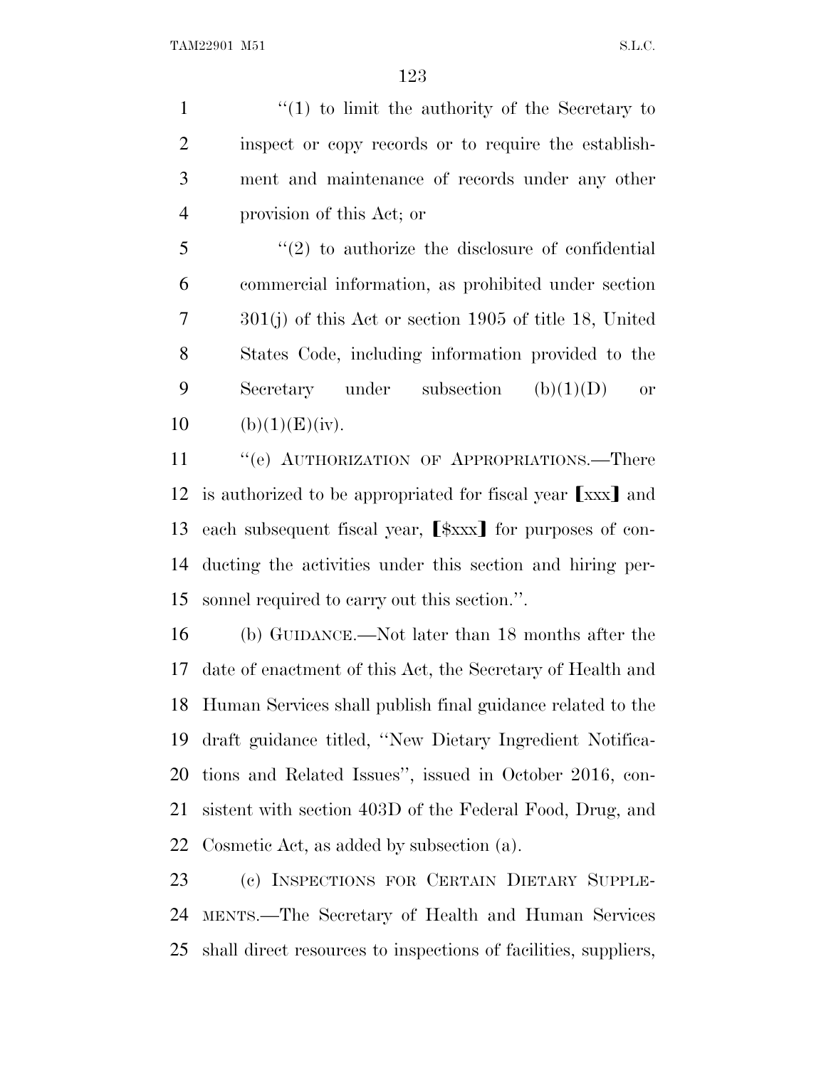"(1) to limit the authority of the Secretary to inspect or copy records or to require the establishment and maintenance of records under any other provision of this Act; or

"(2) to authorize the disclosure of confidential commercial information, as prohibited under section 301(j) of this Act or section 1905 of title 18, United States Code, including information provided to the Secretary under subsection (b)(1)(D) or (b)(1)(E)(iv).

"(e) AUTHORIZATION OF APPROPRIATIONS.—There is authorized to be appropriated for fiscal year ⟦xxx⟧ and each subsequent fiscal year, ⟦$xxx⟧ for purposes of conducting the activities under this section and hiring personnel required to carry out this section.".

(b) GUIDANCE.—Not later than 18 months after the date of enactment of this Act, the Secretary of Health and Human Services shall publish final guidance related to the draft guidance titled, "New Dietary Ingredient Notifications and Related Issues", issued in October 2016, consistent with section 403D of the Federal Food, Drug, and Cosmetic Act, as added by subsection (a).

(c) INSPECTIONS FOR CERTAIN DIETARY SUPPLEMENTS.—The Secretary of Health and Human Services shall direct resources to inspections of facilities, suppliers,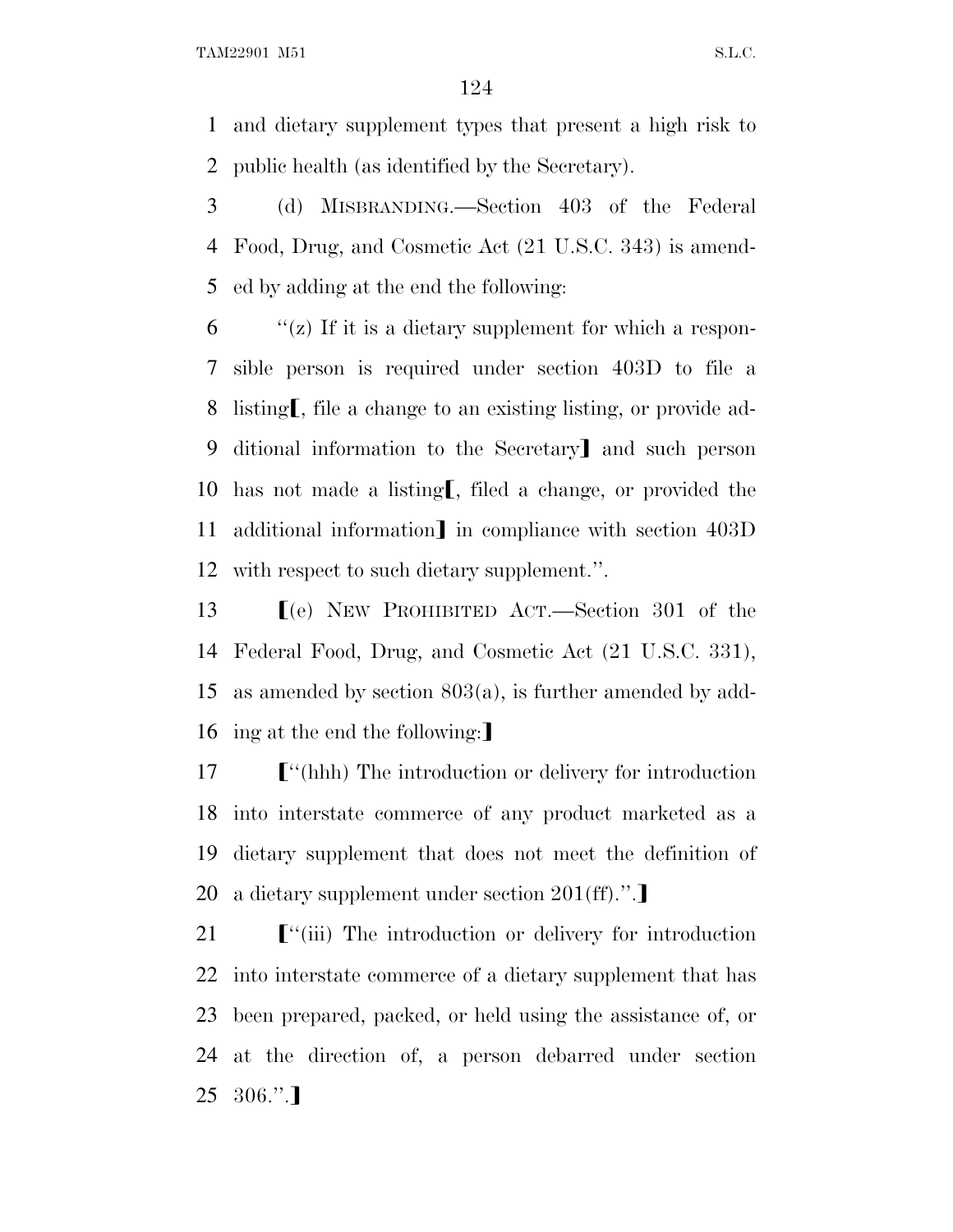and dietary supplement types that present a high risk to public health (as identified by the Secretary).

(d) MISBRANDING.—Section 403 of the Federal Food, Drug, and Cosmetic Act (21 U.S.C. 343) is amended by adding at the end the following:

"(z) If it is a dietary supplement for which a responsible person is required under section 403D to file a listing[, file a change to an existing listing, or provide additional information to the Secretary] and such person has not made a listing[, filed a change, or provided the additional information] in compliance with section 403D with respect to such dietary supplement.".

[(e) NEW PROHIBITED ACT.—Section 301 of the Federal Food, Drug, and Cosmetic Act (21 U.S.C. 331), as amended by section 803(a), is further amended by adding at the end the following:]

["(hhh) The introduction or delivery for introduction into interstate commerce of any product marketed as a dietary supplement that does not meet the definition of a dietary supplement under section 201(ff).".]

["(iii) The introduction or delivery for introduction into interstate commerce of a dietary supplement that has been prepared, packed, or held using the assistance of, or at the direction of, a person debarred under section 306.".]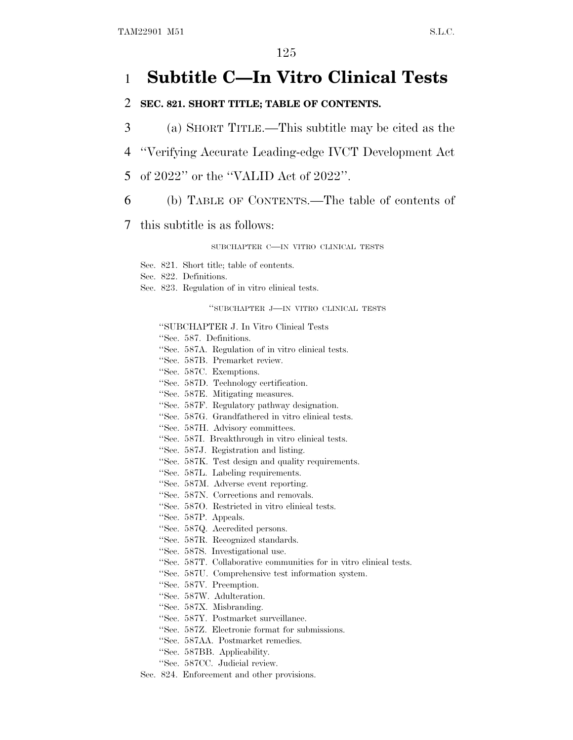# Subtitle C—In Vitro Clinical Tests

## SEC. 821. SHORT TITLE; TABLE OF CONTENTS.

(a) SHORT TITLE.—This subtitle may be cited as the ''Verifying Accurate Leading-edge IVCT Development Act of 2022'' or the ''VALID Act of 2022''.

(b) TABLE OF CONTENTS.—The table of contents of this subtitle is as follows:

SUBCHAPTER C—IN VITRO CLINICAL TESTS

Sec. 821. Short title; table of contents.
Sec. 822. Definitions.
Sec. 823. Regulation of in vitro clinical tests.

''SUBCHAPTER J—IN VITRO CLINICAL TESTS

''SUBCHAPTER J. In Vitro Clinical Tests
''Sec. 587. Definitions.
''Sec. 587A. Regulation of in vitro clinical tests.
''Sec. 587B. Premarket review.
''Sec. 587C. Exemptions.
''Sec. 587D. Technology certification.
''Sec. 587E. Mitigating measures.
''Sec. 587F. Regulatory pathway designation.
''Sec. 587G. Grandfathered in vitro clinical tests.
''Sec. 587H. Advisory committees.
''Sec. 587I. Breakthrough in vitro clinical tests.
''Sec. 587J. Registration and listing.
''Sec. 587K. Test design and quality requirements.
''Sec. 587L. Labeling requirements.
''Sec. 587M. Adverse event reporting.
''Sec. 587N. Corrections and removals.
''Sec. 587O. Restricted in vitro clinical tests.
''Sec. 587P. Appeals.
''Sec. 587Q. Accredited persons.
''Sec. 587R. Recognized standards.
''Sec. 587S. Investigational use.
''Sec. 587T. Collaborative communities for in vitro clinical tests.
''Sec. 587U. Comprehensive test information system.
''Sec. 587V. Preemption.
''Sec. 587W. Adulteration.
''Sec. 587X. Misbranding.
''Sec. 587Y. Postmarket surveillance.
''Sec. 587Z. Electronic format for submissions.
''Sec. 587AA. Postmarket remedies.
''Sec. 587BB. Applicability.
''Sec. 587CC. Judicial review.
Sec. 824. Enforcement and other provisions.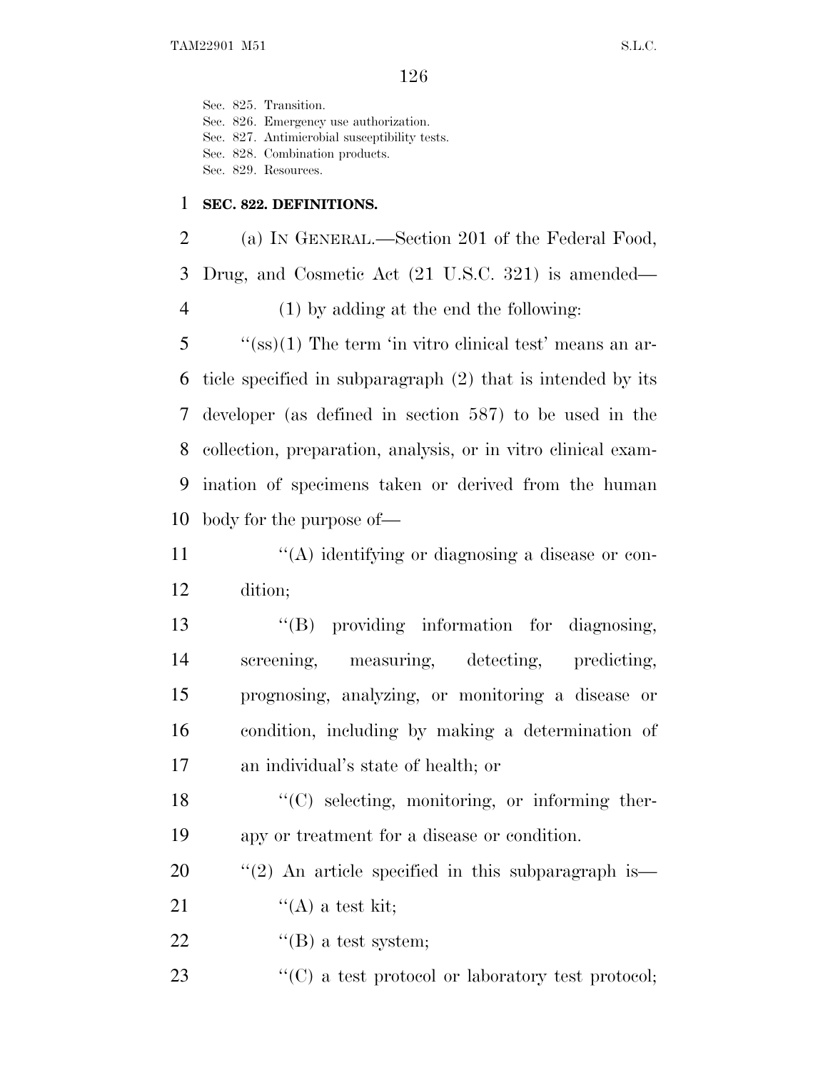Sec. 825. Transition.
Sec. 826. Emergency use authorization.
Sec. 827. Antimicrobial susceptibility tests.
Sec. 828. Combination products.
Sec. 829. Resources.

**SEC. 822. DEFINITIONS.**

(a) IN GENERAL.—Section 201 of the Federal Food, Drug, and Cosmetic Act (21 U.S.C. 321) is amended—

(1) by adding at the end the following:

"(ss)(1) The term 'in vitro clinical test' means an article specified in subparagraph (2) that is intended by its developer (as defined in section 587) to be used in the collection, preparation, analysis, or in vitro clinical examination of specimens taken or derived from the human body for the purpose of—

"(A) identifying or diagnosing a disease or condition;

"(B) providing information for diagnosing, screening, measuring, detecting, predicting, prognosing, analyzing, or monitoring a disease or condition, including by making a determination of an individual's state of health; or

"(C) selecting, monitoring, or informing therapy or treatment for a disease or condition.

"(2) An article specified in this subparagraph is—

"(A) a test kit;

"(B) a test system;

"(C) a test protocol or laboratory test protocol;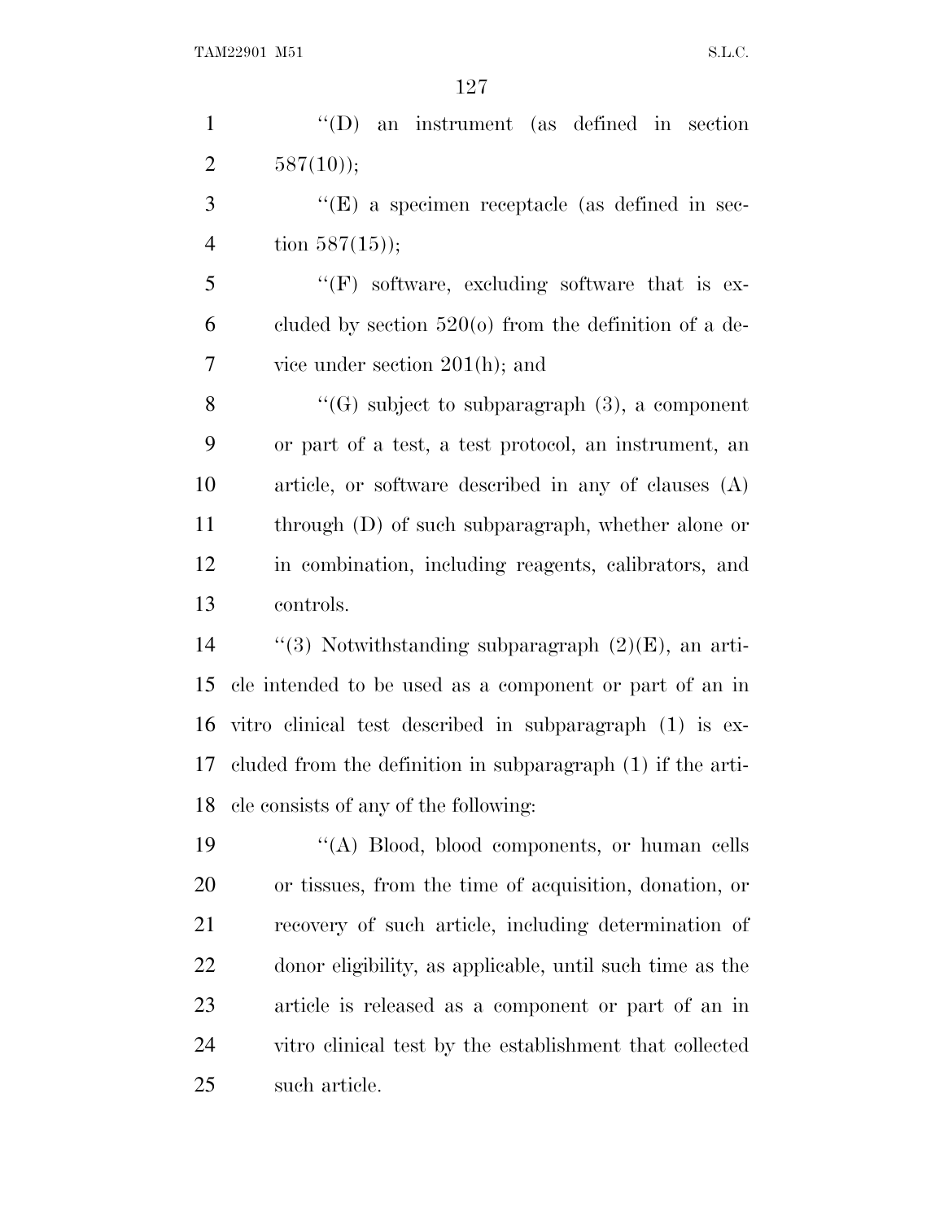"(D) an instrument (as defined in section 587(10));

"(E) a specimen receptacle (as defined in section 587(15));

"(F) software, excluding software that is excluded by section 520(o) from the definition of a device under section 201(h); and

"(G) subject to subparagraph (3), a component or part of a test, a test protocol, an instrument, an article, or software described in any of clauses (A) through (D) of such subparagraph, whether alone or in combination, including reagents, calibrators, and controls.

"(3) Notwithstanding subparagraph (2)(E), an article intended to be used as a component or part of an in vitro clinical test described in subparagraph (1) is excluded from the definition in subparagraph (1) if the article consists of any of the following:

"(A) Blood, blood components, or human cells or tissues, from the time of acquisition, donation, or recovery of such article, including determination of donor eligibility, as applicable, until such time as the article is released as a component or part of an in vitro clinical test by the establishment that collected such article.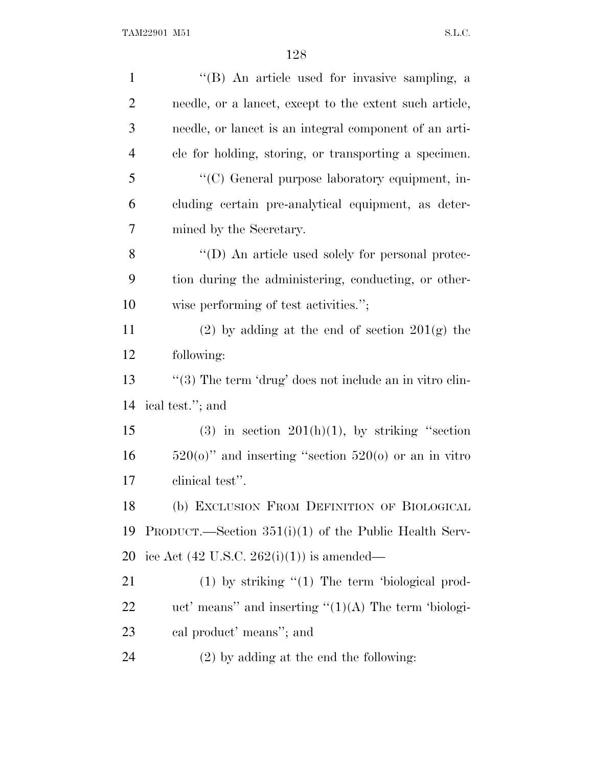''(B) An article used for invasive sampling, a needle, or a lancet, except to the extent such article, needle, or lancet is an integral component of an article for holding, storing, or transporting a specimen.

''(C) General purpose laboratory equipment, including certain pre-analytical equipment, as determined by the Secretary.

''(D) An article used solely for personal protection during the administering, conducting, or otherwise performing of test activities.'';

(2) by adding at the end of section 201(g) the following:

''(3) The term 'drug' does not include an in vitro clinical test.''; and

(3) in section 201(h)(1), by striking ''section 520(o)'' and inserting ''section 520(o) or an in vitro clinical test''.

(b) EXCLUSION FROM DEFINITION OF BIOLOGICAL PRODUCT.—Section 351(i)(1) of the Public Health Service Act (42 U.S.C. 262(i)(1)) is amended—

(1) by striking ''(1) The term 'biological product' means'' and inserting ''(1)(A) The term 'biological product' means''; and

(2) by adding at the end the following: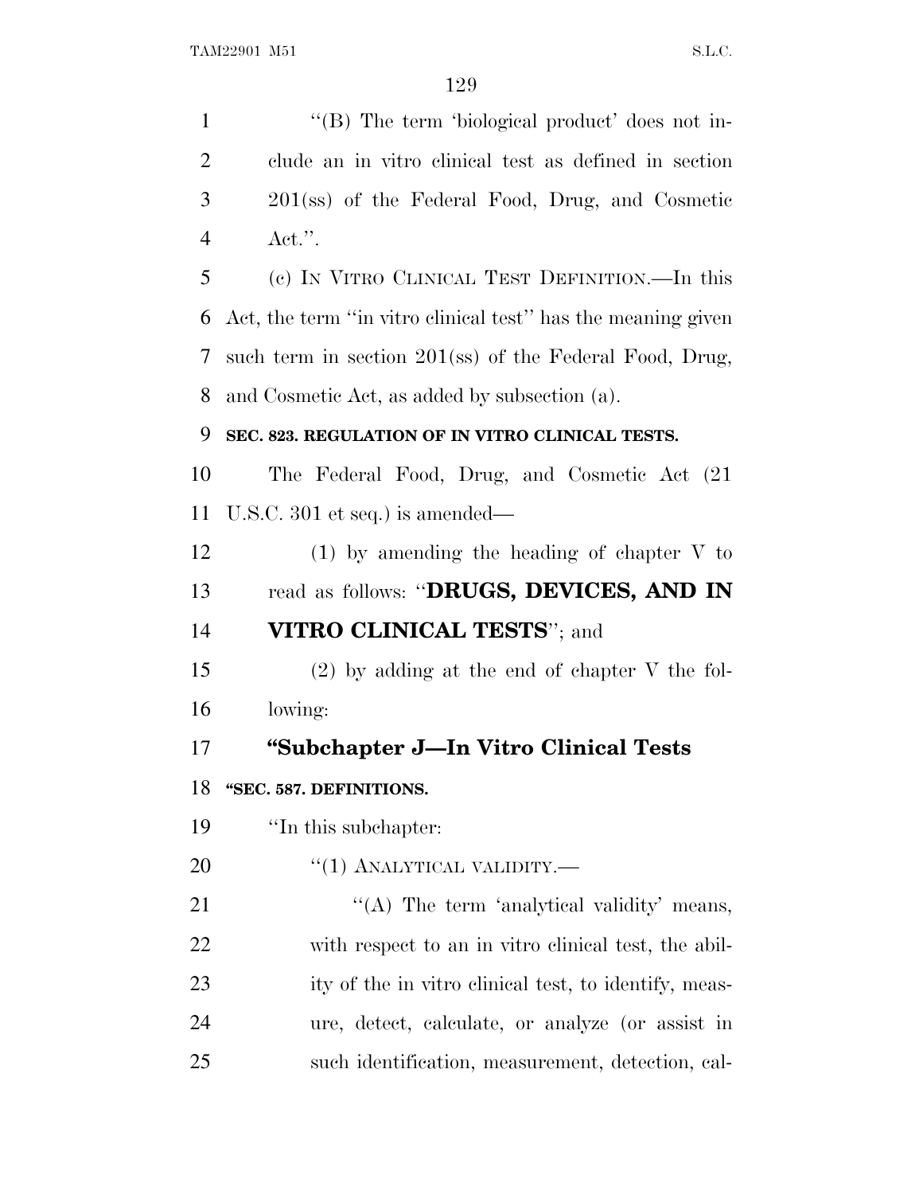''(B) The term 'biological product' does not include an in vitro clinical test as defined in section 201(ss) of the Federal Food, Drug, and Cosmetic Act.''.

(c) IN VITRO CLINICAL TEST DEFINITION.—In this Act, the term ''in vitro clinical test'' has the meaning given such term in section 201(ss) of the Federal Food, Drug, and Cosmetic Act, as added by subsection (a).

**SEC. 823. REGULATION OF IN VITRO CLINICAL TESTS.**

The Federal Food, Drug, and Cosmetic Act (21 U.S.C. 301 et seq.) is amended—

(1) by amending the heading of chapter V to read as follows: ''**DRUGS, DEVICES, AND IN VITRO CLINICAL TESTS**''; and

(2) by adding at the end of chapter V the following:

## ''Subchapter J—In Vitro Clinical Tests

**''SEC. 587. DEFINITIONS.**

''In this subchapter:

''(1) ANALYTICAL VALIDITY.—

''(A) The term 'analytical validity' means, with respect to an in vitro clinical test, the ability of the in vitro clinical test, to identify, measure, detect, calculate, or analyze (or assist in such identification, measurement, detection, cal-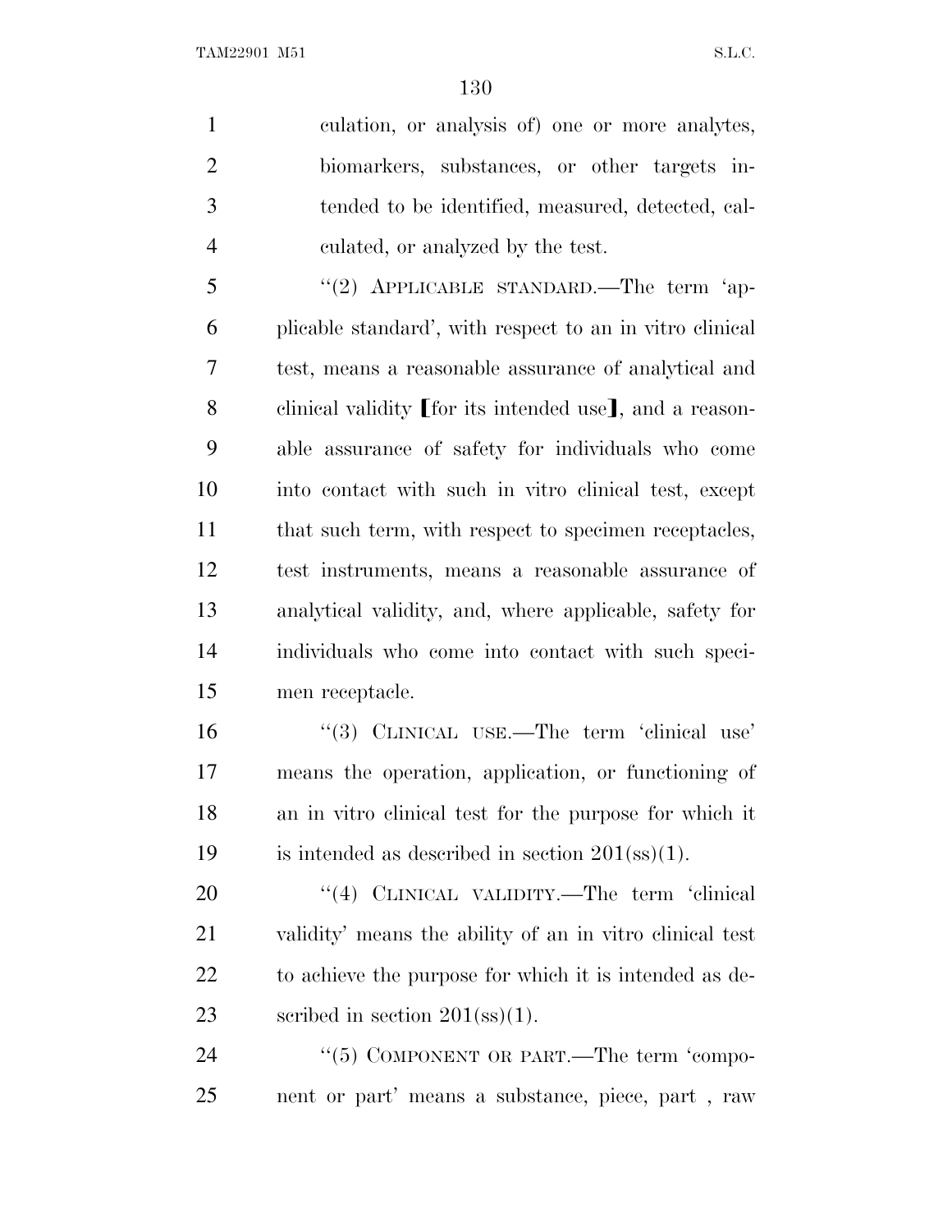culation, or analysis of) one or more analytes, biomarkers, substances, or other targets intended to be identified, measured, detected, calculated, or analyzed by the test.

"(2) APPLICABLE STANDARD.—The term 'applicable standard', with respect to an in vitro clinical test, means a reasonable assurance of analytical and clinical validity [for its intended use], and a reasonable assurance of safety for individuals who come into contact with such in vitro clinical test, except that such term, with respect to specimen receptacles, test instruments, means a reasonable assurance of analytical validity, and, where applicable, safety for individuals who come into contact with such specimen receptacle.

"(3) CLINICAL USE.—The term 'clinical use' means the operation, application, or functioning of an in vitro clinical test for the purpose for which it is intended as described in section 201(ss)(1).

"(4) CLINICAL VALIDITY.—The term 'clinical validity' means the ability of an in vitro clinical test to achieve the purpose for which it is intended as described in section 201(ss)(1).

"(5) COMPONENT OR PART.—The term 'component or part' means a substance, piece, part , raw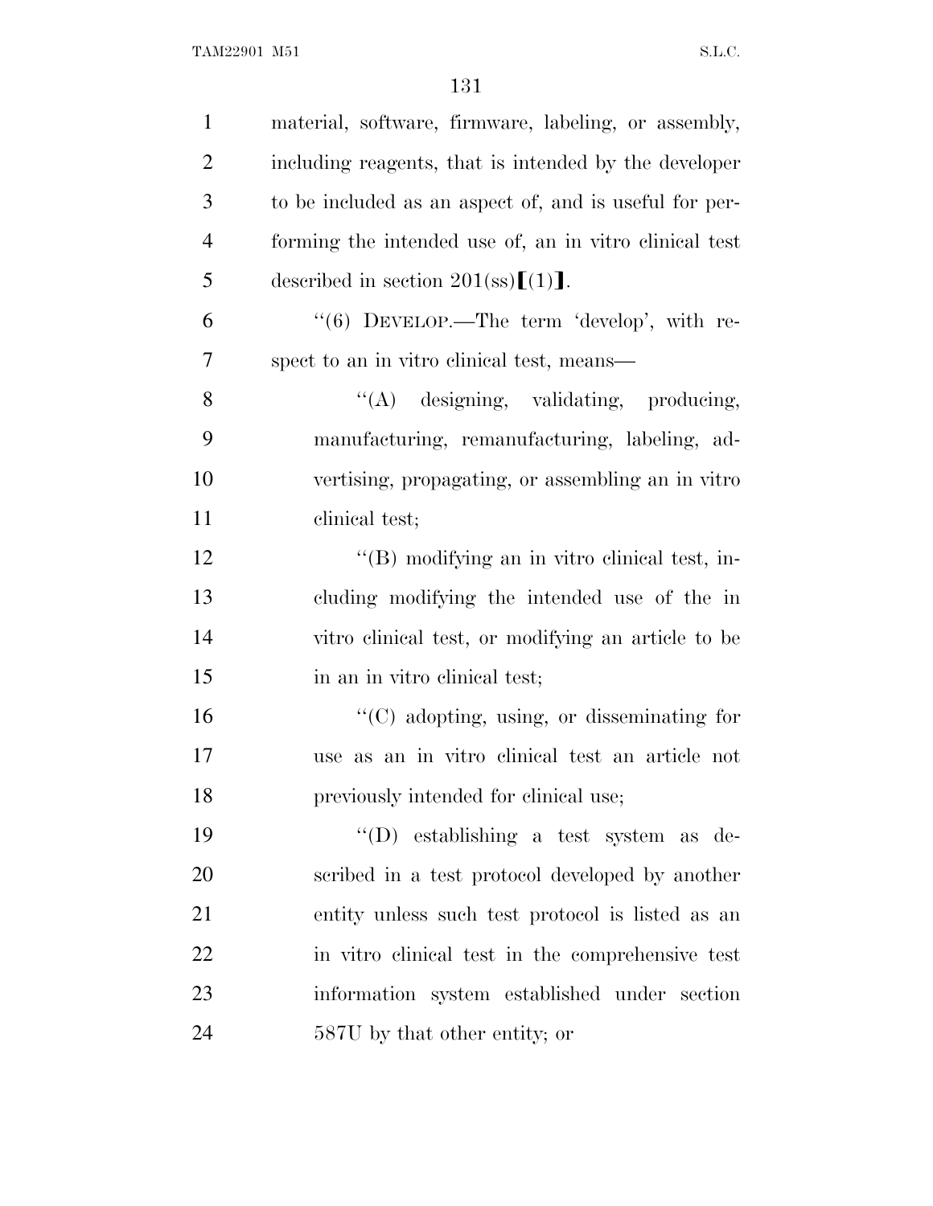material, software, firmware, labeling, or assembly, including reagents, that is intended by the developer to be included as an aspect of, and is useful for performing the intended use of, an in vitro clinical test described in section 201(ss)⟦(1)⟧.

"(6) DEVELOP.—The term 'develop', with respect to an in vitro clinical test, means—

"(A) designing, validating, producing, manufacturing, remanufacturing, labeling, advertising, propagating, or assembling an in vitro clinical test;

"(B) modifying an in vitro clinical test, including modifying the intended use of the in vitro clinical test, or modifying an article to be in an in vitro clinical test;

"(C) adopting, using, or disseminating for use as an in vitro clinical test an article not previously intended for clinical use;

"(D) establishing a test system as described in a test protocol developed by another entity unless such test protocol is listed as an in vitro clinical test in the comprehensive test information system established under section 587U by that other entity; or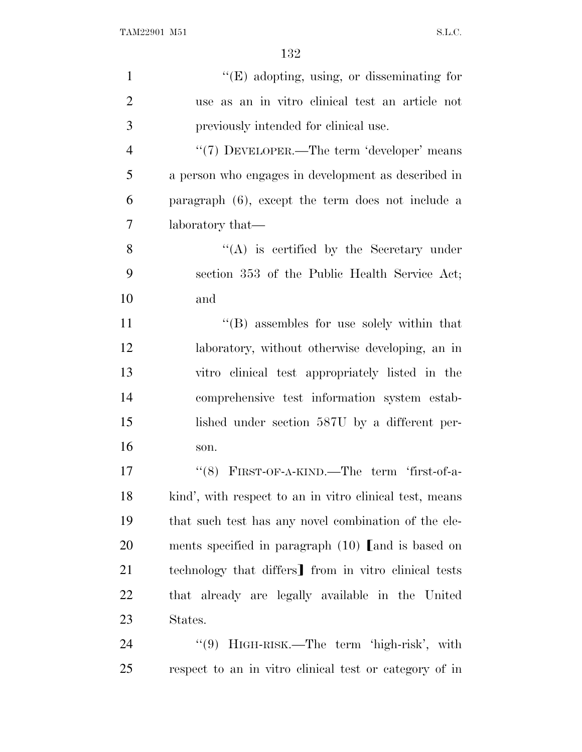"(E) adopting, using, or disseminating for use as an in vitro clinical test an article not previously intended for clinical use.

"(7) DEVELOPER.—The term 'developer' means a person who engages in development as described in paragraph (6), except the term does not include a laboratory that—

"(A) is certified by the Secretary under section 353 of the Public Health Service Act; and

"(B) assembles for use solely within that laboratory, without otherwise developing, an in vitro clinical test appropriately listed in the comprehensive test information system established under section 587U by a different person.

"(8) FIRST-OF-A-KIND.—The term 'first-of-a-kind', with respect to an in vitro clinical test, means that such test has any novel combination of the elements specified in paragraph (10) ⟦and is based on technology that differs⟧ from in vitro clinical tests that already are legally available in the United States.

"(9) HIGH-RISK.—The term 'high-risk', with respect to an in vitro clinical test or category of in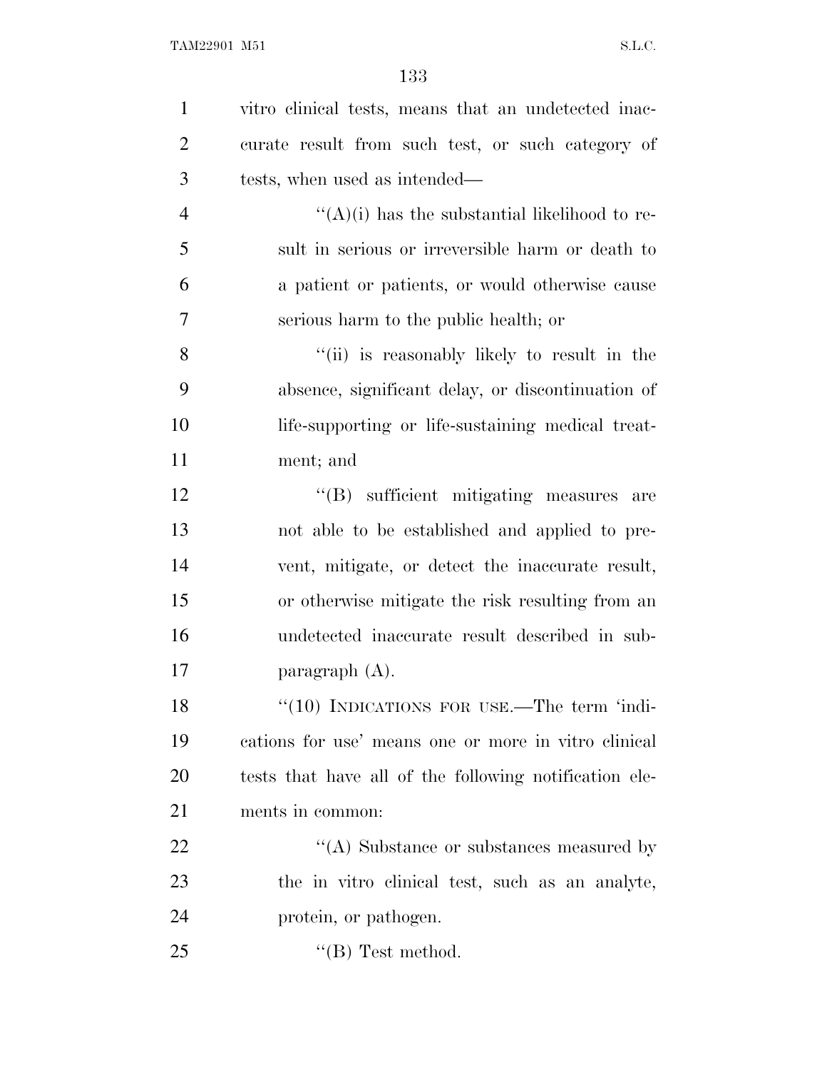vitro clinical tests, means that an undetected inaccurate result from such test, or such category of tests, when used as intended—

"(A)(i) has the substantial likelihood to result in serious or irreversible harm or death to a patient or patients, or would otherwise cause serious harm to the public health; or

"(ii) is reasonably likely to result in the absence, significant delay, or discontinuation of life-supporting or life-sustaining medical treatment; and

"(B) sufficient mitigating measures are not able to be established and applied to prevent, mitigate, or detect the inaccurate result, or otherwise mitigate the risk resulting from an undetected inaccurate result described in subparagraph (A).

"(10) INDICATIONS FOR USE.—The term 'indications for use' means one or more in vitro clinical tests that have all of the following notification elements in common:

"(A) Substance or substances measured by the in vitro clinical test, such as an analyte, protein, or pathogen.

"(B) Test method.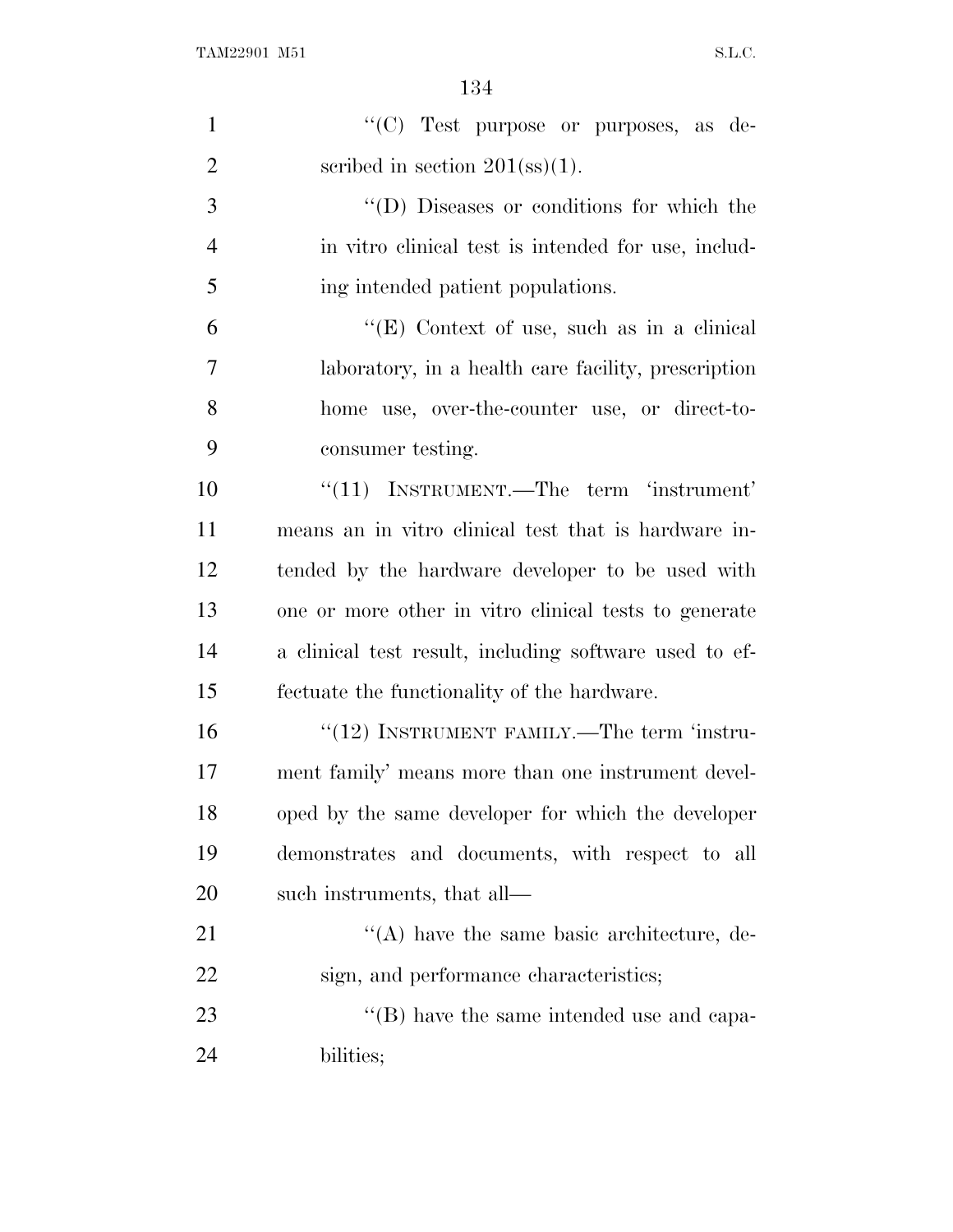''(C) Test purpose or purposes, as described in section 201(ss)(1).

''(D) Diseases or conditions for which the in vitro clinical test is intended for use, including intended patient populations.

''(E) Context of use, such as in a clinical laboratory, in a health care facility, prescription home use, over-the-counter use, or direct-to-consumer testing.

''(11) INSTRUMENT.—The term 'instrument' means an in vitro clinical test that is hardware intended by the hardware developer to be used with one or more other in vitro clinical tests to generate a clinical test result, including software used to effectuate the functionality of the hardware.

''(12) INSTRUMENT FAMILY.—The term 'instrument family' means more than one instrument developed by the same developer for which the developer demonstrates and documents, with respect to all such instruments, that all—

''(A) have the same basic architecture, design, and performance characteristics;

''(B) have the same intended use and capabilities;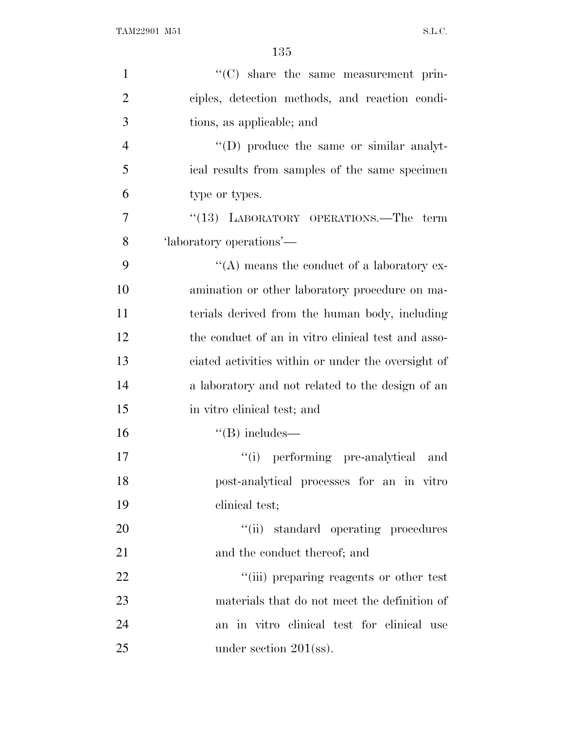''(C) share the same measurement principles, detection methods, and reaction conditions, as applicable; and

''(D) produce the same or similar analytical results from samples of the same specimen type or types.

''(13) LABORATORY OPERATIONS.—The term 'laboratory operations'—

''(A) means the conduct of a laboratory examination or other laboratory procedure on materials derived from the human body, including the conduct of an in vitro clinical test and associated activities within or under the oversight of a laboratory and not related to the design of an in vitro clinical test; and

''(B) includes—

''(i) performing pre-analytical and post-analytical processes for an in vitro clinical test;

''(ii) standard operating procedures and the conduct thereof; and

''(iii) preparing reagents or other test materials that do not meet the definition of an in vitro clinical test for clinical use under section 201(ss).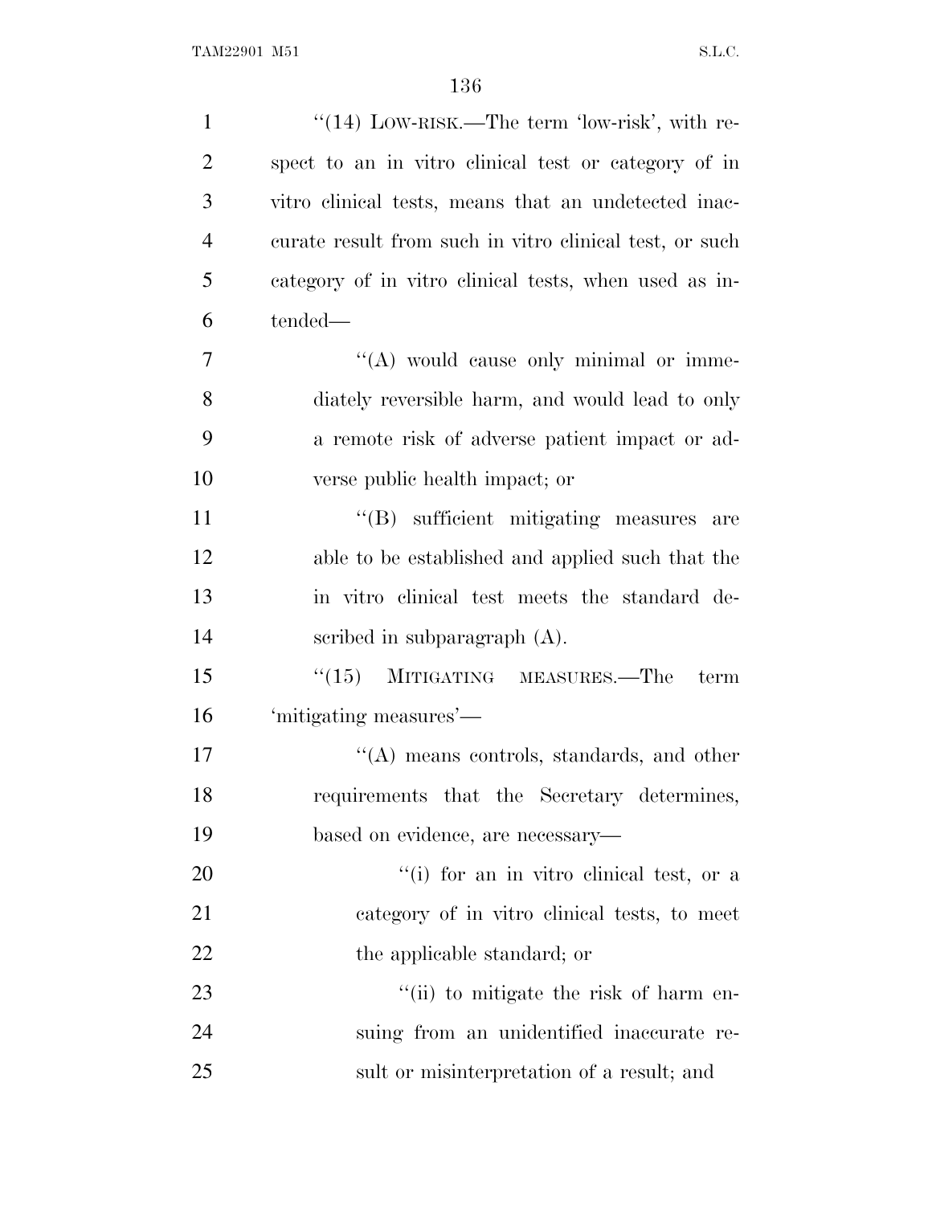"(14) LOW-RISK.—The term 'low-risk', with respect to an in vitro clinical test or category of in vitro clinical tests, means that an undetected inaccurate result from such in vitro clinical test, or such category of in vitro clinical tests, when used as intended—

"(A) would cause only minimal or immediately reversible harm, and would lead to only a remote risk of adverse patient impact or adverse public health impact; or

"(B) sufficient mitigating measures are able to be established and applied such that the in vitro clinical test meets the standard described in subparagraph (A).

"(15) MITIGATING MEASURES.—The term 'mitigating measures'—

"(A) means controls, standards, and other requirements that the Secretary determines, based on evidence, are necessary—

"(i) for an in vitro clinical test, or a category of in vitro clinical tests, to meet the applicable standard; or

"(ii) to mitigate the risk of harm ensuing from an unidentified inaccurate result or misinterpretation of a result; and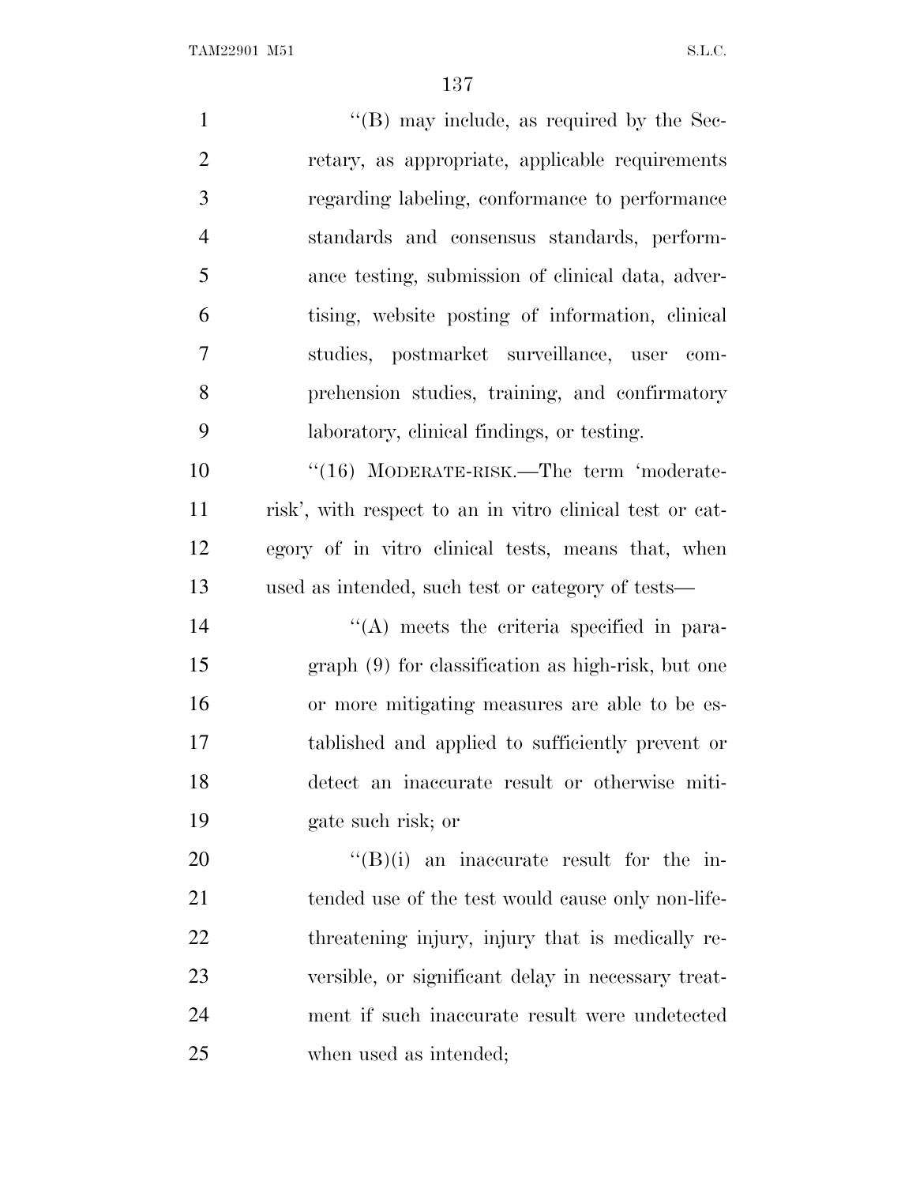"(B) may include, as required by the Secretary, as appropriate, applicable requirements regarding labeling, conformance to performance standards and consensus standards, performance testing, submission of clinical data, advertising, website posting of information, clinical studies, postmarket surveillance, user comprehension studies, training, and confirmatory laboratory, clinical findings, or testing.

"(16) MODERATE-RISK.—The term 'moderate-risk', with respect to an in vitro clinical test or category of in vitro clinical tests, means that, when used as intended, such test or category of tests—

"(A) meets the criteria specified in paragraph (9) for classification as high-risk, but one or more mitigating measures are able to be established and applied to sufficiently prevent or detect an inaccurate result or otherwise mitigate such risk; or

"(B)(i) an inaccurate result for the intended use of the test would cause only non-life-threatening injury, injury that is medically reversible, or significant delay in necessary treatment if such inaccurate result were undetected when used as intended;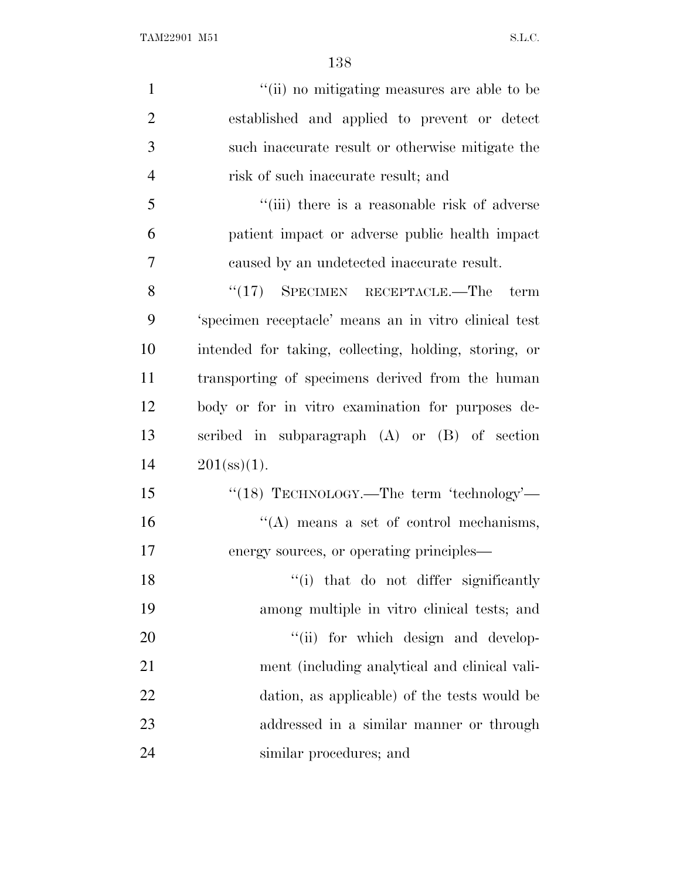"(ii) no mitigating measures are able to be established and applied to prevent or detect such inaccurate result or otherwise mitigate the risk of such inaccurate result; and

"(iii) there is a reasonable risk of adverse patient impact or adverse public health impact caused by an undetected inaccurate result.

"(17) SPECIMEN RECEPTACLE.—The term 'specimen receptacle' means an in vitro clinical test intended for taking, collecting, holding, storing, or transporting of specimens derived from the human body or for in vitro examination for purposes described in subparagraph (A) or (B) of section 201(ss)(1).

"(18) TECHNOLOGY.—The term 'technology'—

"(A) means a set of control mechanisms, energy sources, or operating principles—

"(i) that do not differ significantly among multiple in vitro clinical tests; and

"(ii) for which design and development (including analytical and clinical validation, as applicable) of the tests would be addressed in a similar manner or through similar procedures; and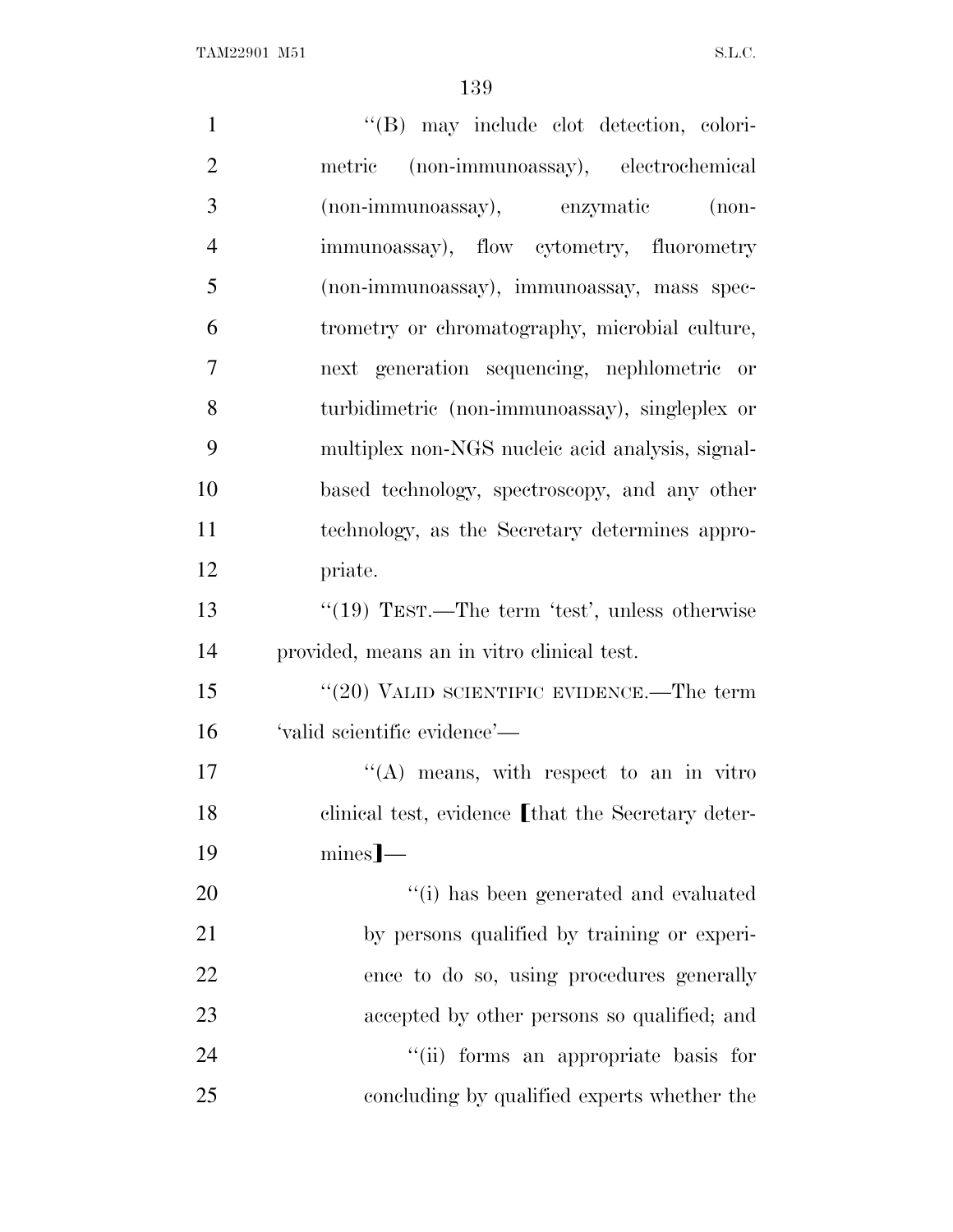''(B) may include clot detection, colorimetric (non-immunoassay), electrochemical (non-immunoassay), enzymatic (non-immunoassay), flow cytometry, fluorometry (non-immunoassay), immunoassay, mass spectrometry or chromatography, microbial culture, next generation sequencing, nephlometric or turbidimetric (non-immunoassay), singleplex or multiplex non-NGS nucleic acid analysis, signal-based technology, spectroscopy, and any other technology, as the Secretary determines appropriate.

''(19) TEST.—The term 'test', unless otherwise provided, means an in vitro clinical test.

''(20) VALID SCIENTIFIC EVIDENCE.—The term 'valid scientific evidence'—

''(A) means, with respect to an in vitro clinical test, evidence [that the Secretary determines]—

''(i) has been generated and evaluated by persons qualified by training or experience to do so, using procedures generally accepted by other persons so qualified; and

''(ii) forms an appropriate basis for concluding by qualified experts whether the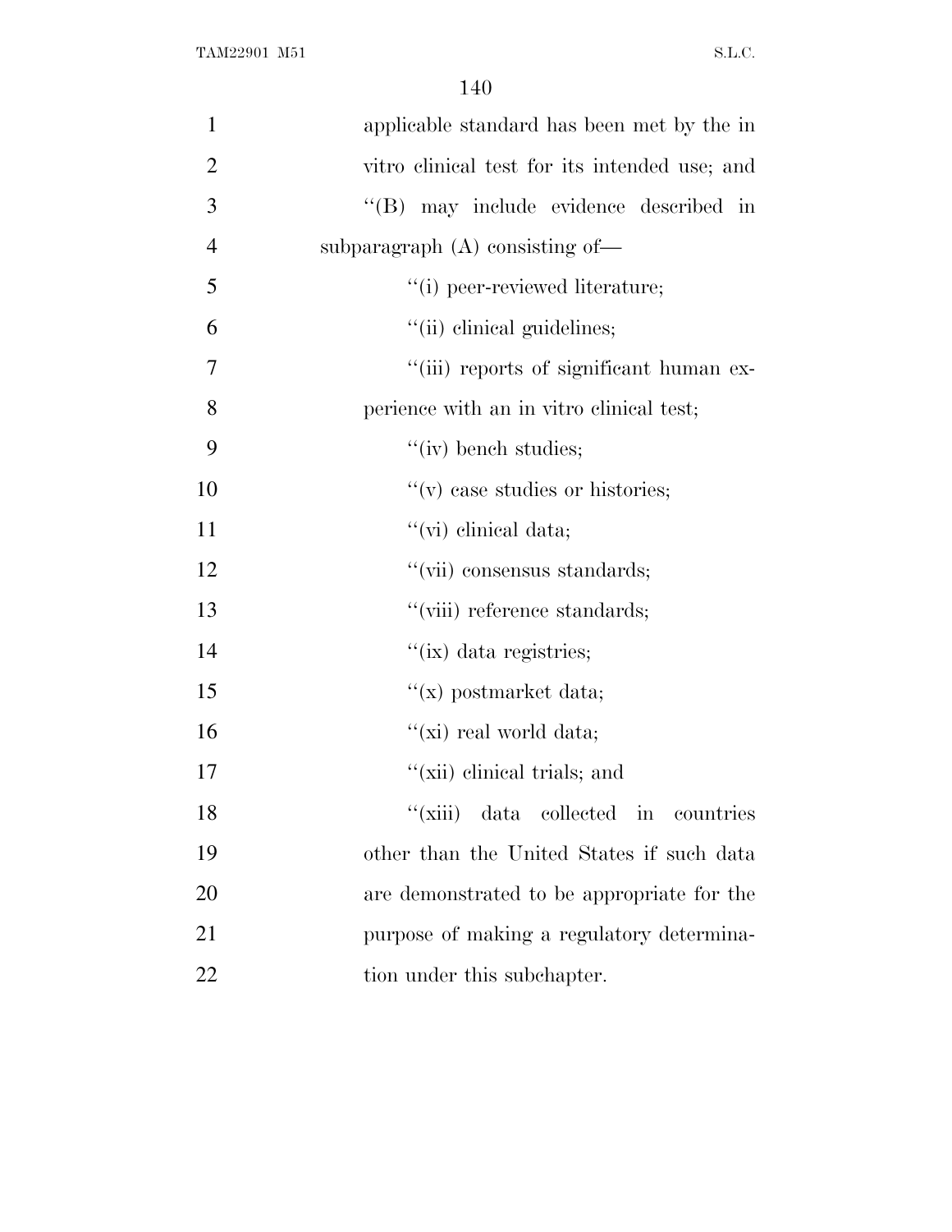applicable standard has been met by the in vitro clinical test for its intended use; and

''(B) may include evidence described in subparagraph (A) consisting of—

''(i) peer-reviewed literature;

''(ii) clinical guidelines;

''(iii) reports of significant human experience with an in vitro clinical test;

''(iv) bench studies;

''(v) case studies or histories;

''(vi) clinical data;

''(vii) consensus standards;

''(viii) reference standards;

''(ix) data registries;

''(x) postmarket data;

''(xi) real world data;

''(xii) clinical trials; and

''(xiii) data collected in countries other than the United States if such data are demonstrated to be appropriate for the purpose of making a regulatory determination under this subchapter.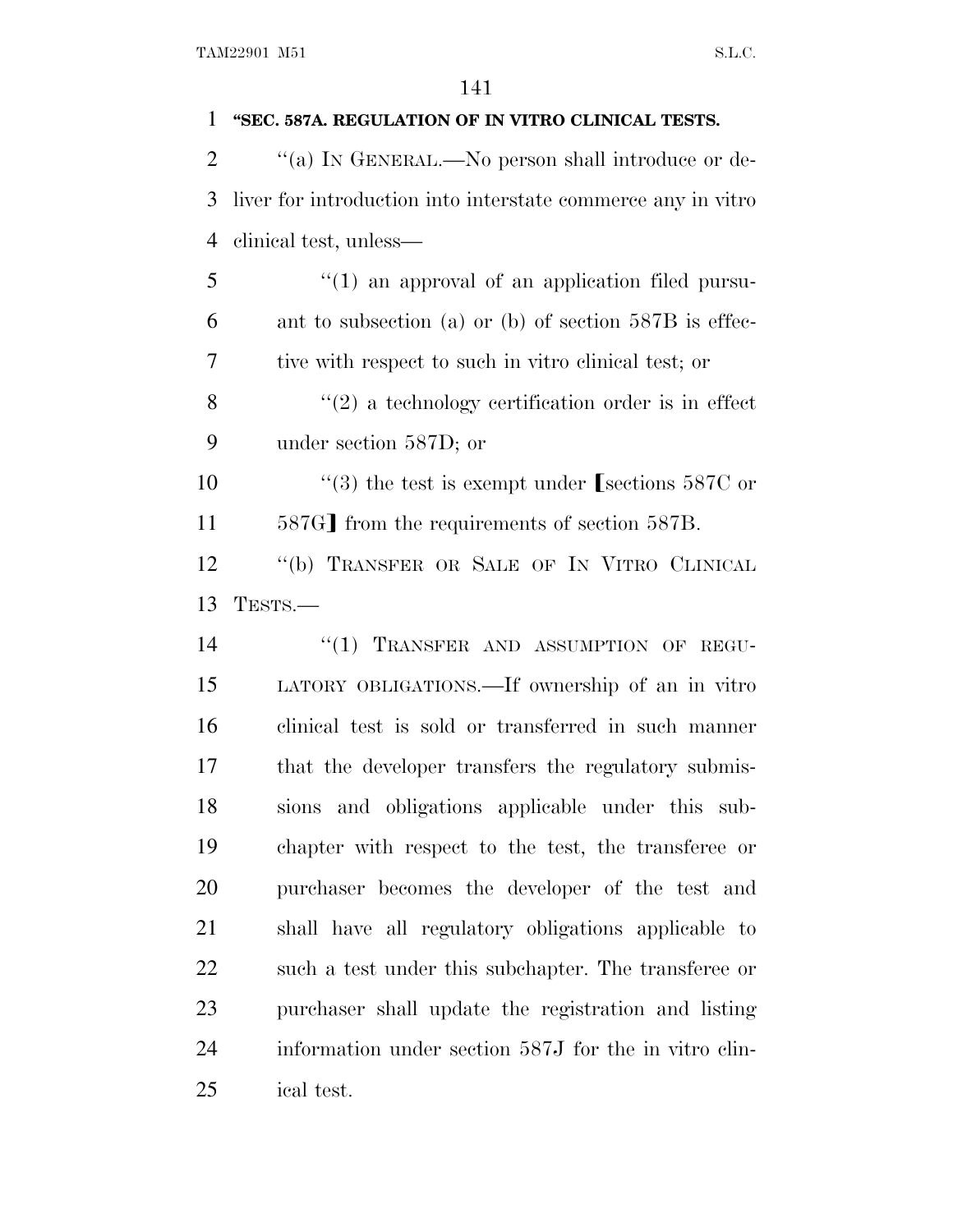**"SEC. 587A. REGULATION OF IN VITRO CLINICAL TESTS.**

"(a) IN GENERAL.—No person shall introduce or deliver for introduction into interstate commerce any in vitro clinical test, unless—

"(1) an approval of an application filed pursuant to subsection (a) or (b) of section 587B is effective with respect to such in vitro clinical test; or

"(2) a technology certification order is in effect under section 587D; or

"(3) the test is exempt under ⟦sections 587C or 587G⟧ from the requirements of section 587B.

"(b) TRANSFER OR SALE OF IN VITRO CLINICAL TESTS.—

"(1) TRANSFER AND ASSUMPTION OF REGULATORY OBLIGATIONS.—If ownership of an in vitro clinical test is sold or transferred in such manner that the developer transfers the regulatory submissions and obligations applicable under this subchapter with respect to the test, the transferee or purchaser becomes the developer of the test and shall have all regulatory obligations applicable to such a test under this subchapter. The transferee or purchaser shall update the registration and listing information under section 587J for the in vitro clinical test.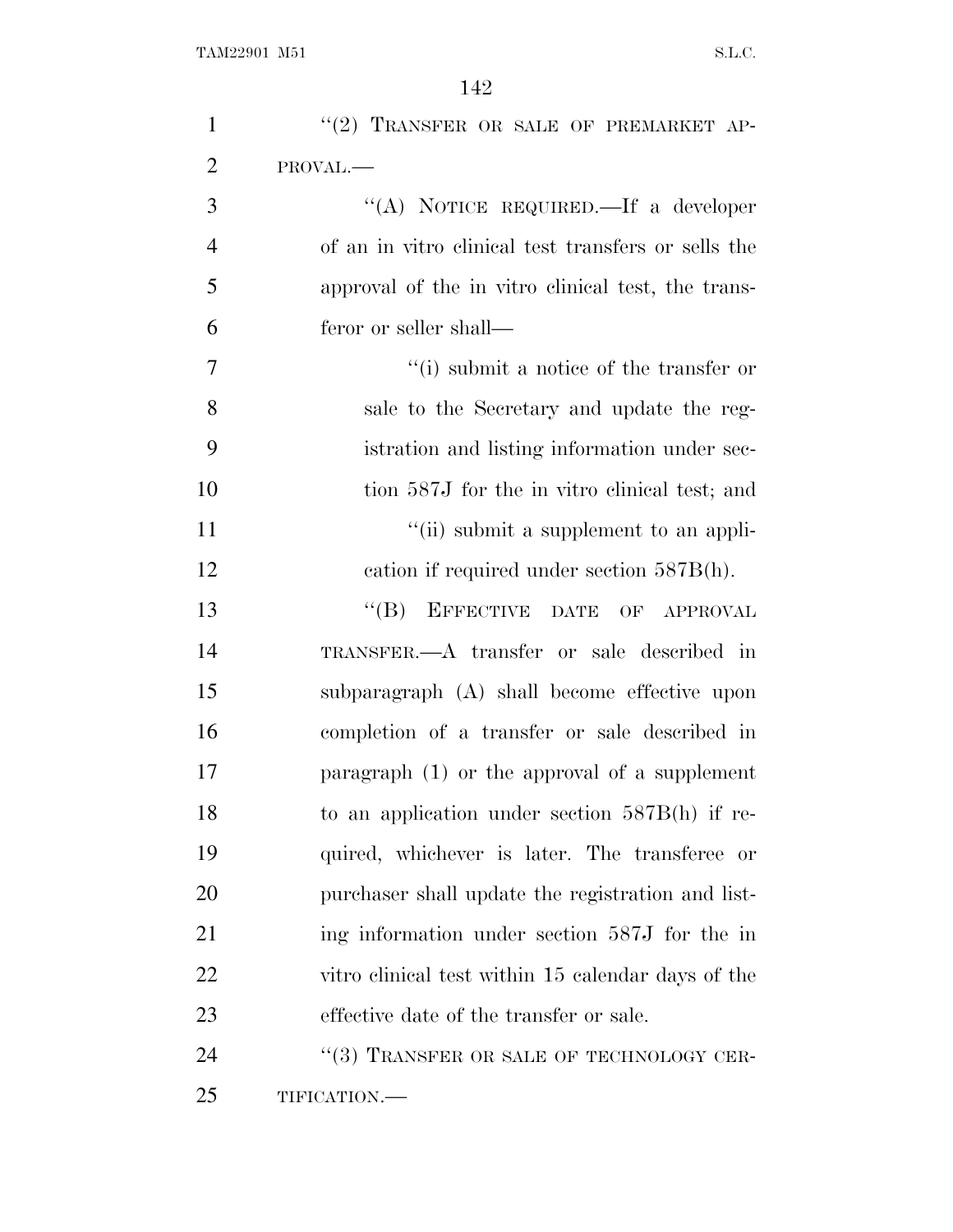"(2) TRANSFER OR SALE OF PREMARKET APPROVAL.—

"(A) NOTICE REQUIRED.—If a developer of an in vitro clinical test transfers or sells the approval of the in vitro clinical test, the transferor or seller shall—

"(i) submit a notice of the transfer or sale to the Secretary and update the registration and listing information under section 587J for the in vitro clinical test; and

"(ii) submit a supplement to an application if required under section 587B(h).

"(B) EFFECTIVE DATE OF APPROVAL TRANSFER.—A transfer or sale described in subparagraph (A) shall become effective upon completion of a transfer or sale described in paragraph (1) or the approval of a supplement to an application under section 587B(h) if required, whichever is later. The transferee or purchaser shall update the registration and listing information under section 587J for the in vitro clinical test within 15 calendar days of the effective date of the transfer or sale.

"(3) TRANSFER OR SALE OF TECHNOLOGY CERTIFICATION.—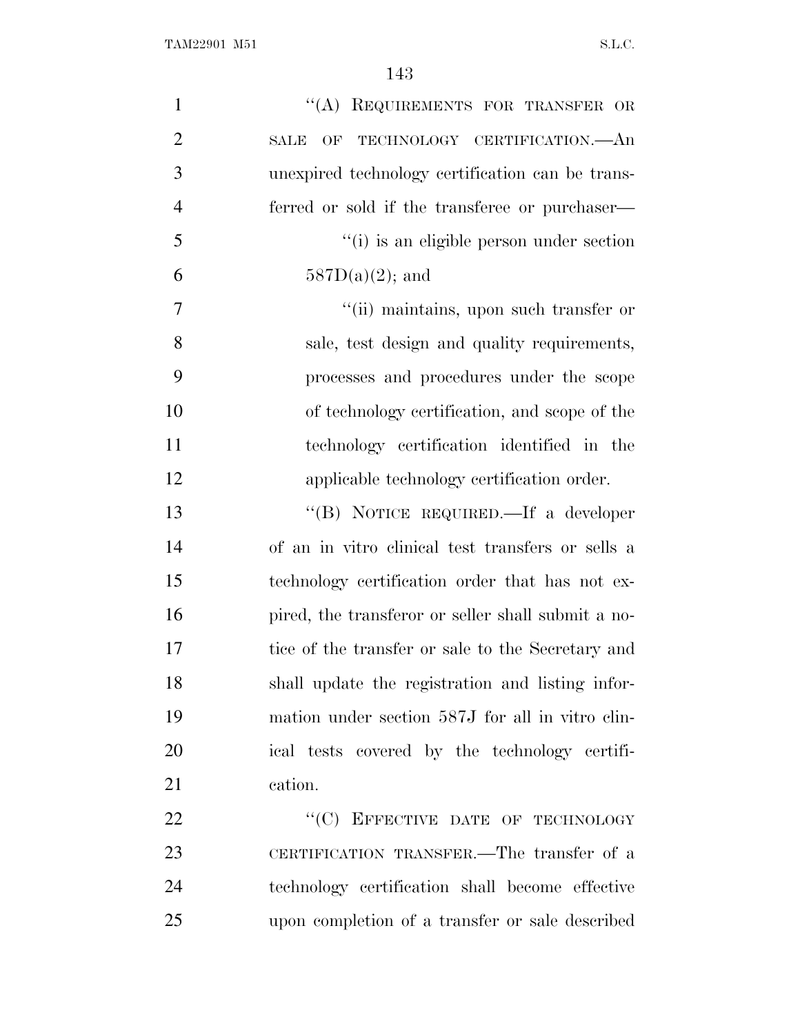"(A) REQUIREMENTS FOR TRANSFER OR SALE OF TECHNOLOGY CERTIFICATION.—An unexpired technology certification can be transferred or sold if the transferee or purchaser—

"(i) is an eligible person under section 587D(a)(2); and

"(ii) maintains, upon such transfer or sale, test design and quality requirements, processes and procedures under the scope of technology certification, and scope of the technology certification identified in the applicable technology certification order.

"(B) NOTICE REQUIRED.—If a developer of an in vitro clinical test transfers or sells a technology certification order that has not expired, the transferor or seller shall submit a notice of the transfer or sale to the Secretary and shall update the registration and listing information under section 587J for all in vitro clinical tests covered by the technology certification.

"(C) EFFECTIVE DATE OF TECHNOLOGY CERTIFICATION TRANSFER.—The transfer of a technology certification shall become effective upon completion of a transfer or sale described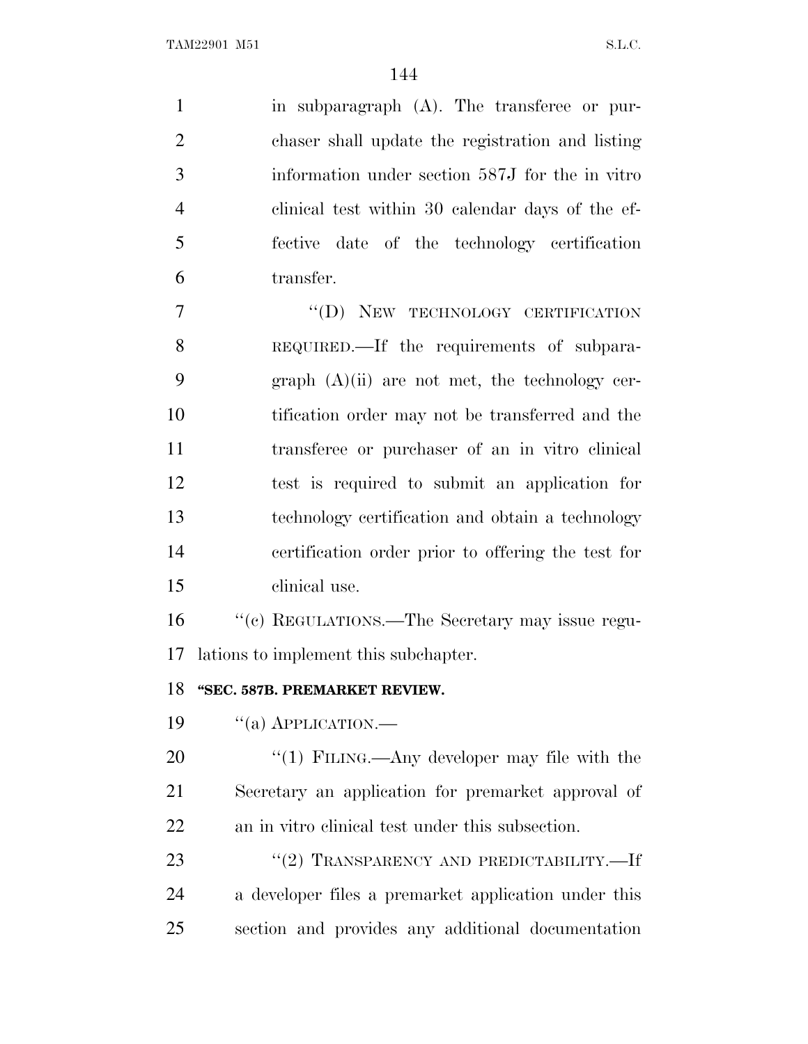in subparagraph (A). The transferee or purchaser shall update the registration and listing information under section 587J for the in vitro clinical test within 30 calendar days of the effective date of the technology certification transfer.

"(D) NEW TECHNOLOGY CERTIFICATION REQUIRED.—If the requirements of subparagraph (A)(ii) are not met, the technology certification order may not be transferred and the transferee or purchaser of an in vitro clinical test is required to submit an application for technology certification and obtain a technology certification order prior to offering the test for clinical use.

"(c) REGULATIONS.—The Secretary may issue regulations to implement this subchapter.

**"SEC. 587B. PREMARKET REVIEW.**

"(a) APPLICATION.—

"(1) FILING.—Any developer may file with the Secretary an application for premarket approval of an in vitro clinical test under this subsection.

"(2) TRANSPARENCY AND PREDICTABILITY.—If a developer files a premarket application under this section and provides any additional documentation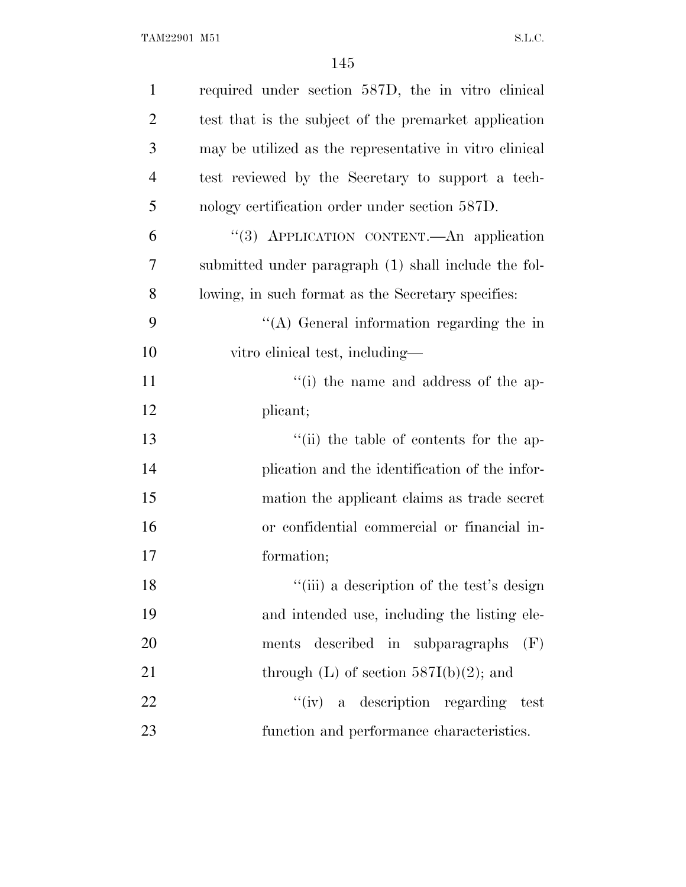required under section 587D, the in vitro clinical test that is the subject of the premarket application may be utilized as the representative in vitro clinical test reviewed by the Secretary to support a technology certification order under section 587D.

''(3) APPLICATION CONTENT.—An application submitted under paragraph (1) shall include the following, in such format as the Secretary specifies:

''(A) General information regarding the in vitro clinical test, including—

''(i) the name and address of the applicant;

''(ii) the table of contents for the application and the identification of the information the applicant claims as trade secret or confidential commercial or financial information;

''(iii) a description of the test's design and intended use, including the listing elements described in subparagraphs (F) through (L) of section 587I(b)(2); and

''(iv) a description regarding test function and performance characteristics.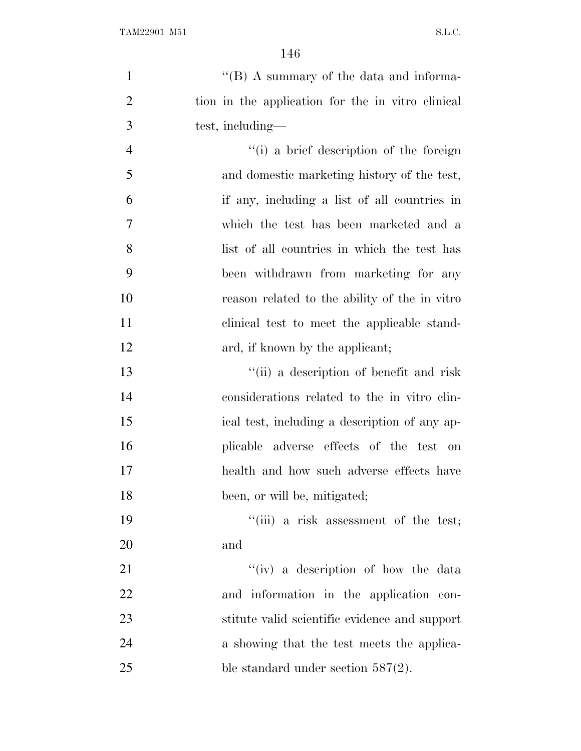''(B) A summary of the data and information in the application for the in vitro clinical test, including—

''(i) a brief description of the foreign and domestic marketing history of the test, if any, including a list of all countries in which the test has been marketed and a list of all countries in which the test has been withdrawn from marketing for any reason related to the ability of the in vitro clinical test to meet the applicable standard, if known by the applicant;

''(ii) a description of benefit and risk considerations related to the in vitro clinical test, including a description of any applicable adverse effects of the test on health and how such adverse effects have been, or will be, mitigated;

''(iii) a risk assessment of the test; and

''(iv) a description of how the data and information in the application constitute valid scientific evidence and support a showing that the test meets the applicable standard under section 587(2).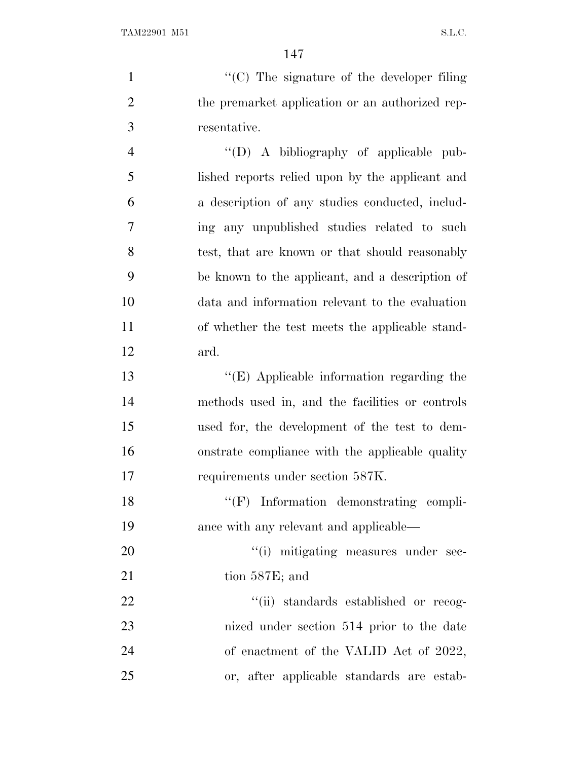''(C) The signature of the developer filing the premarket application or an authorized representative.

''(D) A bibliography of applicable published reports relied upon by the applicant and a description of any studies conducted, including any unpublished studies related to such test, that are known or that should reasonably be known to the applicant, and a description of data and information relevant to the evaluation of whether the test meets the applicable standard.

''(E) Applicable information regarding the methods used in, and the facilities or controls used for, the development of the test to demonstrate compliance with the applicable quality requirements under section 587K.

''(F) Information demonstrating compliance with any relevant and applicable—

''(i) mitigating measures under section 587E; and

''(ii) standards established or recognized under section 514 prior to the date of enactment of the VALID Act of 2022, or, after applicable standards are estab-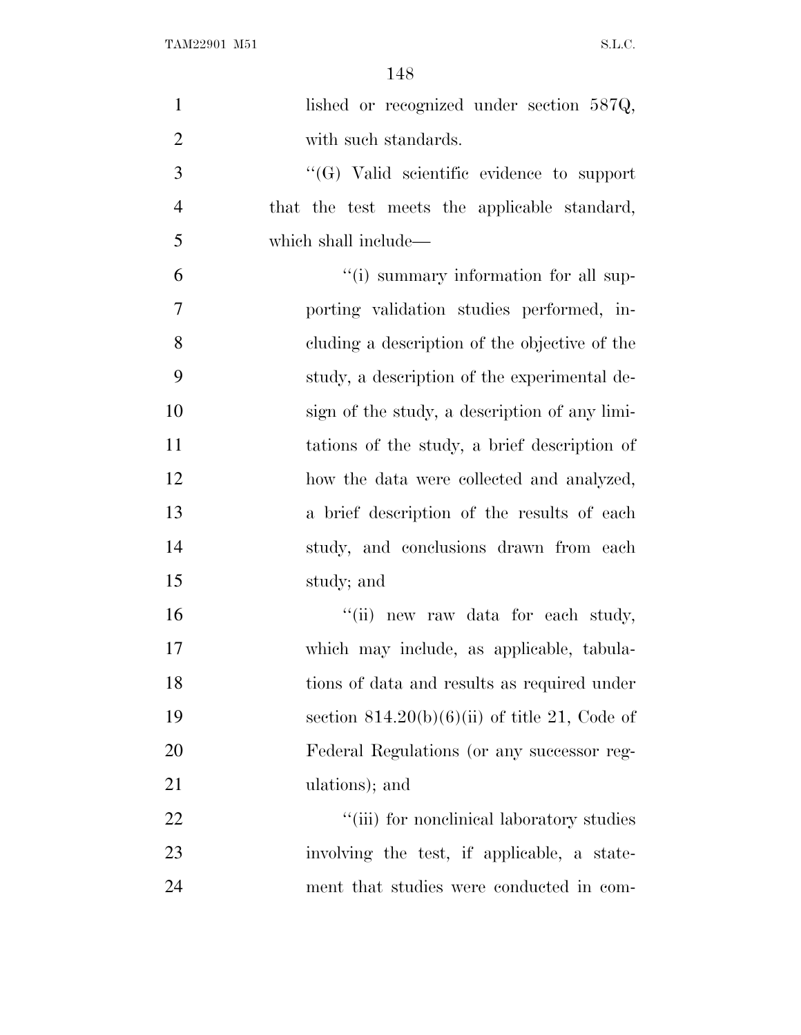lished or recognized under section 587Q, with such standards.

''(G) Valid scientific evidence to support that the test meets the applicable standard, which shall include—

''(i) summary information for all supporting validation studies performed, including a description of the objective of the study, a description of the experimental design of the study, a description of any limitations of the study, a brief description of how the data were collected and analyzed, a brief description of the results of each study, and conclusions drawn from each study; and

''(ii) new raw data for each study, which may include, as applicable, tabulations of data and results as required under section 814.20(b)(6)(ii) of title 21, Code of Federal Regulations (or any successor regulations); and

''(iii) for nonclinical laboratory studies involving the test, if applicable, a statement that studies were conducted in com-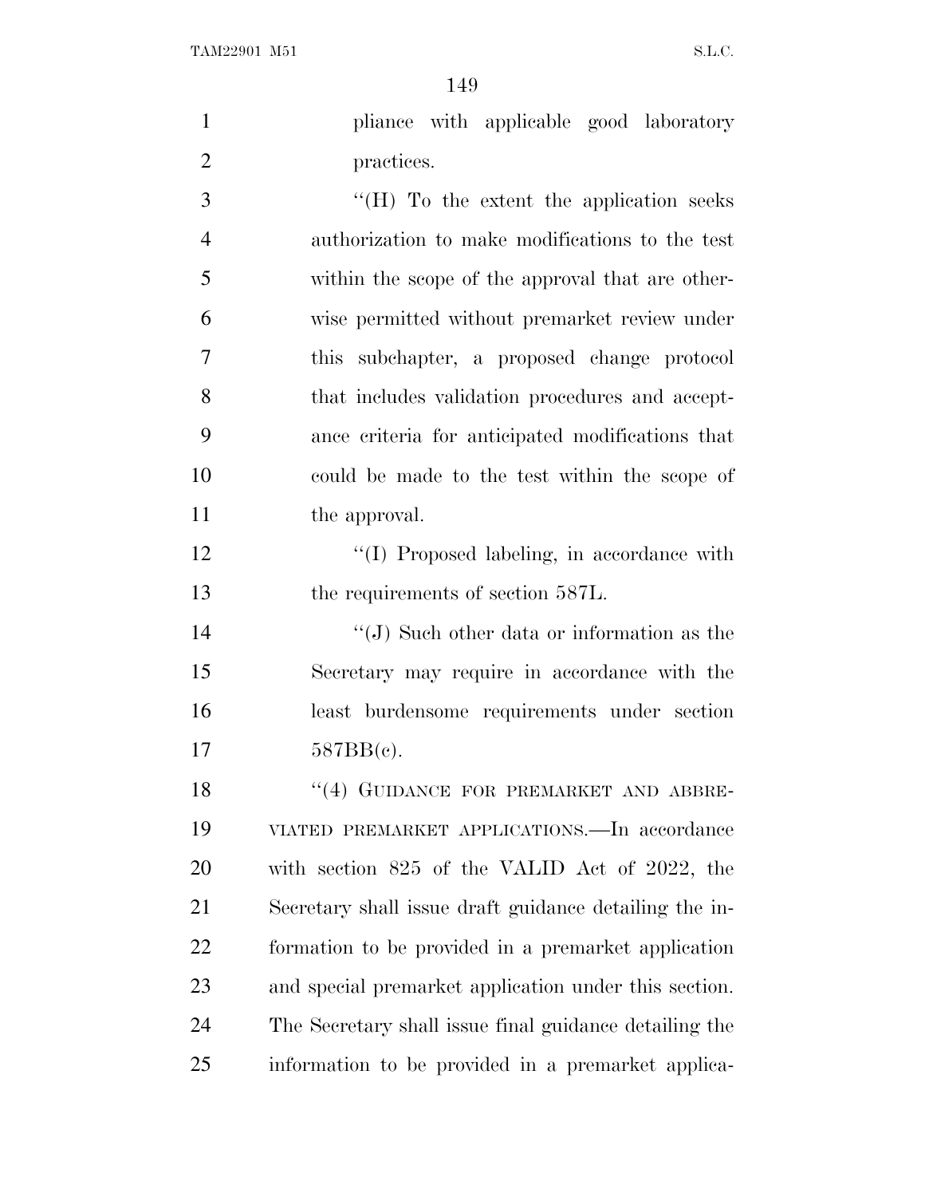pliance with applicable good laboratory practices.

''(H) To the extent the application seeks authorization to make modifications to the test within the scope of the approval that are otherwise permitted without premarket review under this subchapter, a proposed change protocol that includes validation procedures and acceptance criteria for anticipated modifications that could be made to the test within the scope of the approval.

''(I) Proposed labeling, in accordance with the requirements of section 587L.

''(J) Such other data or information as the Secretary may require in accordance with the least burdensome requirements under section 587BB(c).

''(4) GUIDANCE FOR PREMARKET AND ABBREVIATED PREMARKET APPLICATIONS.—In accordance with section 825 of the VALID Act of 2022, the Secretary shall issue draft guidance detailing the information to be provided in a premarket application and special premarket application under this section. The Secretary shall issue final guidance detailing the information to be provided in a premarket applica-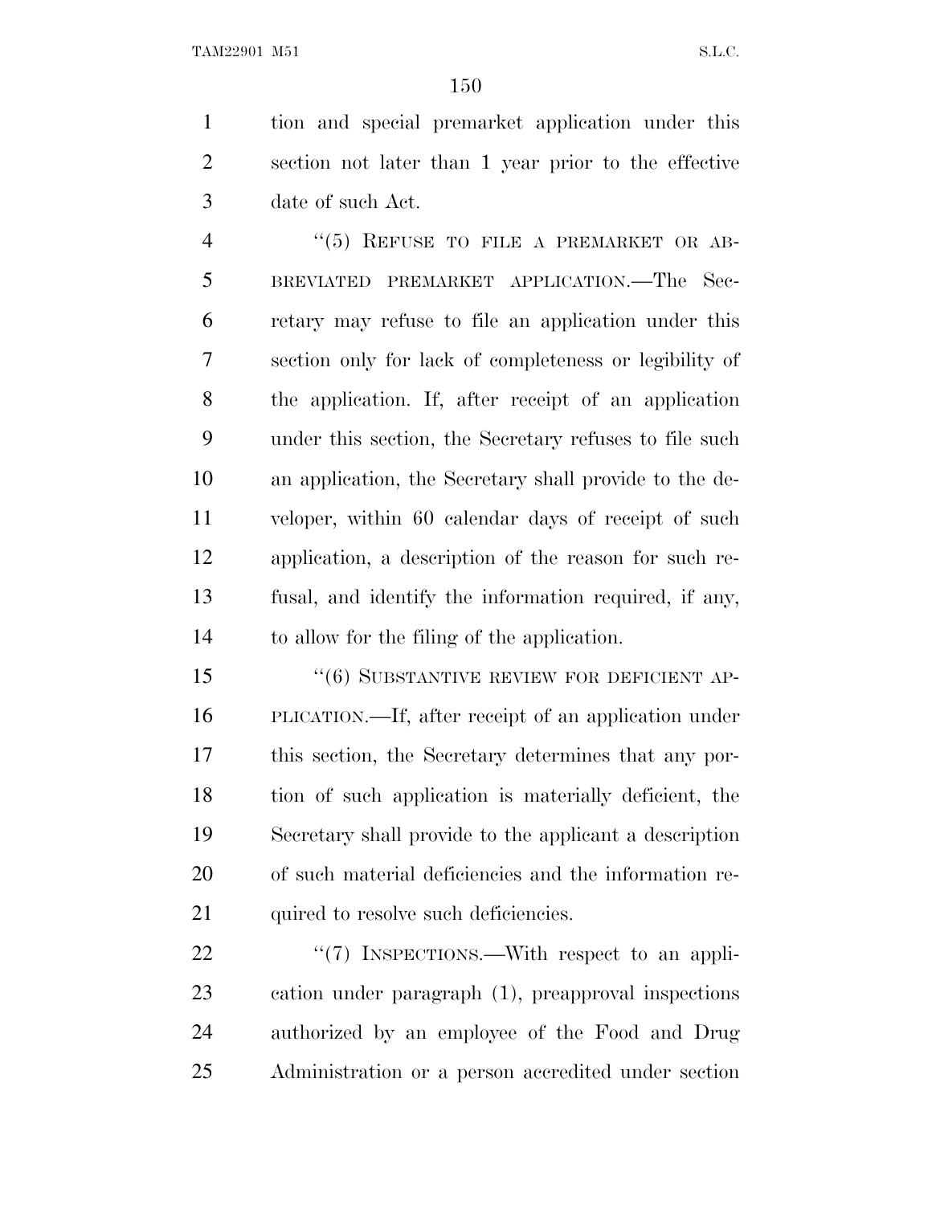tion and special premarket application under this section not later than 1 year prior to the effective date of such Act.

"(5) REFUSE TO FILE A PREMARKET OR ABBREVIATED PREMARKET APPLICATION.—The Secretary may refuse to file an application under this section only for lack of completeness or legibility of the application. If, after receipt of an application under this section, the Secretary refuses to file such an application, the Secretary shall provide to the developer, within 60 calendar days of receipt of such application, a description of the reason for such refusal, and identify the information required, if any, to allow for the filing of the application.

"(6) SUBSTANTIVE REVIEW FOR DEFICIENT APPLICATION.—If, after receipt of an application under this section, the Secretary determines that any portion of such application is materially deficient, the Secretary shall provide to the applicant a description of such material deficiencies and the information required to resolve such deficiencies.

"(7) INSPECTIONS.—With respect to an application under paragraph (1), preapproval inspections authorized by an employee of the Food and Drug Administration or a person accredited under section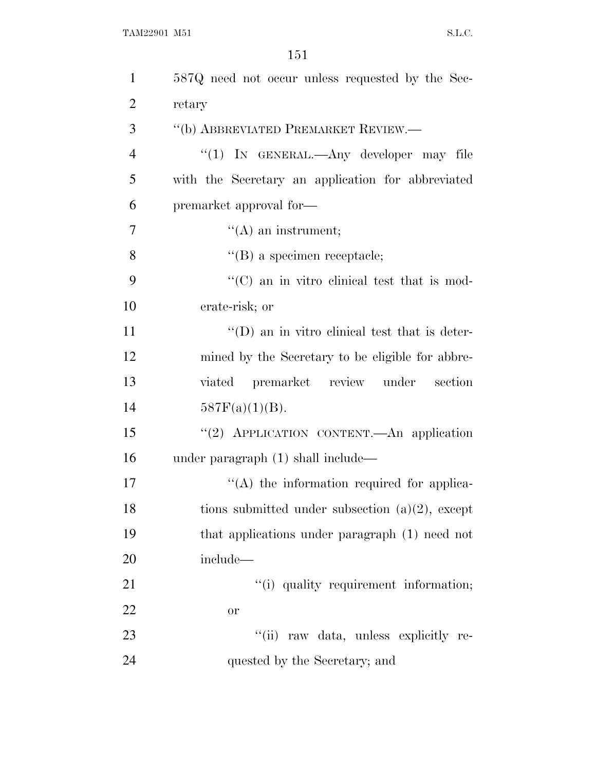587Q need not occur unless requested by the Secretary

"(b) ABBREVIATED PREMARKET REVIEW.—

"(1) IN GENERAL.—Any developer may file with the Secretary an application for abbreviated premarket approval for—

"(A) an instrument;

"(B) a specimen receptacle;

"(C) an in vitro clinical test that is moderate-risk; or

"(D) an in vitro clinical test that is determined by the Secretary to be eligible for abbreviated premarket review under section 587F(a)(1)(B).

"(2) APPLICATION CONTENT.—An application under paragraph (1) shall include—

"(A) the information required for applications submitted under subsection (a)(2), except that applications under paragraph (1) need not include—

"(i) quality requirement information; or

"(ii) raw data, unless explicitly requested by the Secretary; and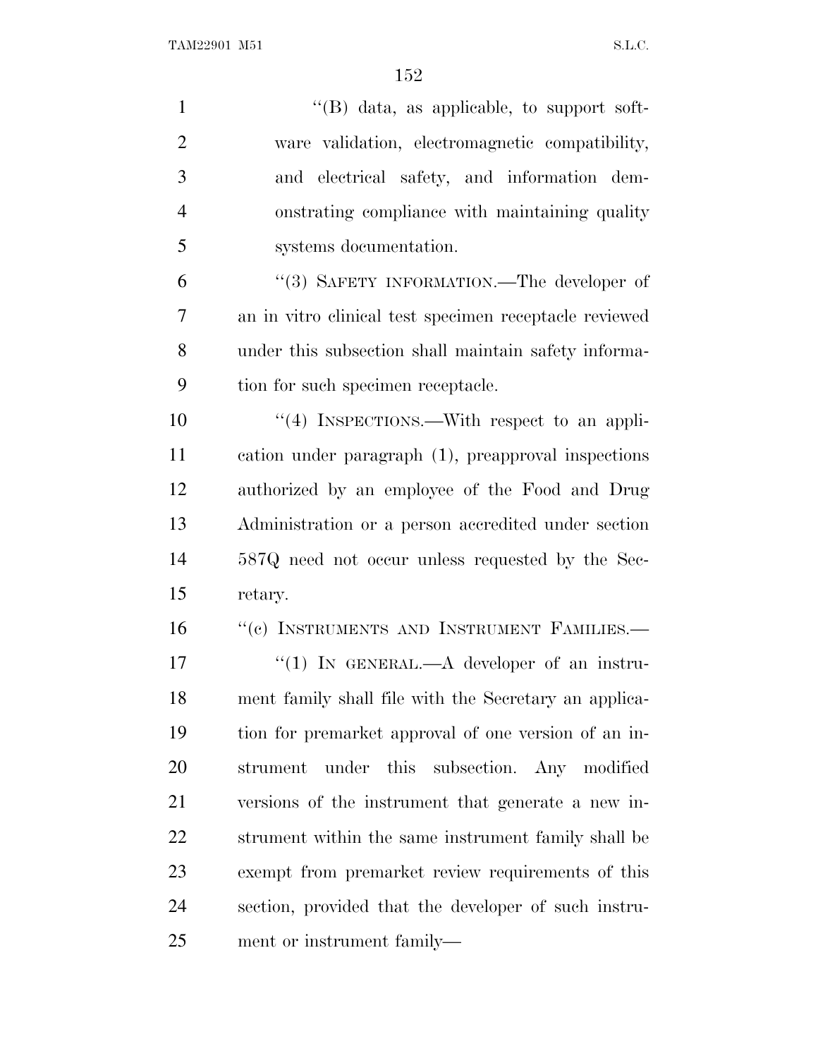"(B) data, as applicable, to support software validation, electromagnetic compatibility, and electrical safety, and information demonstrating compliance with maintaining quality systems documentation.

"(3) SAFETY INFORMATION.—The developer of an in vitro clinical test specimen receptacle reviewed under this subsection shall maintain safety information for such specimen receptacle.

"(4) INSPECTIONS.—With respect to an application under paragraph (1), preapproval inspections authorized by an employee of the Food and Drug Administration or a person accredited under section 587Q need not occur unless requested by the Secretary.

"(c) INSTRUMENTS AND INSTRUMENT FAMILIES.—

"(1) IN GENERAL.—A developer of an instrument family shall file with the Secretary an application for premarket approval of one version of an instrument under this subsection. Any modified versions of the instrument that generate a new instrument within the same instrument family shall be exempt from premarket review requirements of this section, provided that the developer of such instrument or instrument family—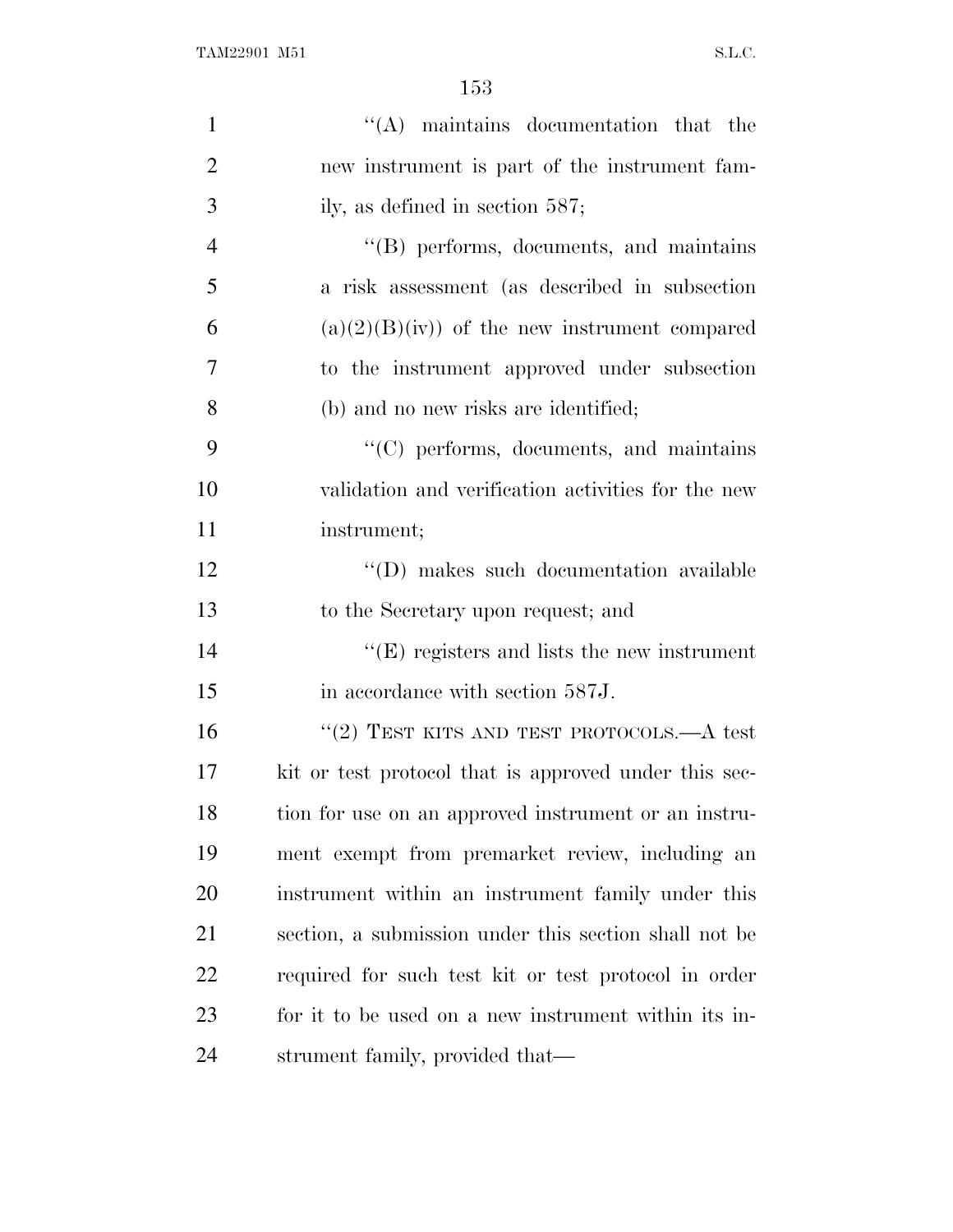''(A) maintains documentation that the new instrument is part of the instrument family, as defined in section 587;

''(B) performs, documents, and maintains a risk assessment (as described in subsection (a)(2)(B)(iv)) of the new instrument compared to the instrument approved under subsection (b) and no new risks are identified;

''(C) performs, documents, and maintains validation and verification activities for the new instrument;

''(D) makes such documentation available to the Secretary upon request; and

''(E) registers and lists the new instrument in accordance with section 587J.

''(2) TEST KITS AND TEST PROTOCOLS.—A test kit or test protocol that is approved under this section for use on an approved instrument or an instrument exempt from premarket review, including an instrument within an instrument family under this section, a submission under this section shall not be required for such test kit or test protocol in order for it to be used on a new instrument within its instrument family, provided that—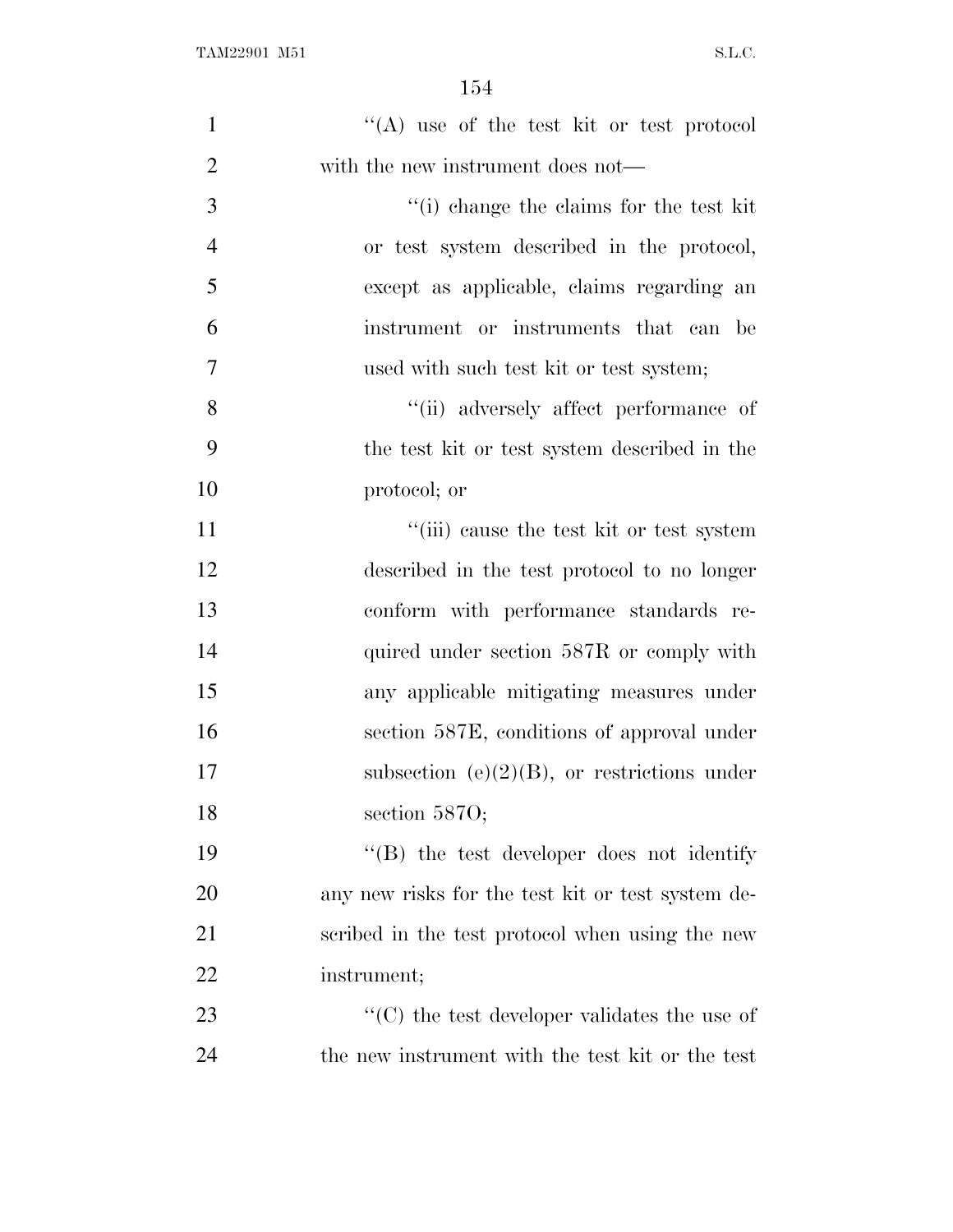''(A) use of the test kit or test protocol with the new instrument does not—

''(i) change the claims for the test kit or test system described in the protocol, except as applicable, claims regarding an instrument or instruments that can be used with such test kit or test system;

''(ii) adversely affect performance of the test kit or test system described in the protocol; or

''(iii) cause the test kit or test system described in the test protocol to no longer conform with performance standards required under section 587R or comply with any applicable mitigating measures under section 587E, conditions of approval under subsection (e)(2)(B), or restrictions under section 587O;

''(B) the test developer does not identify any new risks for the test kit or test system described in the test protocol when using the new instrument;

''(C) the test developer validates the use of the new instrument with the test kit or the test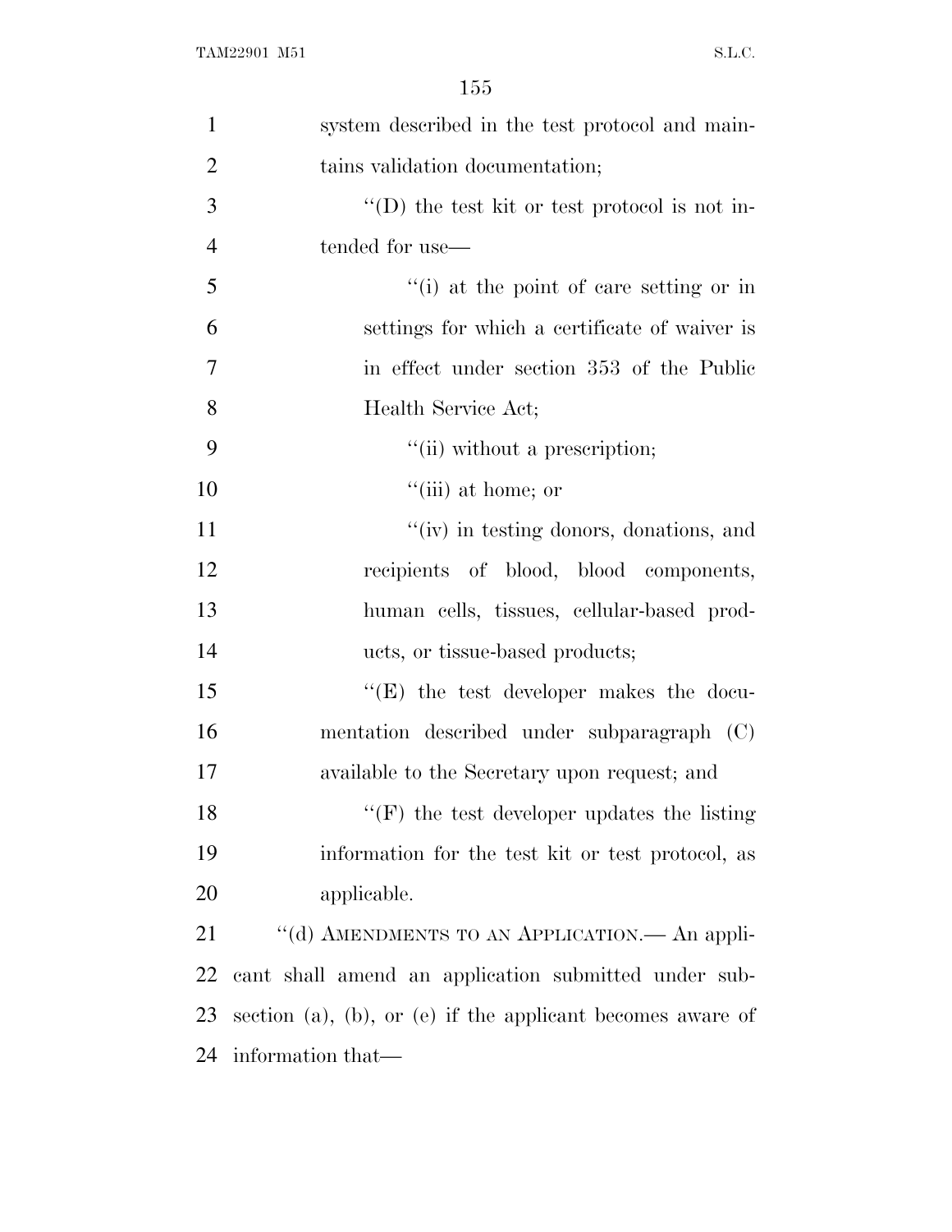system described in the test protocol and maintains validation documentation;

"(D) the test kit or test protocol is not intended for use—

"(i) at the point of care setting or in settings for which a certificate of waiver is in effect under section 353 of the Public Health Service Act;

"(ii) without a prescription;

"(iii) at home; or

"(iv) in testing donors, donations, and recipients of blood, blood components, human cells, tissues, cellular-based products, or tissue-based products;

"(E) the test developer makes the documentation described under subparagraph (C) available to the Secretary upon request; and

"(F) the test developer updates the listing information for the test kit or test protocol, as applicable.

"(d) AMENDMENTS TO AN APPLICATION.— An applicant shall amend an application submitted under subsection (a), (b), or (e) if the applicant becomes aware of information that—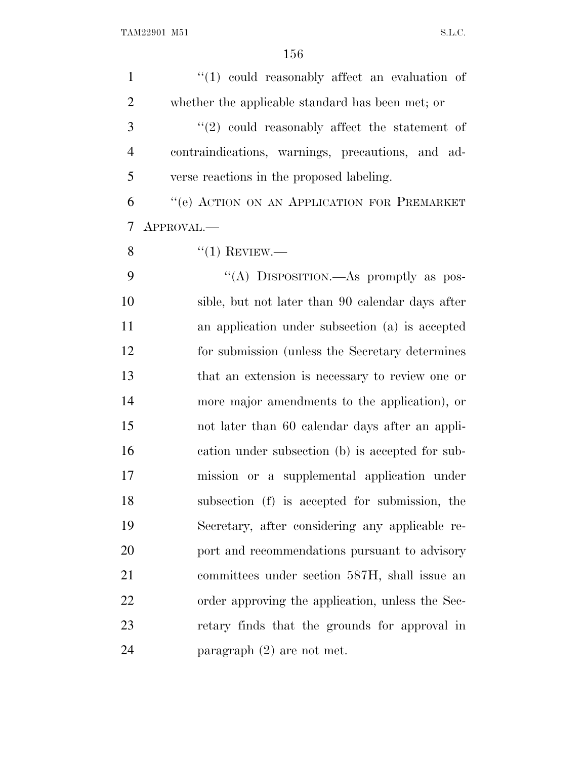"(1) could reasonably affect an evaluation of whether the applicable standard has been met; or

"(2) could reasonably affect the statement of contraindications, warnings, precautions, and adverse reactions in the proposed labeling.

"(e) ACTION ON AN APPLICATION FOR PREMARKET APPROVAL.—

"(1) REVIEW.—

"(A) DISPOSITION.—As promptly as possible, but not later than 90 calendar days after an application under subsection (a) is accepted for submission (unless the Secretary determines that an extension is necessary to review one or more major amendments to the application), or not later than 60 calendar days after an application under subsection (b) is accepted for submission or a supplemental application under subsection (f) is accepted for submission, the Secretary, after considering any applicable report and recommendations pursuant to advisory committees under section 587H, shall issue an order approving the application, unless the Secretary finds that the grounds for approval in paragraph (2) are not met.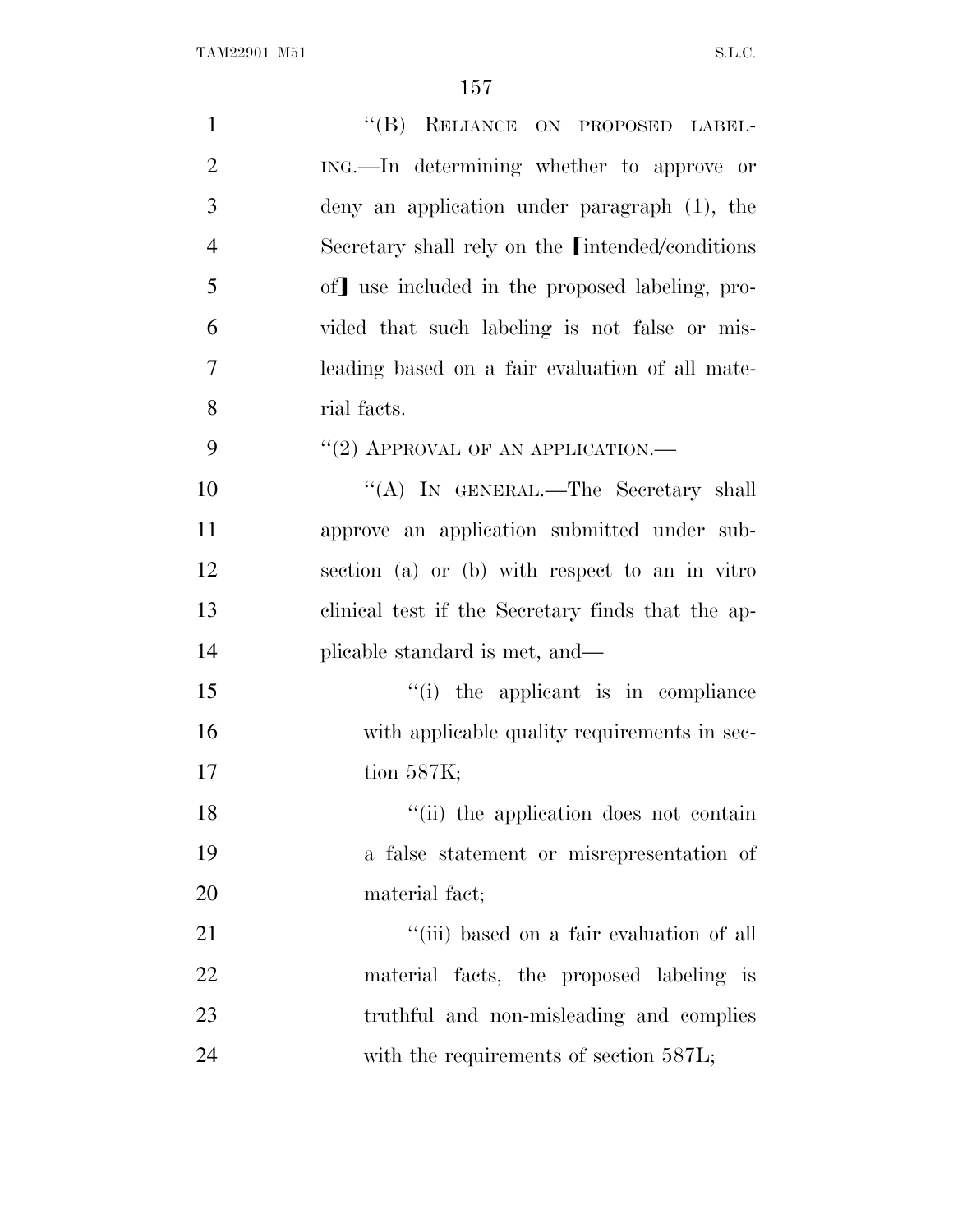"(B) RELIANCE ON PROPOSED LABELING.—In determining whether to approve or deny an application under paragraph (1), the Secretary shall rely on the ⟦intended/conditions of⟧ use included in the proposed labeling, provided that such labeling is not false or misleading based on a fair evaluation of all material facts.

"(2) APPROVAL OF AN APPLICATION.—

"(A) IN GENERAL.—The Secretary shall approve an application submitted under subsection (a) or (b) with respect to an in vitro clinical test if the Secretary finds that the applicable standard is met, and—

"(i) the applicant is in compliance with applicable quality requirements in section 587K;

"(ii) the application does not contain a false statement or misrepresentation of material fact;

"(iii) based on a fair evaluation of all material facts, the proposed labeling is truthful and non-misleading and complies with the requirements of section 587L;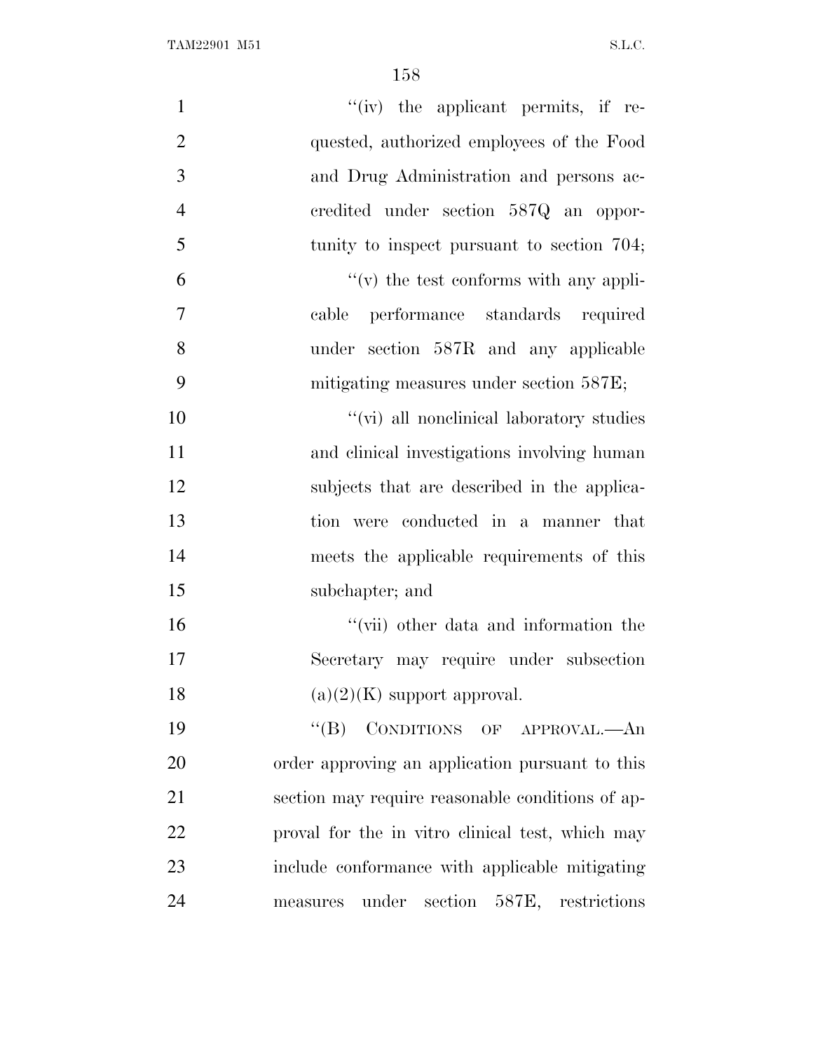"(iv) the applicant permits, if requested, authorized employees of the Food and Drug Administration and persons accredited under section 587Q an opportunity to inspect pursuant to section 704;

"(v) the test conforms with any applicable performance standards required under section 587R and any applicable mitigating measures under section 587E;

"(vi) all nonclinical laboratory studies and clinical investigations involving human subjects that are described in the application were conducted in a manner that meets the applicable requirements of this subchapter; and

"(vii) other data and information the Secretary may require under subsection (a)(2)(K) support approval.

"(B) CONDITIONS OF APPROVAL.—An order approving an application pursuant to this section may require reasonable conditions of approval for the in vitro clinical test, which may include conformance with applicable mitigating measures under section 587E, restrictions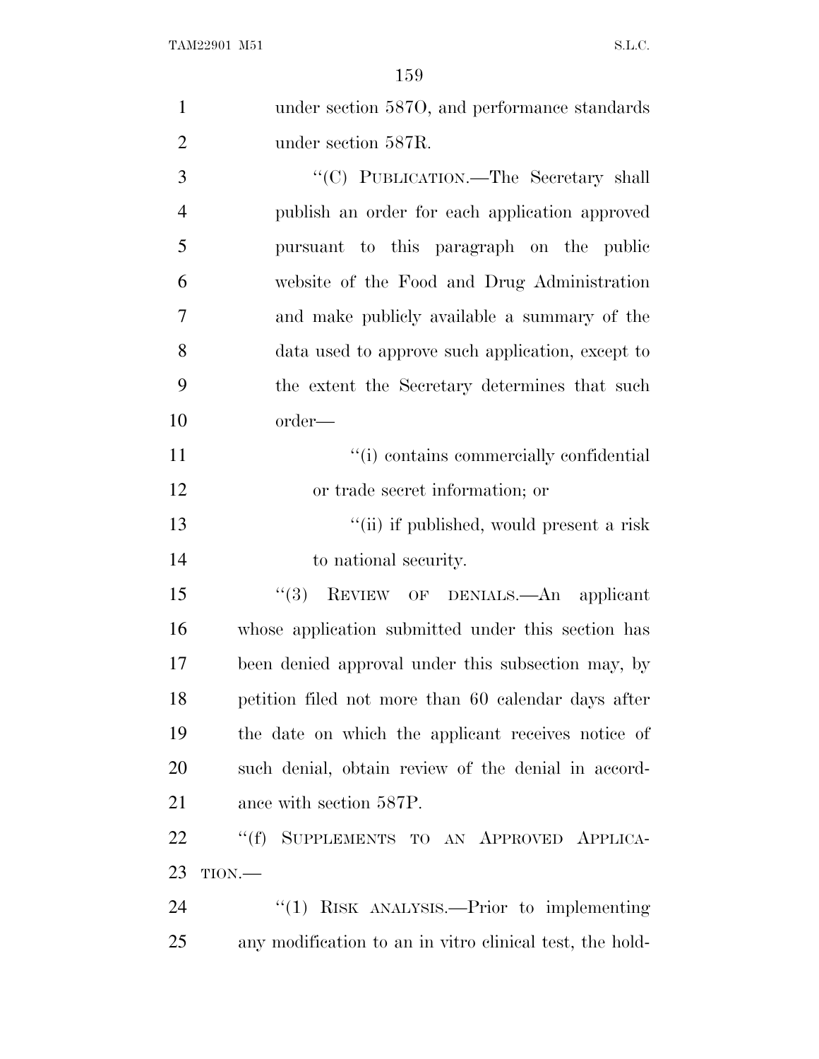under section 587O, and performance standards under section 587R.

"(C) PUBLICATION.—The Secretary shall publish an order for each application approved pursuant to this paragraph on the public website of the Food and Drug Administration and make publicly available a summary of the data used to approve such application, except to the extent the Secretary determines that such order—

"(i) contains commercially confidential or trade secret information; or

"(ii) if published, would present a risk to national security.

"(3) REVIEW OF DENIALS.—An applicant whose application submitted under this section has been denied approval under this subsection may, by petition filed not more than 60 calendar days after the date on which the applicant receives notice of such denial, obtain review of the denial in accordance with section 587P.

"(f) SUPPLEMENTS TO AN APPROVED APPLICATION.—

"(1) RISK ANALYSIS.—Prior to implementing any modification to an in vitro clinical test, the hold-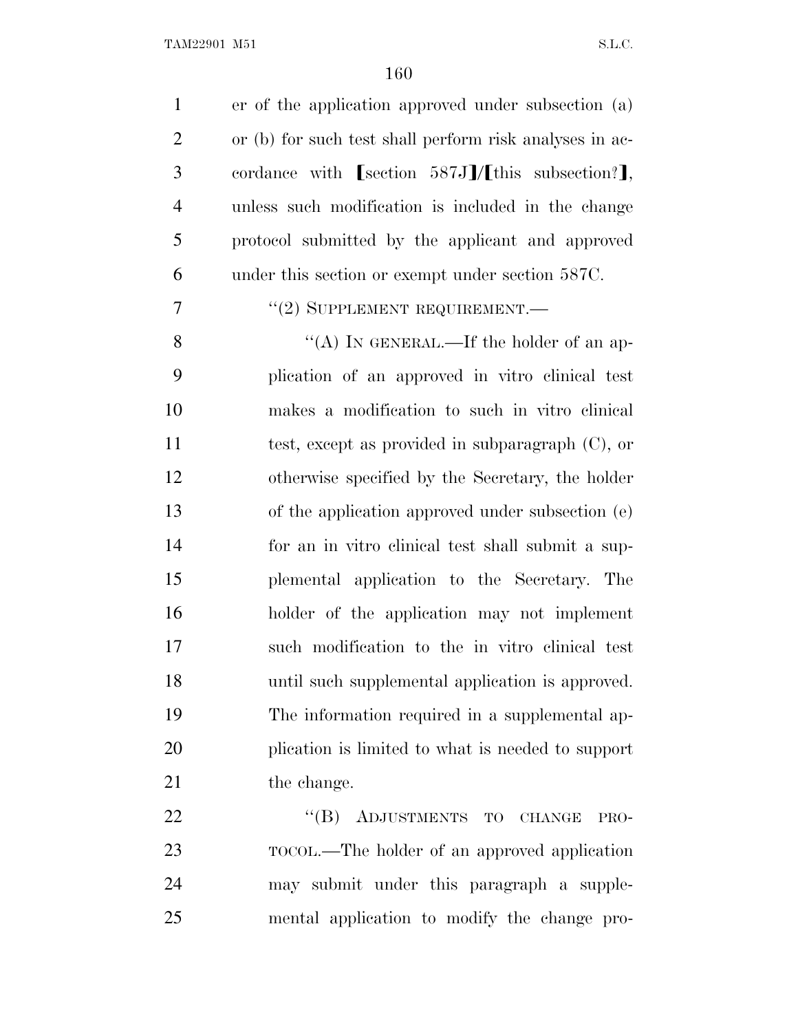er of the application approved under subsection (a) or (b) for such test shall perform risk analyses in accordance with [section 587J]/[this subsection?], unless such modification is included in the change protocol submitted by the applicant and approved under this section or exempt under section 587C.

"(2) SUPPLEMENT REQUIREMENT.—

"(A) IN GENERAL.—If the holder of an application of an approved in vitro clinical test makes a modification to such in vitro clinical test, except as provided in subparagraph (C), or otherwise specified by the Secretary, the holder of the application approved under subsection (e) for an in vitro clinical test shall submit a supplemental application to the Secretary. The holder of the application may not implement such modification to the in vitro clinical test until such supplemental application is approved. The information required in a supplemental application is limited to what is needed to support the change.

"(B) ADJUSTMENTS TO CHANGE PROTOCOL.—The holder of an approved application may submit under this paragraph a supplemental application to modify the change pro-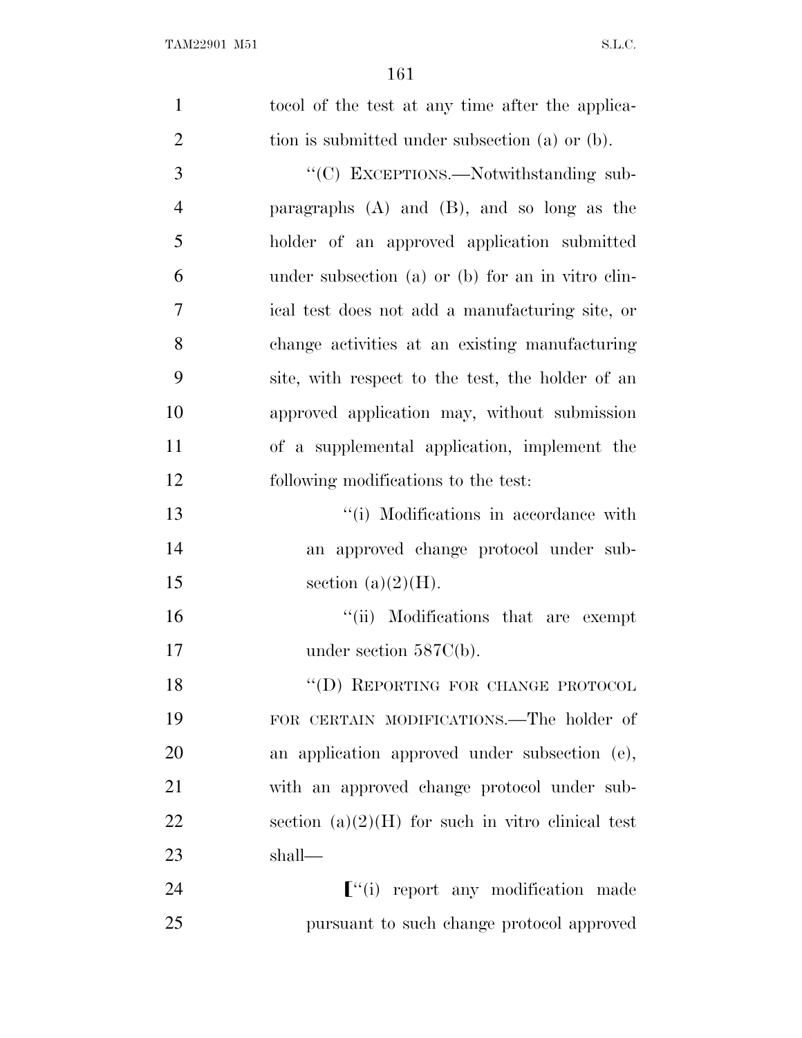tocol of the test at any time after the application is submitted under subsection (a) or (b).

''(C) EXCEPTIONS.—Notwithstanding subparagraphs (A) and (B), and so long as the holder of an approved application submitted under subsection (a) or (b) for an in vitro clinical test does not add a manufacturing site, or change activities at an existing manufacturing site, with respect to the test, the holder of an approved application may, without submission of a supplemental application, implement the following modifications to the test:

''(i) Modifications in accordance with an approved change protocol under subsection (a)(2)(H).

''(ii) Modifications that are exempt under section 587C(b).

''(D) REPORTING FOR CHANGE PROTOCOL FOR CERTAIN MODIFICATIONS.—The holder of an application approved under subsection (e), with an approved change protocol under subsection (a)(2)(H) for such in vitro clinical test shall—

[''(i) report any modification made pursuant to such change protocol approved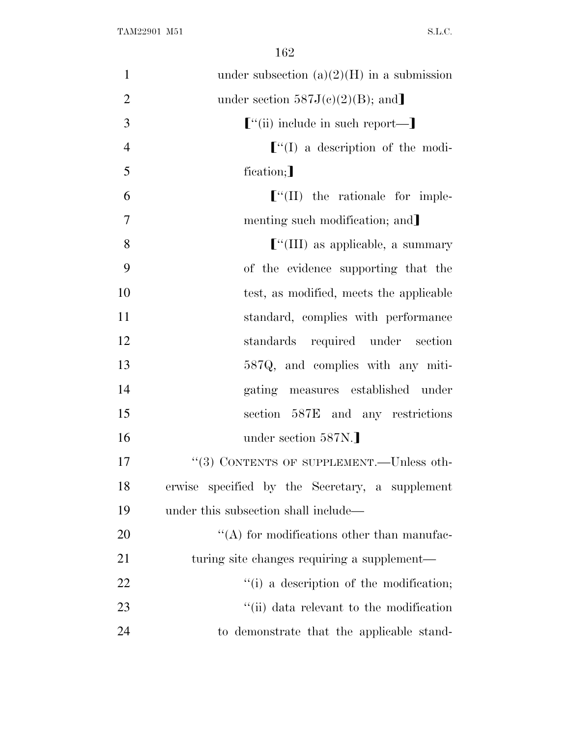under subsection (a)(2)(H) in a submission under section 587J(c)(2)(B); and]

[''(ii) include in such report—]

[''(I) a description of the modification;]

[''(II) the rationale for implementing such modification; and]

[''(III) as applicable, a summary of the evidence supporting that the test, as modified, meets the applicable standard, complies with performance standards required under section 587Q, and complies with any mitigating measures established under section 587E and any restrictions under section 587N.]

''(3) CONTENTS OF SUPPLEMENT.—Unless otherwise specified by the Secretary, a supplement under this subsection shall include—

''(A) for modifications other than manufacturing site changes requiring a supplement—

''(i) a description of the modification;

''(ii) data relevant to the modification to demonstrate that the applicable stand-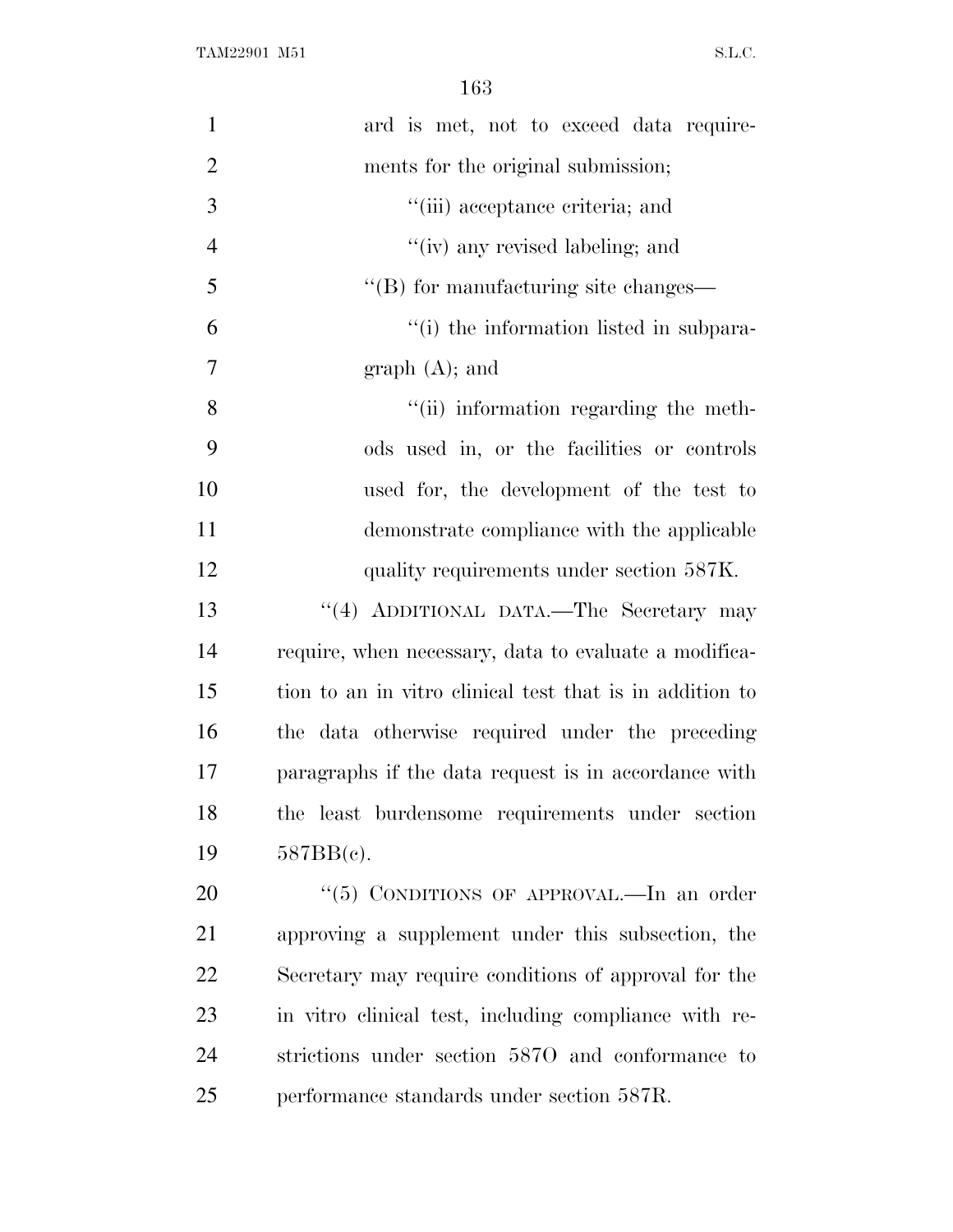ard is met, not to exceed data requirements for the original submission;

''(iii) acceptance criteria; and

''(iv) any revised labeling; and

''(B) for manufacturing site changes—

''(i) the information listed in subparagraph (A); and

''(ii) information regarding the methods used in, or the facilities or controls used for, the development of the test to demonstrate compliance with the applicable quality requirements under section 587K.

''(4) ADDITIONAL DATA.—The Secretary may require, when necessary, data to evaluate a modification to an in vitro clinical test that is in addition to the data otherwise required under the preceding paragraphs if the data request is in accordance with the least burdensome requirements under section 587BB(c).

''(5) CONDITIONS OF APPROVAL.—In an order approving a supplement under this subsection, the Secretary may require conditions of approval for the in vitro clinical test, including compliance with restrictions under section 587O and conformance to performance standards under section 587R.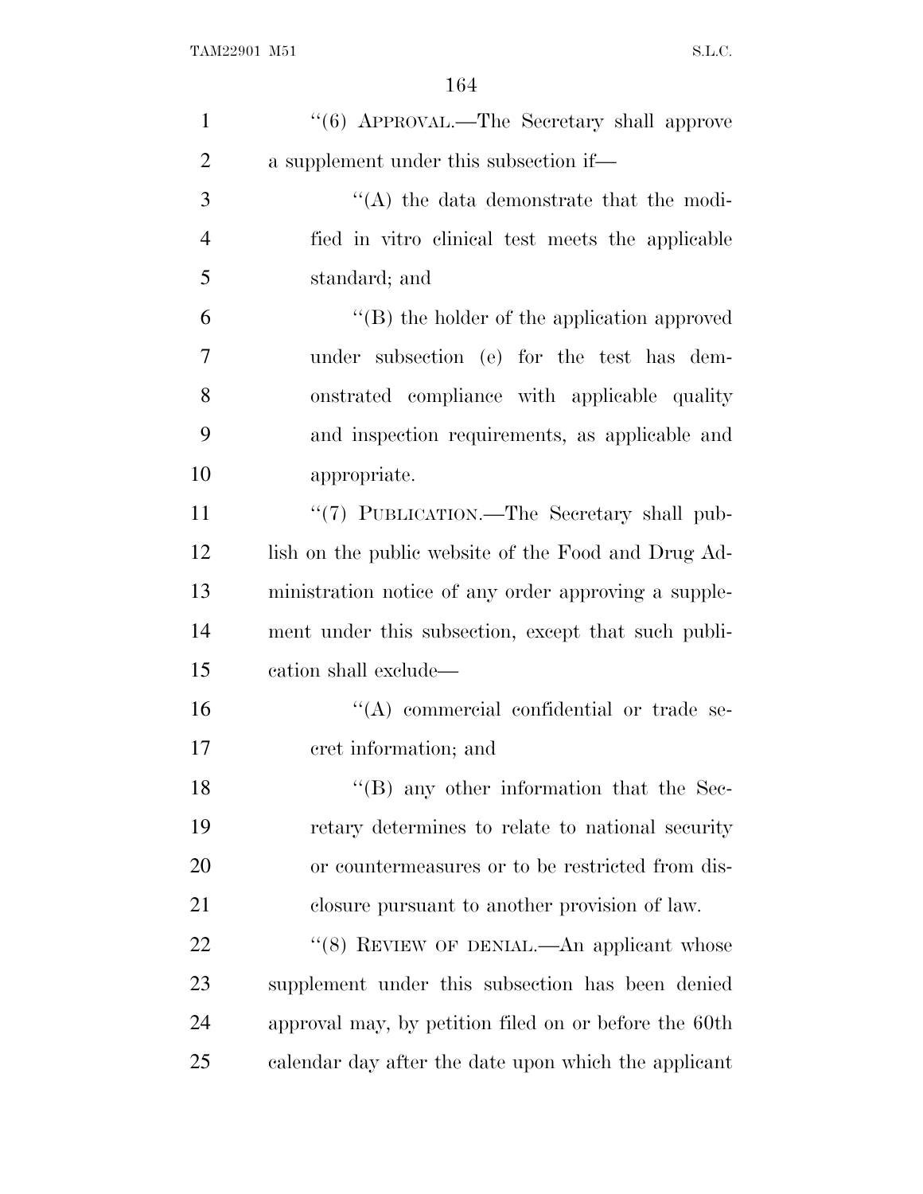"(6) APPROVAL.—The Secretary shall approve a supplement under this subsection if—

"(A) the data demonstrate that the modified in vitro clinical test meets the applicable standard; and

"(B) the holder of the application approved under subsection (e) for the test has demonstrated compliance with applicable quality and inspection requirements, as applicable and appropriate.

"(7) PUBLICATION.—The Secretary shall publish on the public website of the Food and Drug Administration notice of any order approving a supplement under this subsection, except that such publication shall exclude—

"(A) commercial confidential or trade secret information; and

"(B) any other information that the Secretary determines to relate to national security or countermeasures or to be restricted from disclosure pursuant to another provision of law.

"(8) REVIEW OF DENIAL.—An applicant whose supplement under this subsection has been denied approval may, by petition filed on or before the 60th calendar day after the date upon which the applicant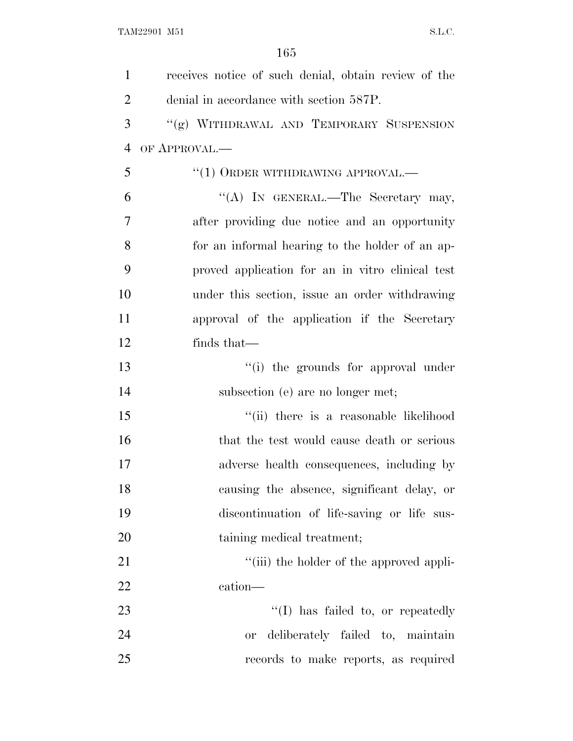receives notice of such denial, obtain review of the denial in accordance with section 587P.

"(g) WITHDRAWAL AND TEMPORARY SUSPENSION OF APPROVAL.—

"(1) ORDER WITHDRAWING APPROVAL.—

"(A) IN GENERAL.—The Secretary may, after providing due notice and an opportunity for an informal hearing to the holder of an approved application for an in vitro clinical test under this section, issue an order withdrawing approval of the application if the Secretary finds that—

"(i) the grounds for approval under subsection (e) are no longer met;

"(ii) there is a reasonable likelihood that the test would cause death or serious adverse health consequences, including by causing the absence, significant delay, or discontinuation of life-saving or life sustaining medical treatment;

"(iii) the holder of the approved application—

"(I) has failed to, or repeatedly or deliberately failed to, maintain records to make reports, as required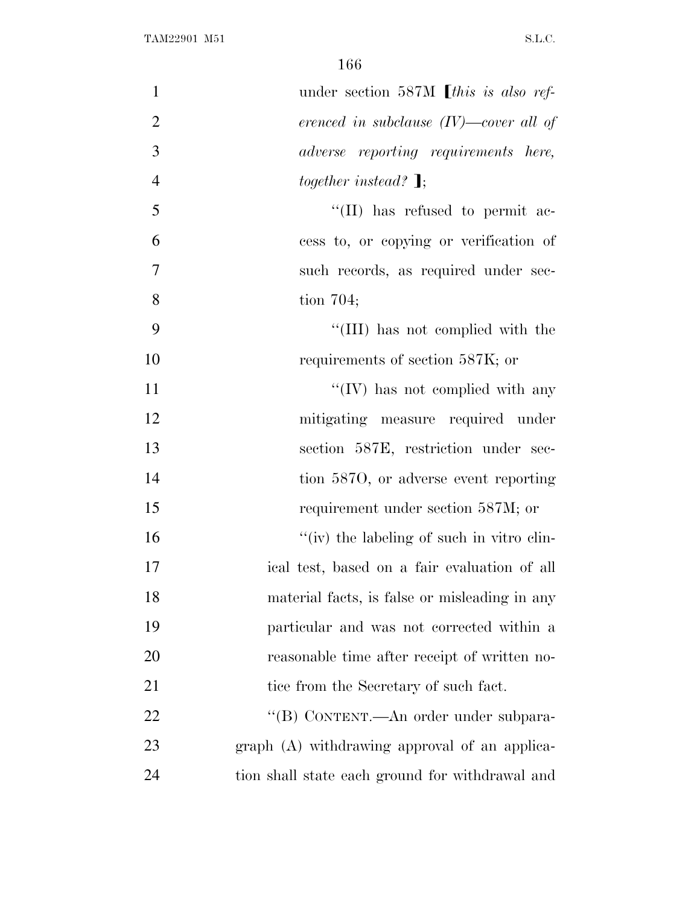under section 587M [*this is also referenced in subclause (IV)—cover all of adverse reporting requirements here, together instead?* ];

"(II) has refused to permit access to, or copying or verification of such records, as required under section 704;

"(III) has not complied with the requirements of section 587K; or

"(IV) has not complied with any mitigating measure required under section 587E, restriction under section 587O, or adverse event reporting requirement under section 587M; or

"(iv) the labeling of such in vitro clinical test, based on a fair evaluation of all material facts, is false or misleading in any particular and was not corrected within a reasonable time after receipt of written notice from the Secretary of such fact.

"(B) CONTENT.—An order under subparagraph (A) withdrawing approval of an application shall state each ground for withdrawal and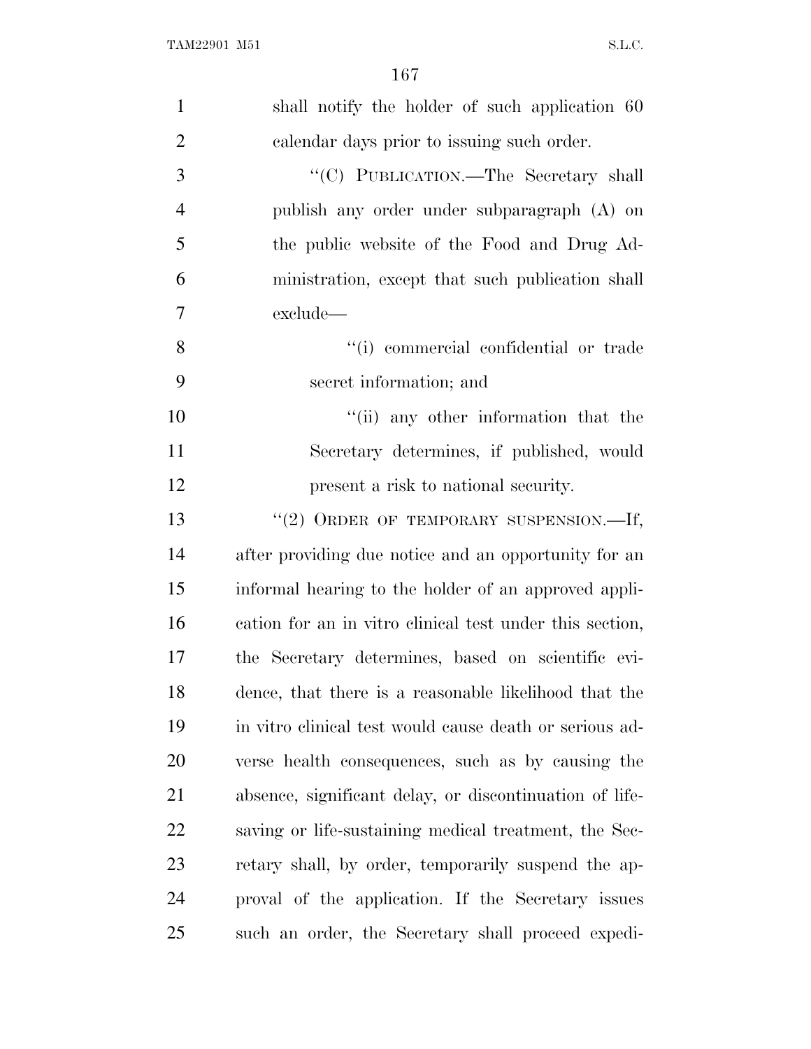shall notify the holder of such application 60 calendar days prior to issuing such order.

''(C) PUBLICATION.—The Secretary shall publish any order under subparagraph (A) on the public website of the Food and Drug Administration, except that such publication shall exclude—

''(i) commercial confidential or trade secret information; and

''(ii) any other information that the Secretary determines, if published, would present a risk to national security.

''(2) ORDER OF TEMPORARY SUSPENSION.—If, after providing due notice and an opportunity for an informal hearing to the holder of an approved application for an in vitro clinical test under this section, the Secretary determines, based on scientific evidence, that there is a reasonable likelihood that the in vitro clinical test would cause death or serious adverse health consequences, such as by causing the absence, significant delay, or discontinuation of life-saving or life-sustaining medical treatment, the Secretary shall, by order, temporarily suspend the approval of the application. If the Secretary issues such an order, the Secretary shall proceed expedi-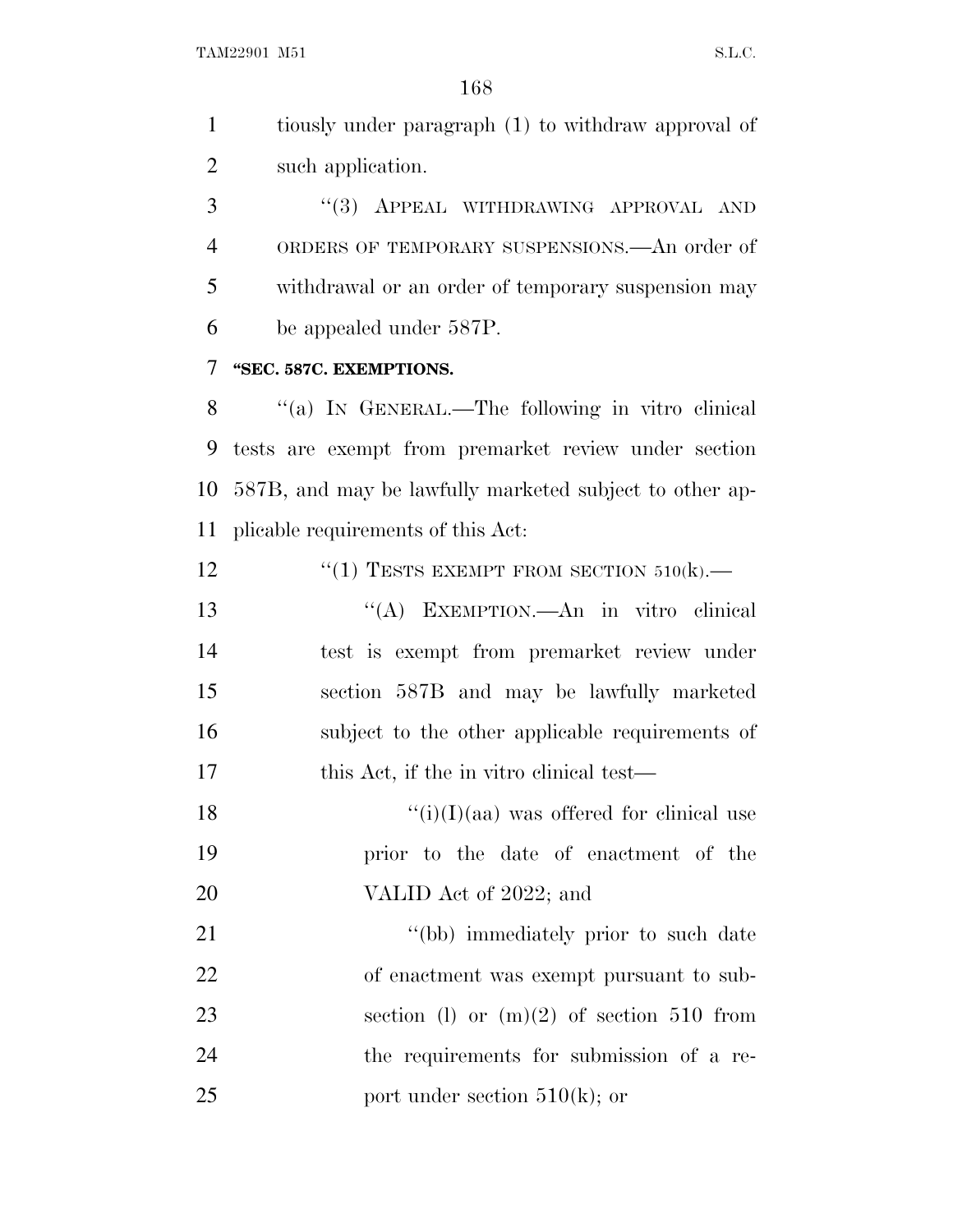tiously under paragraph (1) to withdraw approval of such application.

"(3) APPEAL WITHDRAWING APPROVAL AND ORDERS OF TEMPORARY SUSPENSIONS.—An order of withdrawal or an order of temporary suspension may be appealed under 587P.

**"SEC. 587C. EXEMPTIONS.**

"(a) IN GENERAL.—The following in vitro clinical tests are exempt from premarket review under section 587B, and may be lawfully marketed subject to other applicable requirements of this Act:

"(1) TESTS EXEMPT FROM SECTION 510(k).—

"(A) EXEMPTION.—An in vitro clinical test is exempt from premarket review under section 587B and may be lawfully marketed subject to the other applicable requirements of this Act, if the in vitro clinical test—

"(i)(I)(aa) was offered for clinical use prior to the date of enactment of the VALID Act of 2022; and

"(bb) immediately prior to such date of enactment was exempt pursuant to subsection (l) or (m)(2) of section 510 from the requirements for submission of a report under section 510(k); or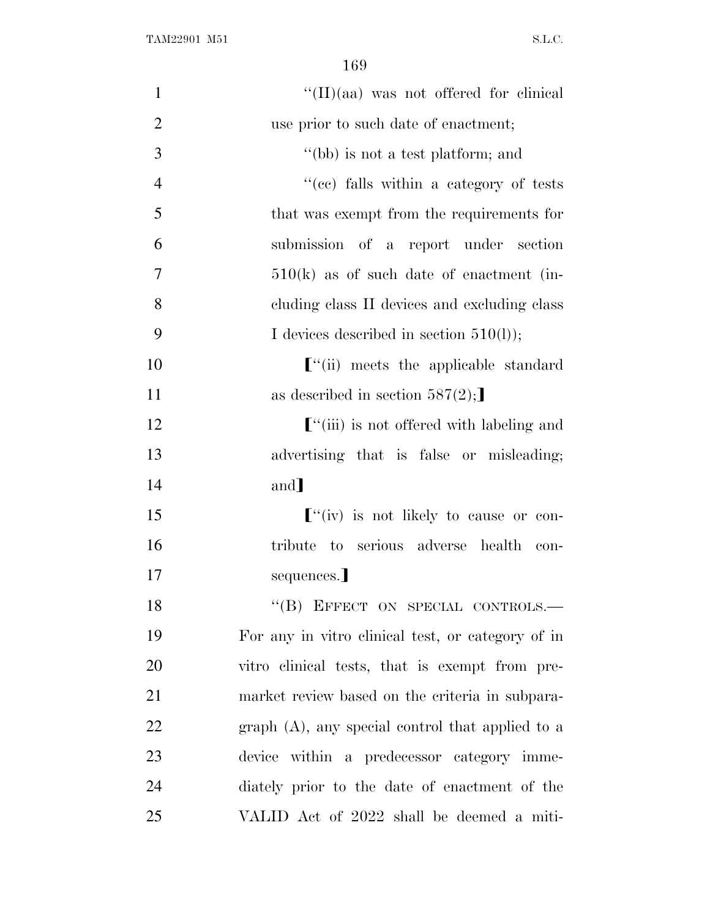"(II)(aa) was not offered for clinical use prior to such date of enactment;

"(bb) is not a test platform; and

"(cc) falls within a category of tests that was exempt from the requirements for submission of a report under section 510(k) as of such date of enactment (including class II devices and excluding class I devices described in section 510(l));

["(ii) meets the applicable standard as described in section 587(2);]

["(iii) is not offered with labeling and advertising that is false or misleading; and]

["(iv) is not likely to cause or contribute to serious adverse health consequences.]

"(B) EFFECT ON SPECIAL CONTROLS.— For any in vitro clinical test, or category of in vitro clinical tests, that is exempt from premarket review based on the criteria in subparagraph (A), any special control that applied to a device within a predecessor category immediately prior to the date of enactment of the VALID Act of 2022 shall be deemed a miti-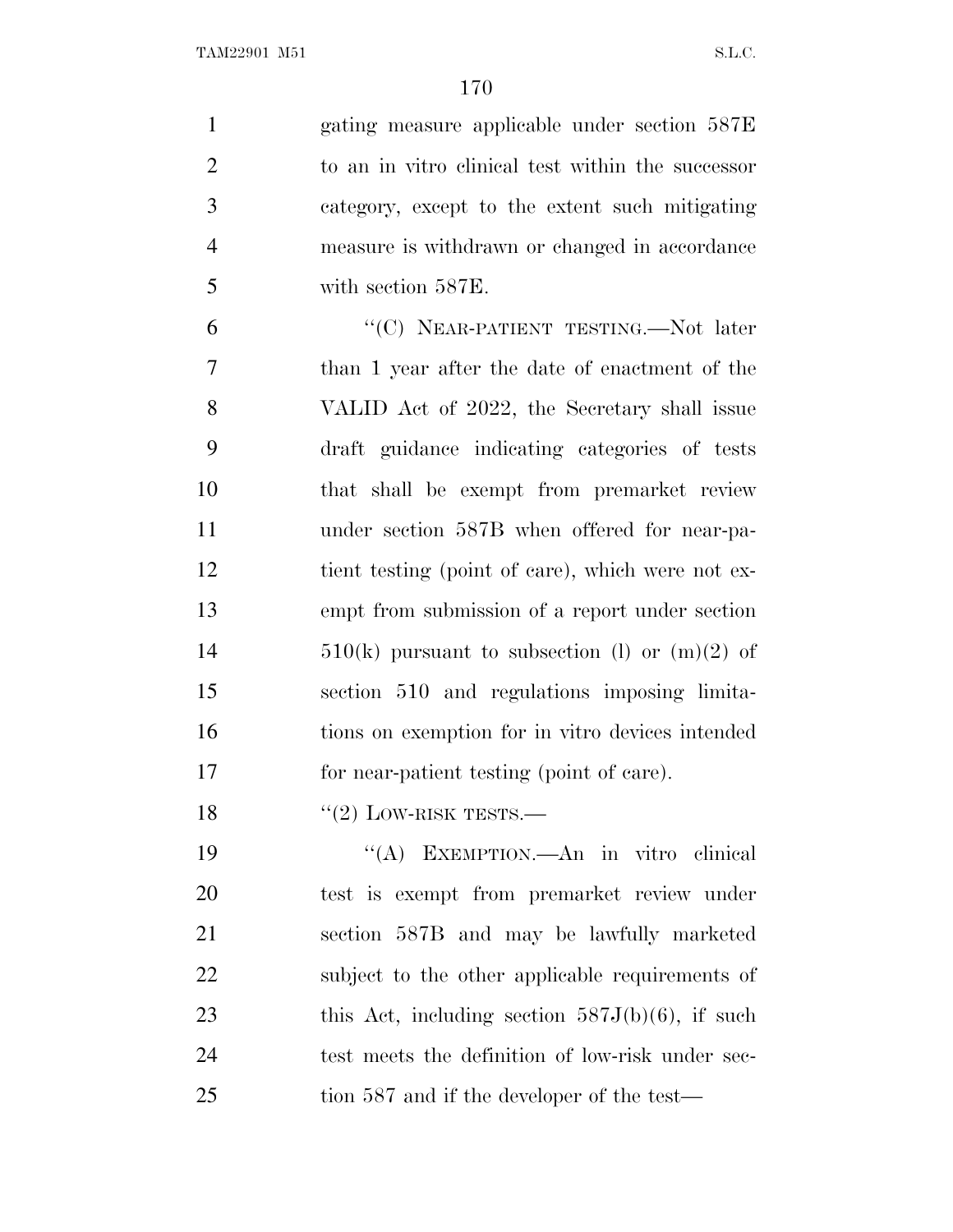gating measure applicable under section 587E to an in vitro clinical test within the successor category, except to the extent such mitigating measure is withdrawn or changed in accordance with section 587E.

"(C) NEAR-PATIENT TESTING.—Not later than 1 year after the date of enactment of the VALID Act of 2022, the Secretary shall issue draft guidance indicating categories of tests that shall be exempt from premarket review under section 587B when offered for near-patient testing (point of care), which were not exempt from submission of a report under section 510(k) pursuant to subsection (l) or (m)(2) of section 510 and regulations imposing limitations on exemption for in vitro devices intended for near-patient testing (point of care).

"(2) LOW-RISK TESTS.—

"(A) EXEMPTION.—An in vitro clinical test is exempt from premarket review under section 587B and may be lawfully marketed subject to the other applicable requirements of this Act, including section 587J(b)(6), if such test meets the definition of low-risk under section 587 and if the developer of the test—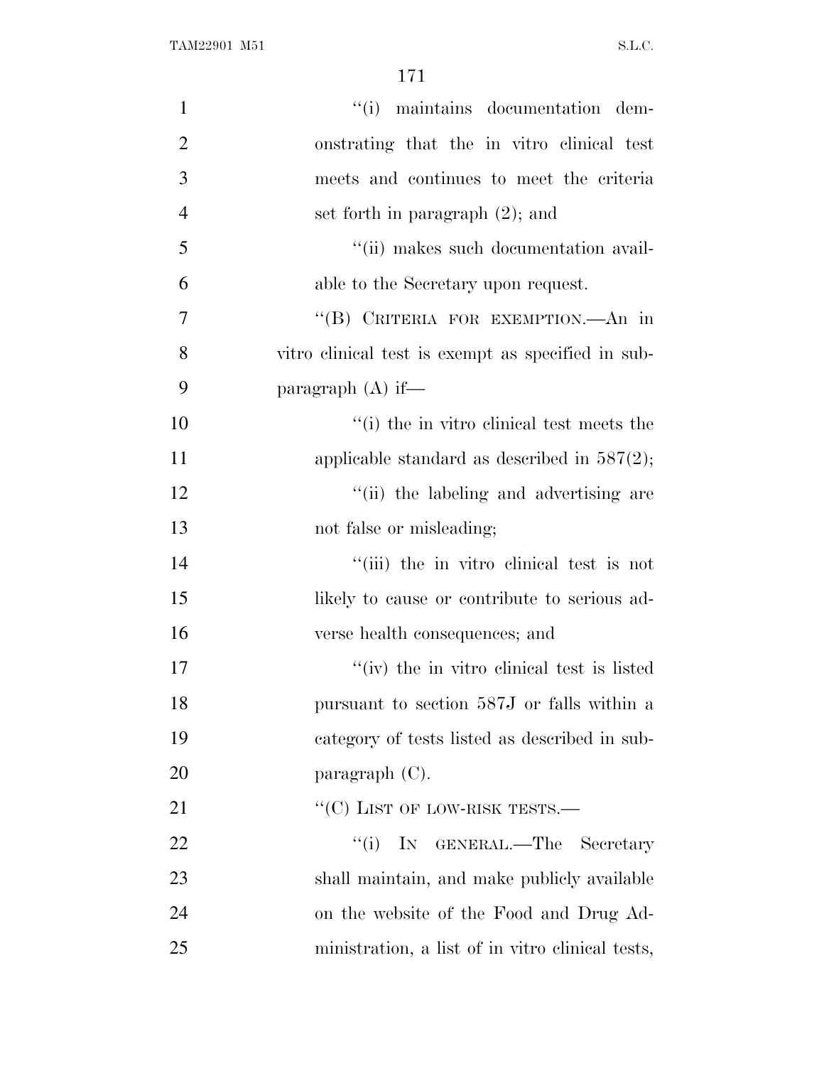''(i) maintains documentation demonstrating that the in vitro clinical test meets and continues to meet the criteria set forth in paragraph (2); and

''(ii) makes such documentation available to the Secretary upon request.

''(B) CRITERIA FOR EXEMPTION.—An in vitro clinical test is exempt as specified in subparagraph (A) if—

''(i) the in vitro clinical test meets the applicable standard as described in 587(2);

''(ii) the labeling and advertising are not false or misleading;

''(iii) the in vitro clinical test is not likely to cause or contribute to serious adverse health consequences; and

''(iv) the in vitro clinical test is listed pursuant to section 587J or falls within a category of tests listed as described in subparagraph (C).

''(C) LIST OF LOW-RISK TESTS.—

''(i) IN GENERAL.—The Secretary shall maintain, and make publicly available on the website of the Food and Drug Administration, a list of in vitro clinical tests,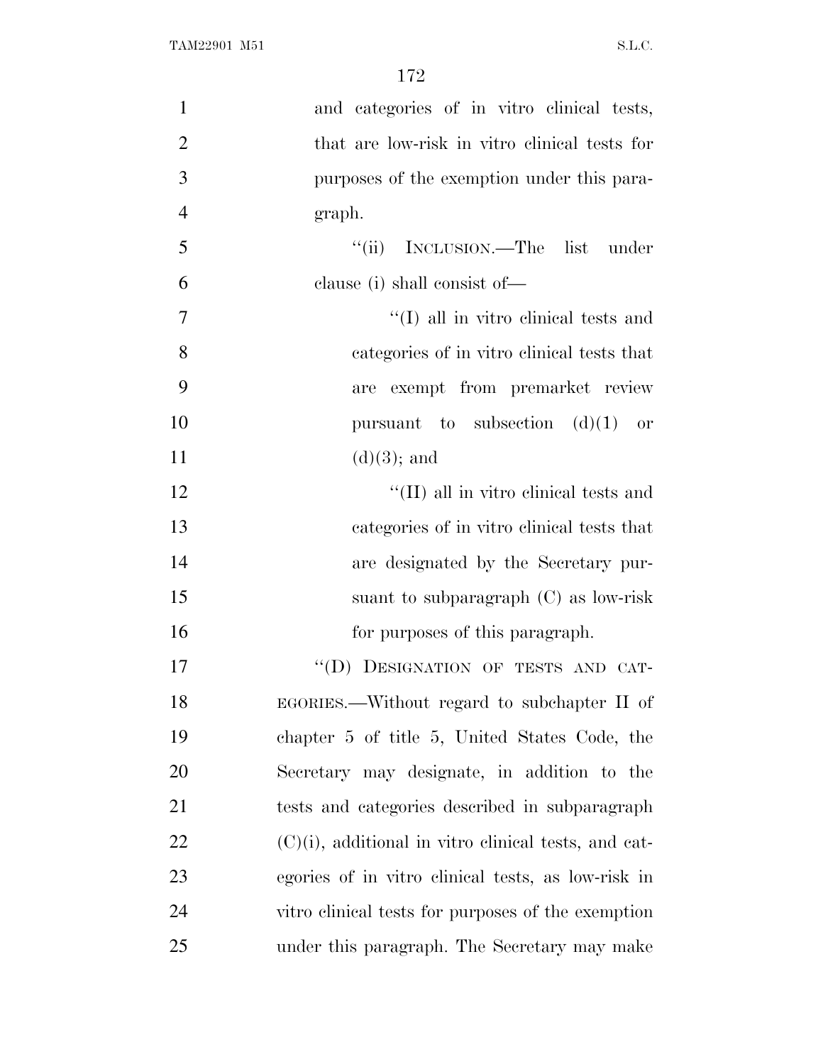and categories of in vitro clinical tests, that are low-risk in vitro clinical tests for purposes of the exemption under this paragraph.

"(ii) INCLUSION.—The list under clause (i) shall consist of—

"(I) all in vitro clinical tests and categories of in vitro clinical tests that are exempt from premarket review pursuant to subsection (d)(1) or (d)(3); and

"(II) all in vitro clinical tests and categories of in vitro clinical tests that are designated by the Secretary pursuant to subparagraph (C) as low-risk for purposes of this paragraph.

"(D) DESIGNATION OF TESTS AND CATEGORIES.—Without regard to subchapter II of chapter 5 of title 5, United States Code, the Secretary may designate, in addition to the tests and categories described in subparagraph (C)(i), additional in vitro clinical tests, and categories of in vitro clinical tests, as low-risk in vitro clinical tests for purposes of the exemption under this paragraph. The Secretary may make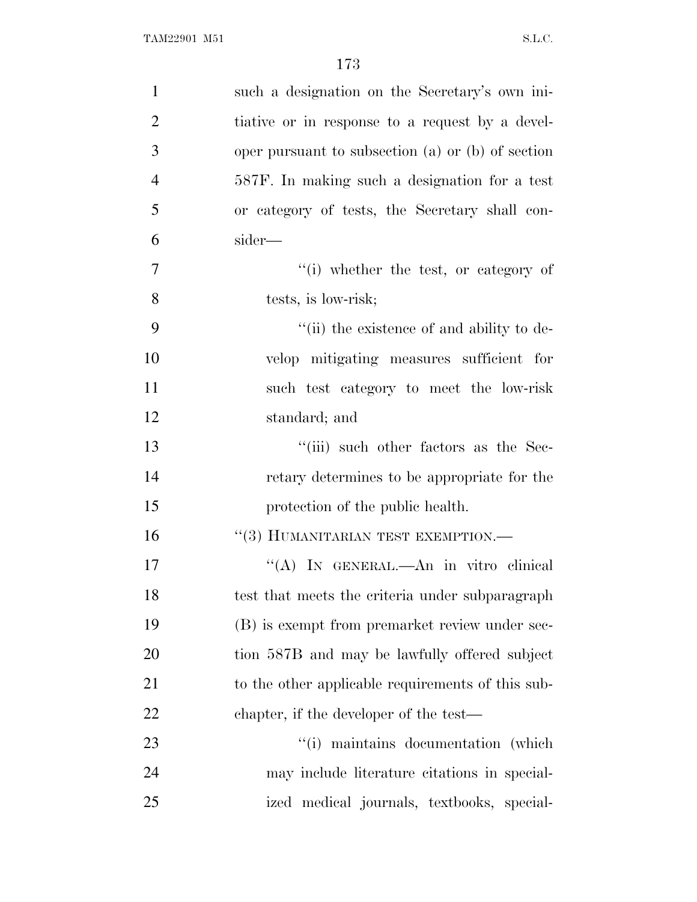such a designation on the Secretary's own initiative or in response to a request by a developer pursuant to subsection (a) or (b) of section 587F. In making such a designation for a test or category of tests, the Secretary shall consider—

> "(i) whether the test, or category of tests, is low-risk;
>
> "(ii) the existence of and ability to develop mitigating measures sufficient for such test category to meet the low-risk standard; and
>
> "(iii) such other factors as the Secretary determines to be appropriate for the protection of the public health.

"(3) HUMANITARIAN TEST EXEMPTION.—

"(A) IN GENERAL.—An in vitro clinical test that meets the criteria under subparagraph (B) is exempt from premarket review under section 587B and may be lawfully offered subject to the other applicable requirements of this subchapter, if the developer of the test—

> "(i) maintains documentation (which may include literature citations in specialized medical journals, textbooks, special-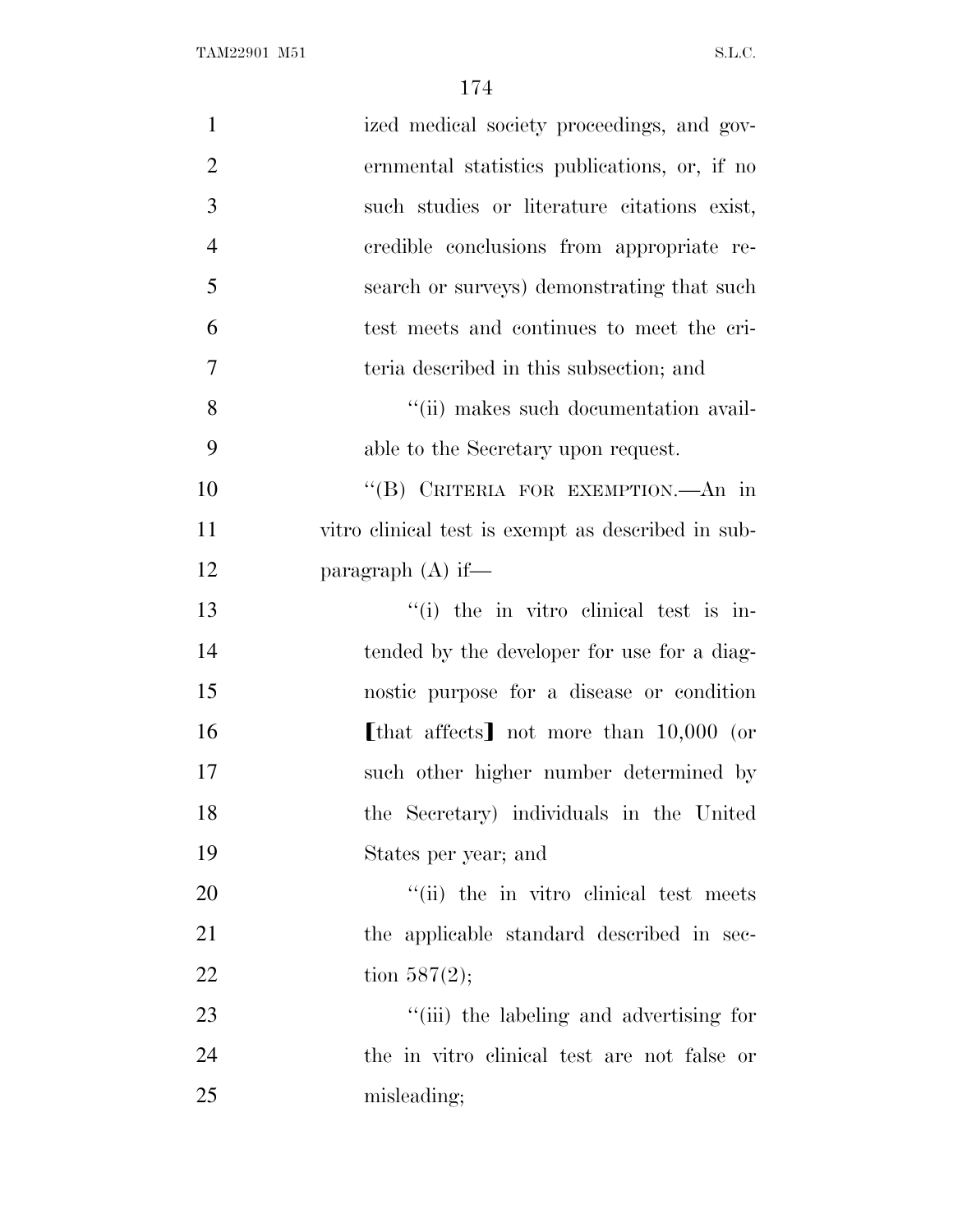ized medical society proceedings, and governmental statistics publications, or, if no such studies or literature citations exist, credible conclusions from appropriate research or surveys) demonstrating that such test meets and continues to meet the criteria described in this subsection; and

''(ii) makes such documentation available to the Secretary upon request.

''(B) CRITERIA FOR EXEMPTION.—An in vitro clinical test is exempt as described in subparagraph (A) if—

''(i) the in vitro clinical test is intended by the developer for use for a diagnostic purpose for a disease or condition [that affects] not more than 10,000 (or such other higher number determined by the Secretary) individuals in the United States per year; and

''(ii) the in vitro clinical test meets the applicable standard described in section 587(2);

''(iii) the labeling and advertising for the in vitro clinical test are not false or misleading;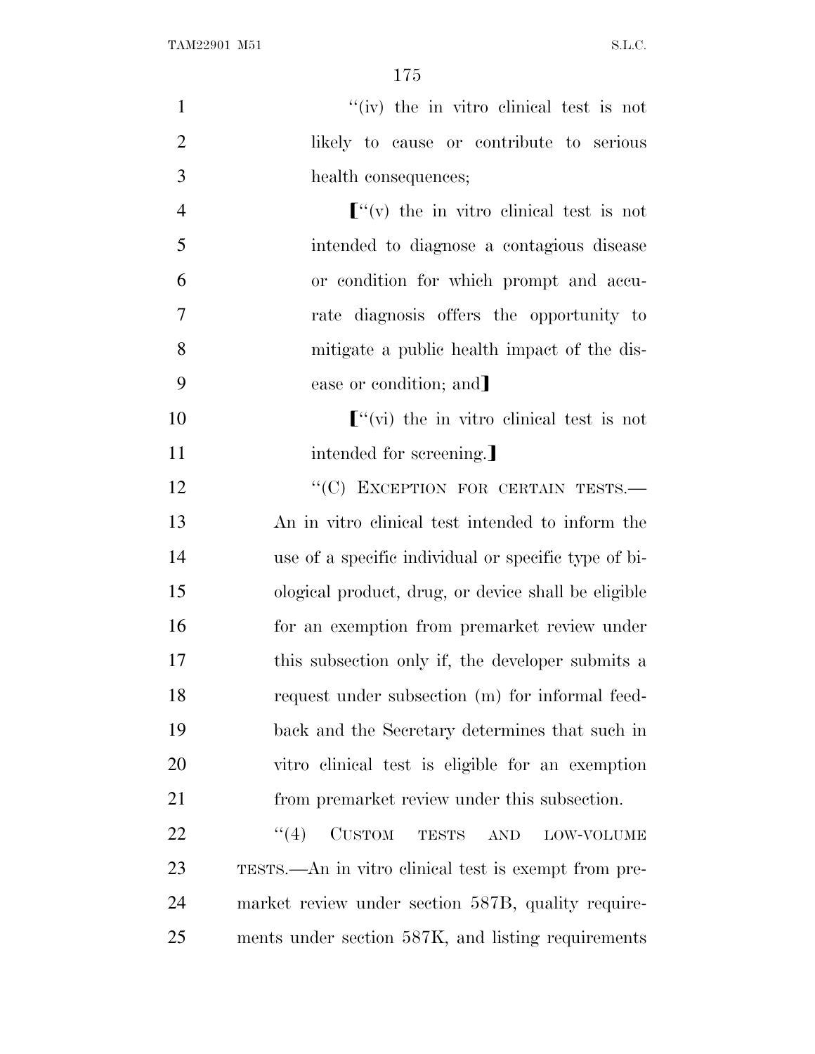"(iv) the in vitro clinical test is not likely to cause or contribute to serious health consequences;

⟦"(v) the in vitro clinical test is not intended to diagnose a contagious disease or condition for which prompt and accurate diagnosis offers the opportunity to mitigate a public health impact of the disease or condition; and⟧

⟦"(vi) the in vitro clinical test is not intended for screening.⟧

"(C) EXCEPTION FOR CERTAIN TESTS.—An in vitro clinical test intended to inform the use of a specific individual or specific type of biological product, drug, or device shall be eligible for an exemption from premarket review under this subsection only if, the developer submits a request under subsection (m) for informal feedback and the Secretary determines that such in vitro clinical test is eligible for an exemption from premarket review under this subsection.

"(4) CUSTOM TESTS AND LOW-VOLUME TESTS.—An in vitro clinical test is exempt from premarket review under section 587B, quality requirements under section 587K, and listing requirements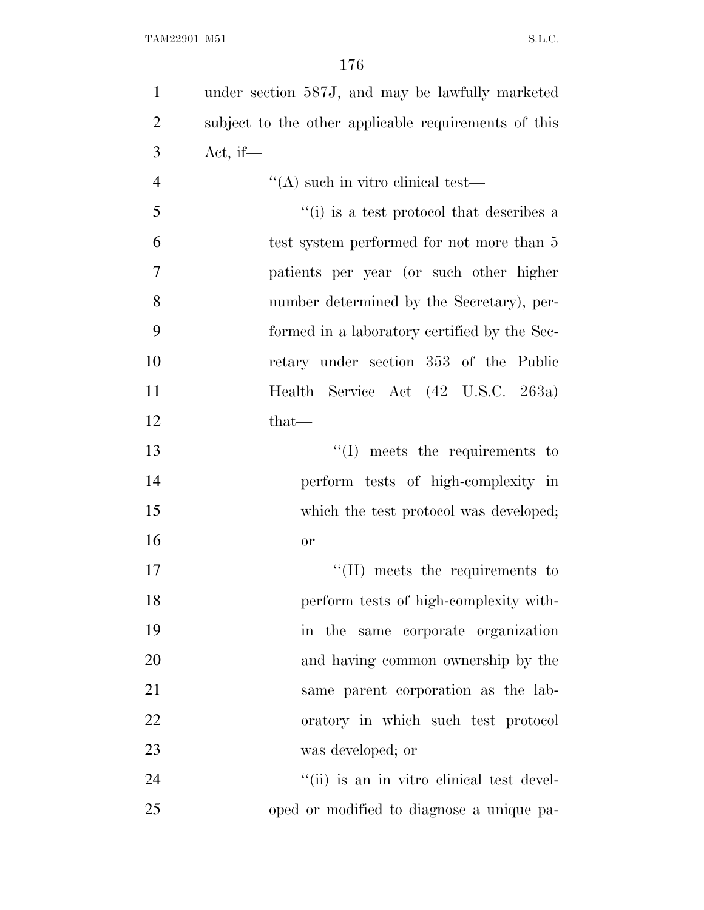under section 587J, and may be lawfully marketed subject to the other applicable requirements of this Act, if—

''(A) such in vitro clinical test—

''(i) is a test protocol that describes a test system performed for not more than 5 patients per year (or such other higher number determined by the Secretary), performed in a laboratory certified by the Secretary under section 353 of the Public Health Service Act (42 U.S.C. 263a) that—

''(I) meets the requirements to perform tests of high-complexity in which the test protocol was developed; or

''(II) meets the requirements to perform tests of high-complexity within the same corporate organization and having common ownership by the same parent corporation as the laboratory in which such test protocol was developed; or

''(ii) is an in vitro clinical test developed or modified to diagnose a unique pa-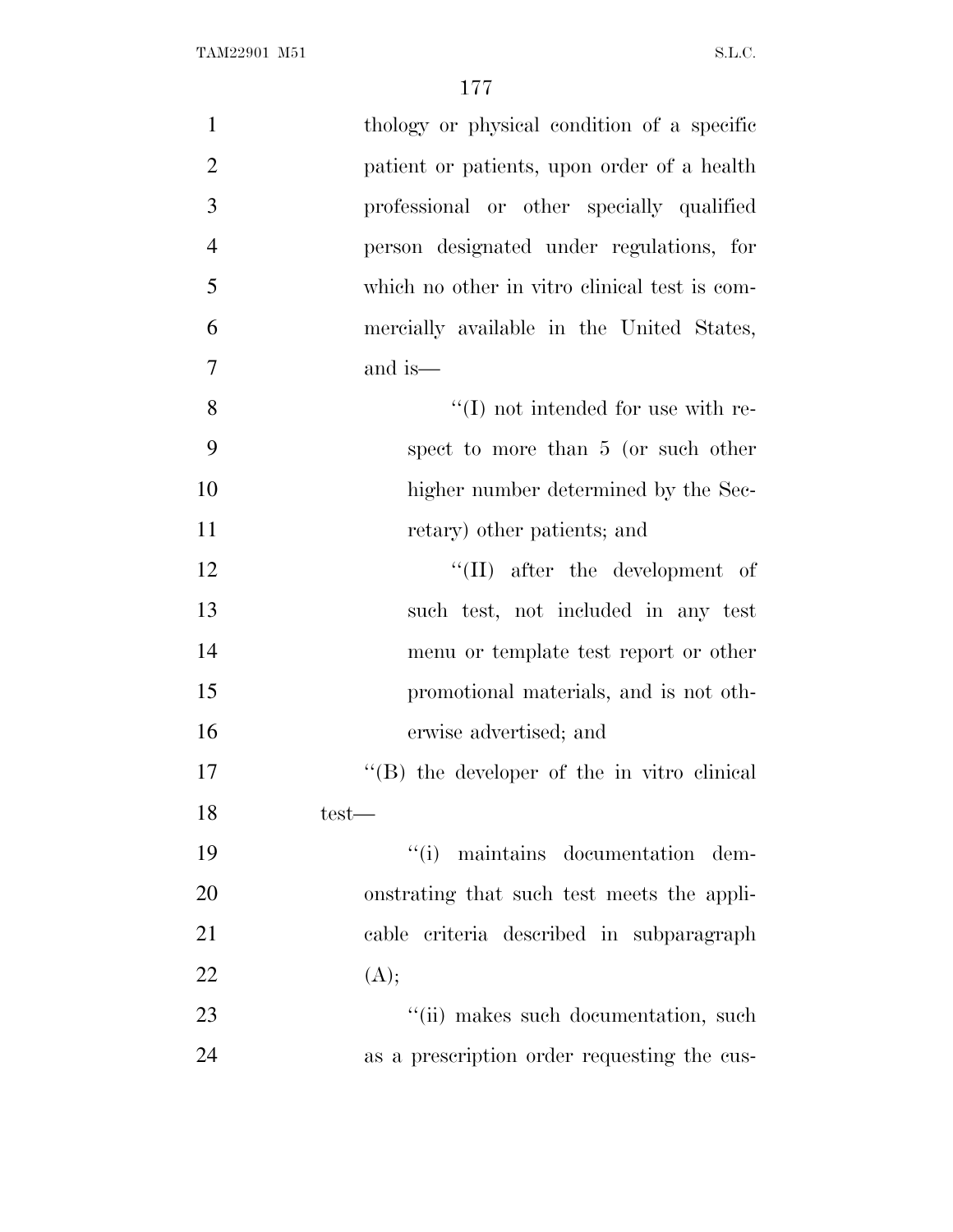thology or physical condition of a specific patient or patients, upon order of a health professional or other specially qualified person designated under regulations, for which no other in vitro clinical test is commercially available in the United States, and is—

''(I) not intended for use with respect to more than 5 (or such other higher number determined by the Secretary) other patients; and

''(II) after the development of such test, not included in any test menu or template test report or other promotional materials, and is not otherwise advertised; and

''(B) the developer of the in vitro clinical test—

''(i) maintains documentation demonstrating that such test meets the applicable criteria described in subparagraph (A);

''(ii) makes such documentation, such as a prescription order requesting the cus-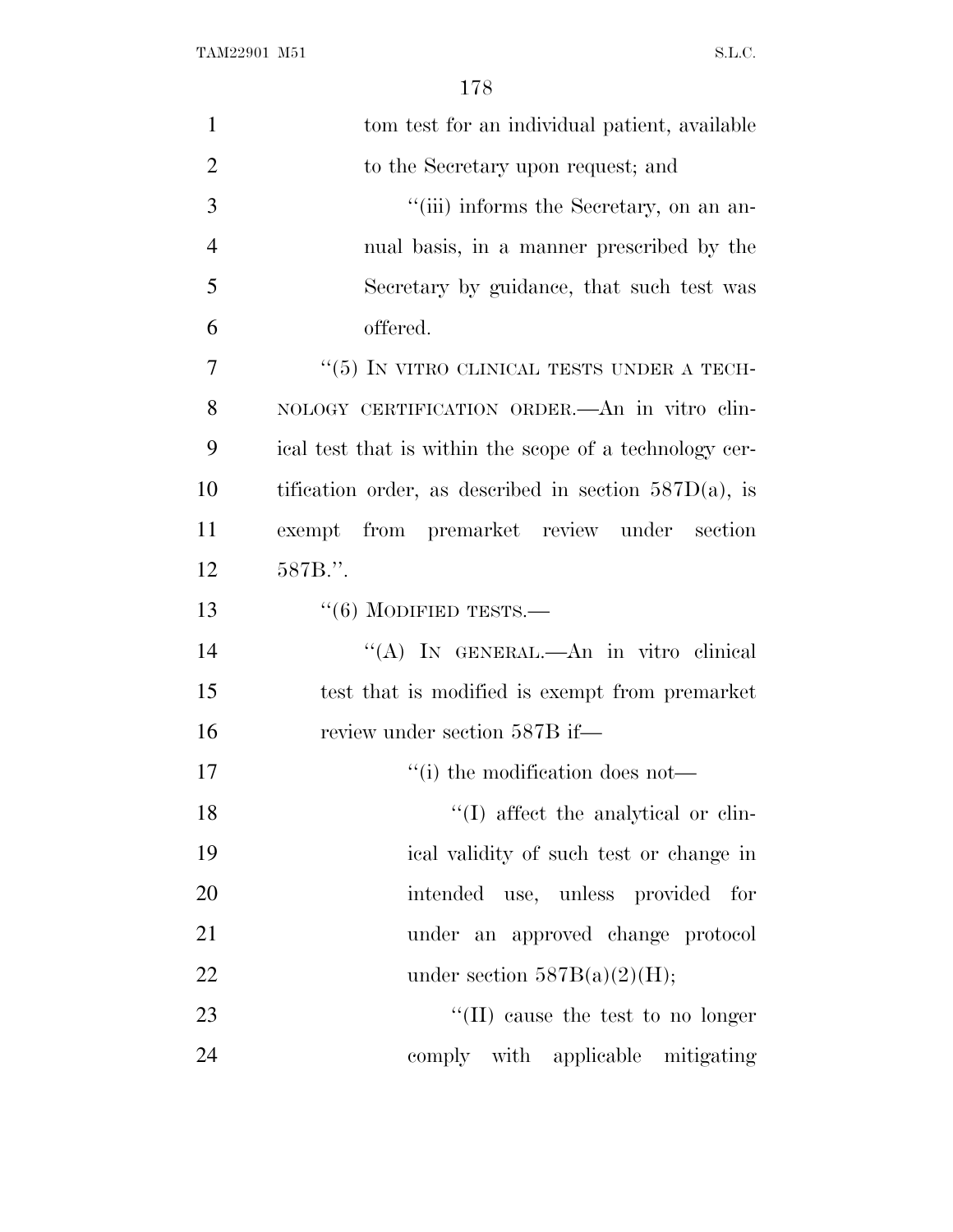tom test for an individual patient, available to the Secretary upon request; and

''(iii) informs the Secretary, on an annual basis, in a manner prescribed by the Secretary by guidance, that such test was offered.

''(5) IN VITRO CLINICAL TESTS UNDER A TECHNOLOGY CERTIFICATION ORDER.—An in vitro clinical test that is within the scope of a technology certification order, as described in section 587D(a), is exempt from premarket review under section 587B.''.

''(6) MODIFIED TESTS.—

''(A) IN GENERAL.—An in vitro clinical test that is modified is exempt from premarket review under section 587B if—

''(i) the modification does not—

''(I) affect the analytical or clinical validity of such test or change in intended use, unless provided for under an approved change protocol under section 587B(a)(2)(H);

''(II) cause the test to no longer comply with applicable mitigating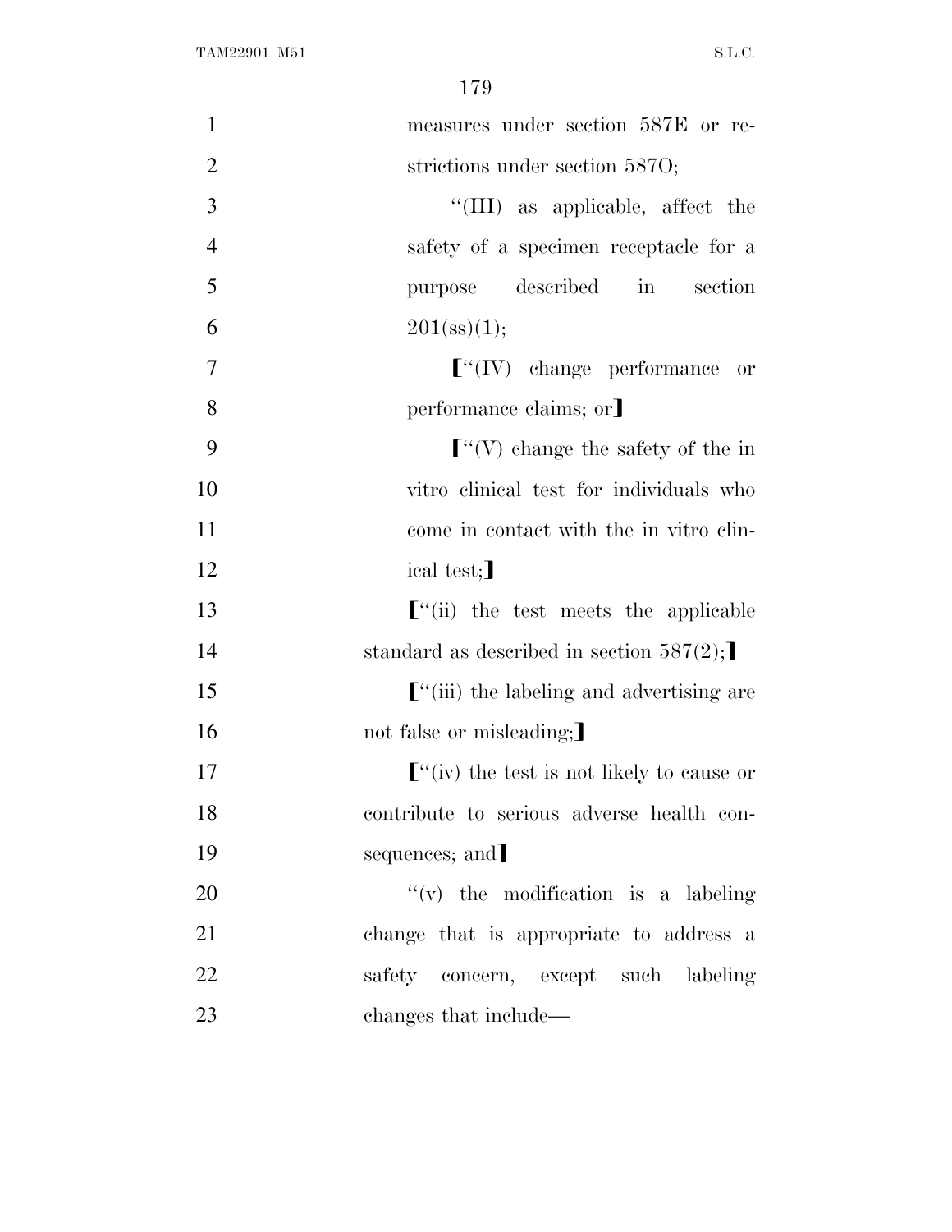measures under section 587E or restrictions under section 587O;

''(III) as applicable, affect the safety of a specimen receptacle for a purpose described in section 201(ss)(1);

【''(IV) change performance or performance claims; or】

【''(V) change the safety of the in vitro clinical test for individuals who come in contact with the in vitro clinical test;】

【''(ii) the test meets the applicable standard as described in section 587(2);】

【''(iii) the labeling and advertising are not false or misleading;】

【''(iv) the test is not likely to cause or contribute to serious adverse health consequences; and】

''(v) the modification is a labeling change that is appropriate to address a safety concern, except such labeling changes that include—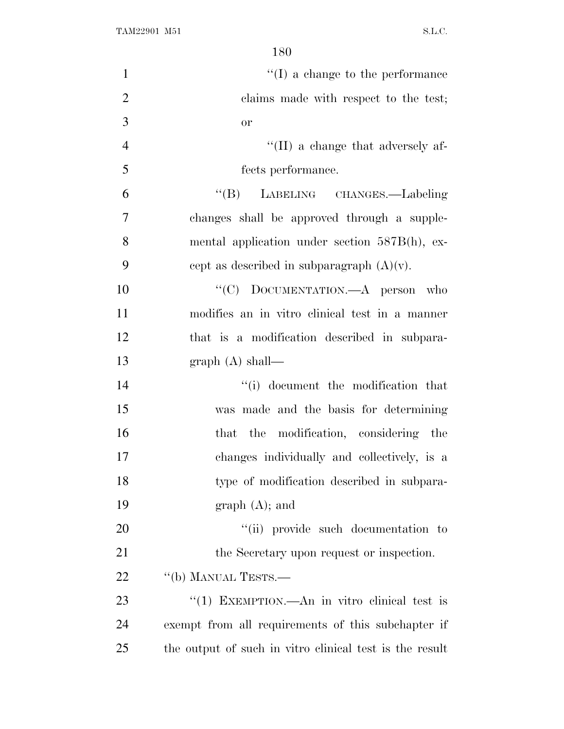"(I) a change to the performance claims made with respect to the test; or

"(II) a change that adversely affects performance.

"(B) LABELING CHANGES.—Labeling changes shall be approved through a supplemental application under section 587B(h), except as described in subparagraph (A)(v).

"(C) DOCUMENTATION.—A person who modifies an in vitro clinical test in a manner that is a modification described in subparagraph (A) shall—

"(i) document the modification that was made and the basis for determining that the modification, considering the changes individually and collectively, is a type of modification described in subparagraph (A); and

"(ii) provide such documentation to the Secretary upon request or inspection.

"(b) MANUAL TESTS.—

"(1) EXEMPTION.—An in vitro clinical test is exempt from all requirements of this subchapter if the output of such in vitro clinical test is the result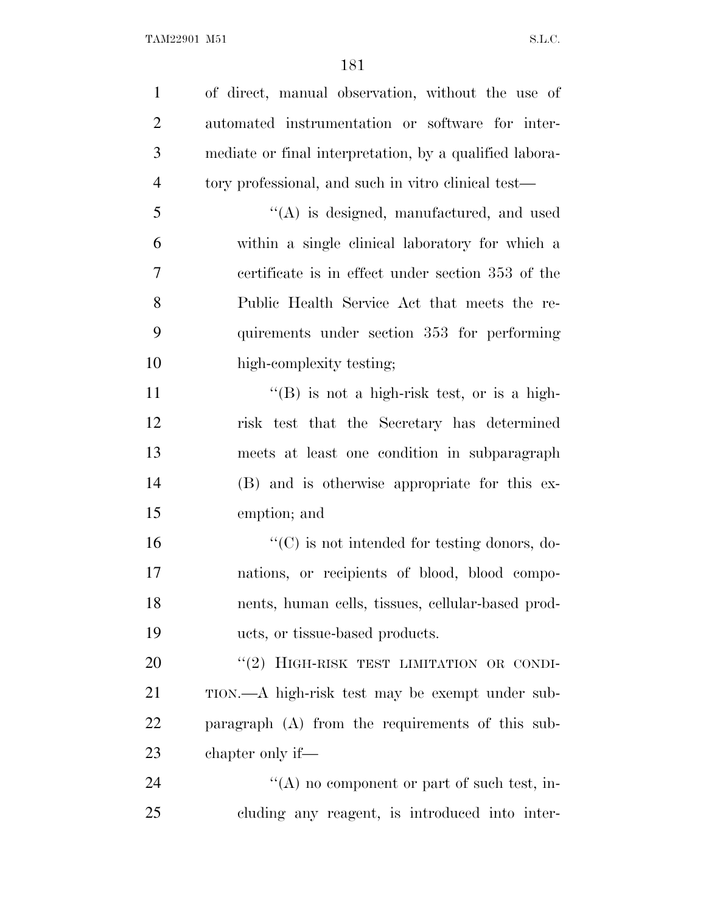of direct, manual observation, without the use of automated instrumentation or software for intermediate or final interpretation, by a qualified laboratory professional, and such in vitro clinical test—

''(A) is designed, manufactured, and used within a single clinical laboratory for which a certificate is in effect under section 353 of the Public Health Service Act that meets the requirements under section 353 for performing high-complexity testing;

''(B) is not a high-risk test, or is a high-risk test that the Secretary has determined meets at least one condition in subparagraph (B) and is otherwise appropriate for this exemption; and

''(C) is not intended for testing donors, donations, or recipients of blood, blood components, human cells, tissues, cellular-based products, or tissue-based products.

''(2) HIGH-RISK TEST LIMITATION OR CONDITION.—A high-risk test may be exempt under subparagraph (A) from the requirements of this subchapter only if—

''(A) no component or part of such test, including any reagent, is introduced into inter-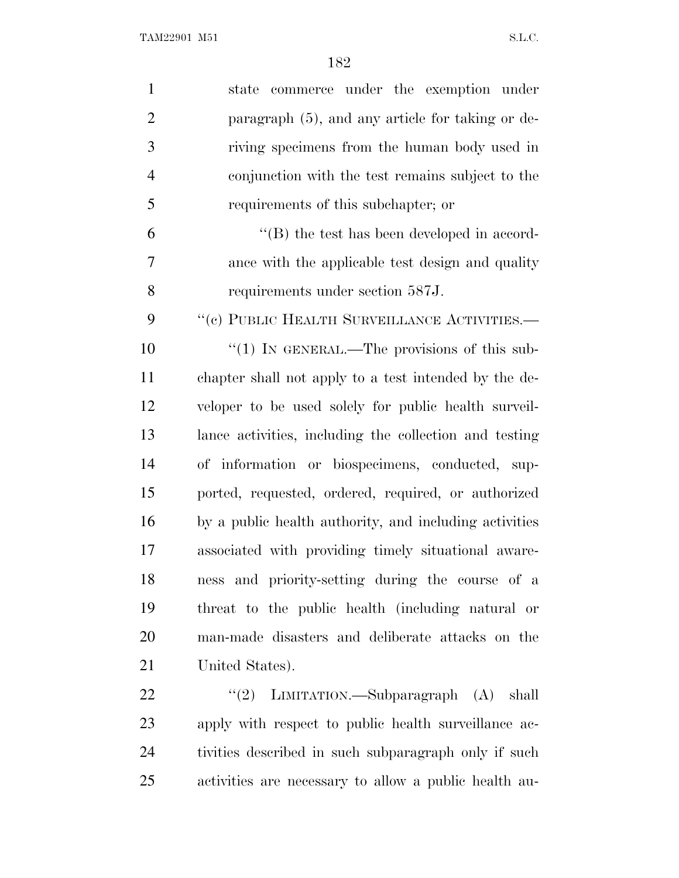state commerce under the exemption under paragraph (5), and any article for taking or deriving specimens from the human body used in conjunction with the test remains subject to the requirements of this subchapter; or

"(B) the test has been developed in accordance with the applicable test design and quality requirements under section 587J.

"(c) PUBLIC HEALTH SURVEILLANCE ACTIVITIES.—

"(1) IN GENERAL.—The provisions of this subchapter shall not apply to a test intended by the developer to be used solely for public health surveillance activities, including the collection and testing of information or biospecimens, conducted, supported, requested, ordered, required, or authorized by a public health authority, and including activities associated with providing timely situational awareness and priority-setting during the course of a threat to the public health (including natural or man-made disasters and deliberate attacks on the United States).

"(2) LIMITATION.—Subparagraph (A) shall apply with respect to public health surveillance activities described in such subparagraph only if such activities are necessary to allow a public health au-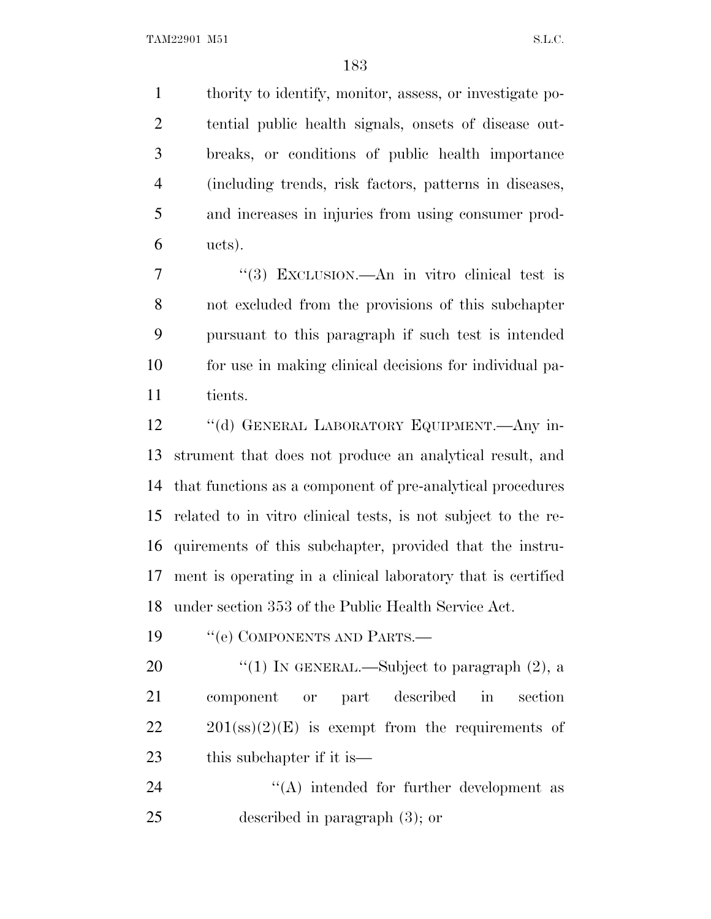thority to identify, monitor, assess, or investigate potential public health signals, onsets of disease outbreaks, or conditions of public health importance (including trends, risk factors, patterns in diseases, and increases in injuries from using consumer products).

"(3) EXCLUSION.—An in vitro clinical test is not excluded from the provisions of this subchapter pursuant to this paragraph if such test is intended for use in making clinical decisions for individual patients.

"(d) GENERAL LABORATORY EQUIPMENT.—Any instrument that does not produce an analytical result, and that functions as a component of pre-analytical procedures related to in vitro clinical tests, is not subject to the requirements of this subchapter, provided that the instrument is operating in a clinical laboratory that is certified under section 353 of the Public Health Service Act.

"(e) COMPONENTS AND PARTS.—

"(1) IN GENERAL.—Subject to paragraph (2), a component or part described in section 201(ss)(2)(E) is exempt from the requirements of this subchapter if it is—

"(A) intended for further development as described in paragraph (3); or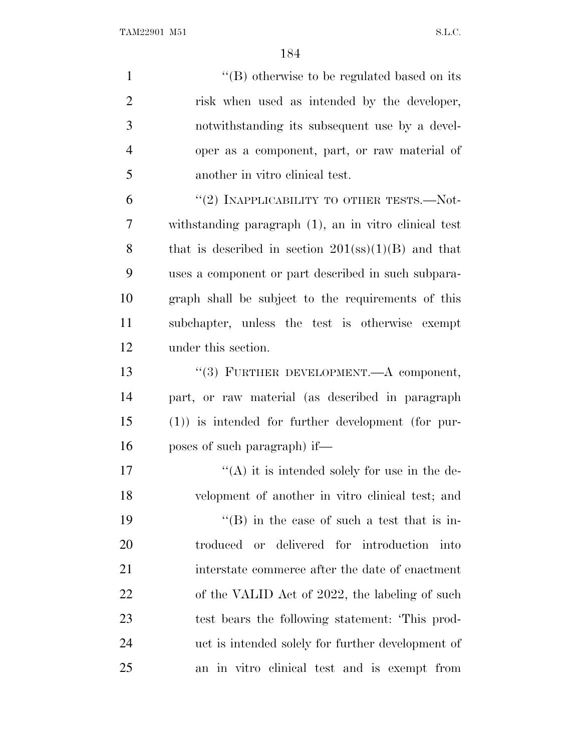''(B) otherwise to be regulated based on its risk when used as intended by the developer, notwithstanding its subsequent use by a developer as a component, part, or raw material of another in vitro clinical test.

''(2) INAPPLICABILITY TO OTHER TESTS.—Notwithstanding paragraph (1), an in vitro clinical test that is described in section 201(ss)(1)(B) and that uses a component or part described in such subparagraph shall be subject to the requirements of this subchapter, unless the test is otherwise exempt under this section.

''(3) FURTHER DEVELOPMENT.—A component, part, or raw material (as described in paragraph (1)) is intended for further development (for purposes of such paragraph) if—

''(A) it is intended solely for use in the development of another in vitro clinical test; and

''(B) in the case of such a test that is introduced or delivered for introduction into interstate commerce after the date of enactment of the VALID Act of 2022, the labeling of such test bears the following statement: 'This product is intended solely for further development of an in vitro clinical test and is exempt from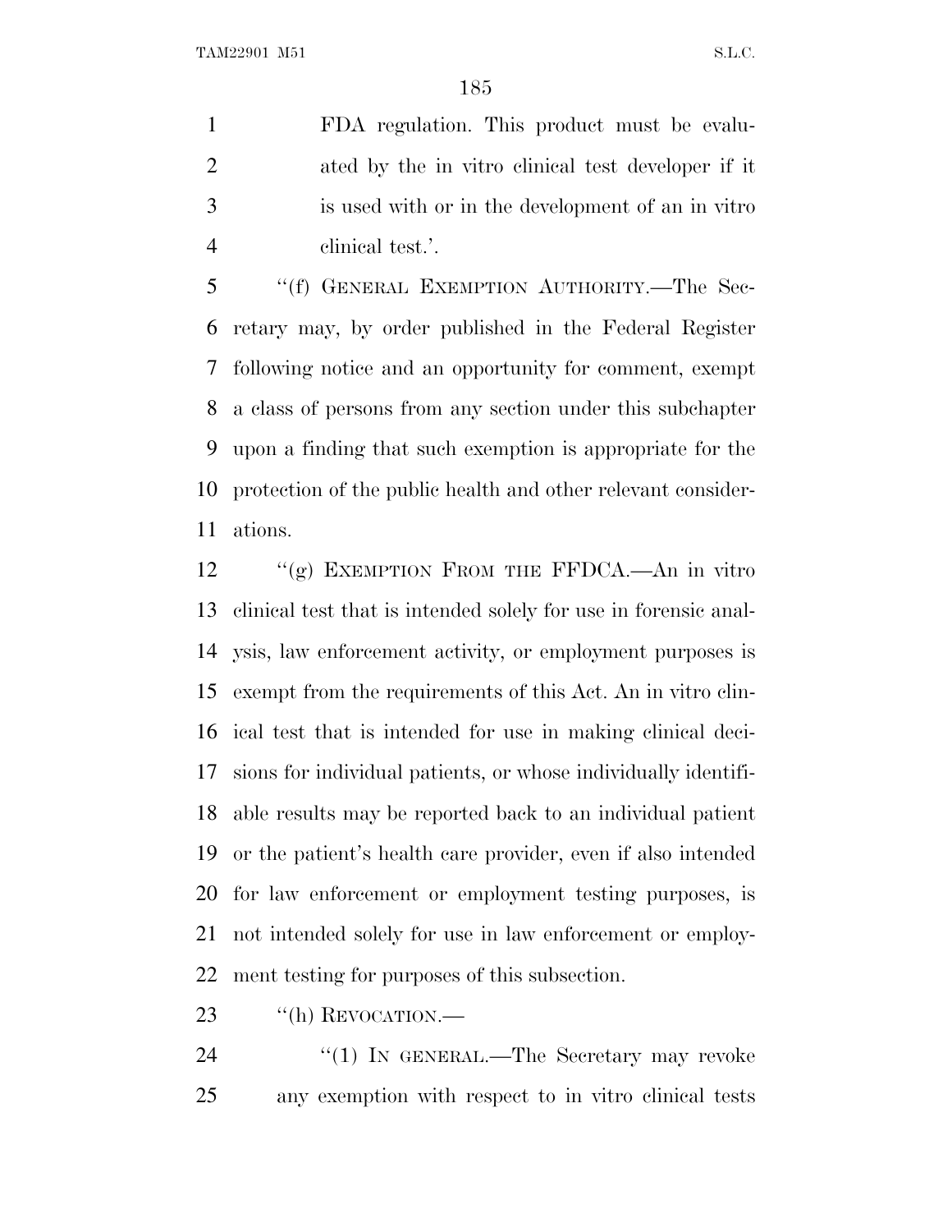FDA regulation. This product must be evaluated by the in vitro clinical test developer if it is used with or in the development of an in vitro clinical test.'.

"(f) GENERAL EXEMPTION AUTHORITY.—The Secretary may, by order published in the Federal Register following notice and an opportunity for comment, exempt a class of persons from any section under this subchapter upon a finding that such exemption is appropriate for the protection of the public health and other relevant considerations.

"(g) EXEMPTION FROM THE FFDCA.—An in vitro clinical test that is intended solely for use in forensic analysis, law enforcement activity, or employment purposes is exempt from the requirements of this Act. An in vitro clinical test that is intended for use in making clinical decisions for individual patients, or whose individually identifiable results may be reported back to an individual patient or the patient's health care provider, even if also intended for law enforcement or employment testing purposes, is not intended solely for use in law enforcement or employment testing for purposes of this subsection.

"(h) REVOCATION.—

"(1) IN GENERAL.—The Secretary may revoke any exemption with respect to in vitro clinical tests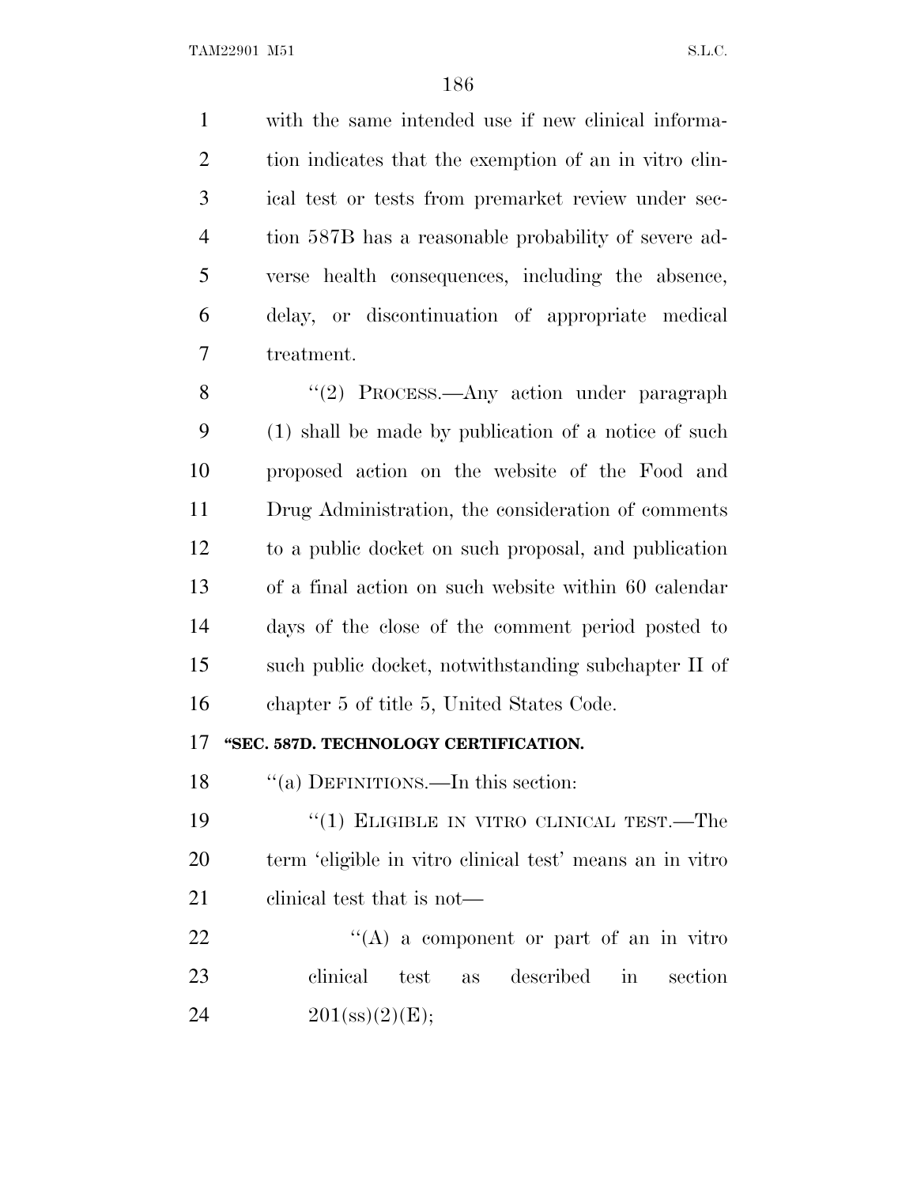with the same intended use if new clinical information indicates that the exemption of an in vitro clinical test or tests from premarket review under section 587B has a reasonable probability of severe adverse health consequences, including the absence, delay, or discontinuation of appropriate medical treatment.

"(2) PROCESS.—Any action under paragraph (1) shall be made by publication of a notice of such proposed action on the website of the Food and Drug Administration, the consideration of comments to a public docket on such proposal, and publication of a final action on such website within 60 calendar days of the close of the comment period posted to such public docket, notwithstanding subchapter II of chapter 5 of title 5, United States Code.

**"SEC. 587D. TECHNOLOGY CERTIFICATION.**

"(a) DEFINITIONS.—In this section:

"(1) ELIGIBLE IN VITRO CLINICAL TEST.—The term 'eligible in vitro clinical test' means an in vitro clinical test that is not—

"(A) a component or part of an in vitro clinical test as described in section 201(ss)(2)(E);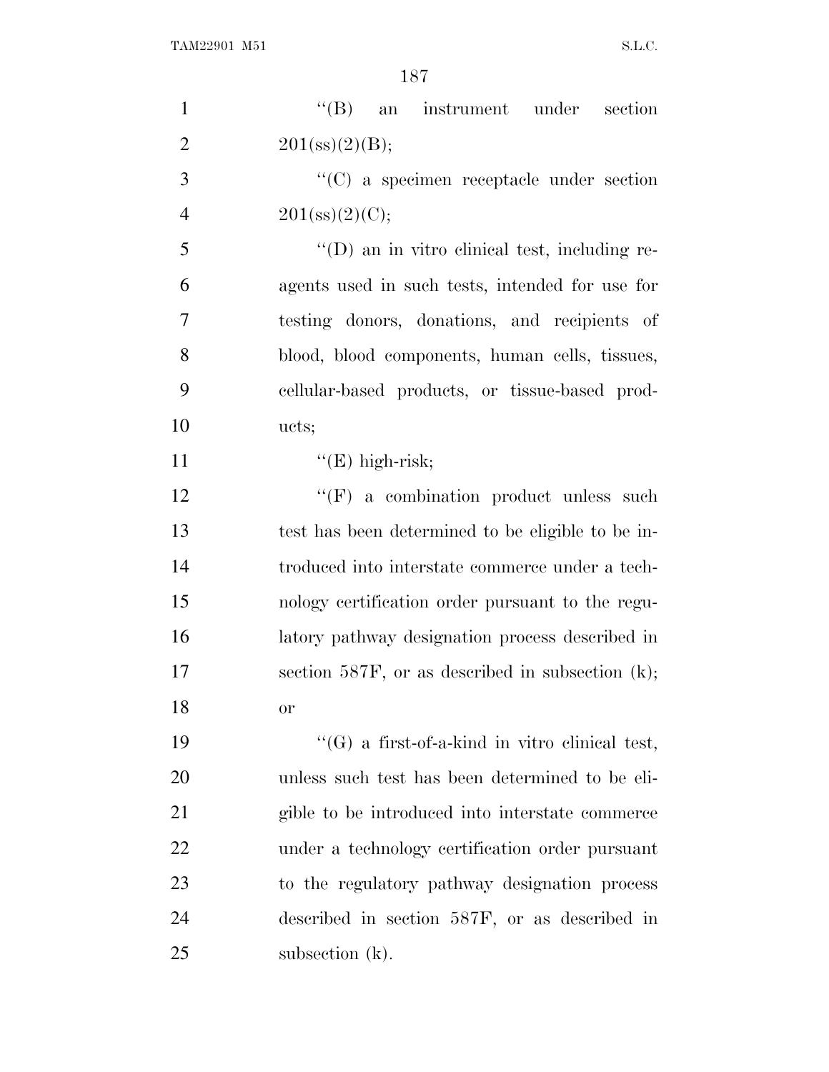"(B) an instrument under section 201(ss)(2)(B);

"(C) a specimen receptacle under section 201(ss)(2)(C);

"(D) an in vitro clinical test, including reagents used in such tests, intended for use for testing donors, donations, and recipients of blood, blood components, human cells, tissues, cellular-based products, or tissue-based products;

"(E) high-risk;

"(F) a combination product unless such test has been determined to be eligible to be introduced into interstate commerce under a technology certification order pursuant to the regulatory pathway designation process described in section 587F, or as described in subsection (k); or

"(G) a first-of-a-kind in vitro clinical test, unless such test has been determined to be eligible to be introduced into interstate commerce under a technology certification order pursuant to the regulatory pathway designation process described in section 587F, or as described in subsection (k).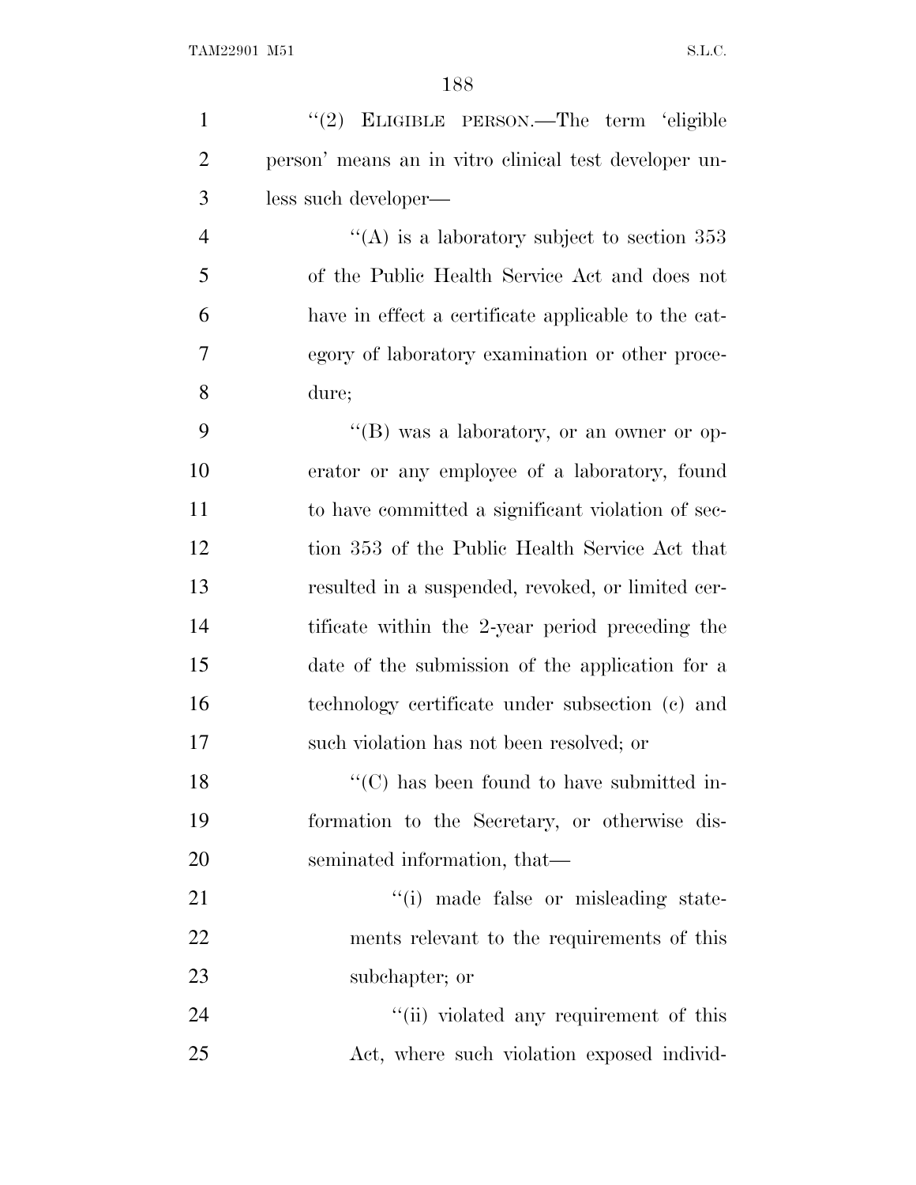"(2) ELIGIBLE PERSON.—The term 'eligible person' means an in vitro clinical test developer unless such developer—

"(A) is a laboratory subject to section 353 of the Public Health Service Act and does not have in effect a certificate applicable to the category of laboratory examination or other procedure;

"(B) was a laboratory, or an owner or operator or any employee of a laboratory, found to have committed a significant violation of section 353 of the Public Health Service Act that resulted in a suspended, revoked, or limited certificate within the 2-year period preceding the date of the submission of the application for a technology certificate under subsection (c) and such violation has not been resolved; or

"(C) has been found to have submitted information to the Secretary, or otherwise disseminated information, that—

"(i) made false or misleading statements relevant to the requirements of this subchapter; or

"(ii) violated any requirement of this Act, where such violation exposed individ-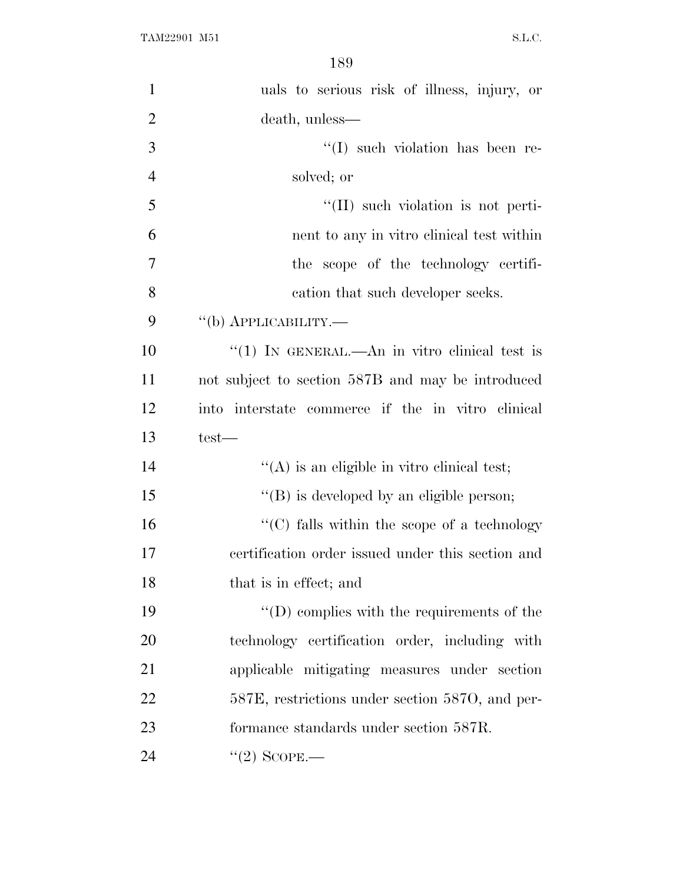uals to serious risk of illness, injury, or death, unless—

''(I) such violation has been resolved; or

''(II) such violation is not pertinent to any in vitro clinical test within the scope of the technology certification that such developer seeks.

''(b) APPLICABILITY.—

''(1) IN GENERAL.—An in vitro clinical test is not subject to section 587B and may be introduced into interstate commerce if the in vitro clinical test—

''(A) is an eligible in vitro clinical test;

''(B) is developed by an eligible person;

''(C) falls within the scope of a technology certification order issued under this section and that is in effect; and

''(D) complies with the requirements of the technology certification order, including with applicable mitigating measures under section 587E, restrictions under section 587O, and performance standards under section 587R.

''(2) SCOPE.—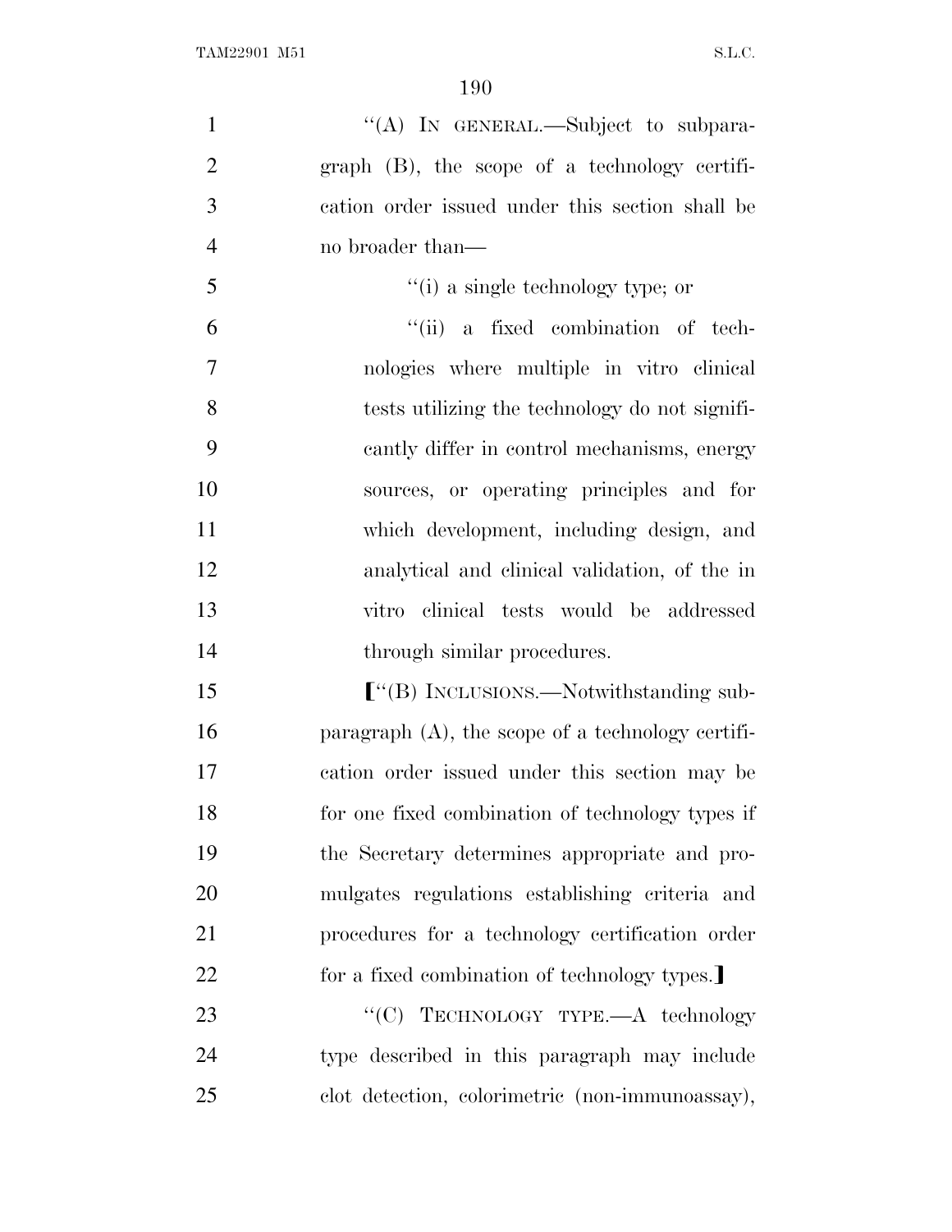''(A) IN GENERAL.—Subject to subparagraph (B), the scope of a technology certification order issued under this section shall be no broader than—

''(i) a single technology type; or

''(ii) a fixed combination of technologies where multiple in vitro clinical tests utilizing the technology do not significantly differ in control mechanisms, energy sources, or operating principles and for which development, including design, and analytical and clinical validation, of the in vitro clinical tests would be addressed through similar procedures.

[''(B) INCLUSIONS.—Notwithstanding subparagraph (A), the scope of a technology certification order issued under this section may be for one fixed combination of technology types if the Secretary determines appropriate and promulgates regulations establishing criteria and procedures for a technology certification order for a fixed combination of technology types.]

''(C) TECHNOLOGY TYPE.—A technology type described in this paragraph may include clot detection, colorimetric (non-immunoassay),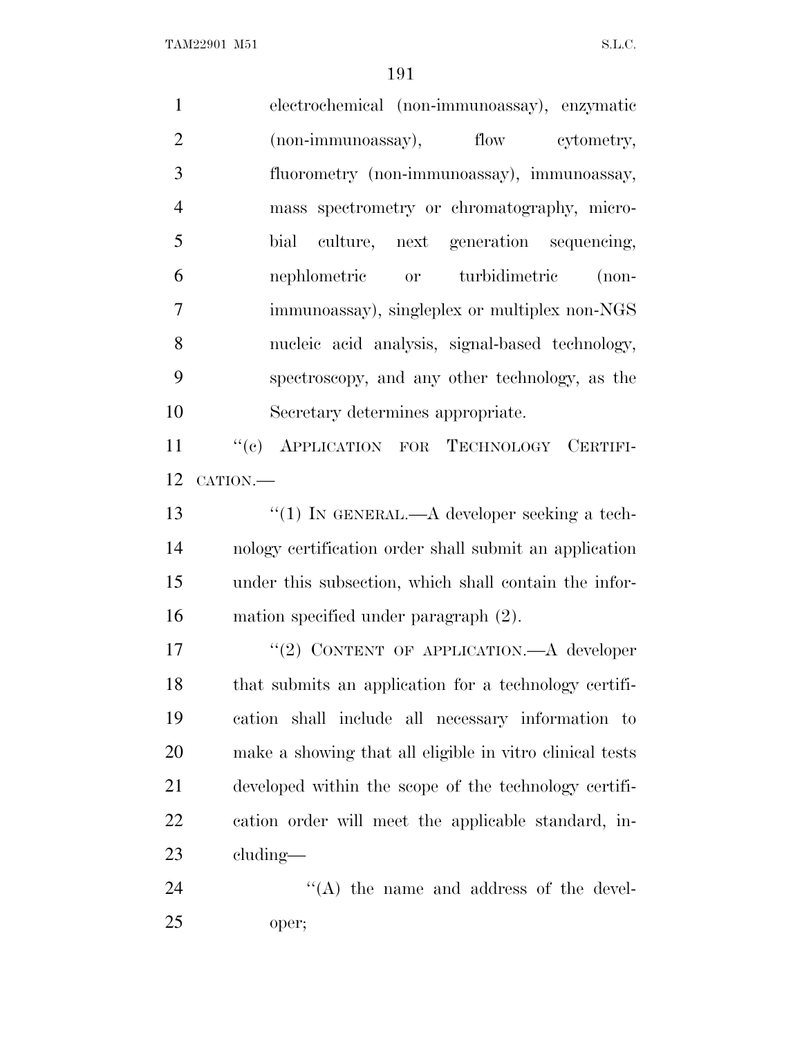electrochemical (non-immunoassay), enzymatic (non-immunoassay), flow cytometry, fluorometry (non-immunoassay), immunoassay, mass spectrometry or chromatography, microbial culture, next generation sequencing, nephlometric or turbidimetric (non-immunoassay), singleplex or multiplex non-NGS nucleic acid analysis, signal-based technology, spectroscopy, and any other technology, as the Secretary determines appropriate.

''(c) APPLICATION FOR TECHNOLOGY CERTIFICATION.—

''(1) IN GENERAL.—A developer seeking a technology certification order shall submit an application under this subsection, which shall contain the information specified under paragraph (2).

''(2) CONTENT OF APPLICATION.—A developer that submits an application for a technology certification shall include all necessary information to make a showing that all eligible in vitro clinical tests developed within the scope of the technology certification order will meet the applicable standard, including—

''(A) the name and address of the developer;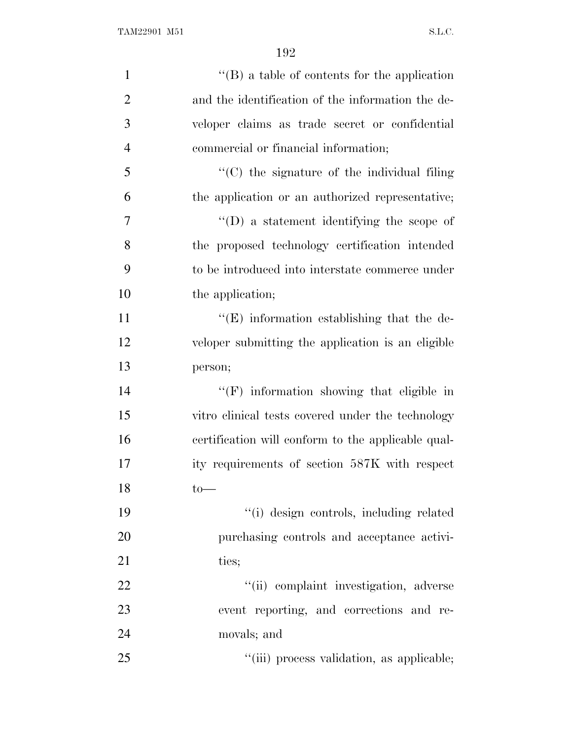''(B) a table of contents for the application and the identification of the information the developer claims as trade secret or confidential commercial or financial information;

''(C) the signature of the individual filing the application or an authorized representative;

''(D) a statement identifying the scope of the proposed technology certification intended to be introduced into interstate commerce under the application;

''(E) information establishing that the developer submitting the application is an eligible person;

''(F) information showing that eligible in vitro clinical tests covered under the technology certification will conform to the applicable quality requirements of section 587K with respect to—

''(i) design controls, including related purchasing controls and acceptance activities;

''(ii) complaint investigation, adverse event reporting, and corrections and removals; and

''(iii) process validation, as applicable;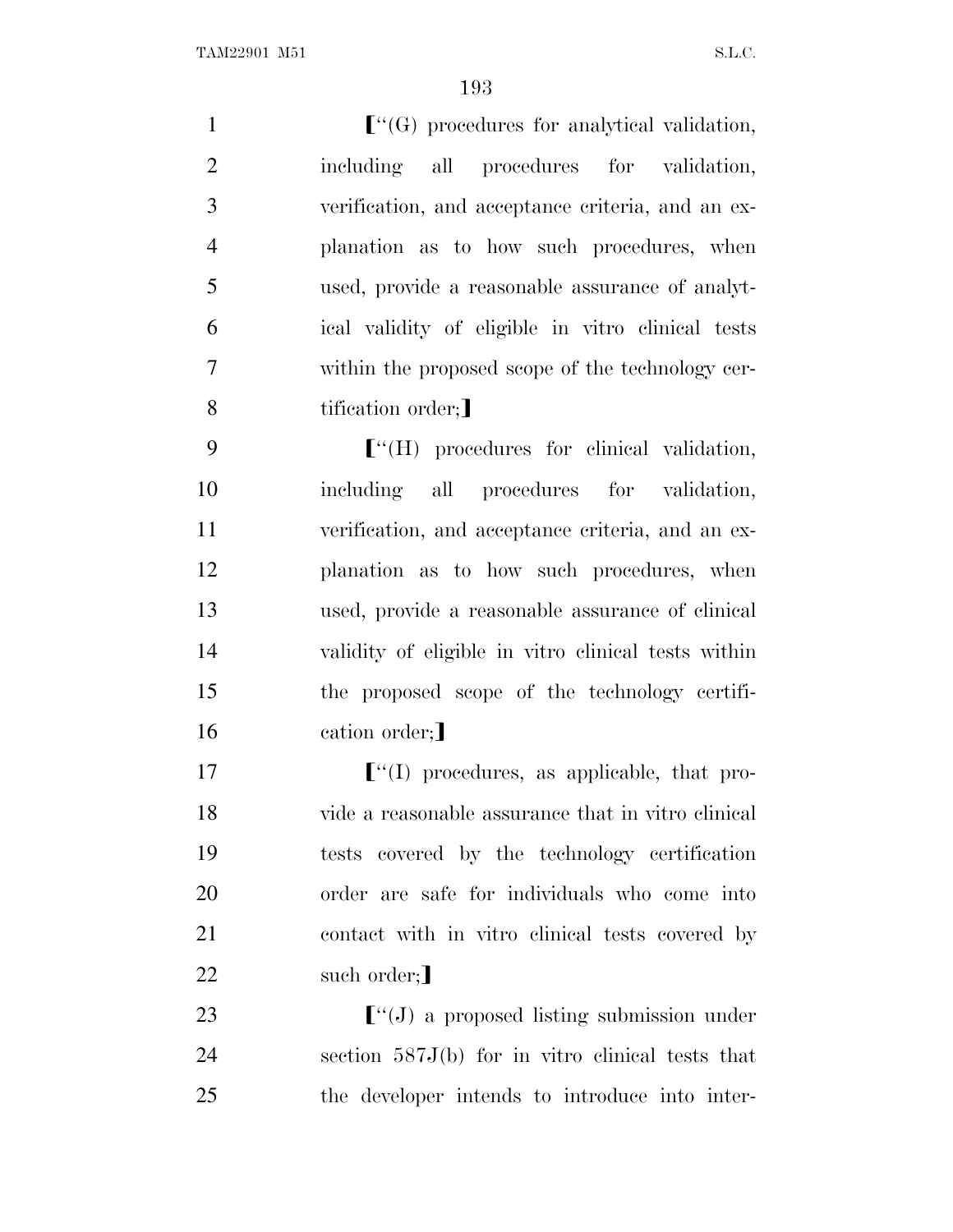⟦"(G) procedures for analytical validation, including all procedures for validation, verification, and acceptance criteria, and an explanation as to how such procedures, when used, provide a reasonable assurance of analytical validity of eligible in vitro clinical tests within the proposed scope of the technology certification order;⟧

⟦"(H) procedures for clinical validation, including all procedures for validation, verification, and acceptance criteria, and an explanation as to how such procedures, when used, provide a reasonable assurance of clinical validity of eligible in vitro clinical tests within the proposed scope of the technology certification order;⟧

⟦"(I) procedures, as applicable, that provide a reasonable assurance that in vitro clinical tests covered by the technology certification order are safe for individuals who come into contact with in vitro clinical tests covered by such order;⟧

⟦"(J) a proposed listing submission under section 587J(b) for in vitro clinical tests that the developer intends to introduce into inter-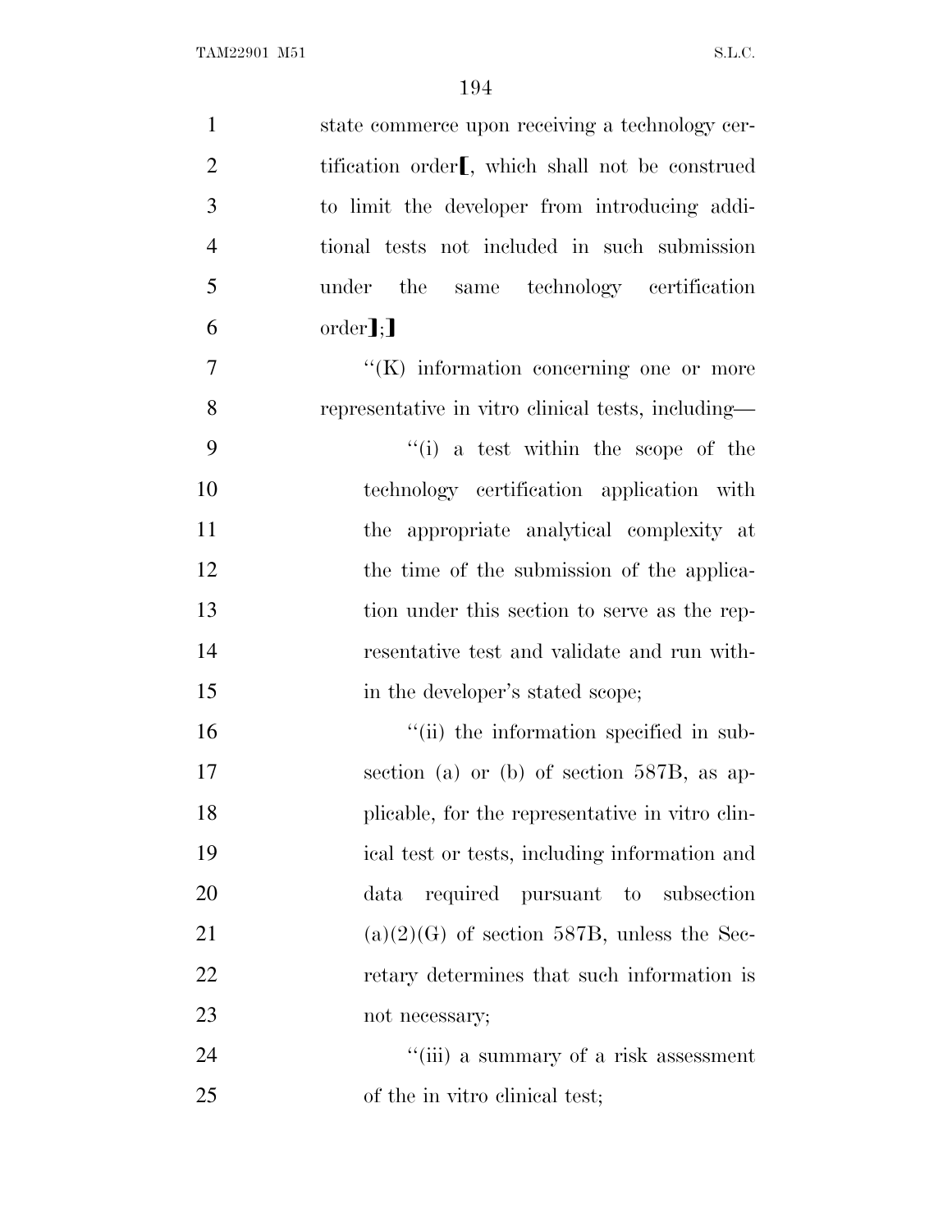state commerce upon receiving a technology certification order[, which shall not be construed to limit the developer from introducing additional tests not included in such submission under the same technology certification order];]

"(K) information concerning one or more representative in vitro clinical tests, including—

"(i) a test within the scope of the technology certification application with the appropriate analytical complexity at the time of the submission of the application under this section to serve as the representative test and validate and run within the developer's stated scope;

"(ii) the information specified in subsection (a) or (b) of section 587B, as applicable, for the representative in vitro clinical test or tests, including information and data required pursuant to subsection (a)(2)(G) of section 587B, unless the Secretary determines that such information is not necessary;

"(iii) a summary of a risk assessment of the in vitro clinical test;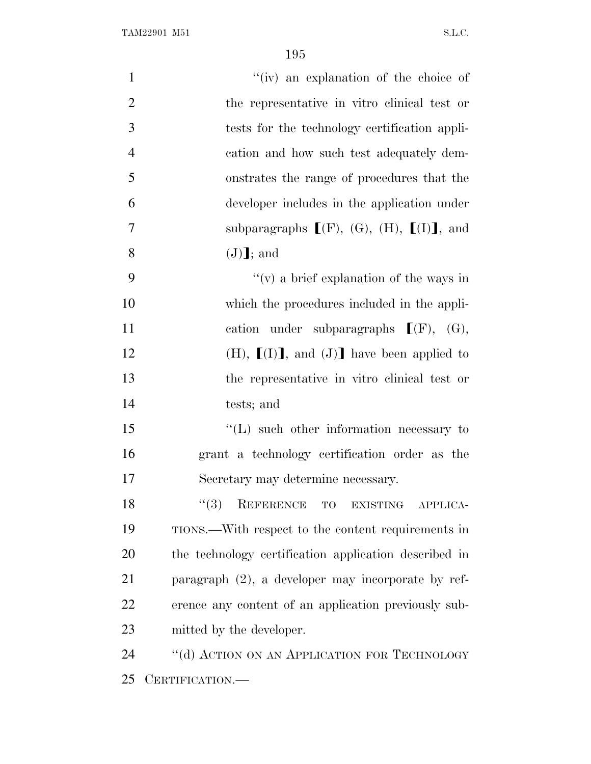"(iv) an explanation of the choice of the representative in vitro clinical test or tests for the technology certification application and how such test adequately demonstrates the range of procedures that the developer includes in the application under subparagraphs ⟦(F), (G), (H), ⟦(I)⟧, and (J)⟧; and

"(v) a brief explanation of the ways in which the procedures included in the application under subparagraphs ⟦(F), (G), (H), ⟦(I)⟧, and (J)⟧ have been applied to the representative in vitro clinical test or tests; and

"(L) such other information necessary to grant a technology certification order as the Secretary may determine necessary.

"(3) REFERENCE TO EXISTING APPLICATIONS.—With respect to the content requirements in the technology certification application described in paragraph (2), a developer may incorporate by reference any content of an application previously submitted by the developer.

"(d) ACTION ON AN APPLICATION FOR TECHNOLOGY CERTIFICATION.—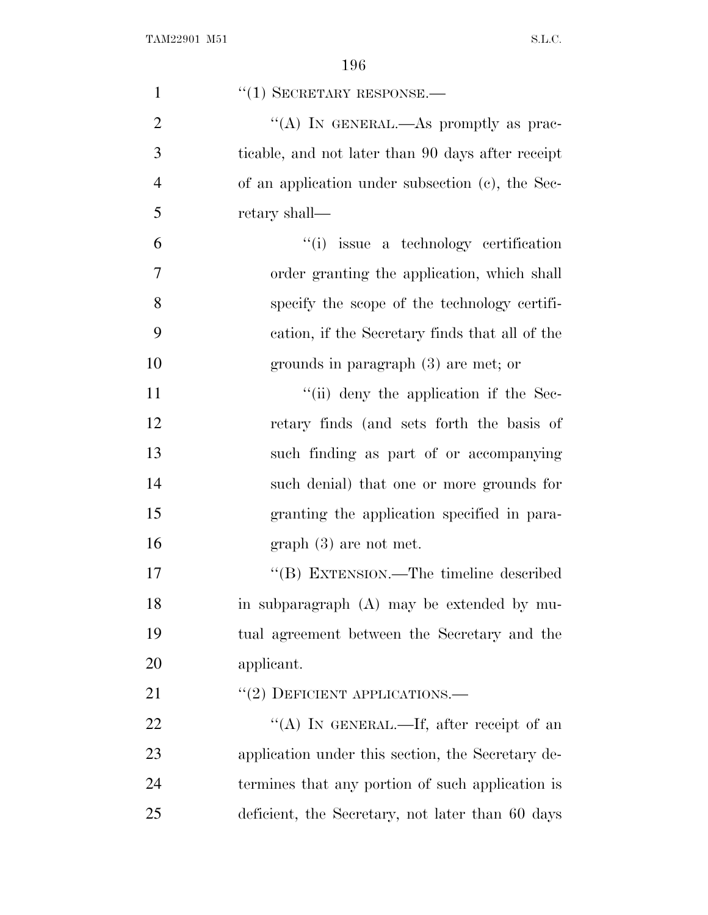"(1) SECRETARY RESPONSE.—

"(A) IN GENERAL.—As promptly as practicable, and not later than 90 days after receipt of an application under subsection (c), the Secretary shall—

"(i) issue a technology certification order granting the application, which shall specify the scope of the technology certification, if the Secretary finds that all of the grounds in paragraph (3) are met; or

"(ii) deny the application if the Secretary finds (and sets forth the basis of such finding as part of or accompanying such denial) that one or more grounds for granting the application specified in paragraph (3) are not met.

"(B) EXTENSION.—The timeline described in subparagraph (A) may be extended by mutual agreement between the Secretary and the applicant.

"(2) DEFICIENT APPLICATIONS.—

"(A) IN GENERAL.—If, after receipt of an application under this section, the Secretary determines that any portion of such application is deficient, the Secretary, not later than 60 days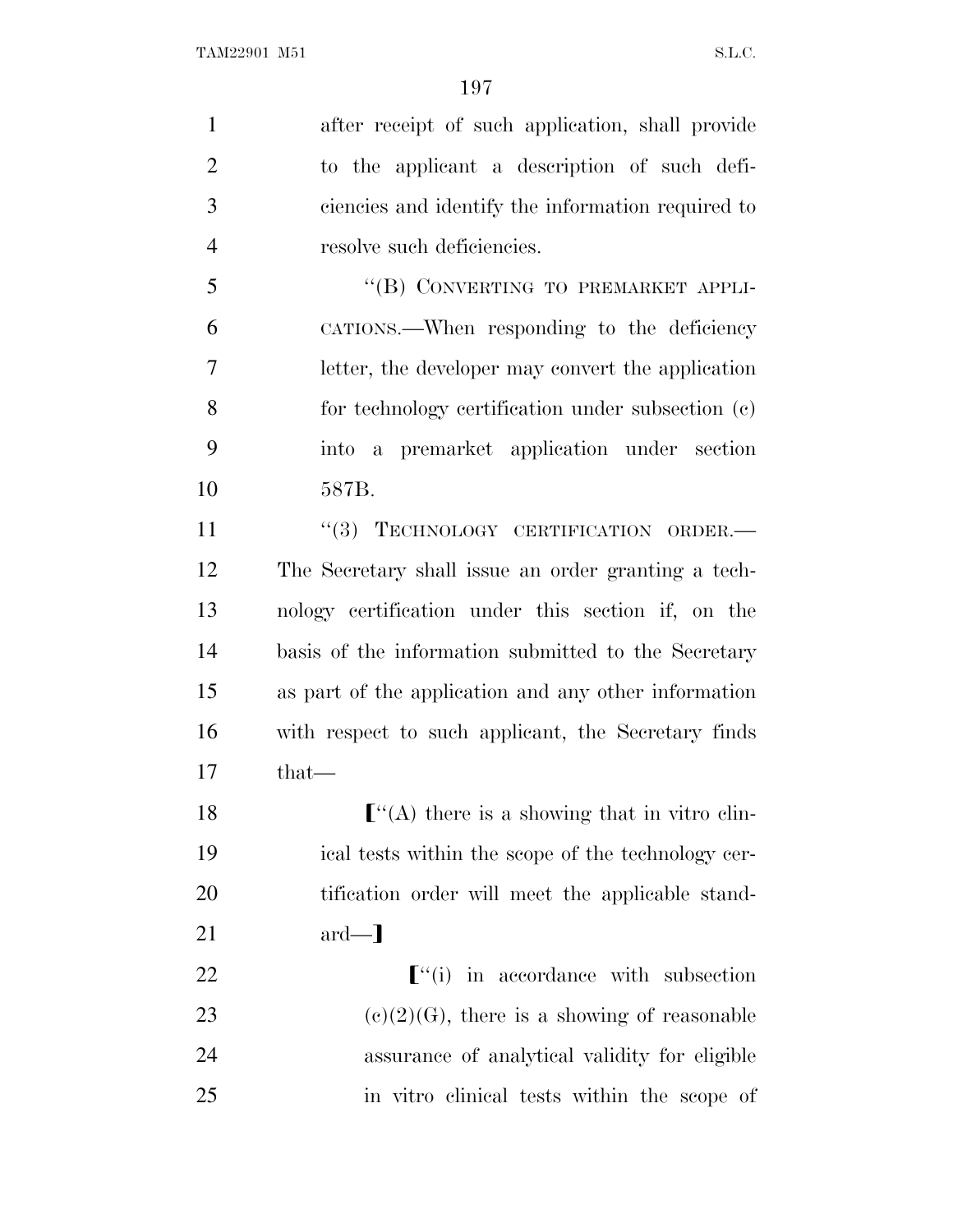after receipt of such application, shall provide to the applicant a description of such deficiencies and identify the information required to resolve such deficiencies.

"(B) CONVERTING TO PREMARKET APPLICATIONS.—When responding to the deficiency letter, the developer may convert the application for technology certification under subsection (c) into a premarket application under section 587B.

"(3) TECHNOLOGY CERTIFICATION ORDER.— The Secretary shall issue an order granting a technology certification under this section if, on the basis of the information submitted to the Secretary as part of the application and any other information with respect to such applicant, the Secretary finds that—

⟦"(A) there is a showing that in vitro clinical tests within the scope of the technology certification order will meet the applicable standard—⟧

⟦"(i) in accordance with subsection (c)(2)(G), there is a showing of reasonable assurance of analytical validity for eligible in vitro clinical tests within the scope of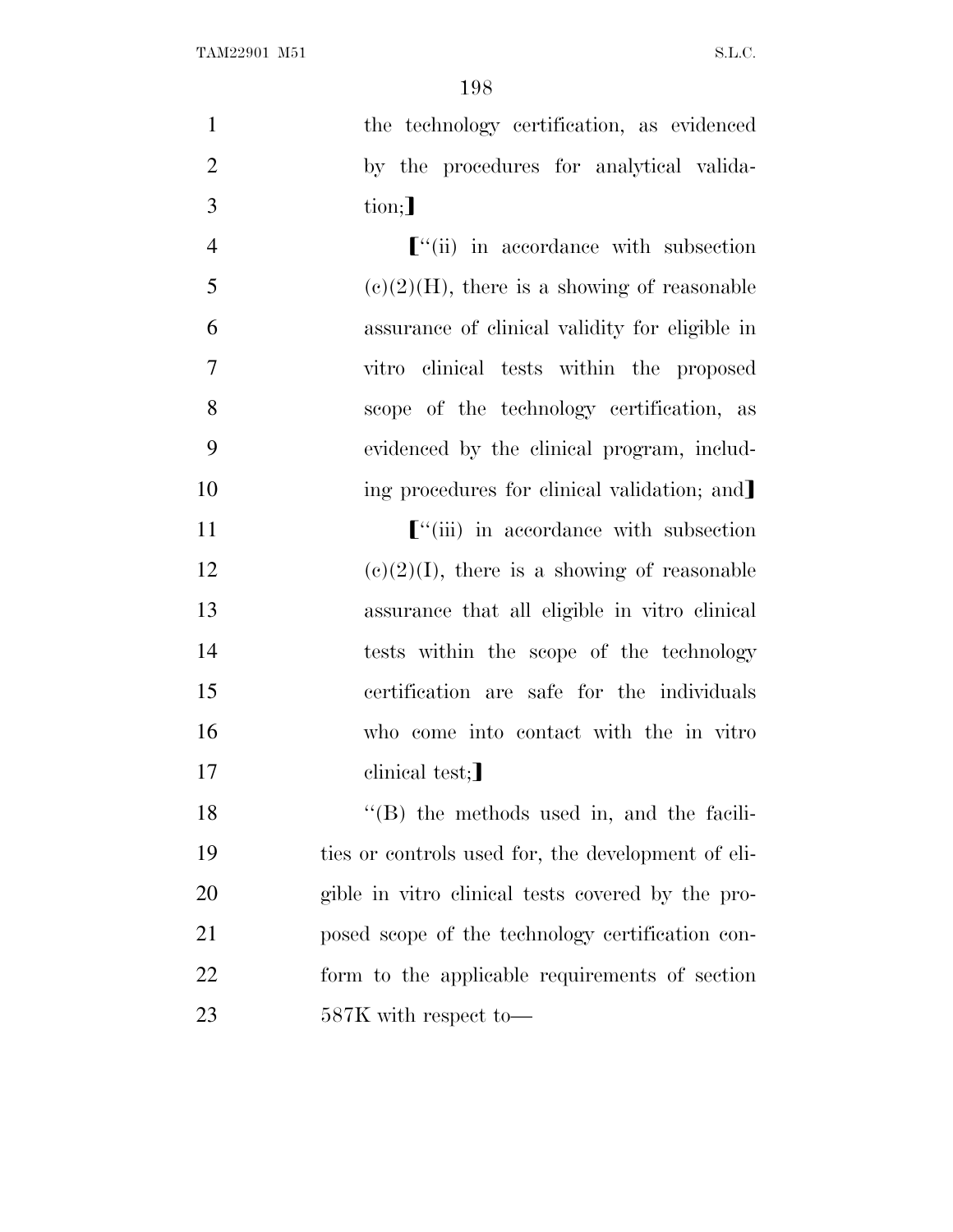the technology certification, as evidenced by the procedures for analytical validation;]

[''(ii) in accordance with subsection (c)(2)(H), there is a showing of reasonable assurance of clinical validity for eligible in vitro clinical tests within the proposed scope of the technology certification, as evidenced by the clinical program, including procedures for clinical validation; and]

[''(iii) in accordance with subsection (c)(2)(I), there is a showing of reasonable assurance that all eligible in vitro clinical tests within the scope of the technology certification are safe for the individuals who come into contact with the in vitro clinical test;]

''(B) the methods used in, and the facilities or controls used for, the development of eligible in vitro clinical tests covered by the proposed scope of the technology certification conform to the applicable requirements of section 587K with respect to—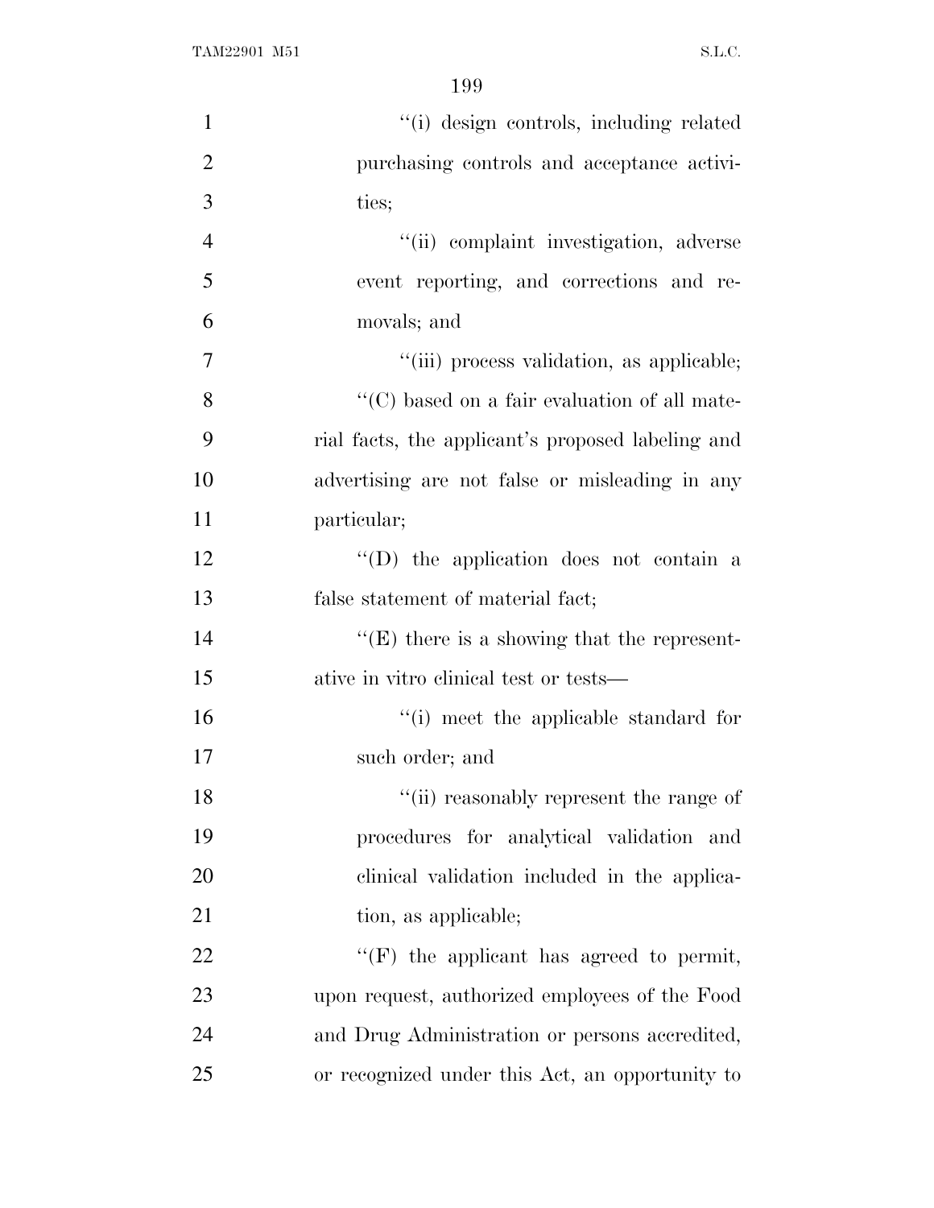"(i) design controls, including related purchasing controls and acceptance activities;

"(ii) complaint investigation, adverse event reporting, and corrections and removals; and

"(iii) process validation, as applicable;

"(C) based on a fair evaluation of all material facts, the applicant's proposed labeling and advertising are not false or misleading in any particular;

"(D) the application does not contain a false statement of material fact;

"(E) there is a showing that the representative in vitro clinical test or tests—

"(i) meet the applicable standard for such order; and

"(ii) reasonably represent the range of procedures for analytical validation and clinical validation included in the application, as applicable;

"(F) the applicant has agreed to permit, upon request, authorized employees of the Food and Drug Administration or persons accredited, or recognized under this Act, an opportunity to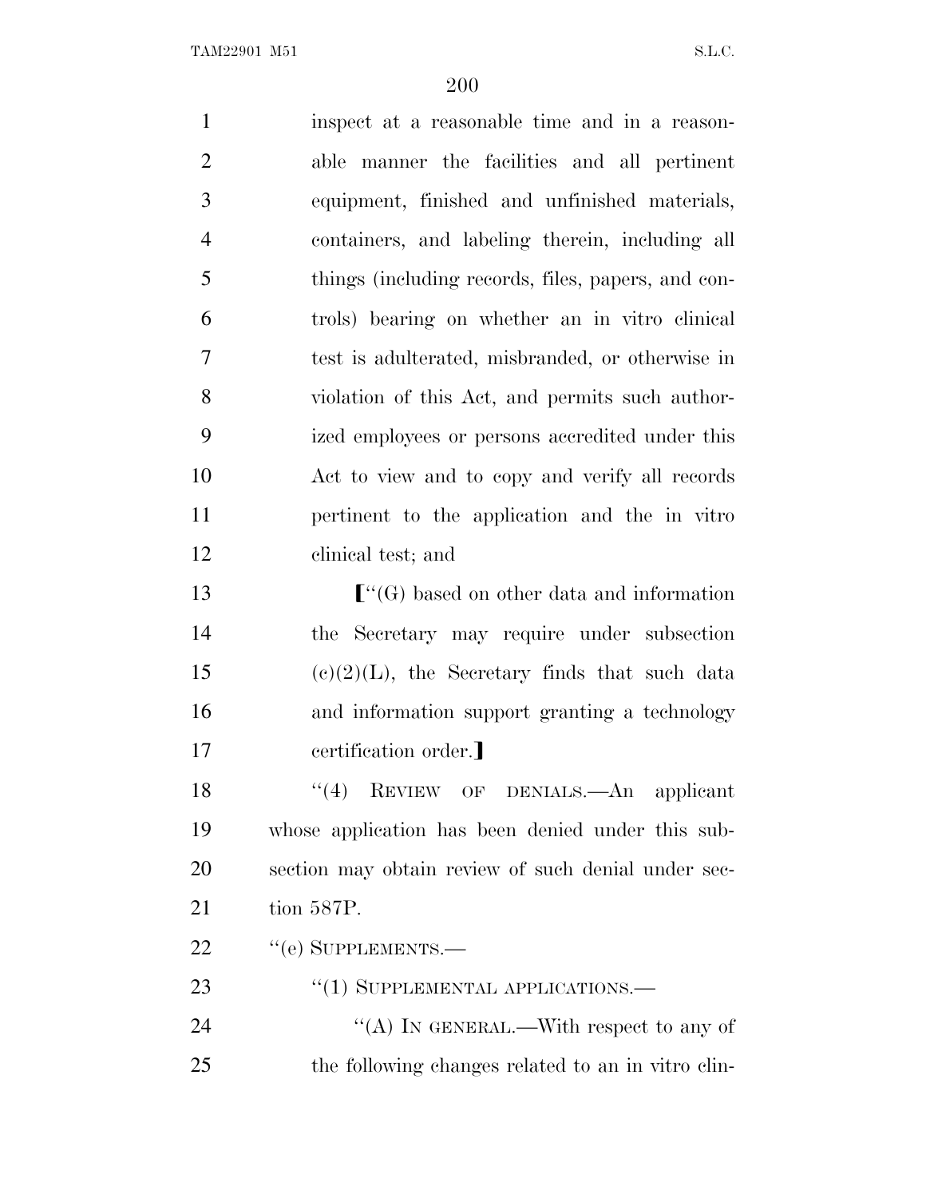inspect at a reasonable time and in a reasonable manner the facilities and all pertinent equipment, finished and unfinished materials, containers, and labeling therein, including all things (including records, files, papers, and controls) bearing on whether an in vitro clinical test is adulterated, misbranded, or otherwise in violation of this Act, and permits such authorized employees or persons accredited under this Act to view and to copy and verify all records pertinent to the application and the in vitro clinical test; and

[''(G) based on other data and information the Secretary may require under subsection (c)(2)(L), the Secretary finds that such data and information support granting a technology certification order.]

''(4) REVIEW OF DENIALS.—An applicant whose application has been denied under this subsection may obtain review of such denial under section 587P.

''(e) SUPPLEMENTS.—

''(1) SUPPLEMENTAL APPLICATIONS.—

''(A) IN GENERAL.—With respect to any of the following changes related to an in vitro clin-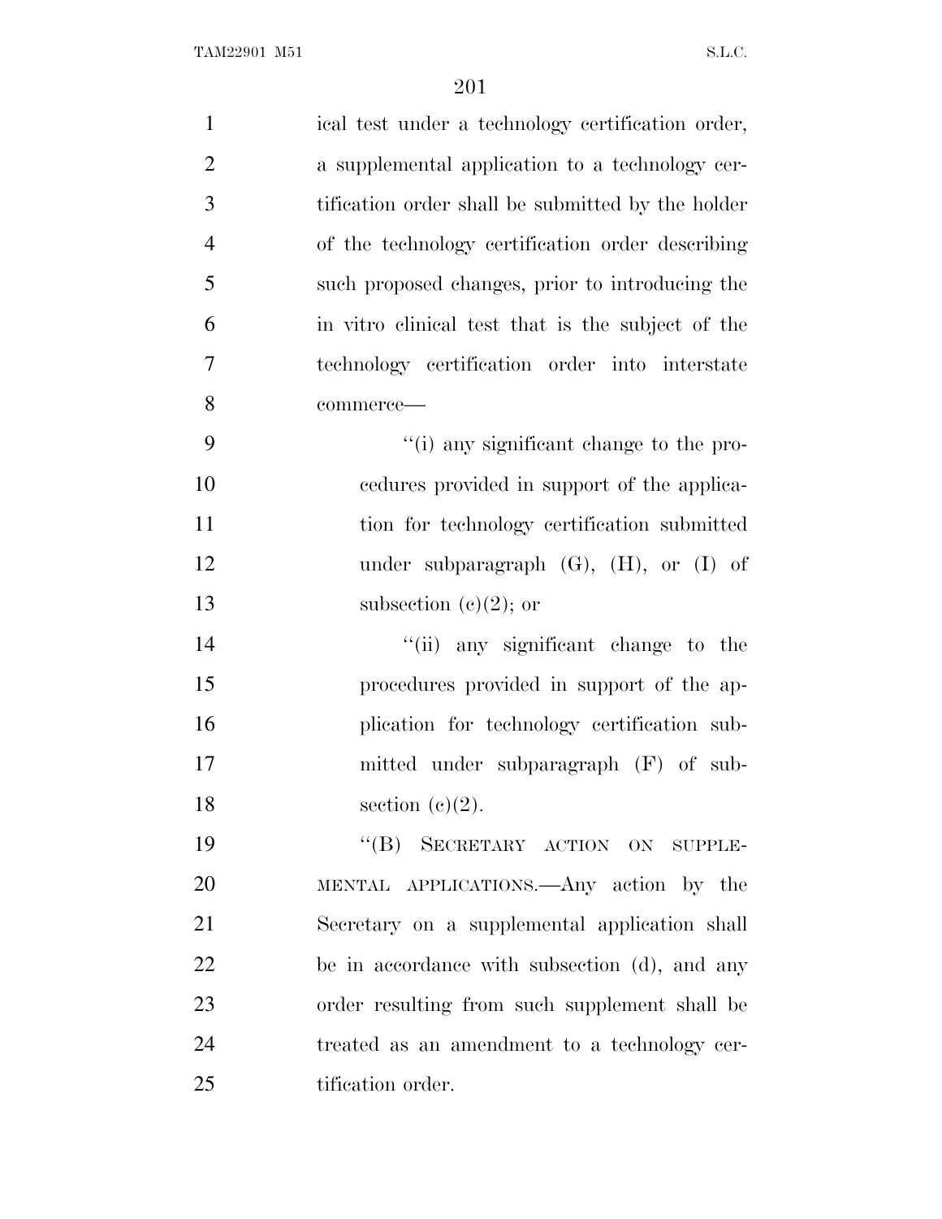ical test under a technology certification order, a supplemental application to a technology certification order shall be submitted by the holder of the technology certification order describing such proposed changes, prior to introducing the in vitro clinical test that is the subject of the technology certification order into interstate commerce—

"(i) any significant change to the procedures provided in support of the application for technology certification submitted under subparagraph (G), (H), or (I) of subsection (c)(2); or

"(ii) any significant change to the procedures provided in support of the application for technology certification submitted under subparagraph (F) of subsection (c)(2).

"(B) SECRETARY ACTION ON SUPPLEMENTAL APPLICATIONS.—Any action by the Secretary on a supplemental application shall be in accordance with subsection (d), and any order resulting from such supplement shall be treated as an amendment to a technology certification order.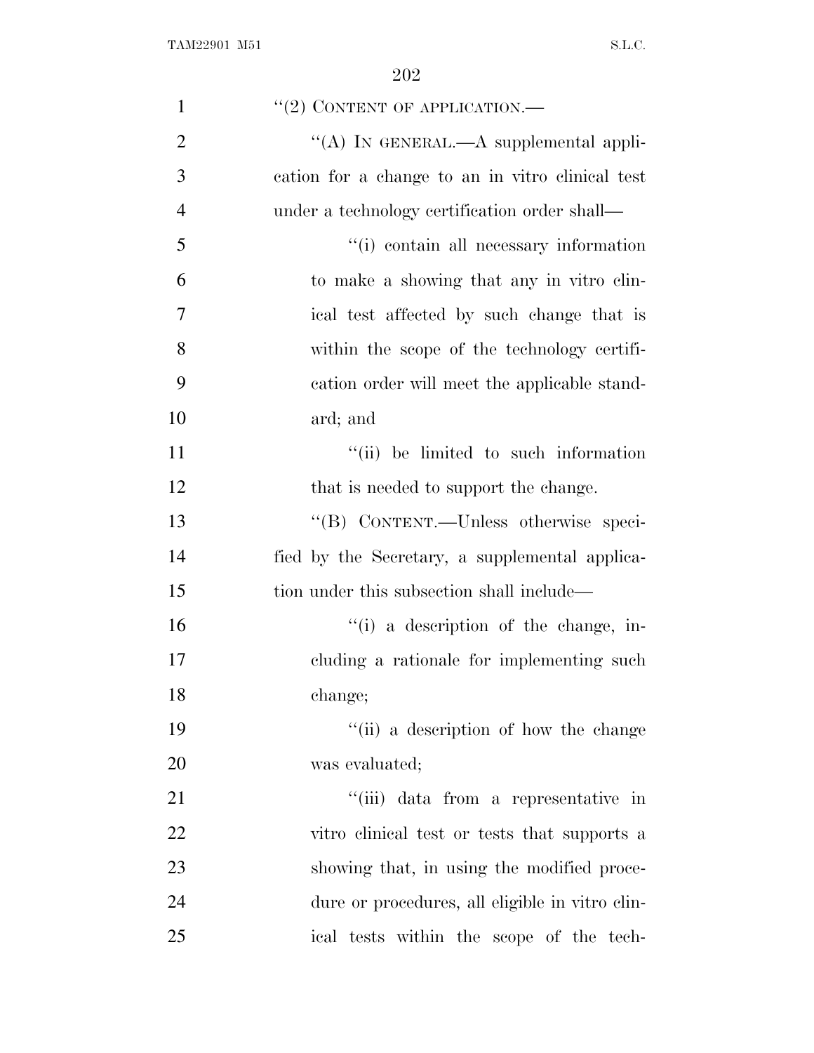"(2) CONTENT OF APPLICATION.—

"(A) IN GENERAL.—A supplemental application for a change to an in vitro clinical test under a technology certification order shall—

"(i) contain all necessary information to make a showing that any in vitro clinical test affected by such change that is within the scope of the technology certification order will meet the applicable standard; and

"(ii) be limited to such information that is needed to support the change.

"(B) CONTENT.—Unless otherwise specified by the Secretary, a supplemental application under this subsection shall include—

"(i) a description of the change, including a rationale for implementing such change;

"(ii) a description of how the change was evaluated;

"(iii) data from a representative in vitro clinical test or tests that supports a showing that, in using the modified procedure or procedures, all eligible in vitro clinical tests within the scope of the tech-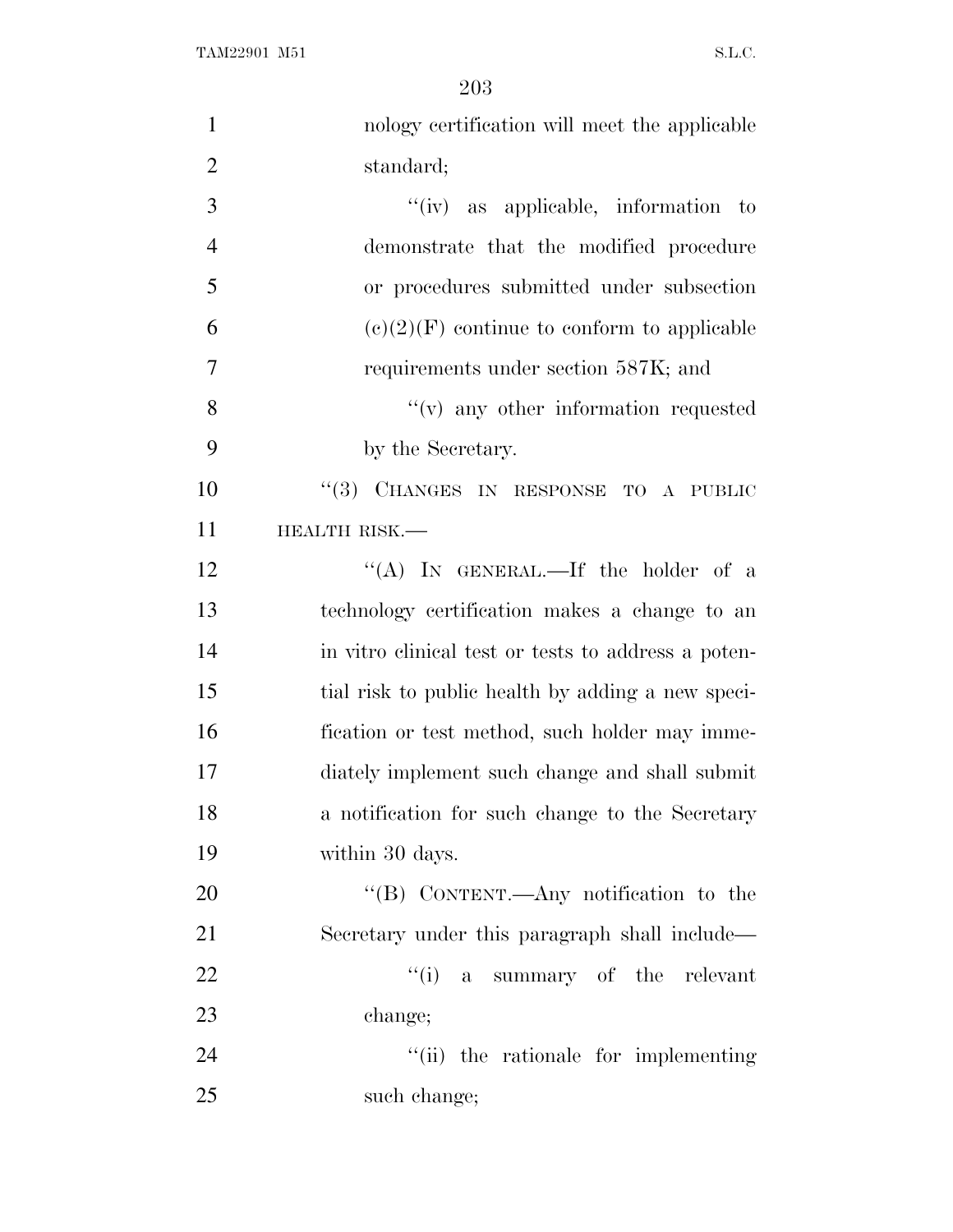nology certification will meet the applicable standard;

"(iv) as applicable, information to demonstrate that the modified procedure or procedures submitted under subsection (c)(2)(F) continue to conform to applicable requirements under section 587K; and

"(v) any other information requested by the Secretary.

"(3) CHANGES IN RESPONSE TO A PUBLIC HEALTH RISK.—

"(A) IN GENERAL.—If the holder of a technology certification makes a change to an in vitro clinical test or tests to address a potential risk to public health by adding a new specification or test method, such holder may immediately implement such change and shall submit a notification for such change to the Secretary within 30 days.

"(B) CONTENT.—Any notification to the Secretary under this paragraph shall include—

"(i) a summary of the relevant change;

"(ii) the rationale for implementing such change;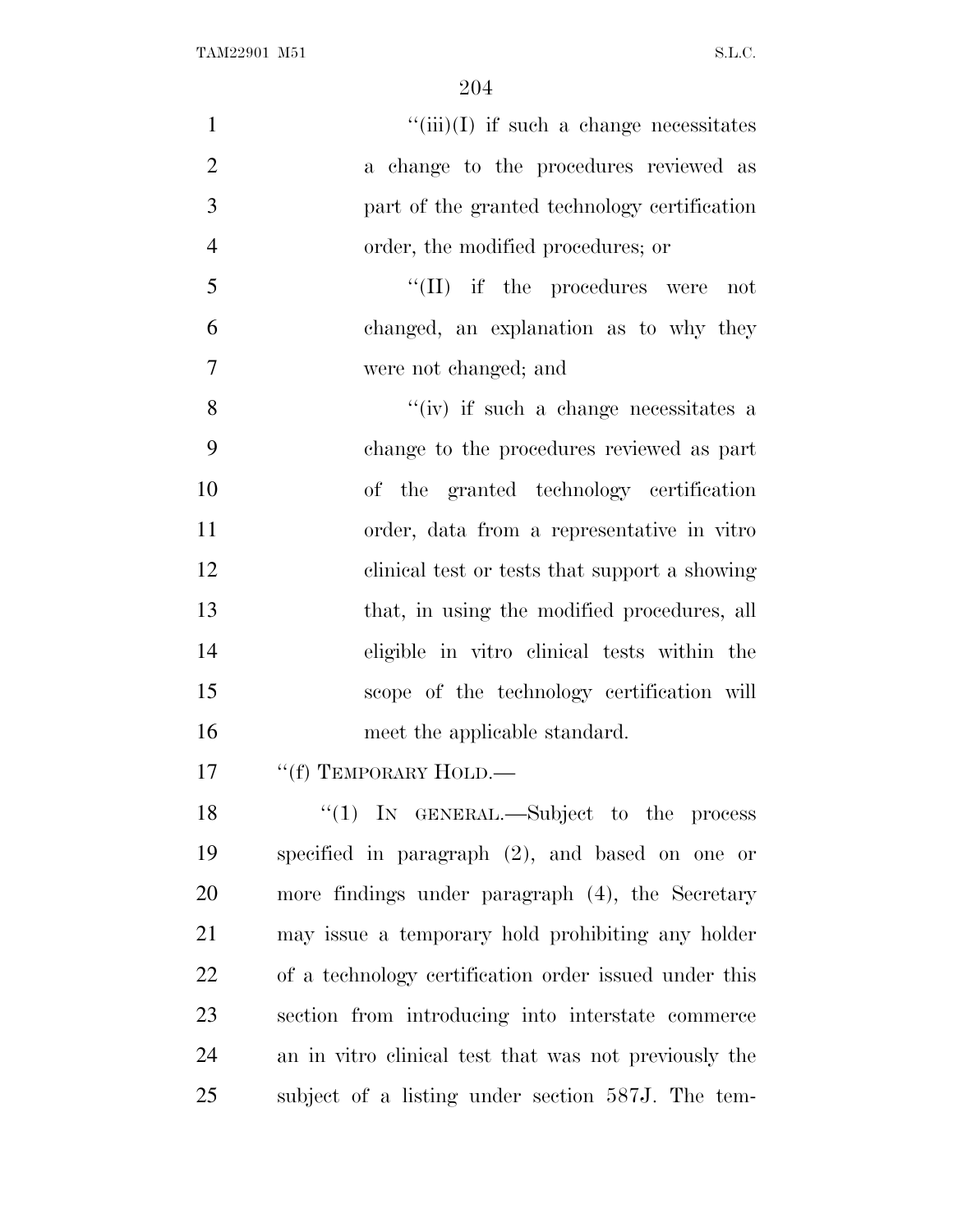"(iii)(I) if such a change necessitates a change to the procedures reviewed as part of the granted technology certification order, the modified procedures; or

"(II) if the procedures were not changed, an explanation as to why they were not changed; and

"(iv) if such a change necessitates a change to the procedures reviewed as part of the granted technology certification order, data from a representative in vitro clinical test or tests that support a showing that, in using the modified procedures, all eligible in vitro clinical tests within the scope of the technology certification will meet the applicable standard.

"(f) TEMPORARY HOLD.—

"(1) IN GENERAL.—Subject to the process specified in paragraph (2), and based on one or more findings under paragraph (4), the Secretary may issue a temporary hold prohibiting any holder of a technology certification order issued under this section from introducing into interstate commerce an in vitro clinical test that was not previously the subject of a listing under section 587J. The tem-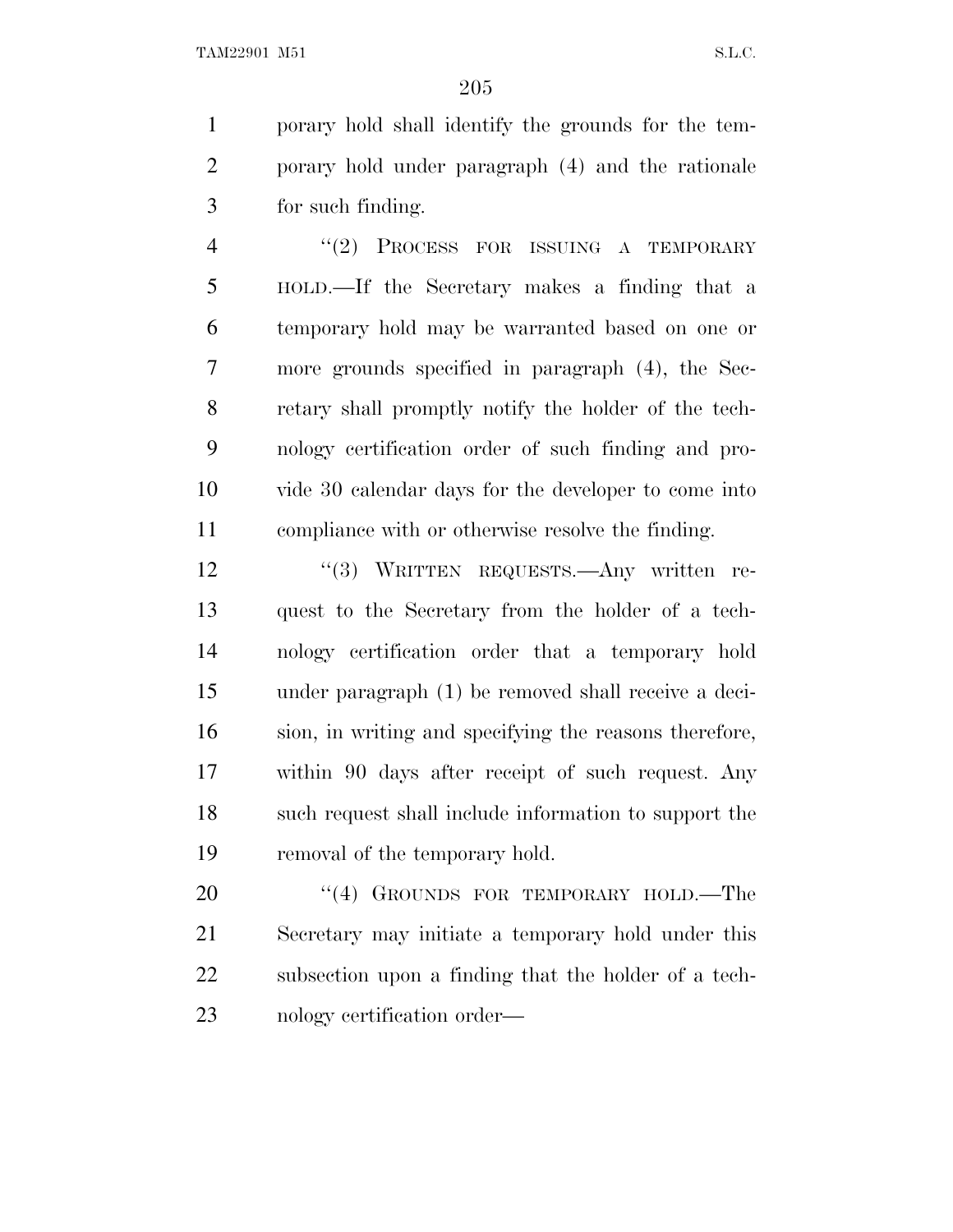porary hold shall identify the grounds for the temporary hold under paragraph (4) and the rationale for such finding.

"(2) PROCESS FOR ISSUING A TEMPORARY HOLD.—If the Secretary makes a finding that a temporary hold may be warranted based on one or more grounds specified in paragraph (4), the Secretary shall promptly notify the holder of the technology certification order of such finding and provide 30 calendar days for the developer to come into compliance with or otherwise resolve the finding.

"(3) WRITTEN REQUESTS.—Any written request to the Secretary from the holder of a technology certification order that a temporary hold under paragraph (1) be removed shall receive a decision, in writing and specifying the reasons therefore, within 90 days after receipt of such request. Any such request shall include information to support the removal of the temporary hold.

"(4) GROUNDS FOR TEMPORARY HOLD.—The Secretary may initiate a temporary hold under this subsection upon a finding that the holder of a technology certification order—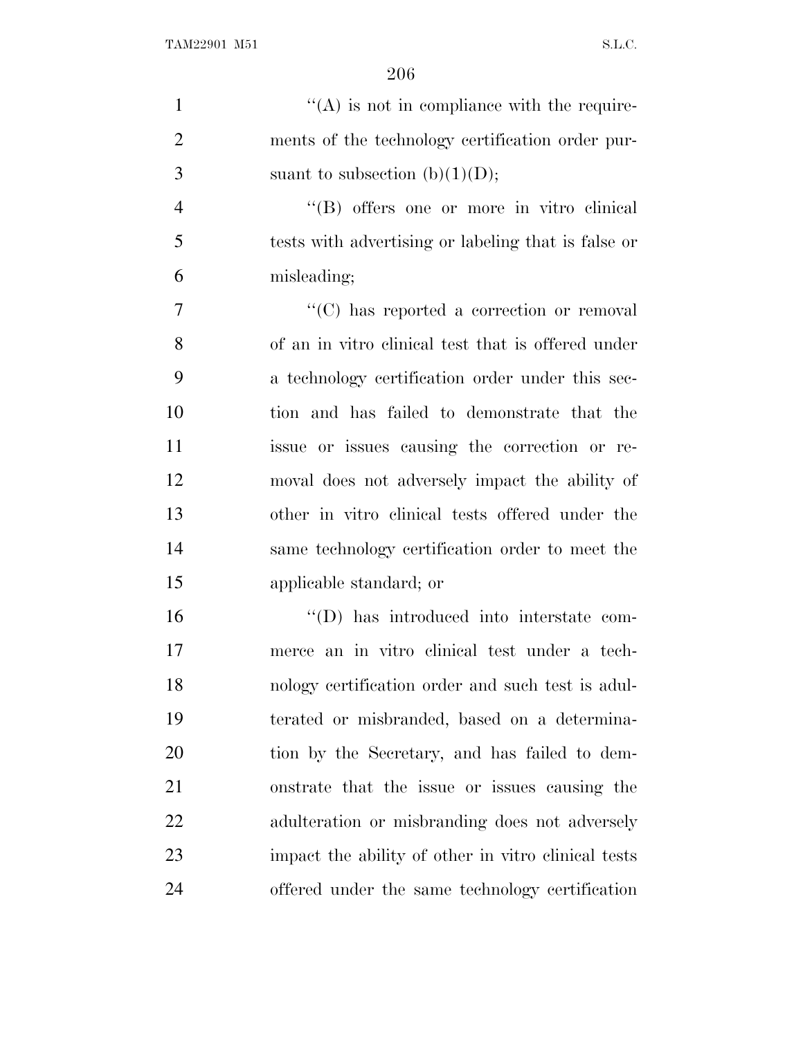"(A) is not in compliance with the requirements of the technology certification order pursuant to subsection (b)(1)(D);

"(B) offers one or more in vitro clinical tests with advertising or labeling that is false or misleading;

"(C) has reported a correction or removal of an in vitro clinical test that is offered under a technology certification order under this section and has failed to demonstrate that the issue or issues causing the correction or removal does not adversely impact the ability of other in vitro clinical tests offered under the same technology certification order to meet the applicable standard; or

"(D) has introduced into interstate commerce an in vitro clinical test under a technology certification order and such test is adulterated or misbranded, based on a determination by the Secretary, and has failed to demonstrate that the issue or issues causing the adulteration or misbranding does not adversely impact the ability of other in vitro clinical tests offered under the same technology certification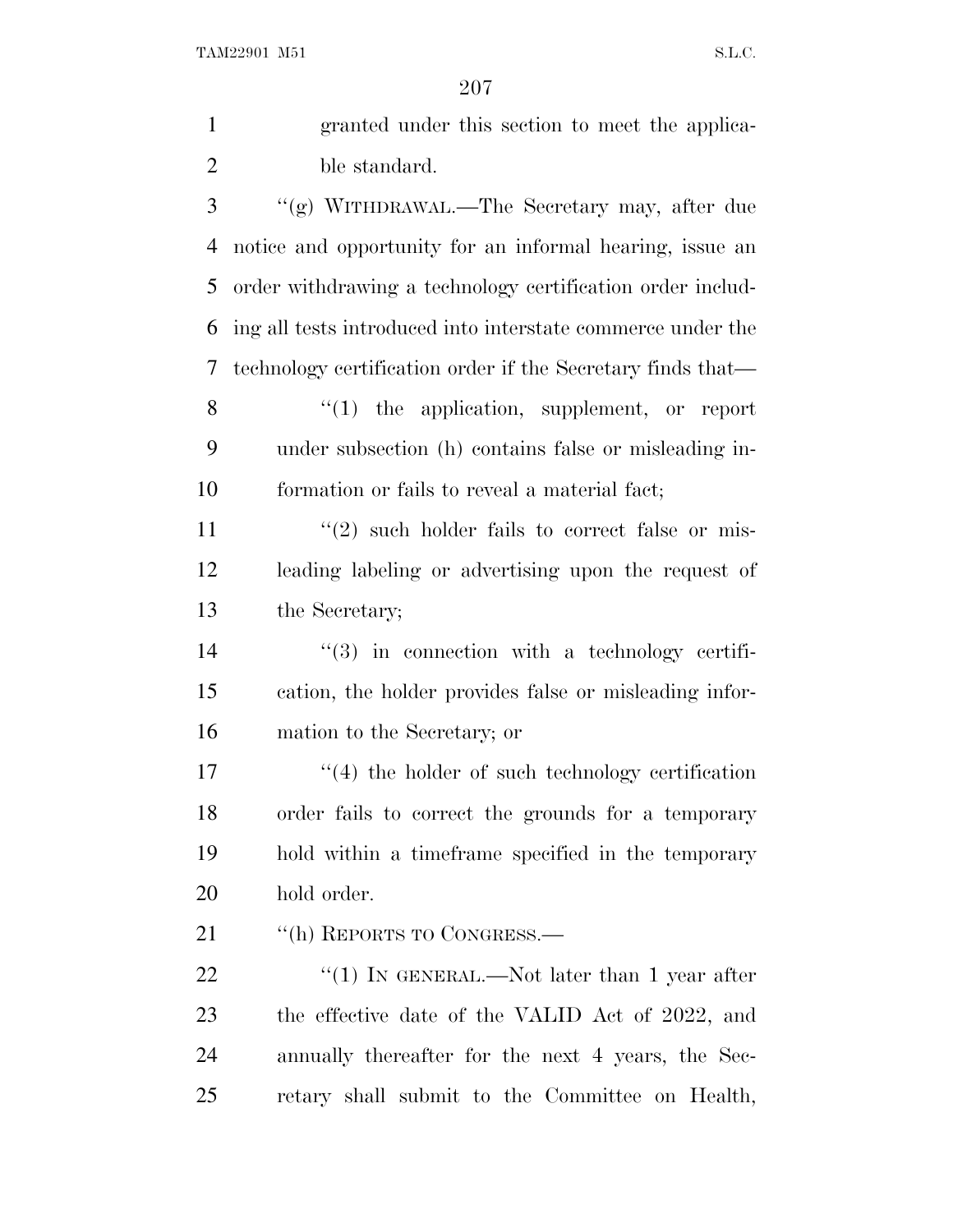granted under this section to meet the applicable standard.

''(g) WITHDRAWAL.—The Secretary may, after due notice and opportunity for an informal hearing, issue an order withdrawing a technology certification order including all tests introduced into interstate commerce under the technology certification order if the Secretary finds that—

''(1) the application, supplement, or report under subsection (h) contains false or misleading information or fails to reveal a material fact;

''(2) such holder fails to correct false or misleading labeling or advertising upon the request of the Secretary;

''(3) in connection with a technology certification, the holder provides false or misleading information to the Secretary; or

''(4) the holder of such technology certification order fails to correct the grounds for a temporary hold within a timeframe specified in the temporary hold order.

''(h) REPORTS TO CONGRESS.—

''(1) IN GENERAL.—Not later than 1 year after the effective date of the VALID Act of 2022, and annually thereafter for the next 4 years, the Secretary shall submit to the Committee on Health,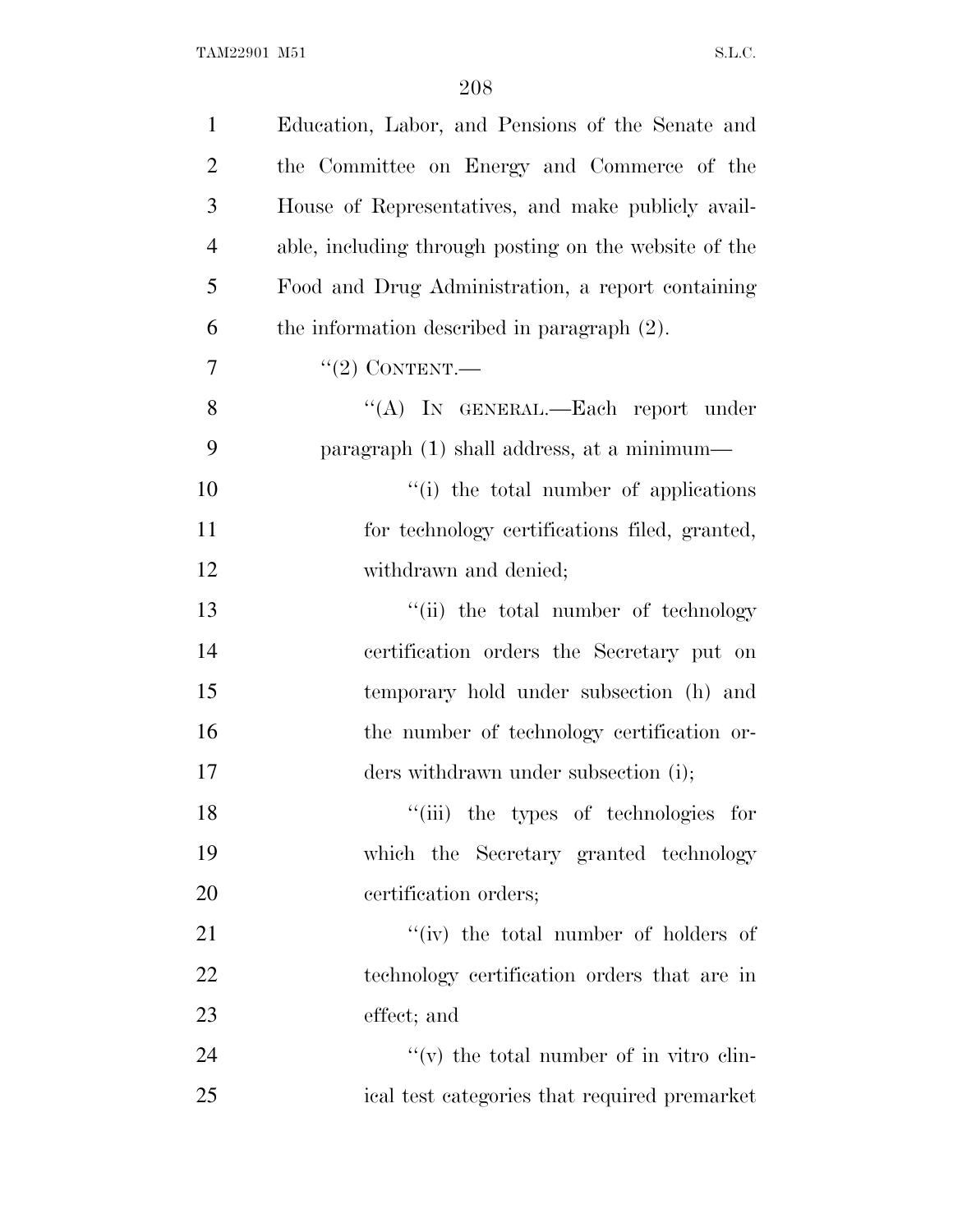Education, Labor, and Pensions of the Senate and the Committee on Energy and Commerce of the House of Representatives, and make publicly available, including through posting on the website of the Food and Drug Administration, a report containing the information described in paragraph (2).

"(2) CONTENT.—

"(A) IN GENERAL.—Each report under paragraph (1) shall address, at a minimum—

"(i) the total number of applications for technology certifications filed, granted, withdrawn and denied;

"(ii) the total number of technology certification orders the Secretary put on temporary hold under subsection (h) and the number of technology certification orders withdrawn under subsection (i);

"(iii) the types of technologies for which the Secretary granted technology certification orders;

"(iv) the total number of holders of technology certification orders that are in effect; and

"(v) the total number of in vitro clinical test categories that required premarket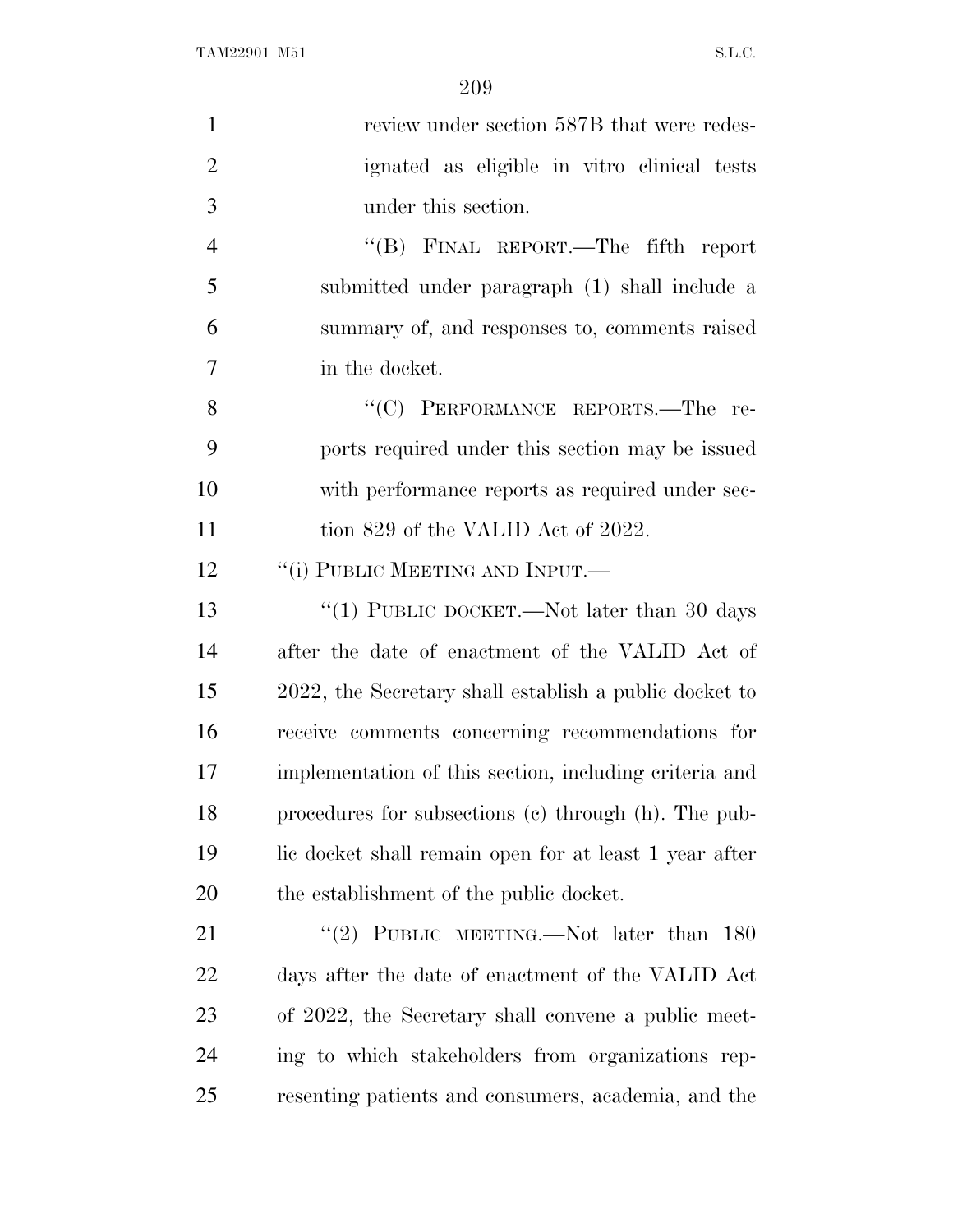review under section 587B that were redesignated as eligible in vitro clinical tests under this section.

"(B) FINAL REPORT.—The fifth report submitted under paragraph (1) shall include a summary of, and responses to, comments raised in the docket.

"(C) PERFORMANCE REPORTS.—The reports required under this section may be issued with performance reports as required under section 829 of the VALID Act of 2022.

"(i) PUBLIC MEETING AND INPUT.—

"(1) PUBLIC DOCKET.—Not later than 30 days after the date of enactment of the VALID Act of 2022, the Secretary shall establish a public docket to receive comments concerning recommendations for implementation of this section, including criteria and procedures for subsections (c) through (h). The public docket shall remain open for at least 1 year after the establishment of the public docket.

"(2) PUBLIC MEETING.—Not later than 180 days after the date of enactment of the VALID Act of 2022, the Secretary shall convene a public meeting to which stakeholders from organizations representing patients and consumers, academia, and the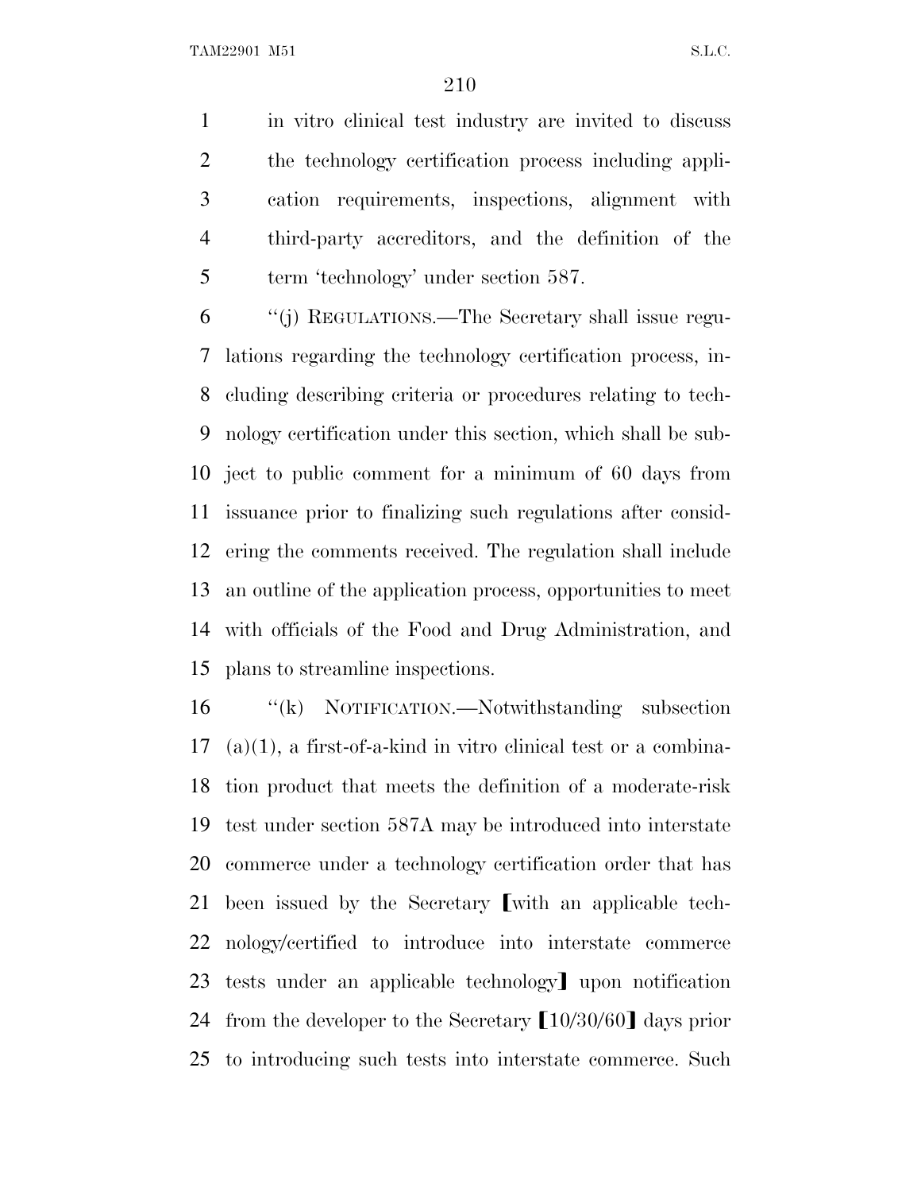in vitro clinical test industry are invited to discuss the technology certification process including application requirements, inspections, alignment with third-party accreditors, and the definition of the term 'technology' under section 587.

"(j) REGULATIONS.—The Secretary shall issue regulations regarding the technology certification process, including describing criteria or procedures relating to technology certification under this section, which shall be subject to public comment for a minimum of 60 days from issuance prior to finalizing such regulations after considering the comments received. The regulation shall include an outline of the application process, opportunities to meet with officials of the Food and Drug Administration, and plans to streamline inspections.

"(k) NOTIFICATION.—Notwithstanding subsection (a)(1), a first-of-a-kind in vitro clinical test or a combination product that meets the definition of a moderate-risk test under section 587A may be introduced into interstate commerce under a technology certification order that has been issued by the Secretary ⟦with an applicable technology/certified to introduce into interstate commerce tests under an applicable technology⟧ upon notification from the developer to the Secretary ⟦10/30/60⟧ days prior to introducing such tests into interstate commerce. Such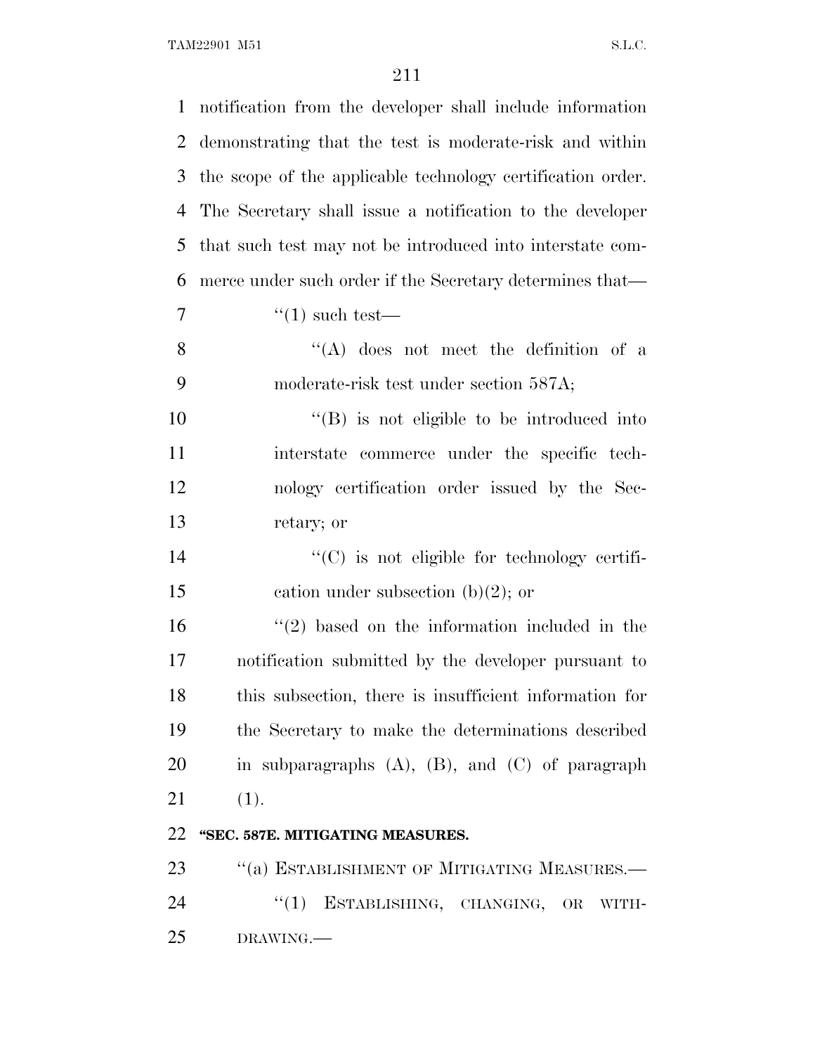notification from the developer shall include information demonstrating that the test is moderate-risk and within the scope of the applicable technology certification order. The Secretary shall issue a notification to the developer that such test may not be introduced into interstate commerce under such order if the Secretary determines that—

"(1) such test—

"(A) does not meet the definition of a moderate-risk test under section 587A;

"(B) is not eligible to be introduced into interstate commerce under the specific technology certification order issued by the Secretary; or

"(C) is not eligible for technology certification under subsection (b)(2); or

"(2) based on the information included in the notification submitted by the developer pursuant to this subsection, there is insufficient information for the Secretary to make the determinations described in subparagraphs (A), (B), and (C) of paragraph (1).

**"SEC. 587E. MITIGATING MEASURES.**

"(a) ESTABLISHMENT OF MITIGATING MEASURES.—

"(1) ESTABLISHING, CHANGING, OR WITHDRAWING.—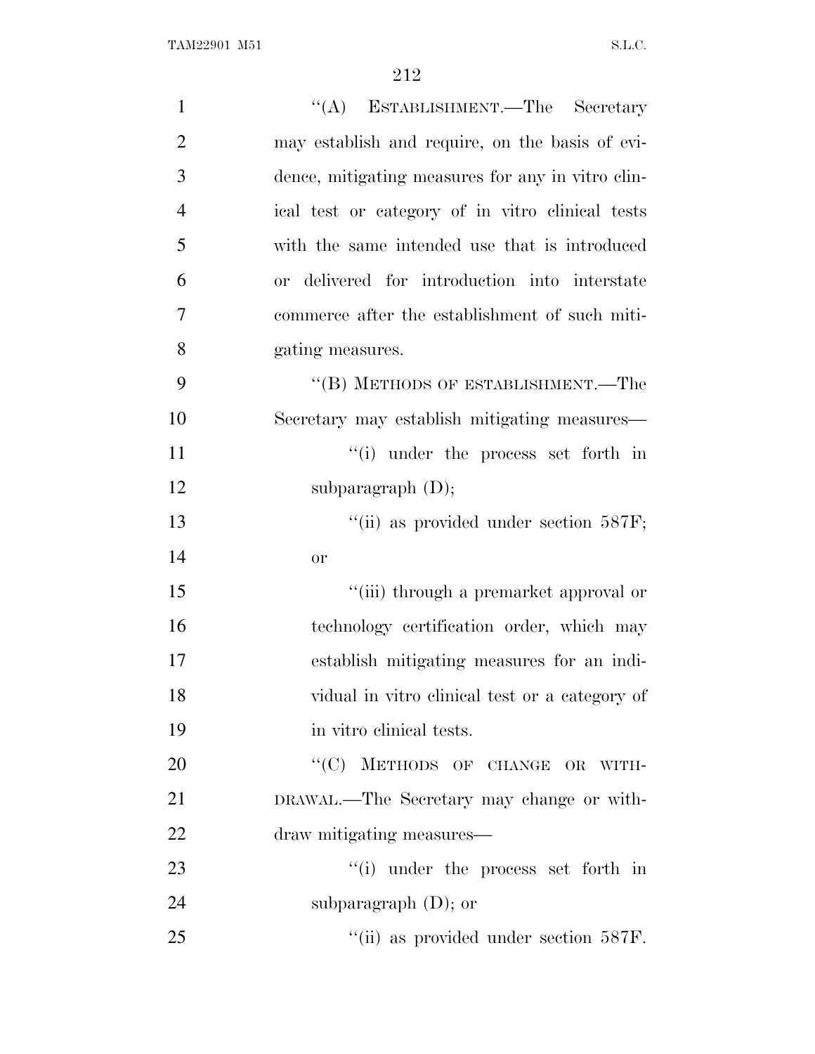“(A) ESTABLISHMENT.—The Secretary may establish and require, on the basis of evidence, mitigating measures for any in vitro clinical test or category of in vitro clinical tests with the same intended use that is introduced or delivered for introduction into interstate commerce after the establishment of such mitigating measures.

“(B) METHODS OF ESTABLISHMENT.—The Secretary may establish mitigating measures—

“(i) under the process set forth in subparagraph (D);

“(ii) as provided under section 587F; or

“(iii) through a premarket approval or technology certification order, which may establish mitigating measures for an individual in vitro clinical test or a category of in vitro clinical tests.

“(C) METHODS OF CHANGE OR WITHDRAWAL.—The Secretary may change or withdraw mitigating measures—

“(i) under the process set forth in subparagraph (D); or

“(ii) as provided under section 587F.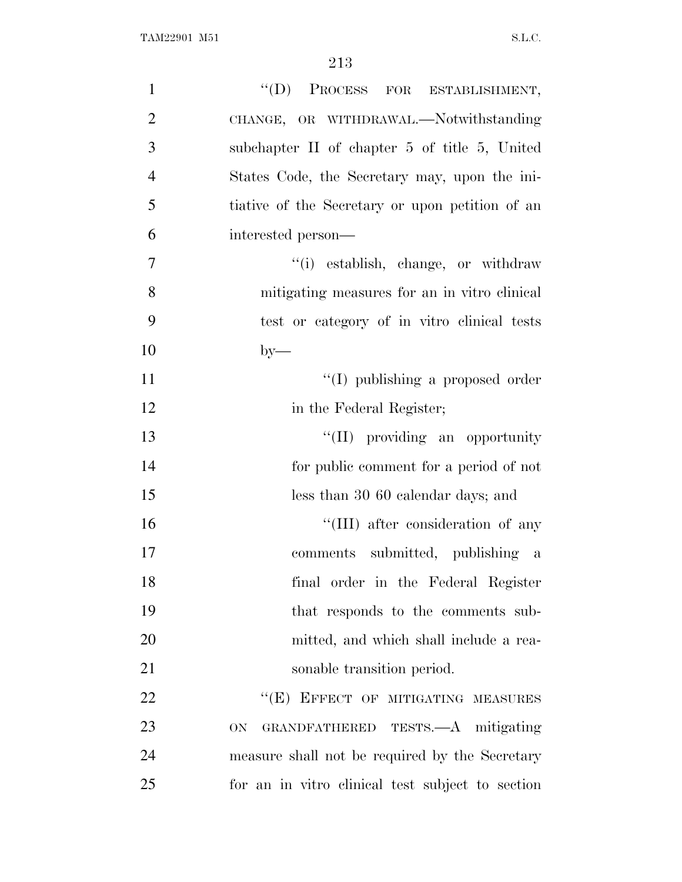"(D) PROCESS FOR ESTABLISHMENT, CHANGE, OR WITHDRAWAL.—Notwithstanding subchapter II of chapter 5 of title 5, United States Code, the Secretary may, upon the initiative of the Secretary or upon petition of an interested person—

"(i) establish, change, or withdraw mitigating measures for an in vitro clinical test or category of in vitro clinical tests by—

"(I) publishing a proposed order in the Federal Register;

"(II) providing an opportunity for public comment for a period of not less than 30 60 calendar days; and

"(III) after consideration of any comments submitted, publishing a final order in the Federal Register that responds to the comments submitted, and which shall include a reasonable transition period.

"(E) EFFECT OF MITIGATING MEASURES ON GRANDFATHERED TESTS.—A mitigating measure shall not be required by the Secretary for an in vitro clinical test subject to section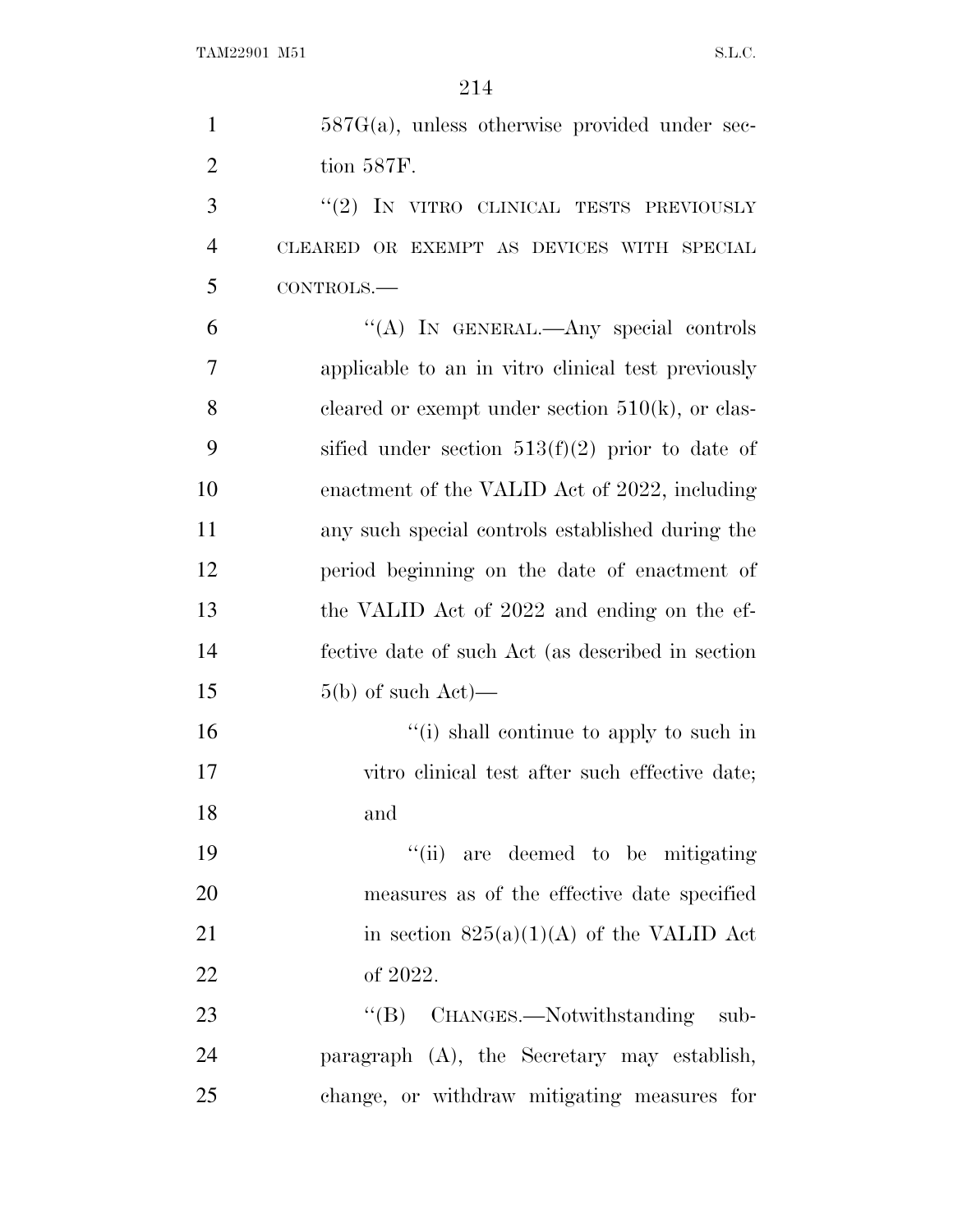587G(a), unless otherwise provided under section 587F.

"(2) IN VITRO CLINICAL TESTS PREVIOUSLY CLEARED OR EXEMPT AS DEVICES WITH SPECIAL CONTROLS.—

"(A) IN GENERAL.—Any special controls applicable to an in vitro clinical test previously cleared or exempt under section 510(k), or classified under section 513(f)(2) prior to date of enactment of the VALID Act of 2022, including any such special controls established during the period beginning on the date of enactment of the VALID Act of 2022 and ending on the effective date of such Act (as described in section 5(b) of such Act)—

"(i) shall continue to apply to such in vitro clinical test after such effective date; and

"(ii) are deemed to be mitigating measures as of the effective date specified in section 825(a)(1)(A) of the VALID Act of 2022.

"(B) CHANGES.—Notwithstanding subparagraph (A), the Secretary may establish, change, or withdraw mitigating measures for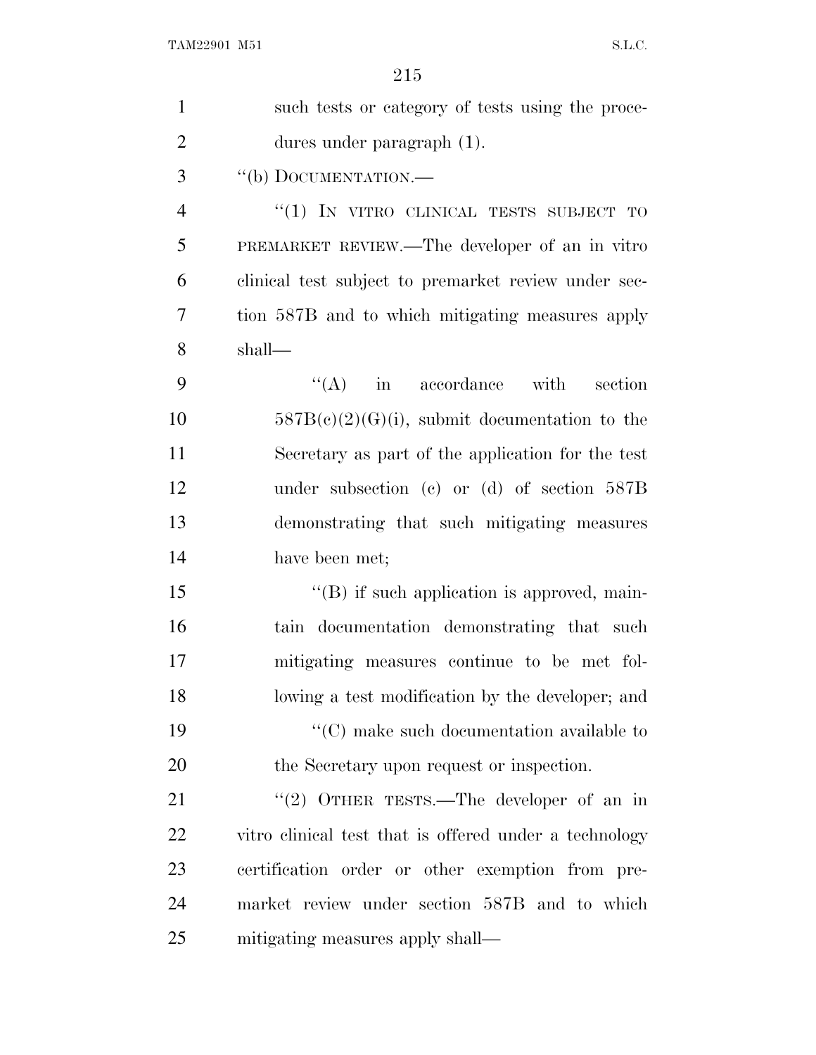such tests or category of tests using the procedures under paragraph (1).

"(b) DOCUMENTATION.—

"(1) IN VITRO CLINICAL TESTS SUBJECT TO PREMARKET REVIEW.—The developer of an in vitro clinical test subject to premarket review under section 587B and to which mitigating measures apply shall—

"(A) in accordance with section 587B(c)(2)(G)(i), submit documentation to the Secretary as part of the application for the test under subsection (c) or (d) of section 587B demonstrating that such mitigating measures have been met;

"(B) if such application is approved, maintain documentation demonstrating that such mitigating measures continue to be met following a test modification by the developer; and

"(C) make such documentation available to the Secretary upon request or inspection.

"(2) OTHER TESTS.—The developer of an in vitro clinical test that is offered under a technology certification order or other exemption from premarket review under section 587B and to which mitigating measures apply shall—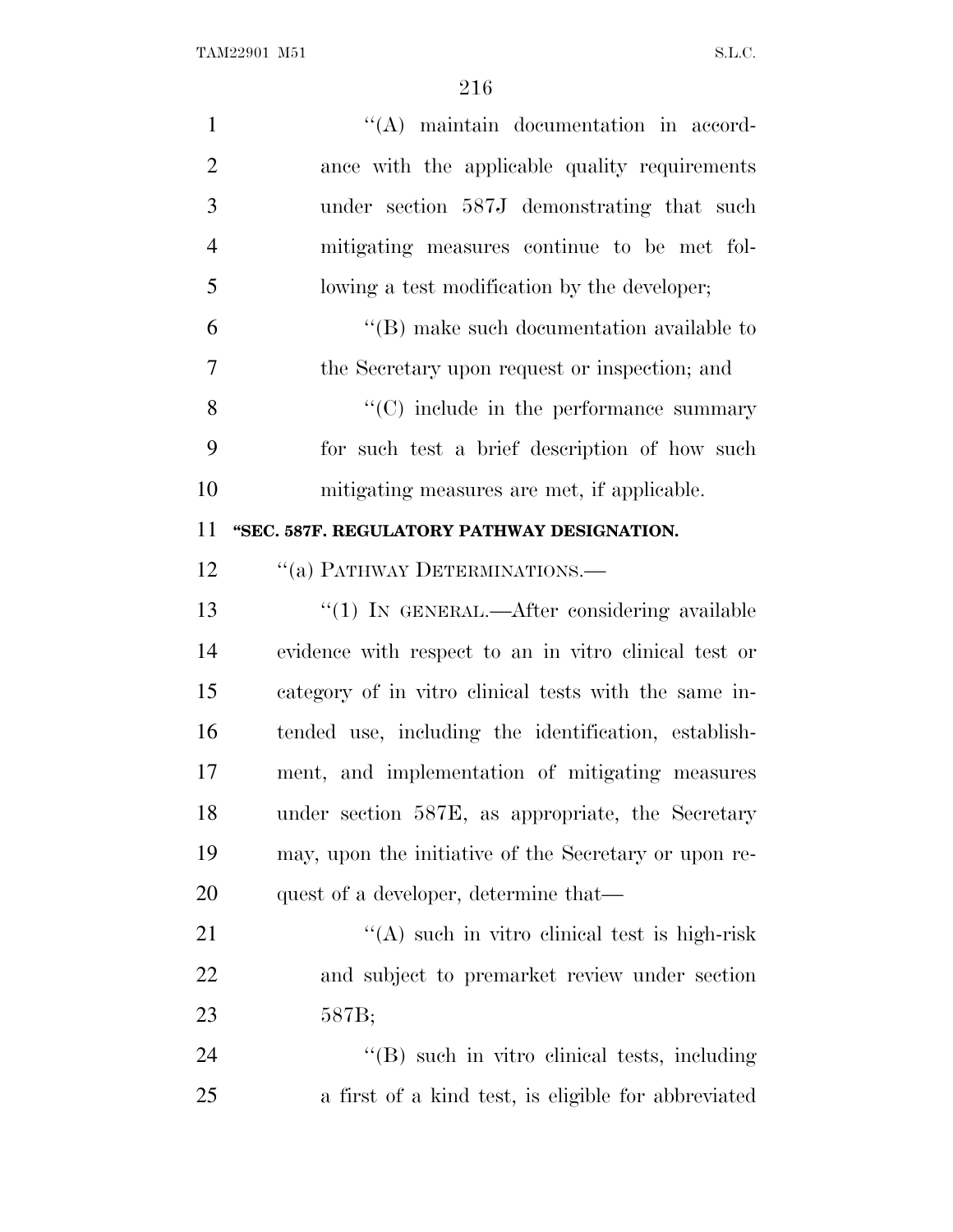''(A) maintain documentation in accordance with the applicable quality requirements under section 587J demonstrating that such mitigating measures continue to be met following a test modification by the developer;

''(B) make such documentation available to the Secretary upon request or inspection; and

''(C) include in the performance summary for such test a brief description of how such mitigating measures are met, if applicable.

**''SEC. 587F. REGULATORY PATHWAY DESIGNATION.**

''(a) PATHWAY DETERMINATIONS.—

''(1) IN GENERAL.—After considering available evidence with respect to an in vitro clinical test or category of in vitro clinical tests with the same intended use, including the identification, establishment, and implementation of mitigating measures under section 587E, as appropriate, the Secretary may, upon the initiative of the Secretary or upon request of a developer, determine that—

''(A) such in vitro clinical test is high-risk and subject to premarket review under section 587B;

''(B) such in vitro clinical tests, including a first of a kind test, is eligible for abbreviated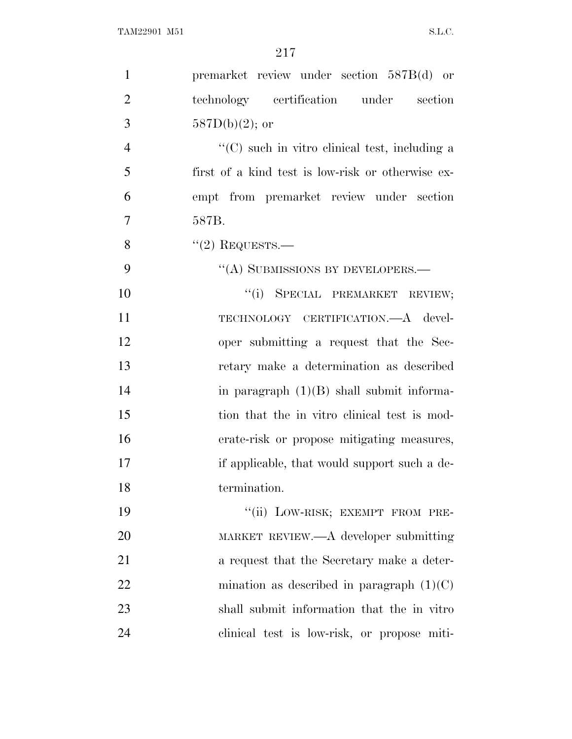premarket review under section 587B(d) or technology certification under section 587D(b)(2); or

"(C) such in vitro clinical test, including a first of a kind test is low-risk or otherwise exempt from premarket review under section 587B.

"(2) REQUESTS.—

"(A) SUBMISSIONS BY DEVELOPERS.—

"(i) SPECIAL PREMARKET REVIEW; TECHNOLOGY CERTIFICATION.—A developer submitting a request that the Secretary make a determination as described in paragraph (1)(B) shall submit information that the in vitro clinical test is moderate-risk or propose mitigating measures, if applicable, that would support such a determination.

"(ii) LOW-RISK; EXEMPT FROM PREMARKET REVIEW.—A developer submitting a request that the Secretary make a determination as described in paragraph (1)(C) shall submit information that the in vitro clinical test is low-risk, or propose miti-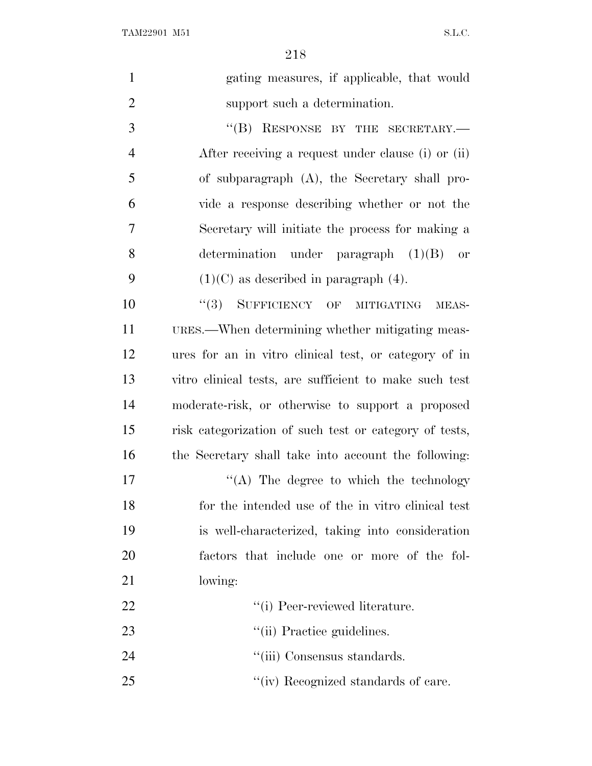gating measures, if applicable, that would support such a determination.

"(B) RESPONSE BY THE SECRETARY.—After receiving a request under clause (i) or (ii) of subparagraph (A), the Secretary shall provide a response describing whether or not the Secretary will initiate the process for making a determination under paragraph (1)(B) or (1)(C) as described in paragraph (4).

"(3) SUFFICIENCY OF MITIGATING MEASURES.—When determining whether mitigating measures for an in vitro clinical test, or category of in vitro clinical tests, are sufficient to make such test moderate-risk, or otherwise to support a proposed risk categorization of such test or category of tests, the Secretary shall take into account the following:

"(A) The degree to which the technology for the intended use of the in vitro clinical test is well-characterized, taking into consideration factors that include one or more of the following:

"(i) Peer-reviewed literature.

"(ii) Practice guidelines.

"(iii) Consensus standards.

"(iv) Recognized standards of care.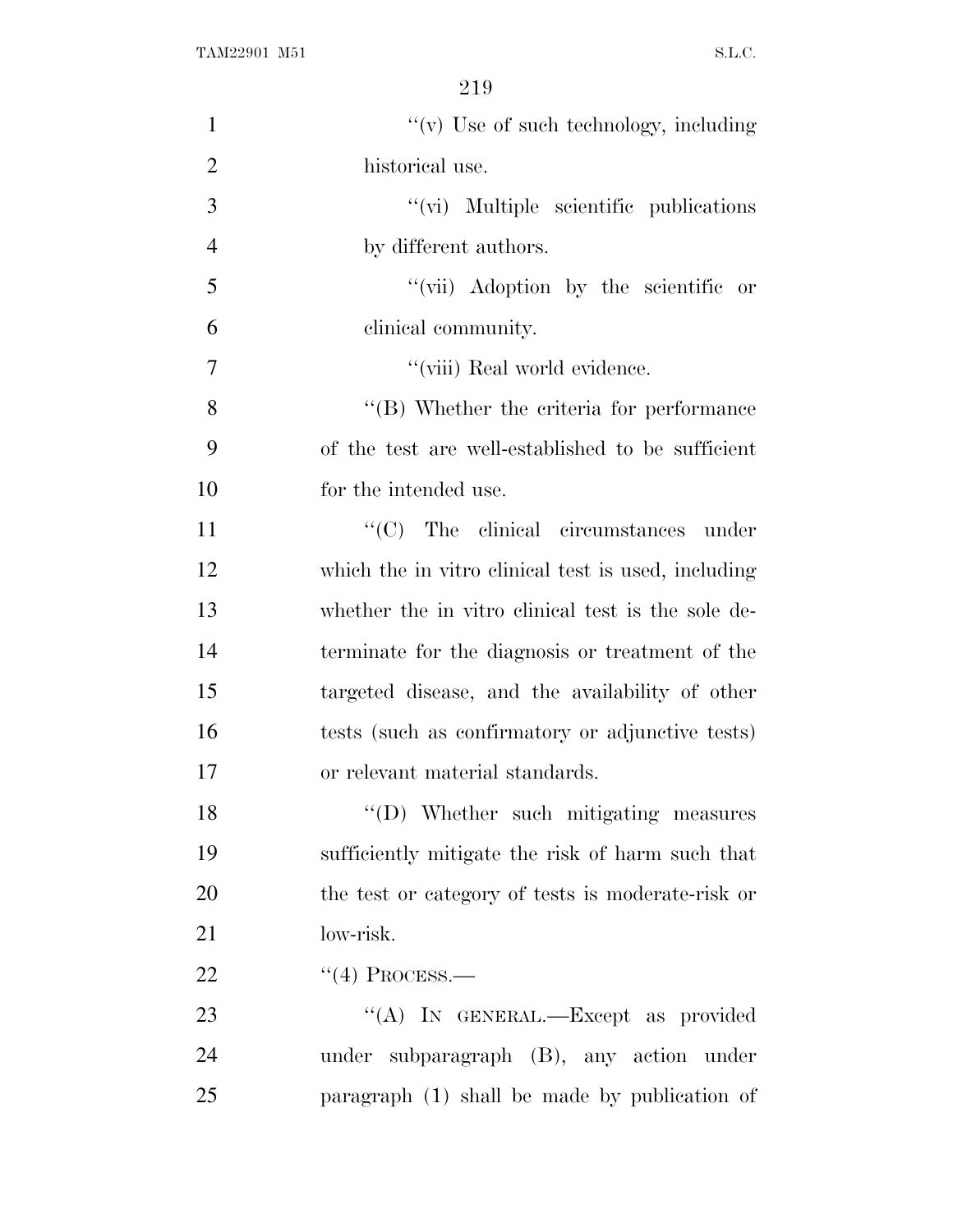''(v) Use of such technology, including historical use.

''(vi) Multiple scientific publications by different authors.

''(vii) Adoption by the scientific or clinical community.

''(viii) Real world evidence.

''(B) Whether the criteria for performance of the test are well-established to be sufficient for the intended use.

''(C) The clinical circumstances under which the in vitro clinical test is used, including whether the in vitro clinical test is the sole determinate for the diagnosis or treatment of the targeted disease, and the availability of other tests (such as confirmatory or adjunctive tests) or relevant material standards.

''(D) Whether such mitigating measures sufficiently mitigate the risk of harm such that the test or category of tests is moderate-risk or low-risk.

''(4) PROCESS.—

''(A) IN GENERAL.—Except as provided under subparagraph (B), any action under paragraph (1) shall be made by publication of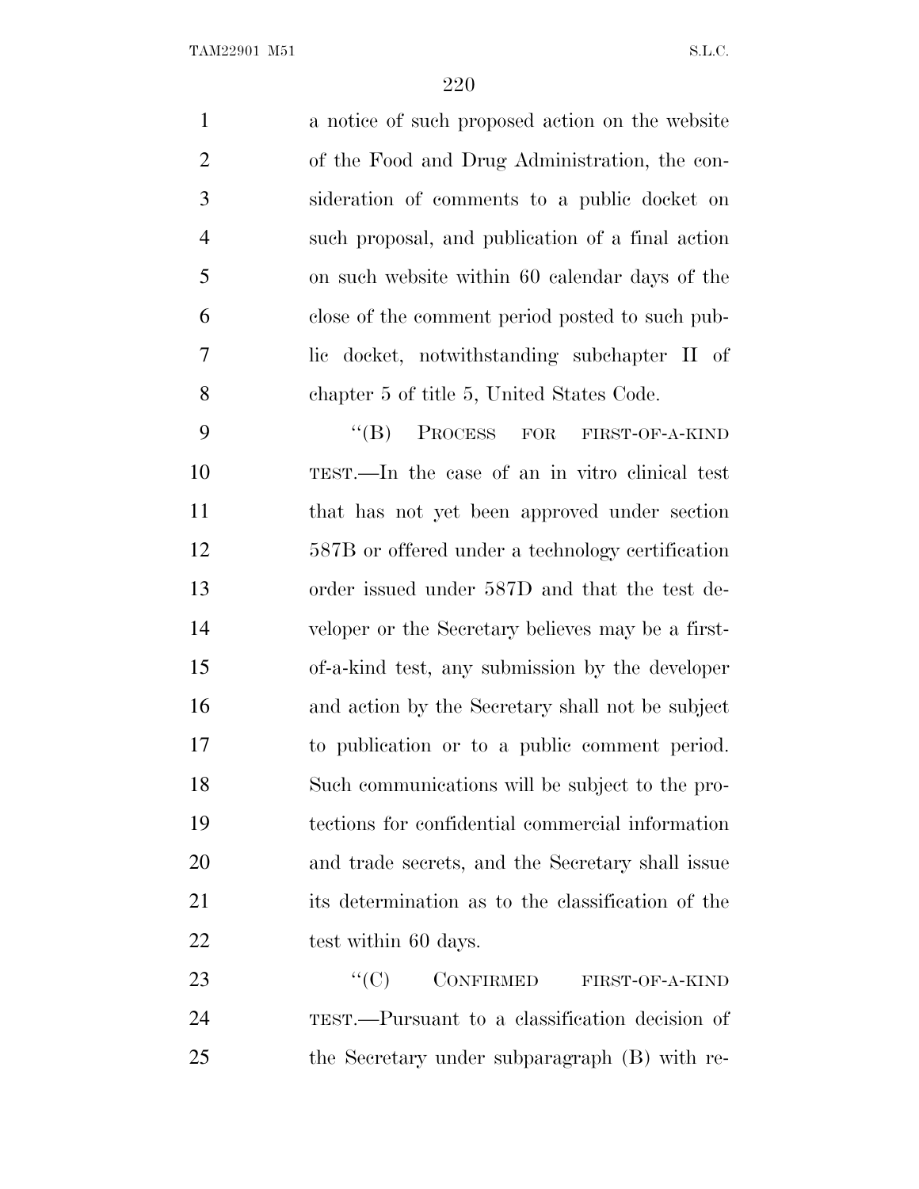a notice of such proposed action on the website of the Food and Drug Administration, the consideration of comments to a public docket on such proposal, and publication of a final action on such website within 60 calendar days of the close of the comment period posted to such public docket, notwithstanding subchapter II of chapter 5 of title 5, United States Code.

"(B) PROCESS FOR FIRST-OF-A-KIND TEST.—In the case of an in vitro clinical test that has not yet been approved under section 587B or offered under a technology certification order issued under 587D and that the test developer or the Secretary believes may be a first-of-a-kind test, any submission by the developer and action by the Secretary shall not be subject to publication or to a public comment period. Such communications will be subject to the protections for confidential commercial information and trade secrets, and the Secretary shall issue its determination as to the classification of the test within 60 days.

"(C) CONFIRMED FIRST-OF-A-KIND TEST.—Pursuant to a classification decision of the Secretary under subparagraph (B) with re-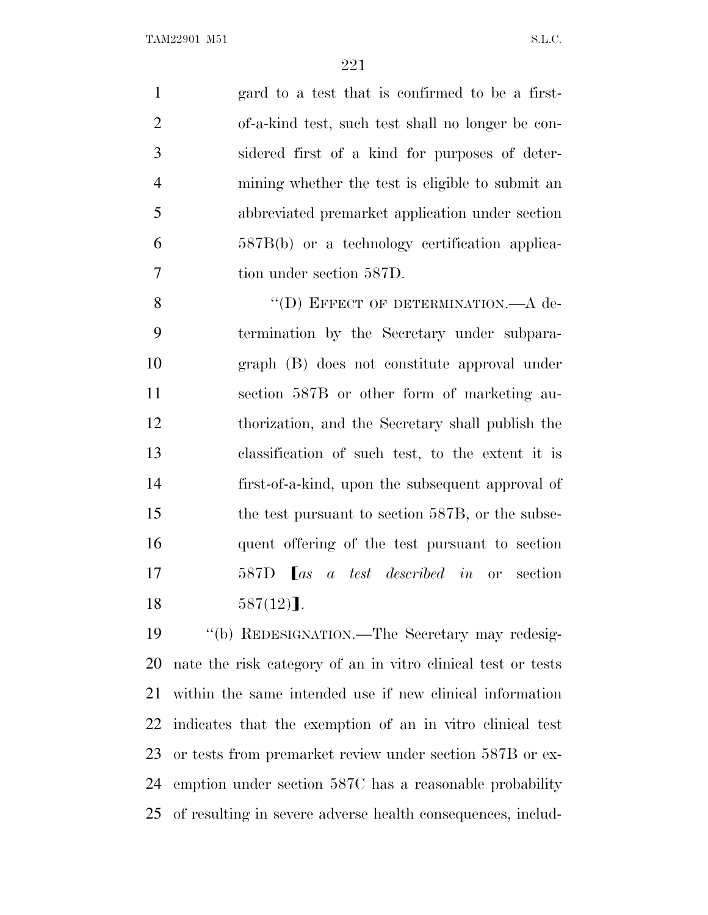gard to a test that is confirmed to be a first-of-a-kind test, such test shall no longer be considered first of a kind for purposes of determining whether the test is eligible to submit an abbreviated premarket application under section 587B(b) or a technology certification application under section 587D.

"(D) EFFECT OF DETERMINATION.—A determination by the Secretary under subparagraph (B) does not constitute approval under section 587B or other form of marketing authorization, and the Secretary shall publish the classification of such test, to the extent it is first-of-a-kind, upon the subsequent approval of the test pursuant to section 587B, or the subsequent offering of the test pursuant to section 587D ⟦*as a test described in* or section 587(12)⟧.

"(b) REDESIGNATION.—The Secretary may redesignate the risk category of an in vitro clinical test or tests within the same intended use if new clinical information indicates that the exemption of an in vitro clinical test or tests from premarket review under section 587B or exemption under section 587C has a reasonable probability of resulting in severe adverse health consequences, includ-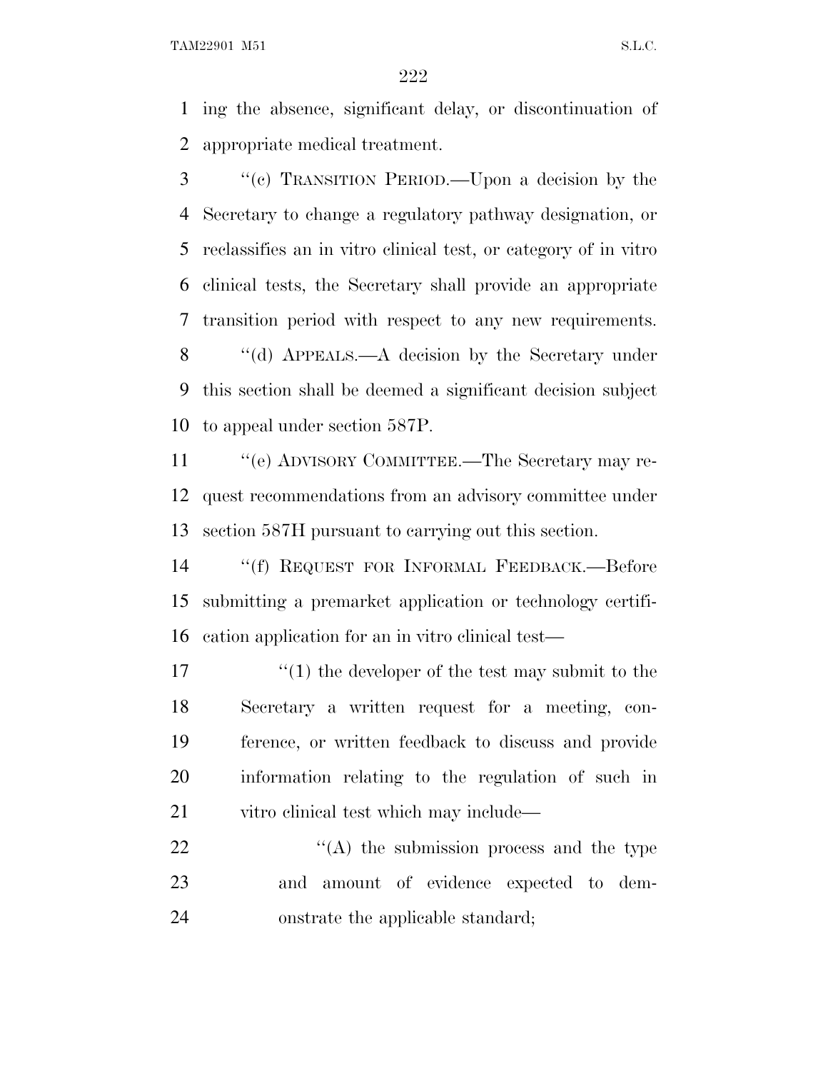ing the absence, significant delay, or discontinuation of appropriate medical treatment.

"(c) TRANSITION PERIOD.—Upon a decision by the Secretary to change a regulatory pathway designation, or reclassifies an in vitro clinical test, or category of in vitro clinical tests, the Secretary shall provide an appropriate transition period with respect to any new requirements.

"(d) APPEALS.—A decision by the Secretary under this section shall be deemed a significant decision subject to appeal under section 587P.

"(e) ADVISORY COMMITTEE.—The Secretary may request recommendations from an advisory committee under section 587H pursuant to carrying out this section.

"(f) REQUEST FOR INFORMAL FEEDBACK.—Before submitting a premarket application or technology certification application for an in vitro clinical test—

"(1) the developer of the test may submit to the Secretary a written request for a meeting, conference, or written feedback to discuss and provide information relating to the regulation of such in vitro clinical test which may include—

"(A) the submission process and the type and amount of evidence expected to demonstrate the applicable standard;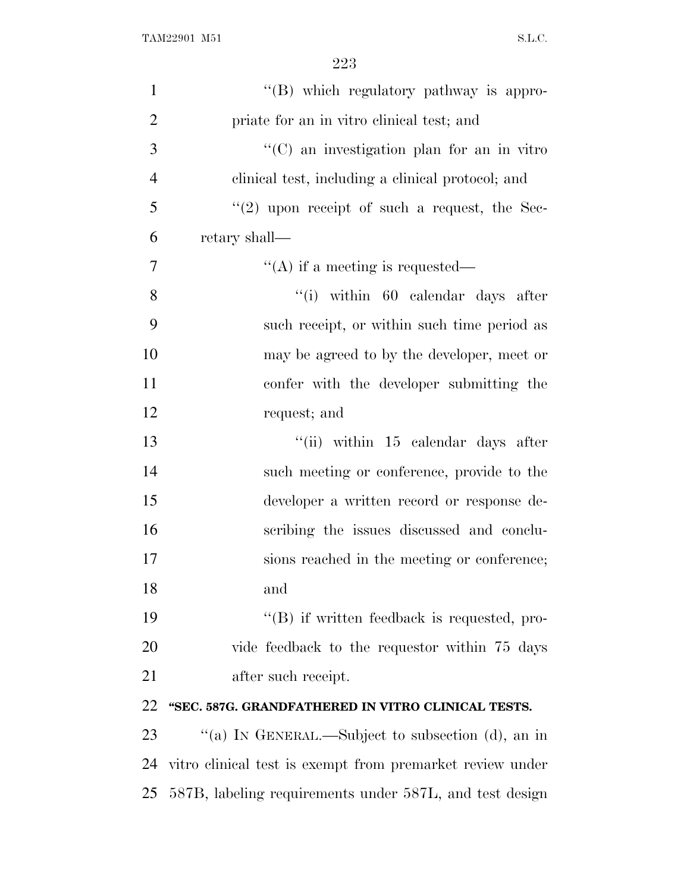''(B) which regulatory pathway is appropriate for an in vitro clinical test; and

''(C) an investigation plan for an in vitro clinical test, including a clinical protocol; and

''(2) upon receipt of such a request, the Secretary shall—

''(A) if a meeting is requested—

''(i) within 60 calendar days after such receipt, or within such time period as may be agreed to by the developer, meet or confer with the developer submitting the request; and

''(ii) within 15 calendar days after such meeting or conference, provide to the developer a written record or response describing the issues discussed and conclusions reached in the meeting or conference; and

''(B) if written feedback is requested, provide feedback to the requestor within 75 days after such receipt.

**''SEC. 587G. GRANDFATHERED IN VITRO CLINICAL TESTS.**

''(a) IN GENERAL.—Subject to subsection (d), an in vitro clinical test is exempt from premarket review under 587B, labeling requirements under 587L, and test design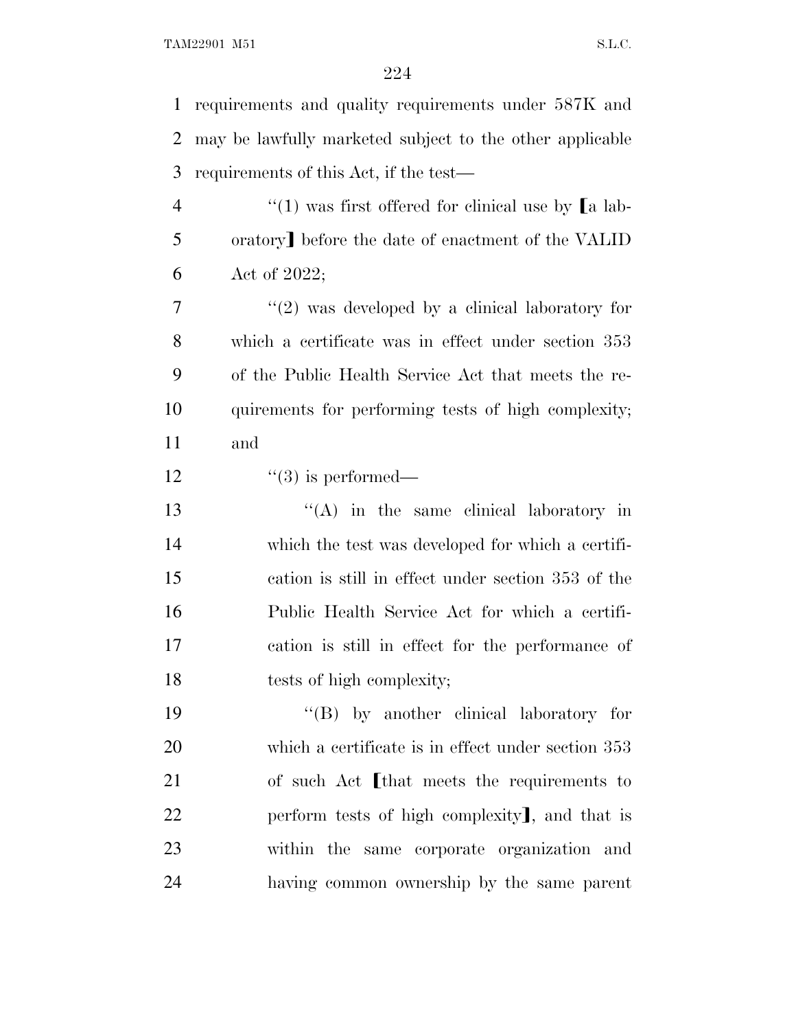requirements and quality requirements under 587K and may be lawfully marketed subject to the other applicable requirements of this Act, if the test—

> "(1) was first offered for clinical use by [a laboratory] before the date of enactment of the VALID Act of 2022;
>
> "(2) was developed by a clinical laboratory for which a certificate was in effect under section 353 of the Public Health Service Act that meets the requirements for performing tests of high complexity; and
>
> "(3) is performed—
>
> > "(A) in the same clinical laboratory in which the test was developed for which a certification is still in effect under section 353 of the Public Health Service Act for which a certification is still in effect for the performance of tests of high complexity;
> >
> > "(B) by another clinical laboratory for which a certificate is in effect under section 353 of such Act [that meets the requirements to perform tests of high complexity], and that is within the same corporate organization and having common ownership by the same parent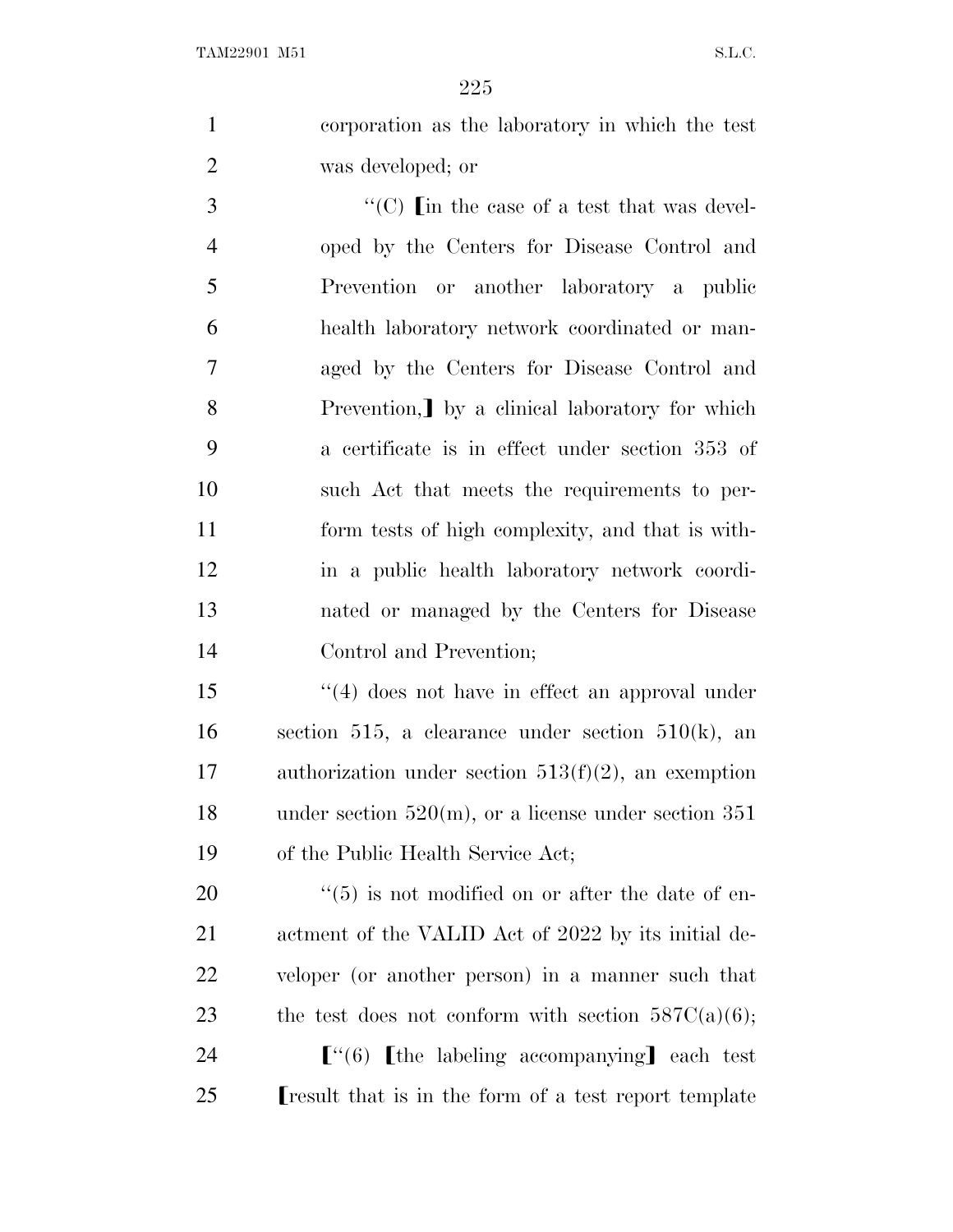corporation as the laboratory in which the test was developed; or

"(C) ⟦in the case of a test that was developed by the Centers for Disease Control and Prevention or another laboratory a public health laboratory network coordinated or managed by the Centers for Disease Control and Prevention,⟧ by a clinical laboratory for which a certificate is in effect under section 353 of such Act that meets the requirements to perform tests of high complexity, and that is within a public health laboratory network coordinated or managed by the Centers for Disease Control and Prevention;

"(4) does not have in effect an approval under section 515, a clearance under section 510(k), an authorization under section 513(f)(2), an exemption under section 520(m), or a license under section 351 of the Public Health Service Act;

"(5) is not modified on or after the date of enactment of the VALID Act of 2022 by its initial developer (or another person) in a manner such that the test does not conform with section 587C(a)(6);

⟦"(6) ⟦the labeling accompanying⟧ each test ⟦result that is in the form of a test report template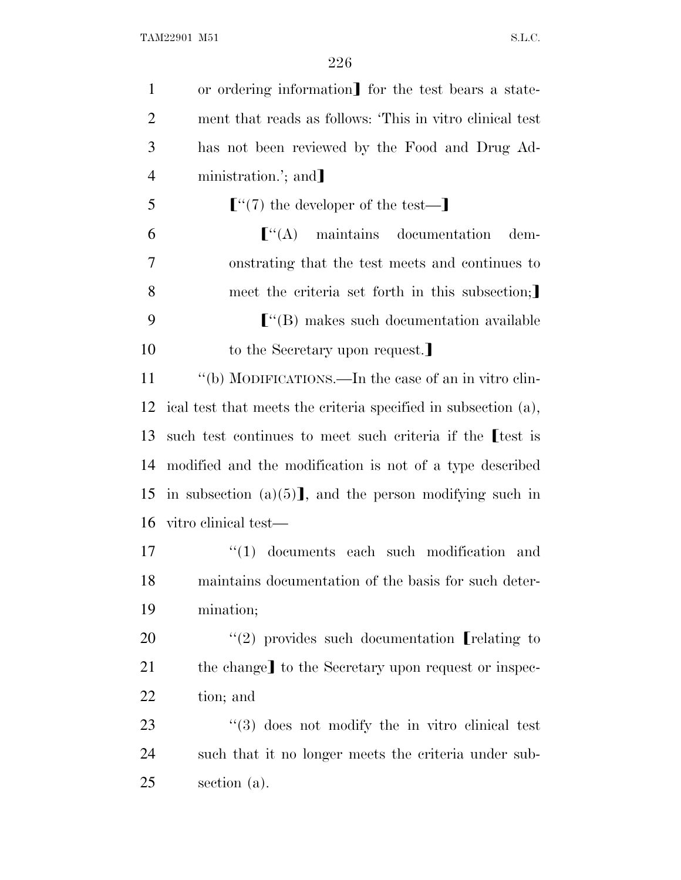or ordering information] for the test bears a statement that reads as follows: 'This in vitro clinical test has not been reviewed by the Food and Drug Administration.'; and]

["(7) the developer of the test—]

["(A) maintains documentation demonstrating that the test meets and continues to meet the criteria set forth in this subsection;]

["(B) makes such documentation available to the Secretary upon request.]

"(b) MODIFICATIONS.—In the case of an in vitro clinical test that meets the criteria specified in subsection (a), such test continues to meet such criteria if the [test is modified and the modification is not of a type described in subsection (a)(5)], and the person modifying such in vitro clinical test—

"(1) documents each such modification and maintains documentation of the basis for such determination;

"(2) provides such documentation [relating to the change] to the Secretary upon request or inspection; and

"(3) does not modify the in vitro clinical test such that it no longer meets the criteria under subsection (a).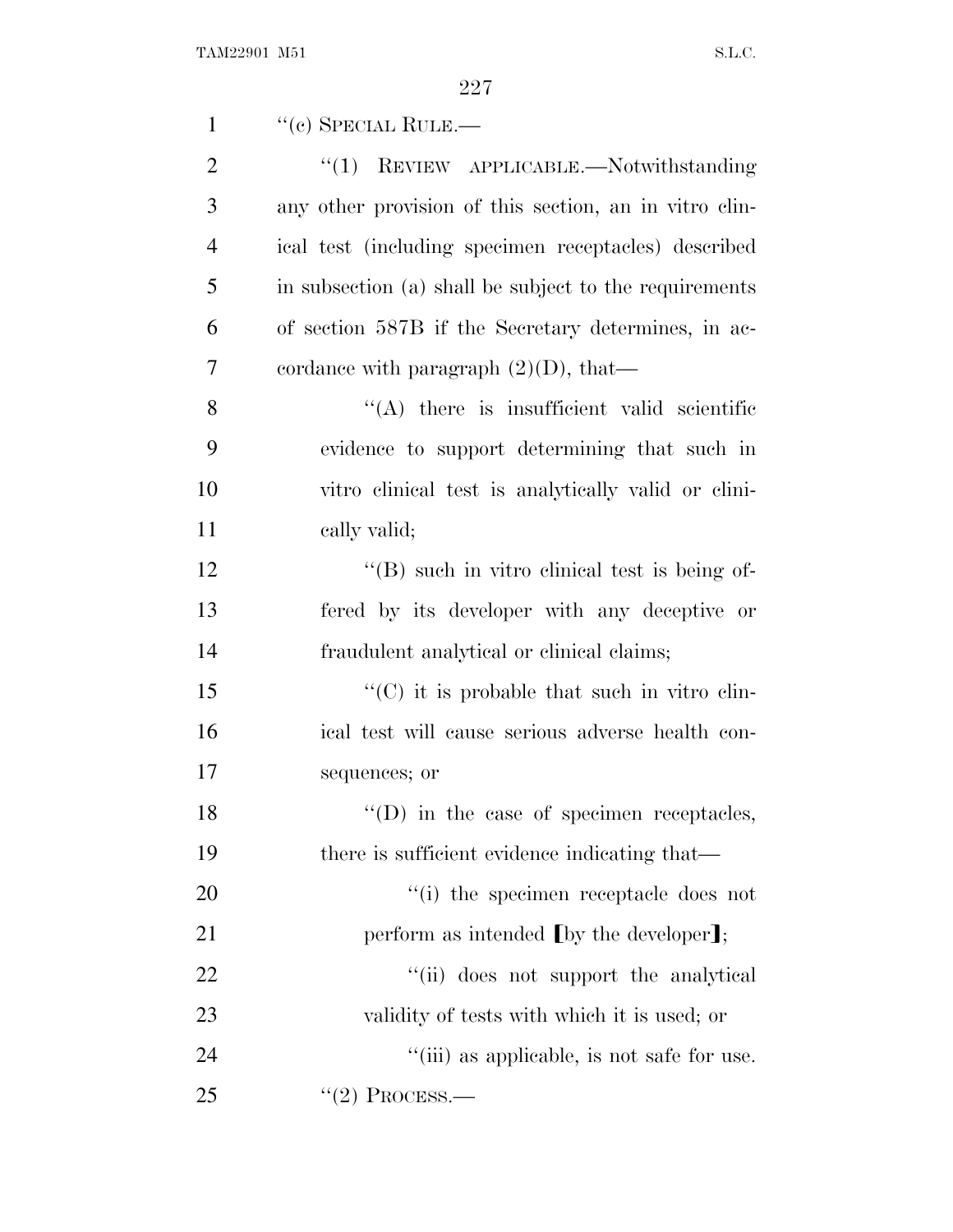"(c) SPECIAL RULE.—

"(1) REVIEW APPLICABLE.—Notwithstanding any other provision of this section, an in vitro clinical test (including specimen receptacles) described in subsection (a) shall be subject to the requirements of section 587B if the Secretary determines, in accordance with paragraph (2)(D), that—

"(A) there is insufficient valid scientific evidence to support determining that such in vitro clinical test is analytically valid or clinically valid;

"(B) such in vitro clinical test is being offered by its developer with any deceptive or fraudulent analytical or clinical claims;

"(C) it is probable that such in vitro clinical test will cause serious adverse health consequences; or

"(D) in the case of specimen receptacles, there is sufficient evidence indicating that—

"(i) the specimen receptacle does not perform as intended [by the developer];

"(ii) does not support the analytical validity of tests with which it is used; or

"(iii) as applicable, is not safe for use.

"(2) PROCESS.—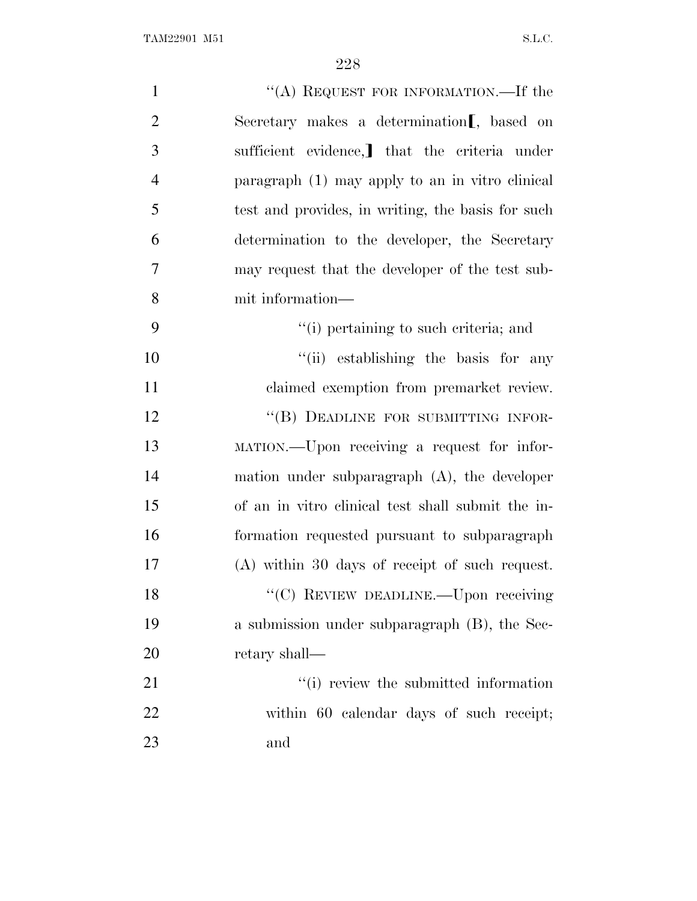"(A) REQUEST FOR INFORMATION.—If the Secretary makes a determination[, based on sufficient evidence,] that the criteria under paragraph (1) may apply to an in vitro clinical test and provides, in writing, the basis for such determination to the developer, the Secretary may request that the developer of the test submit information—

"(i) pertaining to such criteria; and

"(ii) establishing the basis for any claimed exemption from premarket review.

"(B) DEADLINE FOR SUBMITTING INFORMATION.—Upon receiving a request for information under subparagraph (A), the developer of an in vitro clinical test shall submit the information requested pursuant to subparagraph (A) within 30 days of receipt of such request.

"(C) REVIEW DEADLINE.—Upon receiving a submission under subparagraph (B), the Secretary shall—

"(i) review the submitted information within 60 calendar days of such receipt; and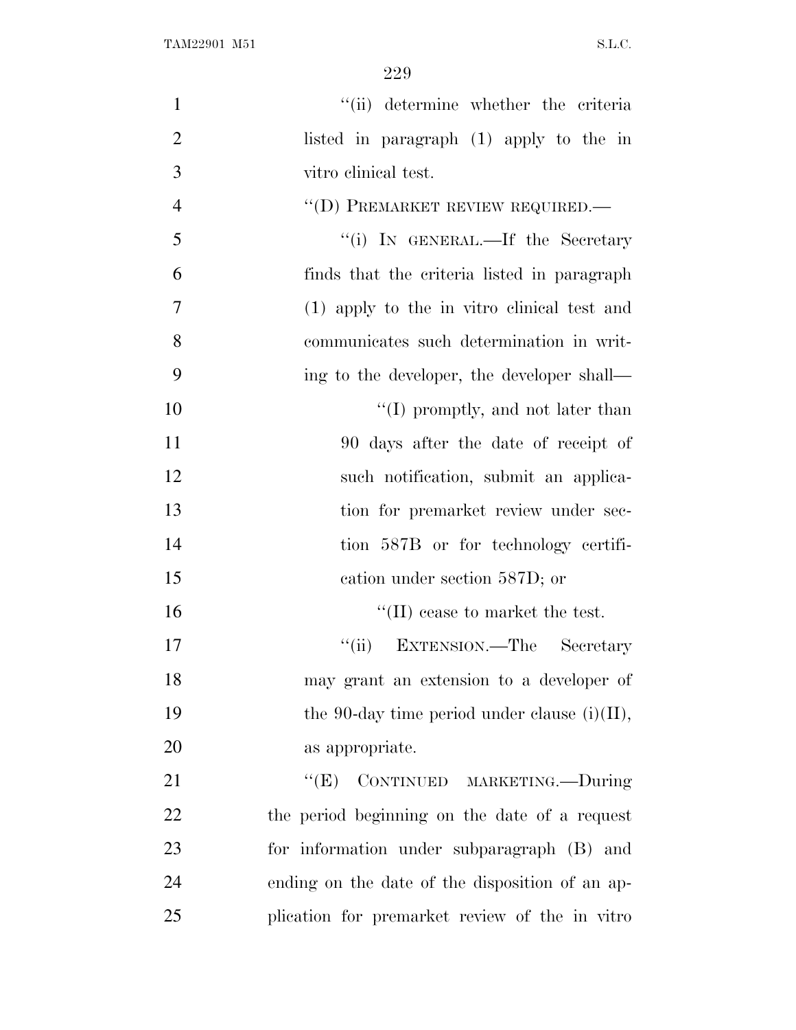"(ii) determine whether the criteria listed in paragraph (1) apply to the in vitro clinical test.

"(D) PREMARKET REVIEW REQUIRED.—

"(i) IN GENERAL.—If the Secretary finds that the criteria listed in paragraph (1) apply to the in vitro clinical test and communicates such determination in writing to the developer, the developer shall—

"(I) promptly, and not later than 90 days after the date of receipt of such notification, submit an application for premarket review under section 587B or for technology certification under section 587D; or

"(II) cease to market the test.

"(ii) EXTENSION.—The Secretary may grant an extension to a developer of the 90-day time period under clause (i)(II), as appropriate.

"(E) CONTINUED MARKETING.—During the period beginning on the date of a request for information under subparagraph (B) and ending on the date of the disposition of an application for premarket review of the in vitro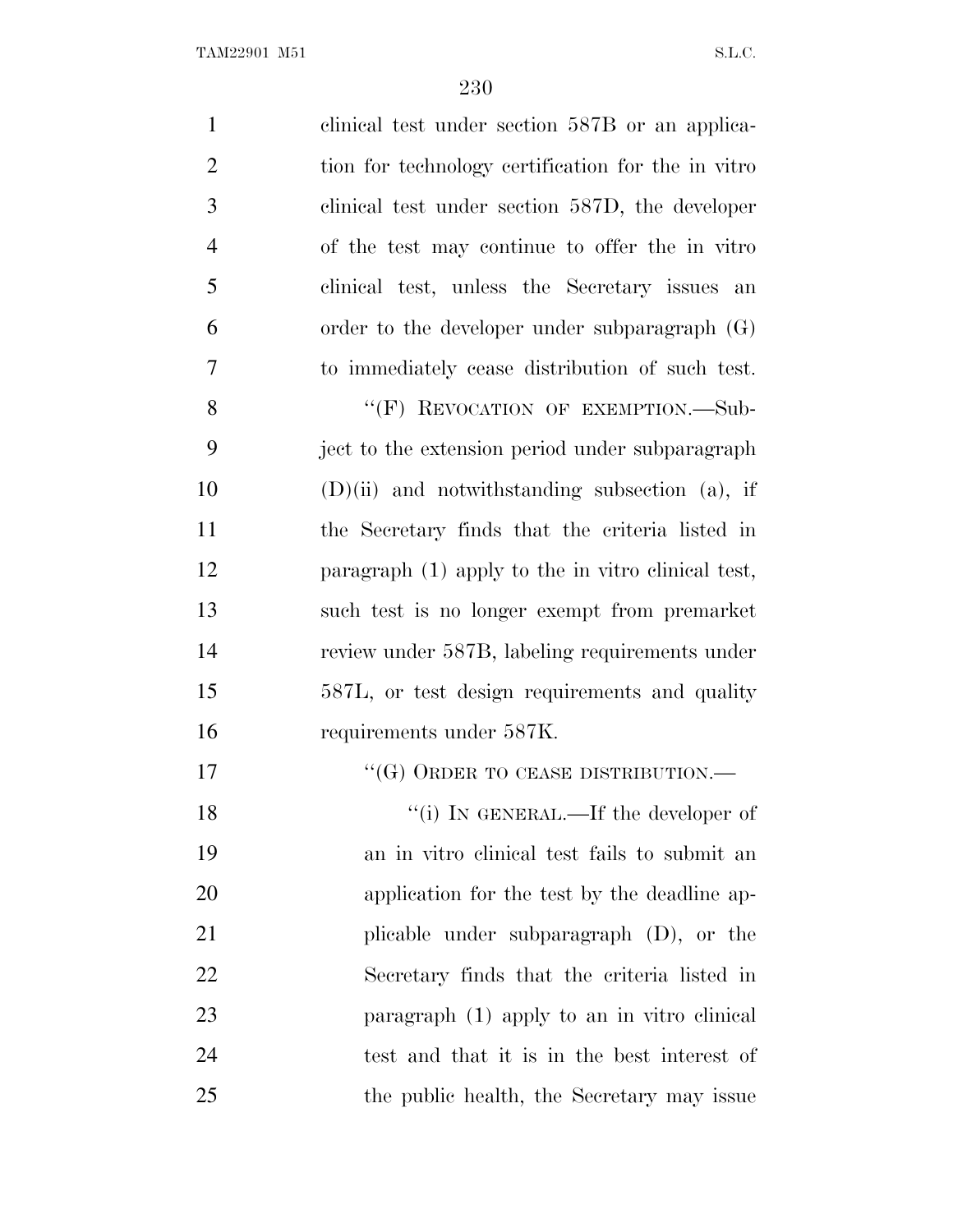clinical test under section 587B or an application for technology certification for the in vitro clinical test under section 587D, the developer of the test may continue to offer the in vitro clinical test, unless the Secretary issues an order to the developer under subparagraph (G) to immediately cease distribution of such test.

"(F) REVOCATION OF EXEMPTION.—Subject to the extension period under subparagraph (D)(ii) and notwithstanding subsection (a), if the Secretary finds that the criteria listed in paragraph (1) apply to the in vitro clinical test, such test is no longer exempt from premarket review under 587B, labeling requirements under 587L, or test design requirements and quality requirements under 587K.

"(G) ORDER TO CEASE DISTRIBUTION.—

"(i) IN GENERAL.—If the developer of an in vitro clinical test fails to submit an application for the test by the deadline applicable under subparagraph (D), or the Secretary finds that the criteria listed in paragraph (1) apply to an in vitro clinical test and that it is in the best interest of the public health, the Secretary may issue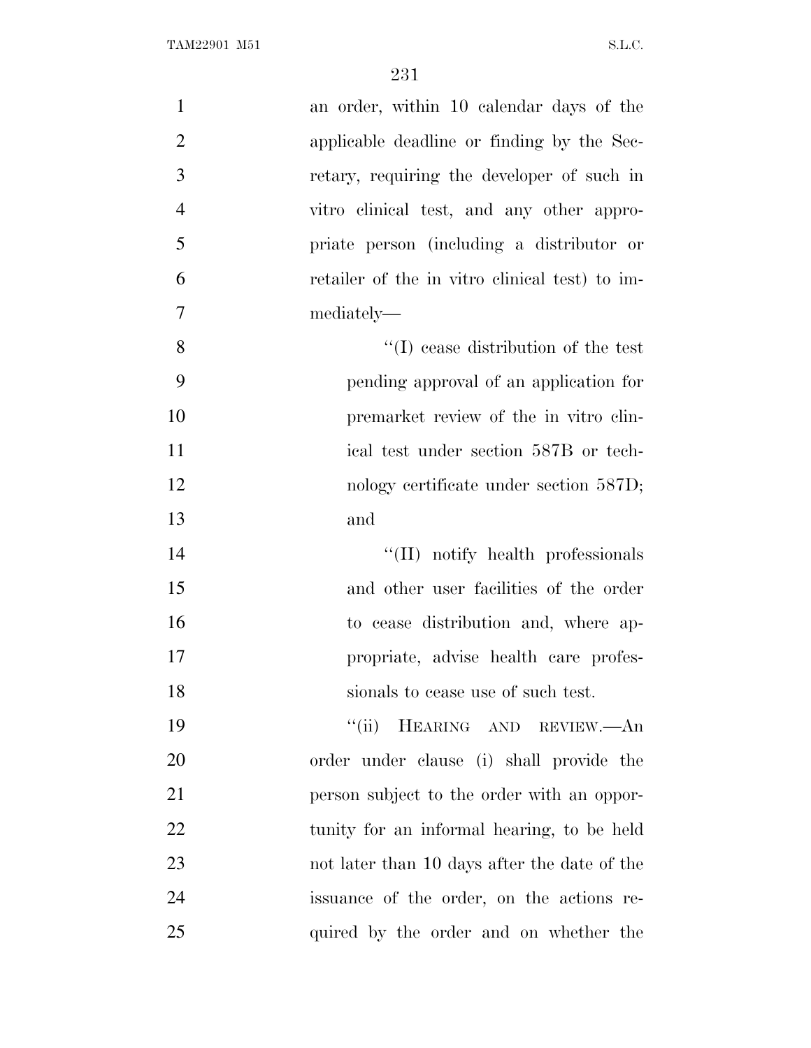an order, within 10 calendar days of the applicable deadline or finding by the Secretary, requiring the developer of such in vitro clinical test, and any other appropriate person (including a distributor or retailer of the in vitro clinical test) to immediately—

''(I) cease distribution of the test pending approval of an application for premarket review of the in vitro clinical test under section 587B or technology certificate under section 587D; and

''(II) notify health professionals and other user facilities of the order to cease distribution and, where appropriate, advise health care professionals to cease use of such test.

''(ii) HEARING AND REVIEW.—An order under clause (i) shall provide the person subject to the order with an opportunity for an informal hearing, to be held not later than 10 days after the date of the issuance of the order, on the actions required by the order and on whether the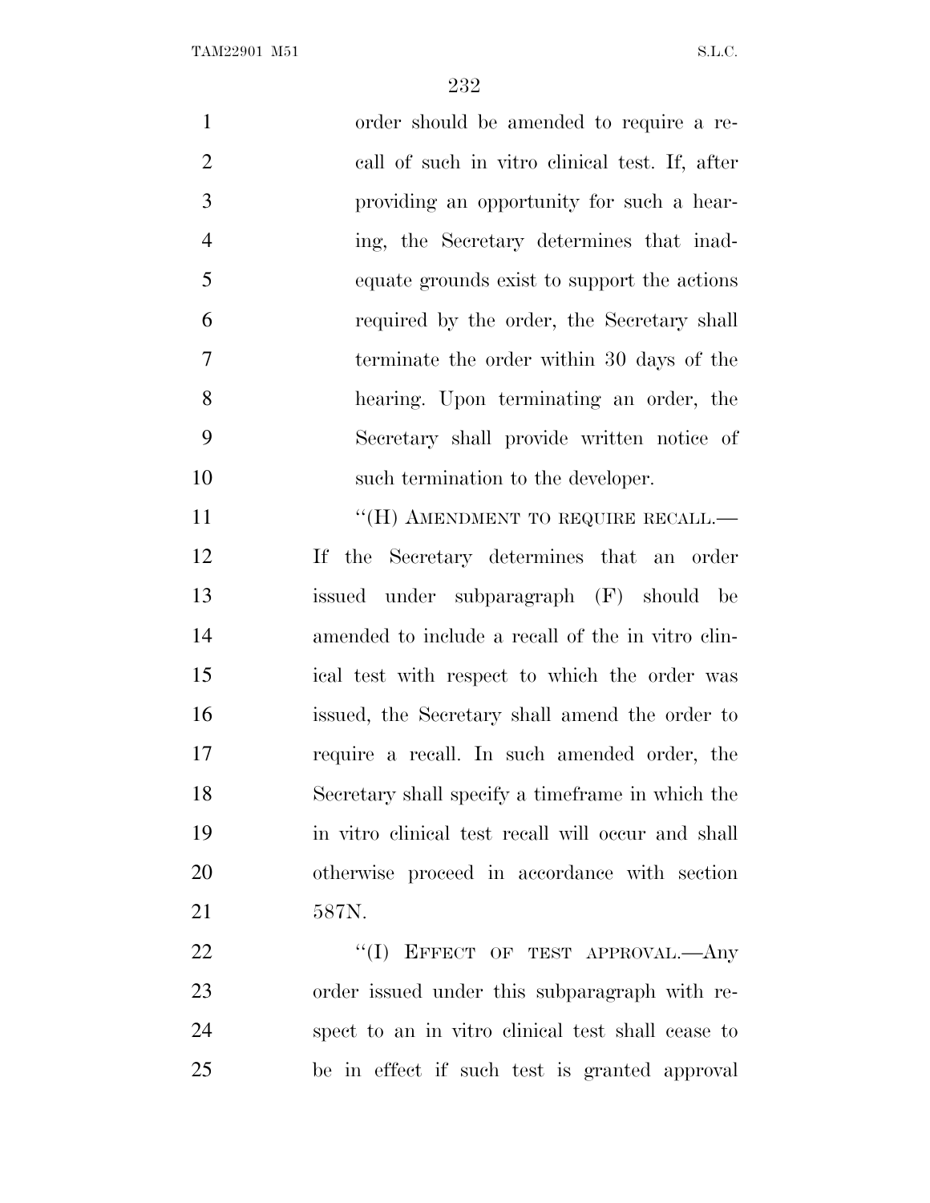order should be amended to require a recall of such in vitro clinical test. If, after providing an opportunity for such a hearing, the Secretary determines that inadequate grounds exist to support the actions required by the order, the Secretary shall terminate the order within 30 days of the hearing. Upon terminating an order, the Secretary shall provide written notice of such termination to the developer.

"(H) AMENDMENT TO REQUIRE RECALL.—If the Secretary determines that an order issued under subparagraph (F) should be amended to include a recall of the in vitro clinical test with respect to which the order was issued, the Secretary shall amend the order to require a recall. In such amended order, the Secretary shall specify a timeframe in which the in vitro clinical test recall will occur and shall otherwise proceed in accordance with section 587N.

"(I) EFFECT OF TEST APPROVAL.—Any order issued under this subparagraph with respect to an in vitro clinical test shall cease to be in effect if such test is granted approval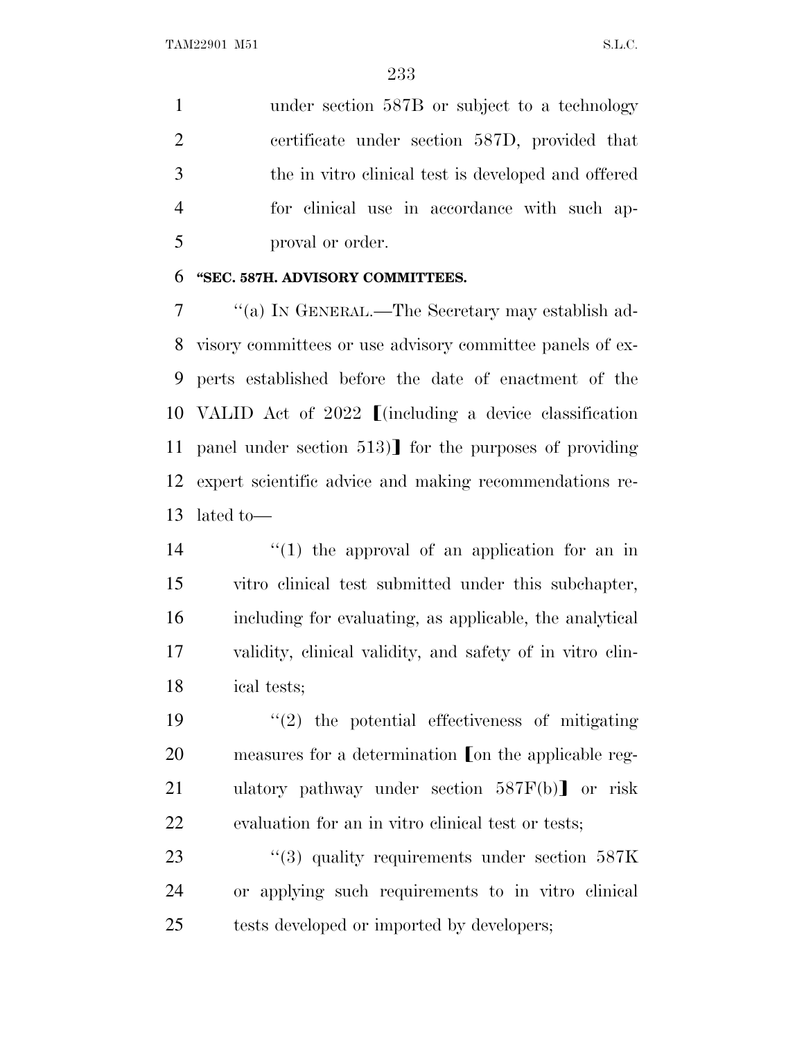under section 587B or subject to a technology certificate under section 587D, provided that the in vitro clinical test is developed and offered for clinical use in accordance with such approval or order.

**"SEC. 587H. ADVISORY COMMITTEES.**

"(a) IN GENERAL.—The Secretary may establish advisory committees or use advisory committee panels of experts established before the date of enactment of the VALID Act of 2022 【(including a device classification panel under section 513)】 for the purposes of providing expert scientific advice and making recommendations related to—

"(1) the approval of an application for an in vitro clinical test submitted under this subchapter, including for evaluating, as applicable, the analytical validity, clinical validity, and safety of in vitro clinical tests;

"(2) the potential effectiveness of mitigating measures for a determination 【on the applicable regulatory pathway under section 587F(b)】 or risk evaluation for an in vitro clinical test or tests;

"(3) quality requirements under section 587K or applying such requirements to in vitro clinical tests developed or imported by developers;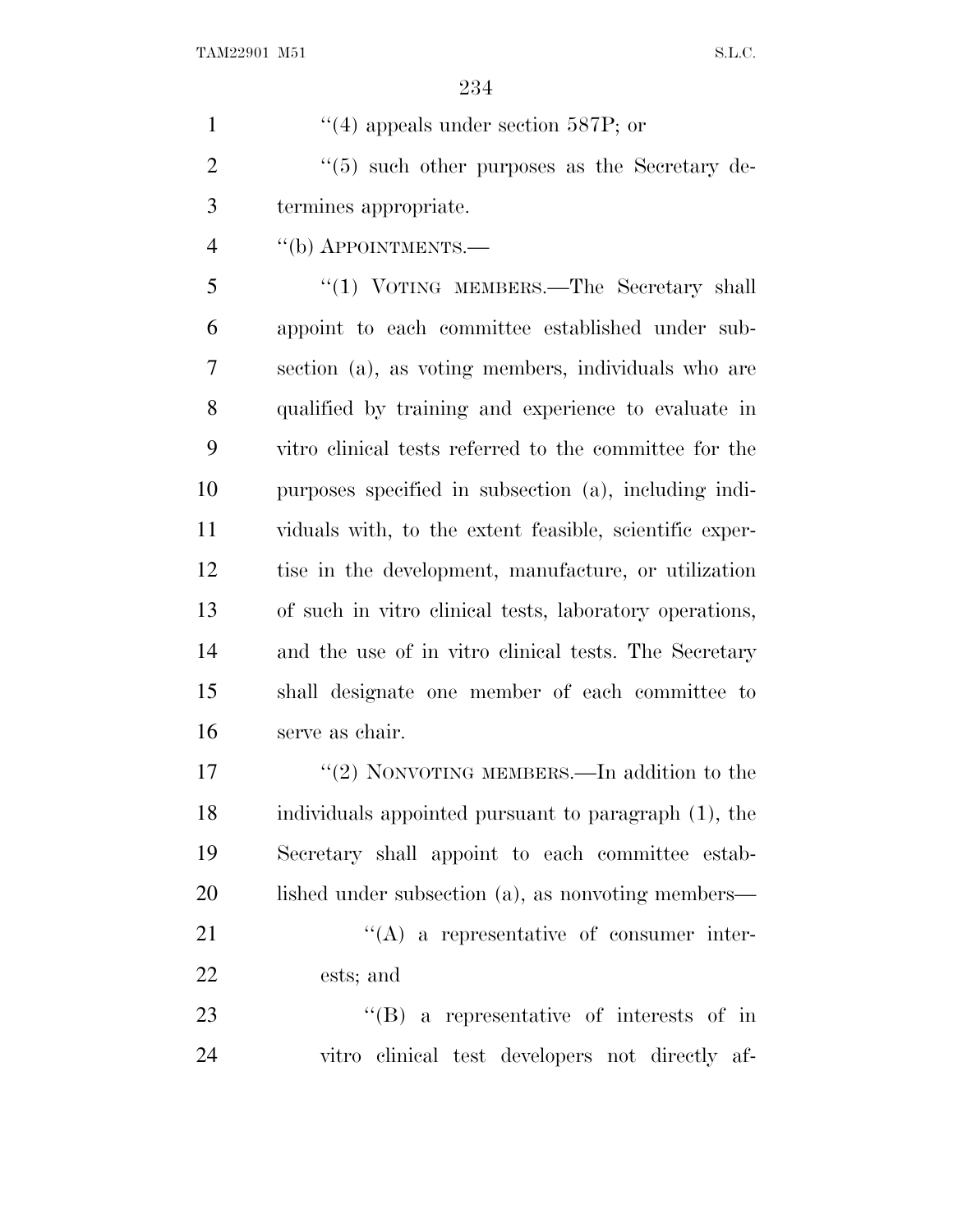''(4) appeals under section 587P; or

''(5) such other purposes as the Secretary determines appropriate.

''(b) APPOINTMENTS.—

''(1) VOTING MEMBERS.—The Secretary shall appoint to each committee established under subsection (a), as voting members, individuals who are qualified by training and experience to evaluate in vitro clinical tests referred to the committee for the purposes specified in subsection (a), including individuals with, to the extent feasible, scientific expertise in the development, manufacture, or utilization of such in vitro clinical tests, laboratory operations, and the use of in vitro clinical tests. The Secretary shall designate one member of each committee to serve as chair.

''(2) NONVOTING MEMBERS.—In addition to the individuals appointed pursuant to paragraph (1), the Secretary shall appoint to each committee established under subsection (a), as nonvoting members—

''(A) a representative of consumer interests; and

''(B) a representative of interests of in vitro clinical test developers not directly af-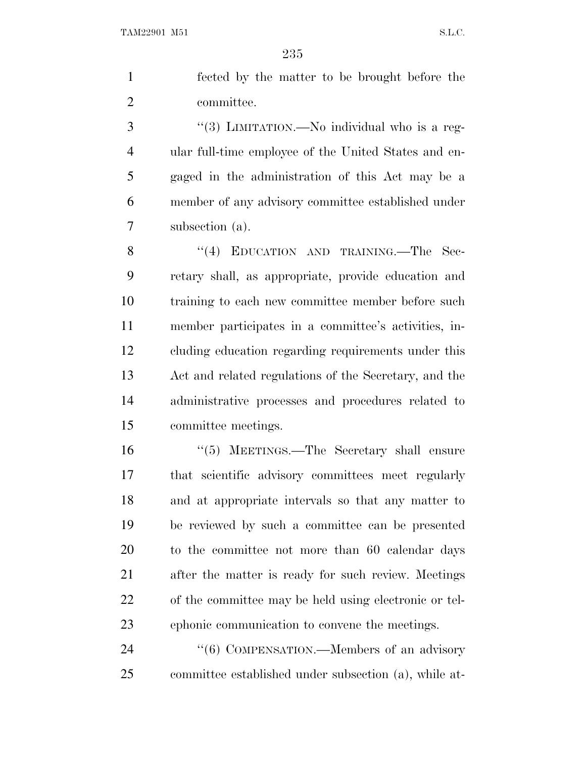fected by the matter to be brought before the committee.

''(3) LIMITATION.—No individual who is a regular full-time employee of the United States and engaged in the administration of this Act may be a member of any advisory committee established under subsection (a).

''(4) EDUCATION AND TRAINING.—The Secretary shall, as appropriate, provide education and training to each new committee member before such member participates in a committee's activities, including education regarding requirements under this Act and related regulations of the Secretary, and the administrative processes and procedures related to committee meetings.

''(5) MEETINGS.—The Secretary shall ensure that scientific advisory committees meet regularly and at appropriate intervals so that any matter to be reviewed by such a committee can be presented to the committee not more than 60 calendar days after the matter is ready for such review. Meetings of the committee may be held using electronic or telephonic communication to convene the meetings.

''(6) COMPENSATION.—Members of an advisory committee established under subsection (a), while at-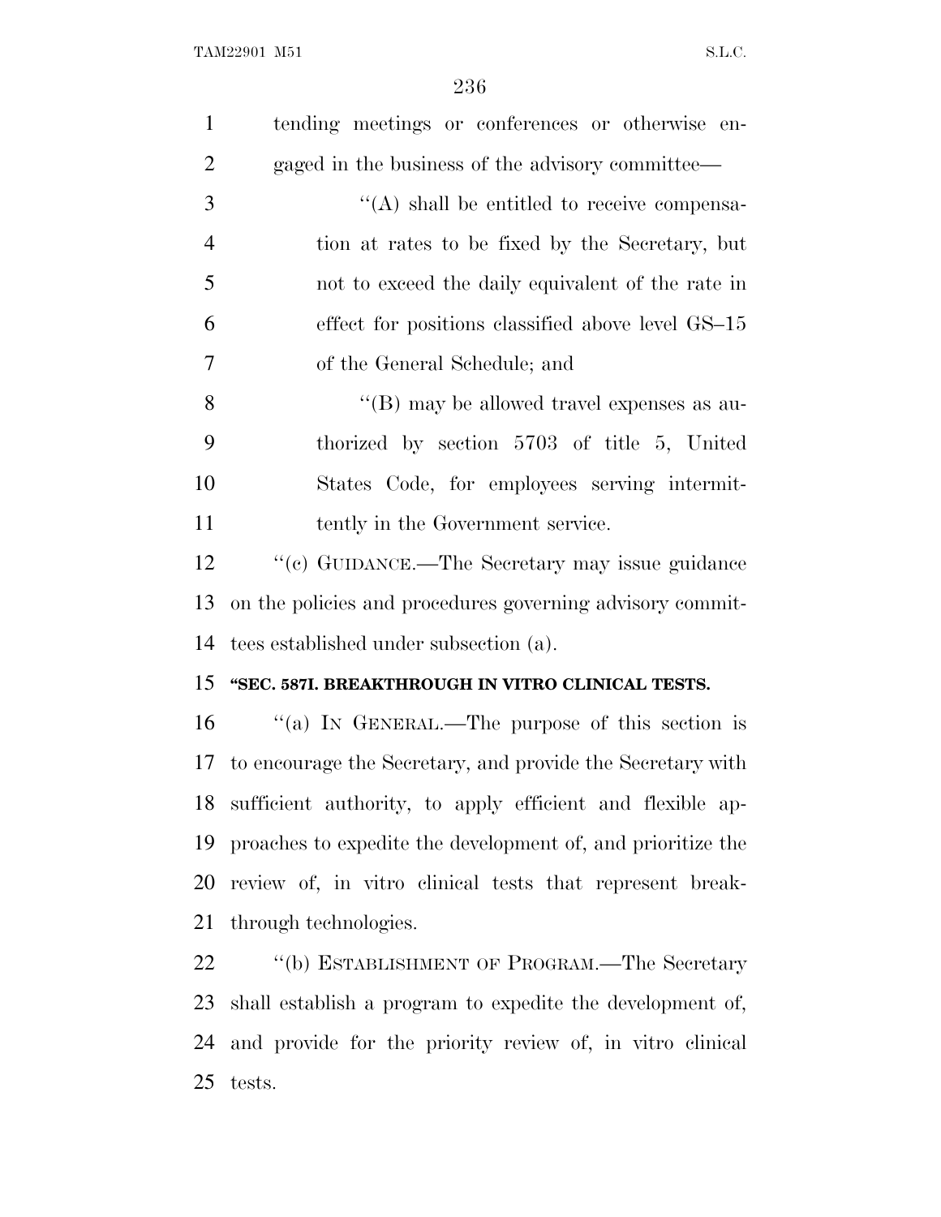tending meetings or conferences or otherwise engaged in the business of the advisory committee—

"(A) shall be entitled to receive compensation at rates to be fixed by the Secretary, but not to exceed the daily equivalent of the rate in effect for positions classified above level GS–15 of the General Schedule; and

"(B) may be allowed travel expenses as authorized by section 5703 of title 5, United States Code, for employees serving intermittently in the Government service.

"(c) GUIDANCE.—The Secretary may issue guidance on the policies and procedures governing advisory committees established under subsection (a).

**"SEC. 587I. BREAKTHROUGH IN VITRO CLINICAL TESTS.**

"(a) IN GENERAL.—The purpose of this section is to encourage the Secretary, and provide the Secretary with sufficient authority, to apply efficient and flexible approaches to expedite the development of, and prioritize the review of, in vitro clinical tests that represent breakthrough technologies.

"(b) ESTABLISHMENT OF PROGRAM.—The Secretary shall establish a program to expedite the development of, and provide for the priority review of, in vitro clinical tests.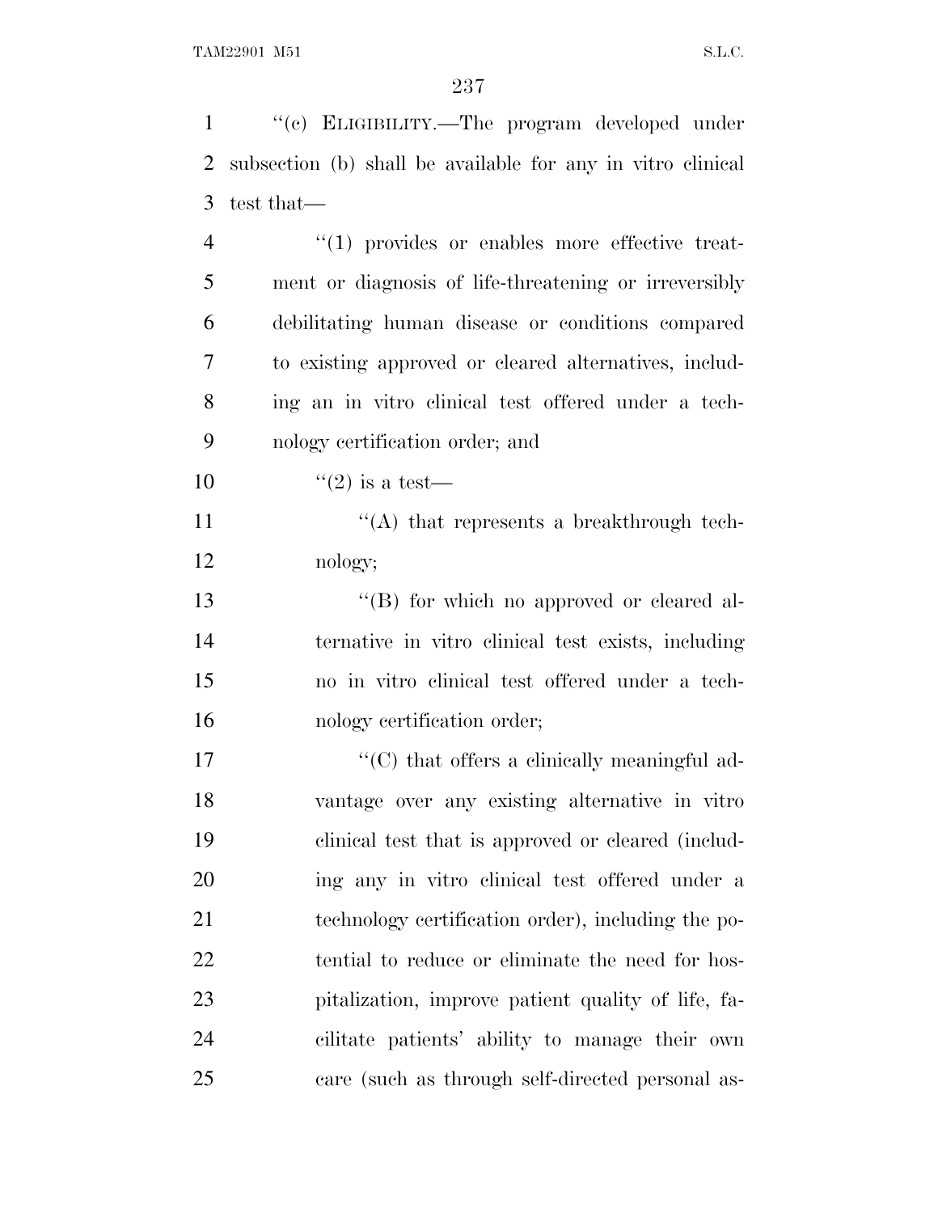''(c) ELIGIBILITY.—The program developed under subsection (b) shall be available for any in vitro clinical test that—

''(1) provides or enables more effective treatment or diagnosis of life-threatening or irreversibly debilitating human disease or conditions compared to existing approved or cleared alternatives, including an in vitro clinical test offered under a technology certification order; and

''(2) is a test—

''(A) that represents a breakthrough technology;

''(B) for which no approved or cleared alternative in vitro clinical test exists, including no in vitro clinical test offered under a technology certification order;

''(C) that offers a clinically meaningful advantage over any existing alternative in vitro clinical test that is approved or cleared (including any in vitro clinical test offered under a technology certification order), including the potential to reduce or eliminate the need for hospitalization, improve patient quality of life, facilitate patients' ability to manage their own care (such as through self-directed personal as-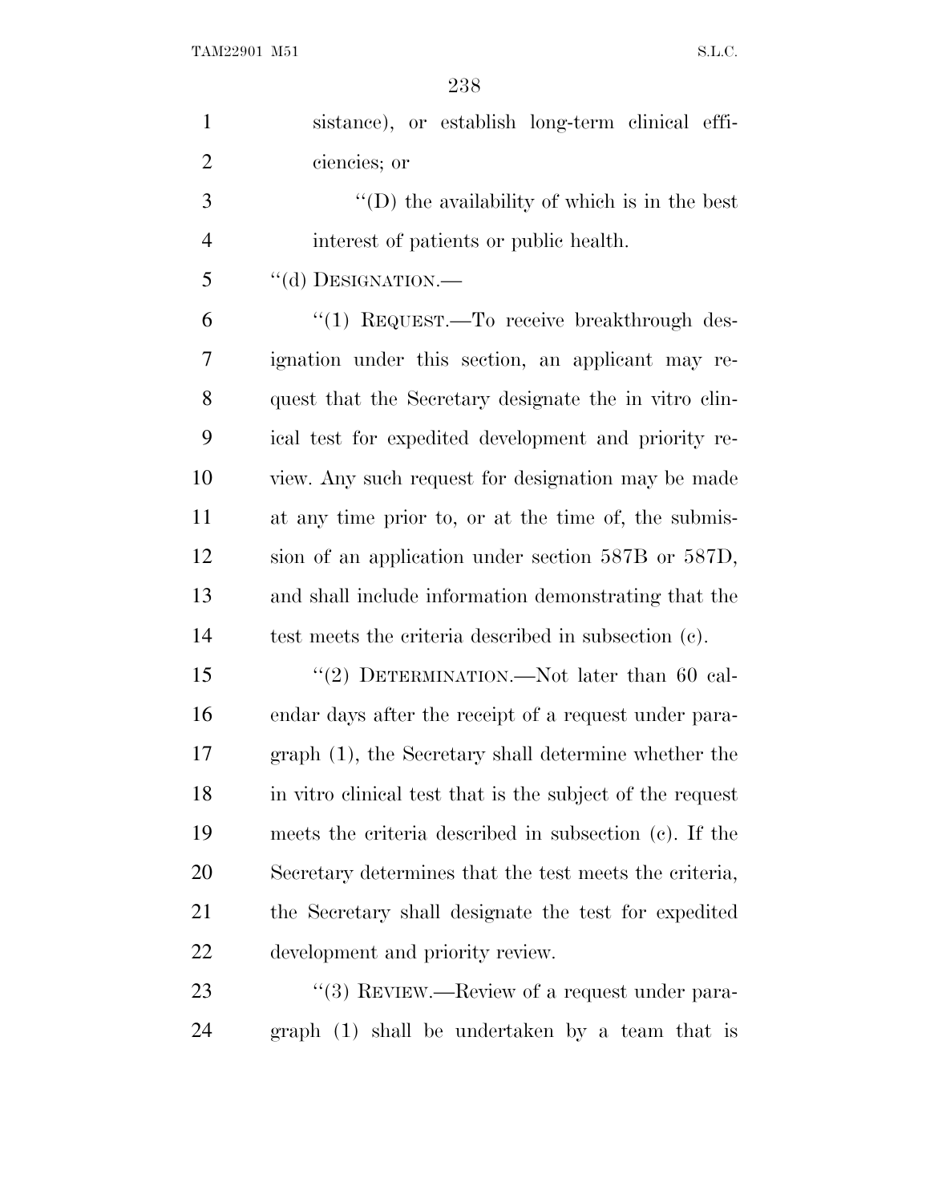sistance), or establish long-term clinical efficiencies; or

''(D) the availability of which is in the best interest of patients or public health.

''(d) DESIGNATION.—

''(1) REQUEST.—To receive breakthrough designation under this section, an applicant may request that the Secretary designate the in vitro clinical test for expedited development and priority review. Any such request for designation may be made at any time prior to, or at the time of, the submission of an application under section 587B or 587D, and shall include information demonstrating that the test meets the criteria described in subsection (c).

''(2) DETERMINATION.—Not later than 60 calendar days after the receipt of a request under paragraph (1), the Secretary shall determine whether the in vitro clinical test that is the subject of the request meets the criteria described in subsection (c). If the Secretary determines that the test meets the criteria, the Secretary shall designate the test for expedited development and priority review.

''(3) REVIEW.—Review of a request under paragraph (1) shall be undertaken by a team that is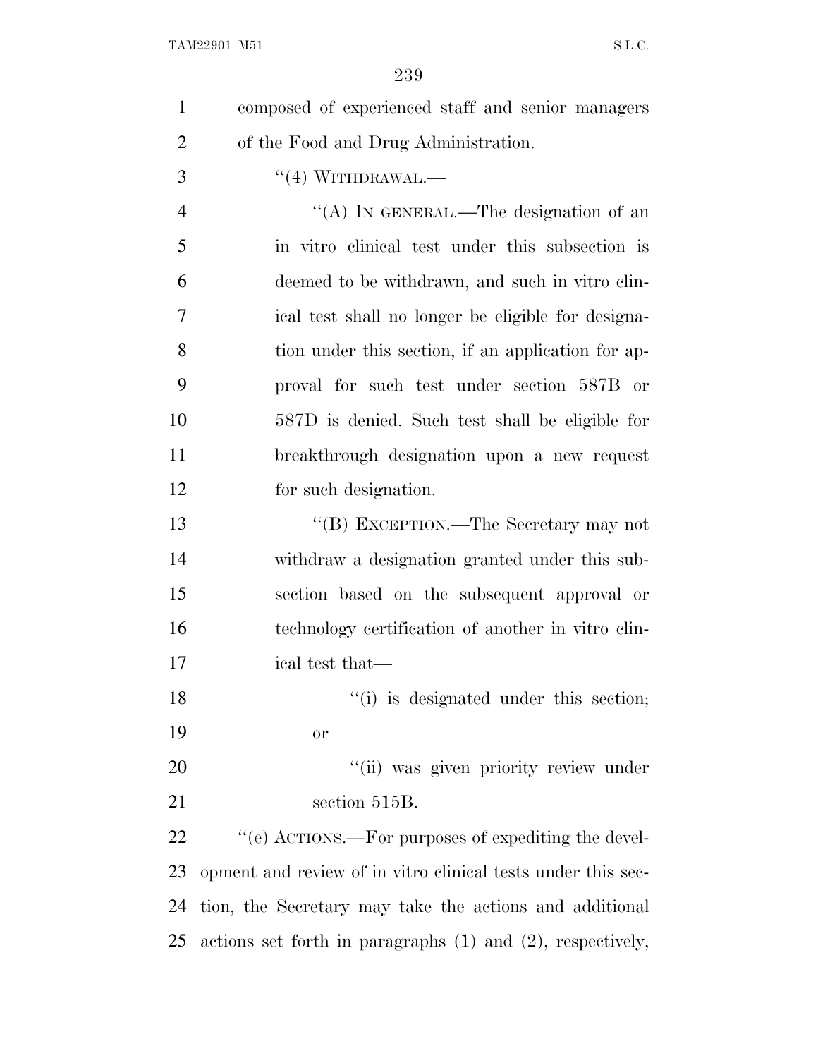composed of experienced staff and senior managers of the Food and Drug Administration.

"(4) WITHDRAWAL.—

"(A) IN GENERAL.—The designation of an in vitro clinical test under this subsection is deemed to be withdrawn, and such in vitro clinical test shall no longer be eligible for designation under this section, if an application for approval for such test under section 587B or 587D is denied. Such test shall be eligible for breakthrough designation upon a new request for such designation.

"(B) EXCEPTION.—The Secretary may not withdraw a designation granted under this subsection based on the subsequent approval or technology certification of another in vitro clinical test that—

"(i) is designated under this section; or

"(ii) was given priority review under section 515B.

"(e) ACTIONS.—For purposes of expediting the development and review of in vitro clinical tests under this section, the Secretary may take the actions and additional actions set forth in paragraphs (1) and (2), respectively,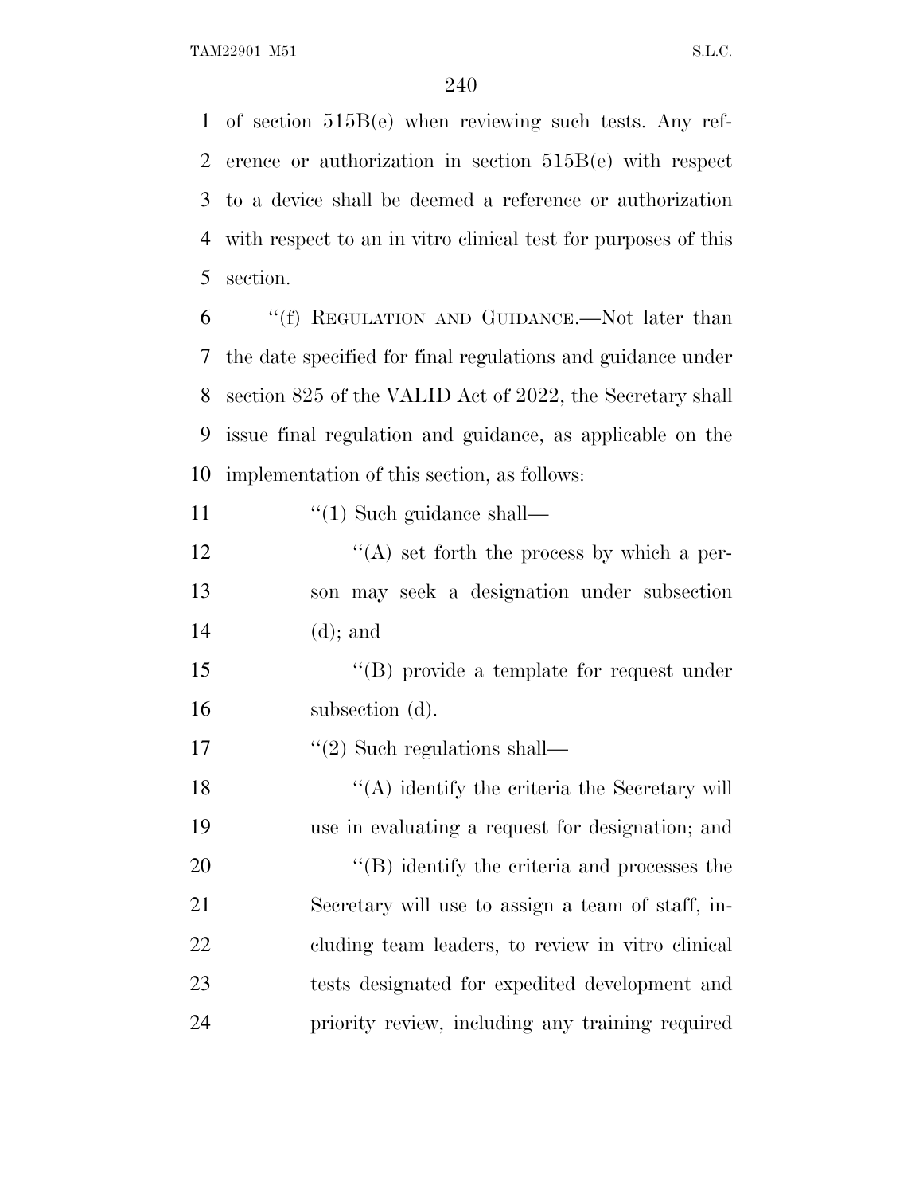of section 515B(e) when reviewing such tests. Any reference or authorization in section 515B(e) with respect to a device shall be deemed a reference or authorization with respect to an in vitro clinical test for purposes of this section.

"(f) REGULATION AND GUIDANCE.—Not later than the date specified for final regulations and guidance under section 825 of the VALID Act of 2022, the Secretary shall issue final regulation and guidance, as applicable on the implementation of this section, as follows:

"(1) Such guidance shall—

"(A) set forth the process by which a person may seek a designation under subsection (d); and

"(B) provide a template for request under subsection (d).

"(2) Such regulations shall—

"(A) identify the criteria the Secretary will use in evaluating a request for designation; and

"(B) identify the criteria and processes the Secretary will use to assign a team of staff, including team leaders, to review in vitro clinical tests designated for expedited development and priority review, including any training required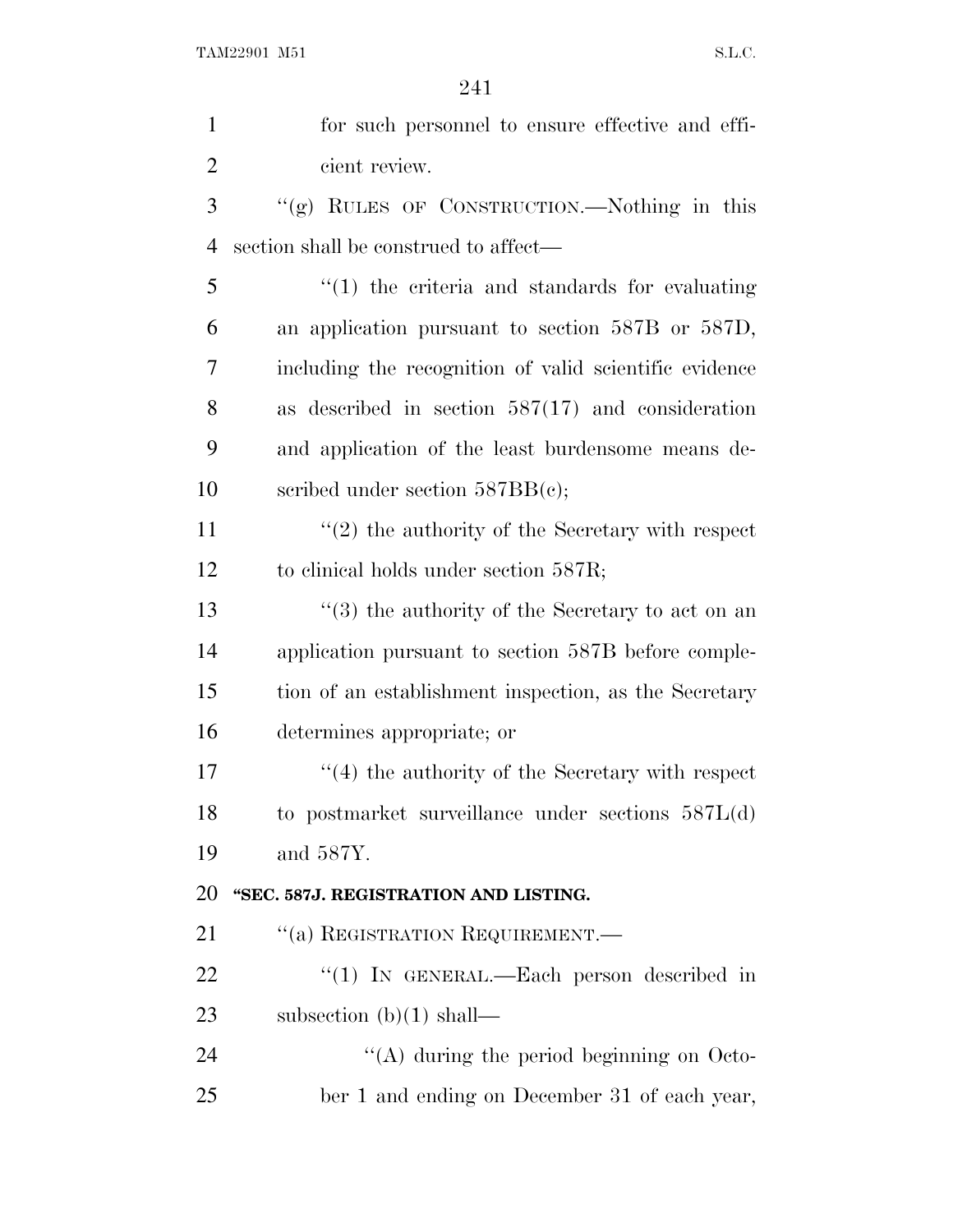for such personnel to ensure effective and efficient review.

"(g) RULES OF CONSTRUCTION.—Nothing in this section shall be construed to affect—

"(1) the criteria and standards for evaluating an application pursuant to section 587B or 587D, including the recognition of valid scientific evidence as described in section 587(17) and consideration and application of the least burdensome means described under section 587BB(c);

"(2) the authority of the Secretary with respect to clinical holds under section 587R;

"(3) the authority of the Secretary to act on an application pursuant to section 587B before completion of an establishment inspection, as the Secretary determines appropriate; or

"(4) the authority of the Secretary with respect to postmarket surveillance under sections 587L(d) and 587Y.

**"SEC. 587J. REGISTRATION AND LISTING.**

"(a) REGISTRATION REQUIREMENT.—

"(1) IN GENERAL.—Each person described in subsection (b)(1) shall—

"(A) during the period beginning on October 1 and ending on December 31 of each year,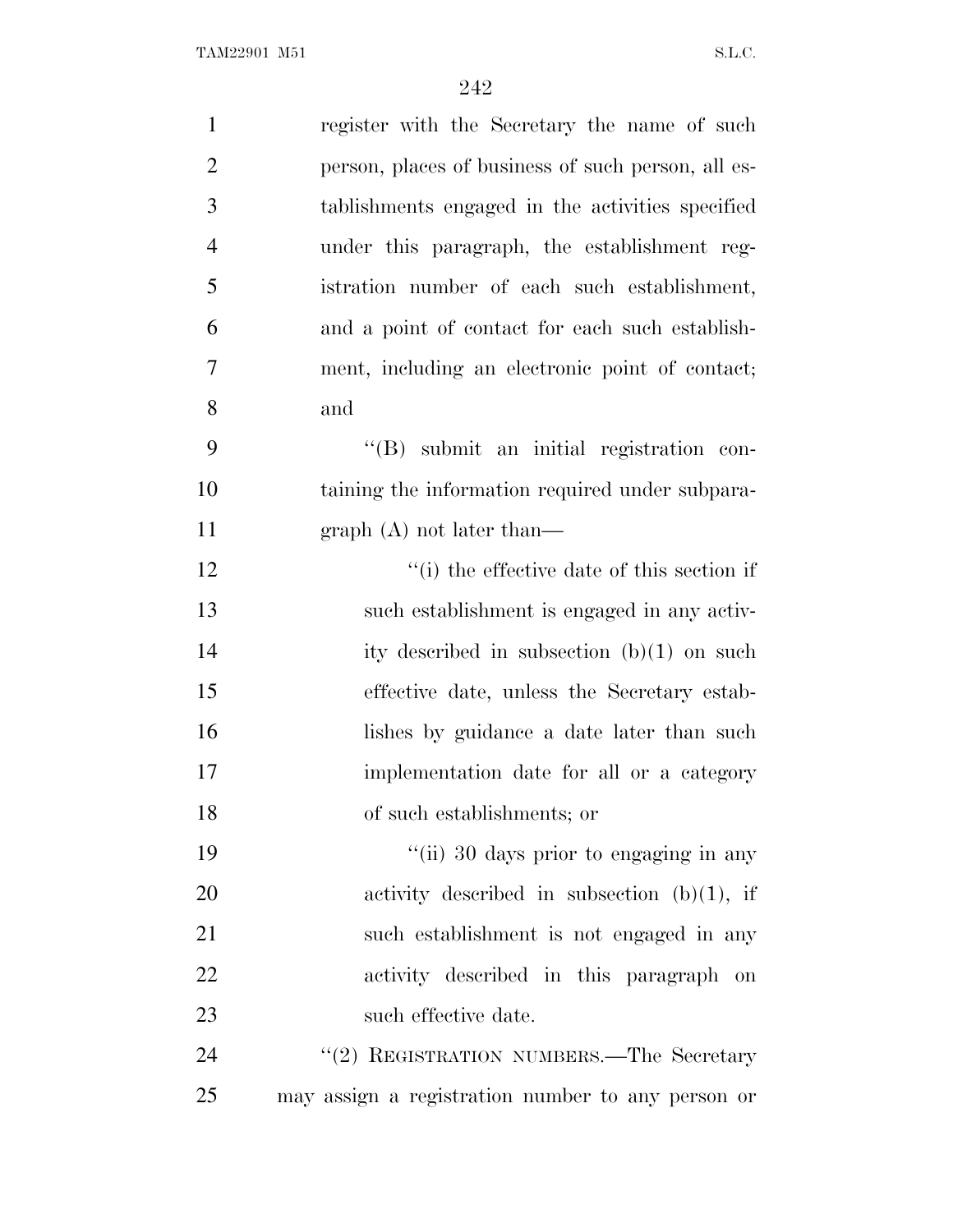register with the Secretary the name of such person, places of business of such person, all establishments engaged in the activities specified under this paragraph, the establishment registration number of each such establishment, and a point of contact for each such establishment, including an electronic point of contact; and

''(B) submit an initial registration containing the information required under subparagraph (A) not later than—

''(i) the effective date of this section if such establishment is engaged in any activity described in subsection (b)(1) on such effective date, unless the Secretary establishes by guidance a date later than such implementation date for all or a category of such establishments; or

''(ii) 30 days prior to engaging in any activity described in subsection (b)(1), if such establishment is not engaged in any activity described in this paragraph on such effective date.

''(2) REGISTRATION NUMBERS.—The Secretary may assign a registration number to any person or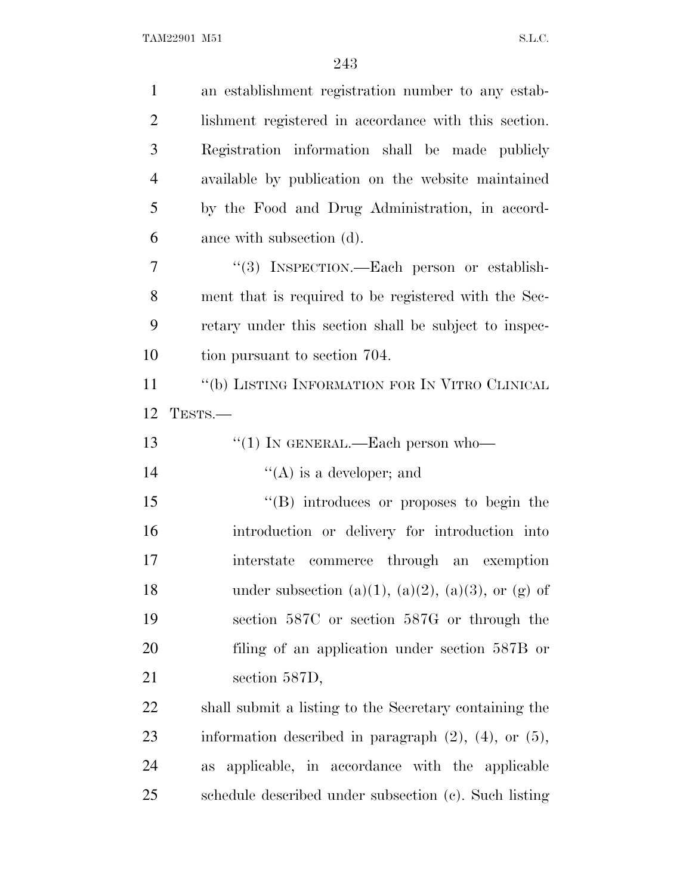an establishment registration number to any establishment registered in accordance with this section. Registration information shall be made publicly available by publication on the website maintained by the Food and Drug Administration, in accordance with subsection (d).

"(3) INSPECTION.—Each person or establishment that is required to be registered with the Secretary under this section shall be subject to inspection pursuant to section 704.

"(b) LISTING INFORMATION FOR IN VITRO CLINICAL TESTS.—

"(1) IN GENERAL.—Each person who—

"(A) is a developer; and

"(B) introduces or proposes to begin the introduction or delivery for introduction into interstate commerce through an exemption under subsection (a)(1), (a)(2), (a)(3), or (g) of section 587C or section 587G or through the filing of an application under section 587B or section 587D,

shall submit a listing to the Secretary containing the information described in paragraph (2), (4), or (5), as applicable, in accordance with the applicable schedule described under subsection (c). Such listing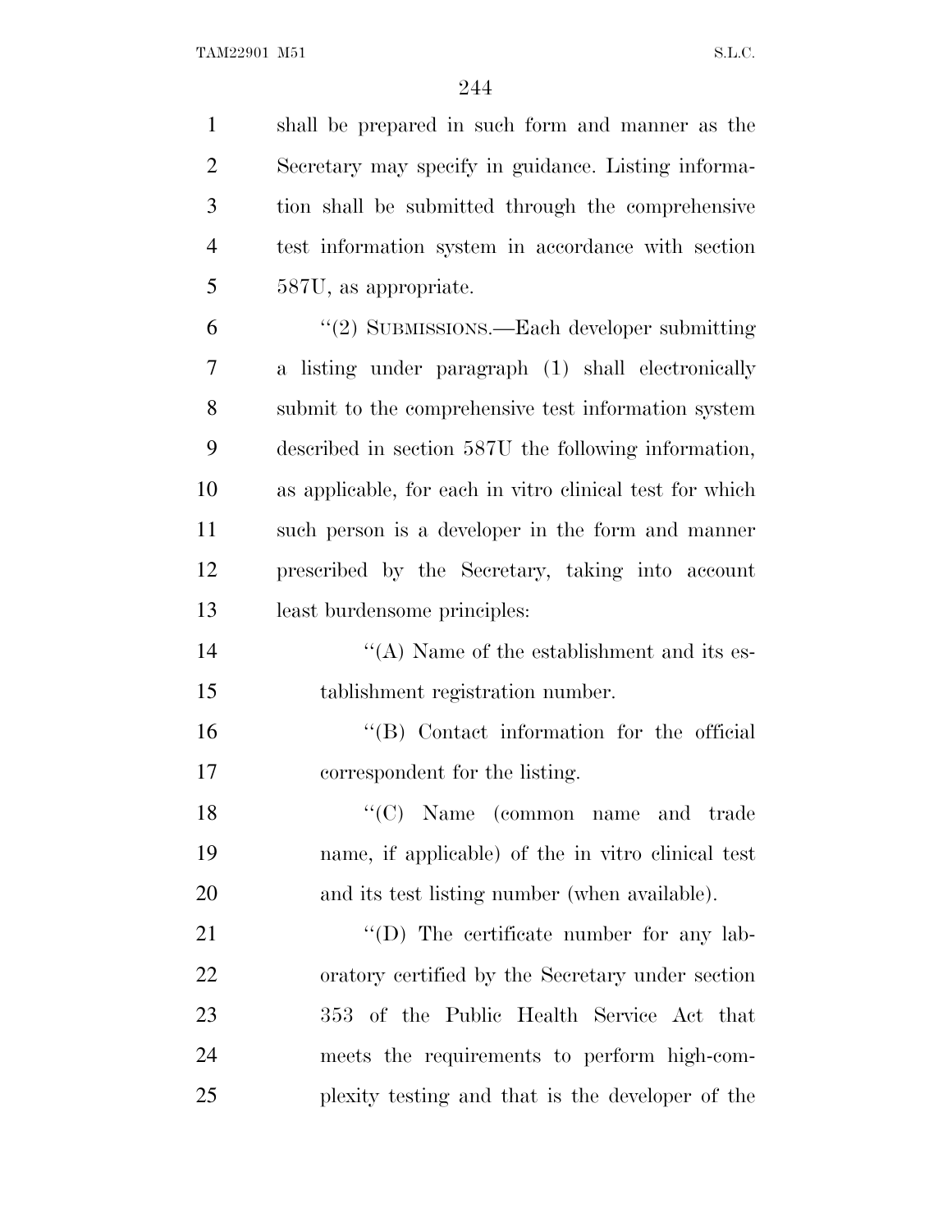shall be prepared in such form and manner as the Secretary may specify in guidance. Listing information shall be submitted through the comprehensive test information system in accordance with section 587U, as appropriate.

"(2) SUBMISSIONS.—Each developer submitting a listing under paragraph (1) shall electronically submit to the comprehensive test information system described in section 587U the following information, as applicable, for each in vitro clinical test for which such person is a developer in the form and manner prescribed by the Secretary, taking into account least burdensome principles:

"(A) Name of the establishment and its establishment registration number.

"(B) Contact information for the official correspondent for the listing.

"(C) Name (common name and trade name, if applicable) of the in vitro clinical test and its test listing number (when available).

"(D) The certificate number for any laboratory certified by the Secretary under section 353 of the Public Health Service Act that meets the requirements to perform high-complexity testing and that is the developer of the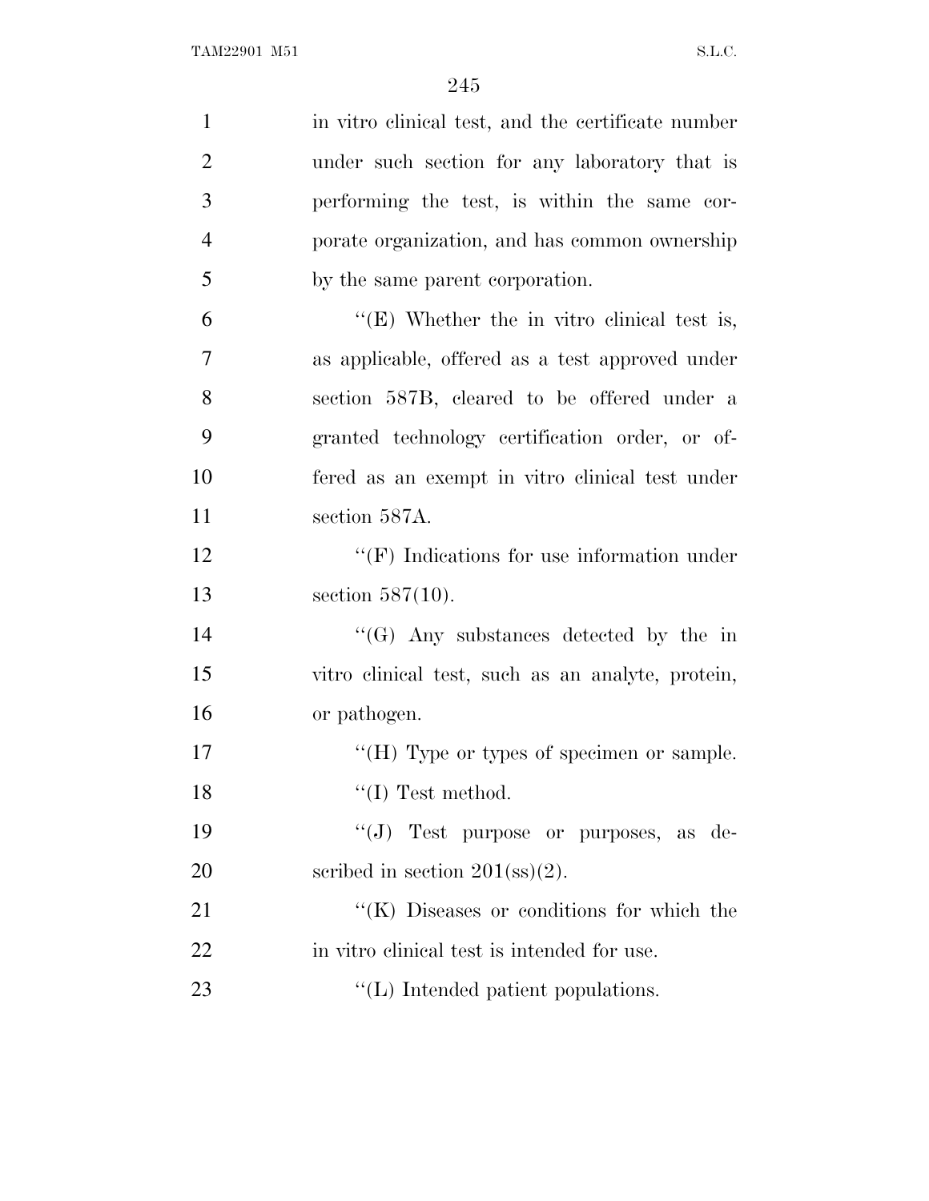in vitro clinical test, and the certificate number under such section for any laboratory that is performing the test, is within the same corporate organization, and has common ownership by the same parent corporation.

''(E) Whether the in vitro clinical test is, as applicable, offered as a test approved under section 587B, cleared to be offered under a granted technology certification order, or offered as an exempt in vitro clinical test under section 587A.

''(F) Indications for use information under section 587(10).

''(G) Any substances detected by the in vitro clinical test, such as an analyte, protein, or pathogen.

''(H) Type or types of specimen or sample.

''(I) Test method.

''(J) Test purpose or purposes, as described in section 201(ss)(2).

''(K) Diseases or conditions for which the in vitro clinical test is intended for use.

''(L) Intended patient populations.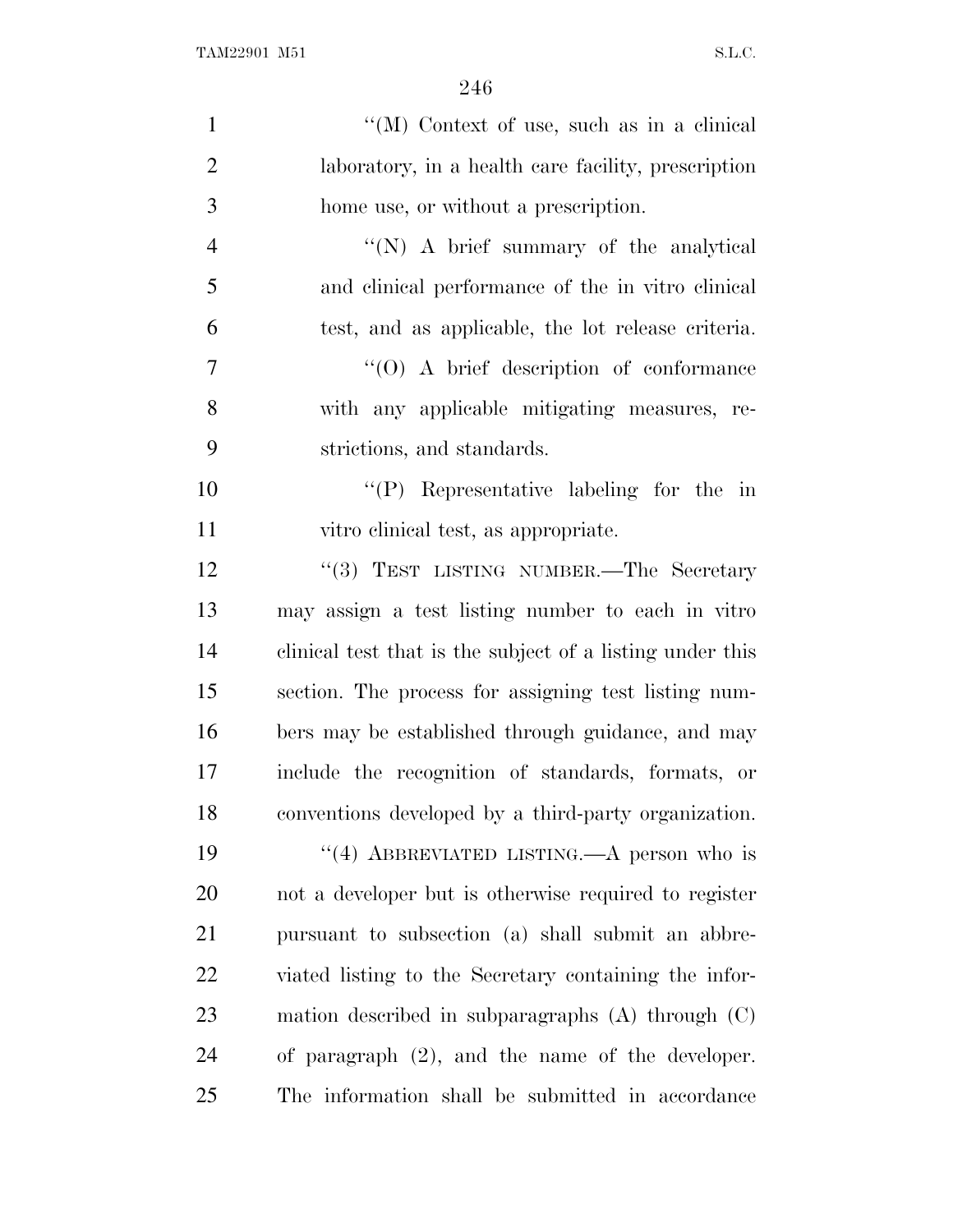''(M) Context of use, such as in a clinical laboratory, in a health care facility, prescription home use, or without a prescription.

''(N) A brief summary of the analytical and clinical performance of the in vitro clinical test, and as applicable, the lot release criteria.

''(O) A brief description of conformance with any applicable mitigating measures, restrictions, and standards.

''(P) Representative labeling for the in vitro clinical test, as appropriate.

''(3) TEST LISTING NUMBER.—The Secretary may assign a test listing number to each in vitro clinical test that is the subject of a listing under this section. The process for assigning test listing numbers may be established through guidance, and may include the recognition of standards, formats, or conventions developed by a third-party organization.

''(4) ABBREVIATED LISTING.—A person who is not a developer but is otherwise required to register pursuant to subsection (a) shall submit an abbreviated listing to the Secretary containing the information described in subparagraphs (A) through (C) of paragraph (2), and the name of the developer. The information shall be submitted in accordance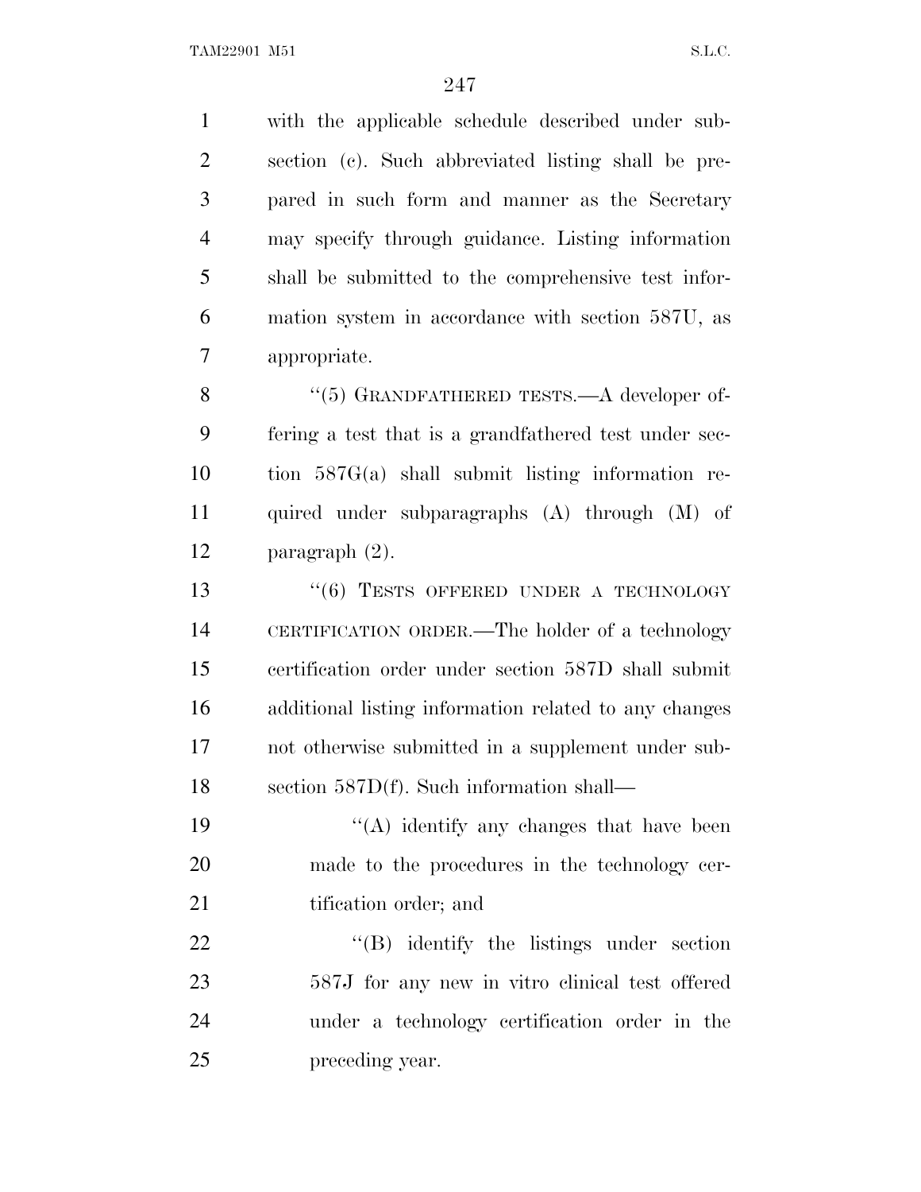with the applicable schedule described under subsection (c). Such abbreviated listing shall be prepared in such form and manner as the Secretary may specify through guidance. Listing information shall be submitted to the comprehensive test information system in accordance with section 587U, as appropriate.

"(5) GRANDFATHERED TESTS.—A developer offering a test that is a grandfathered test under section 587G(a) shall submit listing information required under subparagraphs (A) through (M) of paragraph (2).

"(6) TESTS OFFERED UNDER A TECHNOLOGY CERTIFICATION ORDER.—The holder of a technology certification order under section 587D shall submit additional listing information related to any changes not otherwise submitted in a supplement under subsection 587D(f). Such information shall—

"(A) identify any changes that have been made to the procedures in the technology certification order; and

"(B) identify the listings under section 587J for any new in vitro clinical test offered under a technology certification order in the preceding year.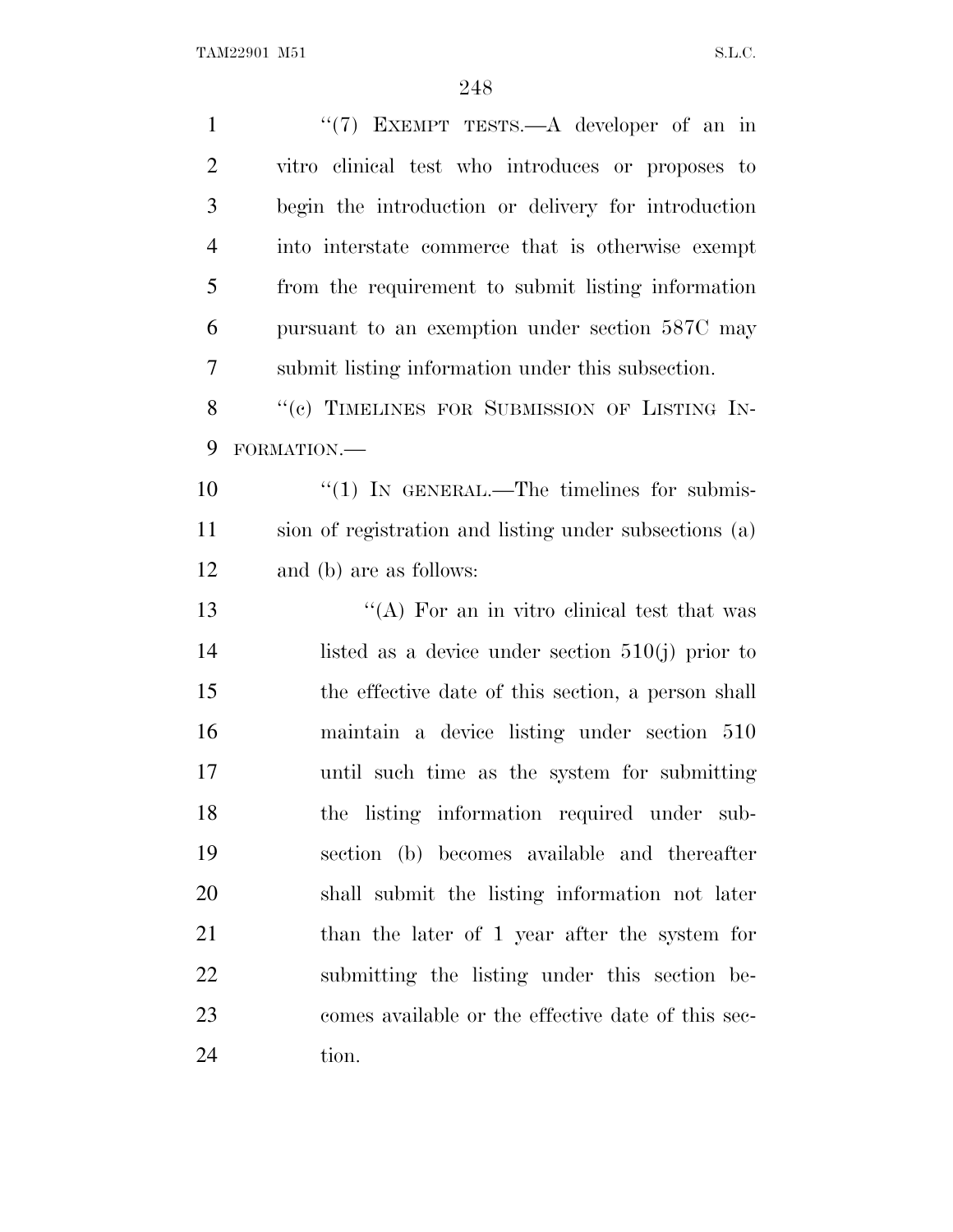"(7) EXEMPT TESTS.—A developer of an in vitro clinical test who introduces or proposes to begin the introduction or delivery for introduction into interstate commerce that is otherwise exempt from the requirement to submit listing information pursuant to an exemption under section 587C may submit listing information under this subsection.

"(c) TIMELINES FOR SUBMISSION OF LISTING INFORMATION.—

"(1) IN GENERAL.—The timelines for submission of registration and listing under subsections (a) and (b) are as follows:

"(A) For an in vitro clinical test that was listed as a device under section 510(j) prior to the effective date of this section, a person shall maintain a device listing under section 510 until such time as the system for submitting the listing information required under subsection (b) becomes available and thereafter shall submit the listing information not later than the later of 1 year after the system for submitting the listing under this section becomes available or the effective date of this section.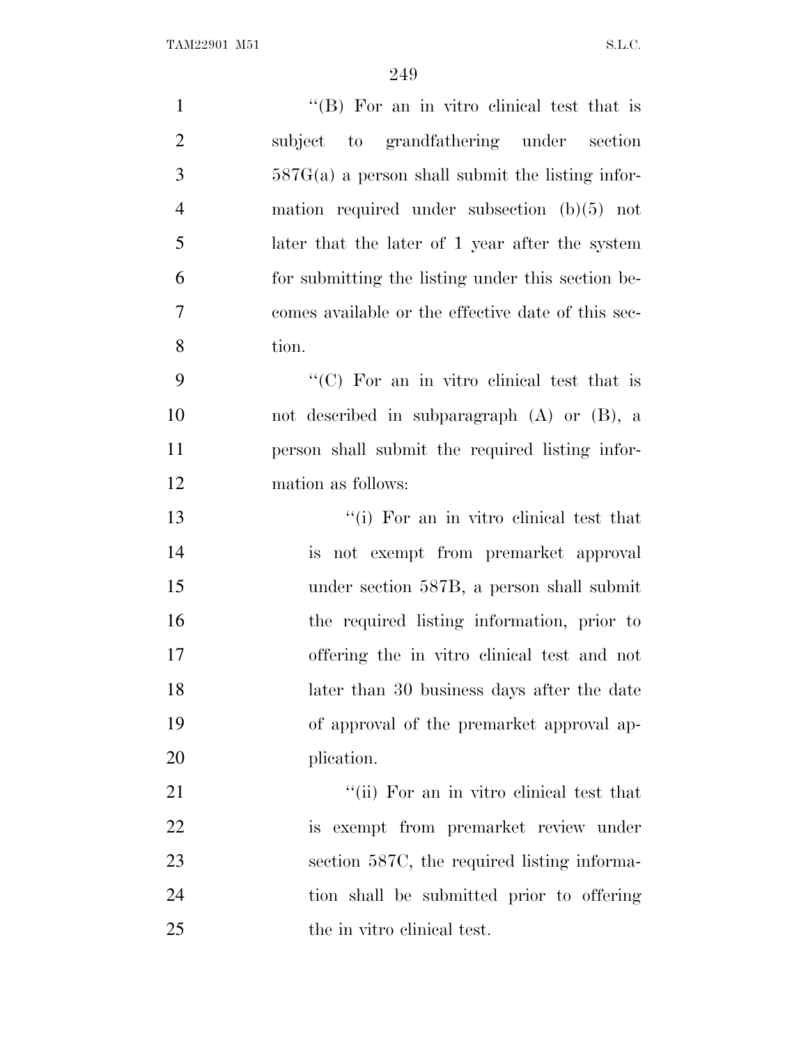''(B) For an in vitro clinical test that is subject to grandfathering under section 587G(a) a person shall submit the listing information required under subsection (b)(5) not later that the later of 1 year after the system for submitting the listing under this section becomes available or the effective date of this section.

''(C) For an in vitro clinical test that is not described in subparagraph (A) or (B), a person shall submit the required listing information as follows:

''(i) For an in vitro clinical test that is not exempt from premarket approval under section 587B, a person shall submit the required listing information, prior to offering the in vitro clinical test and not later than 30 business days after the date of approval of the premarket approval application.

''(ii) For an in vitro clinical test that is exempt from premarket review under section 587C, the required listing information shall be submitted prior to offering the in vitro clinical test.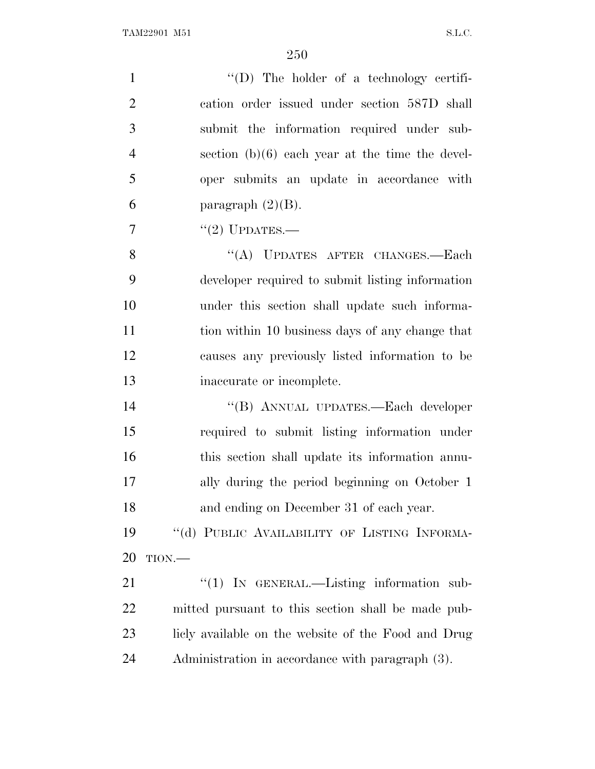''(D) The holder of a technology certification order issued under section 587D shall submit the information required under subsection (b)(6) each year at the time the developer submits an update in accordance with paragraph (2)(B).

''(2) UPDATES.—

''(A) UPDATES AFTER CHANGES.—Each developer required to submit listing information under this section shall update such information within 10 business days of any change that causes any previously listed information to be inaccurate or incomplete.

''(B) ANNUAL UPDATES.—Each developer required to submit listing information under this section shall update its information annually during the period beginning on October 1 and ending on December 31 of each year.

''(d) PUBLIC AVAILABILITY OF LISTING INFORMATION.—

''(1) IN GENERAL.—Listing information submitted pursuant to this section shall be made publicly available on the website of the Food and Drug Administration in accordance with paragraph (3).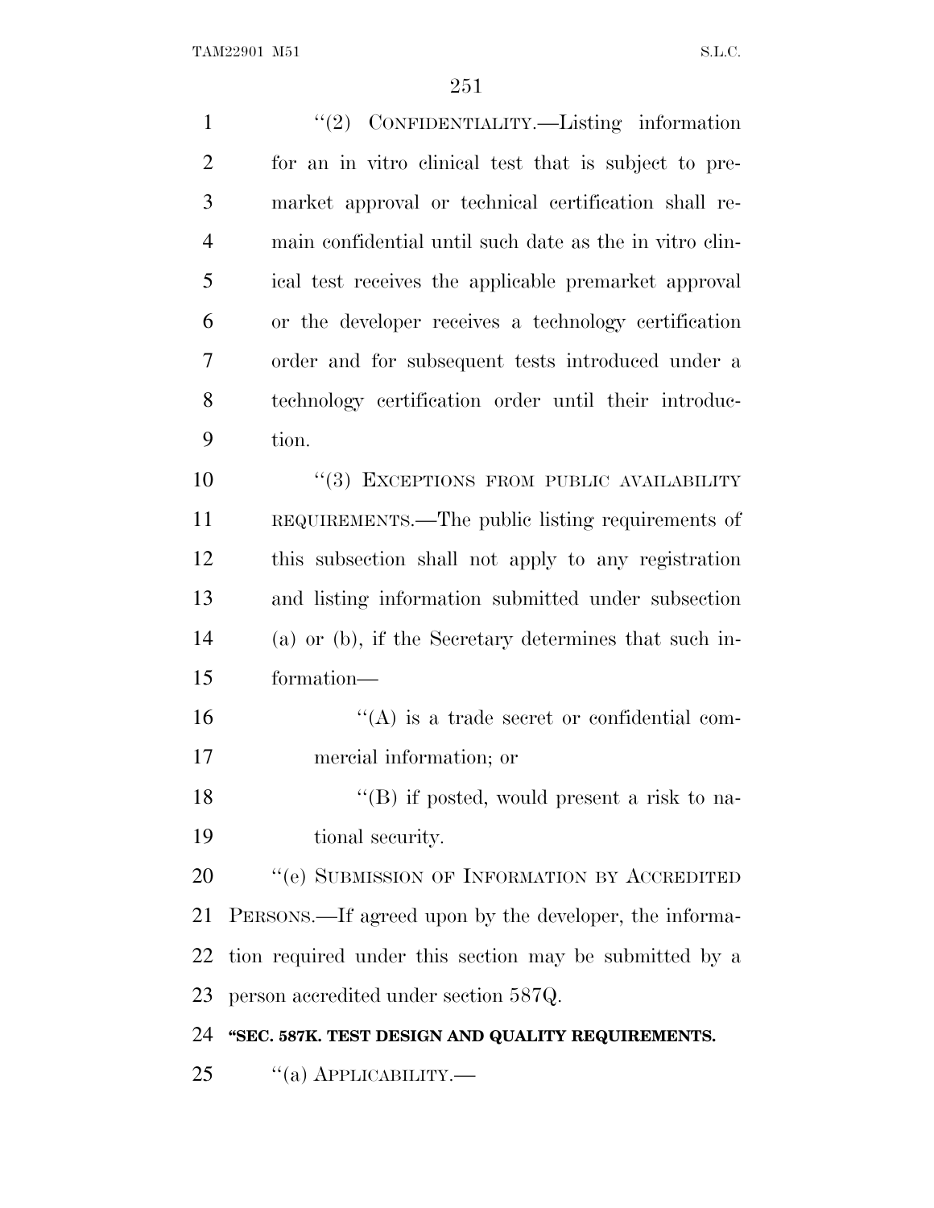"(2) CONFIDENTIALITY.—Listing information for an in vitro clinical test that is subject to premarket approval or technical certification shall remain confidential until such date as the in vitro clinical test receives the applicable premarket approval or the developer receives a technology certification order and for subsequent tests introduced under a technology certification order until their introduction.

"(3) EXCEPTIONS FROM PUBLIC AVAILABILITY REQUIREMENTS.—The public listing requirements of this subsection shall not apply to any registration and listing information submitted under subsection (a) or (b), if the Secretary determines that such information—

"(A) is a trade secret or confidential commercial information; or

"(B) if posted, would present a risk to national security.

"(e) SUBMISSION OF INFORMATION BY ACCREDITED PERSONS.—If agreed upon by the developer, the information required under this section may be submitted by a person accredited under section 587Q.

**"SEC. 587K. TEST DESIGN AND QUALITY REQUIREMENTS.**

"(a) APPLICABILITY.—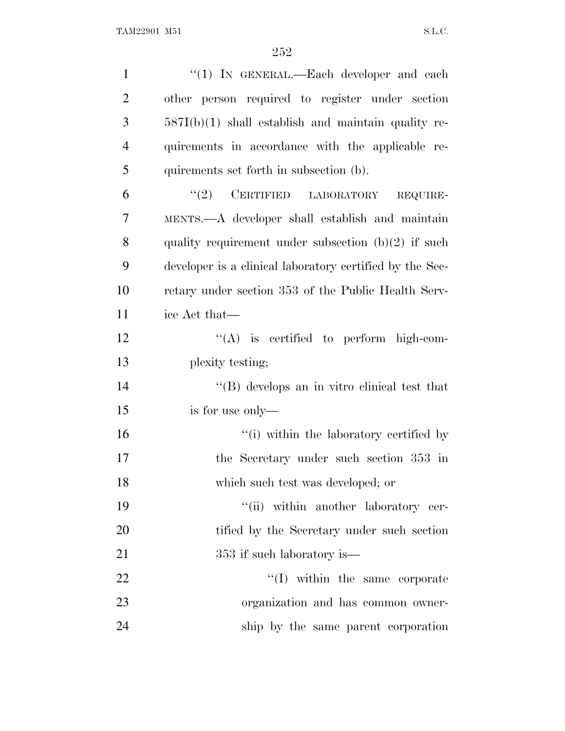"(1) IN GENERAL.—Each developer and each other person required to register under section 587I(b)(1) shall establish and maintain quality requirements in accordance with the applicable requirements set forth in subsection (b).

"(2) CERTIFIED LABORATORY REQUIREMENTS.—A developer shall establish and maintain quality requirement under subsection (b)(2) if such developer is a clinical laboratory certified by the Secretary under section 353 of the Public Health Service Act that—

"(A) is certified to perform high-complexity testing;

"(B) develops an in vitro clinical test that is for use only—

"(i) within the laboratory certified by the Secretary under such section 353 in which such test was developed; or

"(ii) within another laboratory certified by the Secretary under such section 353 if such laboratory is—

"(I) within the same corporate organization and has common ownership by the same parent corporation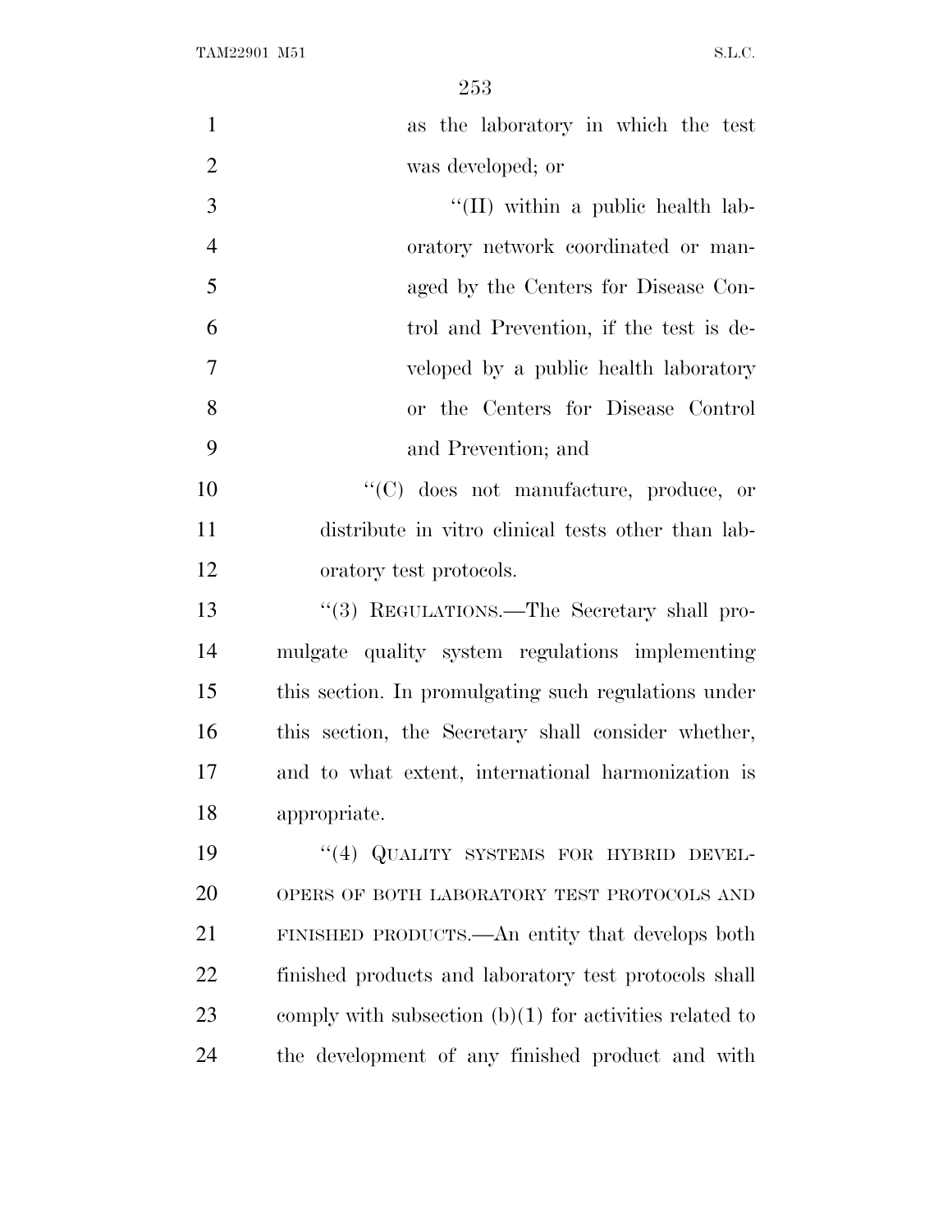as the laboratory in which the test was developed; or

''(II) within a public health laboratory network coordinated or managed by the Centers for Disease Control and Prevention, if the test is developed by a public health laboratory or the Centers for Disease Control and Prevention; and

''(C) does not manufacture, produce, or distribute in vitro clinical tests other than laboratory test protocols.

''(3) REGULATIONS.—The Secretary shall promulgate quality system regulations implementing this section. In promulgating such regulations under this section, the Secretary shall consider whether, and to what extent, international harmonization is appropriate.

''(4) QUALITY SYSTEMS FOR HYBRID DEVELOPERS OF BOTH LABORATORY TEST PROTOCOLS AND FINISHED PRODUCTS.—An entity that develops both finished products and laboratory test protocols shall comply with subsection (b)(1) for activities related to the development of any finished product and with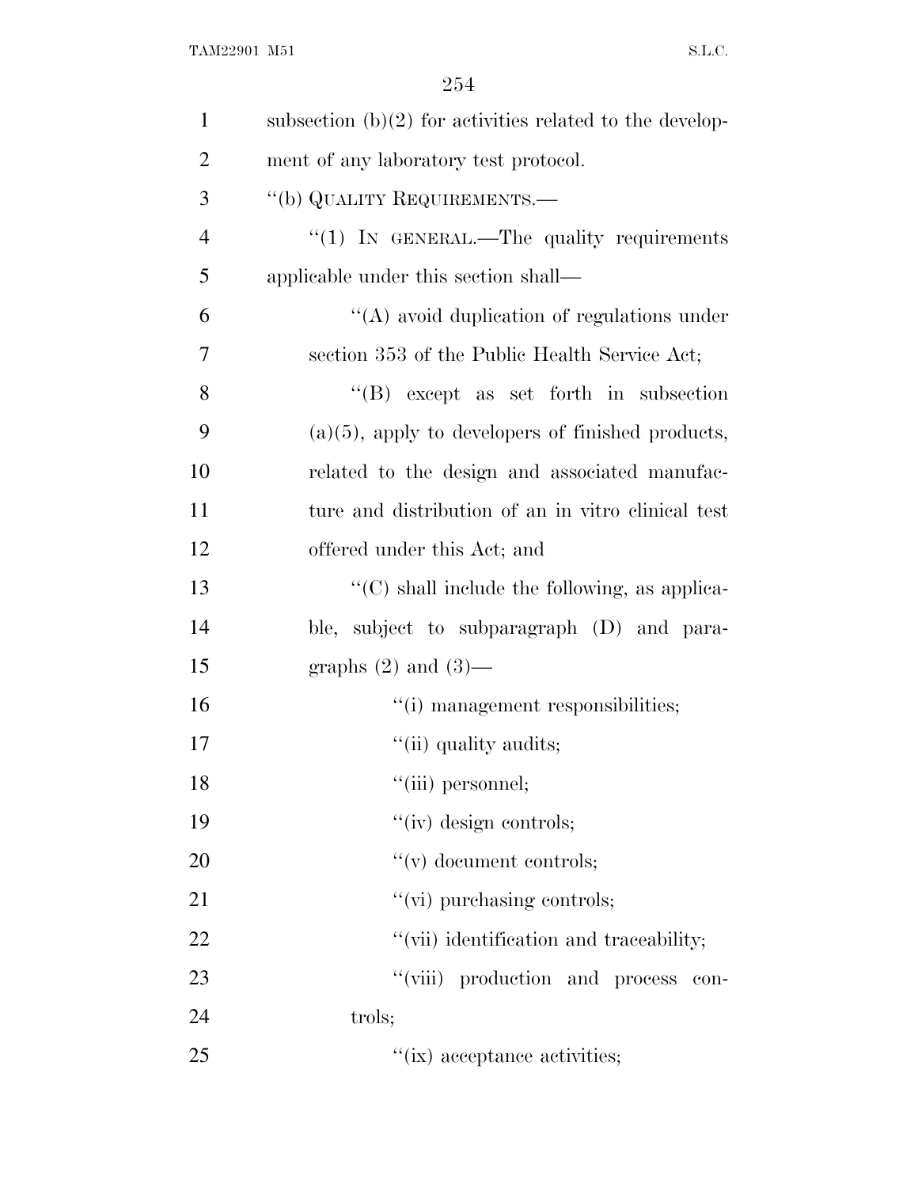subsection (b)(2) for activities related to the development of any laboratory test protocol.

"(b) QUALITY REQUIREMENTS.—

"(1) IN GENERAL.—The quality requirements applicable under this section shall—

"(A) avoid duplication of regulations under section 353 of the Public Health Service Act;

"(B) except as set forth in subsection (a)(5), apply to developers of finished products, related to the design and associated manufacture and distribution of an in vitro clinical test offered under this Act; and

"(C) shall include the following, as applicable, subject to subparagraph (D) and paragraphs (2) and (3)—

"(i) management responsibilities;

"(ii) quality audits;

"(iii) personnel;

"(iv) design controls;

"(v) document controls;

"(vi) purchasing controls;

"(vii) identification and traceability;

"(viii) production and process controls;

"(ix) acceptance activities;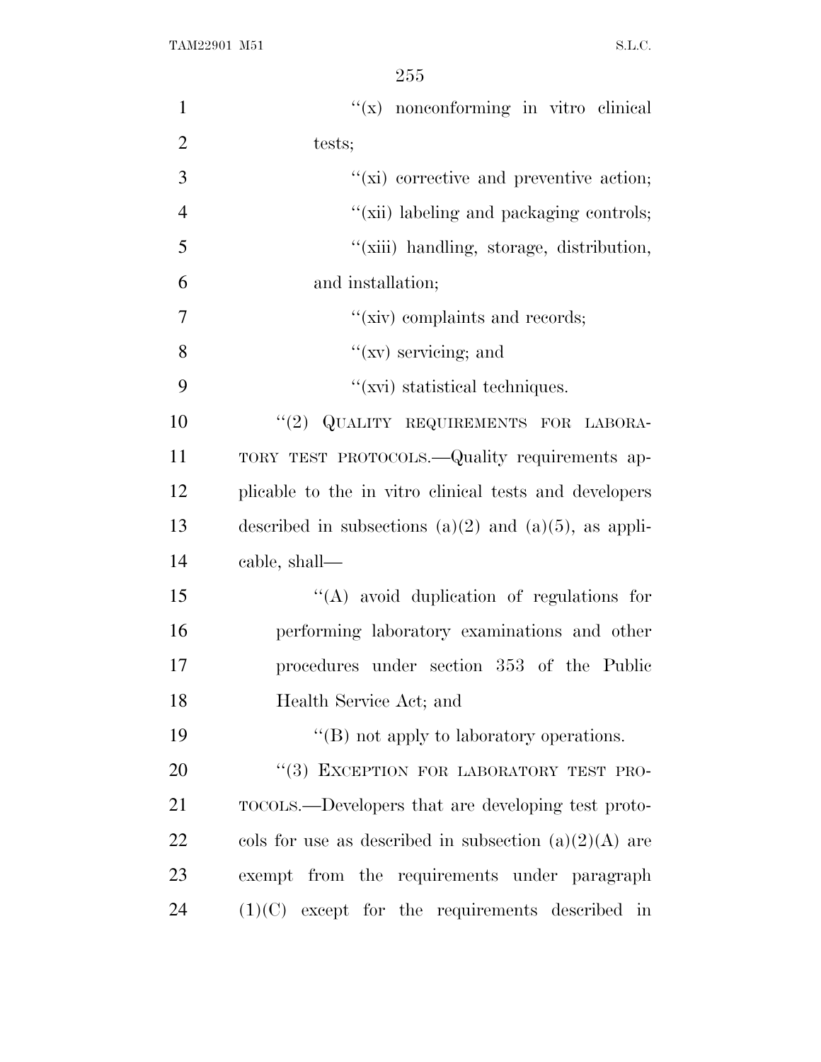''(x) nonconforming in vitro clinical tests;

''(xi) corrective and preventive action;

''(xii) labeling and packaging controls;

''(xiii) handling, storage, distribution, and installation;

''(xiv) complaints and records;

''(xv) servicing; and

''(xvi) statistical techniques.

''(2) QUALITY REQUIREMENTS FOR LABORATORY TEST PROTOCOLS.—Quality requirements applicable to the in vitro clinical tests and developers described in subsections (a)(2) and (a)(5), as applicable, shall—

''(A) avoid duplication of regulations for performing laboratory examinations and other procedures under section 353 of the Public Health Service Act; and

''(B) not apply to laboratory operations.

''(3) EXCEPTION FOR LABORATORY TEST PROTOCOLS.—Developers that are developing test protocols for use as described in subsection (a)(2)(A) are exempt from the requirements under paragraph (1)(C) except for the requirements described in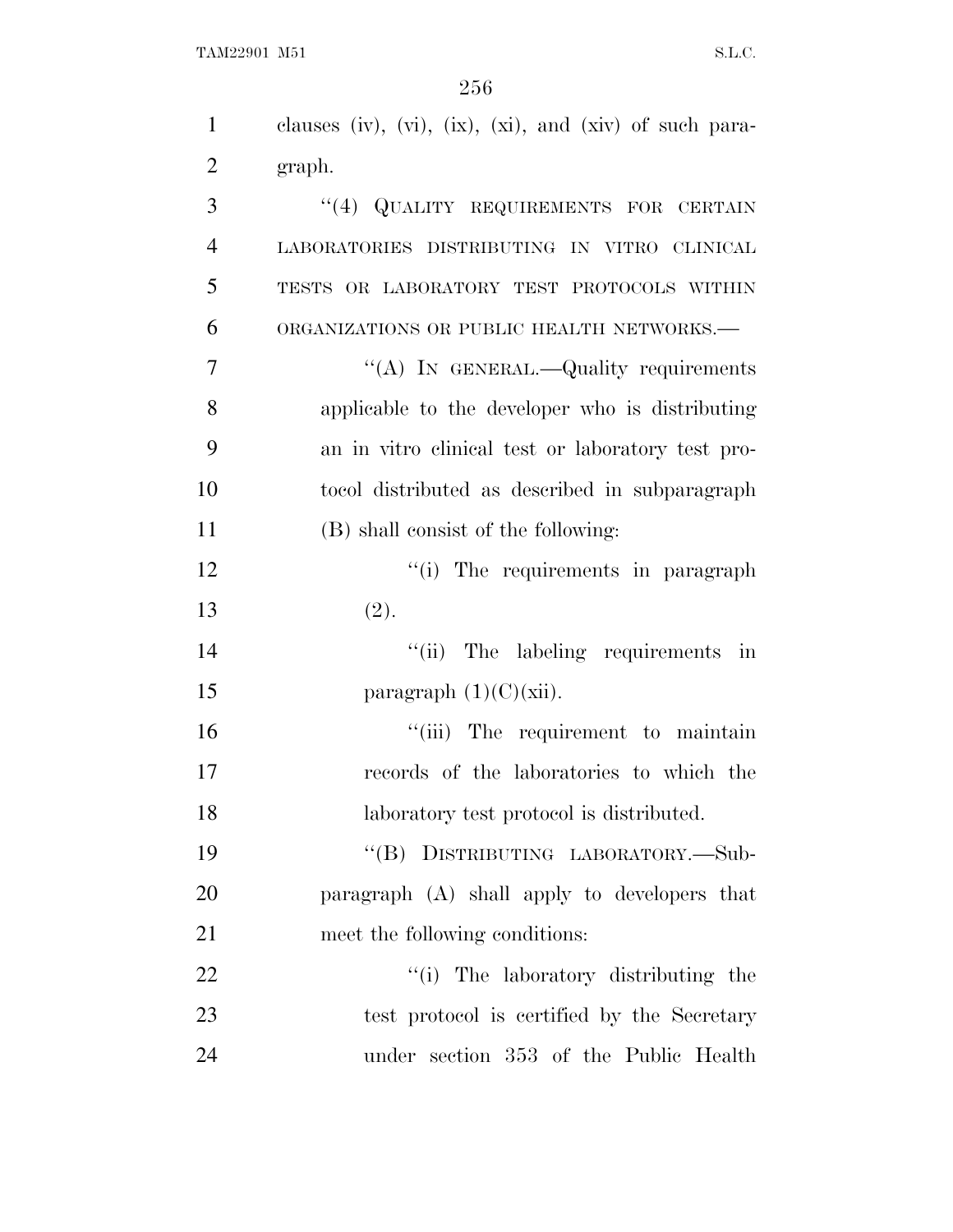clauses (iv), (vi), (ix), (xi), and (xiv) of such paragraph.

"(4) QUALITY REQUIREMENTS FOR CERTAIN LABORATORIES DISTRIBUTING IN VITRO CLINICAL TESTS OR LABORATORY TEST PROTOCOLS WITHIN ORGANIZATIONS OR PUBLIC HEALTH NETWORKS.—

"(A) IN GENERAL.—Quality requirements applicable to the developer who is distributing an in vitro clinical test or laboratory test protocol distributed as described in subparagraph (B) shall consist of the following:

"(i) The requirements in paragraph (2).

"(ii) The labeling requirements in paragraph (1)(C)(xii).

"(iii) The requirement to maintain records of the laboratories to which the laboratory test protocol is distributed.

"(B) DISTRIBUTING LABORATORY.—Subparagraph (A) shall apply to developers that meet the following conditions:

"(i) The laboratory distributing the test protocol is certified by the Secretary under section 353 of the Public Health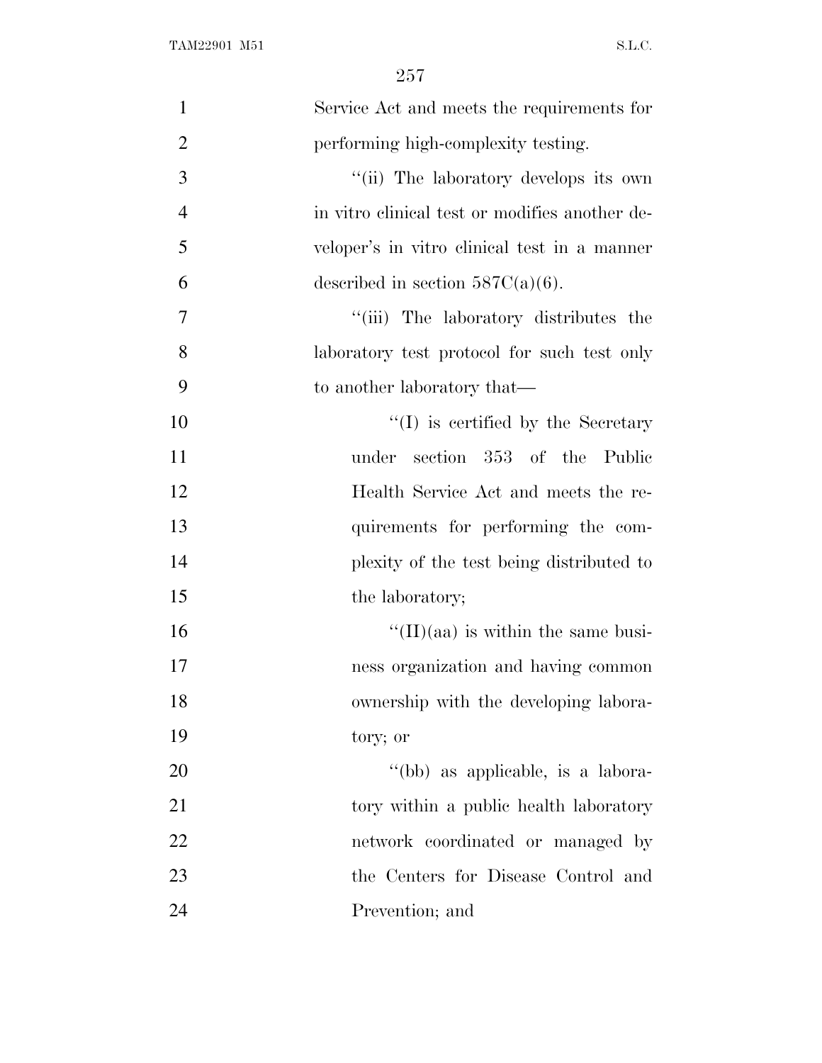Service Act and meets the requirements for performing high-complexity testing.

''(ii) The laboratory develops its own in vitro clinical test or modifies another developer's in vitro clinical test in a manner described in section 587C(a)(6).

''(iii) The laboratory distributes the laboratory test protocol for such test only to another laboratory that—

''(I) is certified by the Secretary under section 353 of the Public Health Service Act and meets the requirements for performing the complexity of the test being distributed to the laboratory;

''(II)(aa) is within the same business organization and having common ownership with the developing laboratory; or

''(bb) as applicable, is a laboratory within a public health laboratory network coordinated or managed by the Centers for Disease Control and Prevention; and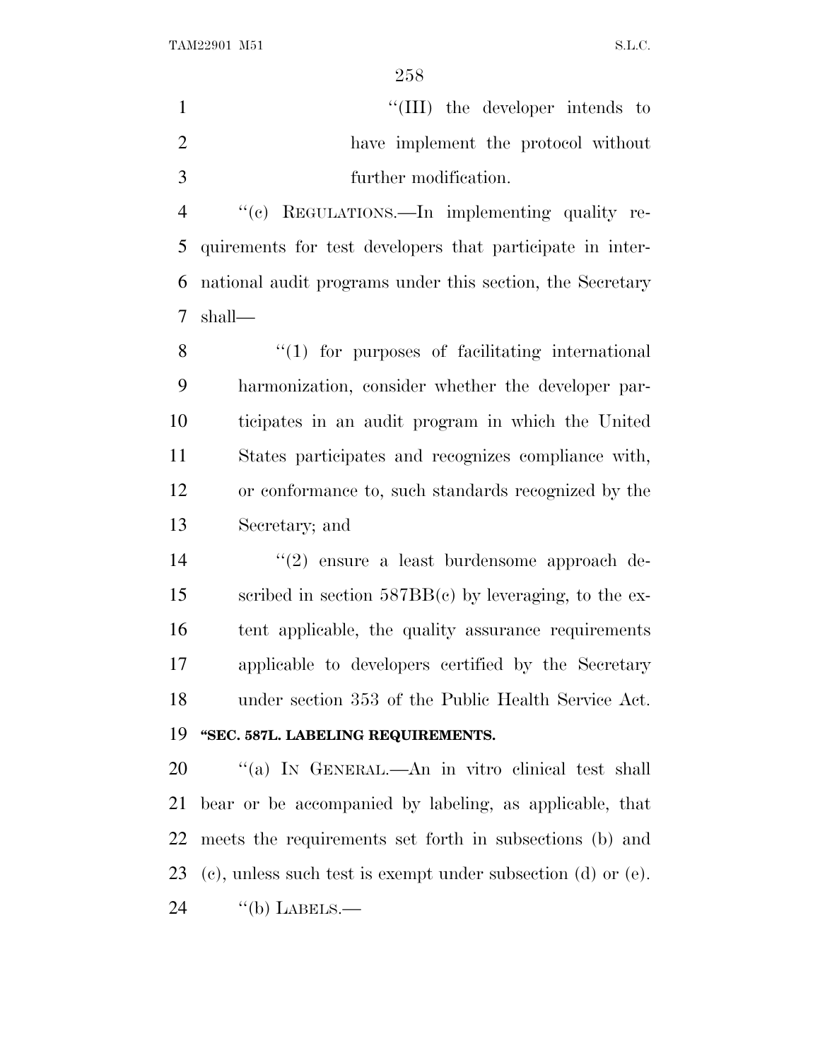''(III) the developer intends to have implement the protocol without further modification.

''(c) REGULATIONS.—In implementing quality requirements for test developers that participate in international audit programs under this section, the Secretary shall—

''(1) for purposes of facilitating international harmonization, consider whether the developer participates in an audit program in which the United States participates and recognizes compliance with, or conformance to, such standards recognized by the Secretary; and

''(2) ensure a least burdensome approach described in section 587BB(c) by leveraging, to the extent applicable, the quality assurance requirements applicable to developers certified by the Secretary under section 353 of the Public Health Service Act.

**"SEC. 587L. LABELING REQUIREMENTS.**

''(a) IN GENERAL.—An in vitro clinical test shall bear or be accompanied by labeling, as applicable, that meets the requirements set forth in subsections (b) and (c), unless such test is exempt under subsection (d) or (e).

''(b) LABELS.—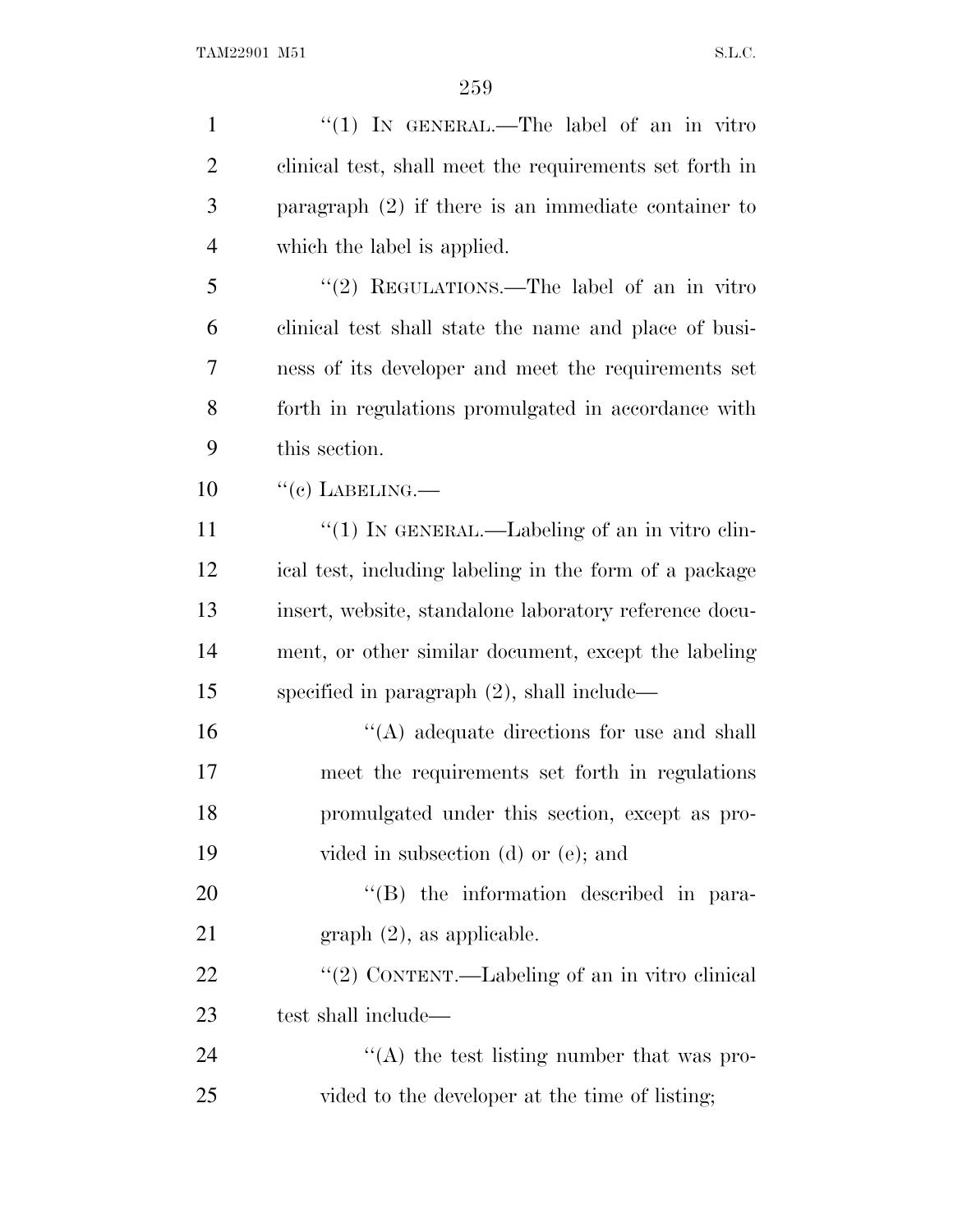"(1) IN GENERAL.—The label of an in vitro clinical test, shall meet the requirements set forth in paragraph (2) if there is an immediate container to which the label is applied.

"(2) REGULATIONS.—The label of an in vitro clinical test shall state the name and place of business of its developer and meet the requirements set forth in regulations promulgated in accordance with this section.

"(c) LABELING.—

"(1) IN GENERAL.—Labeling of an in vitro clinical test, including labeling in the form of a package insert, website, standalone laboratory reference document, or other similar document, except the labeling specified in paragraph (2), shall include—

"(A) adequate directions for use and shall meet the requirements set forth in regulations promulgated under this section, except as provided in subsection (d) or (e); and

"(B) the information described in paragraph (2), as applicable.

"(2) CONTENT.—Labeling of an in vitro clinical test shall include—

"(A) the test listing number that was provided to the developer at the time of listing;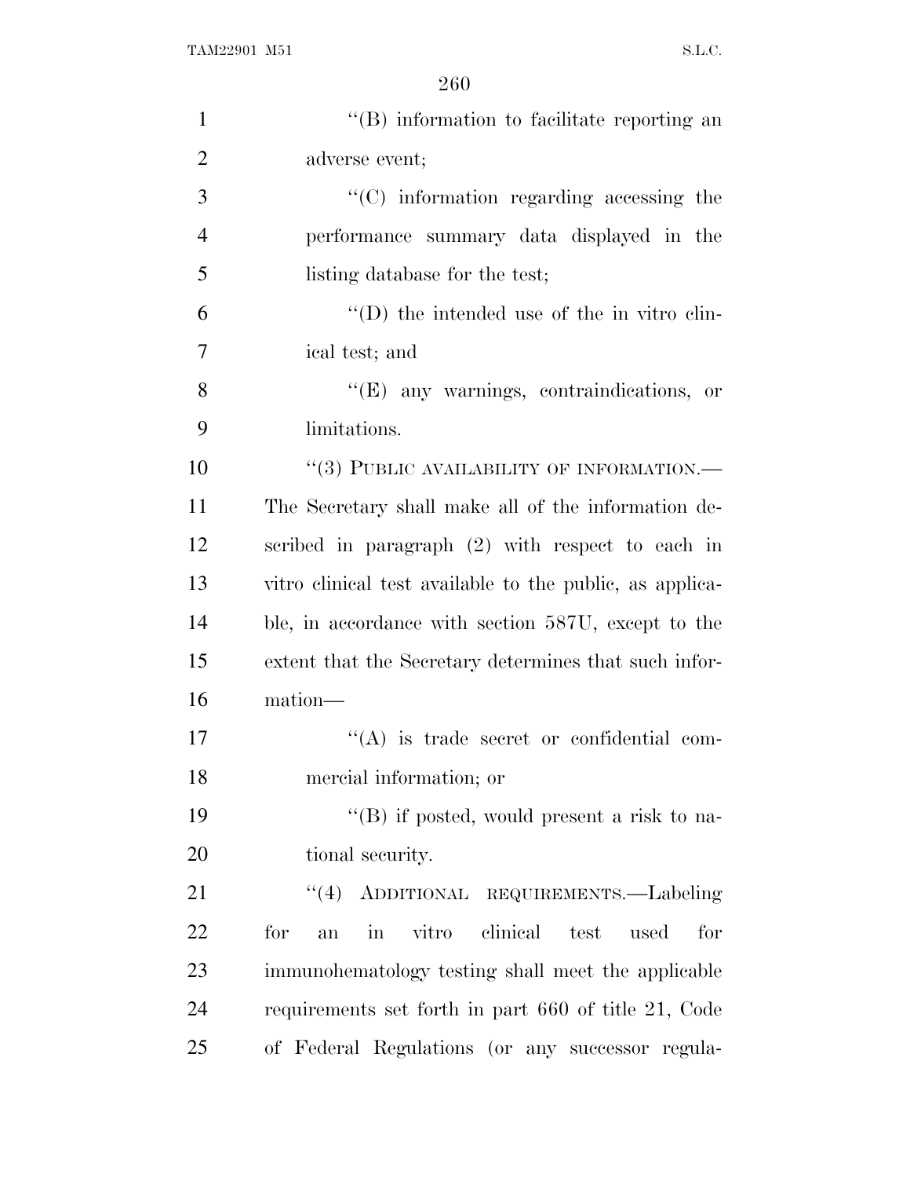''(B) information to facilitate reporting an adverse event;

''(C) information regarding accessing the performance summary data displayed in the listing database for the test;

''(D) the intended use of the in vitro clinical test; and

''(E) any warnings, contraindications, or limitations.

''(3) PUBLIC AVAILABILITY OF INFORMATION.—The Secretary shall make all of the information described in paragraph (2) with respect to each in vitro clinical test available to the public, as applicable, in accordance with section 587U, except to the extent that the Secretary determines that such information—

''(A) is trade secret or confidential commercial information; or

''(B) if posted, would present a risk to national security.

''(4) ADDITIONAL REQUIREMENTS.—Labeling for an in vitro clinical test used for immunohematology testing shall meet the applicable requirements set forth in part 660 of title 21, Code of Federal Regulations (or any successor regula-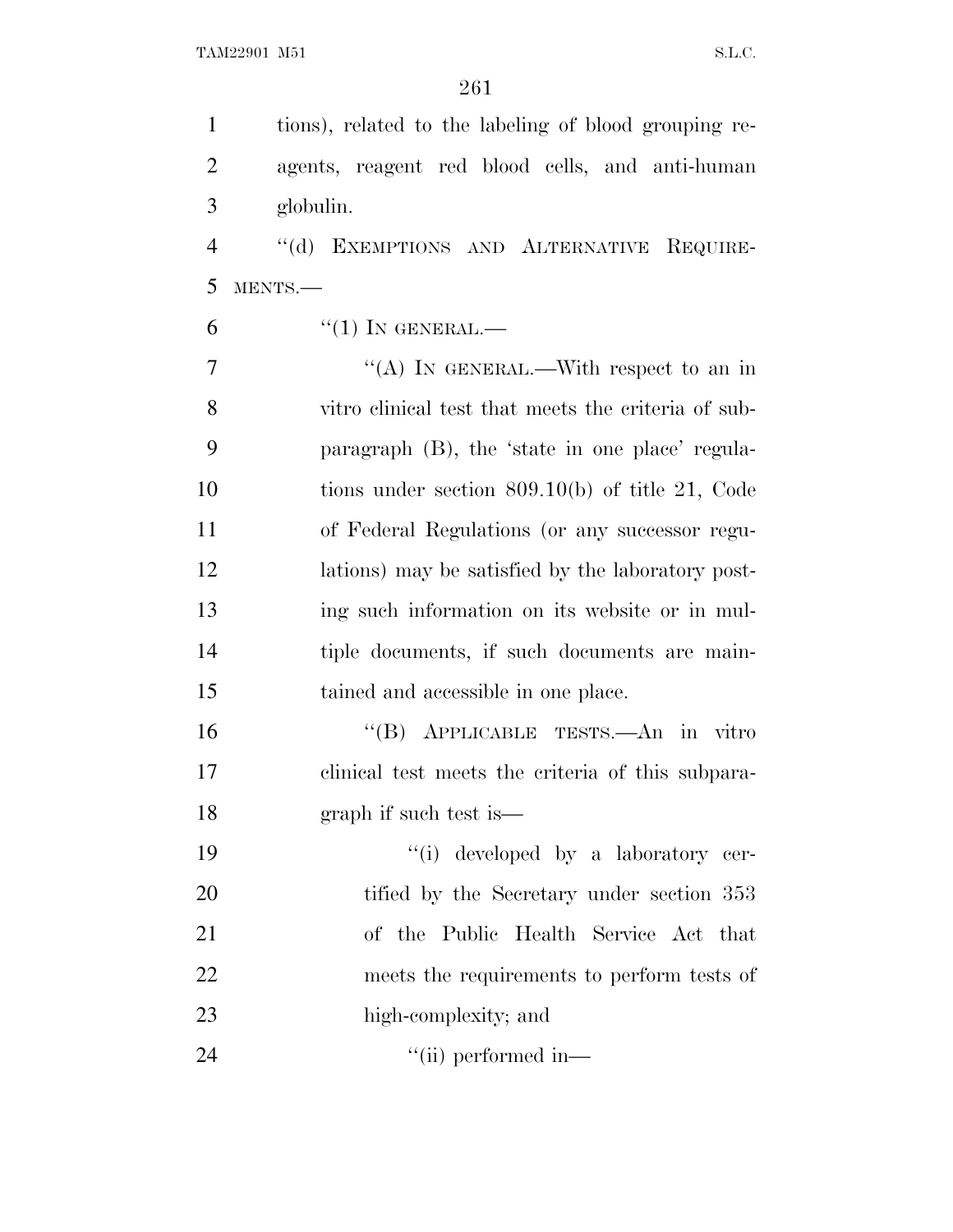tions), related to the labeling of blood grouping reagents, reagent red blood cells, and anti-human globulin.

''(d) EXEMPTIONS AND ALTERNATIVE REQUIREMENTS.—

''(1) IN GENERAL.—

''(A) IN GENERAL.—With respect to an in vitro clinical test that meets the criteria of subparagraph (B), the 'state in one place' regulations under section 809.10(b) of title 21, Code of Federal Regulations (or any successor regulations) may be satisfied by the laboratory posting such information on its website or in multiple documents, if such documents are maintained and accessible in one place.

''(B) APPLICABLE TESTS.—An in vitro clinical test meets the criteria of this subparagraph if such test is—

''(i) developed by a laboratory certified by the Secretary under section 353 of the Public Health Service Act that meets the requirements to perform tests of high-complexity; and

''(ii) performed in—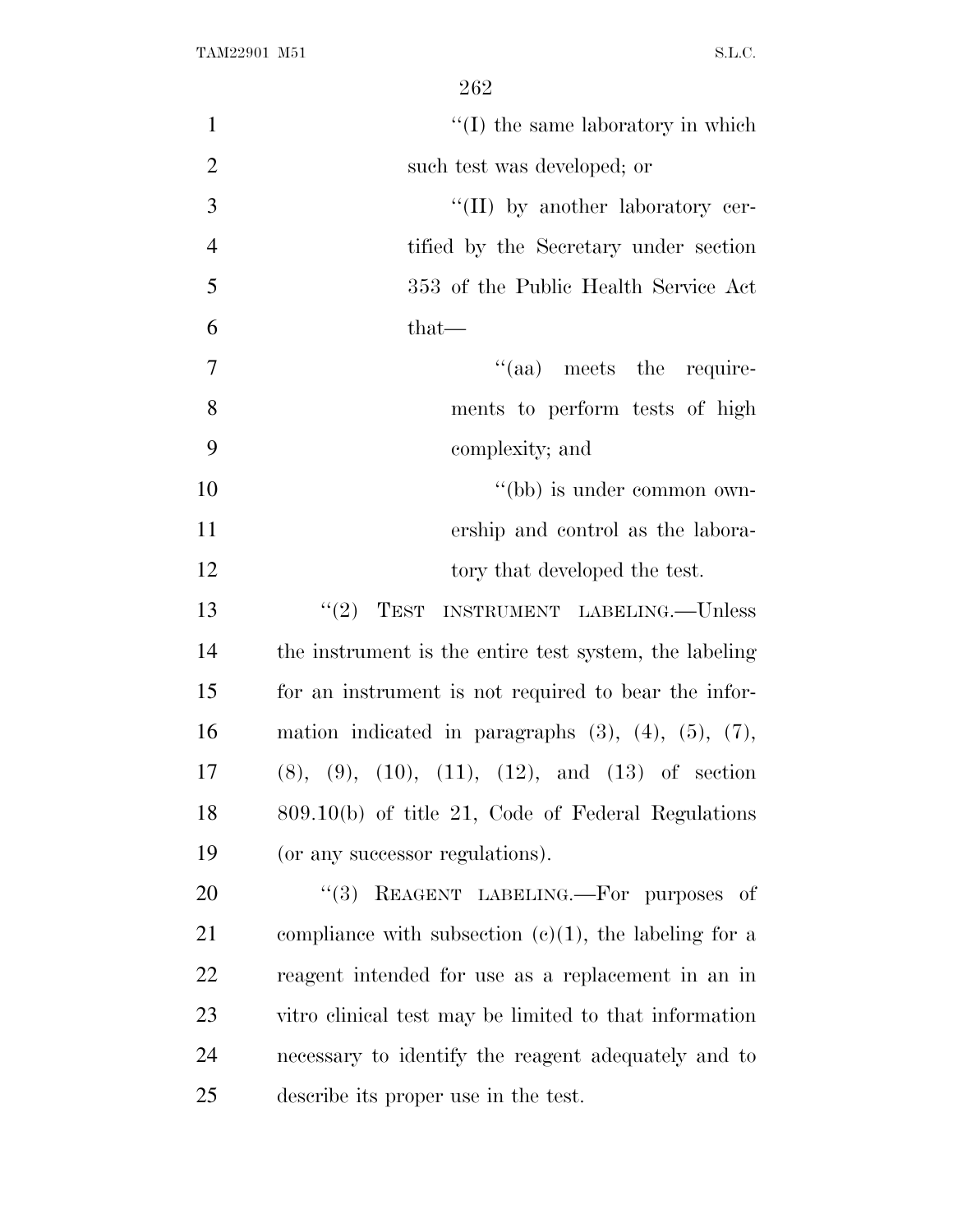''(I) the same laboratory in which such test was developed; or

''(II) by another laboratory certified by the Secretary under section 353 of the Public Health Service Act that—

''(aa) meets the requirements to perform tests of high complexity; and

''(bb) is under common ownership and control as the laboratory that developed the test.

''(2) TEST INSTRUMENT LABELING.—Unless the instrument is the entire test system, the labeling for an instrument is not required to bear the information indicated in paragraphs (3), (4), (5), (7), (8), (9), (10), (11), (12), and (13) of section 809.10(b) of title 21, Code of Federal Regulations (or any successor regulations).

''(3) REAGENT LABELING.—For purposes of compliance with subsection (c)(1), the labeling for a reagent intended for use as a replacement in an in vitro clinical test may be limited to that information necessary to identify the reagent adequately and to describe its proper use in the test.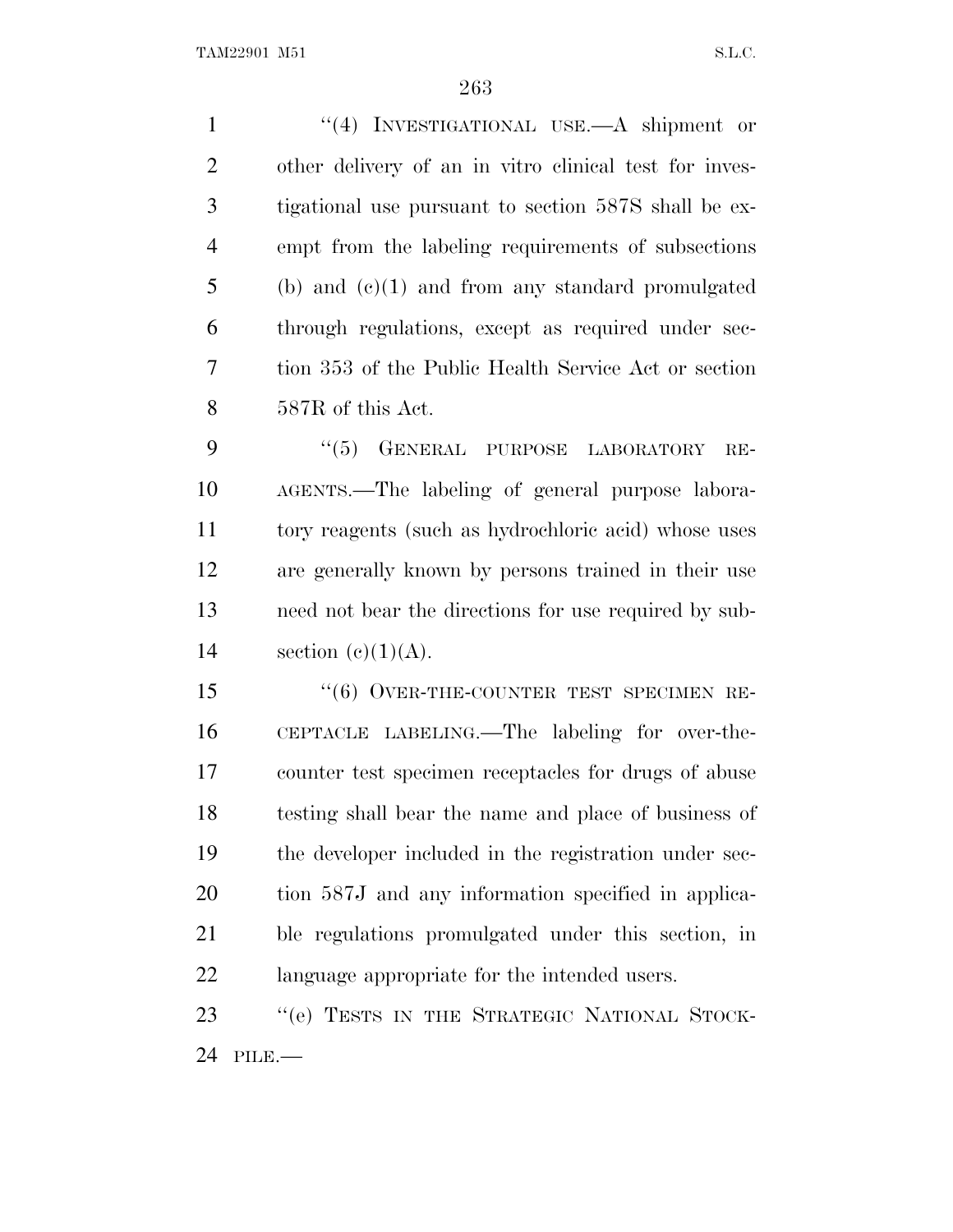"(4) INVESTIGATIONAL USE.—A shipment or other delivery of an in vitro clinical test for investigational use pursuant to section 587S shall be exempt from the labeling requirements of subsections (b) and (c)(1) and from any standard promulgated through regulations, except as required under section 353 of the Public Health Service Act or section 587R of this Act.

"(5) GENERAL PURPOSE LABORATORY REAGENTS.—The labeling of general purpose laboratory reagents (such as hydrochloric acid) whose uses are generally known by persons trained in their use need not bear the directions for use required by subsection (c)(1)(A).

"(6) OVER-THE-COUNTER TEST SPECIMEN RECEPTACLE LABELING.—The labeling for over-the-counter test specimen receptacles for drugs of abuse testing shall bear the name and place of business of the developer included in the registration under section 587J and any information specified in applicable regulations promulgated under this section, in language appropriate for the intended users.

"(e) TESTS IN THE STRATEGIC NATIONAL STOCKPILE.—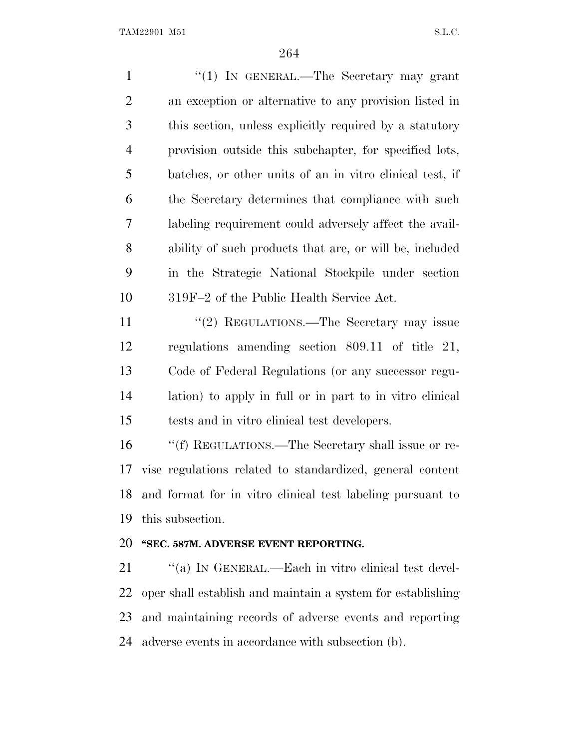"(1) IN GENERAL.—The Secretary may grant an exception or alternative to any provision listed in this section, unless explicitly required by a statutory provision outside this subchapter, for specified lots, batches, or other units of an in vitro clinical test, if the Secretary determines that compliance with such labeling requirement could adversely affect the availability of such products that are, or will be, included in the Strategic National Stockpile under section 319F–2 of the Public Health Service Act.

"(2) REGULATIONS.—The Secretary may issue regulations amending section 809.11 of title 21, Code of Federal Regulations (or any successor regulation) to apply in full or in part to in vitro clinical tests and in vitro clinical test developers.

"(f) REGULATIONS.—The Secretary shall issue or revise regulations related to standardized, general content and format for in vitro clinical test labeling pursuant to this subsection.

**"SEC. 587M. ADVERSE EVENT REPORTING.**

"(a) IN GENERAL.—Each in vitro clinical test developer shall establish and maintain a system for establishing and maintaining records of adverse events and reporting adverse events in accordance with subsection (b).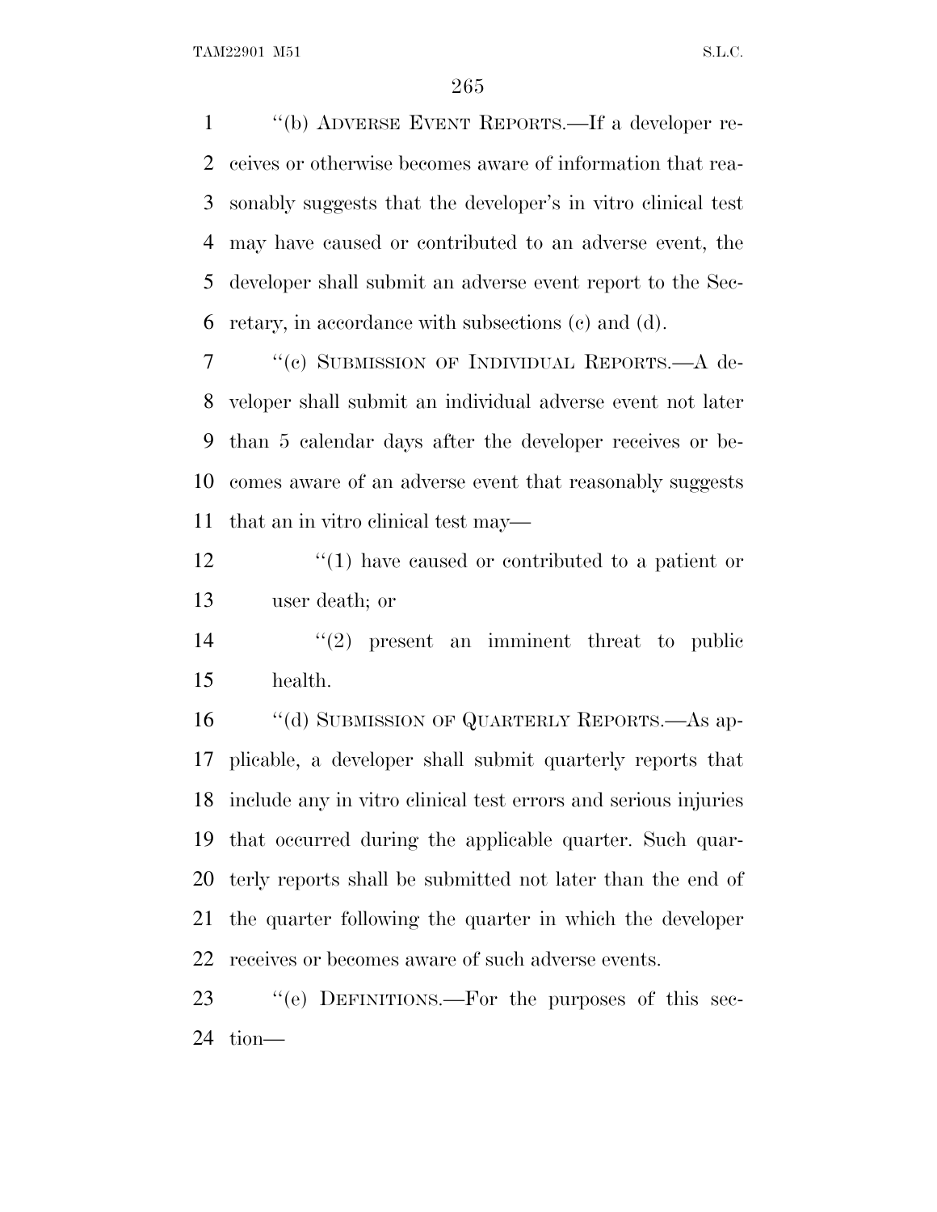''(b) ADVERSE EVENT REPORTS.—If a developer receives or otherwise becomes aware of information that reasonably suggests that the developer's in vitro clinical test may have caused or contributed to an adverse event, the developer shall submit an adverse event report to the Secretary, in accordance with subsections (c) and (d).

''(c) SUBMISSION OF INDIVIDUAL REPORTS.—A developer shall submit an individual adverse event not later than 5 calendar days after the developer receives or becomes aware of an adverse event that reasonably suggests that an in vitro clinical test may—

''(1) have caused or contributed to a patient or user death; or

''(2) present an imminent threat to public health.

''(d) SUBMISSION OF QUARTERLY REPORTS.—As applicable, a developer shall submit quarterly reports that include any in vitro clinical test errors and serious injuries that occurred during the applicable quarter. Such quarterly reports shall be submitted not later than the end of the quarter following the quarter in which the developer receives or becomes aware of such adverse events.

''(e) DEFINITIONS.—For the purposes of this section—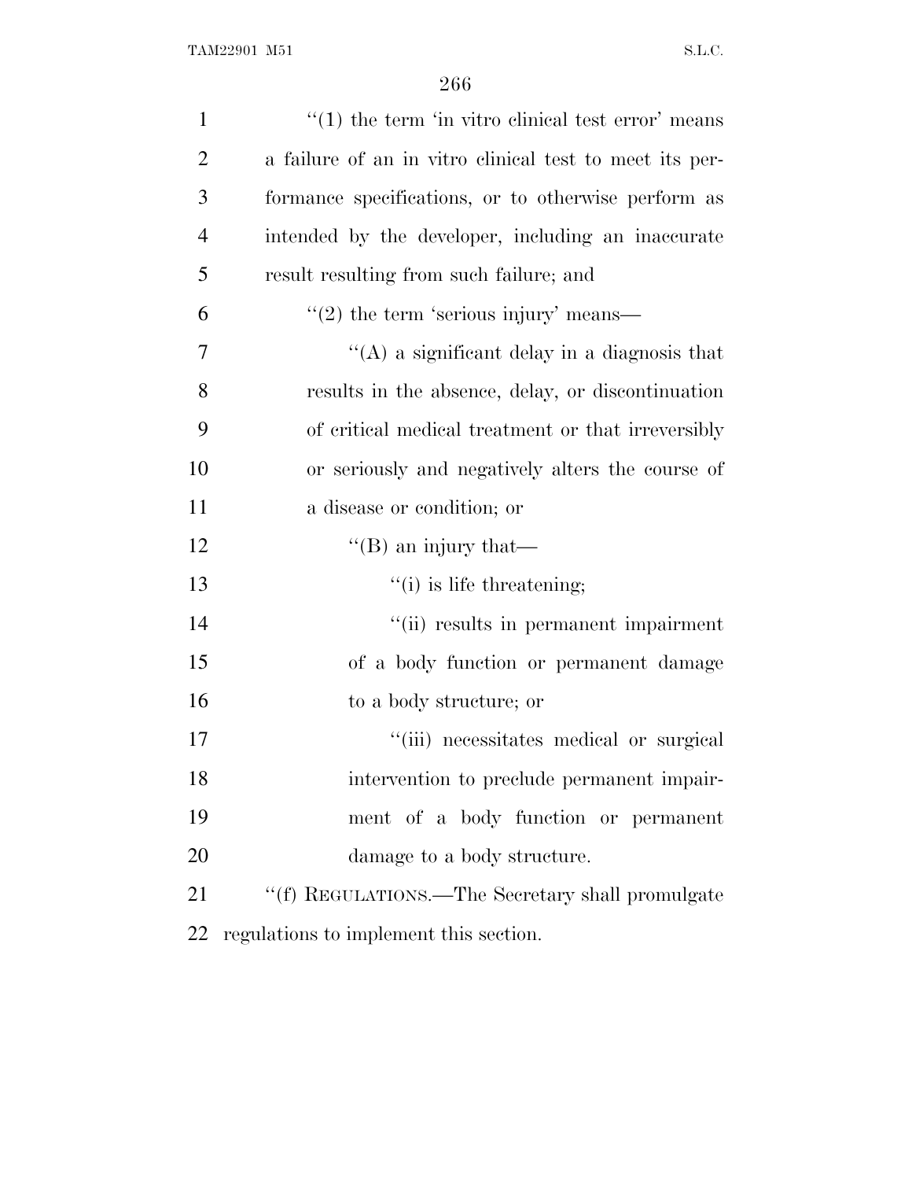''(1) the term 'in vitro clinical test error' means a failure of an in vitro clinical test to meet its performance specifications, or to otherwise perform as intended by the developer, including an inaccurate result resulting from such failure; and

''(2) the term 'serious injury' means—

''(A) a significant delay in a diagnosis that results in the absence, delay, or discontinuation of critical medical treatment or that irreversibly or seriously and negatively alters the course of a disease or condition; or

''(B) an injury that—

''(i) is life threatening;

''(ii) results in permanent impairment of a body function or permanent damage to a body structure; or

''(iii) necessitates medical or surgical intervention to preclude permanent impairment of a body function or permanent damage to a body structure.

''(f) REGULATIONS.—The Secretary shall promulgate regulations to implement this section.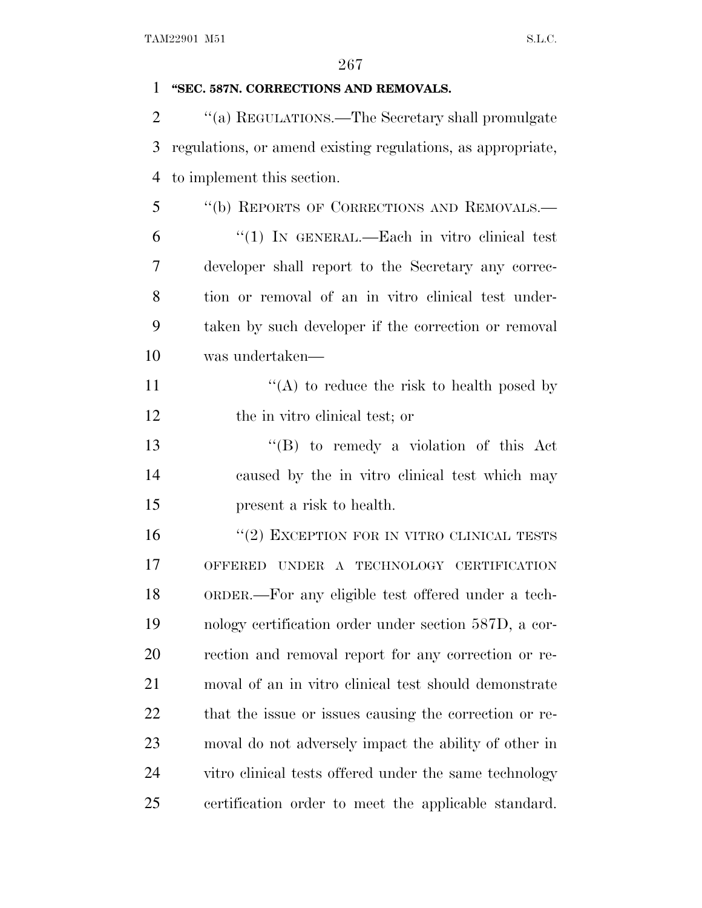**"SEC. 587N. CORRECTIONS AND REMOVALS.**

''(a) REGULATIONS.—The Secretary shall promulgate regulations, or amend existing regulations, as appropriate, to implement this section.

''(b) REPORTS OF CORRECTIONS AND REMOVALS.—

''(1) IN GENERAL.—Each in vitro clinical test developer shall report to the Secretary any correction or removal of an in vitro clinical test undertaken by such developer if the correction or removal was undertaken—

''(A) to reduce the risk to health posed by the in vitro clinical test; or

''(B) to remedy a violation of this Act caused by the in vitro clinical test which may present a risk to health.

''(2) EXCEPTION FOR IN VITRO CLINICAL TESTS OFFERED UNDER A TECHNOLOGY CERTIFICATION ORDER.—For any eligible test offered under a technology certification order under section 587D, a correction and removal report for any correction or removal of an in vitro clinical test should demonstrate that the issue or issues causing the correction or removal do not adversely impact the ability of other in vitro clinical tests offered under the same technology certification order to meet the applicable standard.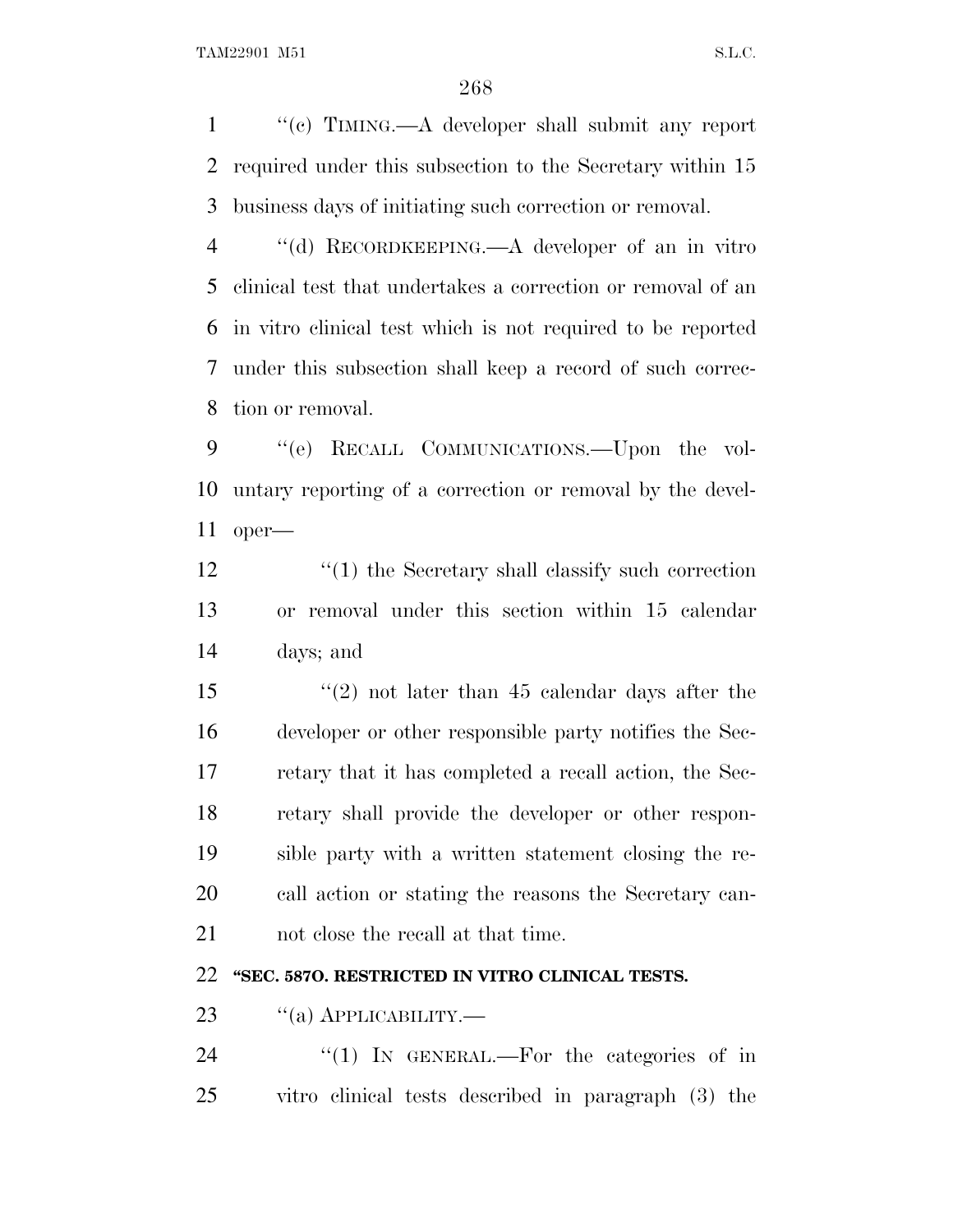''(c) TIMING.—A developer shall submit any report required under this subsection to the Secretary within 15 business days of initiating such correction or removal.

''(d) RECORDKEEPING.—A developer of an in vitro clinical test that undertakes a correction or removal of an in vitro clinical test which is not required to be reported under this subsection shall keep a record of such correction or removal.

''(e) RECALL COMMUNICATIONS.—Upon the voluntary reporting of a correction or removal by the developer—

''(1) the Secretary shall classify such correction or removal under this section within 15 calendar days; and

''(2) not later than 45 calendar days after the developer or other responsible party notifies the Secretary that it has completed a recall action, the Secretary shall provide the developer or other responsible party with a written statement closing the recall action or stating the reasons the Secretary cannot close the recall at that time.

**''SEC. 587O. RESTRICTED IN VITRO CLINICAL TESTS.**

''(a) APPLICABILITY.—

''(1) IN GENERAL.—For the categories of in vitro clinical tests described in paragraph (3) the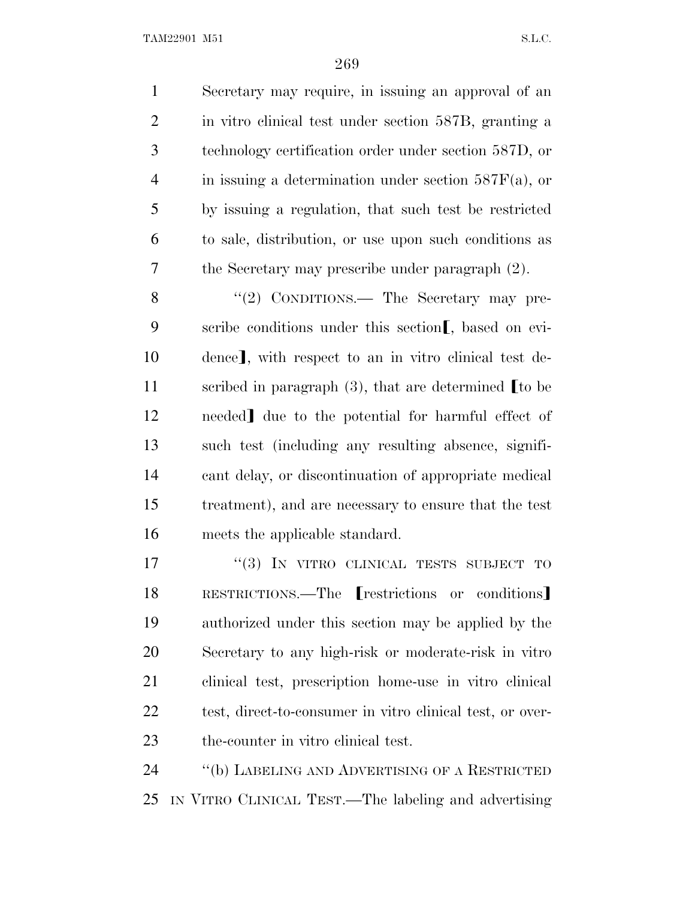Secretary may require, in issuing an approval of an in vitro clinical test under section 587B, granting a technology certification order under section 587D, or in issuing a determination under section 587F(a), or by issuing a regulation, that such test be restricted to sale, distribution, or use upon such conditions as the Secretary may prescribe under paragraph (2).

"(2) CONDITIONS.— The Secretary may prescribe conditions under this section⟦, based on evidence⟧, with respect to an in vitro clinical test described in paragraph (3), that are determined ⟦to be needed⟧ due to the potential for harmful effect of such test (including any resulting absence, significant delay, or discontinuation of appropriate medical treatment), and are necessary to ensure that the test meets the applicable standard.

"(3) IN VITRO CLINICAL TESTS SUBJECT TO RESTRICTIONS.—The ⟦restrictions or conditions⟧ authorized under this section may be applied by the Secretary to any high-risk or moderate-risk in vitro clinical test, prescription home-use in vitro clinical test, direct-to-consumer in vitro clinical test, or over-the-counter in vitro clinical test.

"(b) LABELING AND ADVERTISING OF A RESTRICTED IN VITRO CLINICAL TEST.—The labeling and advertising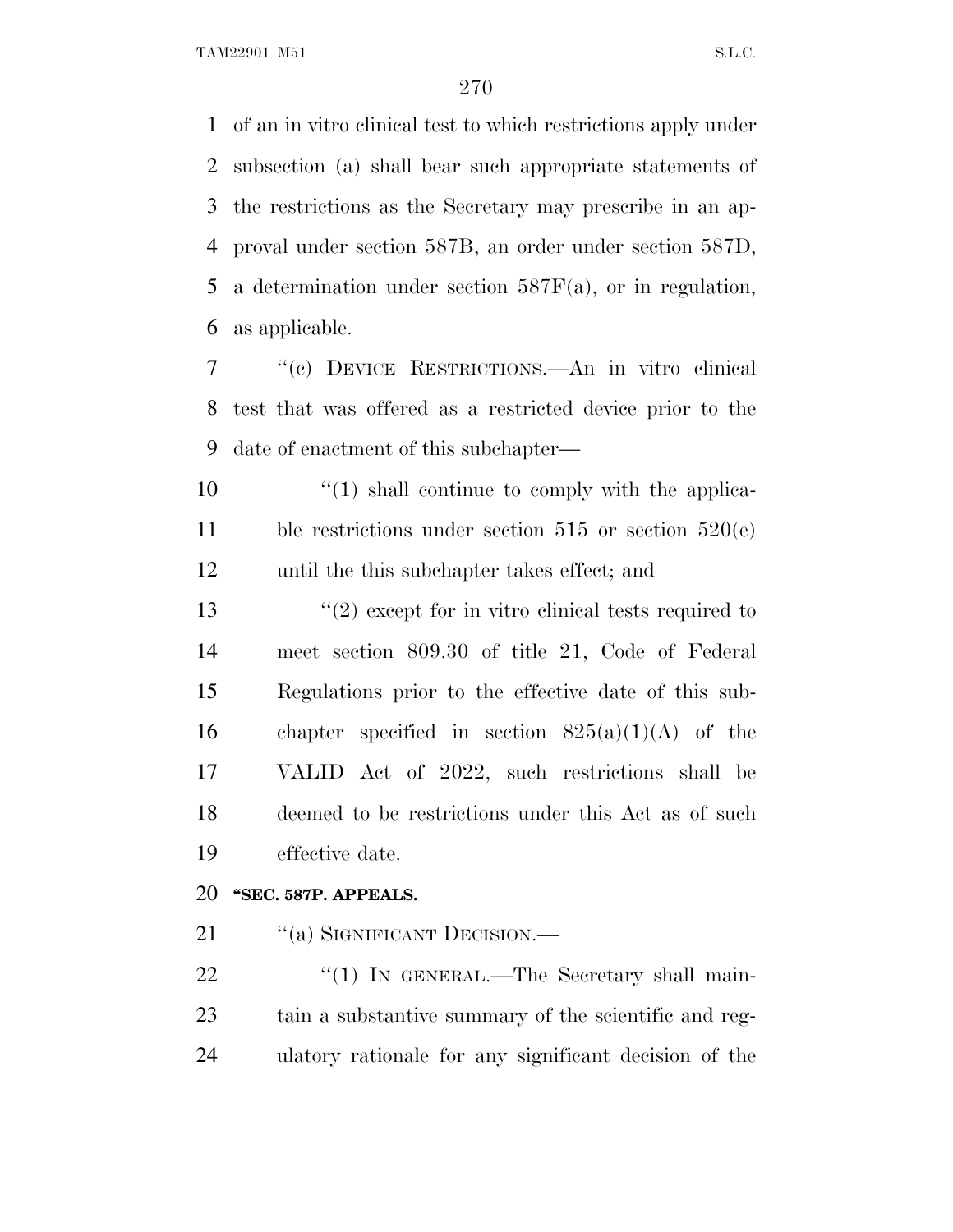of an in vitro clinical test to which restrictions apply under subsection (a) shall bear such appropriate statements of the restrictions as the Secretary may prescribe in an approval under section 587B, an order under section 587D, a determination under section 587F(a), or in regulation, as applicable.

"(c) DEVICE RESTRICTIONS.—An in vitro clinical test that was offered as a restricted device prior to the date of enactment of this subchapter—

"(1) shall continue to comply with the applicable restrictions under section 515 or section 520(e) until the this subchapter takes effect; and

"(2) except for in vitro clinical tests required to meet section 809.30 of title 21, Code of Federal Regulations prior to the effective date of this subchapter specified in section 825(a)(1)(A) of the VALID Act of 2022, such restrictions shall be deemed to be restrictions under this Act as of such effective date.

**"SEC. 587P. APPEALS.**

"(a) SIGNIFICANT DECISION.—

"(1) IN GENERAL.—The Secretary shall maintain a substantive summary of the scientific and regulatory rationale for any significant decision of the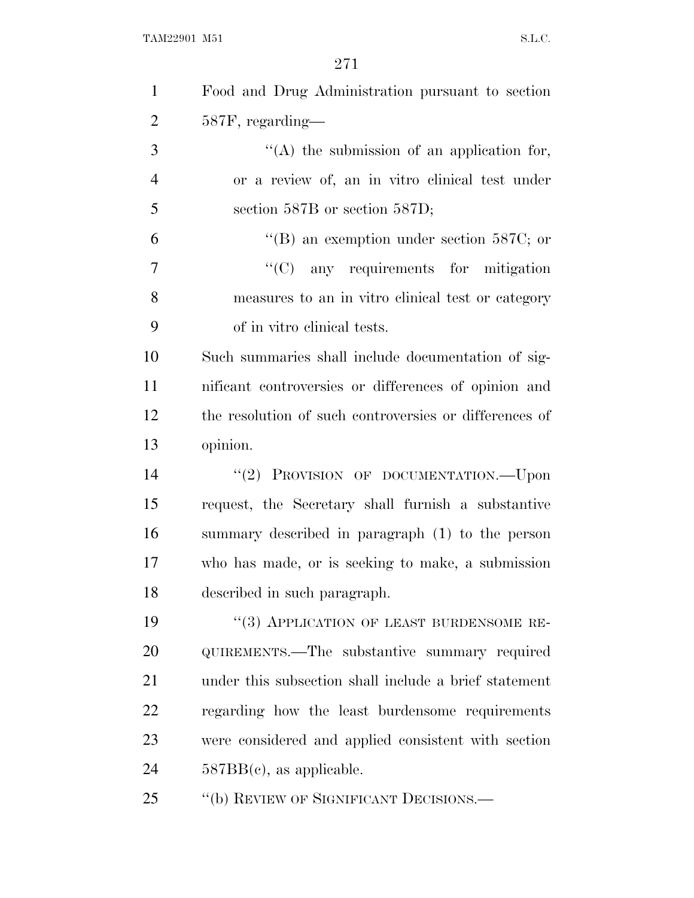Food and Drug Administration pursuant to section 587F, regarding—

"(A) the submission of an application for, or a review of, an in vitro clinical test under section 587B or section 587D;

"(B) an exemption under section 587C; or

"(C) any requirements for mitigation measures to an in vitro clinical test or category of in vitro clinical tests.

Such summaries shall include documentation of significant controversies or differences of opinion and the resolution of such controversies or differences of opinion.

"(2) PROVISION OF DOCUMENTATION.—Upon request, the Secretary shall furnish a substantive summary described in paragraph (1) to the person who has made, or is seeking to make, a submission described in such paragraph.

"(3) APPLICATION OF LEAST BURDENSOME REQUIREMENTS.—The substantive summary required under this subsection shall include a brief statement regarding how the least burdensome requirements were considered and applied consistent with section 587BB(c), as applicable.

"(b) REVIEW OF SIGNIFICANT DECISIONS.—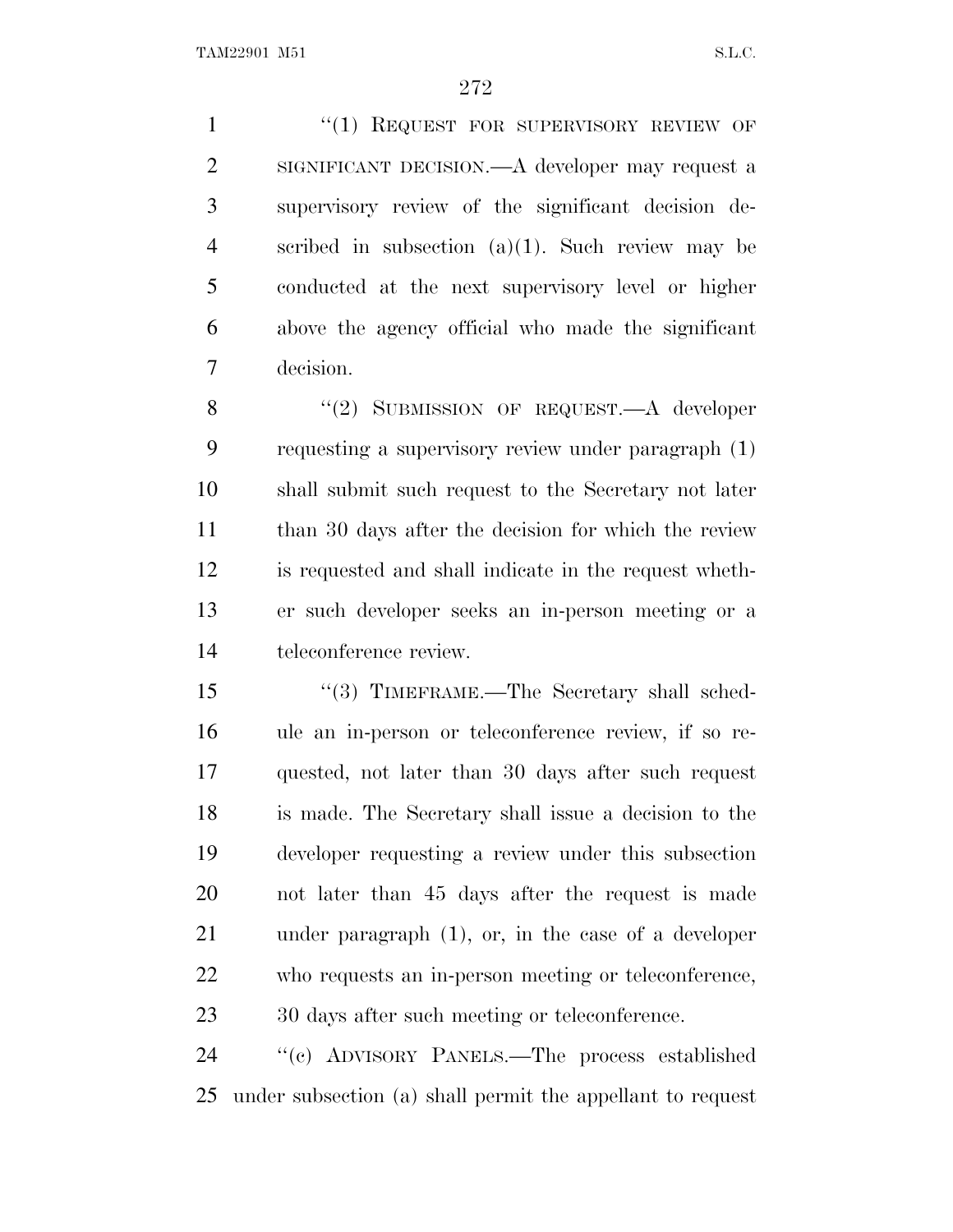"(1) REQUEST FOR SUPERVISORY REVIEW OF SIGNIFICANT DECISION.—A developer may request a supervisory review of the significant decision described in subsection (a)(1). Such review may be conducted at the next supervisory level or higher above the agency official who made the significant decision.

"(2) SUBMISSION OF REQUEST.—A developer requesting a supervisory review under paragraph (1) shall submit such request to the Secretary not later than 30 days after the decision for which the review is requested and shall indicate in the request whether such developer seeks an in-person meeting or a teleconference review.

"(3) TIMEFRAME.—The Secretary shall schedule an in-person or teleconference review, if so requested, not later than 30 days after such request is made. The Secretary shall issue a decision to the developer requesting a review under this subsection not later than 45 days after the request is made under paragraph (1), or, in the case of a developer who requests an in-person meeting or teleconference, 30 days after such meeting or teleconference.

"(c) ADVISORY PANELS.—The process established under subsection (a) shall permit the appellant to request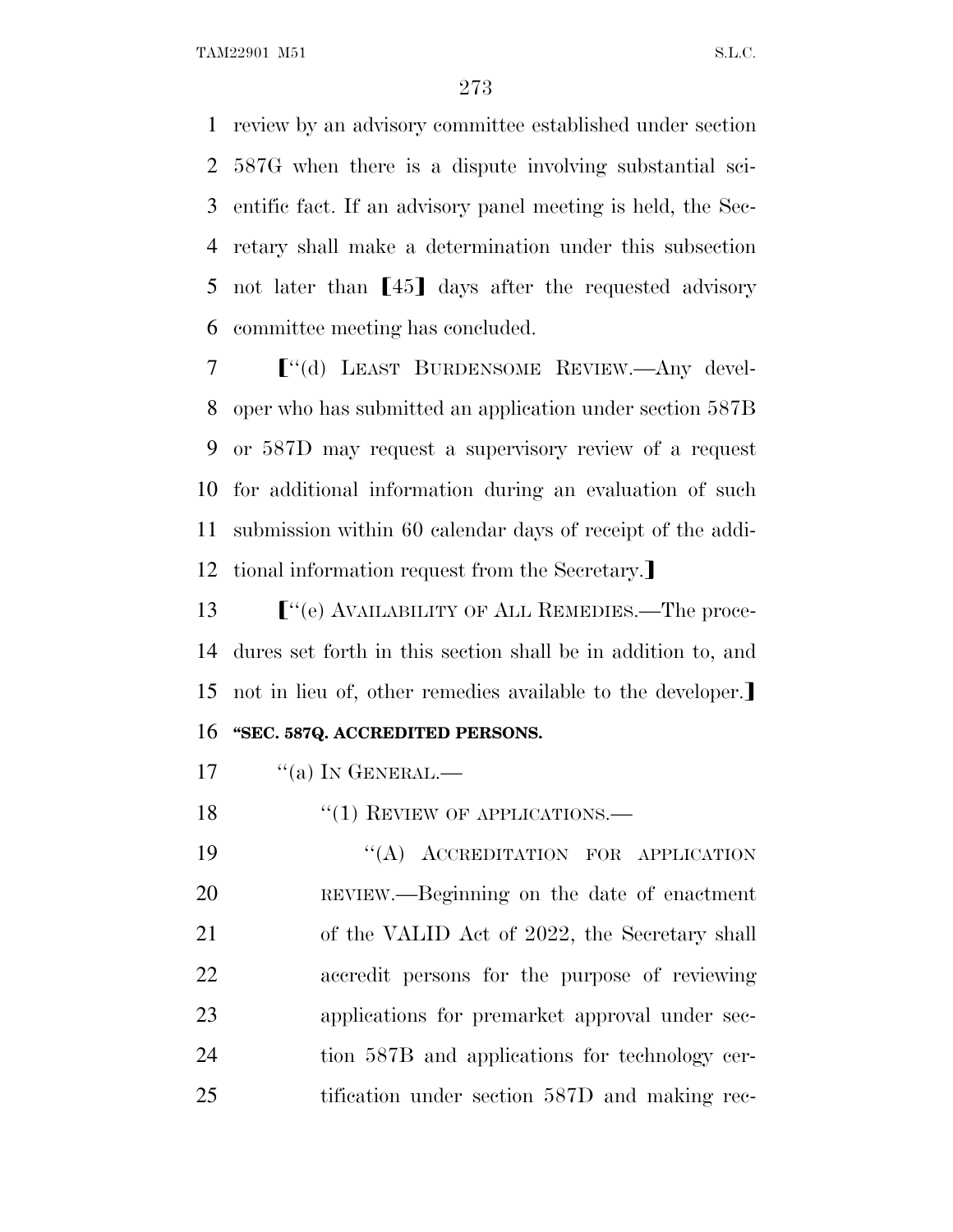review by an advisory committee established under section 587G when there is a dispute involving substantial scientific fact. If an advisory panel meeting is held, the Secretary shall make a determination under this subsection not later than ⟦45⟧ days after the requested advisory committee meeting has concluded.

⟦"(d) LEAST BURDENSOME REVIEW.—Any developer who has submitted an application under section 587B or 587D may request a supervisory review of a request for additional information during an evaluation of such submission within 60 calendar days of receipt of the additional information request from the Secretary.⟧

⟦"(e) AVAILABILITY OF ALL REMEDIES.—The procedures set forth in this section shall be in addition to, and not in lieu of, other remedies available to the developer.⟧

**"SEC. 587Q. ACCREDITED PERSONS.**

"(a) IN GENERAL.—

"(1) REVIEW OF APPLICATIONS.—

"(A) ACCREDITATION FOR APPLICATION REVIEW.—Beginning on the date of enactment of the VALID Act of 2022, the Secretary shall accredit persons for the purpose of reviewing applications for premarket approval under section 587B and applications for technology certification under section 587D and making rec-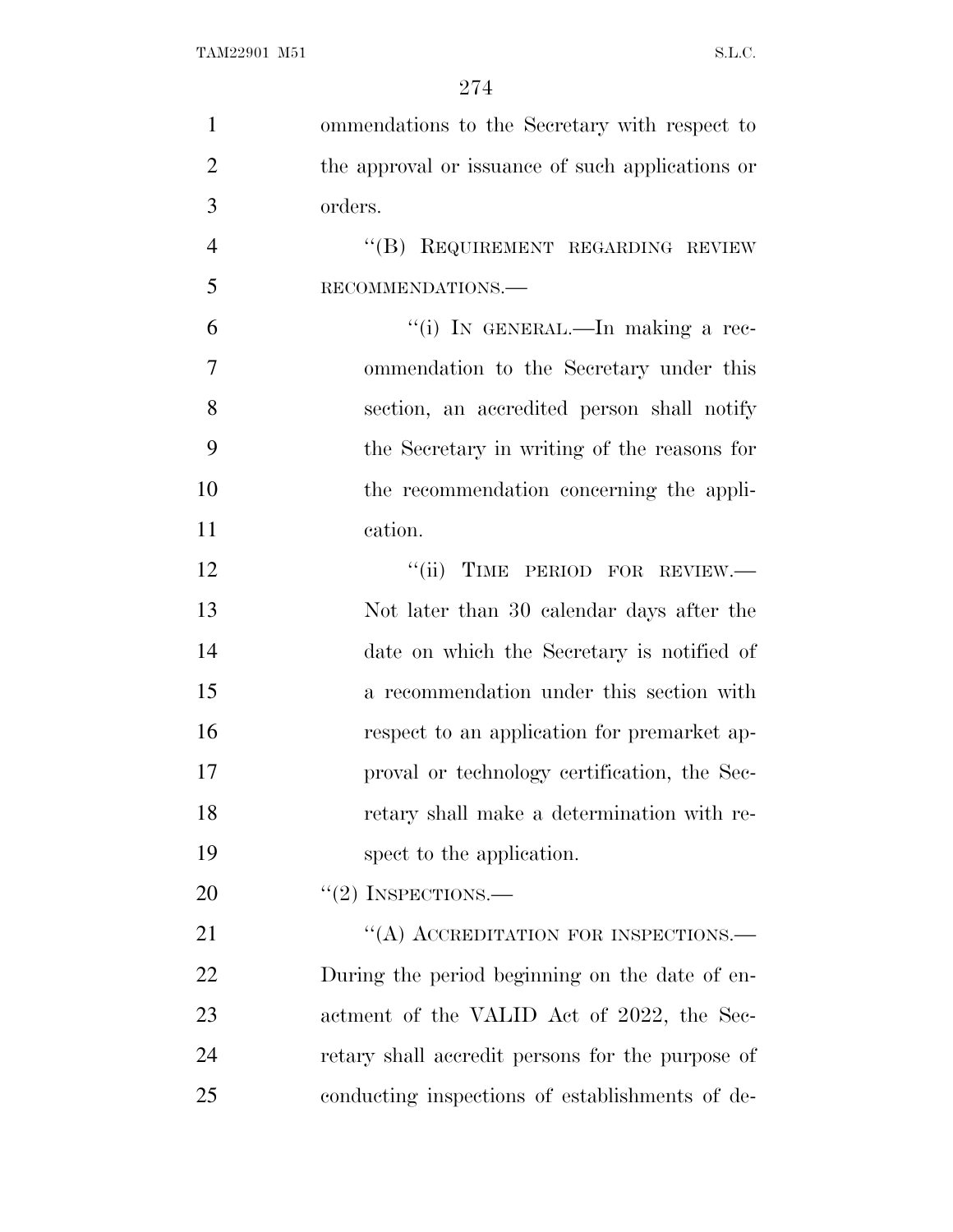ommendations to the Secretary with respect to the approval or issuance of such applications or orders.

"(B) REQUIREMENT REGARDING REVIEW RECOMMENDATIONS.—

"(i) IN GENERAL.—In making a recommendation to the Secretary under this section, an accredited person shall notify the Secretary in writing of the reasons for the recommendation concerning the application.

"(ii) TIME PERIOD FOR REVIEW.—Not later than 30 calendar days after the date on which the Secretary is notified of a recommendation under this section with respect to an application for premarket approval or technology certification, the Secretary shall make a determination with respect to the application.

"(2) INSPECTIONS.—

"(A) ACCREDITATION FOR INSPECTIONS.—During the period beginning on the date of enactment of the VALID Act of 2022, the Secretary shall accredit persons for the purpose of conducting inspections of establishments of de-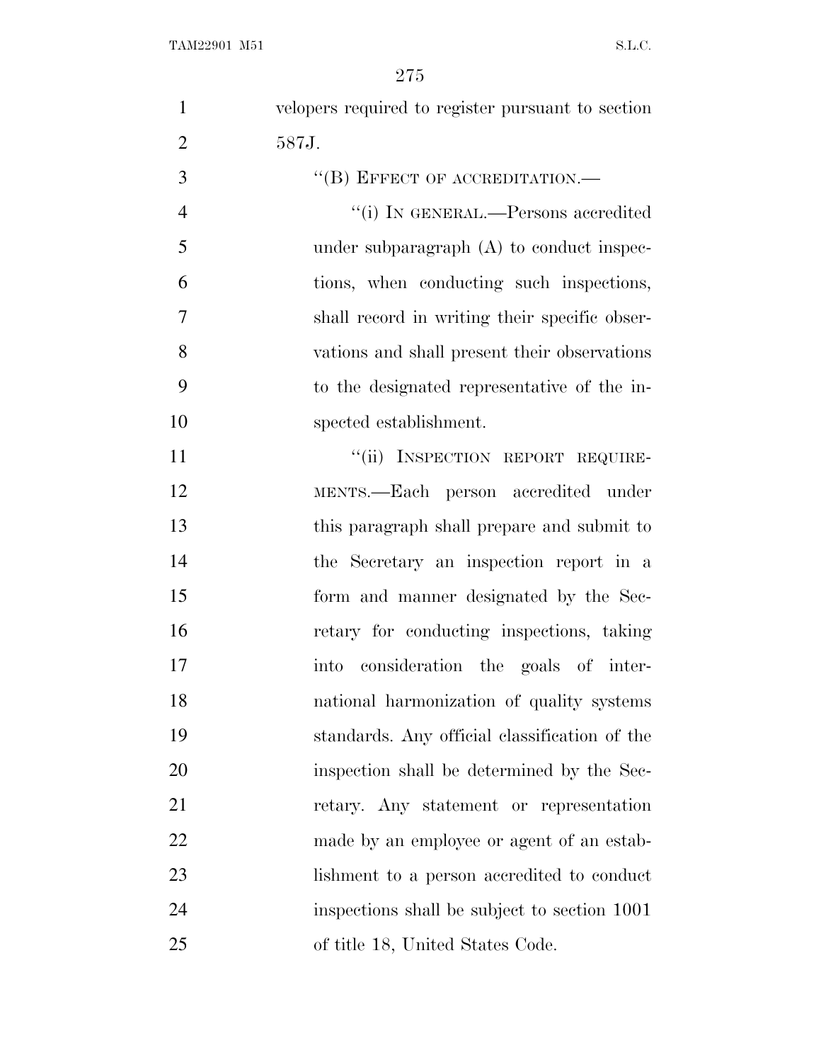velopers required to register pursuant to section 587J.

"(B) EFFECT OF ACCREDITATION.—

"(i) IN GENERAL.—Persons accredited under subparagraph (A) to conduct inspections, when conducting such inspections, shall record in writing their specific observations and shall present their observations to the designated representative of the inspected establishment.

"(ii) INSPECTION REPORT REQUIREMENTS.—Each person accredited under this paragraph shall prepare and submit to the Secretary an inspection report in a form and manner designated by the Secretary for conducting inspections, taking into consideration the goals of international harmonization of quality systems standards. Any official classification of the inspection shall be determined by the Secretary. Any statement or representation made by an employee or agent of an establishment to a person accredited to conduct inspections shall be subject to section 1001 of title 18, United States Code.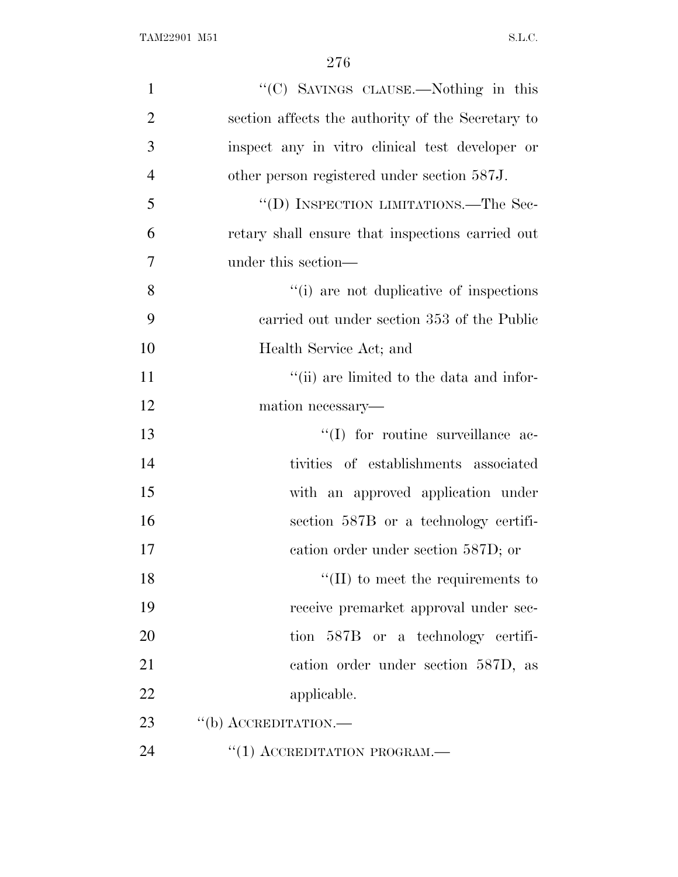''(C) SAVINGS CLAUSE.—Nothing in this section affects the authority of the Secretary to inspect any in vitro clinical test developer or other person registered under section 587J.

''(D) INSPECTION LIMITATIONS.—The Secretary shall ensure that inspections carried out under this section—

''(i) are not duplicative of inspections carried out under section 353 of the Public Health Service Act; and

''(ii) are limited to the data and information necessary—

''(I) for routine surveillance activities of establishments associated with an approved application under section 587B or a technology certification order under section 587D; or

''(II) to meet the requirements to receive premarket approval under section 587B or a technology certification order under section 587D, as applicable.

''(b) ACCREDITATION.—

''(1) ACCREDITATION PROGRAM.—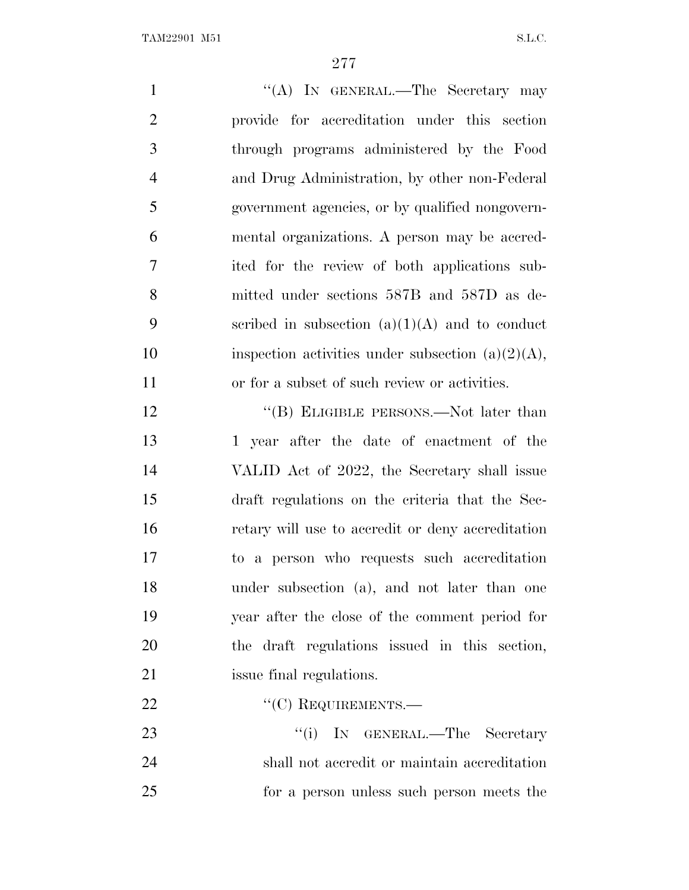"(A) IN GENERAL.—The Secretary may provide for accreditation under this section through programs administered by the Food and Drug Administration, by other non-Federal government agencies, or by qualified nongovernmental organizations. A person may be accredited for the review of both applications submitted under sections 587B and 587D as described in subsection (a)(1)(A) and to conduct inspection activities under subsection (a)(2)(A), or for a subset of such review or activities.

"(B) ELIGIBLE PERSONS.—Not later than 1 year after the date of enactment of the VALID Act of 2022, the Secretary shall issue draft regulations on the criteria that the Secretary will use to accredit or deny accreditation to a person who requests such accreditation under subsection (a), and not later than one year after the close of the comment period for the draft regulations issued in this section, issue final regulations.

"(C) REQUIREMENTS.—

"(i) IN GENERAL.—The Secretary shall not accredit or maintain accreditation for a person unless such person meets the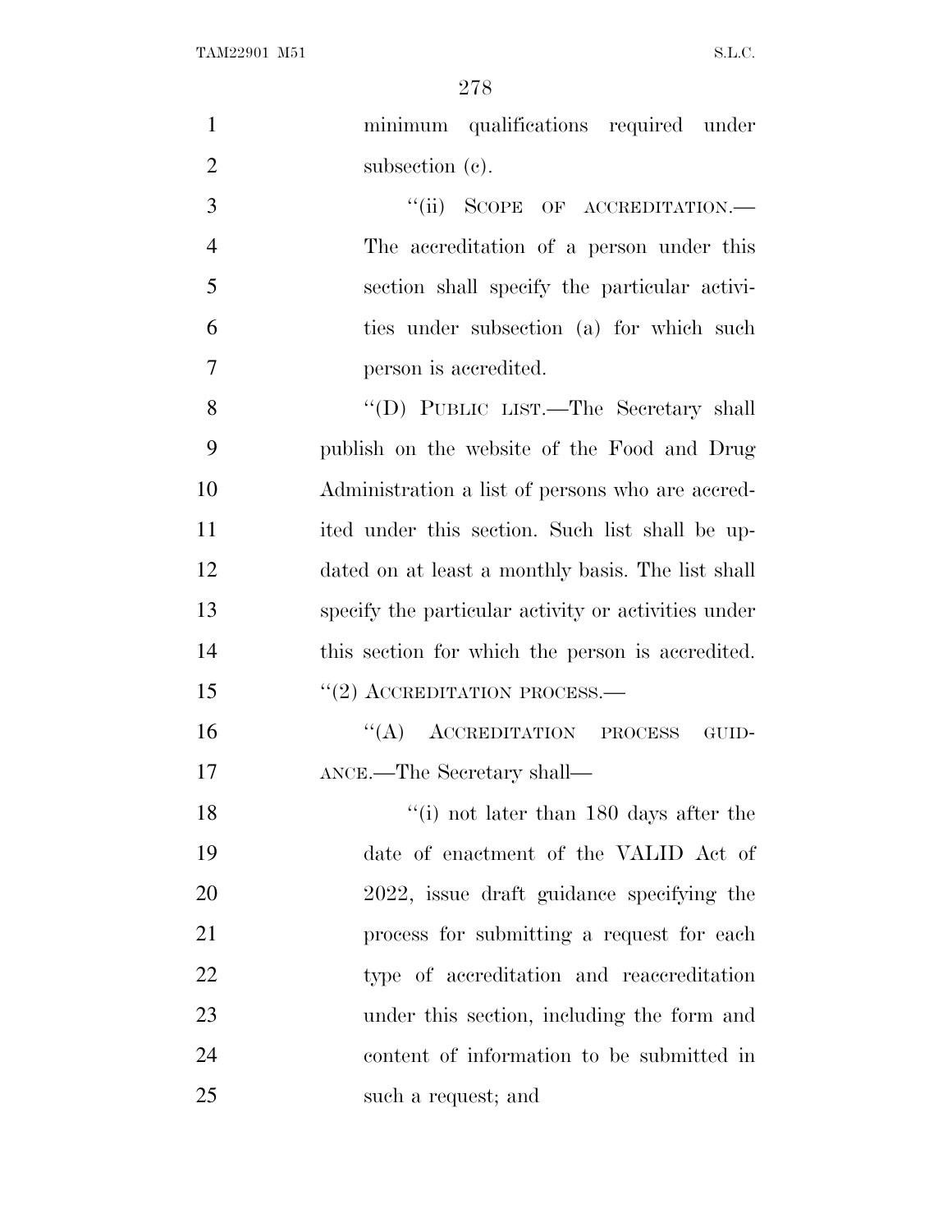minimum qualifications required under subsection (c).

''(ii) SCOPE OF ACCREDITATION.—The accreditation of a person under this section shall specify the particular activities under subsection (a) for which such person is accredited.

''(D) PUBLIC LIST.—The Secretary shall publish on the website of the Food and Drug Administration a list of persons who are accredited under this section. Such list shall be updated on at least a monthly basis. The list shall specify the particular activity or activities under this section for which the person is accredited.

''(2) ACCREDITATION PROCESS.—

''(A) ACCREDITATION PROCESS GUIDANCE.—The Secretary shall—

''(i) not later than 180 days after the date of enactment of the VALID Act of 2022, issue draft guidance specifying the process for submitting a request for each type of accreditation and reaccreditation under this section, including the form and content of information to be submitted in such a request; and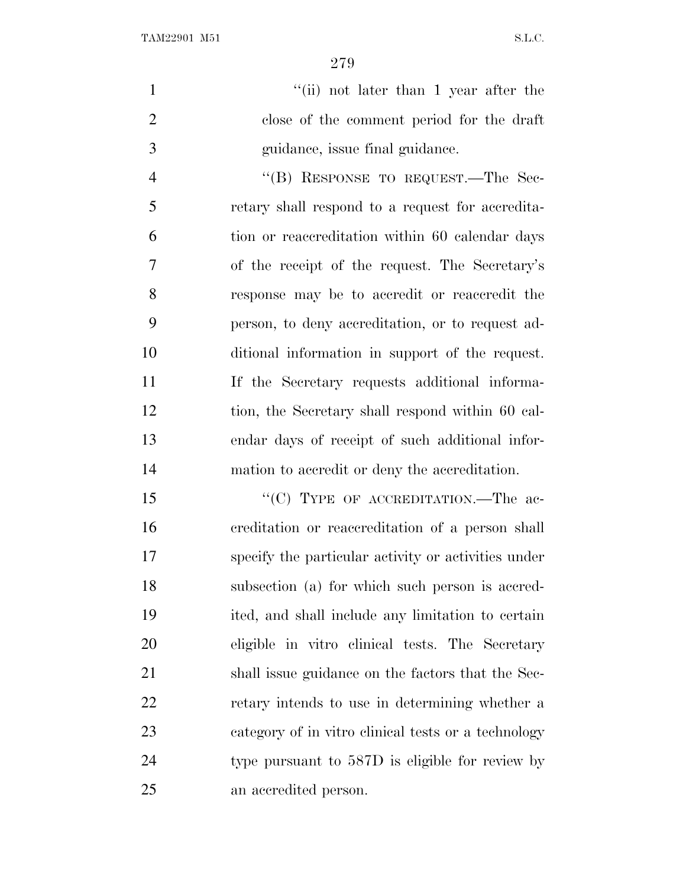"(ii) not later than 1 year after the close of the comment period for the draft guidance, issue final guidance.

"(B) RESPONSE TO REQUEST.—The Secretary shall respond to a request for accreditation or reaccreditation within 60 calendar days of the receipt of the request. The Secretary's response may be to accredit or reaccredit the person, to deny accreditation, or to request additional information in support of the request. If the Secretary requests additional information, the Secretary shall respond within 60 calendar days of receipt of such additional information to accredit or deny the accreditation.

"(C) TYPE OF ACCREDITATION.—The accreditation or reaccreditation of a person shall specify the particular activity or activities under subsection (a) for which such person is accredited, and shall include any limitation to certain eligible in vitro clinical tests. The Secretary shall issue guidance on the factors that the Secretary intends to use in determining whether a category of in vitro clinical tests or a technology type pursuant to 587D is eligible for review by an accredited person.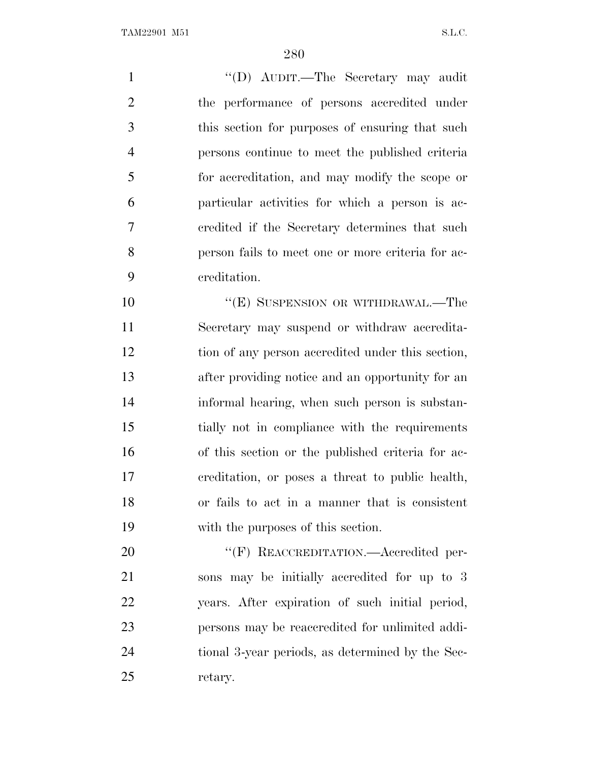''(D) AUDIT.—The Secretary may audit the performance of persons accredited under this section for purposes of ensuring that such persons continue to meet the published criteria for accreditation, and may modify the scope or particular activities for which a person is accredited if the Secretary determines that such person fails to meet one or more criteria for accreditation.

''(E) SUSPENSION OR WITHDRAWAL.—The Secretary may suspend or withdraw accreditation of any person accredited under this section, after providing notice and an opportunity for an informal hearing, when such person is substantially not in compliance with the requirements of this section or the published criteria for accreditation, or poses a threat to public health, or fails to act in a manner that is consistent with the purposes of this section.

''(F) REACCREDITATION.—Accredited persons may be initially accredited for up to 3 years. After expiration of such initial period, persons may be reaccredited for unlimited additional 3-year periods, as determined by the Secretary.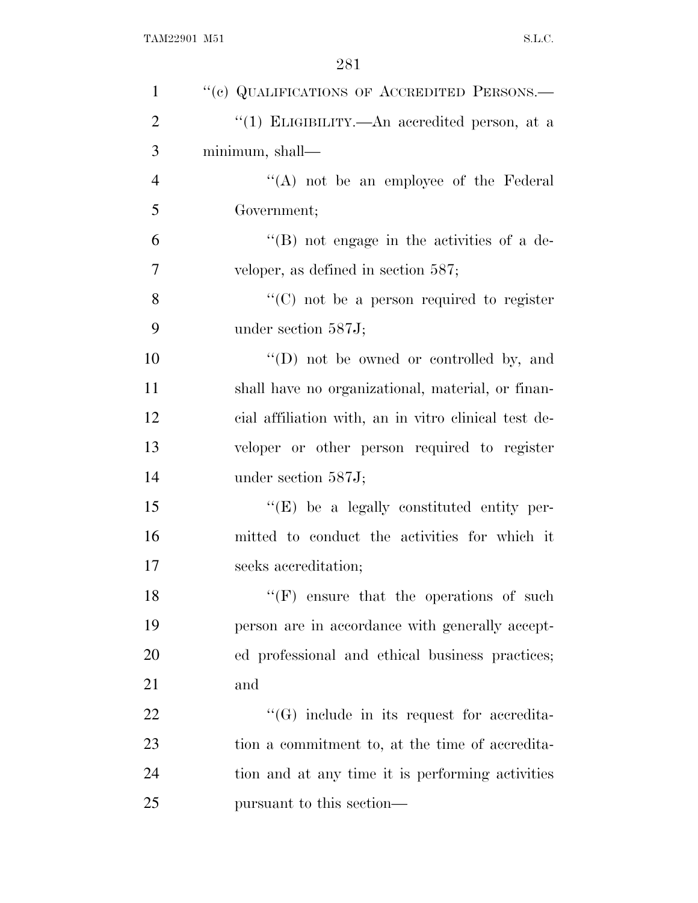"(c) QUALIFICATIONS OF ACCREDITED PERSONS.—

"(1) ELIGIBILITY.—An accredited person, at a minimum, shall—

"(A) not be an employee of the Federal Government;

"(B) not engage in the activities of a developer, as defined in section 587;

"(C) not be a person required to register under section 587J;

"(D) not be owned or controlled by, and shall have no organizational, material, or financial affiliation with, an in vitro clinical test developer or other person required to register under section 587J;

"(E) be a legally constituted entity permitted to conduct the activities for which it seeks accreditation;

"(F) ensure that the operations of such person are in accordance with generally accepted professional and ethical business practices; and

"(G) include in its request for accreditation a commitment to, at the time of accreditation and at any time it is performing activities pursuant to this section—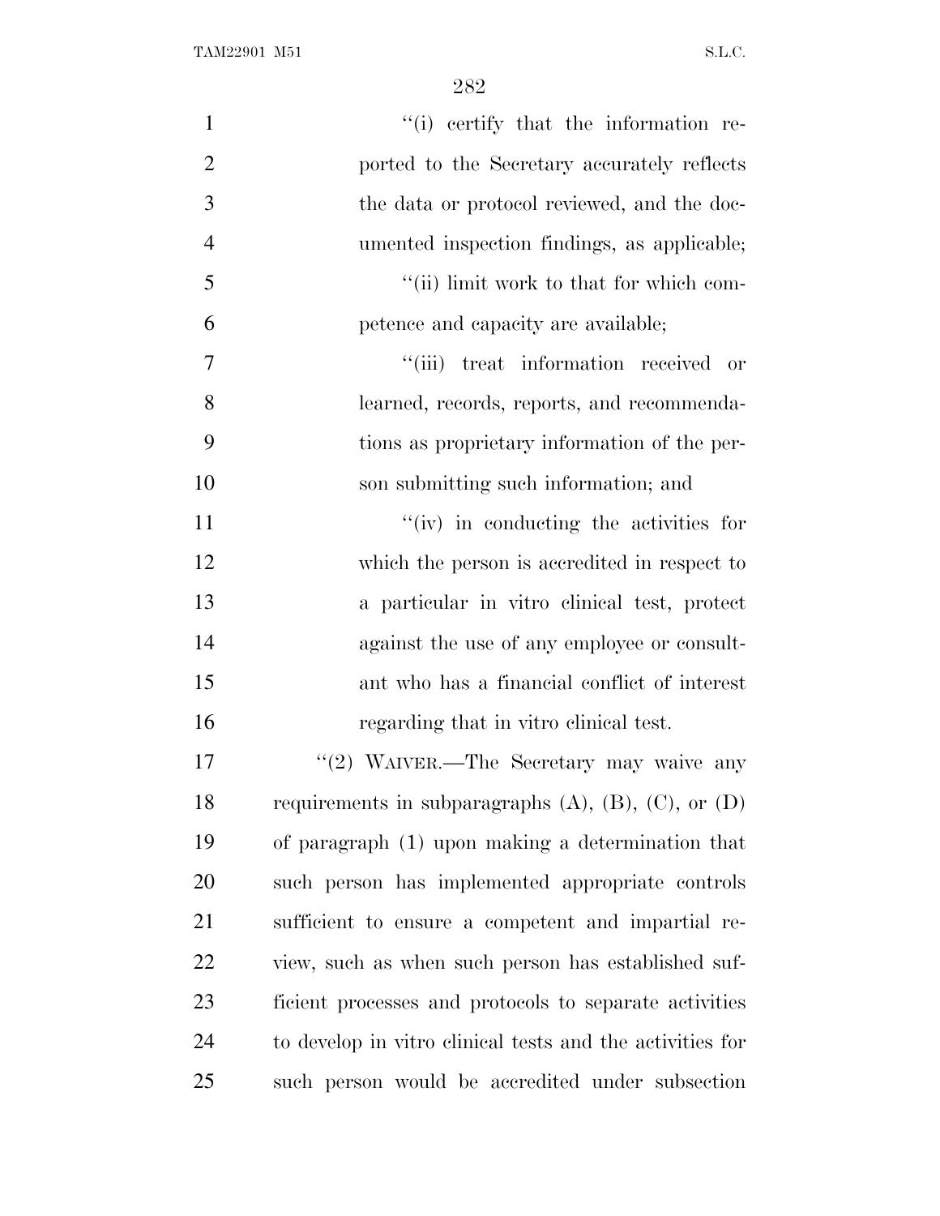"(i) certify that the information reported to the Secretary accurately reflects the data or protocol reviewed, and the documented inspection findings, as applicable;

"(ii) limit work to that for which competence and capacity are available;

"(iii) treat information received or learned, records, reports, and recommendations as proprietary information of the person submitting such information; and

"(iv) in conducting the activities for which the person is accredited in respect to a particular in vitro clinical test, protect against the use of any employee or consultant who has a financial conflict of interest regarding that in vitro clinical test.

"(2) WAIVER.—The Secretary may waive any requirements in subparagraphs (A), (B), (C), or (D) of paragraph (1) upon making a determination that such person has implemented appropriate controls sufficient to ensure a competent and impartial review, such as when such person has established sufficient processes and protocols to separate activities to develop in vitro clinical tests and the activities for such person would be accredited under subsection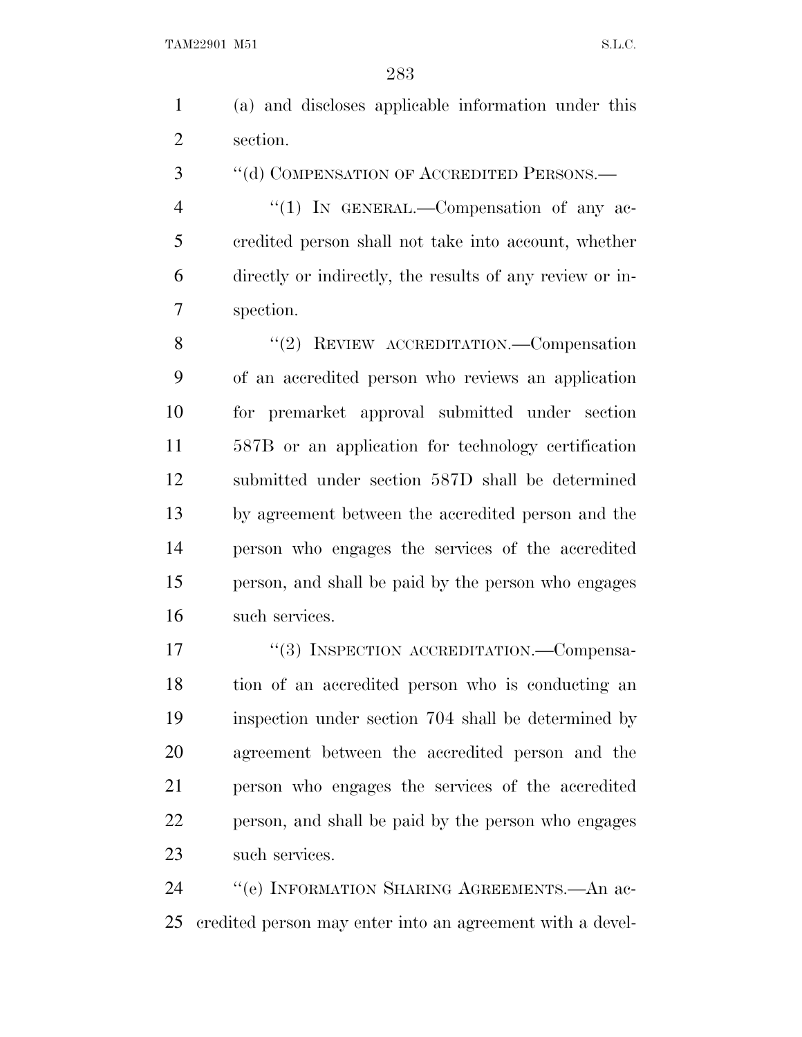(a) and discloses applicable information under this section.

"(d) COMPENSATION OF ACCREDITED PERSONS.—

"(1) IN GENERAL.—Compensation of any accredited person shall not take into account, whether directly or indirectly, the results of any review or inspection.

"(2) REVIEW ACCREDITATION.—Compensation of an accredited person who reviews an application for premarket approval submitted under section 587B or an application for technology certification submitted under section 587D shall be determined by agreement between the accredited person and the person who engages the services of the accredited person, and shall be paid by the person who engages such services.

"(3) INSPECTION ACCREDITATION.—Compensation of an accredited person who is conducting an inspection under section 704 shall be determined by agreement between the accredited person and the person who engages the services of the accredited person, and shall be paid by the person who engages such services.

"(e) INFORMATION SHARING AGREEMENTS.—An accredited person may enter into an agreement with a devel-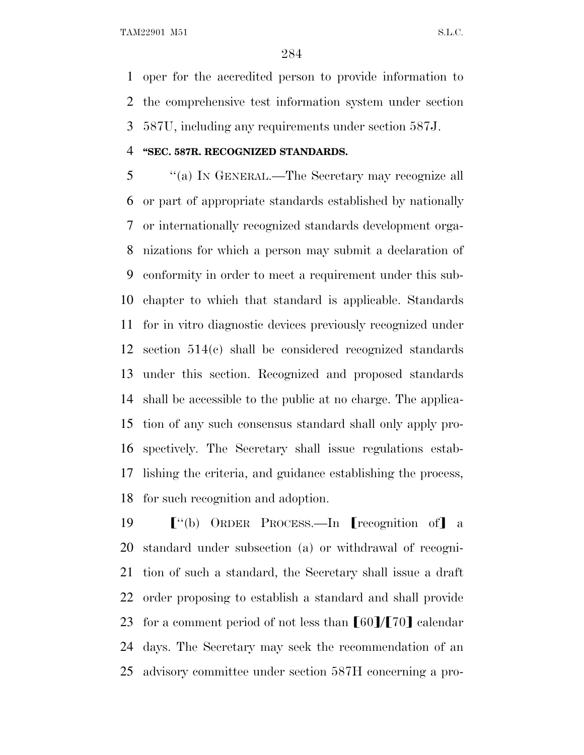oper for the accredited person to provide information to the comprehensive test information system under section 587U, including any requirements under section 587J.

**"SEC. 587R. RECOGNIZED STANDARDS.**

"(a) IN GENERAL.—The Secretary may recognize all or part of appropriate standards established by nationally or internationally recognized standards development organizations for which a person may submit a declaration of conformity in order to meet a requirement under this subchapter to which that standard is applicable. Standards for in vitro diagnostic devices previously recognized under section 514(c) shall be considered recognized standards under this section. Recognized and proposed standards shall be accessible to the public at no charge. The application of any such consensus standard shall only apply prospectively. The Secretary shall issue regulations establishing the criteria, and guidance establishing the process, for such recognition and adoption.

【"(b) ORDER PROCESS.—In 【recognition of】 a standard under subsection (a) or withdrawal of recognition of such a standard, the Secretary shall issue a draft order proposing to establish a standard and shall provide for a comment period of not less than 【60】/【70】 calendar days. The Secretary may seek the recommendation of an advisory committee under section 587H concerning a pro-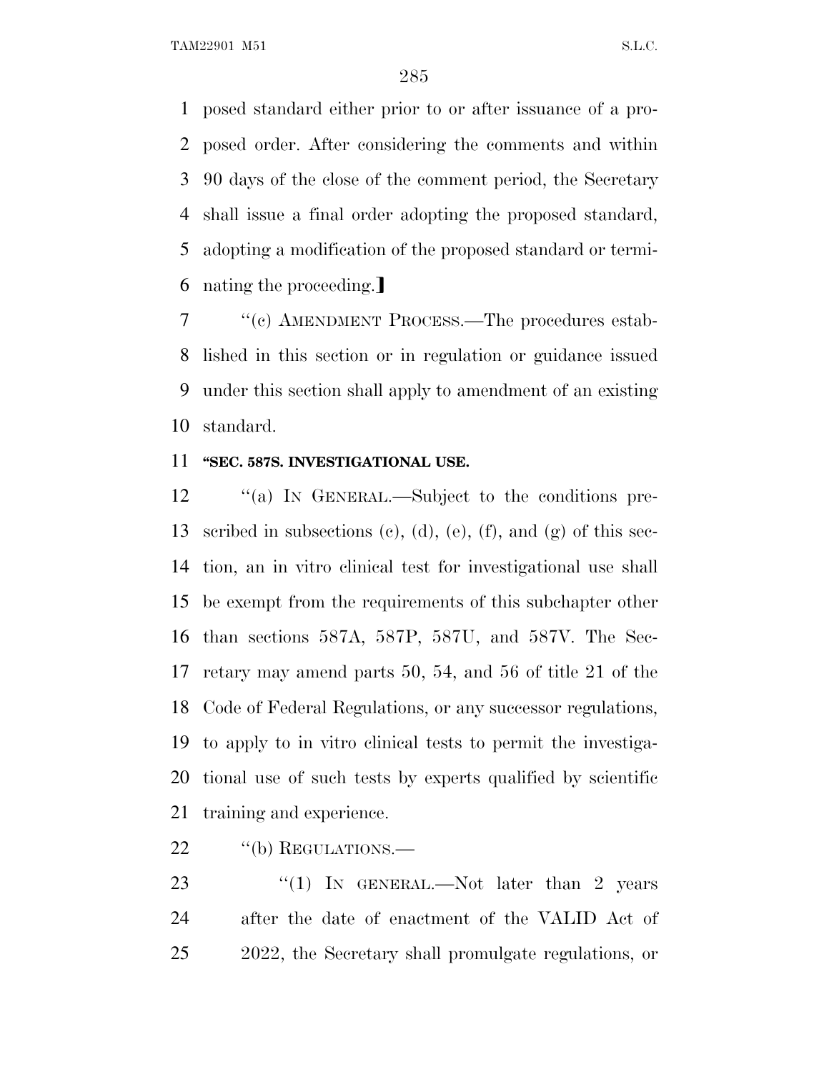posed standard either prior to or after issuance of a proposed order. After considering the comments and within 90 days of the close of the comment period, the Secretary shall issue a final order adopting the proposed standard, adopting a modification of the proposed standard or terminating the proceeding.]

"(c) AMENDMENT PROCESS.—The procedures established in this section or in regulation or guidance issued under this section shall apply to amendment of an existing standard.

**"SEC. 587S. INVESTIGATIONAL USE.**

"(a) IN GENERAL.—Subject to the conditions prescribed in subsections (c), (d), (e), (f), and (g) of this section, an in vitro clinical test for investigational use shall be exempt from the requirements of this subchapter other than sections 587A, 587P, 587U, and 587V. The Secretary may amend parts 50, 54, and 56 of title 21 of the Code of Federal Regulations, or any successor regulations, to apply to in vitro clinical tests to permit the investigational use of such tests by experts qualified by scientific training and experience.

"(b) REGULATIONS.—

"(1) IN GENERAL.—Not later than 2 years after the date of enactment of the VALID Act of 2022, the Secretary shall promulgate regulations, or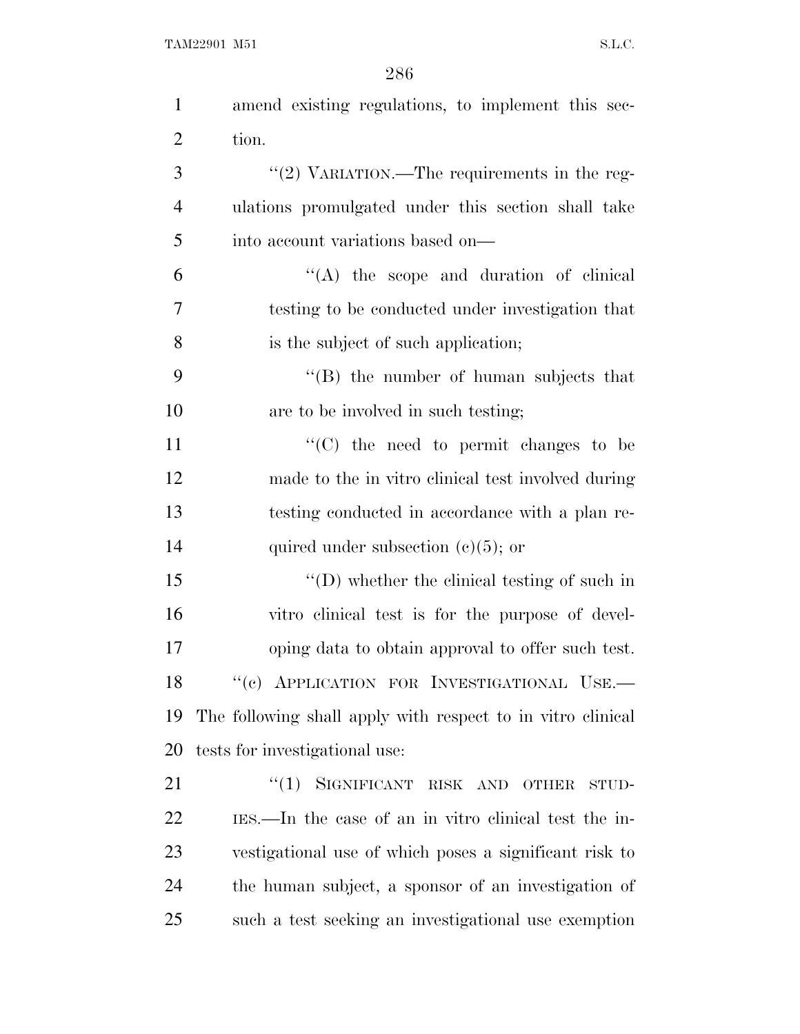amend existing regulations, to implement this section.

"(2) VARIATION.—The requirements in the regulations promulgated under this section shall take into account variations based on—

"(A) the scope and duration of clinical testing to be conducted under investigation that is the subject of such application;

"(B) the number of human subjects that are to be involved in such testing;

"(C) the need to permit changes to be made to the in vitro clinical test involved during testing conducted in accordance with a plan required under subsection (c)(5); or

"(D) whether the clinical testing of such in vitro clinical test is for the purpose of developing data to obtain approval to offer such test.

"(c) APPLICATION FOR INVESTIGATIONAL USE.— The following shall apply with respect to in vitro clinical tests for investigational use:

"(1) SIGNIFICANT RISK AND OTHER STUDIES.—In the case of an in vitro clinical test the investigational use of which poses a significant risk to the human subject, a sponsor of an investigation of such a test seeking an investigational use exemption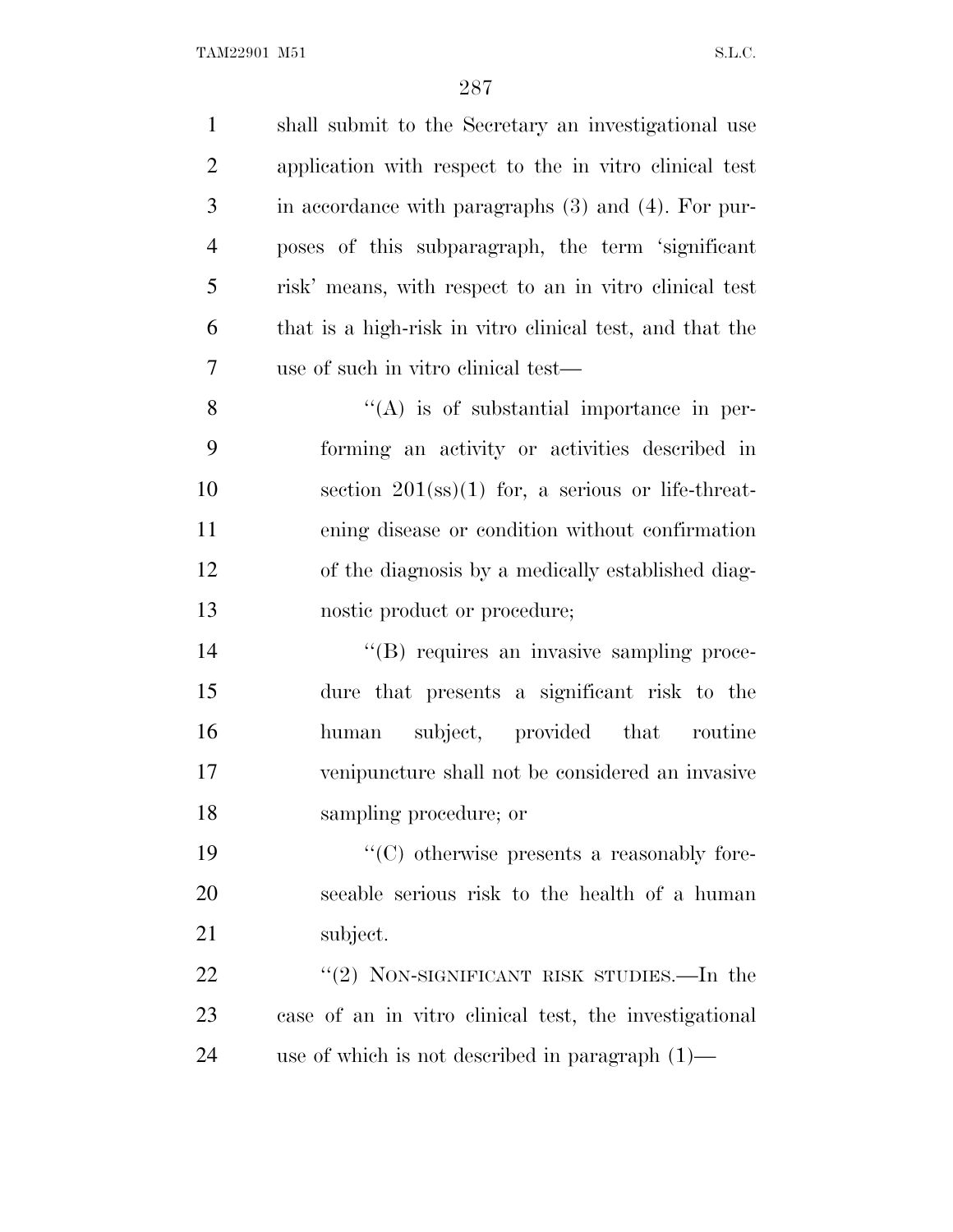shall submit to the Secretary an investigational use application with respect to the in vitro clinical test in accordance with paragraphs (3) and (4). For purposes of this subparagraph, the term 'significant risk' means, with respect to an in vitro clinical test that is a high-risk in vitro clinical test, and that the use of such in vitro clinical test—

> ''(A) is of substantial importance in performing an activity or activities described in section 201(ss)(1) for, a serious or life-threatening disease or condition without confirmation of the diagnosis by a medically established diagnostic product or procedure;
>
> ''(B) requires an invasive sampling procedure that presents a significant risk to the human subject, provided that routine venipuncture shall not be considered an invasive sampling procedure; or
>
> ''(C) otherwise presents a reasonably foreseeable serious risk to the health of a human subject.

''(2) NON-SIGNIFICANT RISK STUDIES.—In the case of an in vitro clinical test, the investigational use of which is not described in paragraph (1)—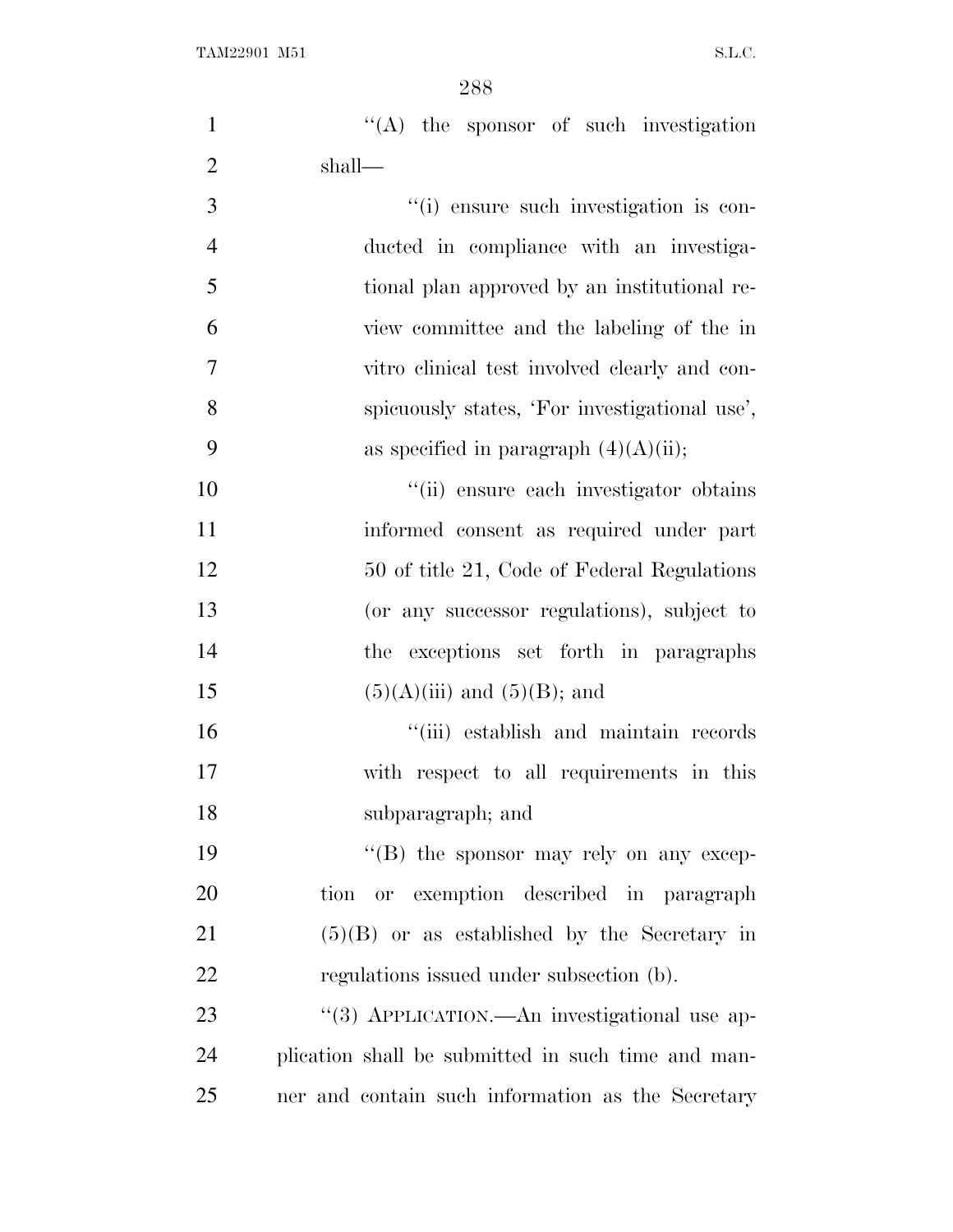''(A) the sponsor of such investigation shall—

''(i) ensure such investigation is conducted in compliance with an investigational plan approved by an institutional review committee and the labeling of the in vitro clinical test involved clearly and conspicuously states, 'For investigational use', as specified in paragraph (4)(A)(ii);

''(ii) ensure each investigator obtains informed consent as required under part 50 of title 21, Code of Federal Regulations (or any successor regulations), subject to the exceptions set forth in paragraphs (5)(A)(iii) and (5)(B); and

''(iii) establish and maintain records with respect to all requirements in this subparagraph; and

''(B) the sponsor may rely on any exception or exemption described in paragraph (5)(B) or as established by the Secretary in regulations issued under subsection (b).

''(3) APPLICATION.—An investigational use application shall be submitted in such time and manner and contain such information as the Secretary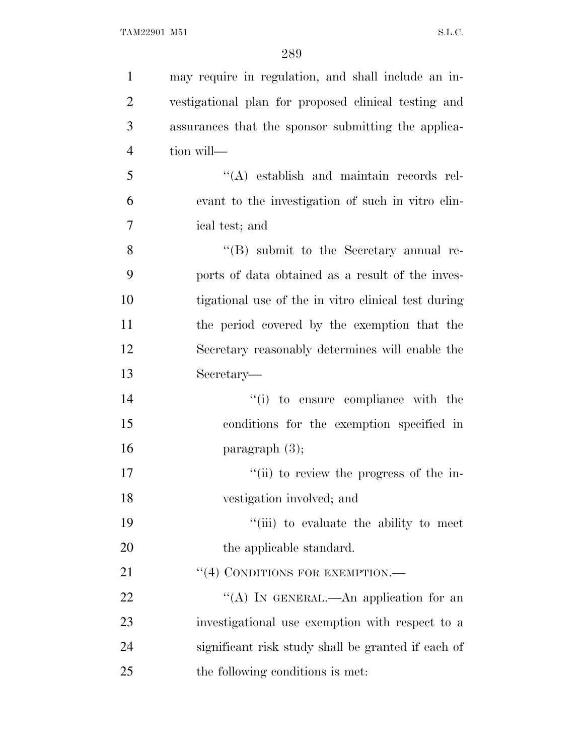may require in regulation, and shall include an investigational plan for proposed clinical testing and assurances that the sponsor submitting the application will—

''(A) establish and maintain records relevant to the investigation of such in vitro clinical test; and

''(B) submit to the Secretary annual reports of data obtained as a result of the investigational use of the in vitro clinical test during the period covered by the exemption that the Secretary reasonably determines will enable the Secretary—

''(i) to ensure compliance with the conditions for the exemption specified in paragraph (3);

''(ii) to review the progress of the investigation involved; and

''(iii) to evaluate the ability to meet the applicable standard.

''(4) CONDITIONS FOR EXEMPTION.—

''(A) IN GENERAL.—An application for an investigational use exemption with respect to a significant risk study shall be granted if each of the following conditions is met: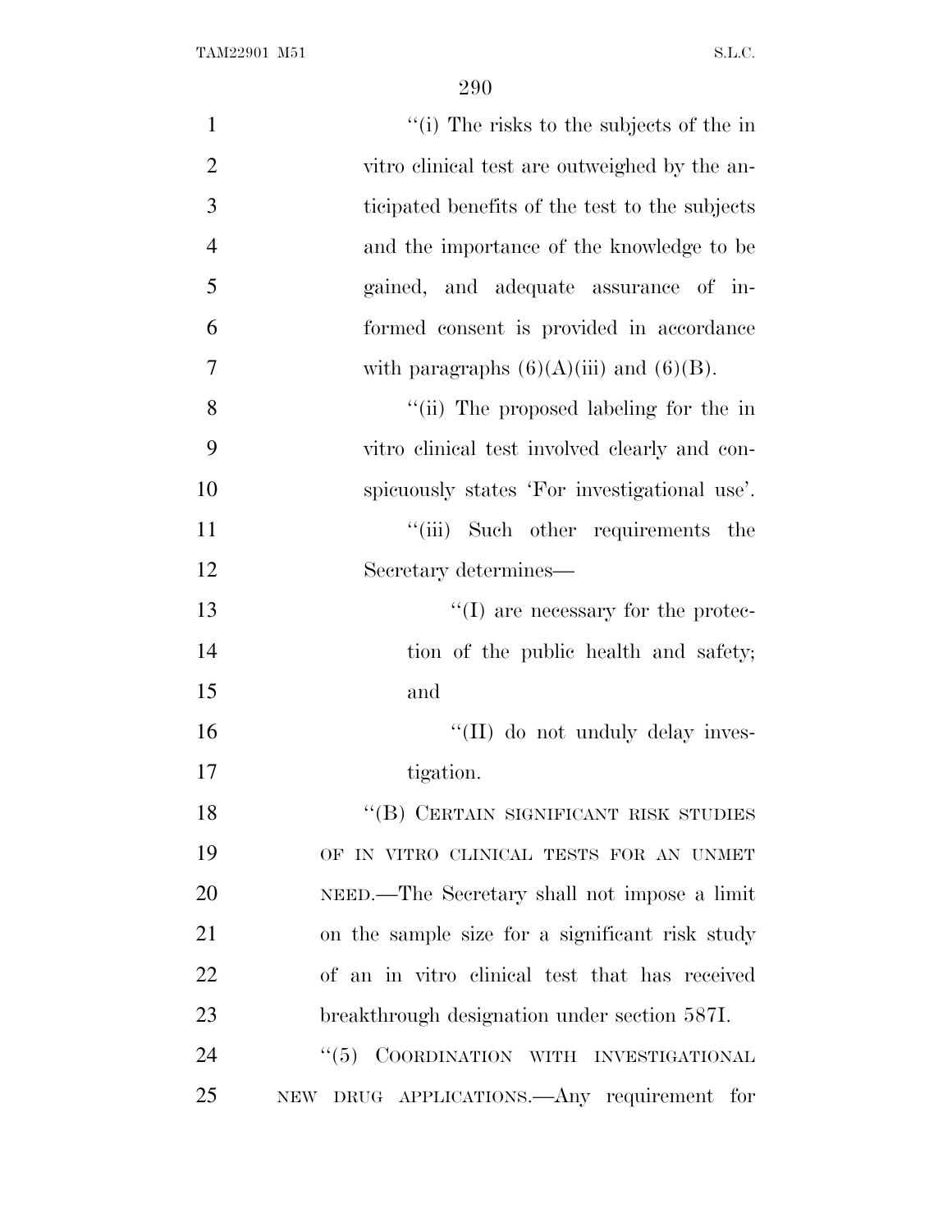''(i) The risks to the subjects of the in vitro clinical test are outweighed by the anticipated benefits of the test to the subjects and the importance of the knowledge to be gained, and adequate assurance of informed consent is provided in accordance with paragraphs (6)(A)(iii) and (6)(B).

''(ii) The proposed labeling for the in vitro clinical test involved clearly and conspicuously states 'For investigational use'.

''(iii) Such other requirements the Secretary determines—

''(I) are necessary for the protection of the public health and safety; and

''(II) do not unduly delay investigation.

''(B) CERTAIN SIGNIFICANT RISK STUDIES OF IN VITRO CLINICAL TESTS FOR AN UNMET NEED.—The Secretary shall not impose a limit on the sample size for a significant risk study of an in vitro clinical test that has received breakthrough designation under section 587I.

''(5) COORDINATION WITH INVESTIGATIONAL NEW DRUG APPLICATIONS.—Any requirement for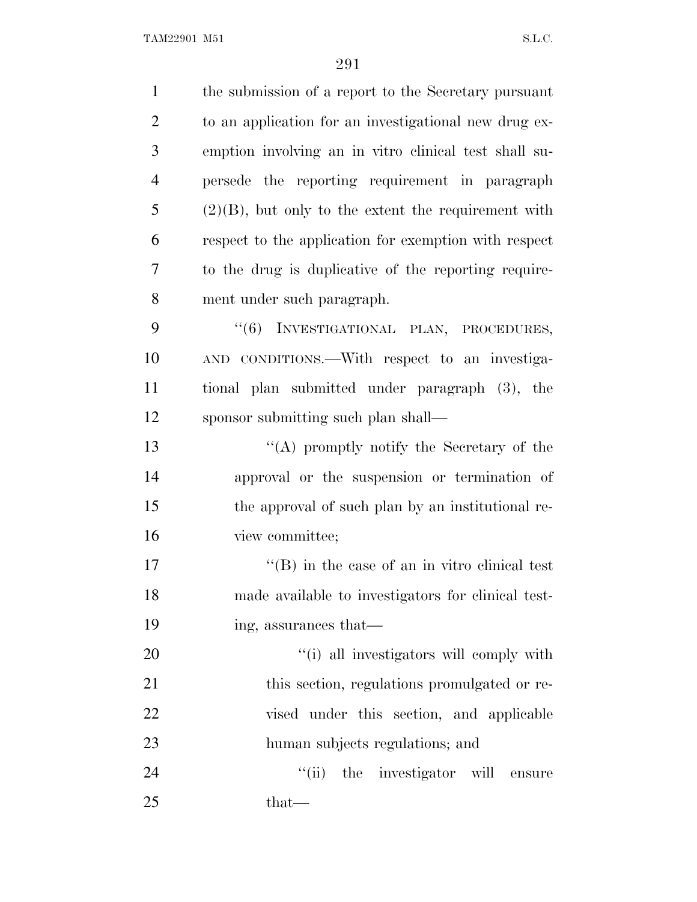the submission of a report to the Secretary pursuant to an application for an investigational new drug exemption involving an in vitro clinical test shall supersede the reporting requirement in paragraph (2)(B), but only to the extent the requirement with respect to the application for exemption with respect to the drug is duplicative of the reporting requirement under such paragraph.

"(6) INVESTIGATIONAL PLAN, PROCEDURES, AND CONDITIONS.—With respect to an investigational plan submitted under paragraph (3), the sponsor submitting such plan shall—

"(A) promptly notify the Secretary of the approval or the suspension or termination of the approval of such plan by an institutional review committee;

"(B) in the case of an in vitro clinical test made available to investigators for clinical testing, assurances that—

"(i) all investigators will comply with this section, regulations promulgated or revised under this section, and applicable human subjects regulations; and

"(ii) the investigator will ensure that—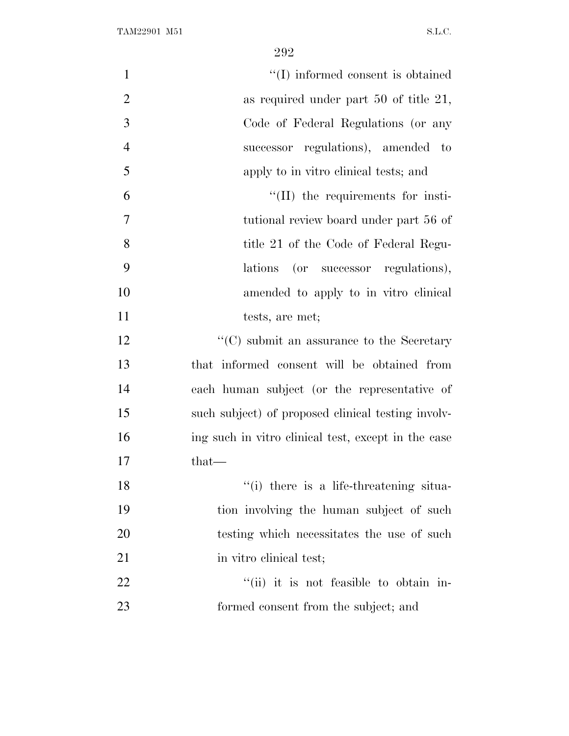''(I) informed consent is obtained as required under part 50 of title 21, Code of Federal Regulations (or any successor regulations), amended to apply to in vitro clinical tests; and

''(II) the requirements for institutional review board under part 56 of title 21 of the Code of Federal Regulations (or successor regulations), amended to apply to in vitro clinical tests, are met;

''(C) submit an assurance to the Secretary that informed consent will be obtained from each human subject (or the representative of such subject) of proposed clinical testing involving such in vitro clinical test, except in the case that—

''(i) there is a life-threatening situation involving the human subject of such testing which necessitates the use of such in vitro clinical test;

''(ii) it is not feasible to obtain informed consent from the subject; and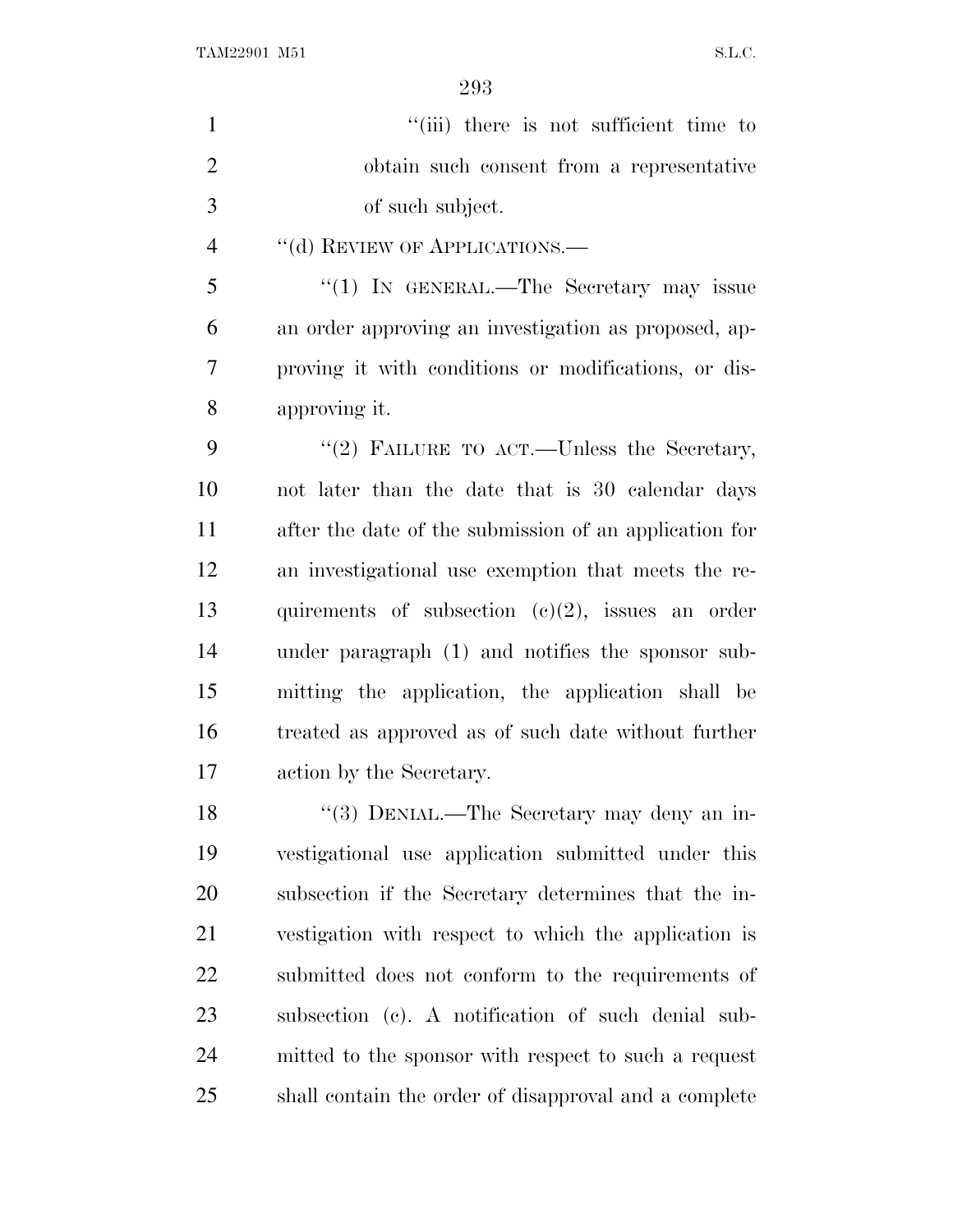"(iii) there is not sufficient time to obtain such consent from a representative of such subject.

"(d) REVIEW OF APPLICATIONS.—

"(1) IN GENERAL.—The Secretary may issue an order approving an investigation as proposed, approving it with conditions or modifications, or disapproving it.

"(2) FAILURE TO ACT.—Unless the Secretary, not later than the date that is 30 calendar days after the date of the submission of an application for an investigational use exemption that meets the requirements of subsection (c)(2), issues an order under paragraph (1) and notifies the sponsor submitting the application, the application shall be treated as approved as of such date without further action by the Secretary.

"(3) DENIAL.—The Secretary may deny an investigational use application submitted under this subsection if the Secretary determines that the investigation with respect to which the application is submitted does not conform to the requirements of subsection (c). A notification of such denial submitted to the sponsor with respect to such a request shall contain the order of disapproval and a complete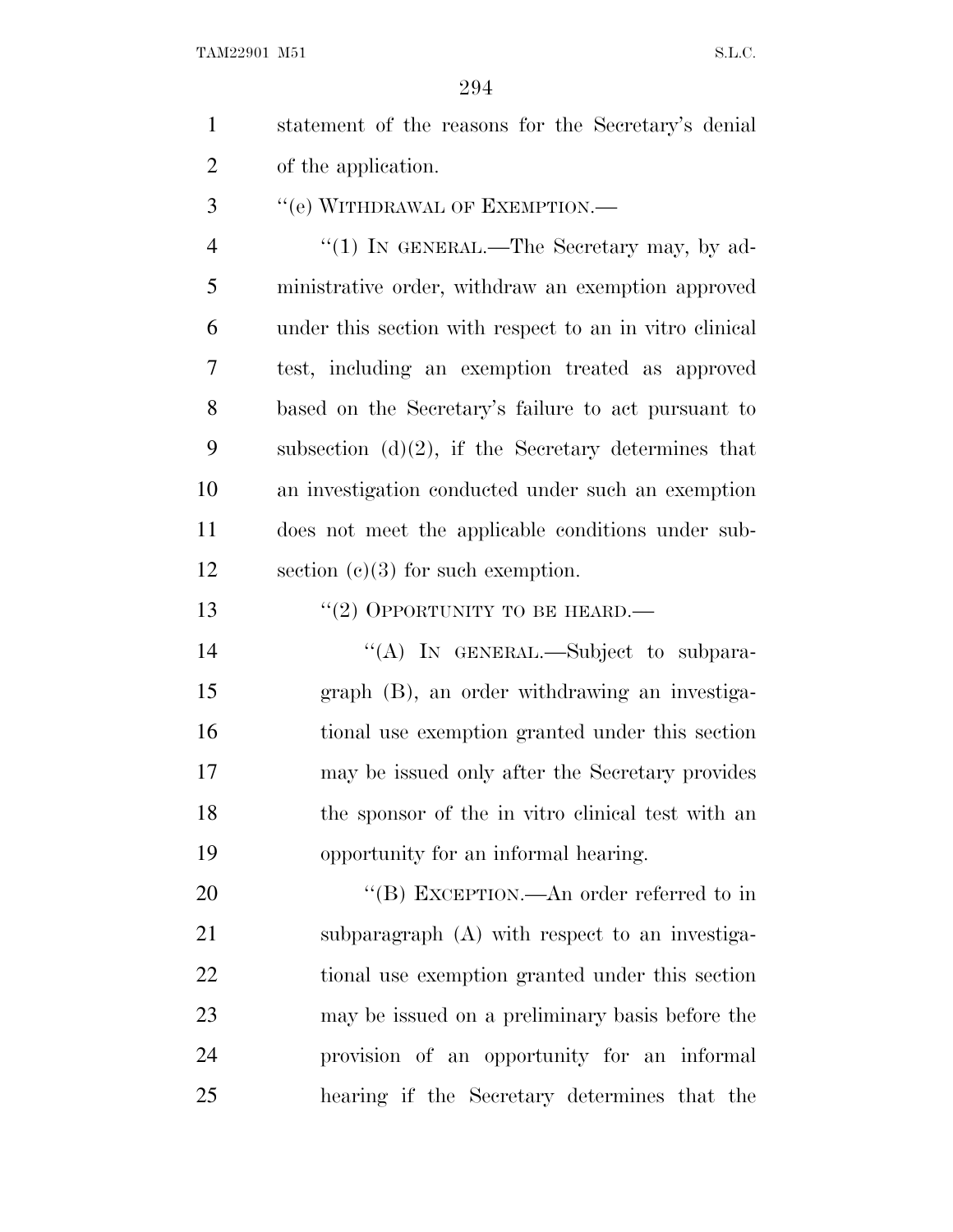statement of the reasons for the Secretary's denial of the application.

"(e) WITHDRAWAL OF EXEMPTION.—

"(1) IN GENERAL.—The Secretary may, by administrative order, withdraw an exemption approved under this section with respect to an in vitro clinical test, including an exemption treated as approved based on the Secretary's failure to act pursuant to subsection (d)(2), if the Secretary determines that an investigation conducted under such an exemption does not meet the applicable conditions under subsection (c)(3) for such exemption.

"(2) OPPORTUNITY TO BE HEARD.—

"(A) IN GENERAL.—Subject to subparagraph (B), an order withdrawing an investigational use exemption granted under this section may be issued only after the Secretary provides the sponsor of the in vitro clinical test with an opportunity for an informal hearing.

"(B) EXCEPTION.—An order referred to in subparagraph (A) with respect to an investigational use exemption granted under this section may be issued on a preliminary basis before the provision of an opportunity for an informal hearing if the Secretary determines that the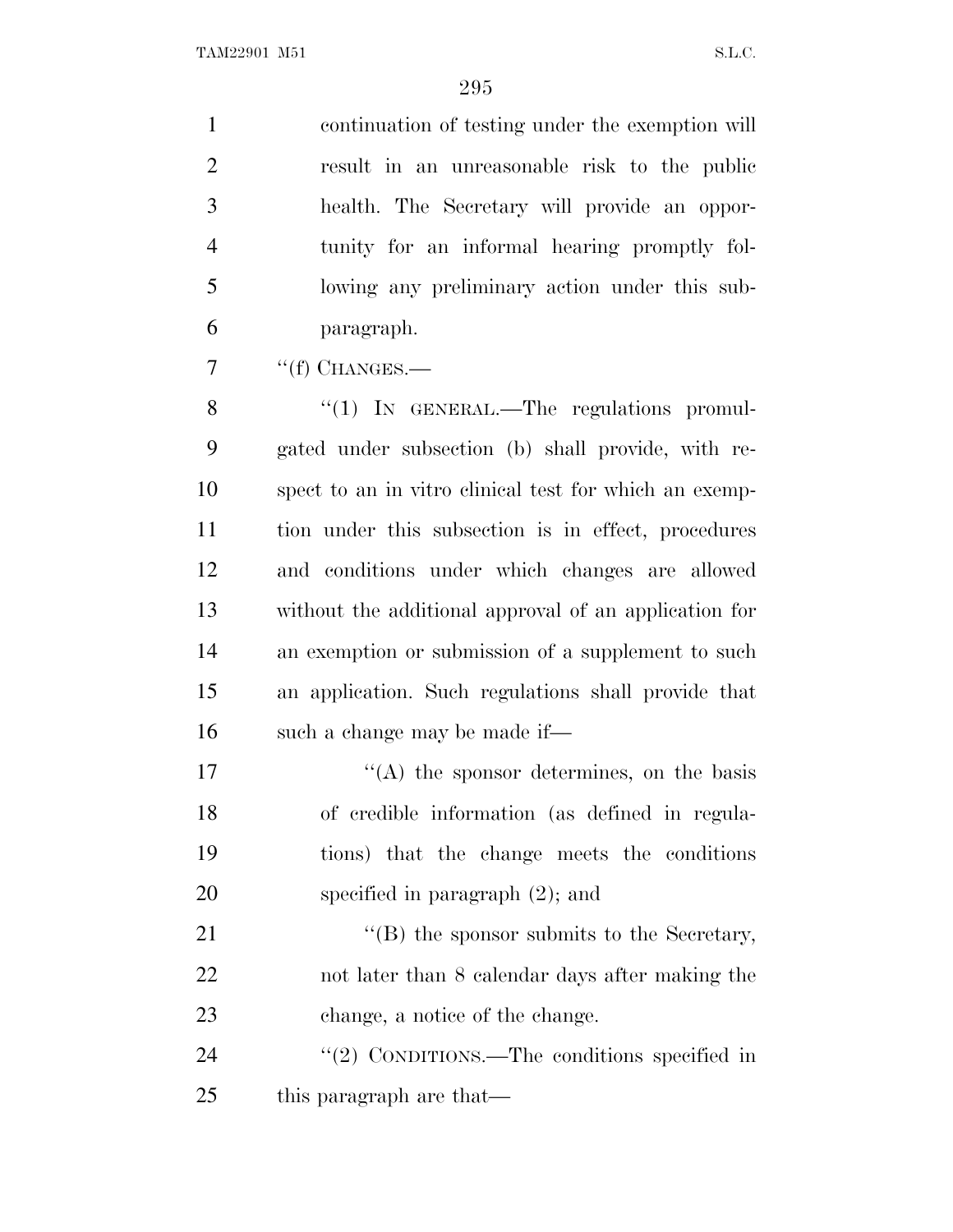continuation of testing under the exemption will result in an unreasonable risk to the public health. The Secretary will provide an opportunity for an informal hearing promptly following any preliminary action under this subparagraph.

''(f) CHANGES.—

''(1) IN GENERAL.—The regulations promulgated under subsection (b) shall provide, with respect to an in vitro clinical test for which an exemption under this subsection is in effect, procedures and conditions under which changes are allowed without the additional approval of an application for an exemption or submission of a supplement to such an application. Such regulations shall provide that such a change may be made if—

''(A) the sponsor determines, on the basis of credible information (as defined in regulations) that the change meets the conditions specified in paragraph (2); and

''(B) the sponsor submits to the Secretary, not later than 8 calendar days after making the change, a notice of the change.

''(2) CONDITIONS.—The conditions specified in this paragraph are that—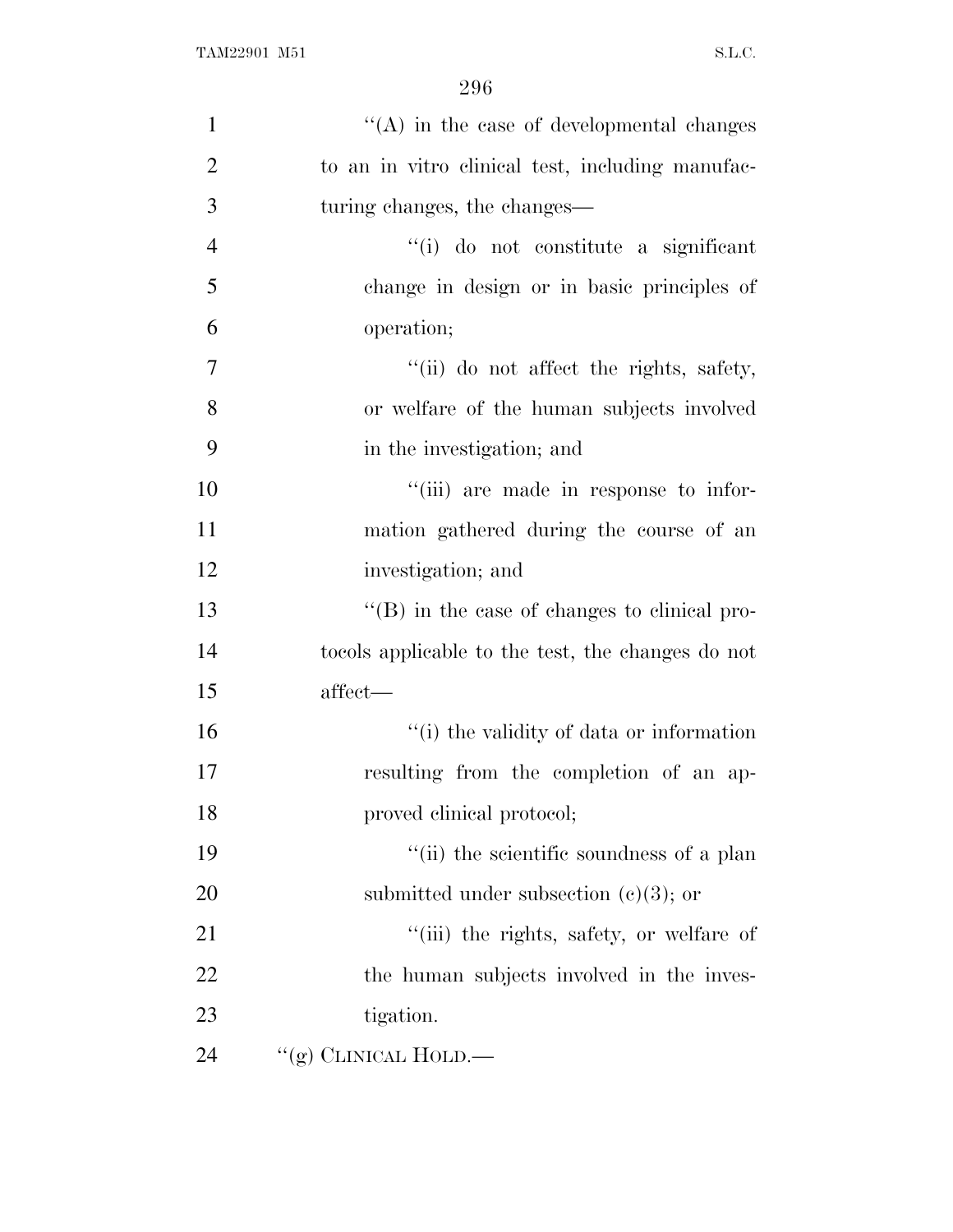''(A) in the case of developmental changes to an in vitro clinical test, including manufacturing changes, the changes—

''(i) do not constitute a significant change in design or in basic principles of operation;

''(ii) do not affect the rights, safety, or welfare of the human subjects involved in the investigation; and

''(iii) are made in response to information gathered during the course of an investigation; and

''(B) in the case of changes to clinical protocols applicable to the test, the changes do not affect—

''(i) the validity of data or information resulting from the completion of an approved clinical protocol;

''(ii) the scientific soundness of a plan submitted under subsection (c)(3); or

''(iii) the rights, safety, or welfare of the human subjects involved in the investigation.

''(g) CLINICAL HOLD.—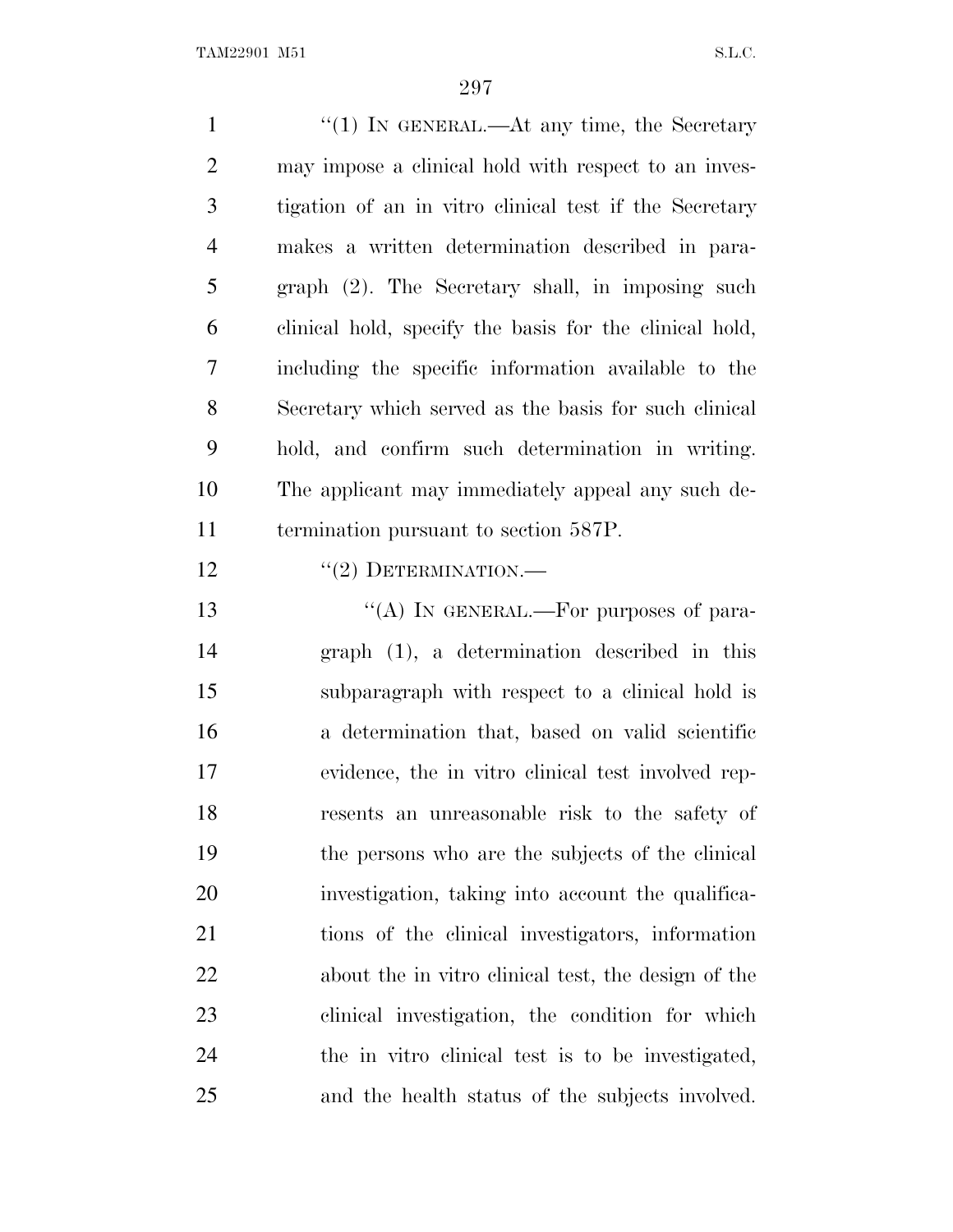"(1) IN GENERAL.—At any time, the Secretary may impose a clinical hold with respect to an investigation of an in vitro clinical test if the Secretary makes a written determination described in paragraph (2). The Secretary shall, in imposing such clinical hold, specify the basis for the clinical hold, including the specific information available to the Secretary which served as the basis for such clinical hold, and confirm such determination in writing. The applicant may immediately appeal any such determination pursuant to section 587P.

"(2) DETERMINATION.—

"(A) IN GENERAL.—For purposes of paragraph (1), a determination described in this subparagraph with respect to a clinical hold is a determination that, based on valid scientific evidence, the in vitro clinical test involved represents an unreasonable risk to the safety of the persons who are the subjects of the clinical investigation, taking into account the qualifications of the clinical investigators, information about the in vitro clinical test, the design of the clinical investigation, the condition for which the in vitro clinical test is to be investigated, and the health status of the subjects involved.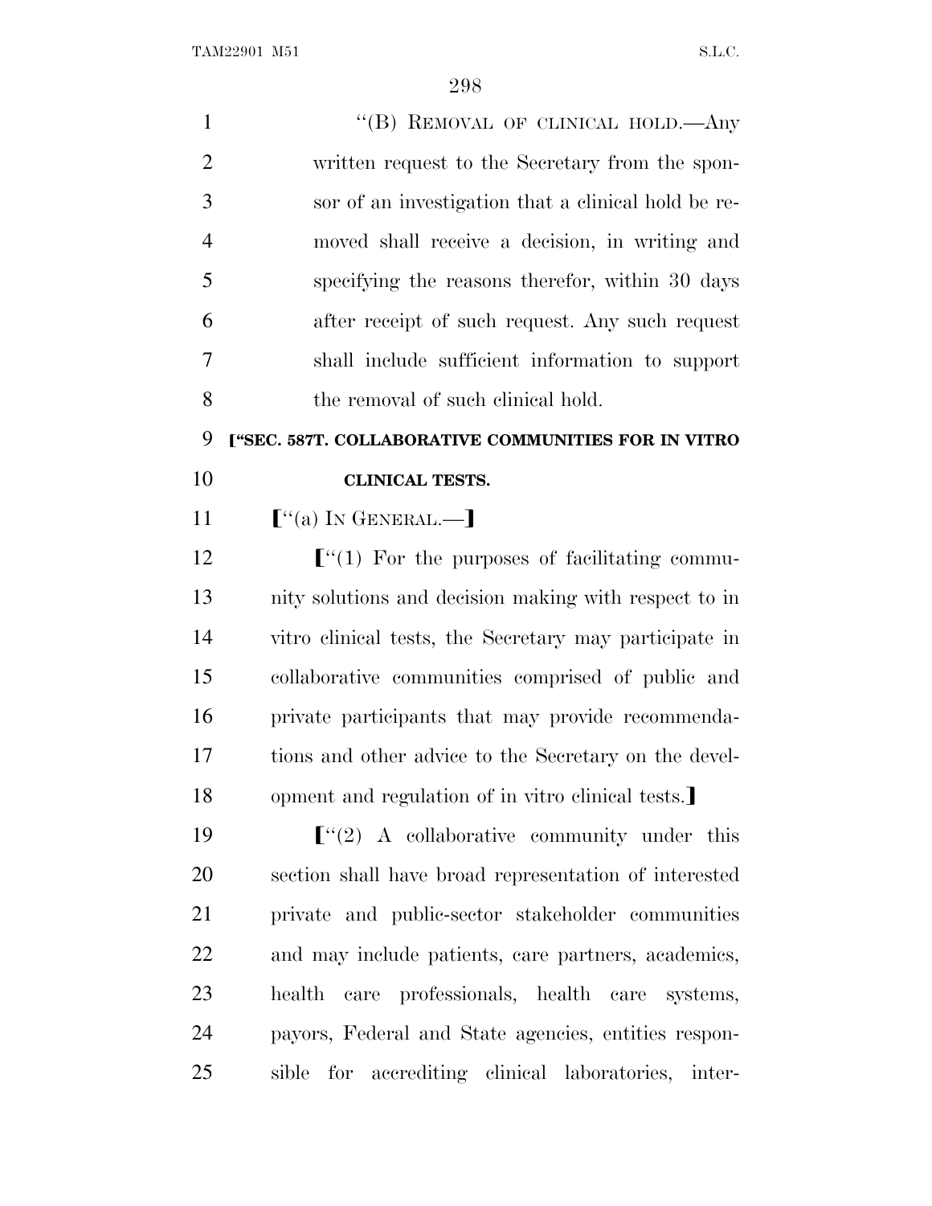"(B) REMOVAL OF CLINICAL HOLD.—Any written request to the Secretary from the sponsor of an investigation that a clinical hold be removed shall receive a decision, in writing and specifying the reasons therefor, within 30 days after receipt of such request. Any such request shall include sufficient information to support the removal of such clinical hold.

**["SEC. 587T. COLLABORATIVE COMMUNITIES FOR IN VITRO CLINICAL TESTS.**

["(a) IN GENERAL.—]

["(1) For the purposes of facilitating community solutions and decision making with respect to in vitro clinical tests, the Secretary may participate in collaborative communities comprised of public and private participants that may provide recommendations and other advice to the Secretary on the development and regulation of in vitro clinical tests.]

["(2) A collaborative community under this section shall have broad representation of interested private and public-sector stakeholder communities and may include patients, care partners, academics, health care professionals, health care systems, payors, Federal and State agencies, entities responsible for accrediting clinical laboratories, inter-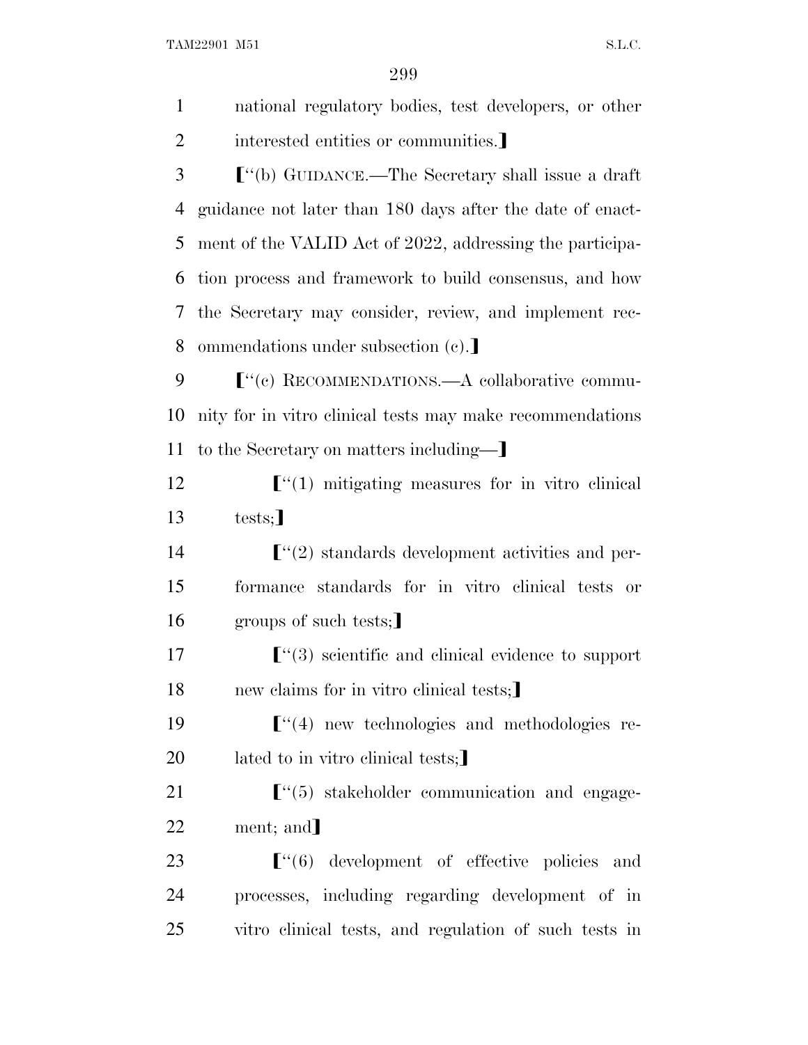national regulatory bodies, test developers, or other interested entities or communities.⟧

⟦"(b) GUIDANCE.—The Secretary shall issue a draft guidance not later than 180 days after the date of enactment of the VALID Act of 2022, addressing the participation process and framework to build consensus, and how the Secretary may consider, review, and implement recommendations under subsection (c).⟧

⟦"(c) RECOMMENDATIONS.—A collaborative community for in vitro clinical tests may make recommendations to the Secretary on matters including—⟧

⟦"(1) mitigating measures for in vitro clinical tests;⟧

⟦"(2) standards development activities and performance standards for in vitro clinical tests or groups of such tests;⟧

⟦"(3) scientific and clinical evidence to support new claims for in vitro clinical tests;⟧

⟦"(4) new technologies and methodologies related to in vitro clinical tests;⟧

⟦"(5) stakeholder communication and engagement; and⟧

⟦"(6) development of effective policies and processes, including regarding development of in vitro clinical tests, and regulation of such tests in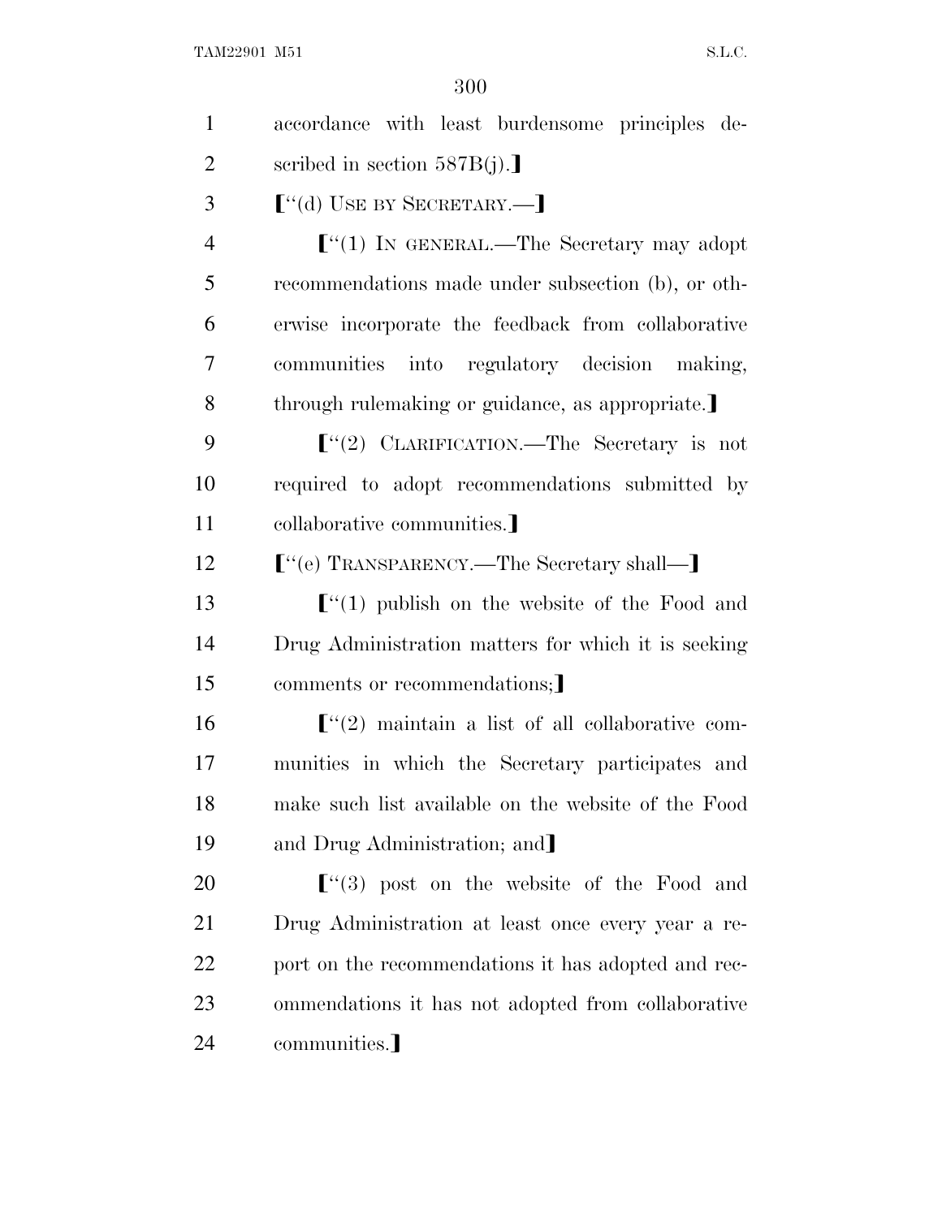accordance with least burdensome principles described in section 587B(j).⟧

⟦"(d) USE BY SECRETARY.—⟧

⟦"(1) IN GENERAL.—The Secretary may adopt recommendations made under subsection (b), or otherwise incorporate the feedback from collaborative communities into regulatory decision making, through rulemaking or guidance, as appropriate.⟧

⟦"(2) CLARIFICATION.—The Secretary is not required to adopt recommendations submitted by collaborative communities.⟧

⟦"(e) TRANSPARENCY.—The Secretary shall—⟧

⟦"(1) publish on the website of the Food and Drug Administration matters for which it is seeking comments or recommendations;⟧

⟦"(2) maintain a list of all collaborative communities in which the Secretary participates and make such list available on the website of the Food and Drug Administration; and⟧

⟦"(3) post on the website of the Food and Drug Administration at least once every year a report on the recommendations it has adopted and recommendations it has not adopted from collaborative communities.⟧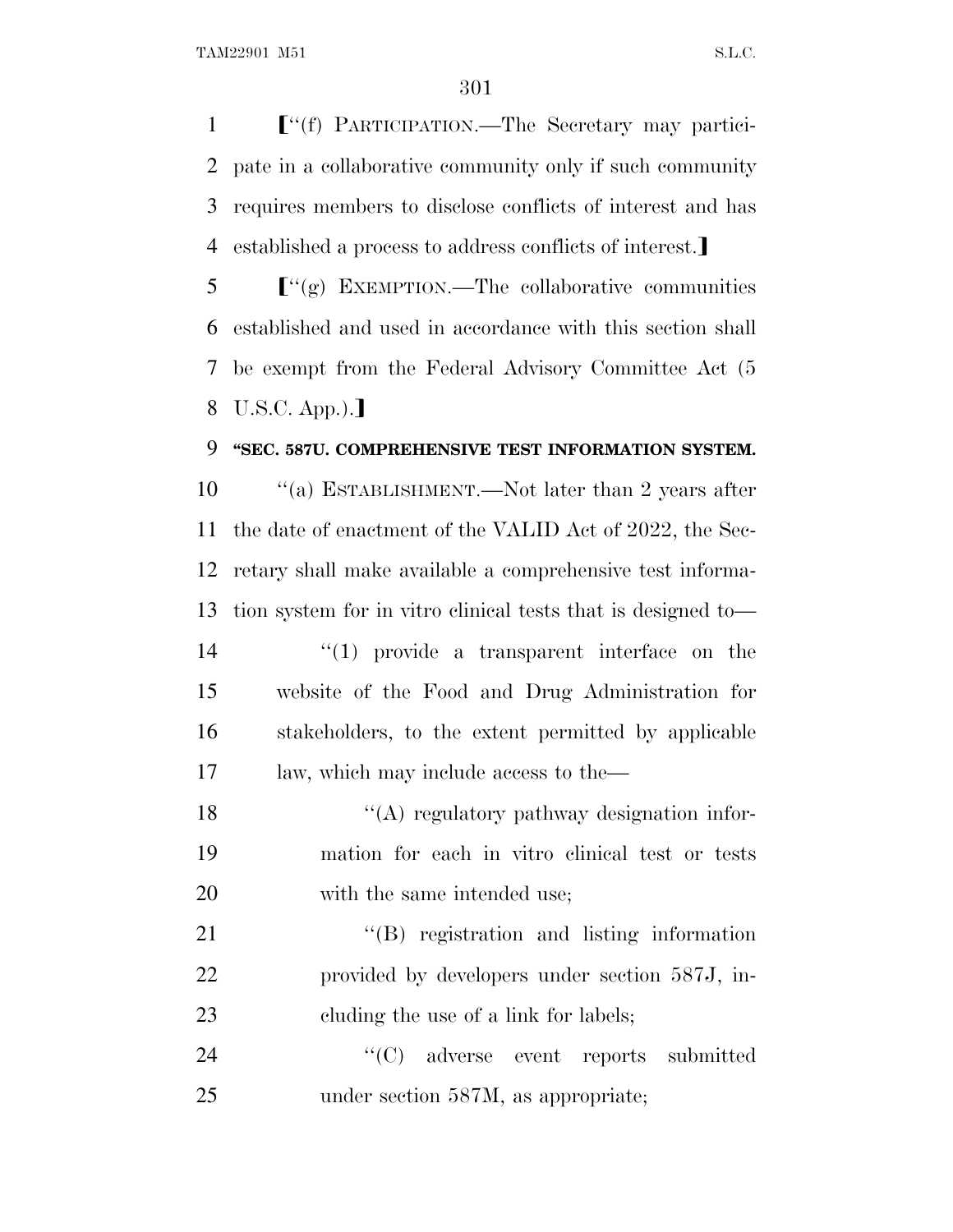⟦"(f) PARTICIPATION.—The Secretary may participate in a collaborative community only if such community requires members to disclose conflicts of interest and has established a process to address conflicts of interest.⟧

⟦"(g) EXEMPTION.—The collaborative communities established and used in accordance with this section shall be exempt from the Federal Advisory Committee Act (5 U.S.C. App.).⟧

**"SEC. 587U. COMPREHENSIVE TEST INFORMATION SYSTEM.**

"(a) ESTABLISHMENT.—Not later than 2 years after the date of enactment of the VALID Act of 2022, the Secretary shall make available a comprehensive test information system for in vitro clinical tests that is designed to—

"(1) provide a transparent interface on the website of the Food and Drug Administration for stakeholders, to the extent permitted by applicable law, which may include access to the—

"(A) regulatory pathway designation information for each in vitro clinical test or tests with the same intended use;

"(B) registration and listing information provided by developers under section 587J, including the use of a link for labels;

"(C) adverse event reports submitted under section 587M, as appropriate;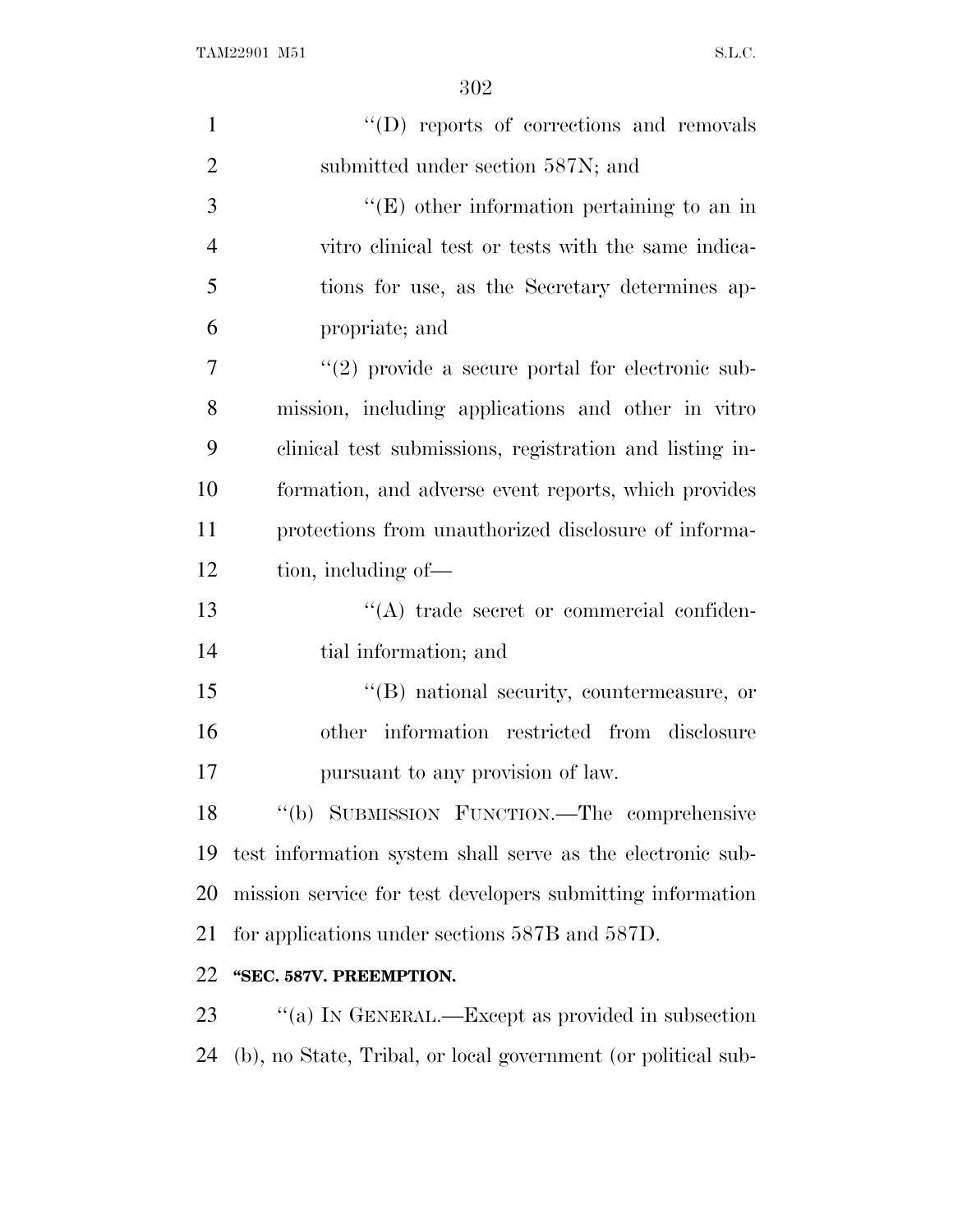''(D) reports of corrections and removals submitted under section 587N; and

''(E) other information pertaining to an in vitro clinical test or tests with the same indications for use, as the Secretary determines appropriate; and

''(2) provide a secure portal for electronic submission, including applications and other in vitro clinical test submissions, registration and listing information, and adverse event reports, which provides protections from unauthorized disclosure of information, including of—

''(A) trade secret or commercial confidential information; and

''(B) national security, countermeasure, or other information restricted from disclosure pursuant to any provision of law.

''(b) SUBMISSION FUNCTION.—The comprehensive test information system shall serve as the electronic submission service for test developers submitting information for applications under sections 587B and 587D.

**''SEC. 587V. PREEMPTION.**

''(a) IN GENERAL.—Except as provided in subsection (b), no State, Tribal, or local government (or political sub-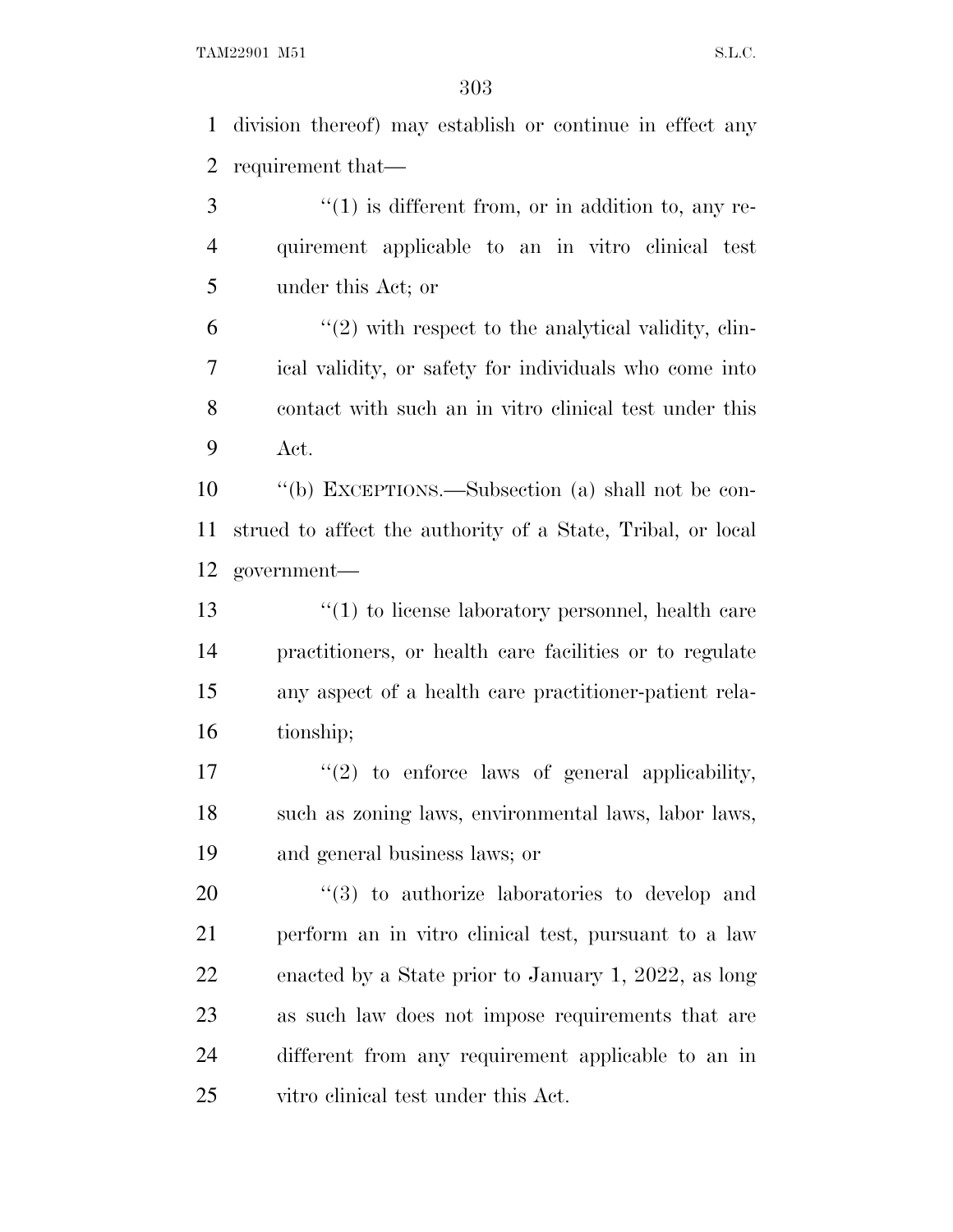division thereof) may establish or continue in effect any requirement that—

''(1) is different from, or in addition to, any requirement applicable to an in vitro clinical test under this Act; or

''(2) with respect to the analytical validity, clinical validity, or safety for individuals who come into contact with such an in vitro clinical test under this Act.

''(b) EXCEPTIONS.—Subsection (a) shall not be construed to affect the authority of a State, Tribal, or local government—

''(1) to license laboratory personnel, health care practitioners, or health care facilities or to regulate any aspect of a health care practitioner-patient relationship;

''(2) to enforce laws of general applicability, such as zoning laws, environmental laws, labor laws, and general business laws; or

''(3) to authorize laboratories to develop and perform an in vitro clinical test, pursuant to a law enacted by a State prior to January 1, 2022, as long as such law does not impose requirements that are different from any requirement applicable to an in vitro clinical test under this Act.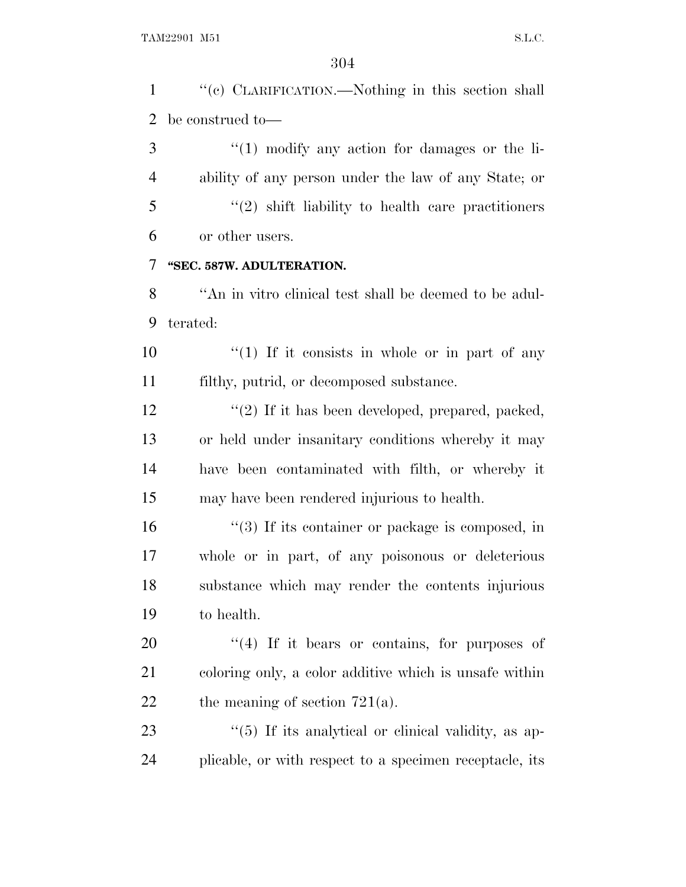''(c) CLARIFICATION.—Nothing in this section shall be construed to—

''(1) modify any action for damages or the liability of any person under the law of any State; or

''(2) shift liability to health care practitioners or other users.

**''SEC. 587W. ADULTERATION.**

''An in vitro clinical test shall be deemed to be adulterated:

''(1) If it consists in whole or in part of any filthy, putrid, or decomposed substance.

''(2) If it has been developed, prepared, packed, or held under insanitary conditions whereby it may have been contaminated with filth, or whereby it may have been rendered injurious to health.

''(3) If its container or package is composed, in whole or in part, of any poisonous or deleterious substance which may render the contents injurious to health.

''(4) If it bears or contains, for purposes of coloring only, a color additive which is unsafe within the meaning of section 721(a).

''(5) If its analytical or clinical validity, as applicable, or with respect to a specimen receptacle, its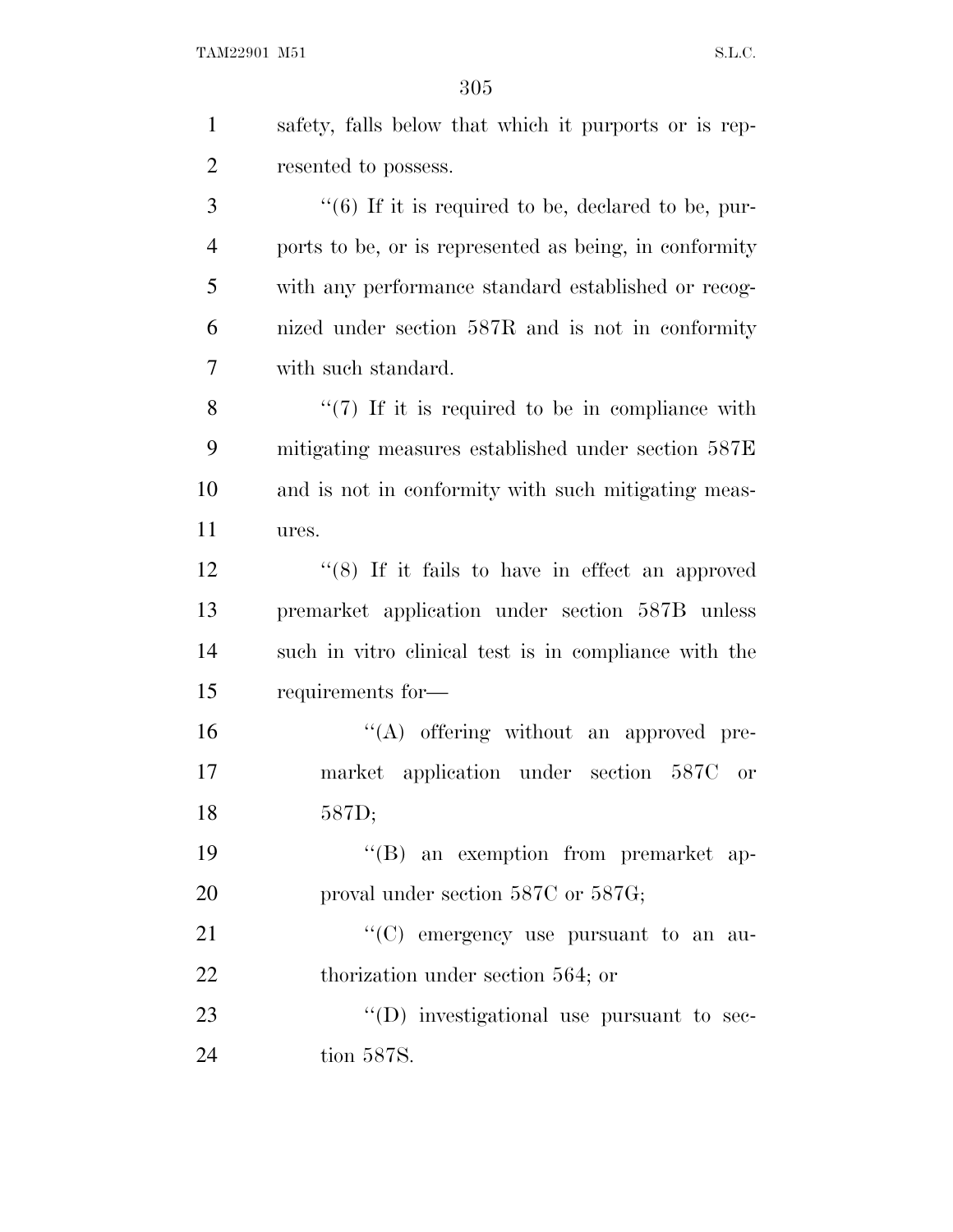safety, falls below that which it purports or is represented to possess.

''(6) If it is required to be, declared to be, purports to be, or is represented as being, in conformity with any performance standard established or recognized under section 587R and is not in conformity with such standard.

''(7) If it is required to be in compliance with mitigating measures established under section 587E and is not in conformity with such mitigating measures.

''(8) If it fails to have in effect an approved premarket application under section 587B unless such in vitro clinical test is in compliance with the requirements for—

''(A) offering without an approved premarket application under section 587C or 587D;

''(B) an exemption from premarket approval under section 587C or 587G;

''(C) emergency use pursuant to an authorization under section 564; or

''(D) investigational use pursuant to section 587S.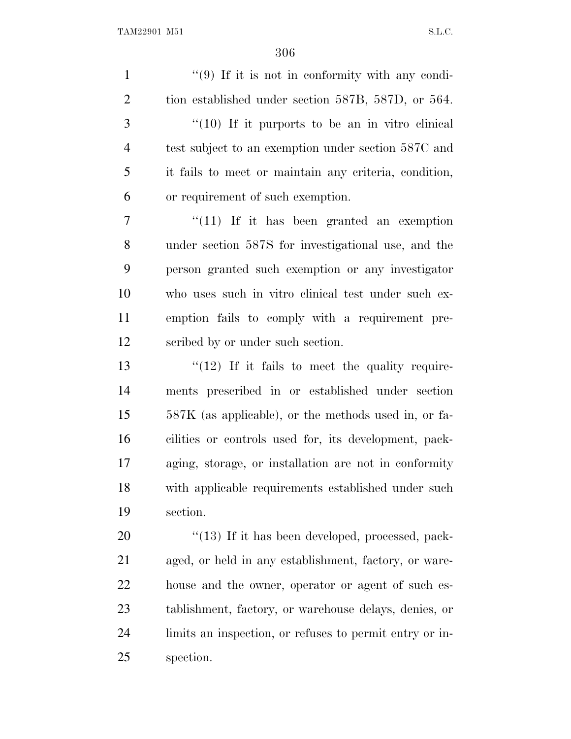''(9) If it is not in conformity with any condition established under section 587B, 587D, or 564.

''(10) If it purports to be an in vitro clinical test subject to an exemption under section 587C and it fails to meet or maintain any criteria, condition, or requirement of such exemption.

''(11) If it has been granted an exemption under section 587S for investigational use, and the person granted such exemption or any investigator who uses such in vitro clinical test under such exemption fails to comply with a requirement prescribed by or under such section.

''(12) If it fails to meet the quality requirements prescribed in or established under section 587K (as applicable), or the methods used in, or facilities or controls used for, its development, packaging, storage, or installation are not in conformity with applicable requirements established under such section.

''(13) If it has been developed, processed, packaged, or held in any establishment, factory, or warehouse and the owner, operator or agent of such establishment, factory, or warehouse delays, denies, or limits an inspection, or refuses to permit entry or inspection.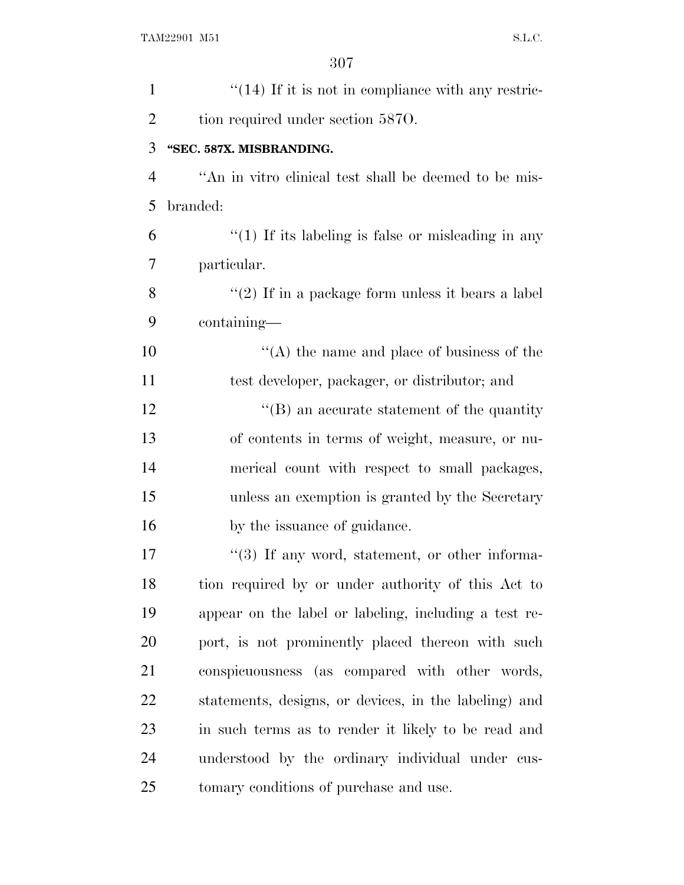''(14) If it is not in compliance with any restriction required under section 587O.

**''SEC. 587X. MISBRANDING.**

''An in vitro clinical test shall be deemed to be misbranded:

''(1) If its labeling is false or misleading in any particular.

''(2) If in a package form unless it bears a label containing—

''(A) the name and place of business of the test developer, packager, or distributor; and

''(B) an accurate statement of the quantity of contents in terms of weight, measure, or numerical count with respect to small packages, unless an exemption is granted by the Secretary by the issuance of guidance.

''(3) If any word, statement, or other information required by or under authority of this Act to appear on the label or labeling, including a test report, is not prominently placed thereon with such conspicuousness (as compared with other words, statements, designs, or devices, in the labeling) and in such terms as to render it likely to be read and understood by the ordinary individual under customary conditions of purchase and use.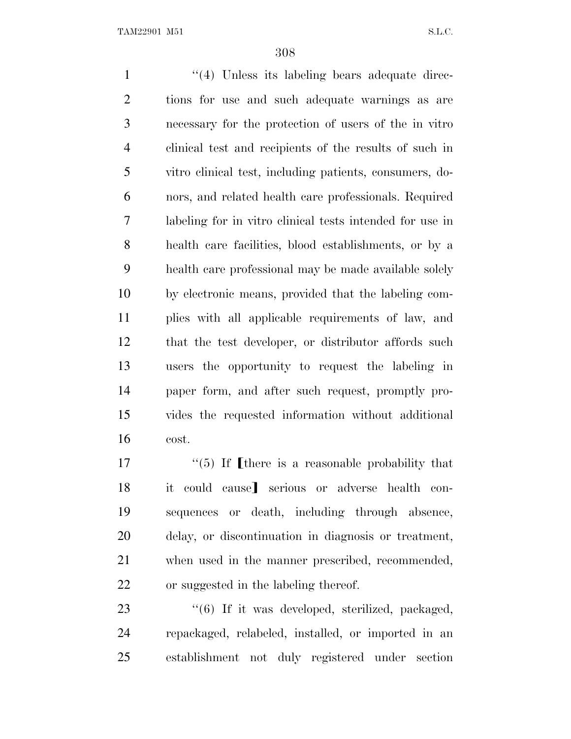"(4) Unless its labeling bears adequate directions for use and such adequate warnings as are necessary for the protection of users of the in vitro clinical test and recipients of the results of such in vitro clinical test, including patients, consumers, donors, and related health care professionals. Required labeling for in vitro clinical tests intended for use in health care facilities, blood establishments, or by a health care professional may be made available solely by electronic means, provided that the labeling complies with all applicable requirements of law, and that the test developer, or distributor affords such users the opportunity to request the labeling in paper form, and after such request, promptly provides the requested information without additional cost.

"(5) If ⟦there is a reasonable probability that it could cause⟧ serious or adverse health consequences or death, including through absence, delay, or discontinuation in diagnosis or treatment, when used in the manner prescribed, recommended, or suggested in the labeling thereof.

"(6) If it was developed, sterilized, packaged, repackaged, relabeled, installed, or imported in an establishment not duly registered under section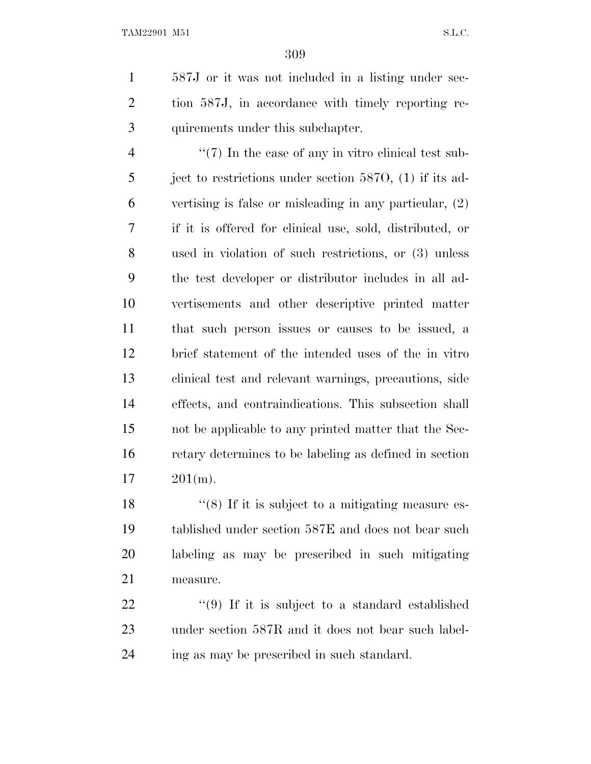587J or it was not included in a listing under section 587J, in accordance with timely reporting requirements under this subchapter.

''(7) In the case of any in vitro clinical test subject to restrictions under section 587O, (1) if its advertising is false or misleading in any particular, (2) if it is offered for clinical use, sold, distributed, or used in violation of such restrictions, or (3) unless the test developer or distributor includes in all advertisements and other descriptive printed matter that such person issues or causes to be issued, a brief statement of the intended uses of the in vitro clinical test and relevant warnings, precautions, side effects, and contraindications. This subsection shall not be applicable to any printed matter that the Secretary determines to be labeling as defined in section 201(m).

''(8) If it is subject to a mitigating measure established under section 587E and does not bear such labeling as may be prescribed in such mitigating measure.

''(9) If it is subject to a standard established under section 587R and it does not bear such labeling as may be prescribed in such standard.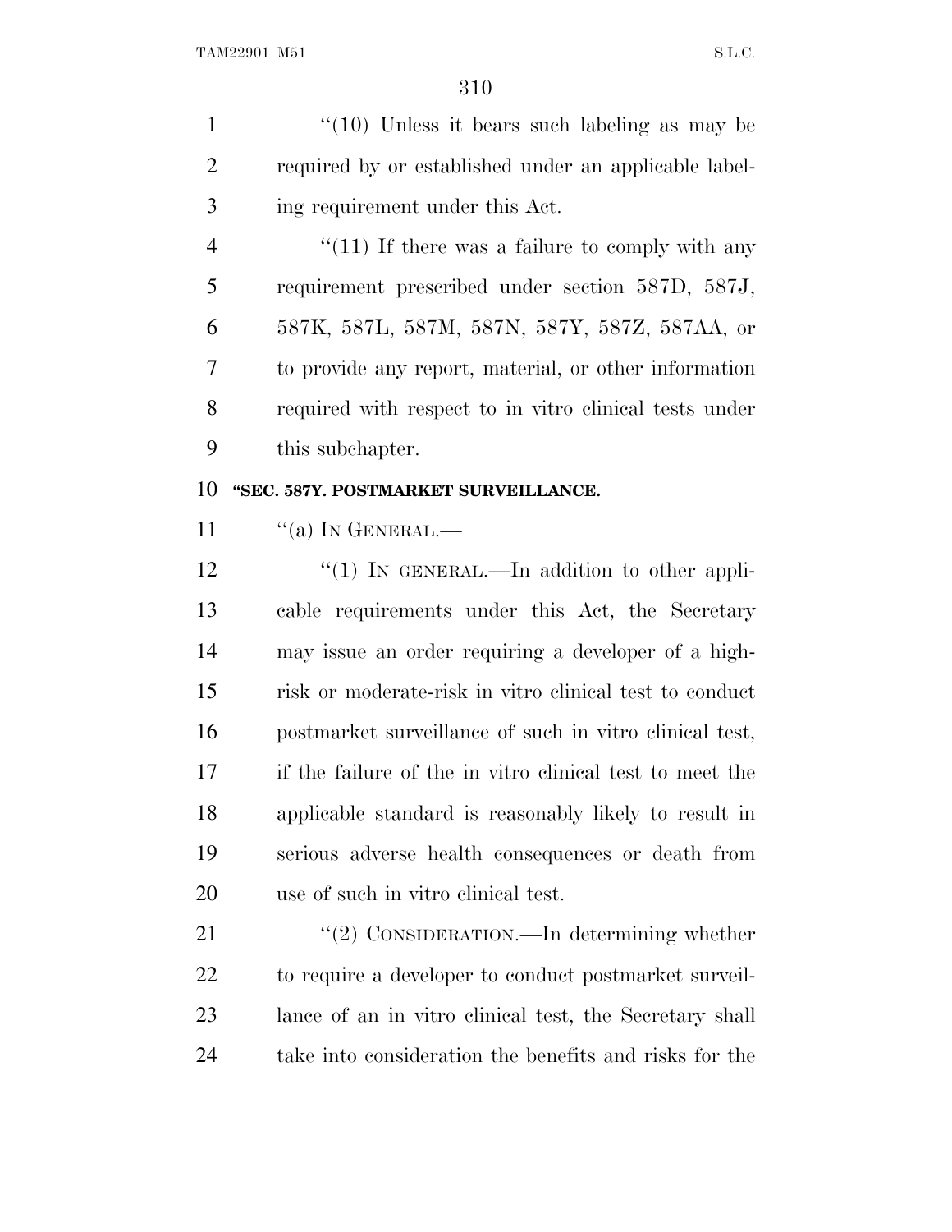''(10) Unless it bears such labeling as may be required by or established under an applicable labeling requirement under this Act.

''(11) If there was a failure to comply with any requirement prescribed under section 587D, 587J, 587K, 587L, 587M, 587N, 587Y, 587Z, 587AA, or to provide any report, material, or other information required with respect to in vitro clinical tests under this subchapter.

**''SEC. 587Y. POSTMARKET SURVEILLANCE.**

''(a) IN GENERAL.—

''(1) IN GENERAL.—In addition to other applicable requirements under this Act, the Secretary may issue an order requiring a developer of a high-risk or moderate-risk in vitro clinical test to conduct postmarket surveillance of such in vitro clinical test, if the failure of the in vitro clinical test to meet the applicable standard is reasonably likely to result in serious adverse health consequences or death from use of such in vitro clinical test.

''(2) CONSIDERATION.—In determining whether to require a developer to conduct postmarket surveillance of an in vitro clinical test, the Secretary shall take into consideration the benefits and risks for the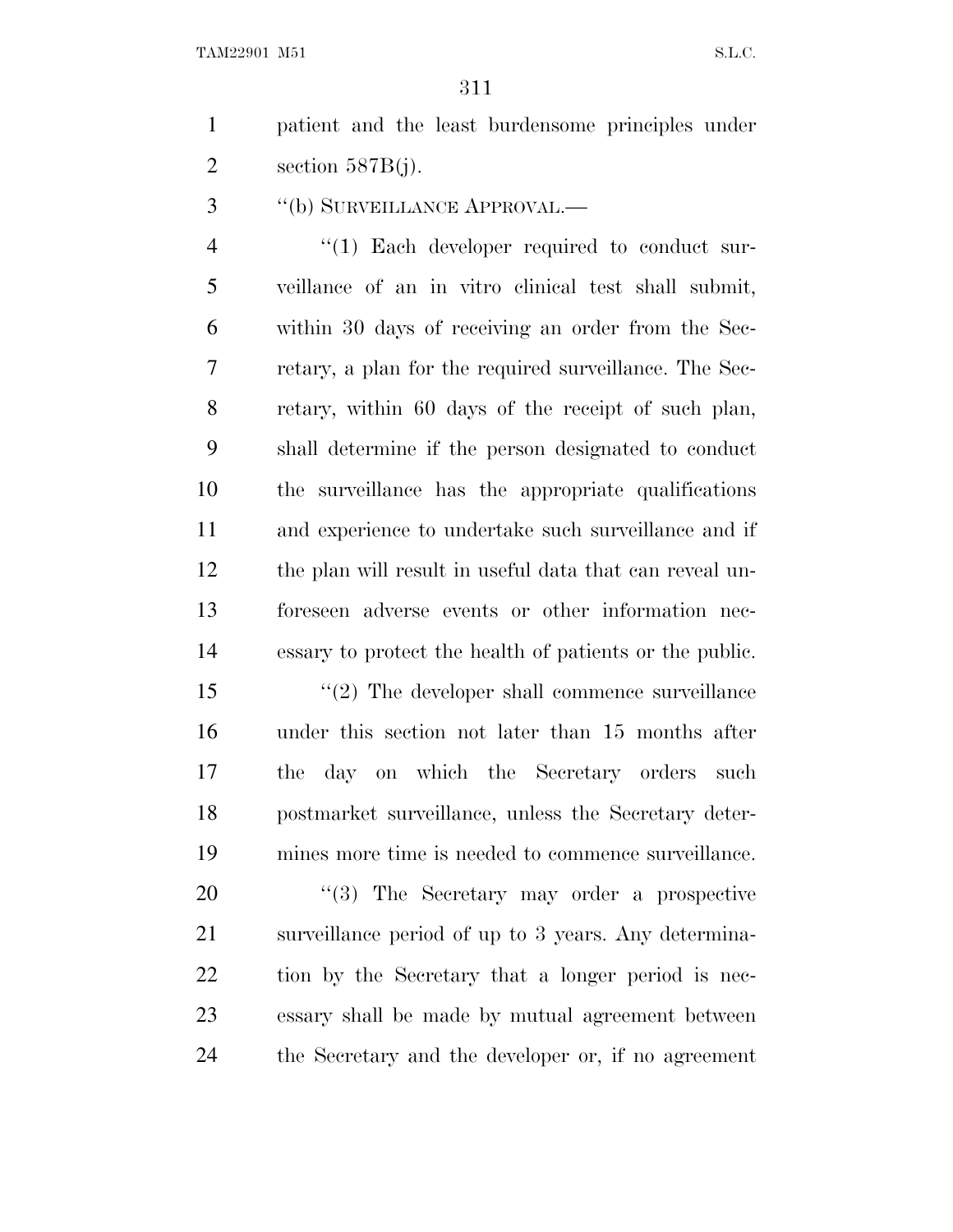patient and the least burdensome principles under section 587B(j).

''(b) SURVEILLANCE APPROVAL.—

''(1) Each developer required to conduct surveillance of an in vitro clinical test shall submit, within 30 days of receiving an order from the Secretary, a plan for the required surveillance. The Secretary, within 60 days of the receipt of such plan, shall determine if the person designated to conduct the surveillance has the appropriate qualifications and experience to undertake such surveillance and if the plan will result in useful data that can reveal unforeseen adverse events or other information necessary to protect the health of patients or the public.

''(2) The developer shall commence surveillance under this section not later than 15 months after the day on which the Secretary orders such postmarket surveillance, unless the Secretary determines more time is needed to commence surveillance.

''(3) The Secretary may order a prospective surveillance period of up to 3 years. Any determination by the Secretary that a longer period is necessary shall be made by mutual agreement between the Secretary and the developer or, if no agreement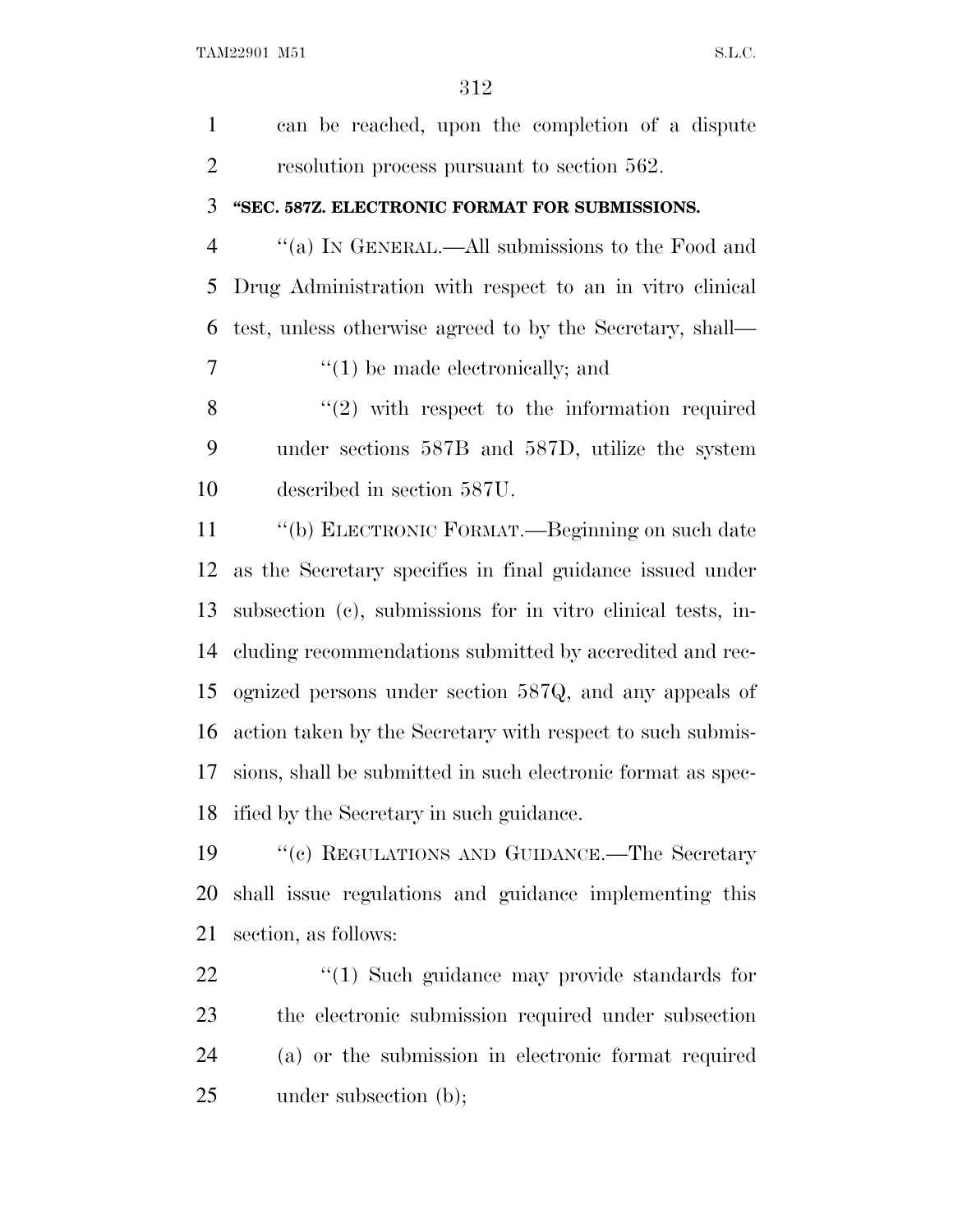can be reached, upon the completion of a dispute resolution process pursuant to section 562.

**"SEC. 587Z. ELECTRONIC FORMAT FOR SUBMISSIONS.**

"(a) IN GENERAL.—All submissions to the Food and Drug Administration with respect to an in vitro clinical test, unless otherwise agreed to by the Secretary, shall—

"(1) be made electronically; and

"(2) with respect to the information required under sections 587B and 587D, utilize the system described in section 587U.

"(b) ELECTRONIC FORMAT.—Beginning on such date as the Secretary specifies in final guidance issued under subsection (c), submissions for in vitro clinical tests, including recommendations submitted by accredited and recognized persons under section 587Q, and any appeals of action taken by the Secretary with respect to such submissions, shall be submitted in such electronic format as specified by the Secretary in such guidance.

"(c) REGULATIONS AND GUIDANCE.—The Secretary shall issue regulations and guidance implementing this section, as follows:

"(1) Such guidance may provide standards for the electronic submission required under subsection (a) or the submission in electronic format required under subsection (b);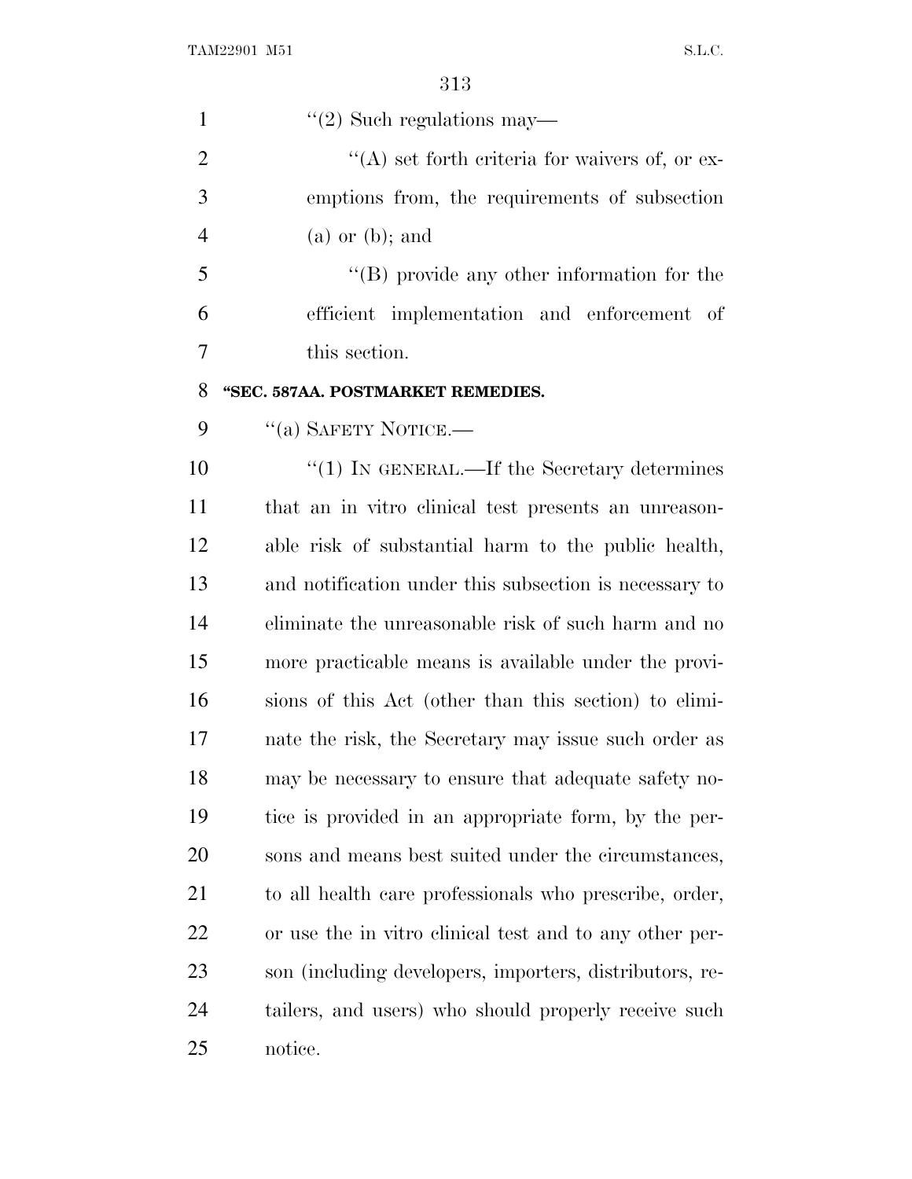"(2) Such regulations may—

"(A) set forth criteria for waivers of, or exemptions from, the requirements of subsection (a) or (b); and

"(B) provide any other information for the efficient implementation and enforcement of this section.

**"SEC. 587AA. POSTMARKET REMEDIES.**

"(a) SAFETY NOTICE.—

"(1) IN GENERAL.—If the Secretary determines that an in vitro clinical test presents an unreasonable risk of substantial harm to the public health, and notification under this subsection is necessary to eliminate the unreasonable risk of such harm and no more practicable means is available under the provisions of this Act (other than this section) to eliminate the risk, the Secretary may issue such order as may be necessary to ensure that adequate safety notice is provided in an appropriate form, by the persons and means best suited under the circumstances, to all health care professionals who prescribe, order, or use the in vitro clinical test and to any other person (including developers, importers, distributors, retailers, and users) who should properly receive such notice.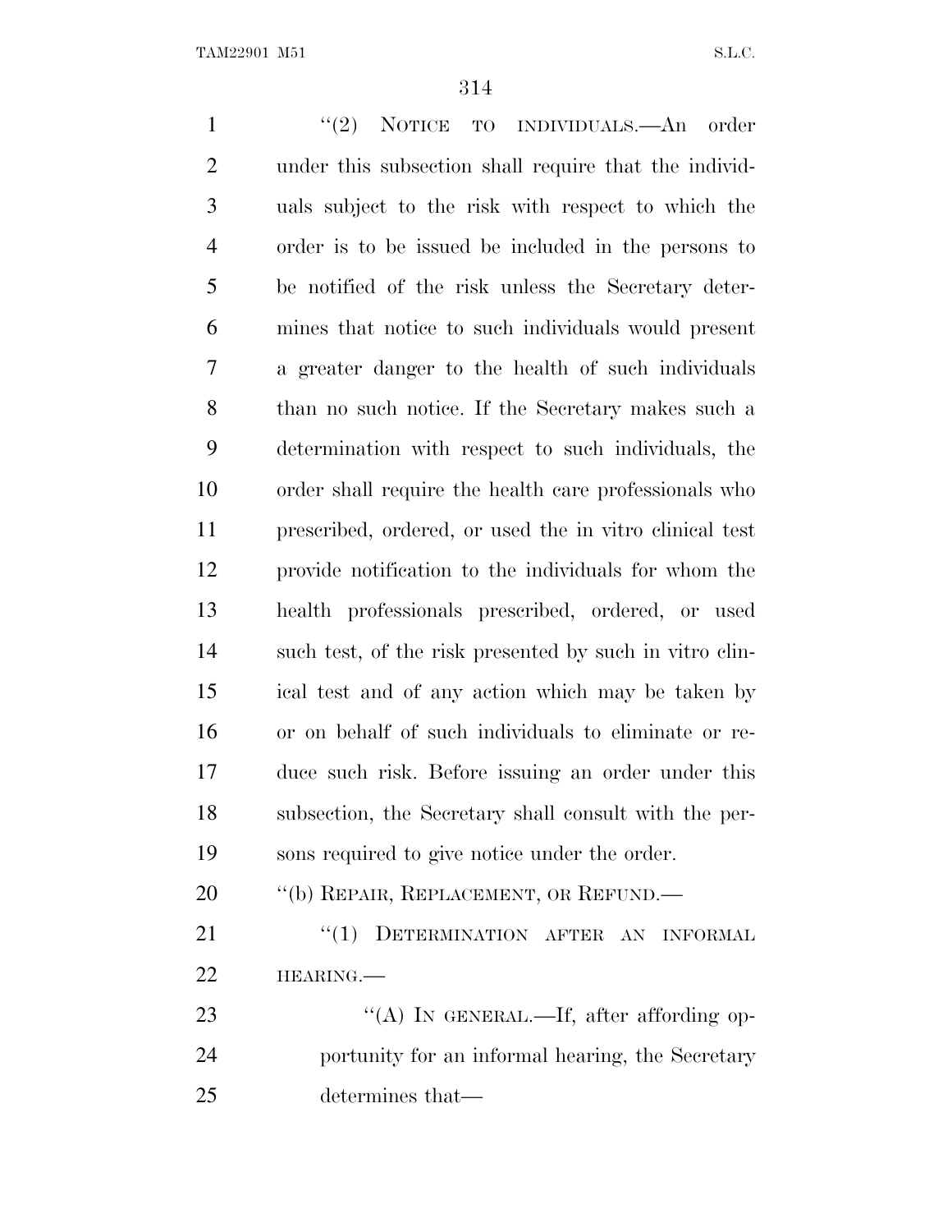"(2) NOTICE TO INDIVIDUALS.—An order under this subsection shall require that the individuals subject to the risk with respect to which the order is to be issued be included in the persons to be notified of the risk unless the Secretary determines that notice to such individuals would present a greater danger to the health of such individuals than no such notice. If the Secretary makes such a determination with respect to such individuals, the order shall require the health care professionals who prescribed, ordered, or used the in vitro clinical test provide notification to the individuals for whom the health professionals prescribed, ordered, or used such test, of the risk presented by such in vitro clinical test and of any action which may be taken by or on behalf of such individuals to eliminate or reduce such risk. Before issuing an order under this subsection, the Secretary shall consult with the persons required to give notice under the order.

"(b) REPAIR, REPLACEMENT, OR REFUND.—

"(1) DETERMINATION AFTER AN INFORMAL HEARING.—

"(A) IN GENERAL.—If, after affording opportunity for an informal hearing, the Secretary determines that—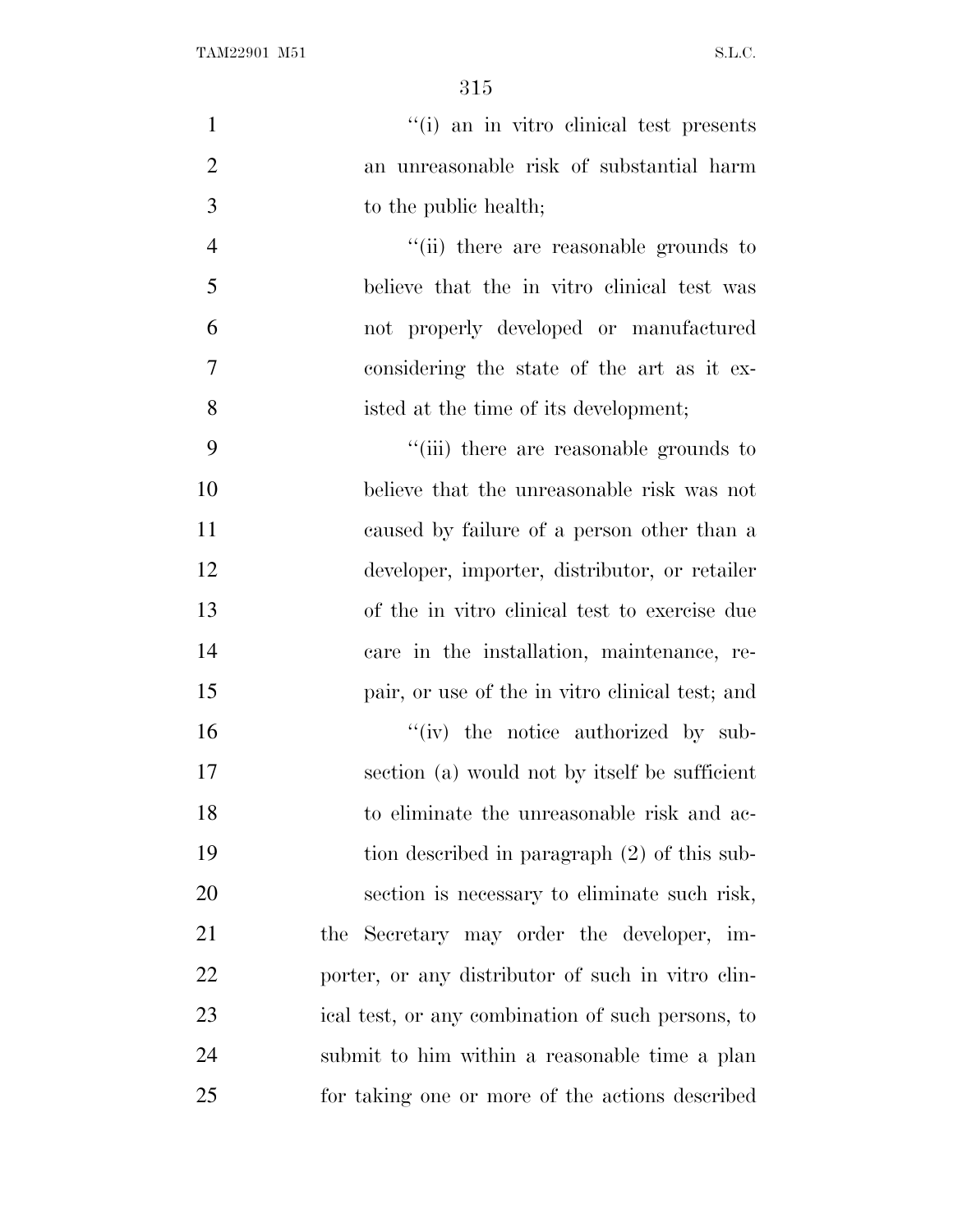"(i) an in vitro clinical test presents an unreasonable risk of substantial harm to the public health;

"(ii) there are reasonable grounds to believe that the in vitro clinical test was not properly developed or manufactured considering the state of the art as it existed at the time of its development;

"(iii) there are reasonable grounds to believe that the unreasonable risk was not caused by failure of a person other than a developer, importer, distributor, or retailer of the in vitro clinical test to exercise due care in the installation, maintenance, repair, or use of the in vitro clinical test; and

"(iv) the notice authorized by subsection (a) would not by itself be sufficient to eliminate the unreasonable risk and action described in paragraph (2) of this subsection is necessary to eliminate such risk,

the Secretary may order the developer, importer, or any distributor of such in vitro clinical test, or any combination of such persons, to submit to him within a reasonable time a plan for taking one or more of the actions described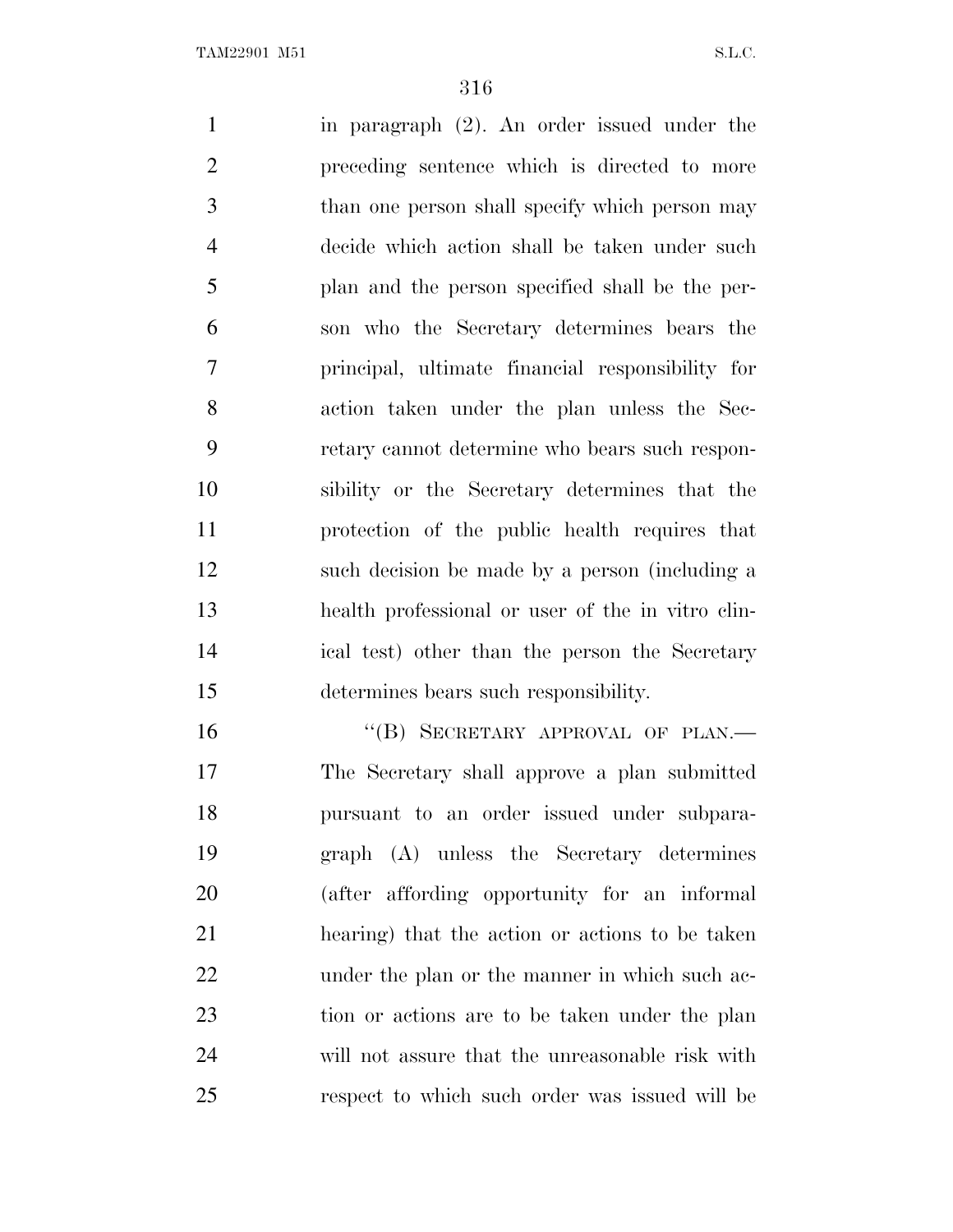in paragraph (2). An order issued under the preceding sentence which is directed to more than one person shall specify which person may decide which action shall be taken under such plan and the person specified shall be the person who the Secretary determines bears the principal, ultimate financial responsibility for action taken under the plan unless the Secretary cannot determine who bears such responsibility or the Secretary determines that the protection of the public health requires that such decision be made by a person (including a health professional or user of the in vitro clinical test) other than the person the Secretary determines bears such responsibility.

"(B) SECRETARY APPROVAL OF PLAN.—The Secretary shall approve a plan submitted pursuant to an order issued under subparagraph (A) unless the Secretary determines (after affording opportunity for an informal hearing) that the action or actions to be taken under the plan or the manner in which such action or actions are to be taken under the plan will not assure that the unreasonable risk with respect to which such order was issued will be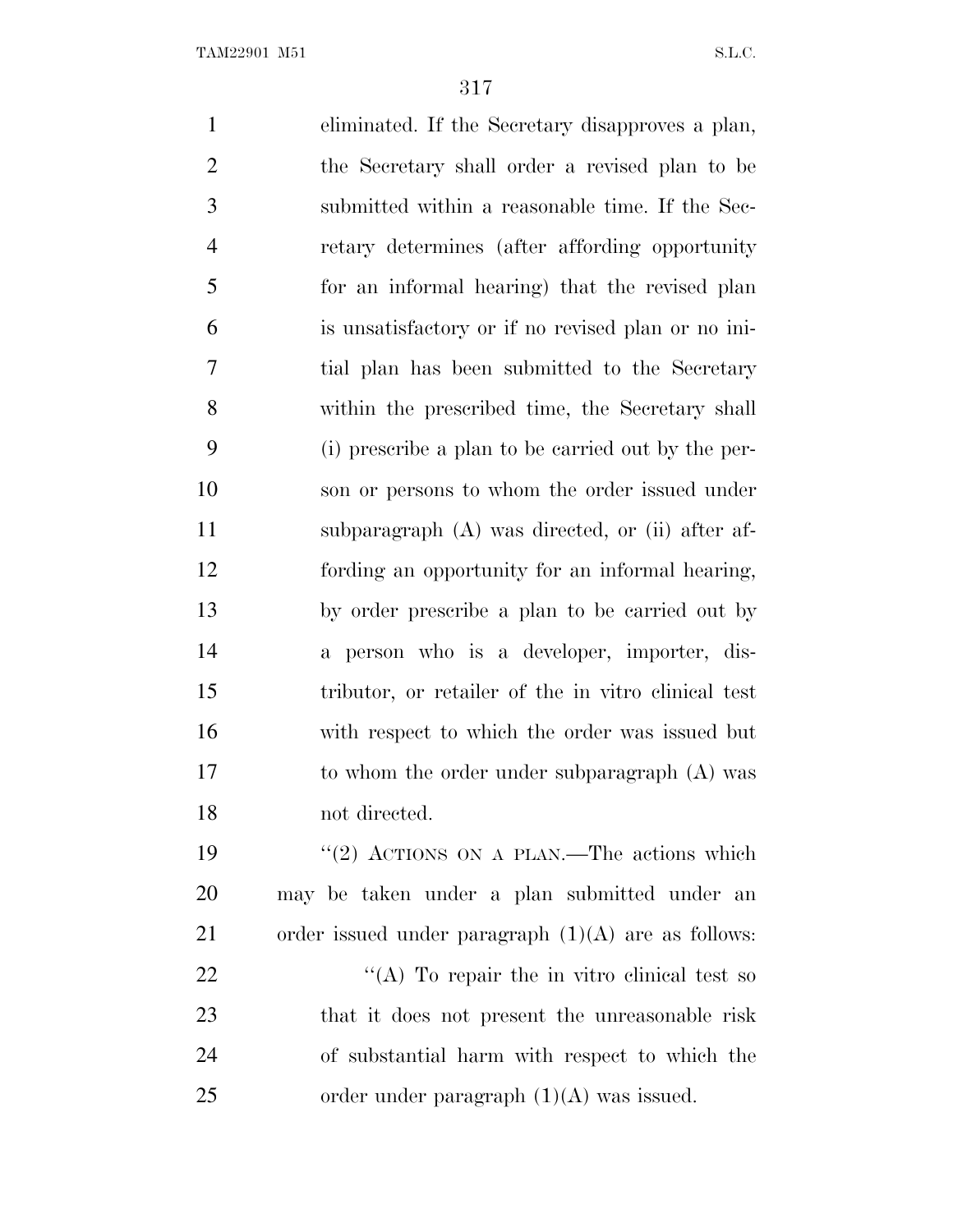eliminated. If the Secretary disapproves a plan, the Secretary shall order a revised plan to be submitted within a reasonable time. If the Secretary determines (after affording opportunity for an informal hearing) that the revised plan is unsatisfactory or if no revised plan or no initial plan has been submitted to the Secretary within the prescribed time, the Secretary shall (i) prescribe a plan to be carried out by the person or persons to whom the order issued under subparagraph (A) was directed, or (ii) after affording an opportunity for an informal hearing, by order prescribe a plan to be carried out by a person who is a developer, importer, distributor, or retailer of the in vitro clinical test with respect to which the order was issued but to whom the order under subparagraph (A) was not directed.

"(2) ACTIONS ON A PLAN.—The actions which may be taken under a plan submitted under an order issued under paragraph (1)(A) are as follows:

"(A) To repair the in vitro clinical test so that it does not present the unreasonable risk of substantial harm with respect to which the order under paragraph (1)(A) was issued.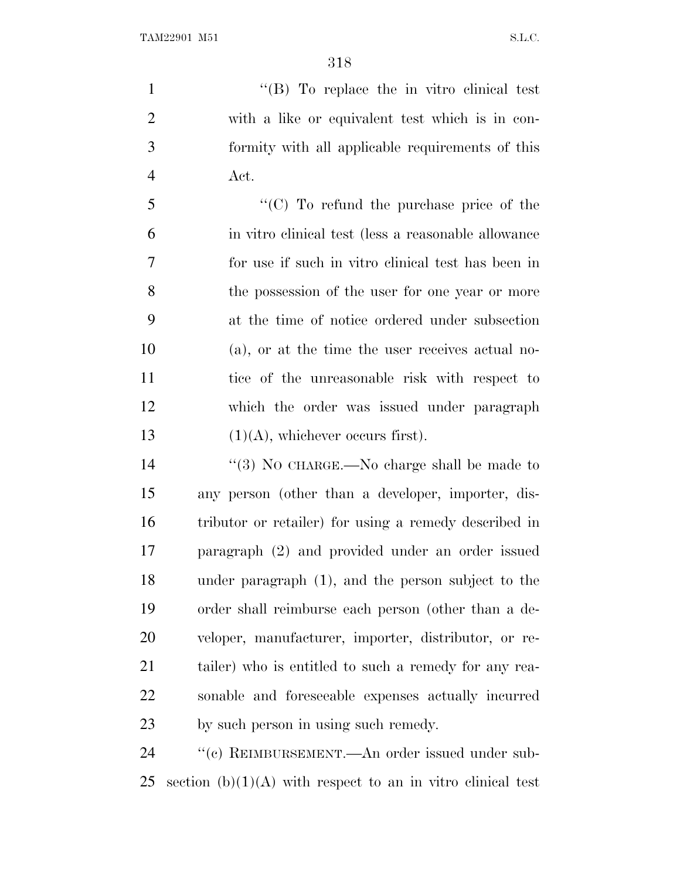"(B) To replace the in vitro clinical test with a like or equivalent test which is in conformity with all applicable requirements of this Act.

"(C) To refund the purchase price of the in vitro clinical test (less a reasonable allowance for use if such in vitro clinical test has been in the possession of the user for one year or more at the time of notice ordered under subsection (a), or at the time the user receives actual notice of the unreasonable risk with respect to which the order was issued under paragraph (1)(A), whichever occurs first).

"(3) NO CHARGE.—No charge shall be made to any person (other than a developer, importer, distributor or retailer) for using a remedy described in paragraph (2) and provided under an order issued under paragraph (1), and the person subject to the order shall reimburse each person (other than a developer, manufacturer, importer, distributor, or retailer) who is entitled to such a remedy for any reasonable and foreseeable expenses actually incurred by such person in using such remedy.

"(c) REIMBURSEMENT.—An order issued under subsection (b)(1)(A) with respect to an in vitro clinical test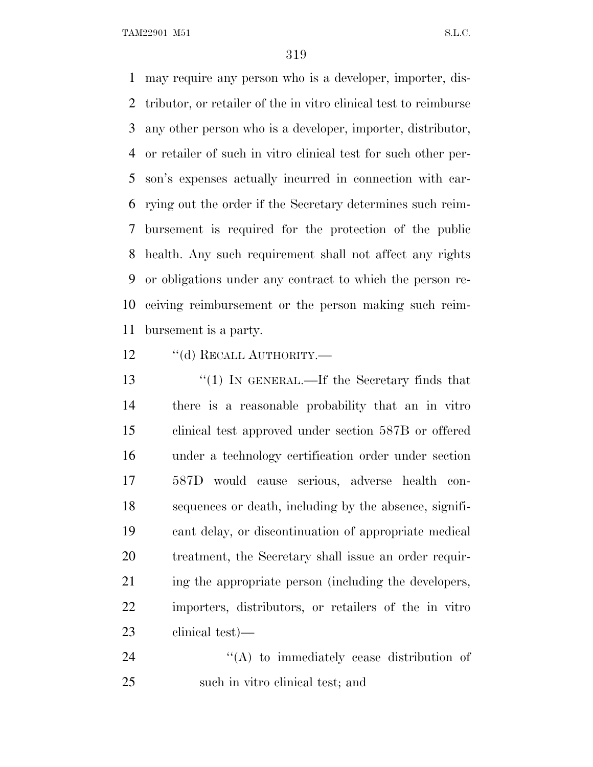may require any person who is a developer, importer, distributor, or retailer of the in vitro clinical test to reimburse any other person who is a developer, importer, distributor, or retailer of such in vitro clinical test for such other person's expenses actually incurred in connection with carrying out the order if the Secretary determines such reimbursement is required for the protection of the public health. Any such requirement shall not affect any rights or obligations under any contract to which the person receiving reimbursement or the person making such reimbursement is a party.

''(d) RECALL AUTHORITY.—

''(1) IN GENERAL.—If the Secretary finds that there is a reasonable probability that an in vitro clinical test approved under section 587B or offered under a technology certification order under section 587D would cause serious, adverse health consequences or death, including by the absence, significant delay, or discontinuation of appropriate medical treatment, the Secretary shall issue an order requiring the appropriate person (including the developers, importers, distributors, or retailers of the in vitro clinical test)—

''(A) to immediately cease distribution of such in vitro clinical test; and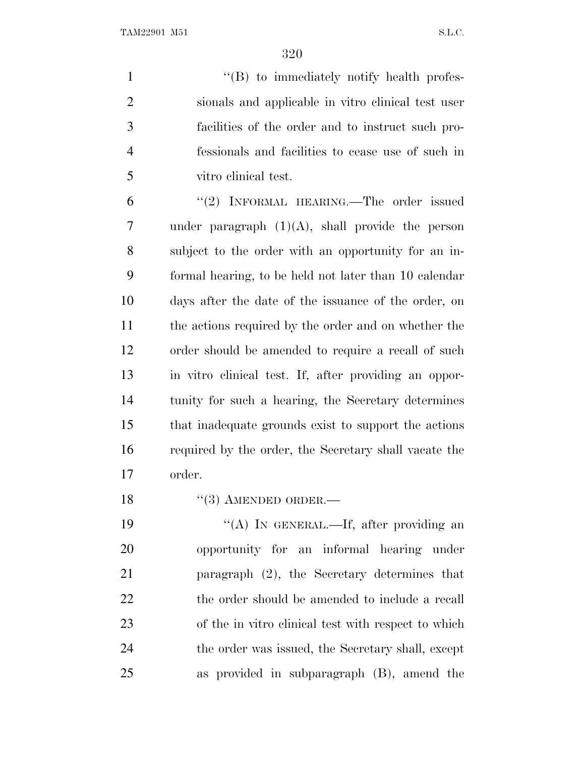''(B) to immediately notify health professionals and applicable in vitro clinical test user facilities of the order and to instruct such professionals and facilities to cease use of such in vitro clinical test.

''(2) INFORMAL HEARING.—The order issued under paragraph (1)(A), shall provide the person subject to the order with an opportunity for an informal hearing, to be held not later than 10 calendar days after the date of the issuance of the order, on the actions required by the order and on whether the order should be amended to require a recall of such in vitro clinical test. If, after providing an opportunity for such a hearing, the Secretary determines that inadequate grounds exist to support the actions required by the order, the Secretary shall vacate the order.

''(3) AMENDED ORDER.—

''(A) IN GENERAL.—If, after providing an opportunity for an informal hearing under paragraph (2), the Secretary determines that the order should be amended to include a recall of the in vitro clinical test with respect to which the order was issued, the Secretary shall, except as provided in subparagraph (B), amend the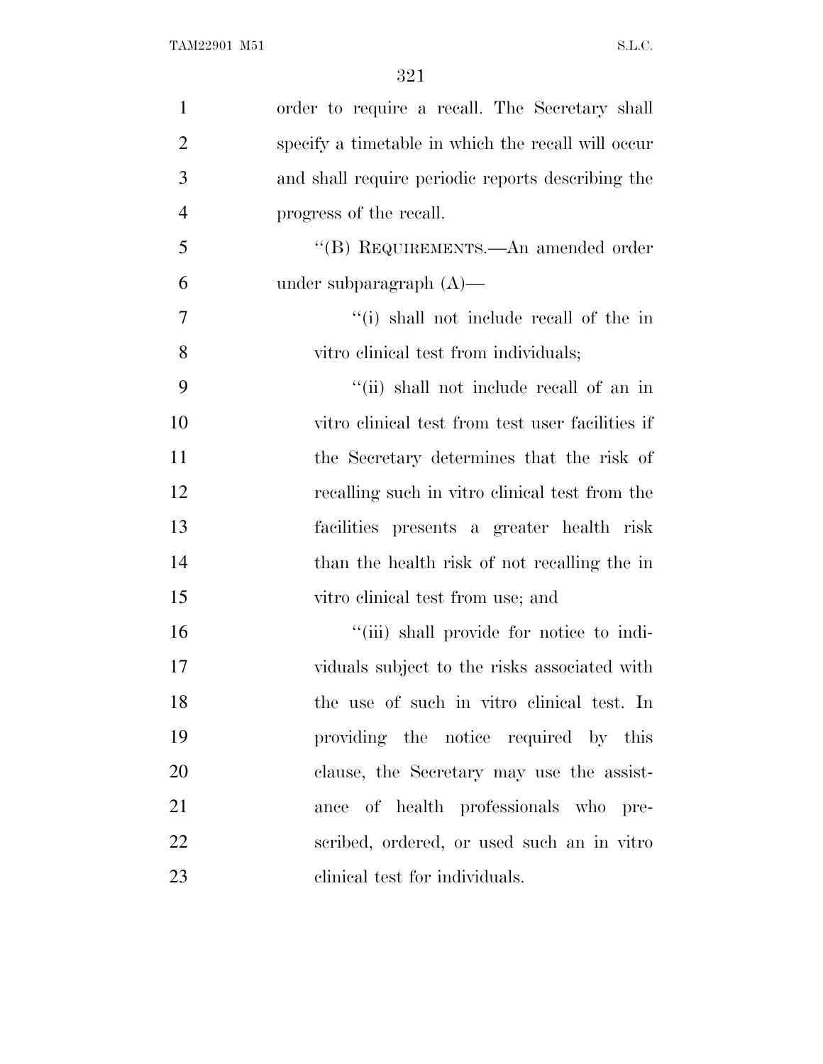order to require a recall. The Secretary shall specify a timetable in which the recall will occur and shall require periodic reports describing the progress of the recall.

"(B) REQUIREMENTS.—An amended order under subparagraph (A)—

"(i) shall not include recall of the in vitro clinical test from individuals;

"(ii) shall not include recall of an in vitro clinical test from test user facilities if the Secretary determines that the risk of recalling such in vitro clinical test from the facilities presents a greater health risk than the health risk of not recalling the in vitro clinical test from use; and

"(iii) shall provide for notice to individuals subject to the risks associated with the use of such in vitro clinical test. In providing the notice required by this clause, the Secretary may use the assistance of health professionals who prescribed, ordered, or used such an in vitro clinical test for individuals.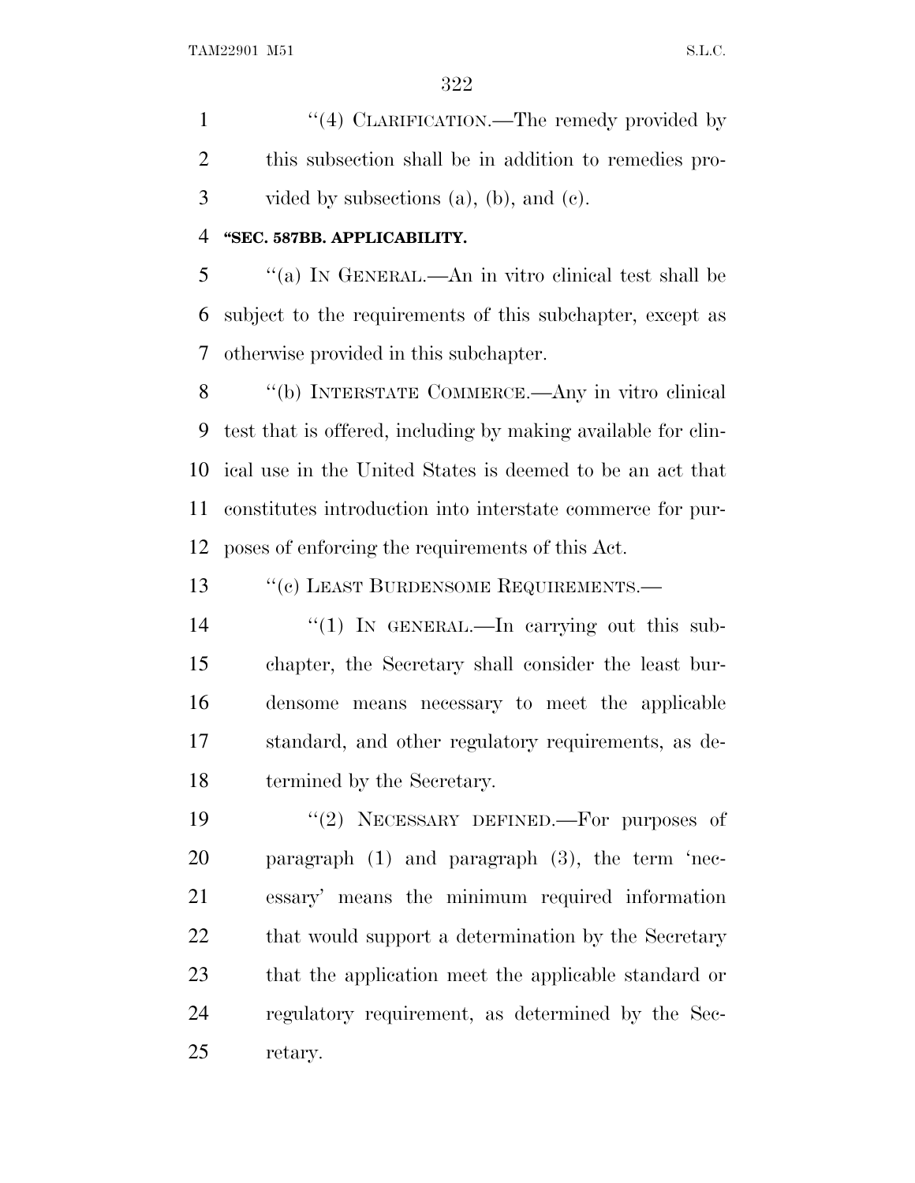"(4) CLARIFICATION.—The remedy provided by this subsection shall be in addition to remedies provided by subsections (a), (b), and (c).

**"SEC. 587BB. APPLICABILITY.**

"(a) IN GENERAL.—An in vitro clinical test shall be subject to the requirements of this subchapter, except as otherwise provided in this subchapter.

"(b) INTERSTATE COMMERCE.—Any in vitro clinical test that is offered, including by making available for clinical use in the United States is deemed to be an act that constitutes introduction into interstate commerce for purposes of enforcing the requirements of this Act.

"(c) LEAST BURDENSOME REQUIREMENTS.—

"(1) IN GENERAL.—In carrying out this subchapter, the Secretary shall consider the least burdensome means necessary to meet the applicable standard, and other regulatory requirements, as determined by the Secretary.

"(2) NECESSARY DEFINED.—For purposes of paragraph (1) and paragraph (3), the term 'necessary' means the minimum required information that would support a determination by the Secretary that the application meet the applicable standard or regulatory requirement, as determined by the Secretary.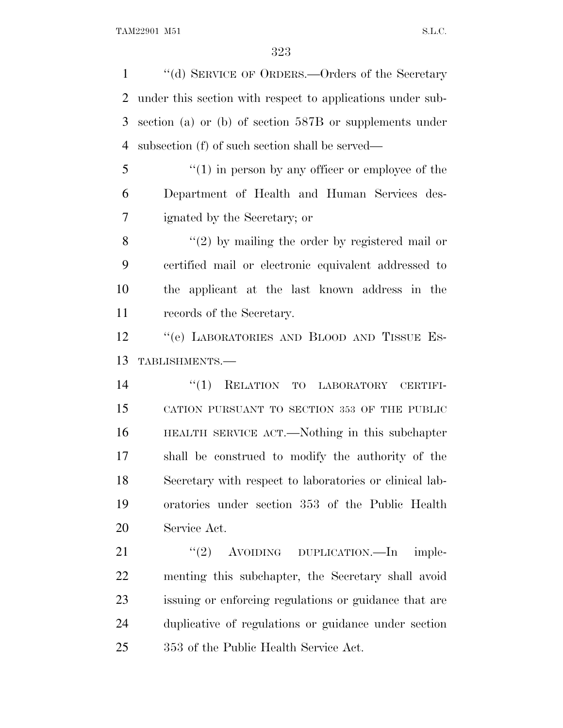''(d) SERVICE OF ORDERS.—Orders of the Secretary under this section with respect to applications under subsection (a) or (b) of section 587B or supplements under subsection (f) of such section shall be served—

''(1) in person by any officer or employee of the Department of Health and Human Services designated by the Secretary; or

''(2) by mailing the order by registered mail or certified mail or electronic equivalent addressed to the applicant at the last known address in the records of the Secretary.

''(e) LABORATORIES AND BLOOD AND TISSUE ESTABLISHMENTS.—

''(1) RELATION TO LABORATORY CERTIFICATION PURSUANT TO SECTION 353 OF THE PUBLIC HEALTH SERVICE ACT.—Nothing in this subchapter shall be construed to modify the authority of the Secretary with respect to laboratories or clinical laboratories under section 353 of the Public Health Service Act.

''(2) AVOIDING DUPLICATION.—In implementing this subchapter, the Secretary shall avoid issuing or enforcing regulations or guidance that are duplicative of regulations or guidance under section 353 of the Public Health Service Act.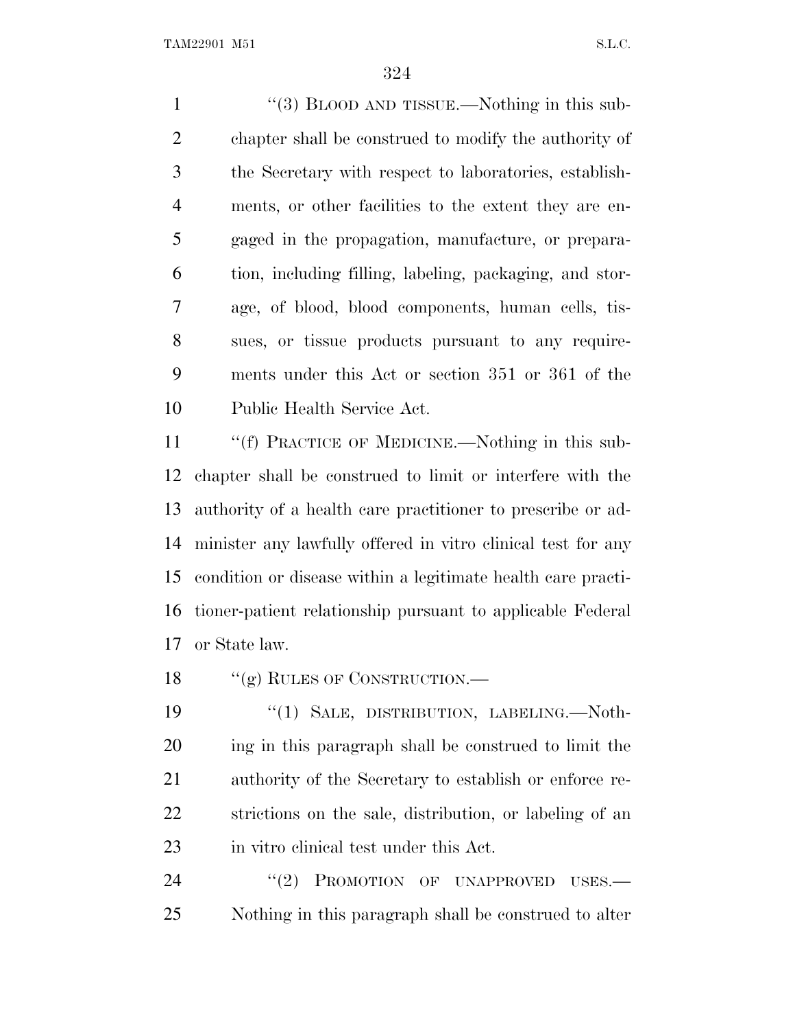"(3) BLOOD AND TISSUE.—Nothing in this subchapter shall be construed to modify the authority of the Secretary with respect to laboratories, establishments, or other facilities to the extent they are engaged in the propagation, manufacture, or preparation, including filling, labeling, packaging, and storage, of blood, blood components, human cells, tissues, or tissue products pursuant to any requirements under this Act or section 351 or 361 of the Public Health Service Act.

"(f) PRACTICE OF MEDICINE.—Nothing in this subchapter shall be construed to limit or interfere with the authority of a health care practitioner to prescribe or administer any lawfully offered in vitro clinical test for any condition or disease within a legitimate health care practitioner-patient relationship pursuant to applicable Federal or State law.

"(g) RULES OF CONSTRUCTION.—

"(1) SALE, DISTRIBUTION, LABELING.—Nothing in this paragraph shall be construed to limit the authority of the Secretary to establish or enforce restrictions on the sale, distribution, or labeling of an in vitro clinical test under this Act.

"(2) PROMOTION OF UNAPPROVED USES.—Nothing in this paragraph shall be construed to alter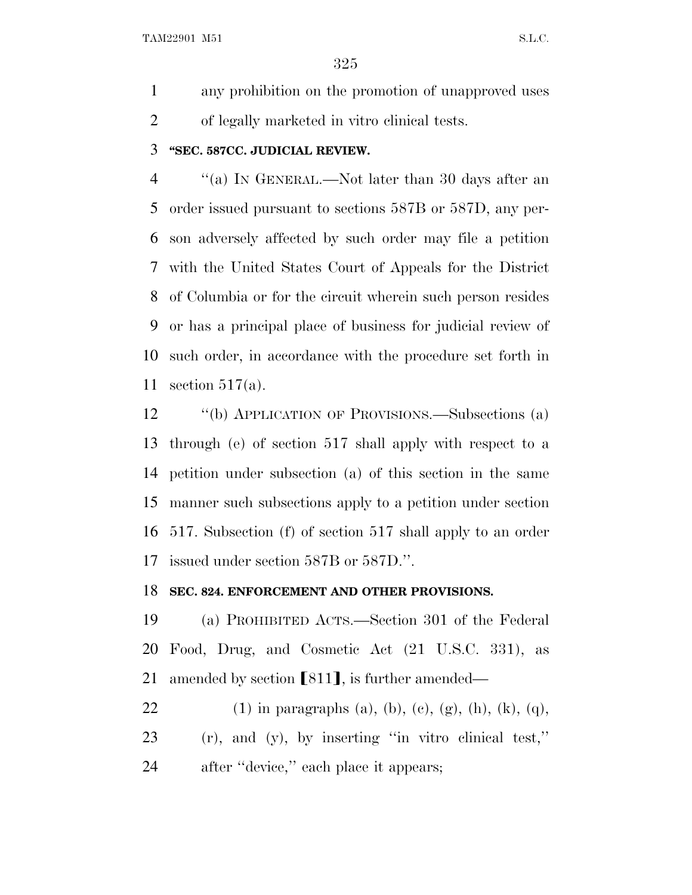any prohibition on the promotion of unapproved uses of legally marketed in vitro clinical tests.

**"SEC. 587CC. JUDICIAL REVIEW.**

"(a) IN GENERAL.—Not later than 30 days after an order issued pursuant to sections 587B or 587D, any person adversely affected by such order may file a petition with the United States Court of Appeals for the District of Columbia or for the circuit wherein such person resides or has a principal place of business for judicial review of such order, in accordance with the procedure set forth in section 517(a).

"(b) APPLICATION OF PROVISIONS.—Subsections (a) through (e) of section 517 shall apply with respect to a petition under subsection (a) of this section in the same manner such subsections apply to a petition under section 517. Subsection (f) of section 517 shall apply to an order issued under section 587B or 587D.".

**SEC. 824. ENFORCEMENT AND OTHER PROVISIONS.**

(a) PROHIBITED ACTS.—Section 301 of the Federal Food, Drug, and Cosmetic Act (21 U.S.C. 331), as amended by section ⟦811⟧, is further amended—

(1) in paragraphs (a), (b), (c), (g), (h), (k), (q), (r), and (y), by inserting "in vitro clinical test," after "device," each place it appears;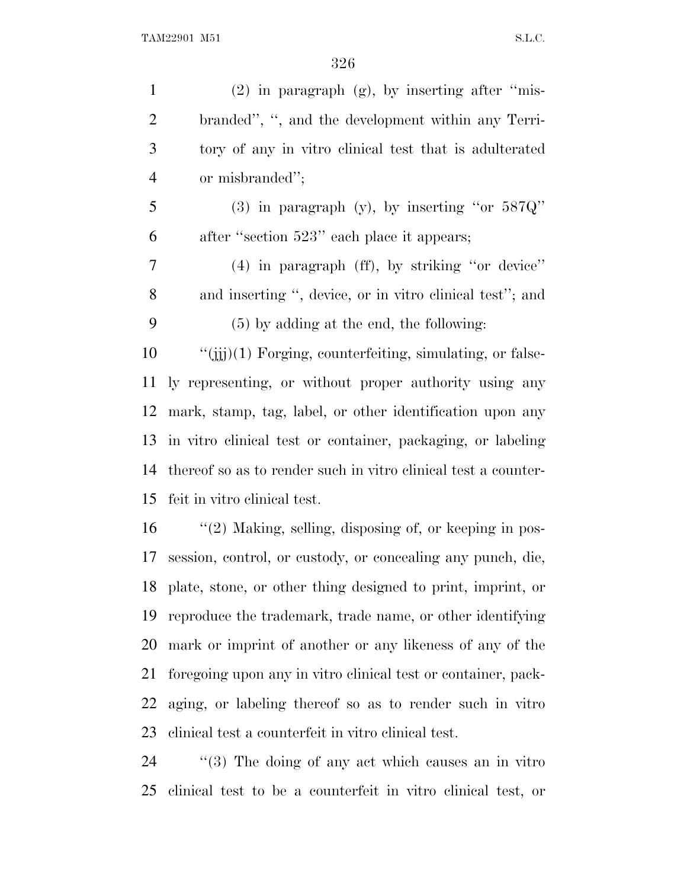(2) in paragraph (g), by inserting after ''misbranded'', '', and the development within any Territory of any in vitro clinical test that is adulterated or misbranded'';

(3) in paragraph (y), by inserting ''or 587Q'' after ''section 523'' each place it appears;

(4) in paragraph (ff), by striking ''or device'' and inserting '', device, or in vitro clinical test''; and

(5) by adding at the end, the following:

''(jjj)(1) Forging, counterfeiting, simulating, or falsely representing, or without proper authority using any mark, stamp, tag, label, or other identification upon any in vitro clinical test or container, packaging, or labeling thereof so as to render such in vitro clinical test a counterfeit in vitro clinical test.

''(2) Making, selling, disposing of, or keeping in possession, control, or custody, or concealing any punch, die, plate, stone, or other thing designed to print, imprint, or reproduce the trademark, trade name, or other identifying mark or imprint of another or any likeness of any of the foregoing upon any in vitro clinical test or container, packaging, or labeling thereof so as to render such in vitro clinical test a counterfeit in vitro clinical test.

''(3) The doing of any act which causes an in vitro clinical test to be a counterfeit in vitro clinical test, or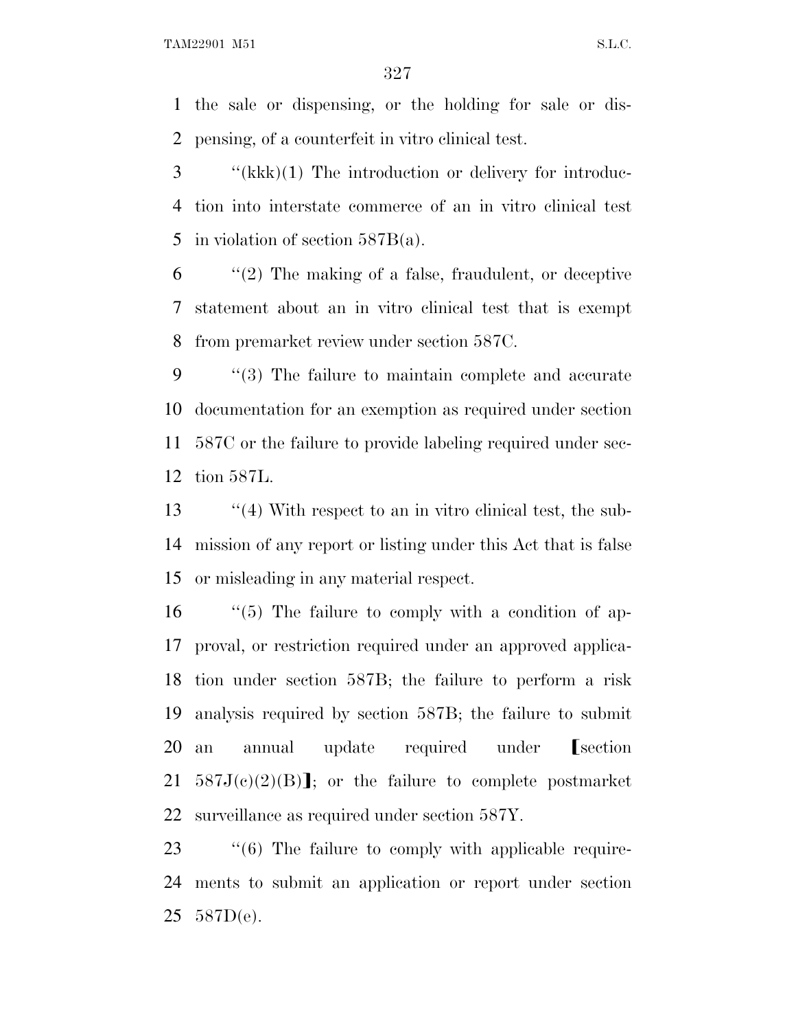the sale or dispensing, or the holding for sale or dispensing, of a counterfeit in vitro clinical test.

''(kkk)(1) The introduction or delivery for introduction into interstate commerce of an in vitro clinical test in violation of section 587B(a).

''(2) The making of a false, fraudulent, or deceptive statement about an in vitro clinical test that is exempt from premarket review under section 587C.

''(3) The failure to maintain complete and accurate documentation for an exemption as required under section 587C or the failure to provide labeling required under section 587L.

''(4) With respect to an in vitro clinical test, the submission of any report or listing under this Act that is false or misleading in any material respect.

''(5) The failure to comply with a condition of approval, or restriction required under an approved application under section 587B; the failure to perform a risk analysis required by section 587B; the failure to submit an annual update required under [section 587J(c)(2)(B)]; or the failure to complete postmarket surveillance as required under section 587Y.

''(6) The failure to comply with applicable requirements to submit an application or report under section 587D(e).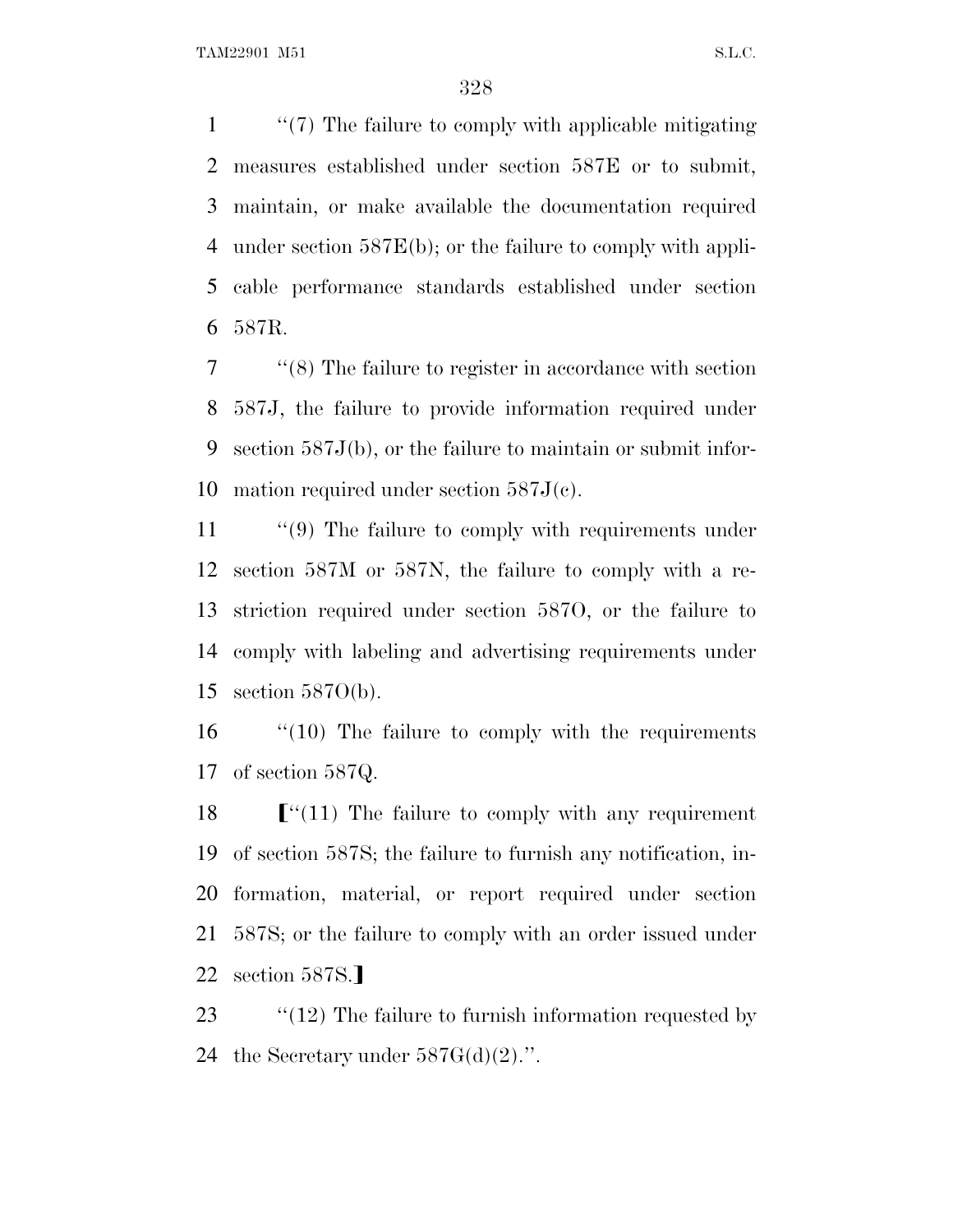''(7) The failure to comply with applicable mitigating measures established under section 587E or to submit, maintain, or make available the documentation required under section 587E(b); or the failure to comply with applicable performance standards established under section 587R.

''(8) The failure to register in accordance with section 587J, the failure to provide information required under section 587J(b), or the failure to maintain or submit information required under section 587J(c).

''(9) The failure to comply with requirements under section 587M or 587N, the failure to comply with a restriction required under section 587O, or the failure to comply with labeling and advertising requirements under section 587O(b).

''(10) The failure to comply with the requirements of section 587Q.

[''(11) The failure to comply with any requirement of section 587S; the failure to furnish any notification, information, material, or report required under section 587S; or the failure to comply with an order issued under section 587S.]

''(12) The failure to furnish information requested by the Secretary under 587G(d)(2).''.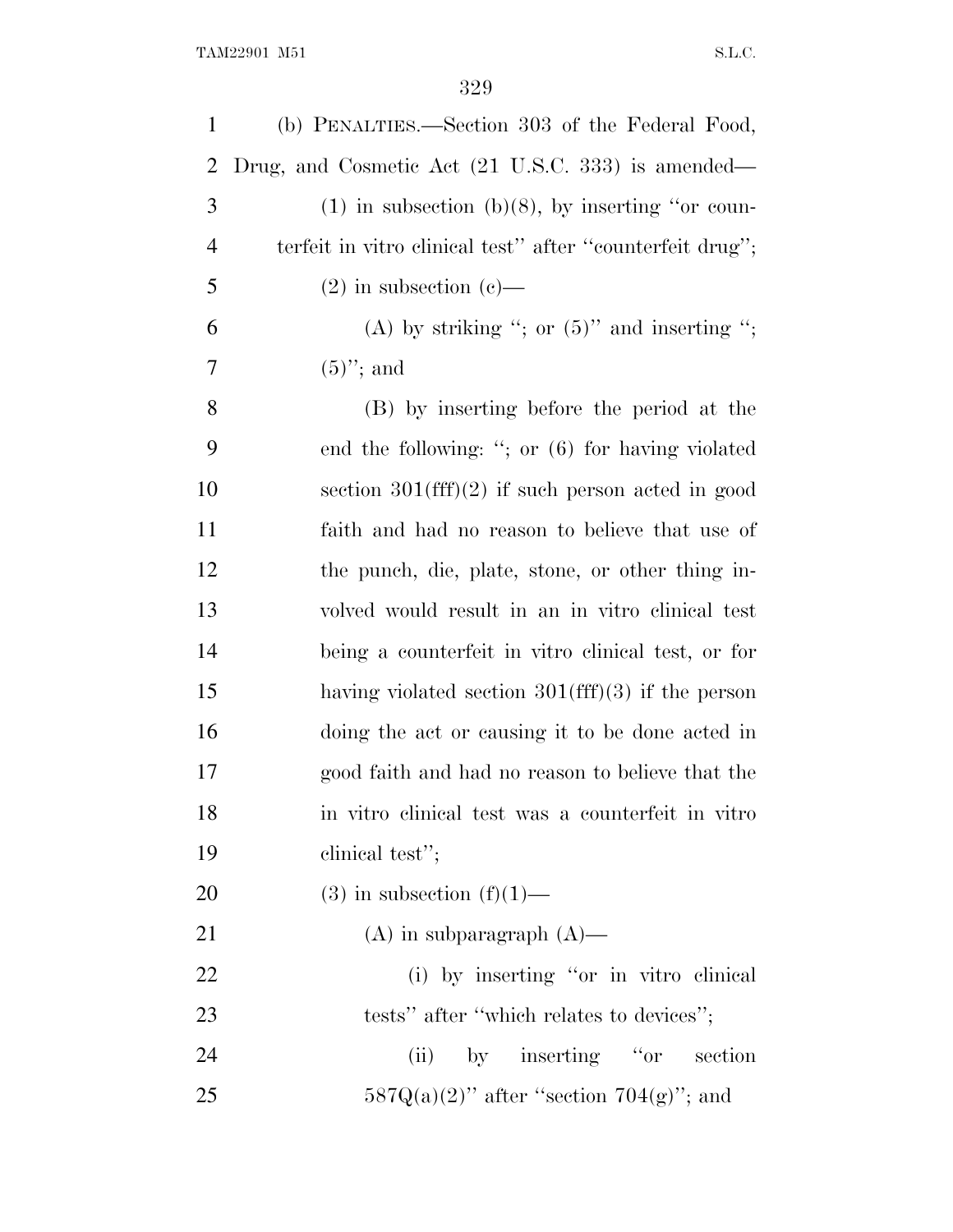(b) PENALTIES.—Section 303 of the Federal Food, Drug, and Cosmetic Act (21 U.S.C. 333) is amended—

(1) in subsection (b)(8), by inserting ''or counterfeit in vitro clinical test'' after ''counterfeit drug'';

(2) in subsection (c)—

(A) by striking ''; or (5)'' and inserting ''; (5)''; and

(B) by inserting before the period at the end the following: ''; or (6) for having violated section 301(fff)(2) if such person acted in good faith and had no reason to believe that use of the punch, die, plate, stone, or other thing involved would result in an in vitro clinical test being a counterfeit in vitro clinical test, or for having violated section 301(fff)(3) if the person doing the act or causing it to be done acted in good faith and had no reason to believe that the in vitro clinical test was a counterfeit in vitro clinical test'';

(3) in subsection (f)(1)—

(A) in subparagraph (A)—

(i) by inserting ''or in vitro clinical tests'' after ''which relates to devices'';

(ii) by inserting ''or section 587Q(a)(2)'' after ''section 704(g)''; and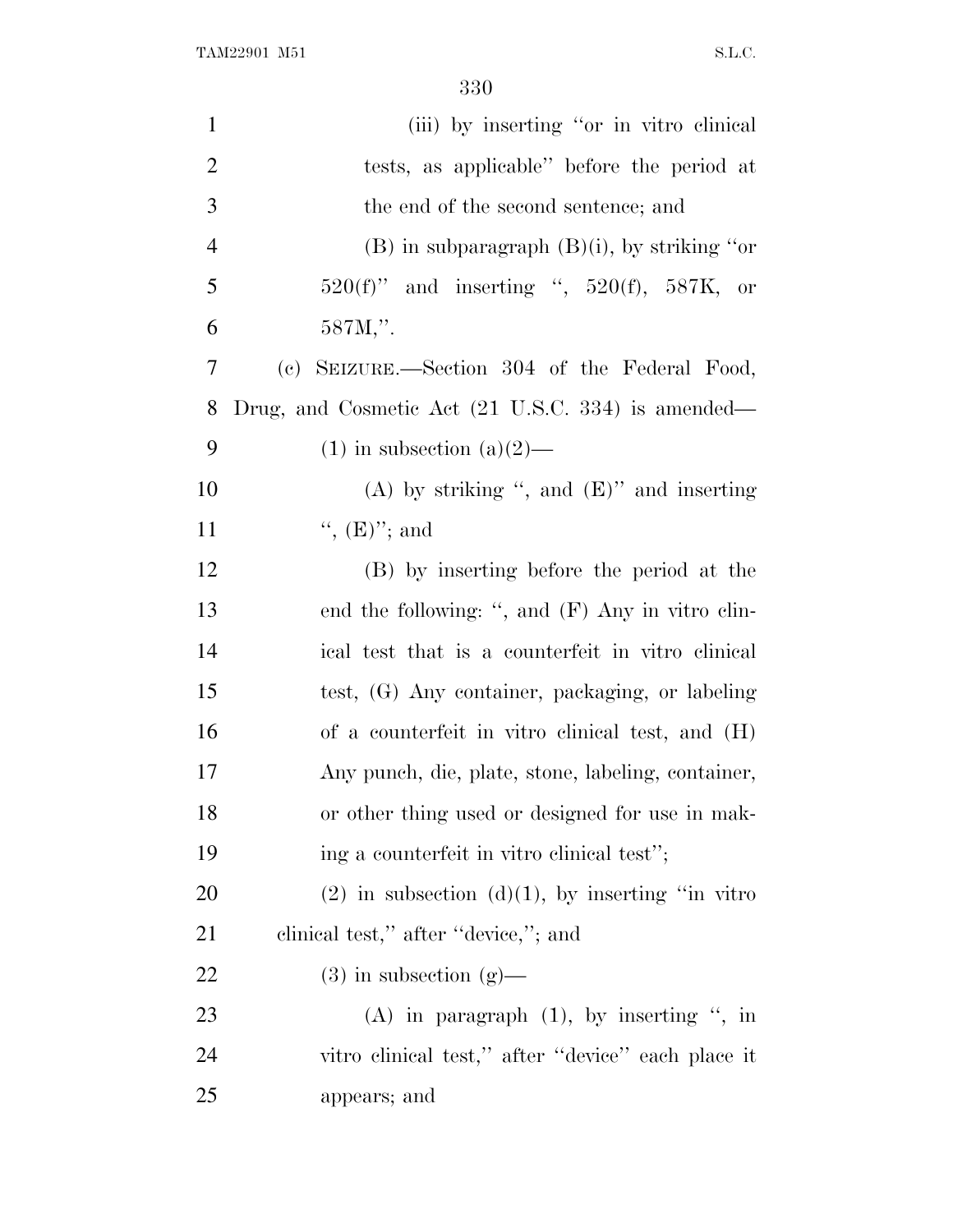(iii) by inserting "or in vitro clinical tests, as applicable" before the period at the end of the second sentence; and

(B) in subparagraph (B)(i), by striking "or 520(f)" and inserting ", 520(f), 587K, or 587M,".

(c) SEIZURE.—Section 304 of the Federal Food, Drug, and Cosmetic Act (21 U.S.C. 334) is amended—

(1) in subsection (a)(2)—

(A) by striking ", and (E)" and inserting ", (E)"; and

(B) by inserting before the period at the end the following: ", and (F) Any in vitro clinical test that is a counterfeit in vitro clinical test, (G) Any container, packaging, or labeling of a counterfeit in vitro clinical test, and (H) Any punch, die, plate, stone, labeling, container, or other thing used or designed for use in making a counterfeit in vitro clinical test";

(2) in subsection (d)(1), by inserting "in vitro clinical test," after "device,"; and

(3) in subsection (g)—

(A) in paragraph (1), by inserting ", in vitro clinical test," after "device" each place it appears; and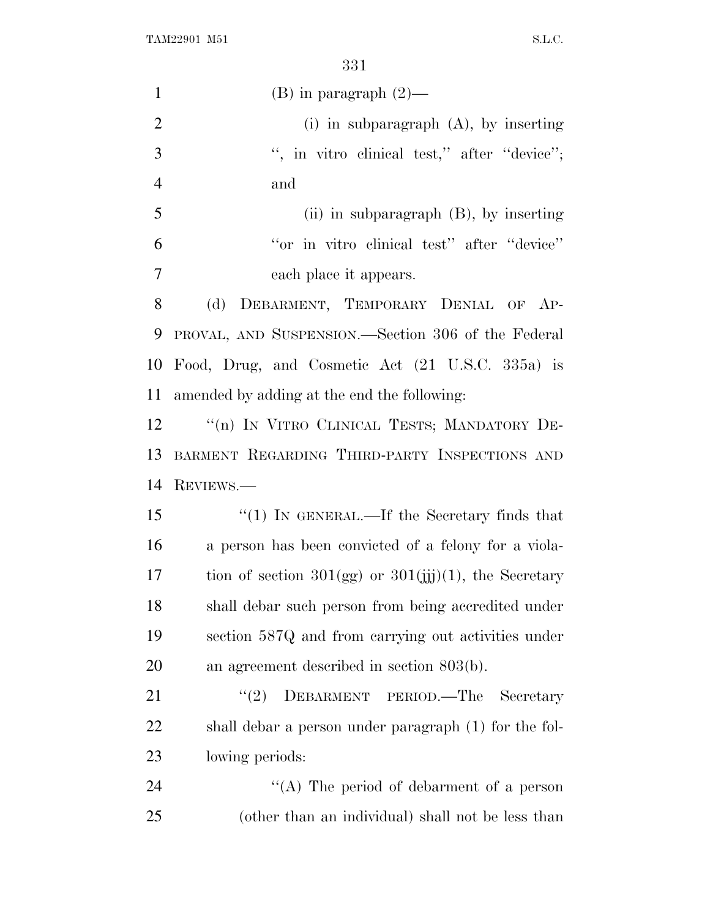(B) in paragraph (2)—

(i) in subparagraph (A), by inserting ", in vitro clinical test," after "device"; and

(ii) in subparagraph (B), by inserting "or in vitro clinical test" after "device" each place it appears.

(d) DEBARMENT, TEMPORARY DENIAL OF APPROVAL, AND SUSPENSION.—Section 306 of the Federal Food, Drug, and Cosmetic Act (21 U.S.C. 335a) is amended by adding at the end the following:

"(n) IN VITRO CLINICAL TESTS; MANDATORY DEBARMENT REGARDING THIRD-PARTY INSPECTIONS AND REVIEWS.—

"(1) IN GENERAL.—If the Secretary finds that a person has been convicted of a felony for a violation of section 301(gg) or 301(jjj)(1), the Secretary shall debar such person from being accredited under section 587Q and from carrying out activities under an agreement described in section 803(b).

"(2) DEBARMENT PERIOD.—The Secretary shall debar a person under paragraph (1) for the following periods:

"(A) The period of debarment of a person (other than an individual) shall not be less than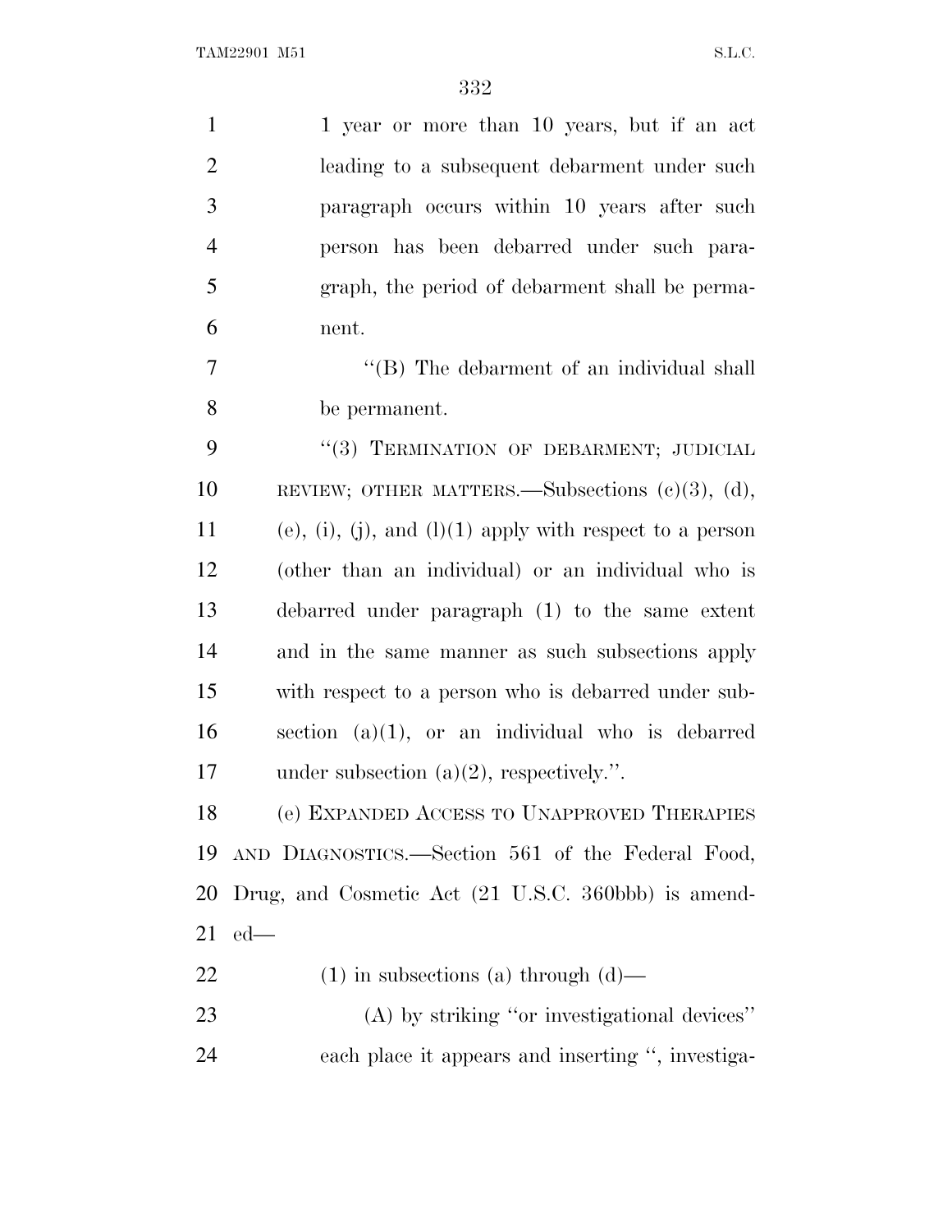1 year or more than 10 years, but if an act leading to a subsequent debarment under such paragraph occurs within 10 years after such person has been debarred under such paragraph, the period of debarment shall be permanent.

"(B) The debarment of an individual shall be permanent.

"(3) TERMINATION OF DEBARMENT; JUDICIAL REVIEW; OTHER MATTERS.—Subsections (c)(3), (d), (e), (i), (j), and (l)(1) apply with respect to a person (other than an individual) or an individual who is debarred under paragraph (1) to the same extent and in the same manner as such subsections apply with respect to a person who is debarred under subsection (a)(1), or an individual who is debarred under subsection (a)(2), respectively.".

(e) EXPANDED ACCESS TO UNAPPROVED THERAPIES AND DIAGNOSTICS.—Section 561 of the Federal Food, Drug, and Cosmetic Act (21 U.S.C. 360bbb) is amended—

(1) in subsections (a) through (d)—

(A) by striking "or investigational devices" each place it appears and inserting ", investiga-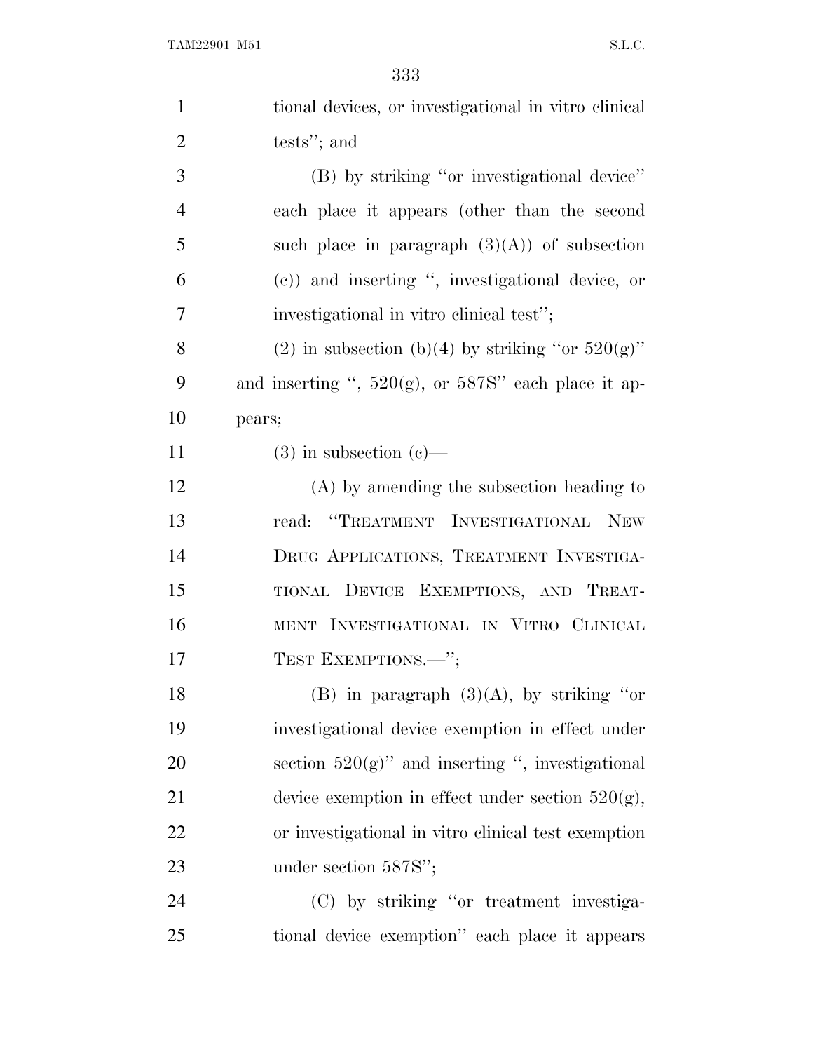tional devices, or investigational in vitro clinical tests''; and

(B) by striking ''or investigational device'' each place it appears (other than the second such place in paragraph (3)(A)) of subsection (c)) and inserting '', investigational device, or investigational in vitro clinical test'';

(2) in subsection (b)(4) by striking ''or 520(g)'' and inserting '', 520(g), or 587S'' each place it appears;

(3) in subsection (c)—

(A) by amending the subsection heading to read: ''TREATMENT INVESTIGATIONAL NEW DRUG APPLICATIONS, TREATMENT INVESTIGATIONAL DEVICE EXEMPTIONS, AND TREATMENT INVESTIGATIONAL IN VITRO CLINICAL TEST EXEMPTIONS.—'';

(B) in paragraph (3)(A), by striking ''or investigational device exemption in effect under section 520(g)'' and inserting '', investigational device exemption in effect under section 520(g), or investigational in vitro clinical test exemption under section 587S'';

(C) by striking ''or treatment investigational device exemption'' each place it appears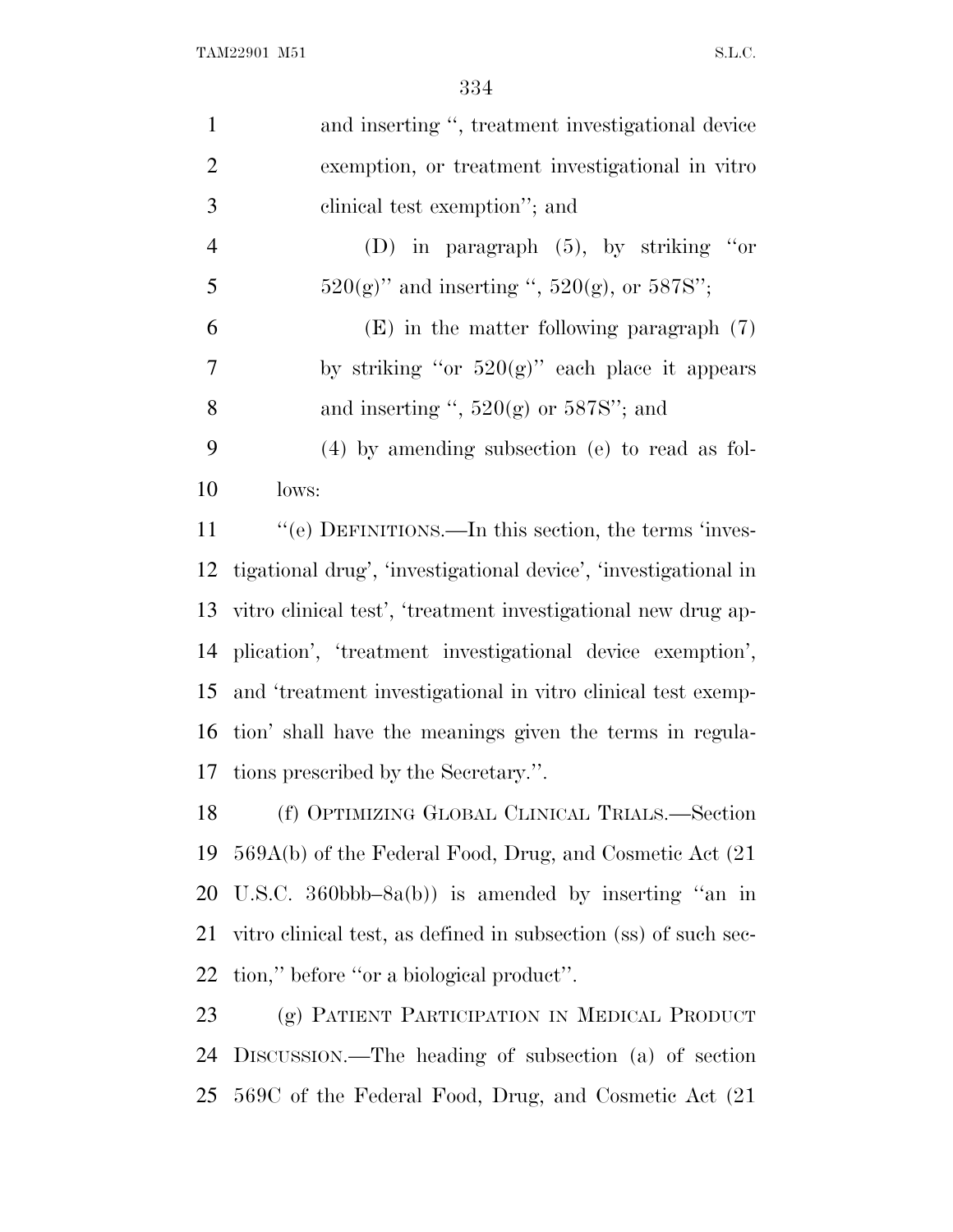and inserting ", treatment investigational device exemption, or treatment investigational in vitro clinical test exemption"; and

(D) in paragraph (5), by striking "or 520(g)" and inserting ", 520(g), or 587S";

(E) in the matter following paragraph (7) by striking "or 520(g)" each place it appears and inserting ", 520(g) or 587S"; and

(4) by amending subsection (e) to read as follows:

"(e) DEFINITIONS.—In this section, the terms 'investigational drug', 'investigational device', 'investigational in vitro clinical test', 'treatment investigational new drug application', 'treatment investigational device exemption', and 'treatment investigational in vitro clinical test exemption' shall have the meanings given the terms in regulations prescribed by the Secretary.".

(f) OPTIMIZING GLOBAL CLINICAL TRIALS.—Section 569A(b) of the Federal Food, Drug, and Cosmetic Act (21 U.S.C. 360bbb–8a(b)) is amended by inserting "an in vitro clinical test, as defined in subsection (ss) of such section," before "or a biological product".

(g) PATIENT PARTICIPATION IN MEDICAL PRODUCT DISCUSSION.—The heading of subsection (a) of section 569C of the Federal Food, Drug, and Cosmetic Act (21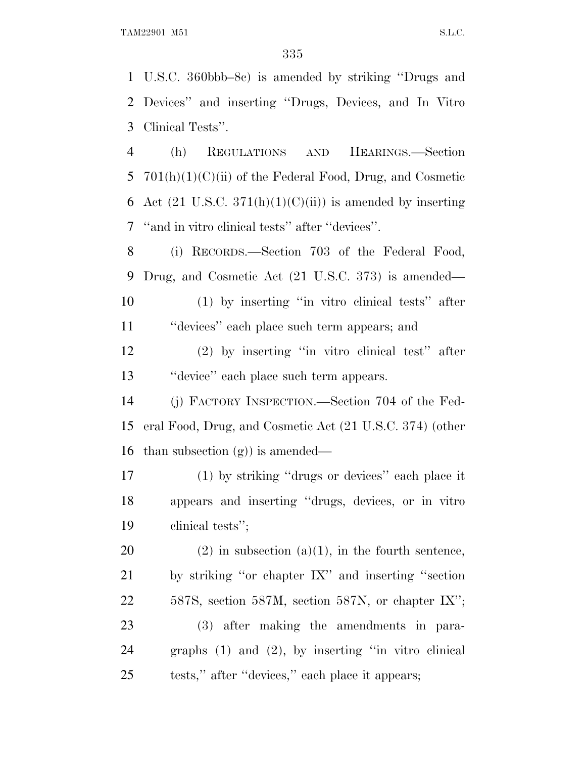U.S.C. 360bbb–8c) is amended by striking ''Drugs and Devices'' and inserting ''Drugs, Devices, and In Vitro Clinical Tests''.

(h) REGULATIONS AND HEARINGS.—Section 701(h)(1)(C)(ii) of the Federal Food, Drug, and Cosmetic Act (21 U.S.C. 371(h)(1)(C)(ii)) is amended by inserting ''and in vitro clinical tests'' after ''devices''.

(i) RECORDS.—Section 703 of the Federal Food, Drug, and Cosmetic Act (21 U.S.C. 373) is amended—

(1) by inserting ''in vitro clinical tests'' after ''devices'' each place such term appears; and

(2) by inserting ''in vitro clinical test'' after ''device'' each place such term appears.

(j) FACTORY INSPECTION.—Section 704 of the Federal Food, Drug, and Cosmetic Act (21 U.S.C. 374) (other than subsection (g)) is amended—

(1) by striking ''drugs or devices'' each place it appears and inserting ''drugs, devices, or in vitro clinical tests'';

(2) in subsection (a)(1), in the fourth sentence, by striking ''or chapter IX'' and inserting ''section 587S, section 587M, section 587N, or chapter IX'';

(3) after making the amendments in paragraphs (1) and (2), by inserting ''in vitro clinical tests,'' after ''devices,'' each place it appears;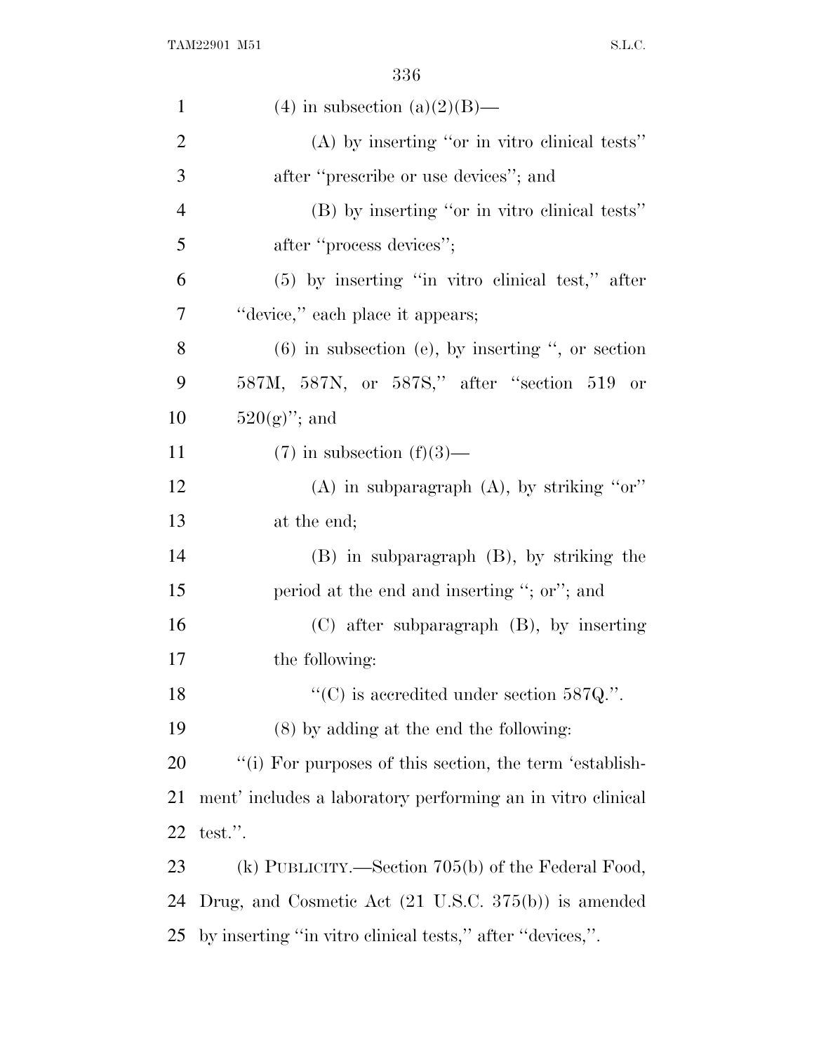(4) in subsection (a)(2)(B)—

(A) by inserting ''or in vitro clinical tests'' after ''prescribe or use devices''; and

(B) by inserting ''or in vitro clinical tests'' after ''process devices'';

(5) by inserting ''in vitro clinical test,'' after ''device,'' each place it appears;

(6) in subsection (e), by inserting '', or section 587M, 587N, or 587S,'' after ''section 519 or 520(g)''; and

(7) in subsection (f)(3)—

(A) in subparagraph (A), by striking ''or'' at the end;

(B) in subparagraph (B), by striking the period at the end and inserting ''; or''; and

(C) after subparagraph (B), by inserting the following:

''(C) is accredited under section 587Q.''.

(8) by adding at the end the following:

''(i) For purposes of this section, the term 'establishment' includes a laboratory performing an in vitro clinical test.''.

(k) PUBLICITY.—Section 705(b) of the Federal Food, Drug, and Cosmetic Act (21 U.S.C. 375(b)) is amended by inserting ''in vitro clinical tests,'' after ''devices,''.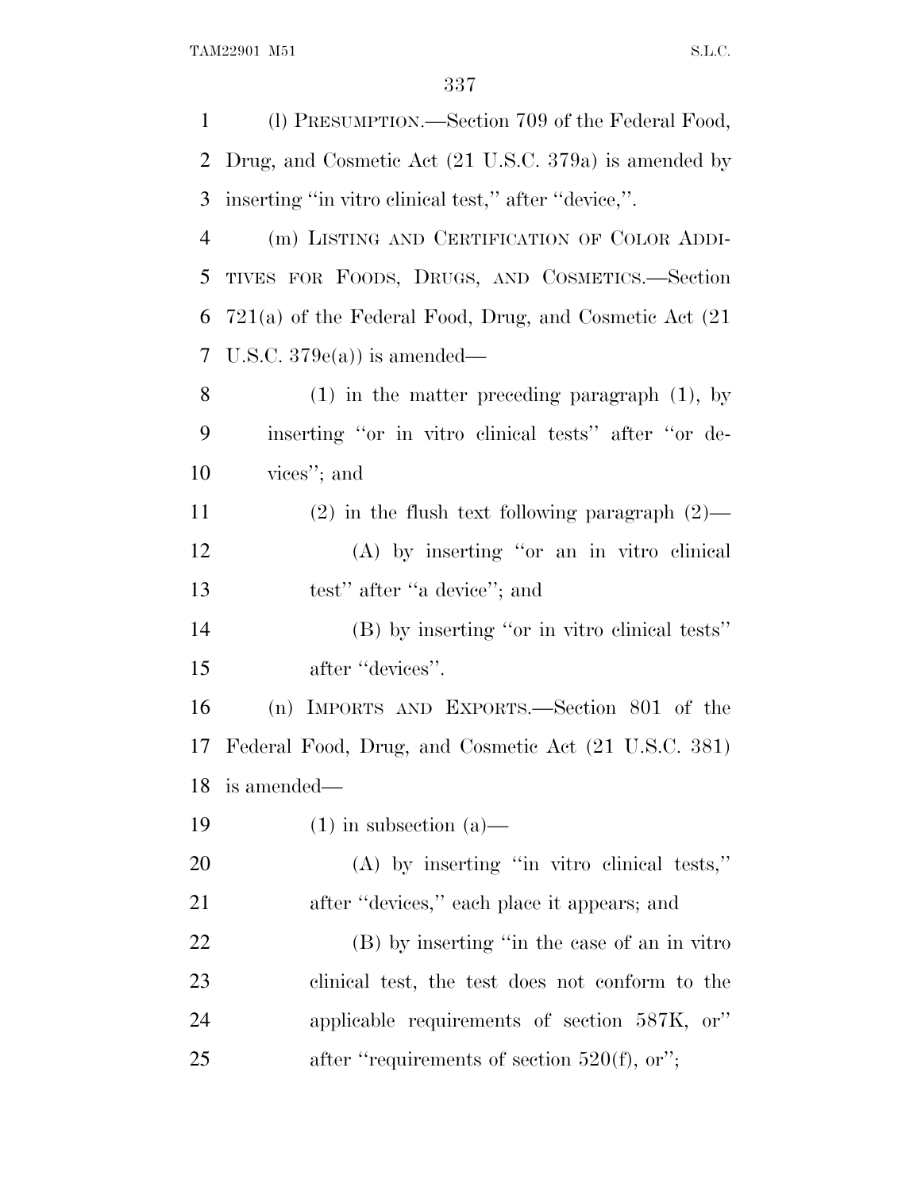(l) PRESUMPTION.—Section 709 of the Federal Food, Drug, and Cosmetic Act (21 U.S.C. 379a) is amended by inserting "in vitro clinical test," after "device,".

(m) LISTING AND CERTIFICATION OF COLOR ADDITIVES FOR FOODS, DRUGS, AND COSMETICS.—Section 721(a) of the Federal Food, Drug, and Cosmetic Act (21 U.S.C. 379e(a)) is amended—

(1) in the matter preceding paragraph (1), by inserting "or in vitro clinical tests" after "or devices"; and

(2) in the flush text following paragraph (2)—

(A) by inserting "or an in vitro clinical test" after "a device"; and

(B) by inserting "or in vitro clinical tests" after "devices".

(n) IMPORTS AND EXPORTS.—Section 801 of the Federal Food, Drug, and Cosmetic Act (21 U.S.C. 381) is amended—

(1) in subsection (a)—

(A) by inserting "in vitro clinical tests," after "devices," each place it appears; and

(B) by inserting "in the case of an in vitro clinical test, the test does not conform to the applicable requirements of section 587K, or" after "requirements of section 520(f), or";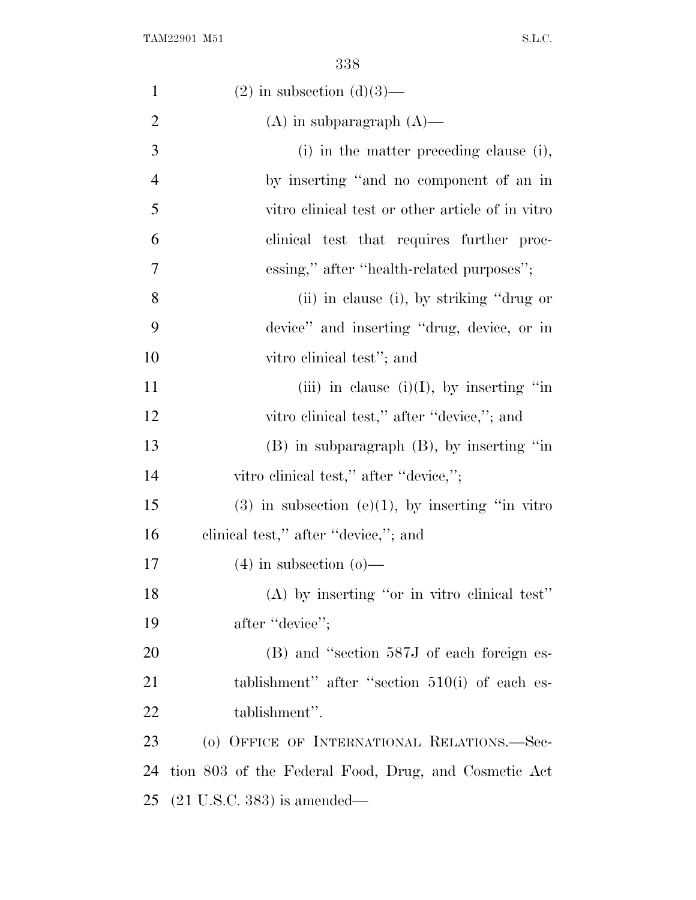(2) in subsection (d)(3)—

(A) in subparagraph (A)—

(i) in the matter preceding clause (i), by inserting "and no component of an in vitro clinical test or other article of in vitro clinical test that requires further processing," after "health-related purposes";

(ii) in clause (i), by striking "drug or device" and inserting "drug, device, or in vitro clinical test"; and

(iii) in clause (i)(I), by inserting "in vitro clinical test," after "device,"; and

(B) in subparagraph (B), by inserting "in vitro clinical test," after "device,";

(3) in subsection (e)(1), by inserting "in vitro clinical test," after "device,"; and

(4) in subsection (o)—

(A) by inserting "or in vitro clinical test" after "device";

(B) and "section 587J of each foreign establishment" after "section 510(i) of each establishment".

(o) OFFICE OF INTERNATIONAL RELATIONS.—Section 803 of the Federal Food, Drug, and Cosmetic Act (21 U.S.C. 383) is amended—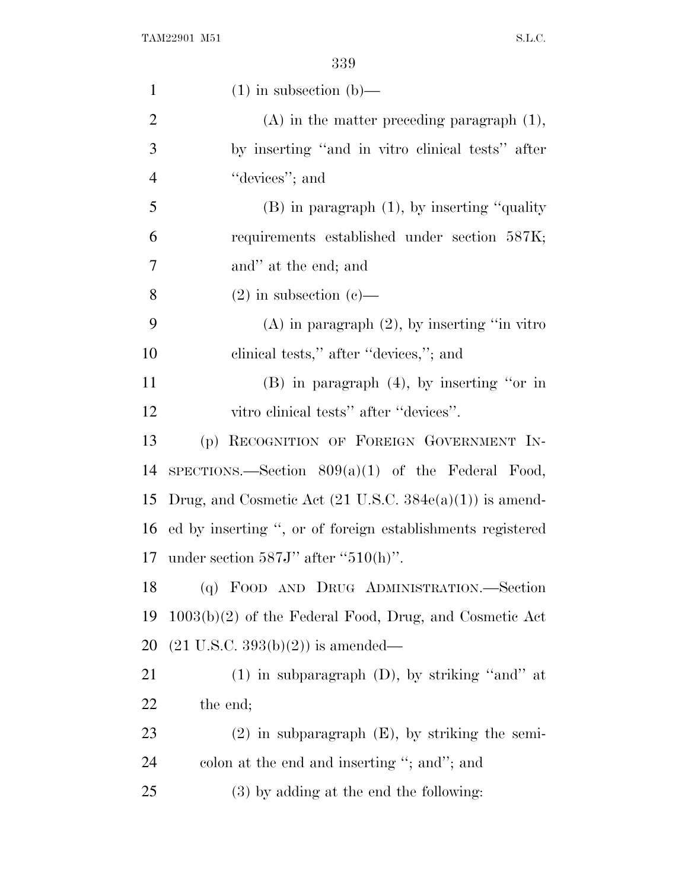(1) in subsection (b)—

(A) in the matter preceding paragraph (1), by inserting ''and in vitro clinical tests'' after ''devices''; and

(B) in paragraph (1), by inserting ''quality requirements established under section 587K; and'' at the end; and

(2) in subsection (c)—

(A) in paragraph (2), by inserting ''in vitro clinical tests,'' after ''devices,''; and

(B) in paragraph (4), by inserting ''or in vitro clinical tests'' after ''devices''.

(p) RECOGNITION OF FOREIGN GOVERNMENT INSPECTIONS.—Section 809(a)(1) of the Federal Food, Drug, and Cosmetic Act (21 U.S.C. 384e(a)(1)) is amended by inserting '', or of foreign establishments registered under section 587J'' after ''510(h)''.

(q) FOOD AND DRUG ADMINISTRATION.—Section 1003(b)(2) of the Federal Food, Drug, and Cosmetic Act (21 U.S.C. 393(b)(2)) is amended—

(1) in subparagraph (D), by striking ''and'' at the end;

(2) in subparagraph (E), by striking the semicolon at the end and inserting ''; and''; and

(3) by adding at the end the following: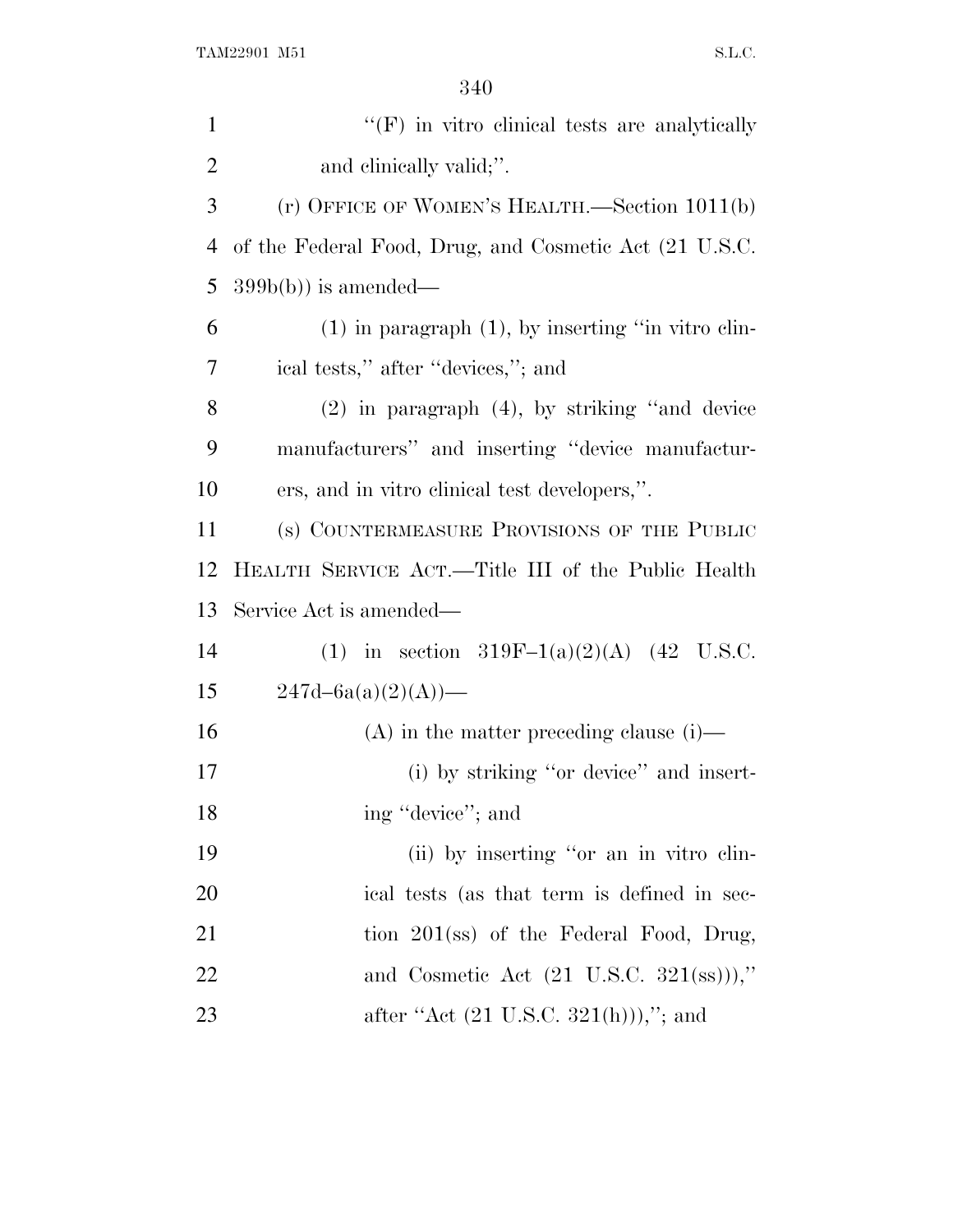"(F) in vitro clinical tests are analytically and clinically valid;".

(r) OFFICE OF WOMEN'S HEALTH.—Section 1011(b) of the Federal Food, Drug, and Cosmetic Act (21 U.S.C. 399b(b)) is amended—

(1) in paragraph (1), by inserting "in vitro clinical tests," after "devices,"; and

(2) in paragraph (4), by striking "and device manufacturers" and inserting "device manufacturers, and in vitro clinical test developers,".

(s) COUNTERMEASURE PROVISIONS OF THE PUBLIC HEALTH SERVICE ACT.—Title III of the Public Health Service Act is amended—

(1) in section 319F–1(a)(2)(A) (42 U.S.C. 247d–6a(a)(2)(A))—

(A) in the matter preceding clause (i)—

(i) by striking "or device" and inserting "device"; and

(ii) by inserting "or an in vitro clinical tests (as that term is defined in section 201(ss) of the Federal Food, Drug, and Cosmetic Act (21 U.S.C. 321(ss)))," after "Act (21 U.S.C. 321(h))),"; and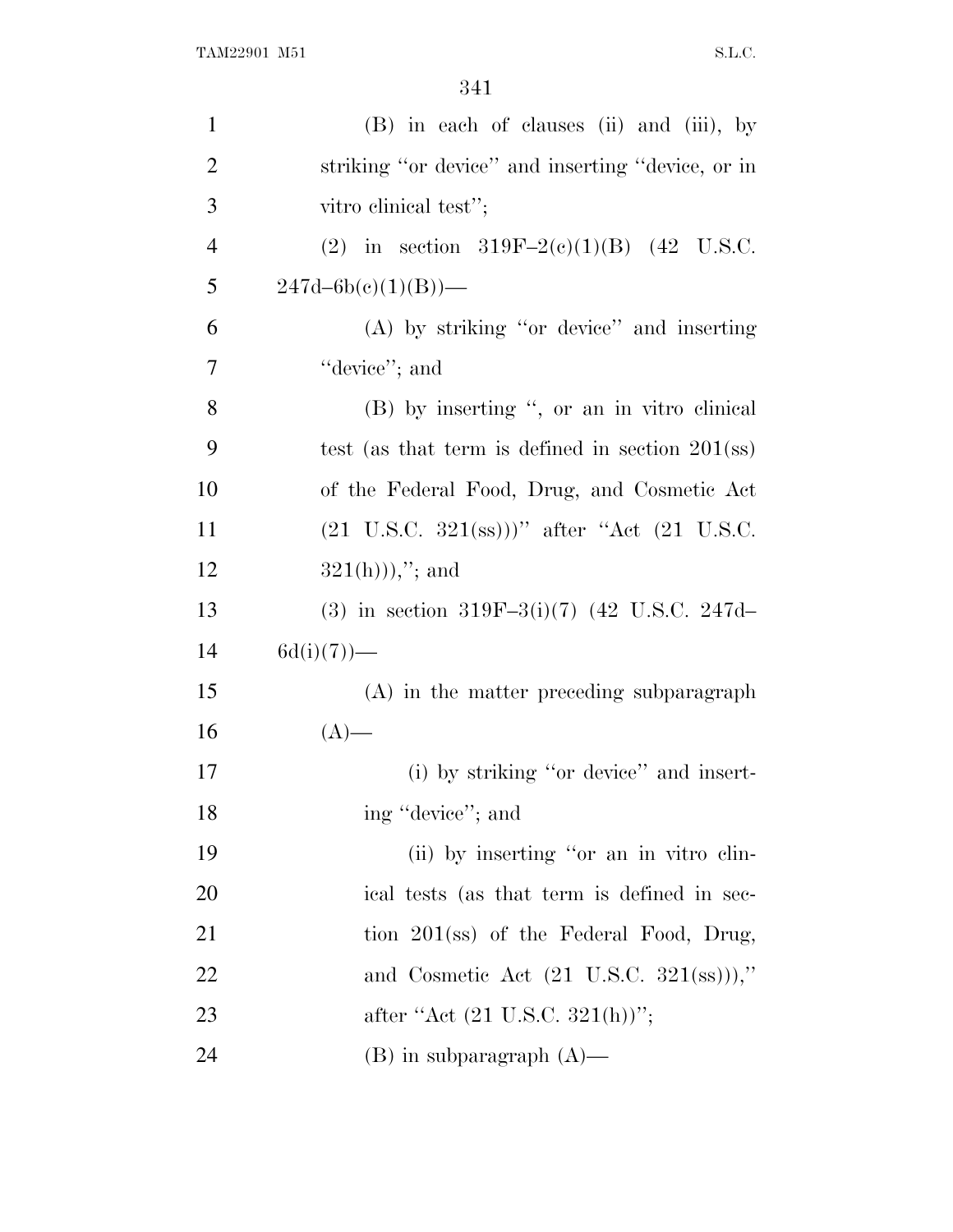(B) in each of clauses (ii) and (iii), by striking ''or device'' and inserting ''device, or in vitro clinical test'';

(2) in section 319F–2(c)(1)(B) (42 U.S.C. 247d–6b(c)(1)(B))—

(A) by striking ''or device'' and inserting ''device''; and

(B) by inserting '', or an in vitro clinical test (as that term is defined in section 201(ss) of the Federal Food, Drug, and Cosmetic Act (21 U.S.C. 321(ss)))'' after ''Act (21 U.S.C. 321(h))),''; and

(3) in section 319F–3(i)(7) (42 U.S.C. 247d–6d(i)(7))—

(A) in the matter preceding subparagraph (A)—

(i) by striking ''or device'' and inserting ''device''; and

(ii) by inserting ''or an in vitro clinical tests (as that term is defined in section 201(ss) of the Federal Food, Drug, and Cosmetic Act (21 U.S.C. 321(ss))),'' after ''Act (21 U.S.C. 321(h))'';

(B) in subparagraph (A)—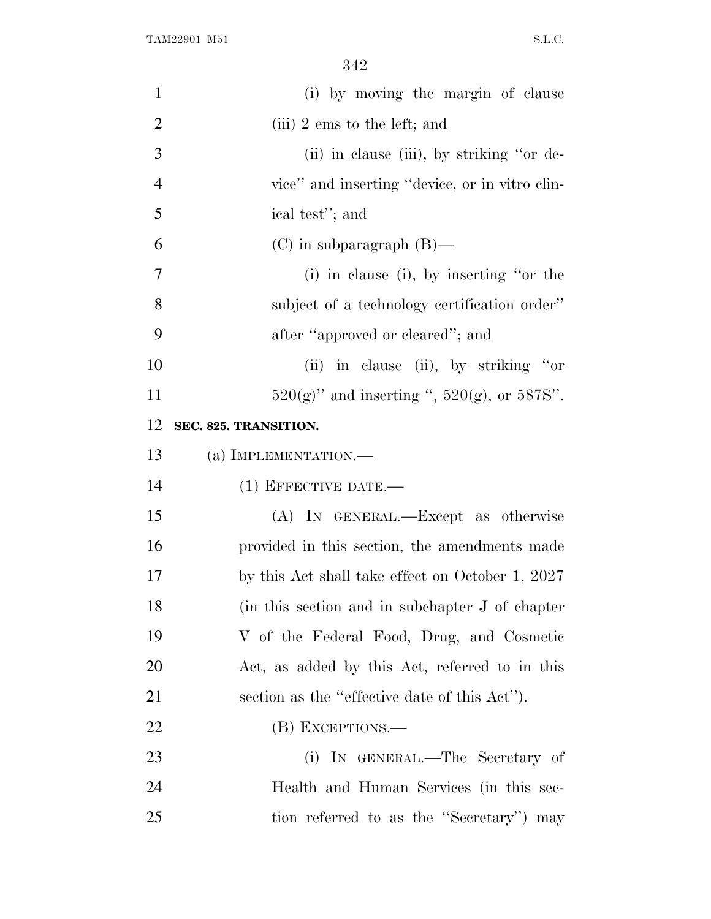(i) by moving the margin of clause (iii) 2 ems to the left; and

(ii) in clause (iii), by striking "or device" and inserting "device, or in vitro clinical test"; and

(C) in subparagraph (B)—

(i) in clause (i), by inserting "or the subject of a technology certification order" after "approved or cleared"; and

(ii) in clause (ii), by striking "or 520(g)" and inserting ", 520(g), or 587S".

**SEC. 825. TRANSITION.**

(a) IMPLEMENTATION.—

(1) EFFECTIVE DATE.—

(A) IN GENERAL.—Except as otherwise provided in this section, the amendments made by this Act shall take effect on October 1, 2027 (in this section and in subchapter J of chapter V of the Federal Food, Drug, and Cosmetic Act, as added by this Act, referred to in this section as the "effective date of this Act").

(B) EXCEPTIONS.—

(i) IN GENERAL.—The Secretary of Health and Human Services (in this section referred to as the "Secretary") may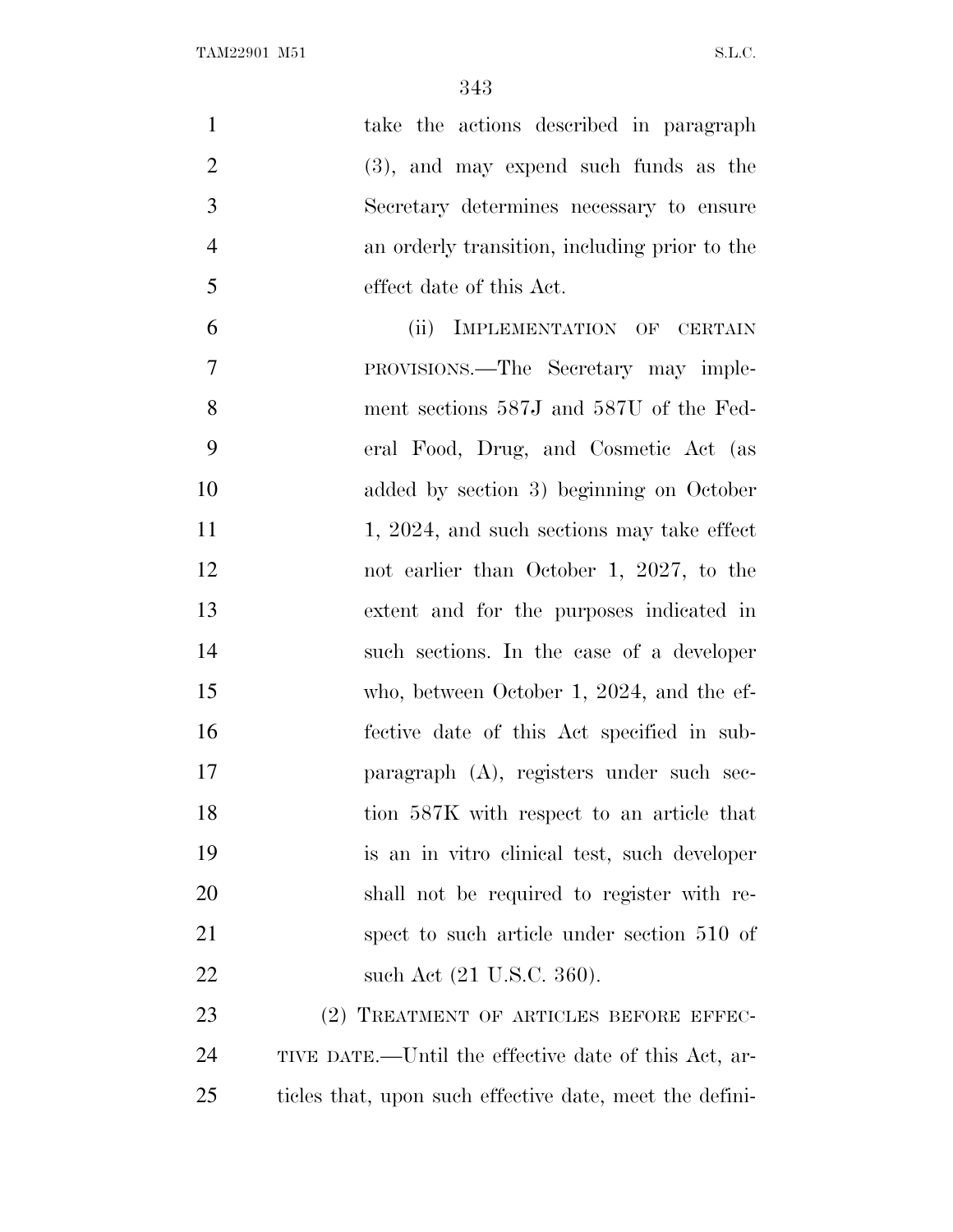take the actions described in paragraph (3), and may expend such funds as the Secretary determines necessary to ensure an orderly transition, including prior to the effect date of this Act.

(ii) IMPLEMENTATION OF CERTAIN PROVISIONS.—The Secretary may implement sections 587J and 587U of the Federal Food, Drug, and Cosmetic Act (as added by section 3) beginning on October 1, 2024, and such sections may take effect not earlier than October 1, 2027, to the extent and for the purposes indicated in such sections. In the case of a developer who, between October 1, 2024, and the effective date of this Act specified in subparagraph (A), registers under such section 587K with respect to an article that is an in vitro clinical test, such developer shall not be required to register with respect to such article under section 510 of such Act (21 U.S.C. 360).

(2) TREATMENT OF ARTICLES BEFORE EFFECTIVE DATE.—Until the effective date of this Act, articles that, upon such effective date, meet the defini-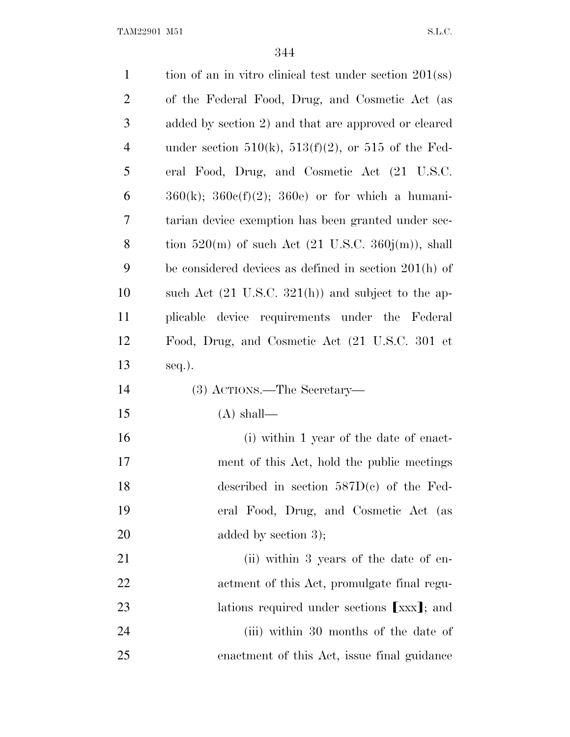tion of an in vitro clinical test under section 201(ss) of the Federal Food, Drug, and Cosmetic Act (as added by section 2) and that are approved or cleared under section 510(k), 513(f)(2), or 515 of the Federal Food, Drug, and Cosmetic Act (21 U.S.C. 360(k); 360c(f)(2); 360e) or for which a humanitarian device exemption has been granted under section 520(m) of such Act (21 U.S.C. 360j(m)), shall be considered devices as defined in section 201(h) of such Act (21 U.S.C. 321(h)) and subject to the applicable device requirements under the Federal Food, Drug, and Cosmetic Act (21 U.S.C. 301 et seq.).

(3) ACTIONS.—The Secretary—

(A) shall—

(i) within 1 year of the date of enactment of this Act, hold the public meetings described in section 587D(c) of the Federal Food, Drug, and Cosmetic Act (as added by section 3);

(ii) within 3 years of the date of enactment of this Act, promulgate final regulations required under sections ⟦xxx⟧; and

(iii) within 30 months of the date of enactment of this Act, issue final guidance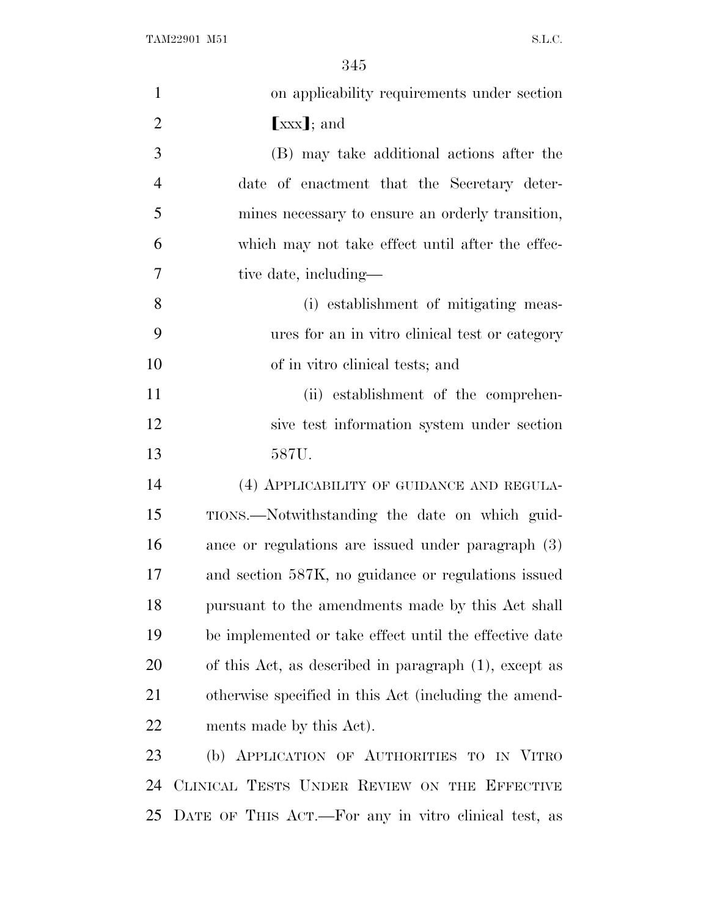on applicability requirements under section ⟦xxx⟧; and

(B) may take additional actions after the date of enactment that the Secretary determines necessary to ensure an orderly transition, which may not take effect until after the effective date, including—

(i) establishment of mitigating measures for an in vitro clinical test or category of in vitro clinical tests; and

(ii) establishment of the comprehensive test information system under section 587U.

(4) APPLICABILITY OF GUIDANCE AND REGULATIONS.—Notwithstanding the date on which guidance or regulations are issued under paragraph (3) and section 587K, no guidance or regulations issued pursuant to the amendments made by this Act shall be implemented or take effect until the effective date of this Act, as described in paragraph (1), except as otherwise specified in this Act (including the amendments made by this Act).

(b) APPLICATION OF AUTHORITIES TO IN VITRO CLINICAL TESTS UNDER REVIEW ON THE EFFECTIVE DATE OF THIS ACT.—For any in vitro clinical test, as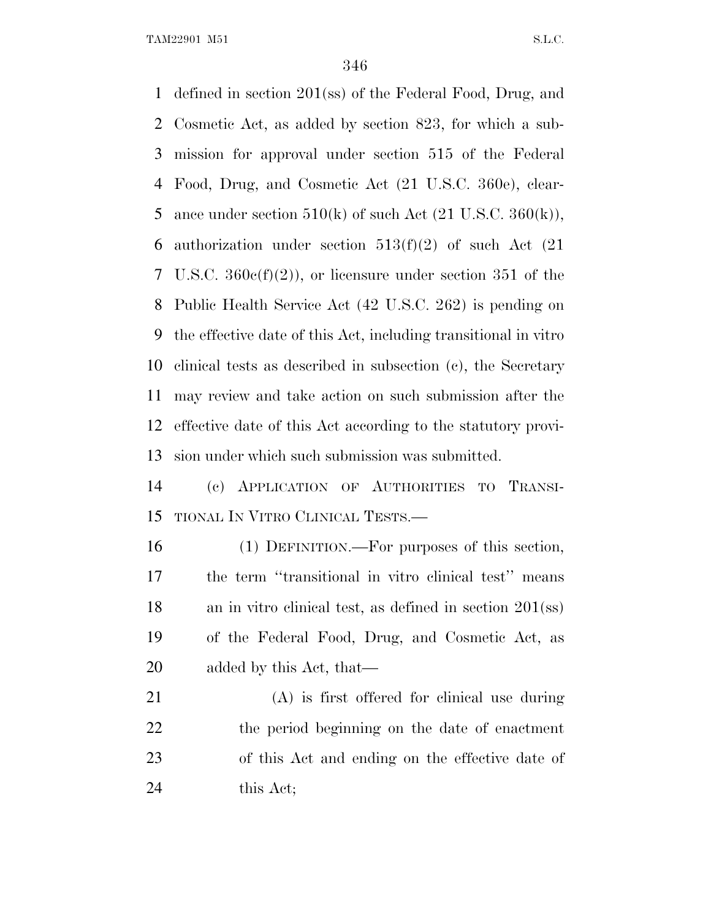defined in section 201(ss) of the Federal Food, Drug, and Cosmetic Act, as added by section 823, for which a submission for approval under section 515 of the Federal Food, Drug, and Cosmetic Act (21 U.S.C. 360e), clearance under section 510(k) of such Act (21 U.S.C. 360(k)), authorization under section 513(f)(2) of such Act (21 U.S.C. 360c(f)(2)), or licensure under section 351 of the Public Health Service Act (42 U.S.C. 262) is pending on the effective date of this Act, including transitional in vitro clinical tests as described in subsection (c), the Secretary may review and take action on such submission after the effective date of this Act according to the statutory provision under which such submission was submitted.

(c) APPLICATION OF AUTHORITIES TO TRANSITIONAL IN VITRO CLINICAL TESTS.—

(1) DEFINITION.—For purposes of this section, the term ''transitional in vitro clinical test'' means an in vitro clinical test, as defined in section 201(ss) of the Federal Food, Drug, and Cosmetic Act, as added by this Act, that—

(A) is first offered for clinical use during the period beginning on the date of enactment of this Act and ending on the effective date of this Act;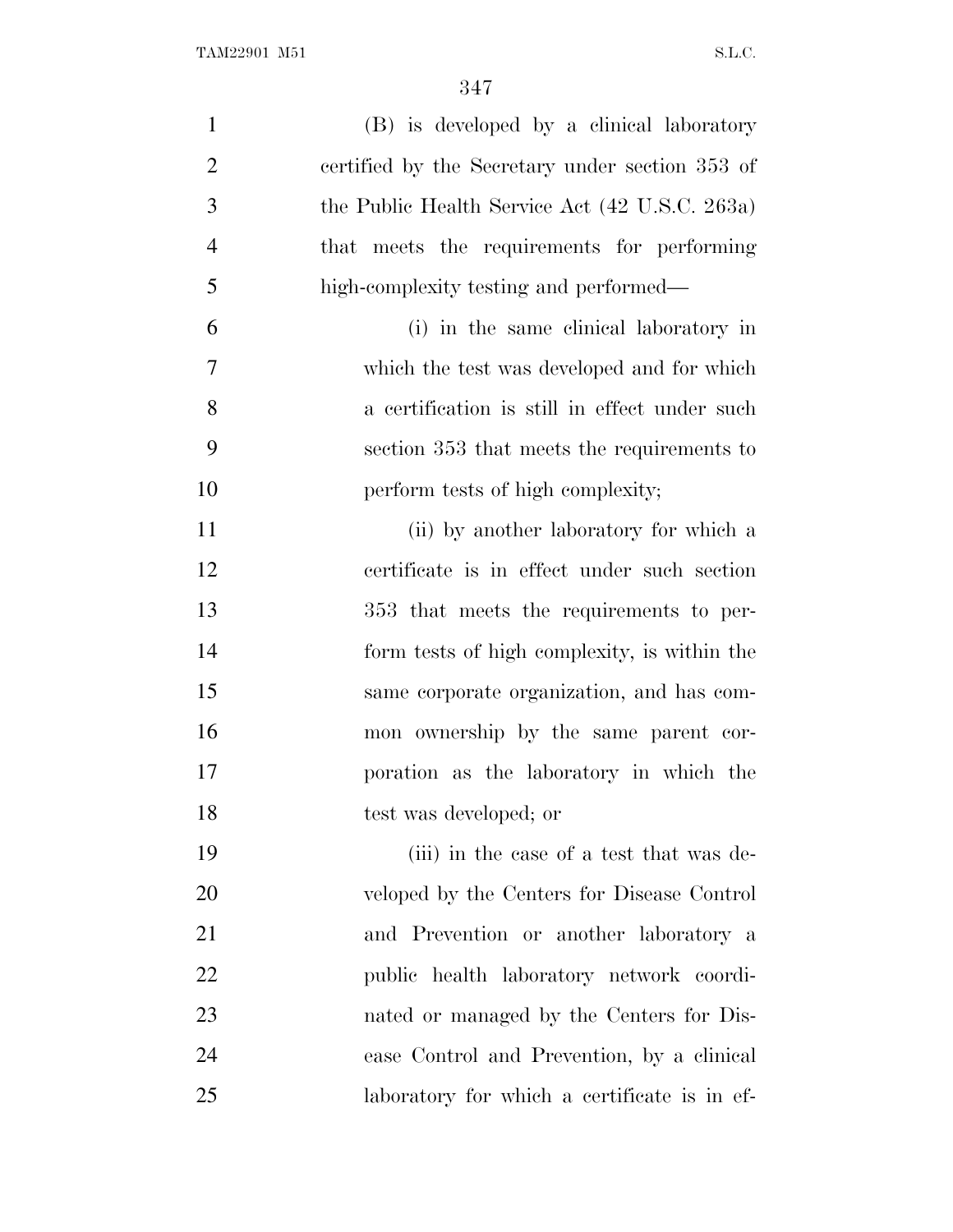(B) is developed by a clinical laboratory certified by the Secretary under section 353 of the Public Health Service Act (42 U.S.C. 263a) that meets the requirements for performing high-complexity testing and performed—

(i) in the same clinical laboratory in which the test was developed and for which a certification is still in effect under such section 353 that meets the requirements to perform tests of high complexity;

(ii) by another laboratory for which a certificate is in effect under such section 353 that meets the requirements to perform tests of high complexity, is within the same corporate organization, and has common ownership by the same parent corporation as the laboratory in which the test was developed; or

(iii) in the case of a test that was developed by the Centers for Disease Control and Prevention or another laboratory a public health laboratory network coordinated or managed by the Centers for Disease Control and Prevention, by a clinical laboratory for which a certificate is in ef-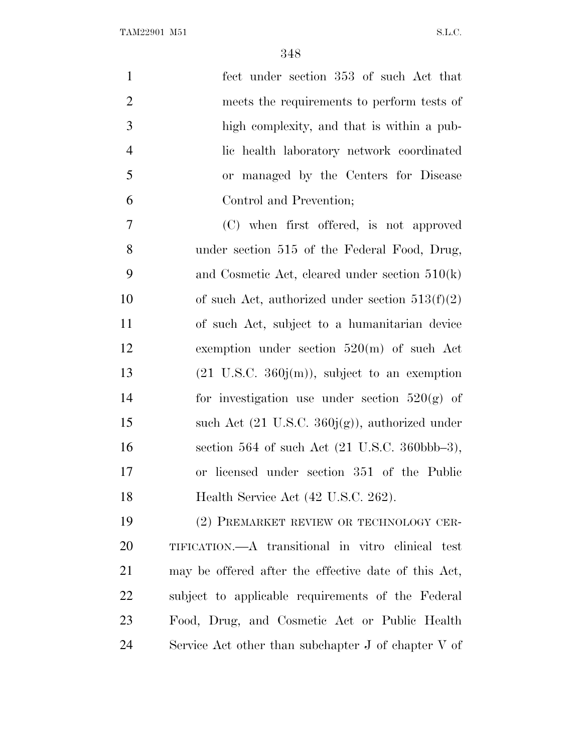fect under section 353 of such Act that meets the requirements to perform tests of high complexity, and that is within a public health laboratory network coordinated or managed by the Centers for Disease Control and Prevention;

(C) when first offered, is not approved under section 515 of the Federal Food, Drug, and Cosmetic Act, cleared under section 510(k) of such Act, authorized under section 513(f)(2) of such Act, subject to a humanitarian device exemption under section 520(m) of such Act (21 U.S.C. 360j(m)), subject to an exemption for investigation use under section 520(g) of such Act (21 U.S.C. 360j(g)), authorized under section 564 of such Act (21 U.S.C. 360bbb–3), or licensed under section 351 of the Public Health Service Act (42 U.S.C. 262).

(2) PREMARKET REVIEW OR TECHNOLOGY CERTIFICATION.—A transitional in vitro clinical test may be offered after the effective date of this Act, subject to applicable requirements of the Federal Food, Drug, and Cosmetic Act or Public Health Service Act other than subchapter J of chapter V of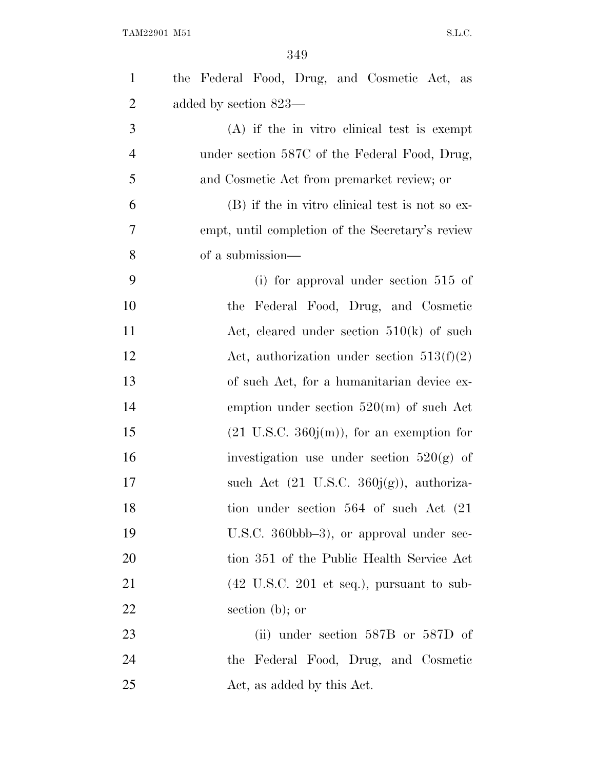the Federal Food, Drug, and Cosmetic Act, as added by section 823—

(A) if the in vitro clinical test is exempt under section 587C of the Federal Food, Drug, and Cosmetic Act from premarket review; or

(B) if the in vitro clinical test is not so exempt, until completion of the Secretary's review of a submission—

(i) for approval under section 515 of the Federal Food, Drug, and Cosmetic Act, cleared under section 510(k) of such Act, authorization under section 513(f)(2) of such Act, for a humanitarian device exemption under section 520(m) of such Act (21 U.S.C. 360j(m)), for an exemption for investigation use under section 520(g) of such Act (21 U.S.C. 360j(g)), authorization under section 564 of such Act (21 U.S.C. 360bbb–3), or approval under section 351 of the Public Health Service Act (42 U.S.C. 201 et seq.), pursuant to subsection (b); or

(ii) under section 587B or 587D of the Federal Food, Drug, and Cosmetic Act, as added by this Act.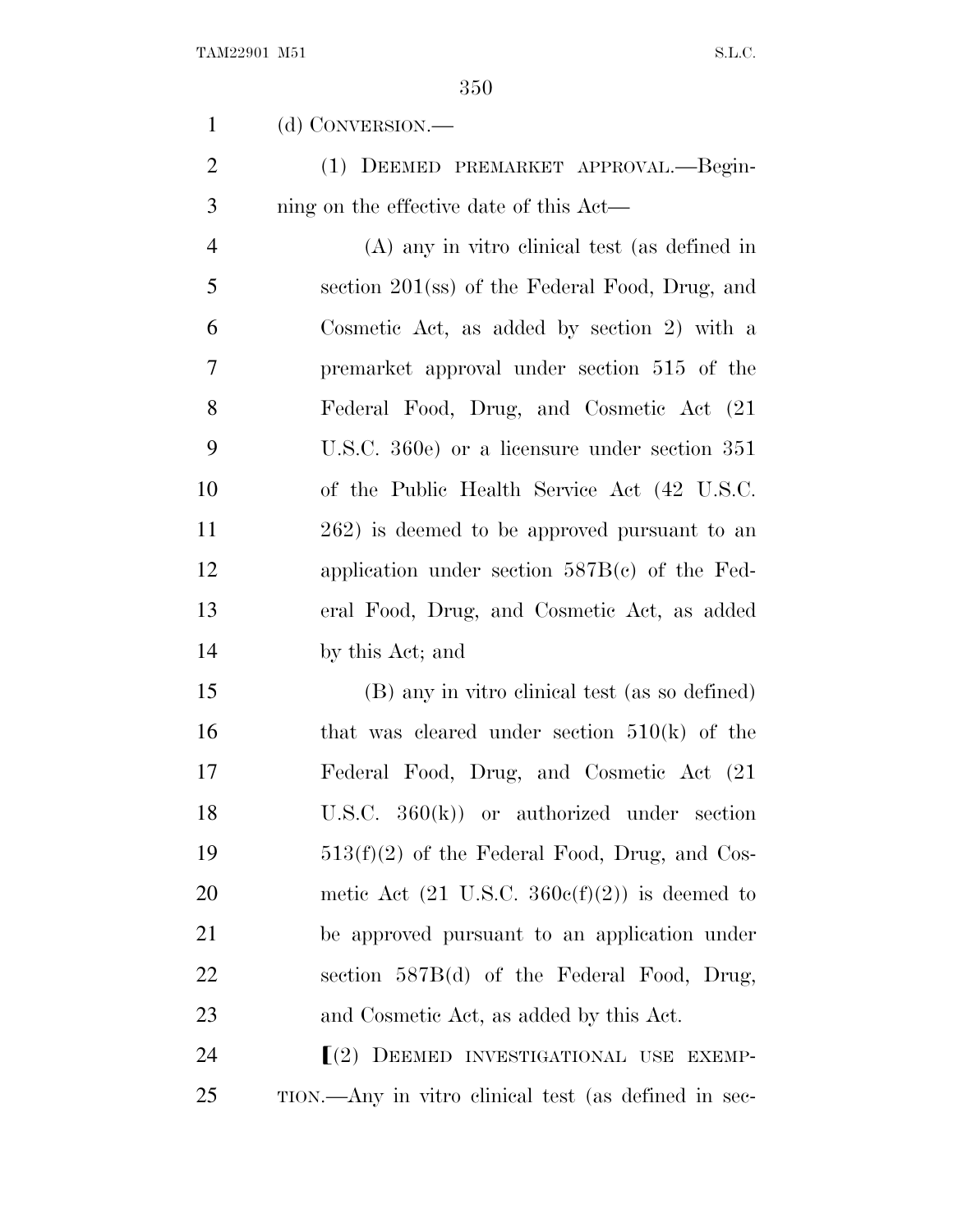(d) CONVERSION.—

(1) DEEMED PREMARKET APPROVAL.—Beginning on the effective date of this Act—

(A) any in vitro clinical test (as defined in section 201(ss) of the Federal Food, Drug, and Cosmetic Act, as added by section 2) with a premarket approval under section 515 of the Federal Food, Drug, and Cosmetic Act (21 U.S.C. 360e) or a licensure under section 351 of the Public Health Service Act (42 U.S.C. 262) is deemed to be approved pursuant to an application under section 587B(c) of the Federal Food, Drug, and Cosmetic Act, as added by this Act; and

(B) any in vitro clinical test (as so defined) that was cleared under section 510(k) of the Federal Food, Drug, and Cosmetic Act (21 U.S.C. 360(k)) or authorized under section 513(f)(2) of the Federal Food, Drug, and Cosmetic Act (21 U.S.C. 360c(f)(2)) is deemed to be approved pursuant to an application under section 587B(d) of the Federal Food, Drug, and Cosmetic Act, as added by this Act.

[(2) DEEMED INVESTIGATIONAL USE EXEMPTION.—Any in vitro clinical test (as defined in sec-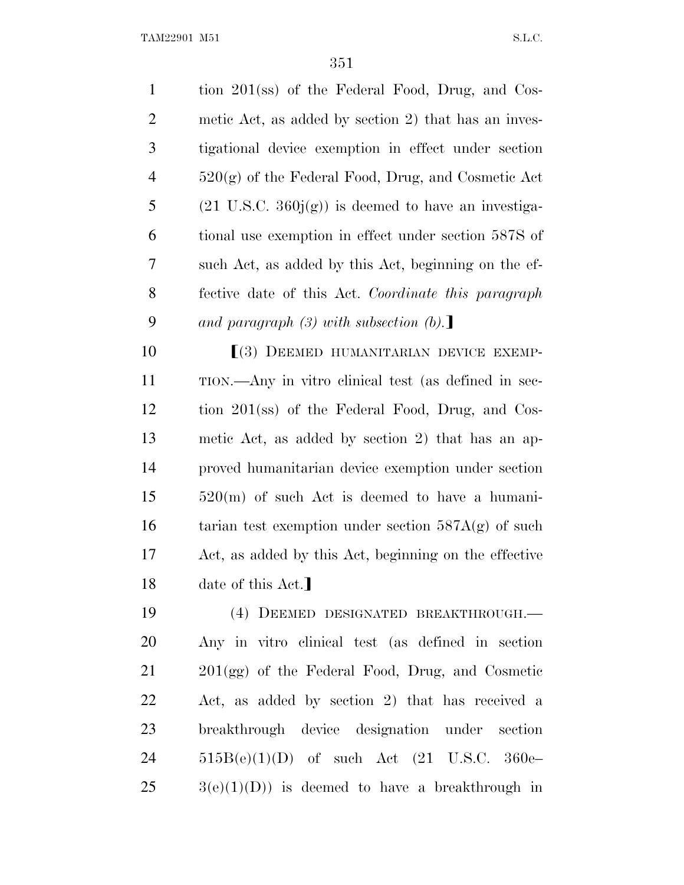tion 201(ss) of the Federal Food, Drug, and Cosmetic Act, as added by section 2) that has an investigational device exemption in effect under section 520(g) of the Federal Food, Drug, and Cosmetic Act (21 U.S.C. 360j(g)) is deemed to have an investigational use exemption in effect under section 587S of such Act, as added by this Act, beginning on the effective date of this Act. *Coordinate this paragraph and paragraph (3) with subsection (b).*]

[(3) DEEMED HUMANITARIAN DEVICE EXEMPTION.—Any in vitro clinical test (as defined in section 201(ss) of the Federal Food, Drug, and Cosmetic Act, as added by section 2) that has an approved humanitarian device exemption under section 520(m) of such Act is deemed to have a humanitarian test exemption under section 587A(g) of such Act, as added by this Act, beginning on the effective date of this Act.]

(4) DEEMED DESIGNATED BREAKTHROUGH.—Any in vitro clinical test (as defined in section 201(gg) of the Federal Food, Drug, and Cosmetic Act, as added by section 2) that has received a breakthrough device designation under section 515B(e)(1)(D) of such Act (21 U.S.C. 360e–3(e)(1)(D)) is deemed to have a breakthrough in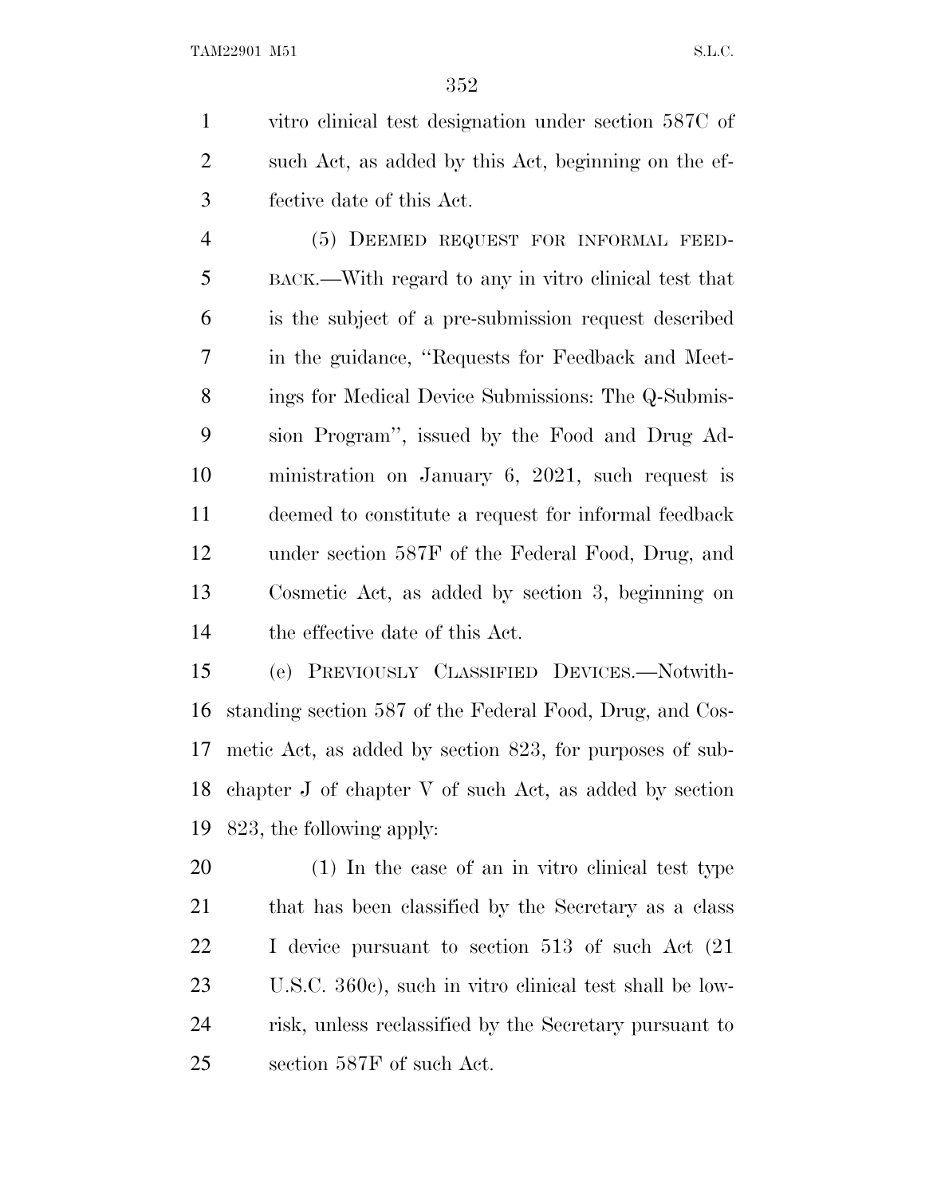vitro clinical test designation under section 587C of such Act, as added by this Act, beginning on the effective date of this Act.

(5) DEEMED REQUEST FOR INFORMAL FEEDBACK.—With regard to any in vitro clinical test that is the subject of a pre-submission request described in the guidance, ''Requests for Feedback and Meetings for Medical Device Submissions: The Q-Submission Program'', issued by the Food and Drug Administration on January 6, 2021, such request is deemed to constitute a request for informal feedback under section 587F of the Federal Food, Drug, and Cosmetic Act, as added by section 3, beginning on the effective date of this Act.

(e) PREVIOUSLY CLASSIFIED DEVICES.—Notwithstanding section 587 of the Federal Food, Drug, and Cosmetic Act, as added by section 823, for purposes of subchapter J of chapter V of such Act, as added by section 823, the following apply:

(1) In the case of an in vitro clinical test type that has been classified by the Secretary as a class I device pursuant to section 513 of such Act (21 U.S.C. 360c), such in vitro clinical test shall be low-risk, unless reclassified by the Secretary pursuant to section 587F of such Act.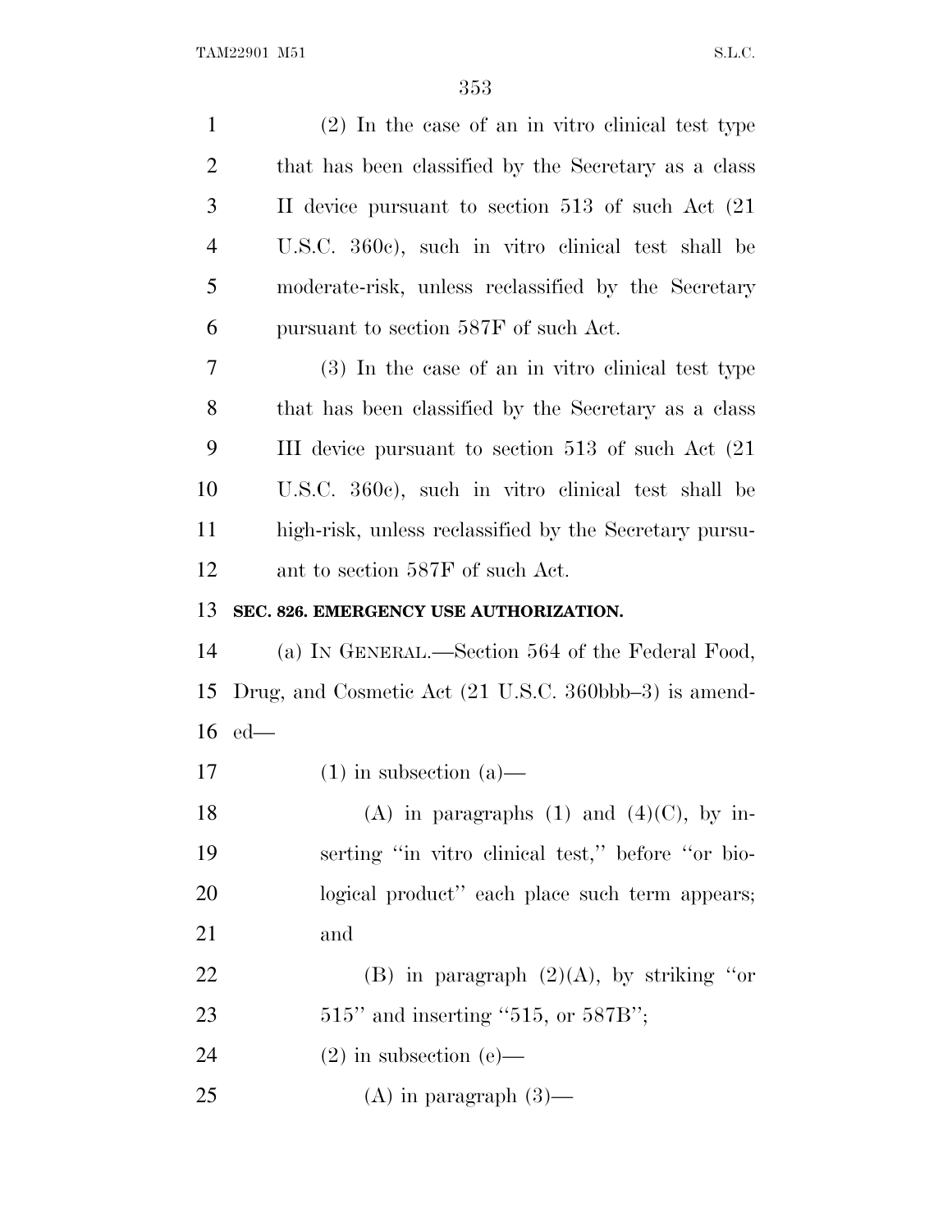(2) In the case of an in vitro clinical test type that has been classified by the Secretary as a class II device pursuant to section 513 of such Act (21 U.S.C. 360c), such in vitro clinical test shall be moderate-risk, unless reclassified by the Secretary pursuant to section 587F of such Act.

(3) In the case of an in vitro clinical test type that has been classified by the Secretary as a class III device pursuant to section 513 of such Act (21 U.S.C. 360c), such in vitro clinical test shall be high-risk, unless reclassified by the Secretary pursuant to section 587F of such Act.

**SEC. 826. EMERGENCY USE AUTHORIZATION.**

(a) IN GENERAL.—Section 564 of the Federal Food, Drug, and Cosmetic Act (21 U.S.C. 360bbb–3) is amended—

(1) in subsection (a)—

(A) in paragraphs (1) and (4)(C), by inserting ''in vitro clinical test,'' before ''or biological product'' each place such term appears; and

(B) in paragraph (2)(A), by striking ''or 515'' and inserting ''515, or 587B'';

(2) in subsection (e)—

(A) in paragraph (3)—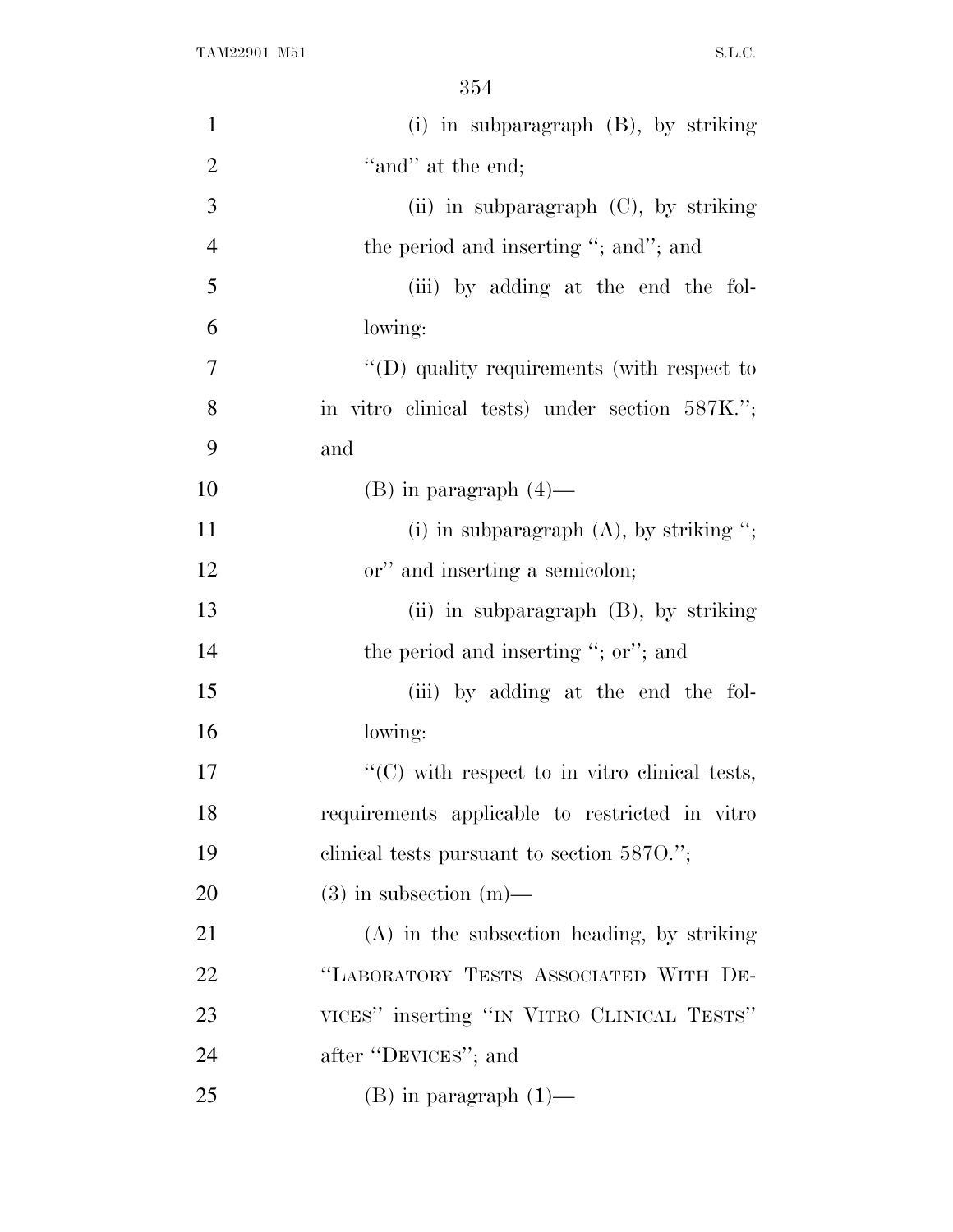(i) in subparagraph (B), by striking "and" at the end;

(ii) in subparagraph (C), by striking the period and inserting "; and"; and

(iii) by adding at the end the following:

"(D) quality requirements (with respect to in vitro clinical tests) under section 587K."; and

(B) in paragraph (4)—

(i) in subparagraph (A), by striking "; or" and inserting a semicolon;

(ii) in subparagraph (B), by striking the period and inserting "; or"; and

(iii) by adding at the end the following:

"(C) with respect to in vitro clinical tests, requirements applicable to restricted in vitro clinical tests pursuant to section 587O.";

(3) in subsection (m)—

(A) in the subsection heading, by striking "LABORATORY TESTS ASSOCIATED WITH DEVICES" inserting "IN VITRO CLINICAL TESTS" after "DEVICES"; and

(B) in paragraph (1)—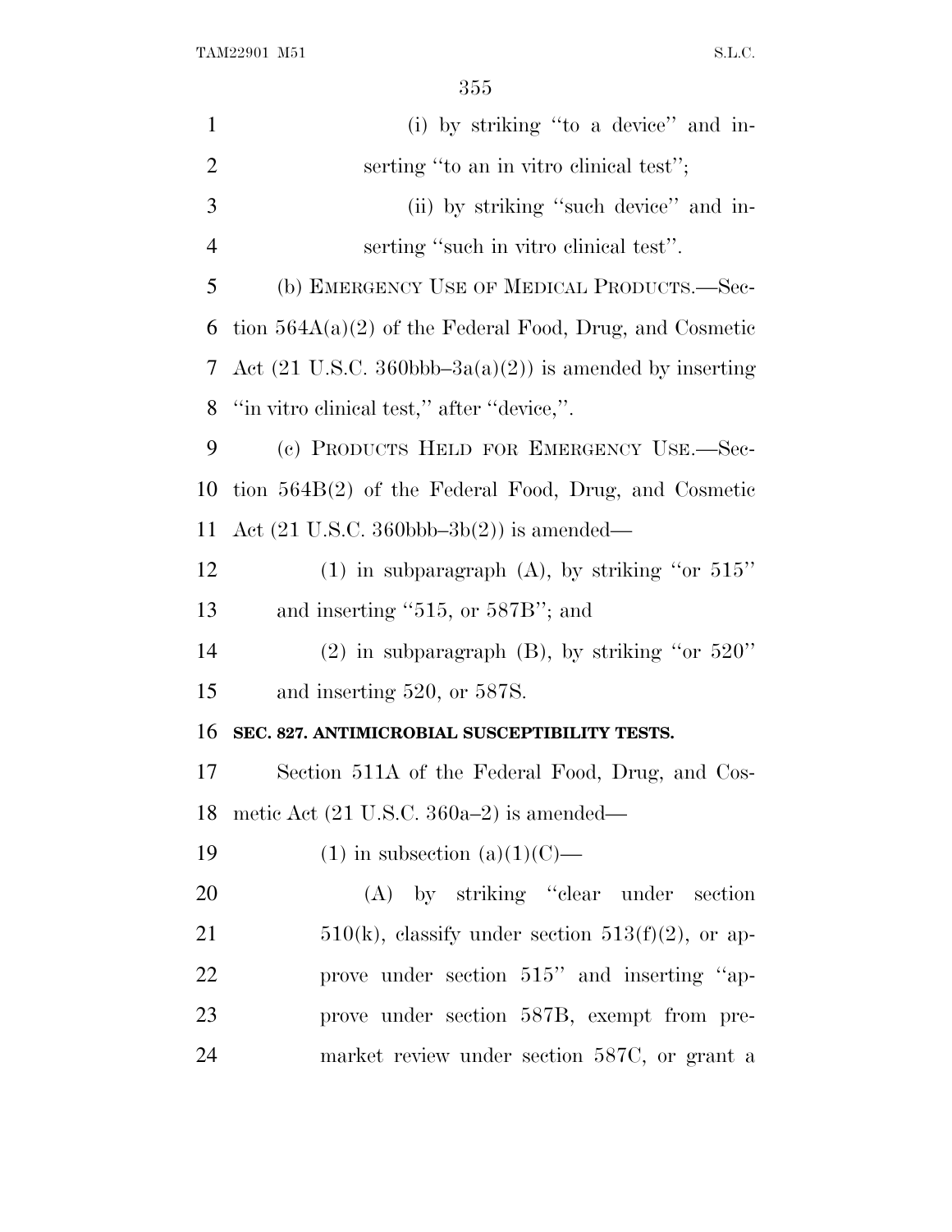(i) by striking "to a device" and inserting "to an in vitro clinical test";

(ii) by striking "such device" and inserting "such in vitro clinical test".

(b) EMERGENCY USE OF MEDICAL PRODUCTS.—Section 564A(a)(2) of the Federal Food, Drug, and Cosmetic Act (21 U.S.C. 360bbb–3a(a)(2)) is amended by inserting "in vitro clinical test," after "device,".

(c) PRODUCTS HELD FOR EMERGENCY USE.—Section 564B(2) of the Federal Food, Drug, and Cosmetic Act (21 U.S.C. 360bbb–3b(2)) is amended—

(1) in subparagraph (A), by striking "or 515" and inserting "515, or 587B"; and

(2) in subparagraph (B), by striking "or 520" and inserting 520, or 587S.

**SEC. 827. ANTIMICROBIAL SUSCEPTIBILITY TESTS.**

Section 511A of the Federal Food, Drug, and Cosmetic Act (21 U.S.C. 360a–2) is amended—

(1) in subsection (a)(1)(C)—

(A) by striking "clear under section 510(k), classify under section 513(f)(2), or approve under section 515" and inserting "approve under section 587B, exempt from premarket review under section 587C, or grant a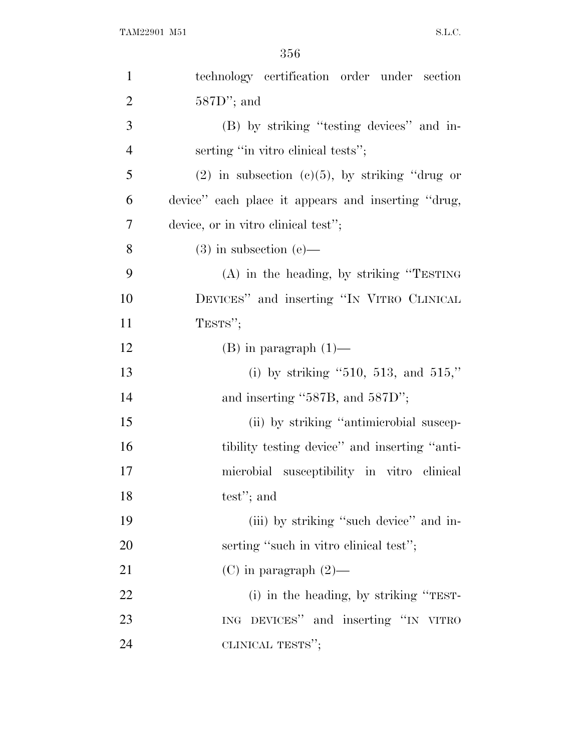technology certification order under section 587D''; and

(B) by striking ''testing devices'' and inserting ''in vitro clinical tests'';

(2) in subsection (c)(5), by striking ''drug or device'' each place it appears and inserting ''drug, device, or in vitro clinical test'';

(3) in subsection (e)—

(A) in the heading, by striking ''TESTING DEVICES'' and inserting ''IN VITRO CLINICAL TESTS'';

(B) in paragraph (1)—

(i) by striking ''510, 513, and 515,'' and inserting ''587B, and 587D'';

(ii) by striking ''antimicrobial susceptibility testing device'' and inserting ''antimicrobial susceptibility in vitro clinical test''; and

(iii) by striking ''such device'' and inserting ''such in vitro clinical test'';

(C) in paragraph (2)—

(i) in the heading, by striking ''TESTING DEVICES'' and inserting ''IN VITRO CLINICAL TESTS'';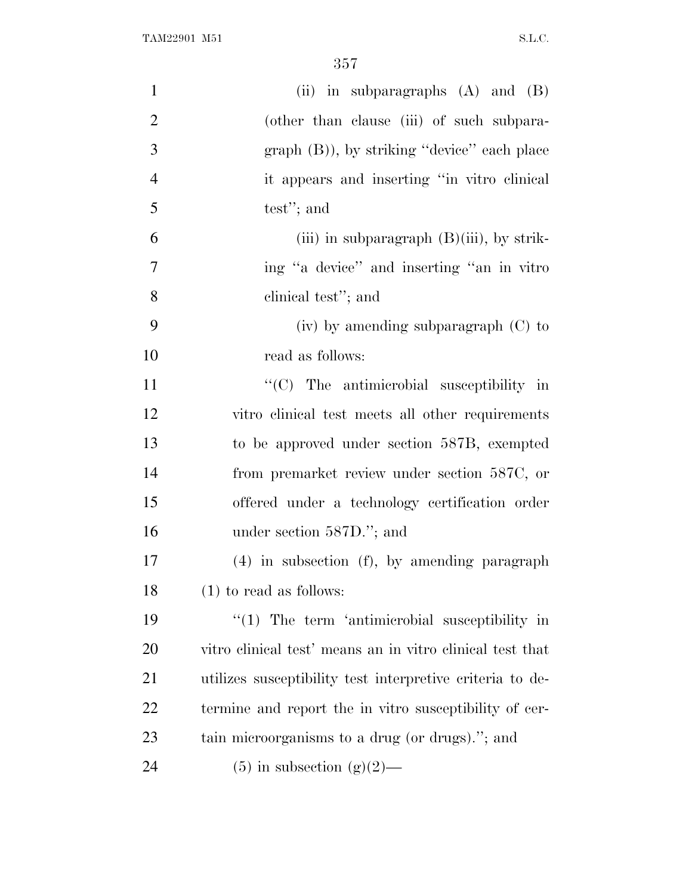(ii) in subparagraphs (A) and (B) (other than clause (iii) of such subparagraph (B)), by striking "device" each place it appears and inserting "in vitro clinical test"; and

(iii) in subparagraph (B)(iii), by striking "a device" and inserting "an in vitro clinical test"; and

(iv) by amending subparagraph (C) to read as follows:

"(C) The antimicrobial susceptibility in vitro clinical test meets all other requirements to be approved under section 587B, exempted from premarket review under section 587C, or offered under a technology certification order under section 587D."; and

(4) in subsection (f), by amending paragraph (1) to read as follows:

"(1) The term 'antimicrobial susceptibility in vitro clinical test' means an in vitro clinical test that utilizes susceptibility test interpretive criteria to determine and report the in vitro susceptibility of certain microorganisms to a drug (or drugs)."; and

(5) in subsection (g)(2)—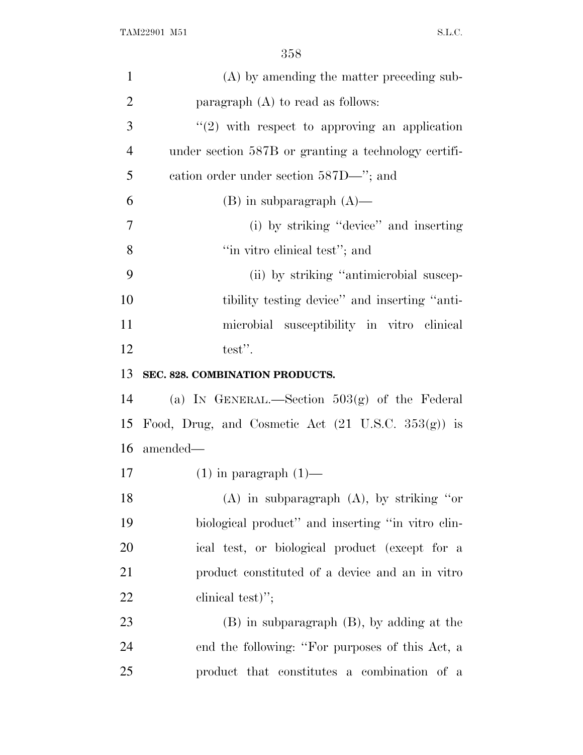(A) by amending the matter preceding subparagraph (A) to read as follows:

"(2) with respect to approving an application under section 587B or granting a technology certification order under section 587D—"; and

(B) in subparagraph (A)—

(i) by striking "device" and inserting "in vitro clinical test"; and

(ii) by striking "antimicrobial susceptibility testing device" and inserting "antimicrobial susceptibility in vitro clinical test".

**SEC. 828. COMBINATION PRODUCTS.**

(a) IN GENERAL.—Section 503(g) of the Federal Food, Drug, and Cosmetic Act (21 U.S.C. 353(g)) is amended—

(1) in paragraph (1)—

(A) in subparagraph (A), by striking "or biological product" and inserting "in vitro clinical test, or biological product (except for a product constituted of a device and an in vitro clinical test)";

(B) in subparagraph (B), by adding at the end the following: "For purposes of this Act, a product that constitutes a combination of a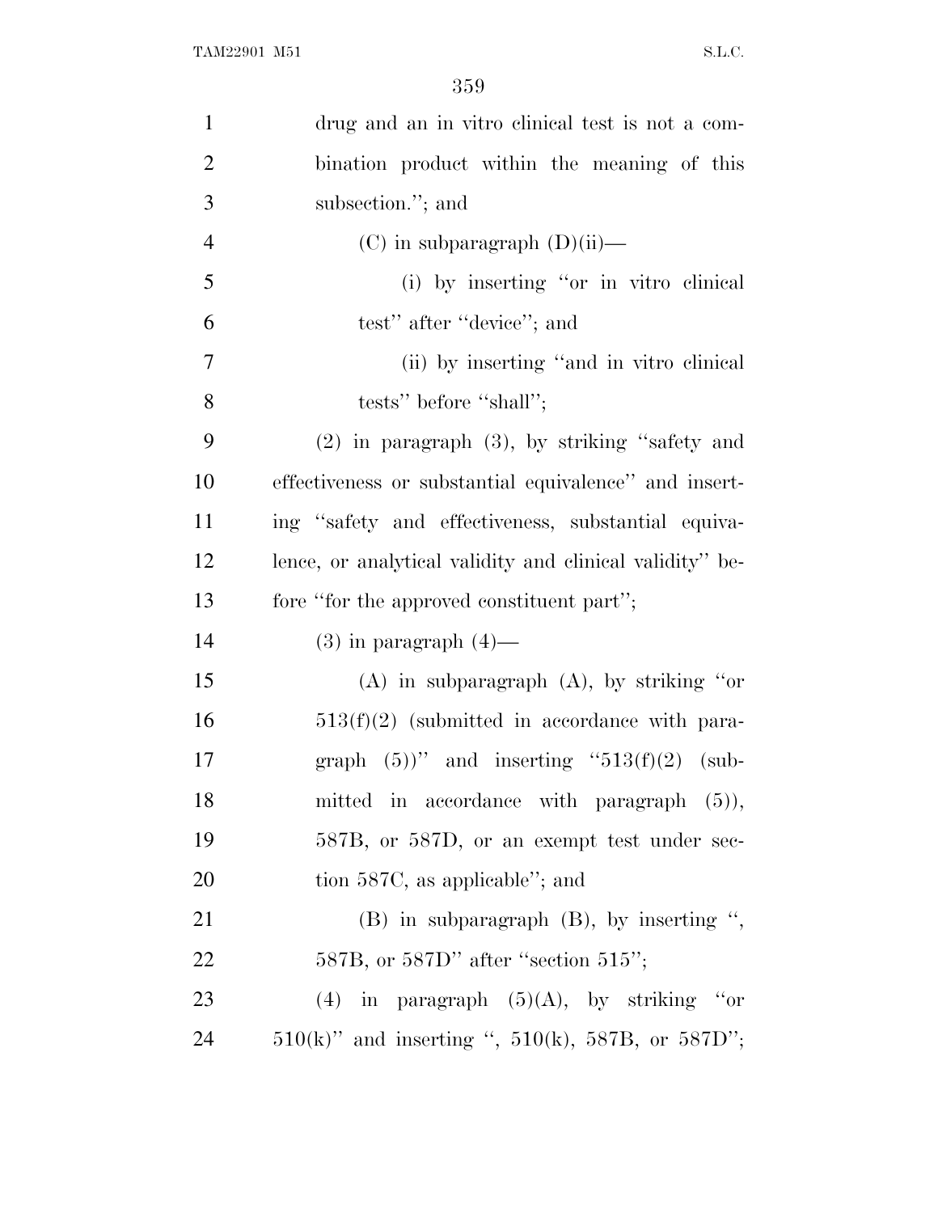drug and an in vitro clinical test is not a combination product within the meaning of this subsection.''; and

(C) in subparagraph (D)(ii)—

(i) by inserting ''or in vitro clinical test'' after ''device''; and

(ii) by inserting ''and in vitro clinical tests'' before ''shall'';

(2) in paragraph (3), by striking ''safety and effectiveness or substantial equivalence'' and inserting ''safety and effectiveness, substantial equivalence, or analytical validity and clinical validity'' before ''for the approved constituent part'';

(3) in paragraph (4)—

(A) in subparagraph (A), by striking ''or 513(f)(2) (submitted in accordance with paragraph (5))'' and inserting ''513(f)(2) (submitted in accordance with paragraph (5)), 587B, or 587D, or an exempt test under section 587C, as applicable''; and

(B) in subparagraph (B), by inserting '', 587B, or 587D'' after ''section 515'';

(4) in paragraph (5)(A), by striking ''or 510(k)'' and inserting '', 510(k), 587B, or 587D'';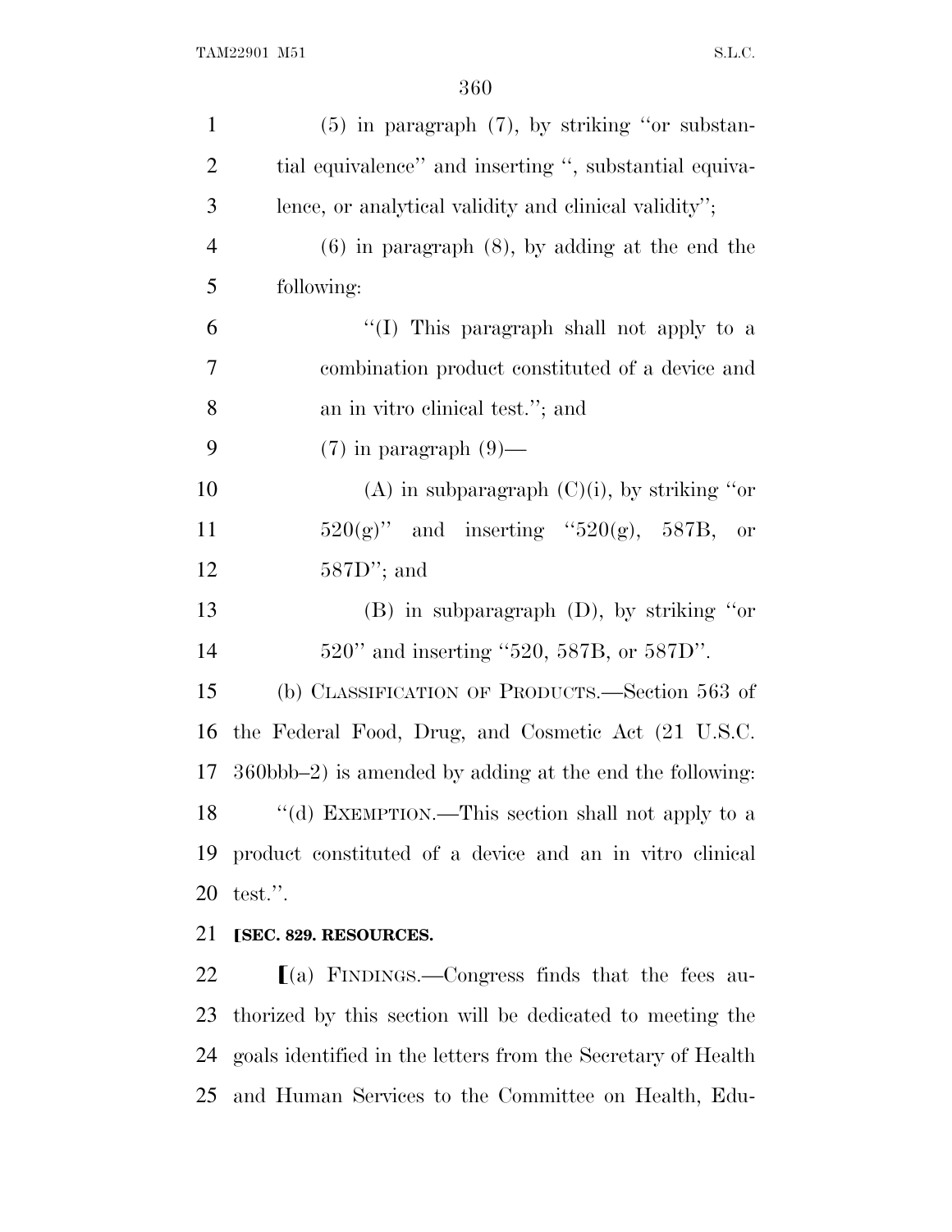(5) in paragraph (7), by striking "or substantial equivalence" and inserting ", substantial equivalence, or analytical validity and clinical validity";

(6) in paragraph (8), by adding at the end the following:

"(I) This paragraph shall not apply to a combination product constituted of a device and an in vitro clinical test."; and

(7) in paragraph (9)—

(A) in subparagraph (C)(i), by striking "or 520(g)" and inserting "520(g), 587B, or 587D"; and

(B) in subparagraph (D), by striking "or 520" and inserting "520, 587B, or 587D".

(b) CLASSIFICATION OF PRODUCTS.—Section 563 of the Federal Food, Drug, and Cosmetic Act (21 U.S.C. 360bbb–2) is amended by adding at the end the following:

"(d) EXEMPTION.—This section shall not apply to a product constituted of a device and an in vitro clinical test.".

**[SEC. 829. RESOURCES.**

[(a) FINDINGS.—Congress finds that the fees authorized by this section will be dedicated to meeting the goals identified in the letters from the Secretary of Health and Human Services to the Committee on Health, Edu-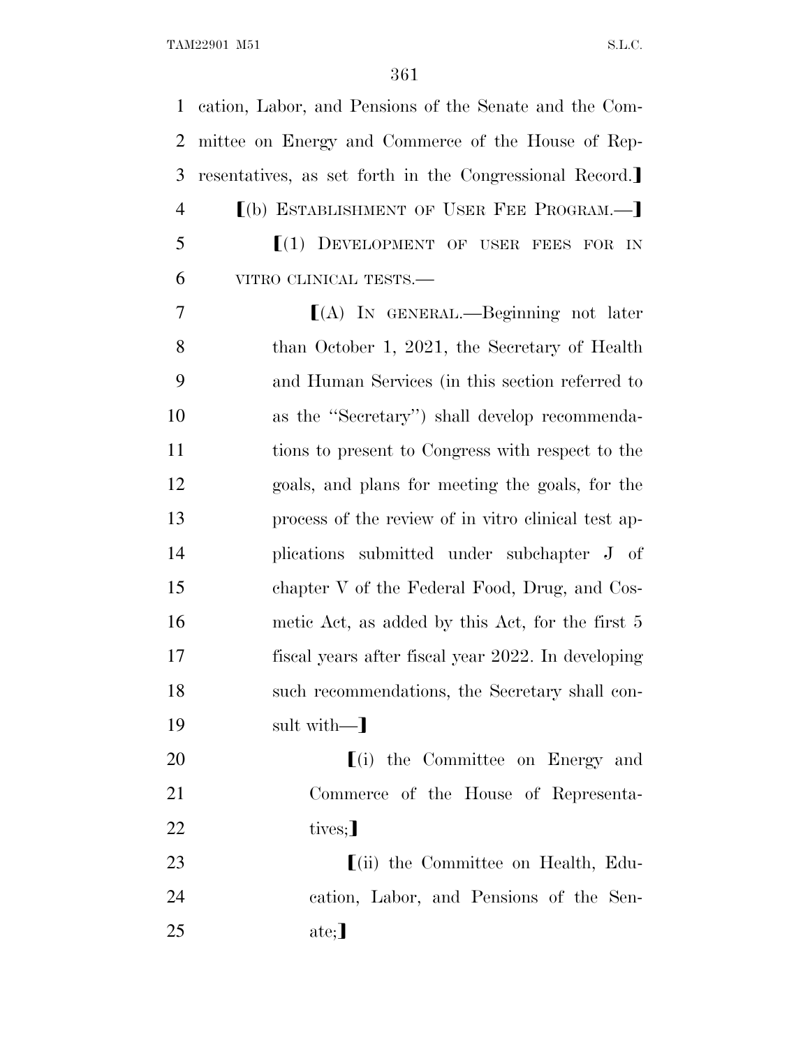cation, Labor, and Pensions of the Senate and the Committee on Energy and Commerce of the House of Representatives, as set forth in the Congressional Record.⟧

⟦(b) ESTABLISHMENT OF USER FEE PROGRAM.—⟧

⟦(1) DEVELOPMENT OF USER FEES FOR IN VITRO CLINICAL TESTS.—

⟦(A) IN GENERAL.—Beginning not later than October 1, 2021, the Secretary of Health and Human Services (in this section referred to as the "Secretary") shall develop recommendations to present to Congress with respect to the goals, and plans for meeting the goals, for the process of the review of in vitro clinical test applications submitted under subchapter J of chapter V of the Federal Food, Drug, and Cosmetic Act, as added by this Act, for the first 5 fiscal years after fiscal year 2022. In developing such recommendations, the Secretary shall consult with—⟧

⟦(i) the Committee on Energy and Commerce of the House of Representatives;⟧

⟦(ii) the Committee on Health, Education, Labor, and Pensions of the Senate;⟧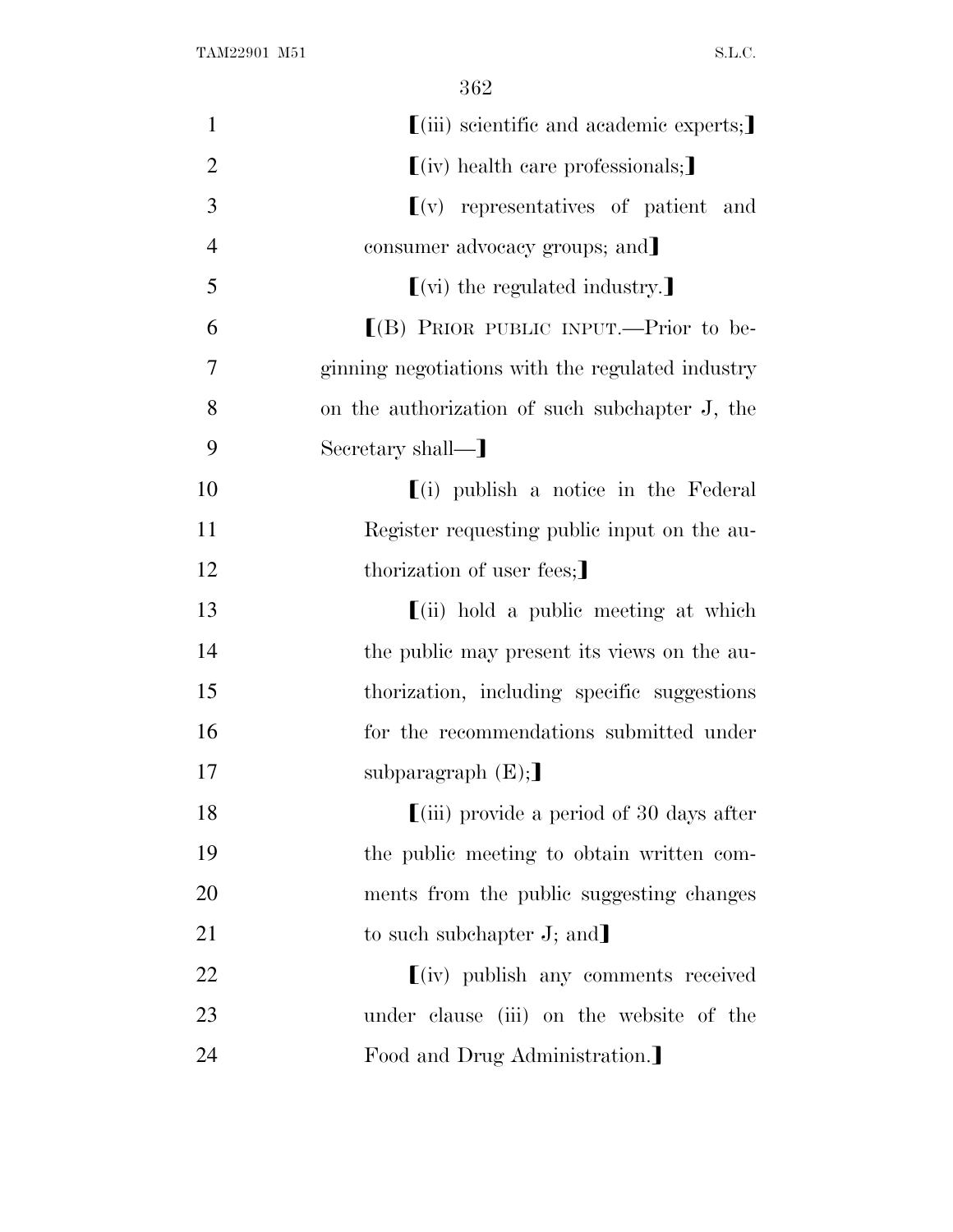⟦(iii) scientific and academic experts;⟧

⟦(iv) health care professionals;⟧

⟦(v) representatives of patient and consumer advocacy groups; and⟧

⟦(vi) the regulated industry.⟧

⟦(B) PRIOR PUBLIC INPUT.—Prior to beginning negotiations with the regulated industry on the authorization of such subchapter J, the Secretary shall—⟧

⟦(i) publish a notice in the Federal Register requesting public input on the authorization of user fees;⟧

⟦(ii) hold a public meeting at which the public may present its views on the authorization, including specific suggestions for the recommendations submitted under subparagraph (E);⟧

⟦(iii) provide a period of 30 days after the public meeting to obtain written comments from the public suggesting changes to such subchapter J; and⟧

⟦(iv) publish any comments received under clause (iii) on the website of the Food and Drug Administration.⟧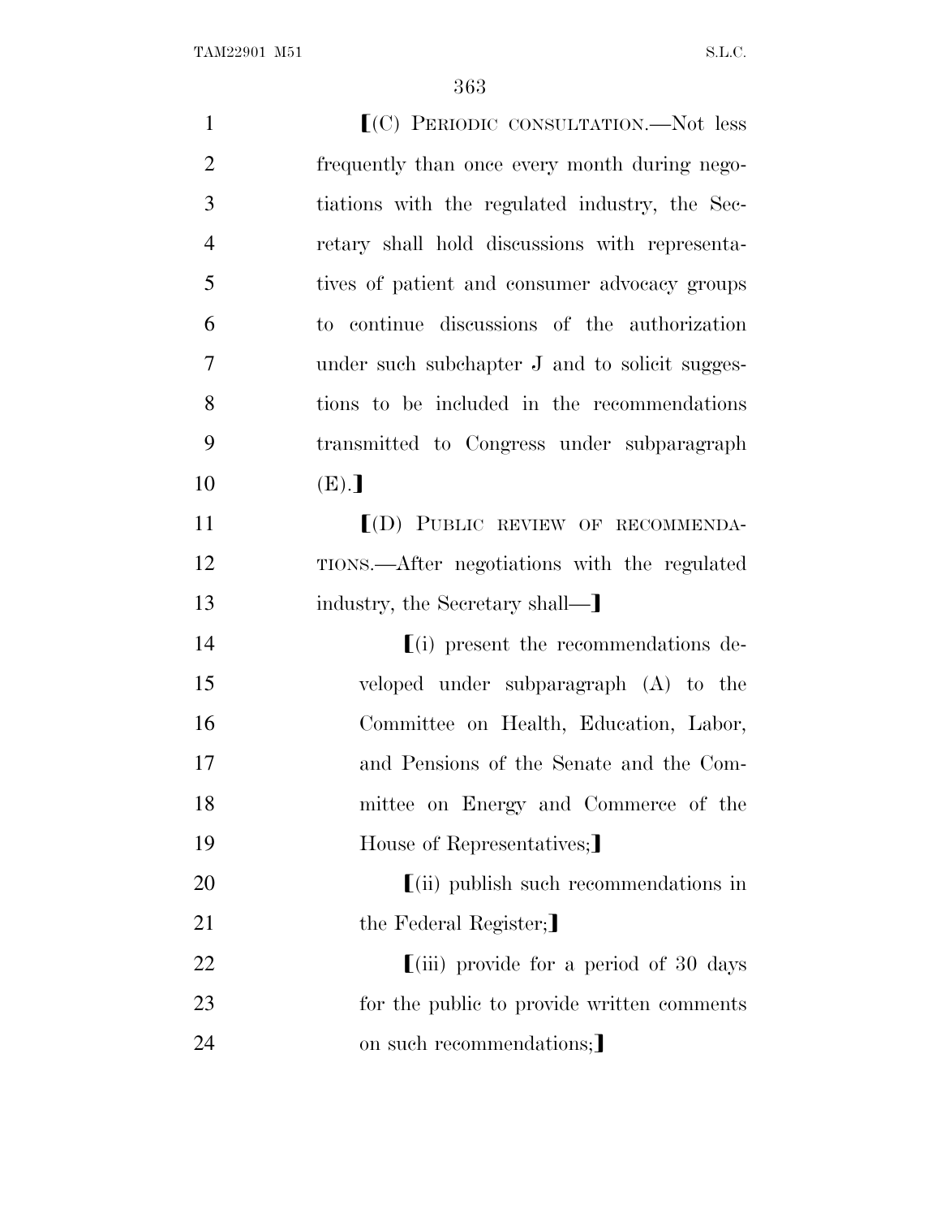⟦(C) PERIODIC CONSULTATION.—Not less frequently than once every month during negotiations with the regulated industry, the Secretary shall hold discussions with representatives of patient and consumer advocacy groups to continue discussions of the authorization under such subchapter J and to solicit suggestions to be included in the recommendations transmitted to Congress under subparagraph (E).⟧

⟦(D) PUBLIC REVIEW OF RECOMMENDATIONS.—After negotiations with the regulated industry, the Secretary shall—⟧

⟦(i) present the recommendations developed under subparagraph (A) to the Committee on Health, Education, Labor, and Pensions of the Senate and the Committee on Energy and Commerce of the House of Representatives;⟧

⟦(ii) publish such recommendations in the Federal Register;⟧

⟦(iii) provide for a period of 30 days for the public to provide written comments on such recommendations;⟧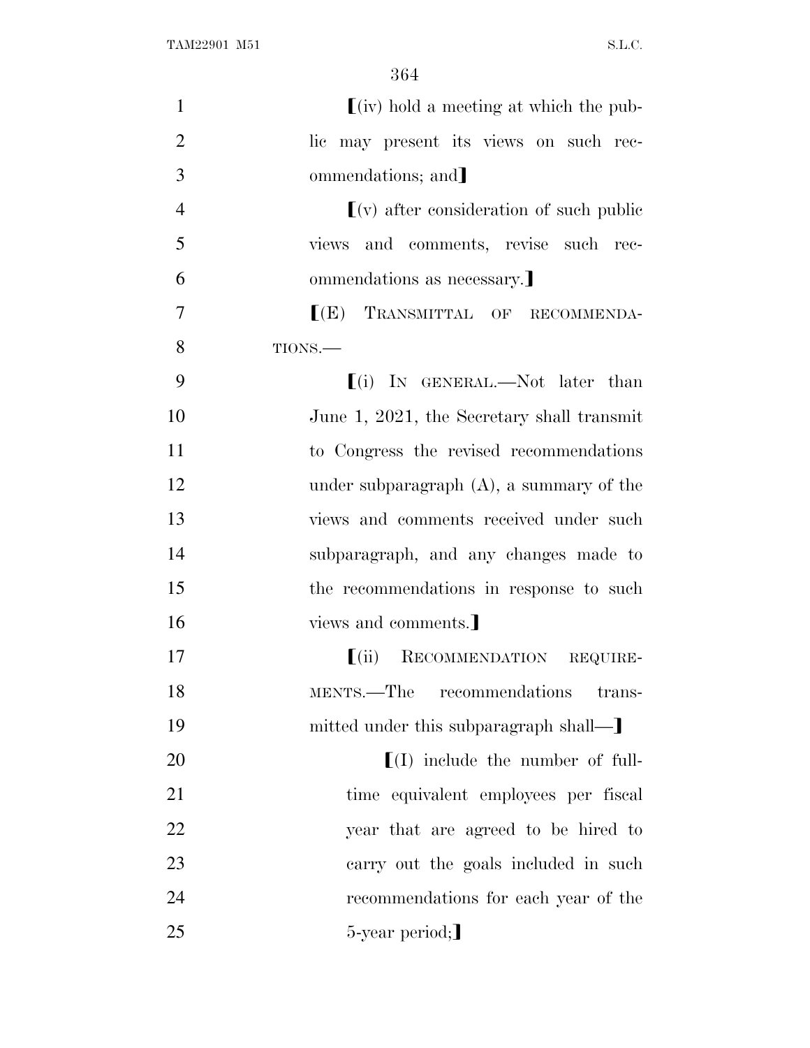⟦(iv) hold a meeting at which the public may present its views on such recommendations; and⟧

⟦(v) after consideration of such public views and comments, revise such recommendations as necessary.⟧

⟦(E) TRANSMITTAL OF RECOMMENDATIONS.—

⟦(i) IN GENERAL.—Not later than June 1, 2021, the Secretary shall transmit to Congress the revised recommendations under subparagraph (A), a summary of the views and comments received under such subparagraph, and any changes made to the recommendations in response to such views and comments.⟧

⟦(ii) RECOMMENDATION REQUIREMENTS.—The recommendations transmitted under this subparagraph shall—⟧

⟦(I) include the number of full-time equivalent employees per fiscal year that are agreed to be hired to carry out the goals included in such recommendations for each year of the 5-year period;⟧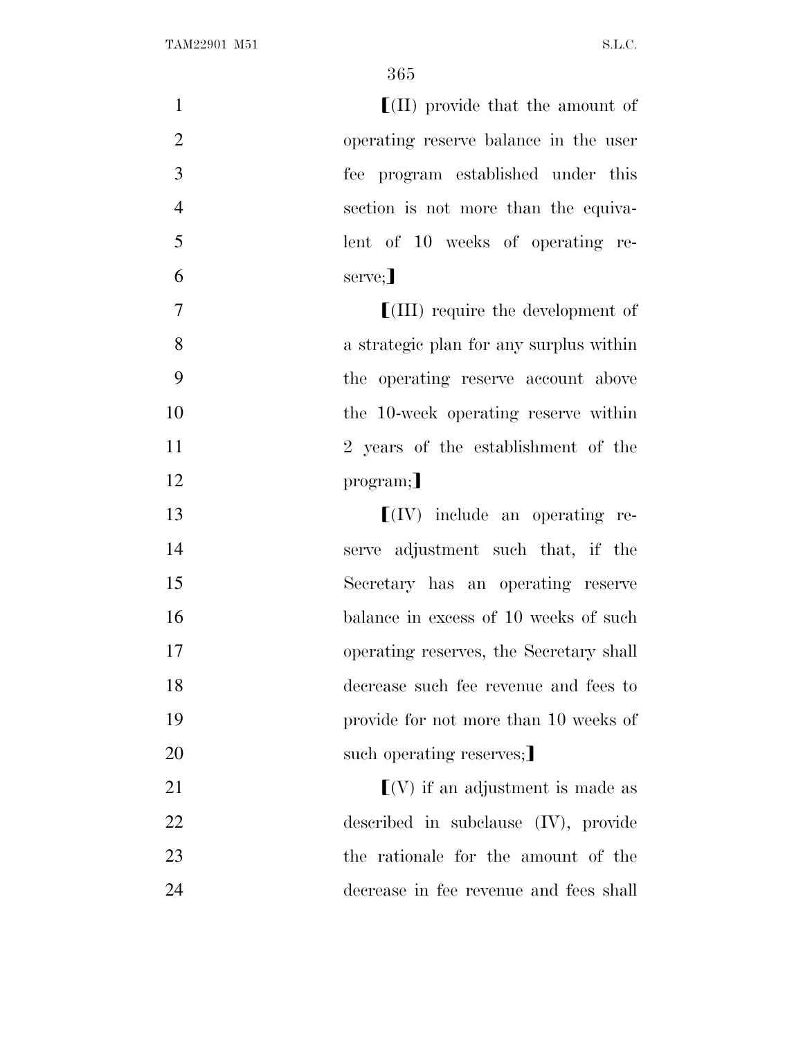⟦(II) provide that the amount of operating reserve balance in the user fee program established under this section is not more than the equivalent of 10 weeks of operating reserve;⟧

⟦(III) require the development of a strategic plan for any surplus within the operating reserve account above the 10-week operating reserve within 2 years of the establishment of the program;⟧

⟦(IV) include an operating reserve adjustment such that, if the Secretary has an operating reserve balance in excess of 10 weeks of such operating reserves, the Secretary shall decrease such fee revenue and fees to provide for not more than 10 weeks of such operating reserves;⟧

⟦(V) if an adjustment is made as described in subclause (IV), provide the rationale for the amount of the decrease in fee revenue and fees shall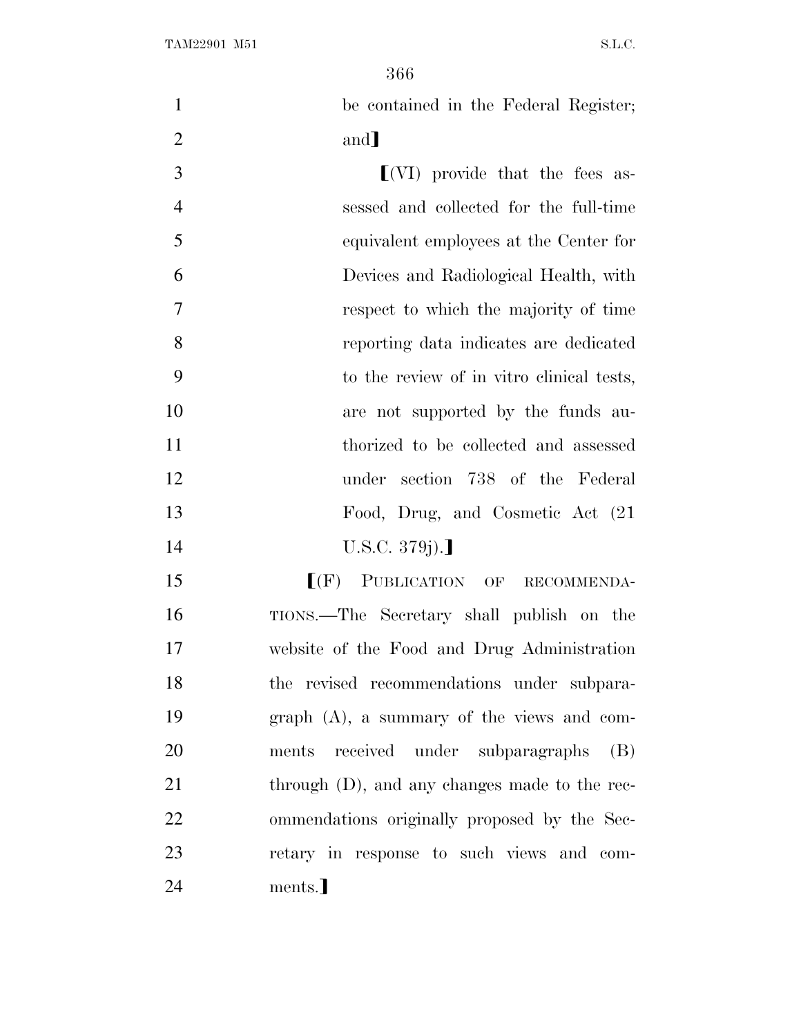be contained in the Federal Register; and]

[(VI) provide that the fees assessed and collected for the full-time equivalent employees at the Center for Devices and Radiological Health, with respect to which the majority of time reporting data indicates are dedicated to the review of in vitro clinical tests, are not supported by the funds authorized to be collected and assessed under section 738 of the Federal Food, Drug, and Cosmetic Act (21 U.S.C. 379j).]

[(F) PUBLICATION OF RECOMMENDATIONS.—The Secretary shall publish on the website of the Food and Drug Administration the revised recommendations under subparagraph (A), a summary of the views and comments received under subparagraphs (B) through (D), and any changes made to the recommendations originally proposed by the Secretary in response to such views and comments.]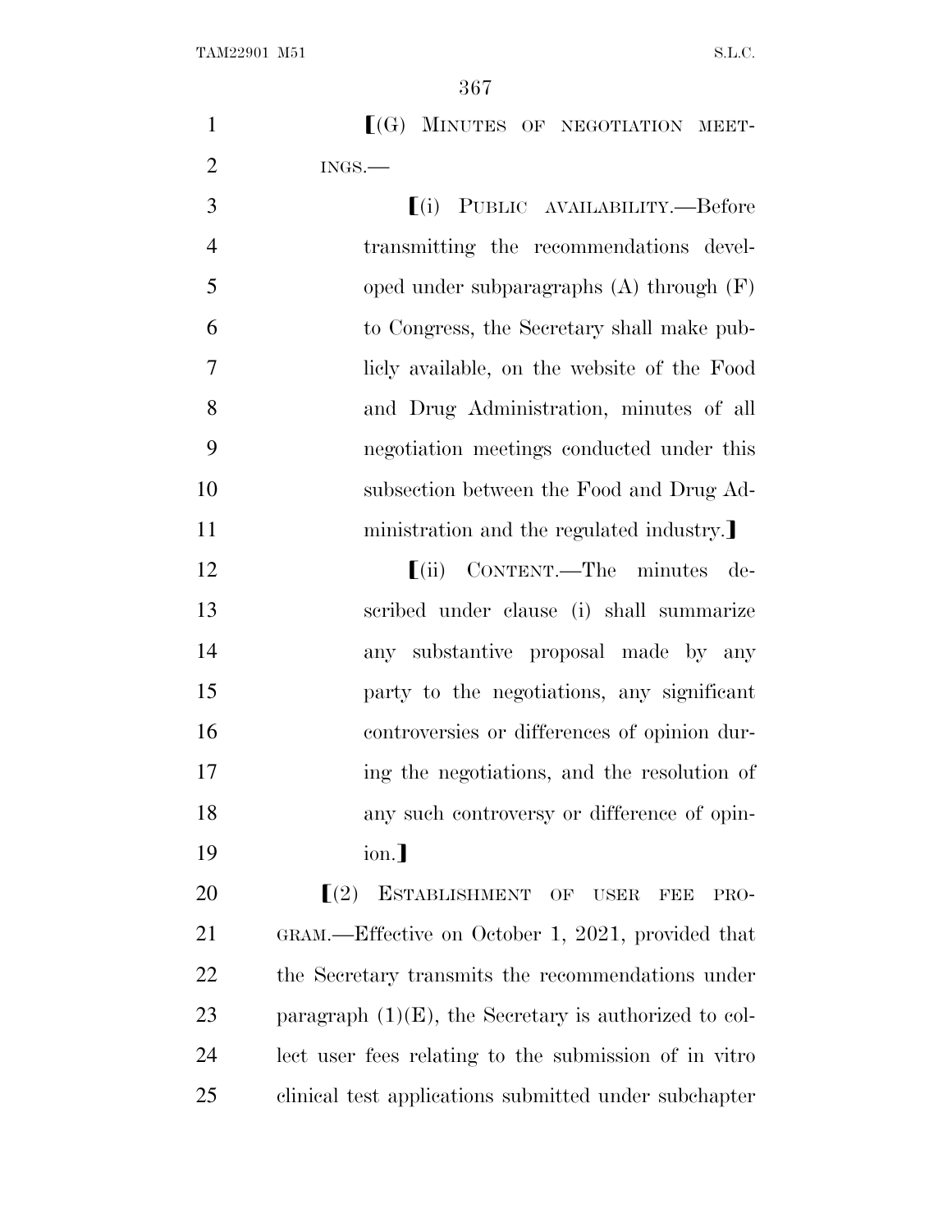⟦(G) MINUTES OF NEGOTIATION MEETINGS.—

⟦(i) PUBLIC AVAILABILITY.—Before transmitting the recommendations developed under subparagraphs (A) through (F) to Congress, the Secretary shall make publicly available, on the website of the Food and Drug Administration, minutes of all negotiation meetings conducted under this subsection between the Food and Drug Administration and the regulated industry.⟧

⟦(ii) CONTENT.—The minutes described under clause (i) shall summarize any substantive proposal made by any party to the negotiations, any significant controversies or differences of opinion during the negotiations, and the resolution of any such controversy or difference of opinion.⟧

⟦(2) ESTABLISHMENT OF USER FEE PROGRAM.—Effective on October 1, 2021, provided that the Secretary transmits the recommendations under paragraph (1)(E), the Secretary is authorized to collect user fees relating to the submission of in vitro clinical test applications submitted under subchapter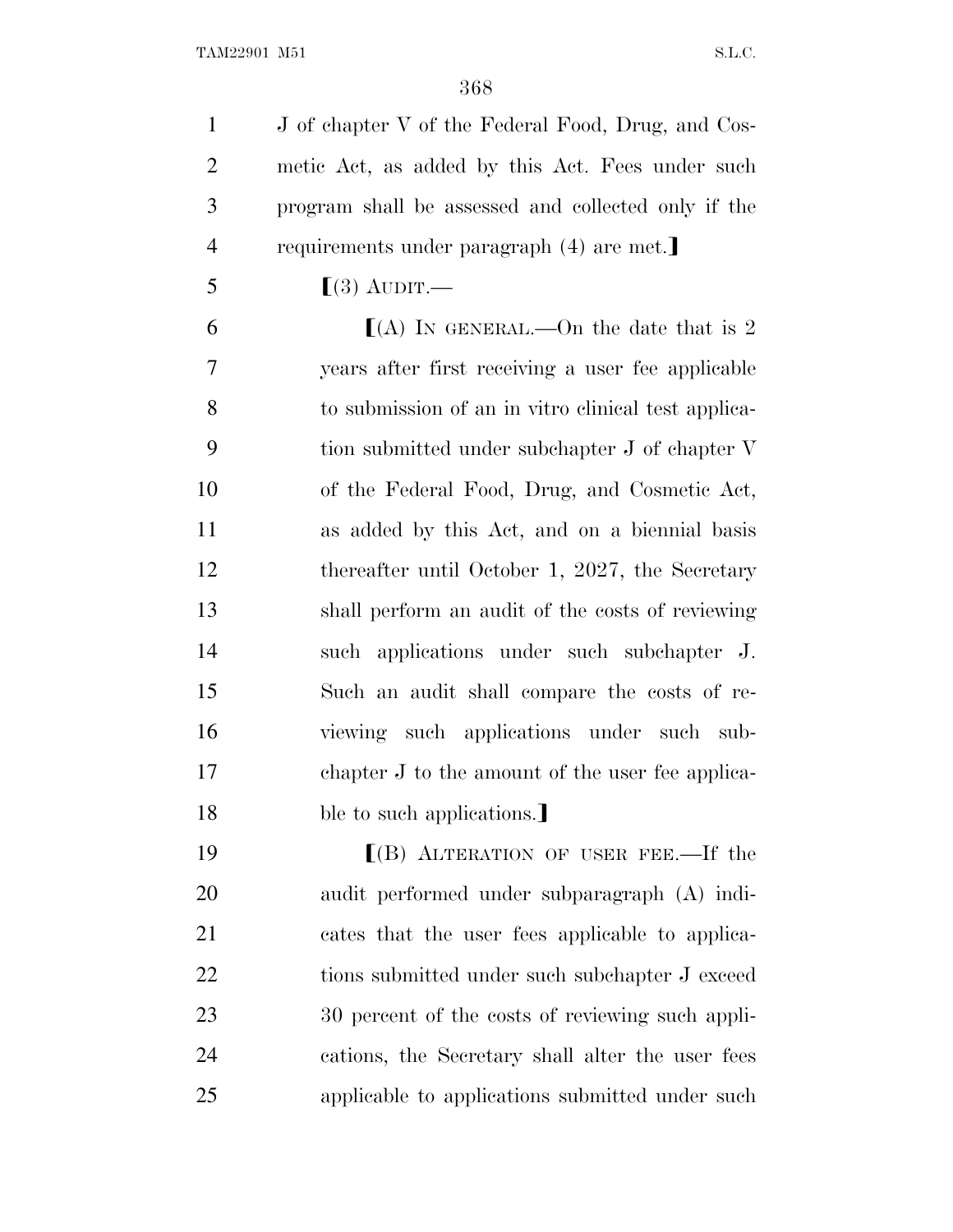J of chapter V of the Federal Food, Drug, and Cosmetic Act, as added by this Act. Fees under such program shall be assessed and collected only if the requirements under paragraph (4) are met.⟧

⟦(3) AUDIT.—

⟦(A) IN GENERAL.—On the date that is 2 years after first receiving a user fee applicable to submission of an in vitro clinical test application submitted under subchapter J of chapter V of the Federal Food, Drug, and Cosmetic Act, as added by this Act, and on a biennial basis thereafter until October 1, 2027, the Secretary shall perform an audit of the costs of reviewing such applications under such subchapter J. Such an audit shall compare the costs of reviewing such applications under such subchapter J to the amount of the user fee applicable to such applications.⟧

⟦(B) ALTERATION OF USER FEE.—If the audit performed under subparagraph (A) indicates that the user fees applicable to applications submitted under such subchapter J exceed 30 percent of the costs of reviewing such applications, the Secretary shall alter the user fees applicable to applications submitted under such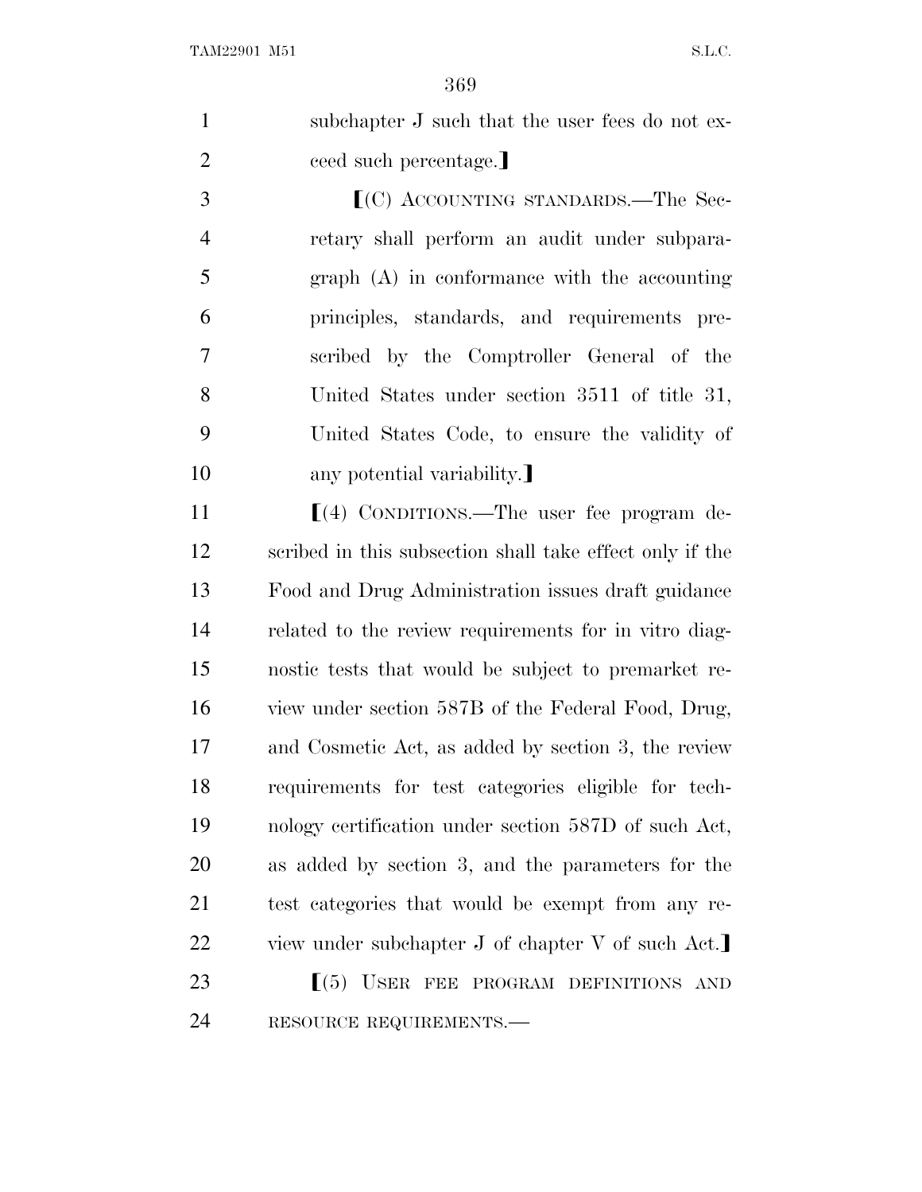subchapter J such that the user fees do not exceed such percentage.]

[(C) ACCOUNTING STANDARDS.—The Secretary shall perform an audit under subparagraph (A) in conformance with the accounting principles, standards, and requirements prescribed by the Comptroller General of the United States under section 3511 of title 31, United States Code, to ensure the validity of any potential variability.]

[(4) CONDITIONS.—The user fee program described in this subsection shall take effect only if the Food and Drug Administration issues draft guidance related to the review requirements for in vitro diagnostic tests that would be subject to premarket review under section 587B of the Federal Food, Drug, and Cosmetic Act, as added by section 3, the review requirements for test categories eligible for technology certification under section 587D of such Act, as added by section 3, and the parameters for the test categories that would be exempt from any review under subchapter J of chapter V of such Act.]

[(5) USER FEE PROGRAM DEFINITIONS AND RESOURCE REQUIREMENTS.—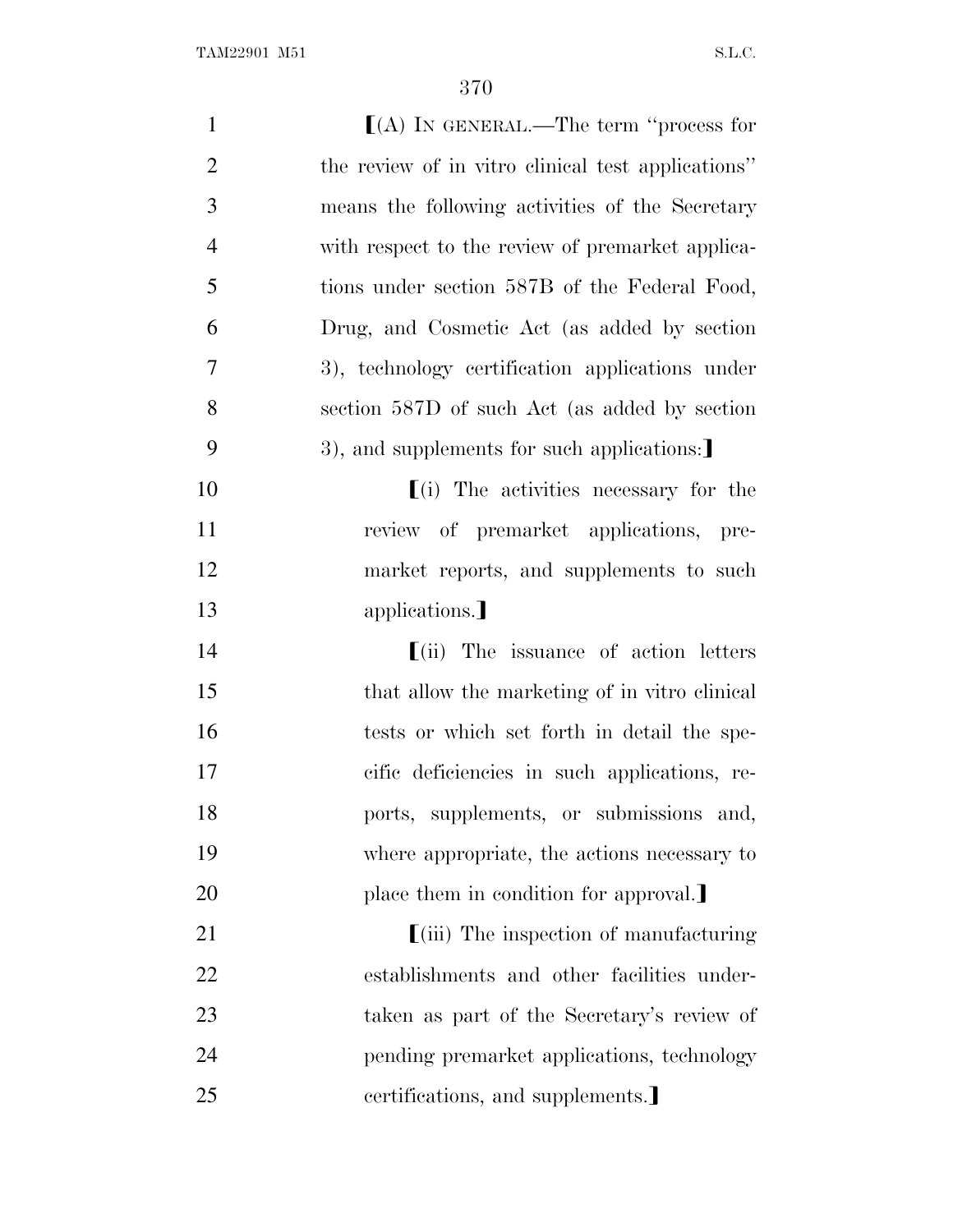⟦(A) IN GENERAL.—The term ''process for the review of in vitro clinical test applications'' means the following activities of the Secretary with respect to the review of premarket applications under section 587B of the Federal Food, Drug, and Cosmetic Act (as added by section 3), technology certification applications under section 587D of such Act (as added by section 3), and supplements for such applications:⟧

⟦(i) The activities necessary for the review of premarket applications, premarket reports, and supplements to such applications.⟧

⟦(ii) The issuance of action letters that allow the marketing of in vitro clinical tests or which set forth in detail the specific deficiencies in such applications, reports, supplements, or submissions and, where appropriate, the actions necessary to place them in condition for approval.⟧

⟦(iii) The inspection of manufacturing establishments and other facilities undertaken as part of the Secretary's review of pending premarket applications, technology certifications, and supplements.⟧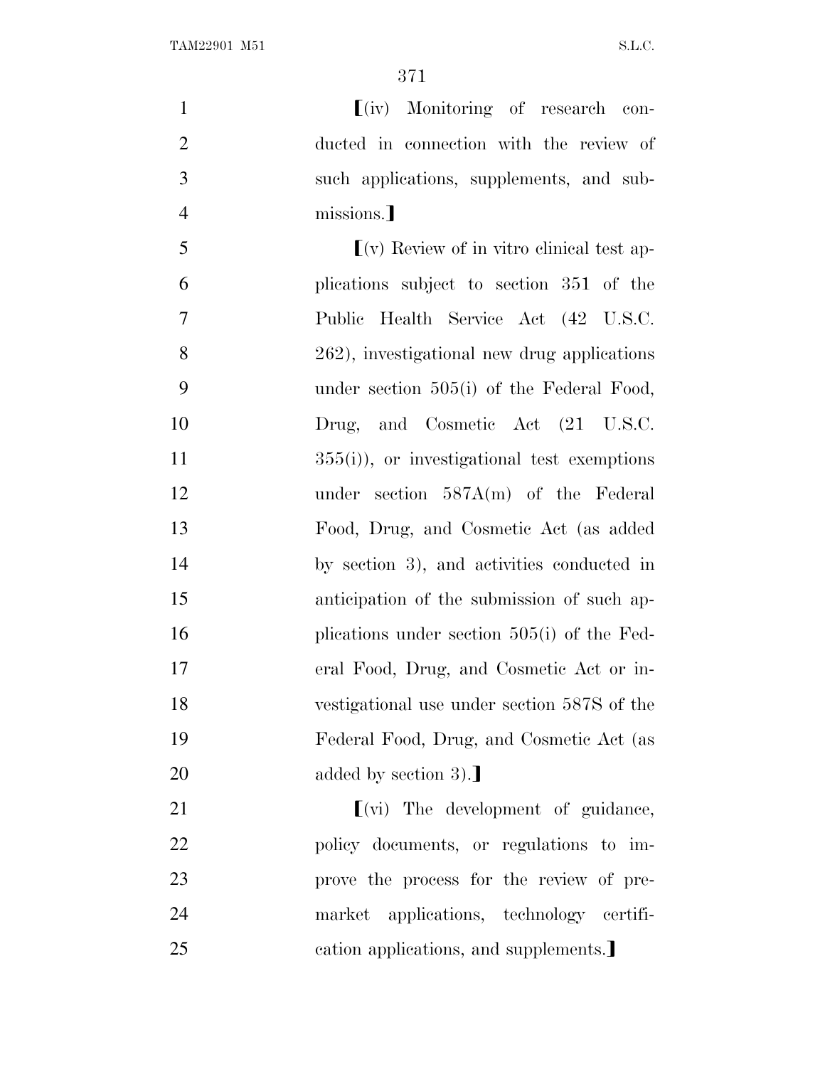⟦(iv) Monitoring of research conducted in connection with the review of such applications, supplements, and submissions.⟧

⟦(v) Review of in vitro clinical test applications subject to section 351 of the Public Health Service Act (42 U.S.C. 262), investigational new drug applications under section 505(i) of the Federal Food, Drug, and Cosmetic Act (21 U.S.C. 355(i)), or investigational test exemptions under section 587A(m) of the Federal Food, Drug, and Cosmetic Act (as added by section 3), and activities conducted in anticipation of the submission of such applications under section 505(i) of the Federal Food, Drug, and Cosmetic Act or investigational use under section 587S of the Federal Food, Drug, and Cosmetic Act (as added by section 3).⟧

⟦(vi) The development of guidance, policy documents, or regulations to improve the process for the review of premarket applications, technology certification applications, and supplements.⟧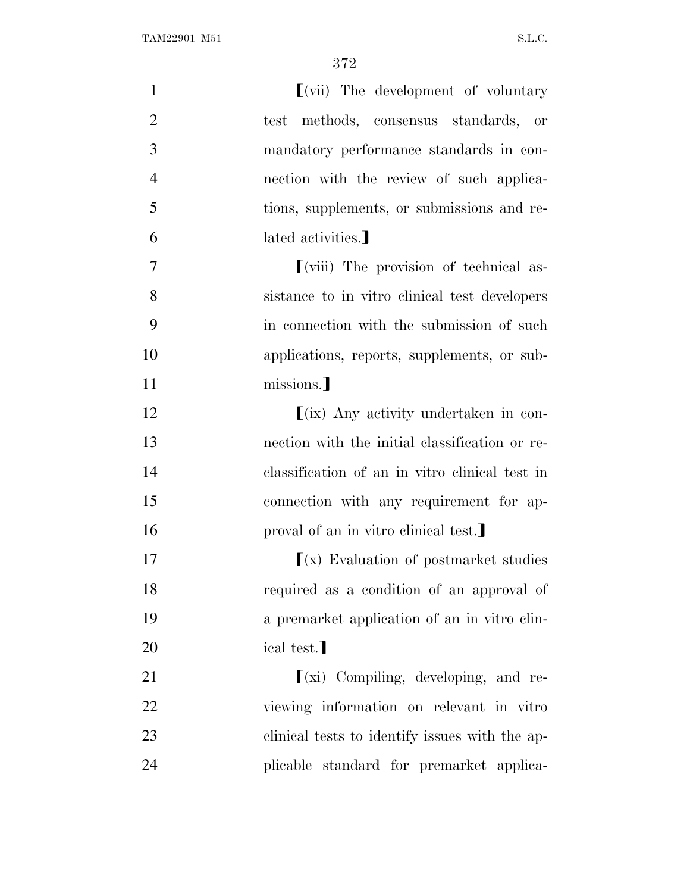⟦(vii) The development of voluntary test methods, consensus standards, or mandatory performance standards in connection with the review of such applications, supplements, or submissions and related activities.⟧

⟦(viii) The provision of technical assistance to in vitro clinical test developers in connection with the submission of such applications, reports, supplements, or submissions.⟧

⟦(ix) Any activity undertaken in connection with the initial classification or reclassification of an in vitro clinical test in connection with any requirement for approval of an in vitro clinical test.⟧

⟦(x) Evaluation of postmarket studies required as a condition of an approval of a premarket application of an in vitro clinical test.⟧

⟦(xi) Compiling, developing, and reviewing information on relevant in vitro clinical tests to identify issues with the applicable standard for premarket applica-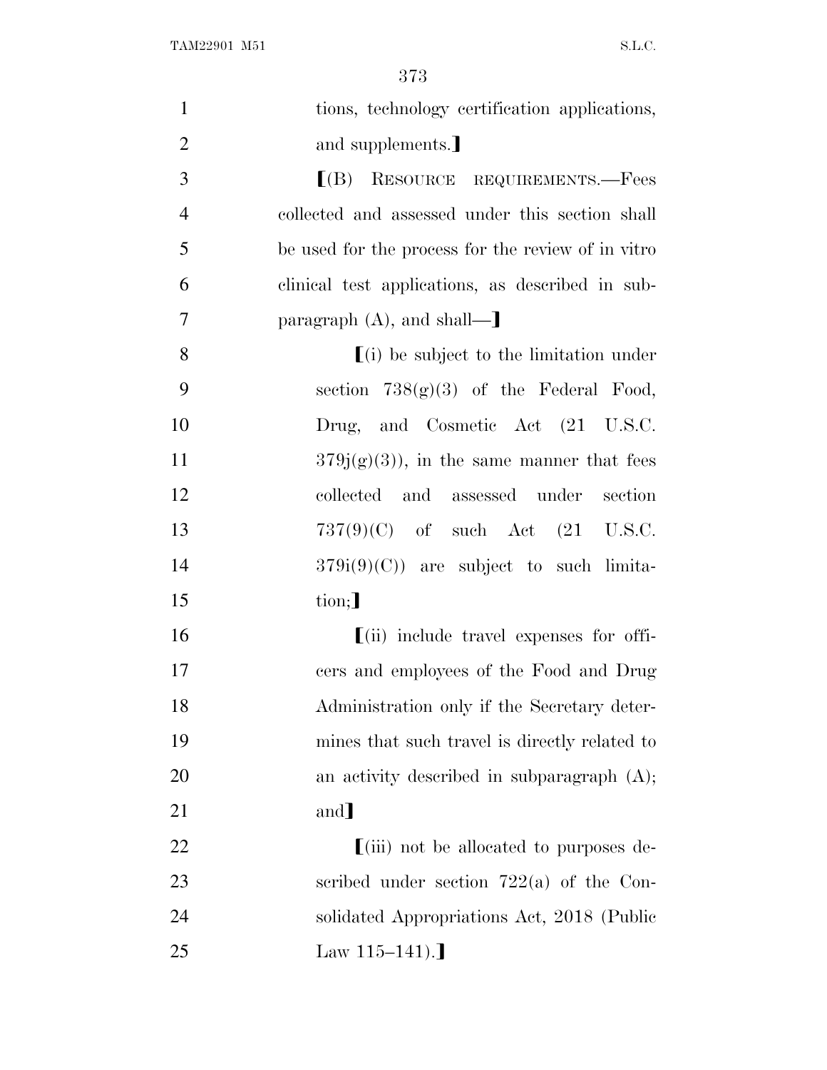tions, technology certification applications, and supplements.⟧

⟦(B) RESOURCE REQUIREMENTS.—Fees collected and assessed under this section shall be used for the process for the review of in vitro clinical test applications, as described in subparagraph (A), and shall—⟧

⟦(i) be subject to the limitation under section 738(g)(3) of the Federal Food, Drug, and Cosmetic Act (21 U.S.C. 379j(g)(3)), in the same manner that fees collected and assessed under section 737(9)(C) of such Act (21 U.S.C. 379i(9)(C)) are subject to such limitation;⟧

⟦(ii) include travel expenses for officers and employees of the Food and Drug Administration only if the Secretary determines that such travel is directly related to an activity described in subparagraph (A); and⟧

⟦(iii) not be allocated to purposes described under section 722(a) of the Consolidated Appropriations Act, 2018 (Public Law 115–141).⟧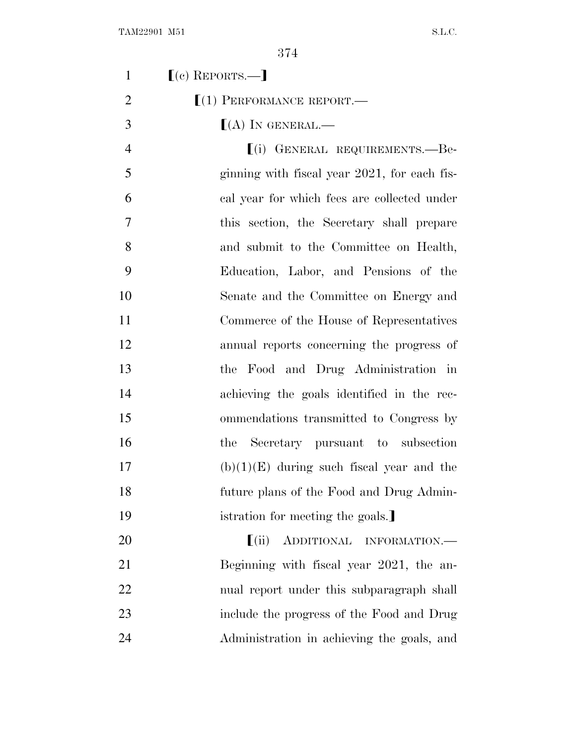⟦(c) REPORTS.—⟧

⟦(1) PERFORMANCE REPORT.—

⟦(A) IN GENERAL.—

⟦(i) GENERAL REQUIREMENTS.—Beginning with fiscal year 2021, for each fiscal year for which fees are collected under this section, the Secretary shall prepare and submit to the Committee on Health, Education, Labor, and Pensions of the Senate and the Committee on Energy and Commerce of the House of Representatives annual reports concerning the progress of the Food and Drug Administration in achieving the goals identified in the recommendations transmitted to Congress by the Secretary pursuant to subsection (b)(1)(E) during such fiscal year and the future plans of the Food and Drug Administration for meeting the goals.⟧

⟦(ii) ADDITIONAL INFORMATION.—Beginning with fiscal year 2021, the annual report under this subparagraph shall include the progress of the Food and Drug Administration in achieving the goals, and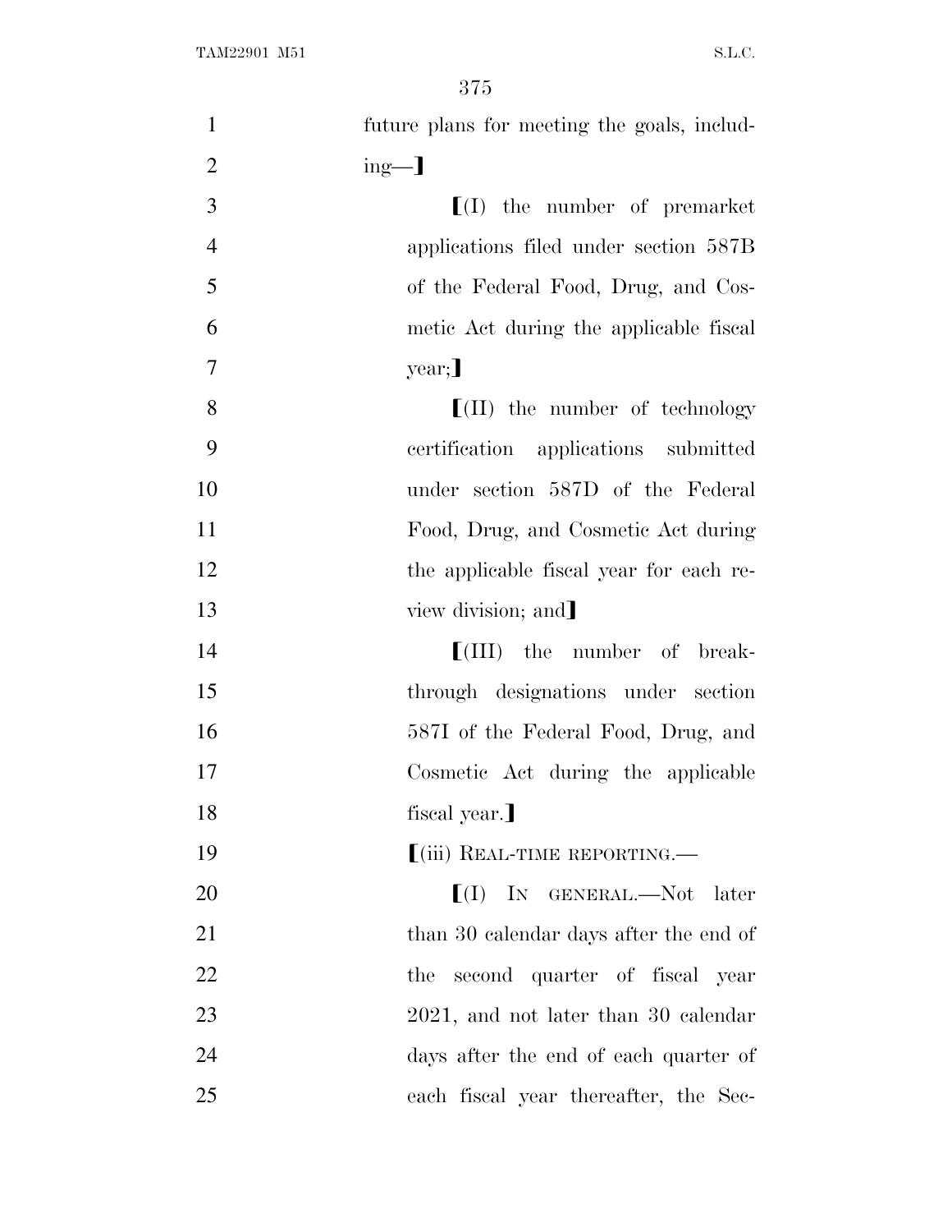future plans for meeting the goals, including—⟧

⟦(I) the number of premarket applications filed under section 587B of the Federal Food, Drug, and Cosmetic Act during the applicable fiscal year;⟧

⟦(II) the number of technology certification applications submitted under section 587D of the Federal Food, Drug, and Cosmetic Act during the applicable fiscal year for each review division; and⟧

⟦(III) the number of breakthrough designations under section 587I of the Federal Food, Drug, and Cosmetic Act during the applicable fiscal year.⟧

⟦(iii) REAL-TIME REPORTING.—

⟦(I) IN GENERAL.—Not later than 30 calendar days after the end of the second quarter of fiscal year 2021, and not later than 30 calendar days after the end of each quarter of each fiscal year thereafter, the Sec-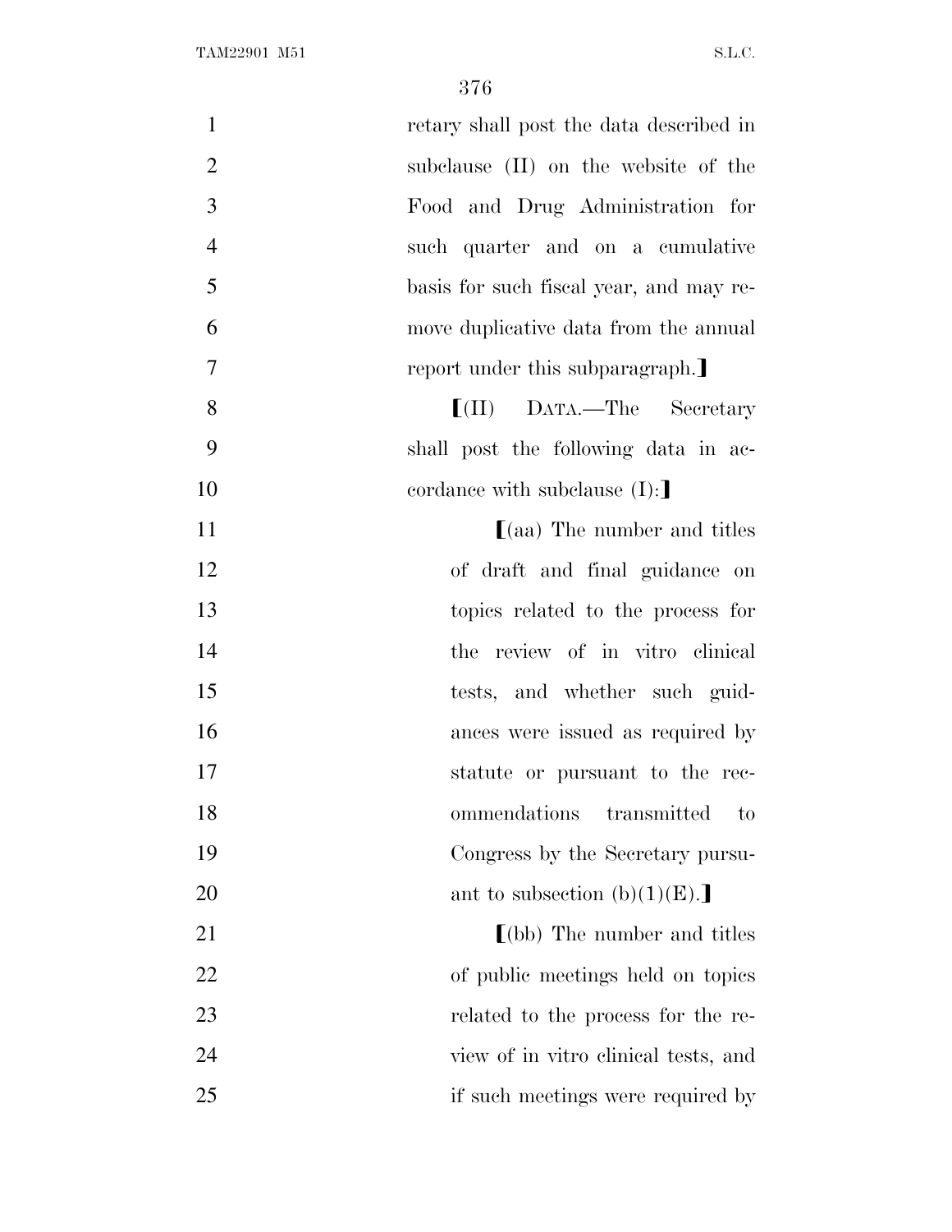retary shall post the data described in subclause (II) on the website of the Food and Drug Administration for such quarter and on a cumulative basis for such fiscal year, and may remove duplicative data from the annual report under this subparagraph.⟧

⟦(II) DATA.—The Secretary shall post the following data in accordance with subclause (I):⟧

⟦(aa) The number and titles of draft and final guidance on topics related to the process for the review of in vitro clinical tests, and whether such guidances were issued as required by statute or pursuant to the recommendations transmitted to Congress by the Secretary pursuant to subsection (b)(1)(E).⟧

⟦(bb) The number and titles of public meetings held on topics related to the process for the review of in vitro clinical tests, and if such meetings were required by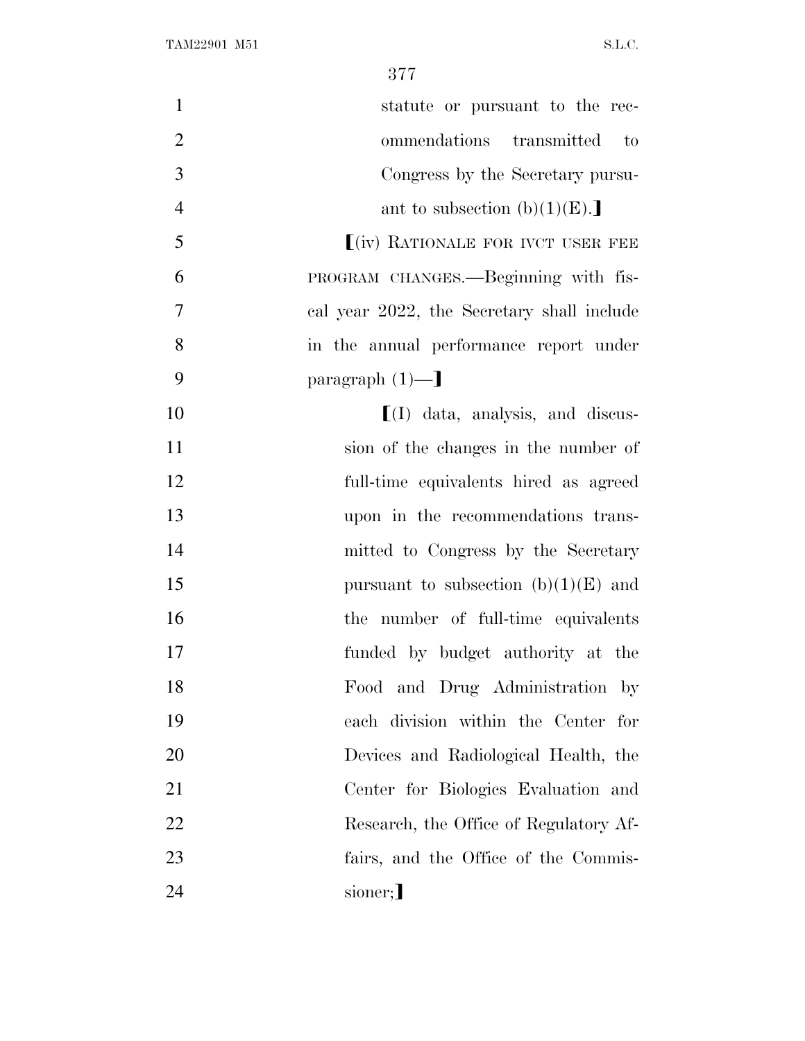statute or pursuant to the recommendations transmitted to Congress by the Secretary pursuant to subsection (b)(1)(E).⟧

⟦(iv) RATIONALE FOR IVCT USER FEE PROGRAM CHANGES.—Beginning with fiscal year 2022, the Secretary shall include in the annual performance report under paragraph (1)—⟧

⟦(I) data, analysis, and discussion of the changes in the number of full-time equivalents hired as agreed upon in the recommendations transmitted to Congress by the Secretary pursuant to subsection (b)(1)(E) and the number of full-time equivalents funded by budget authority at the Food and Drug Administration by each division within the Center for Devices and Radiological Health, the Center for Biologics Evaluation and Research, the Office of Regulatory Affairs, and the Office of the Commissioner;⟧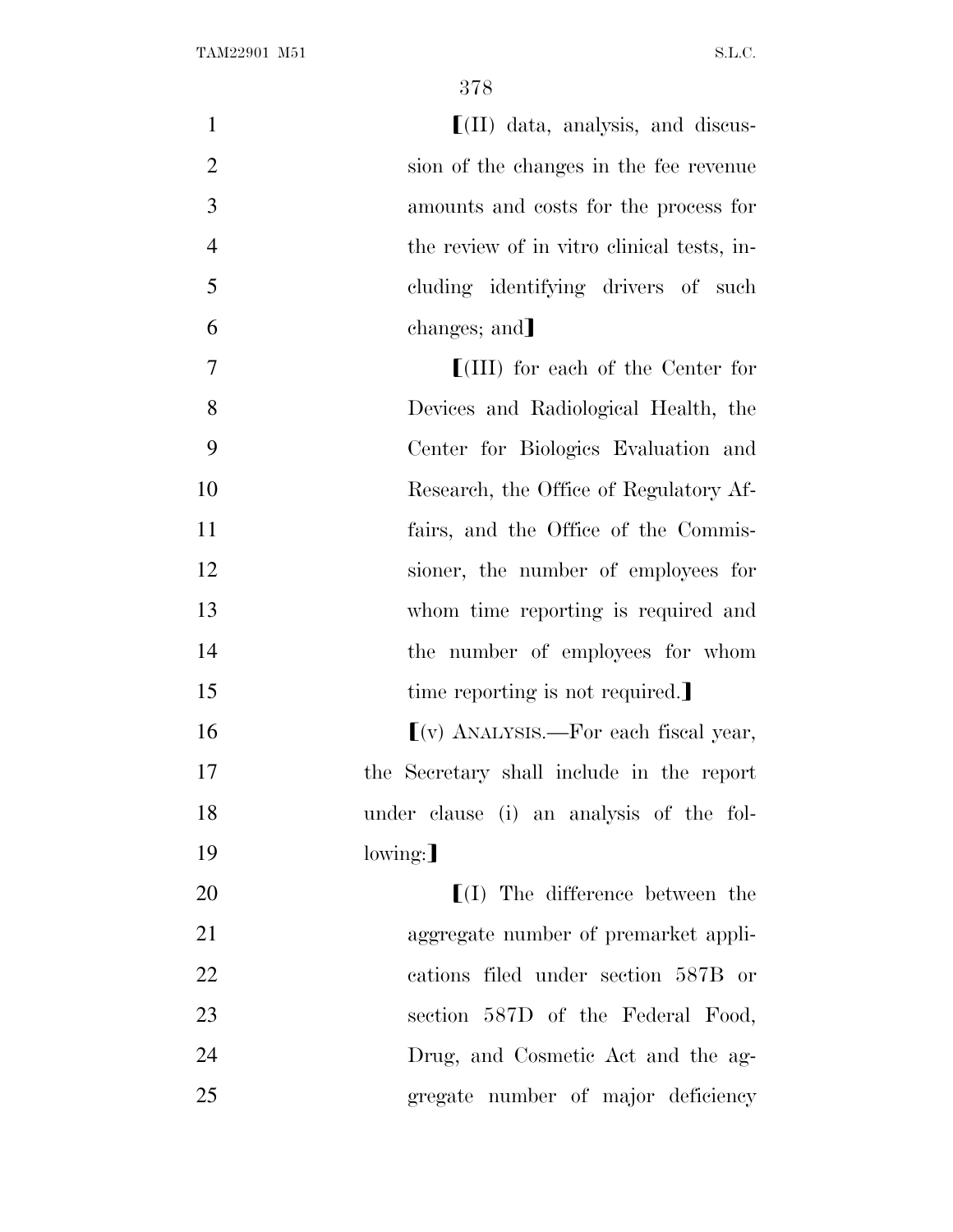⟦(II) data, analysis, and discussion of the changes in the fee revenue amounts and costs for the process for the review of in vitro clinical tests, including identifying drivers of such changes; and⟧

⟦(III) for each of the Center for Devices and Radiological Health, the Center for Biologics Evaluation and Research, the Office of Regulatory Affairs, and the Office of the Commissioner, the number of employees for whom time reporting is required and the number of employees for whom time reporting is not required.⟧

⟦(v) ANALYSIS.—For each fiscal year, the Secretary shall include in the report under clause (i) an analysis of the following:⟧

⟦(I) The difference between the aggregate number of premarket applications filed under section 587B or section 587D of the Federal Food, Drug, and Cosmetic Act and the aggregate number of major deficiency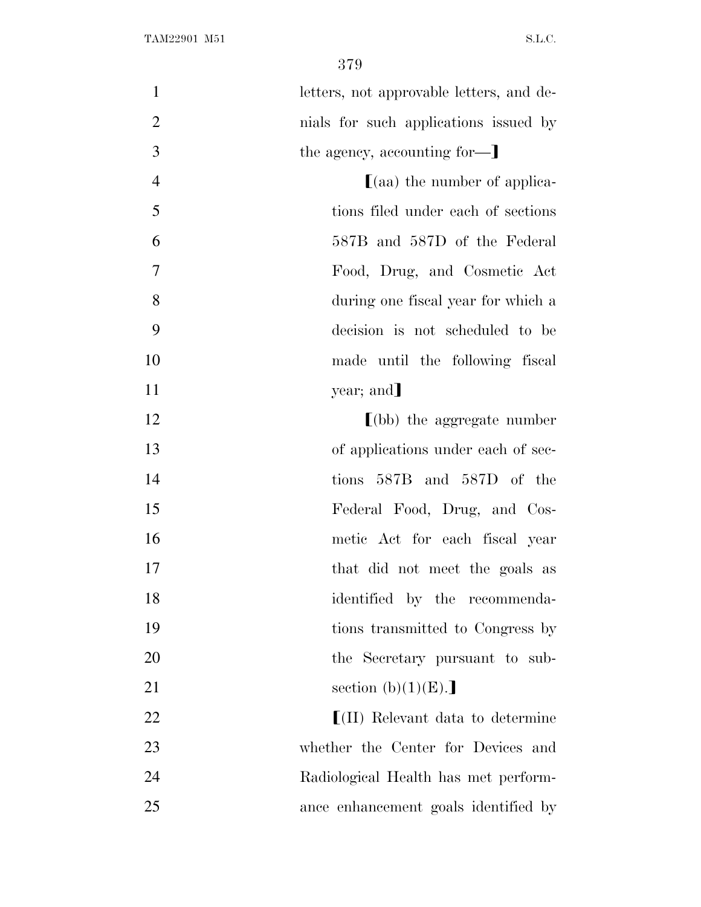letters, not approvable letters, and denials for such applications issued by the agency, accounting for—⟧

⟦(aa) the number of applications filed under each of sections 587B and 587D of the Federal Food, Drug, and Cosmetic Act during one fiscal year for which a decision is not scheduled to be made until the following fiscal year; and⟧

⟦(bb) the aggregate number of applications under each of sections 587B and 587D of the Federal Food, Drug, and Cosmetic Act for each fiscal year that did not meet the goals as identified by the recommendations transmitted to Congress by the Secretary pursuant to subsection (b)(1)(E).⟧

⟦(II) Relevant data to determine whether the Center for Devices and Radiological Health has met performance enhancement goals identified by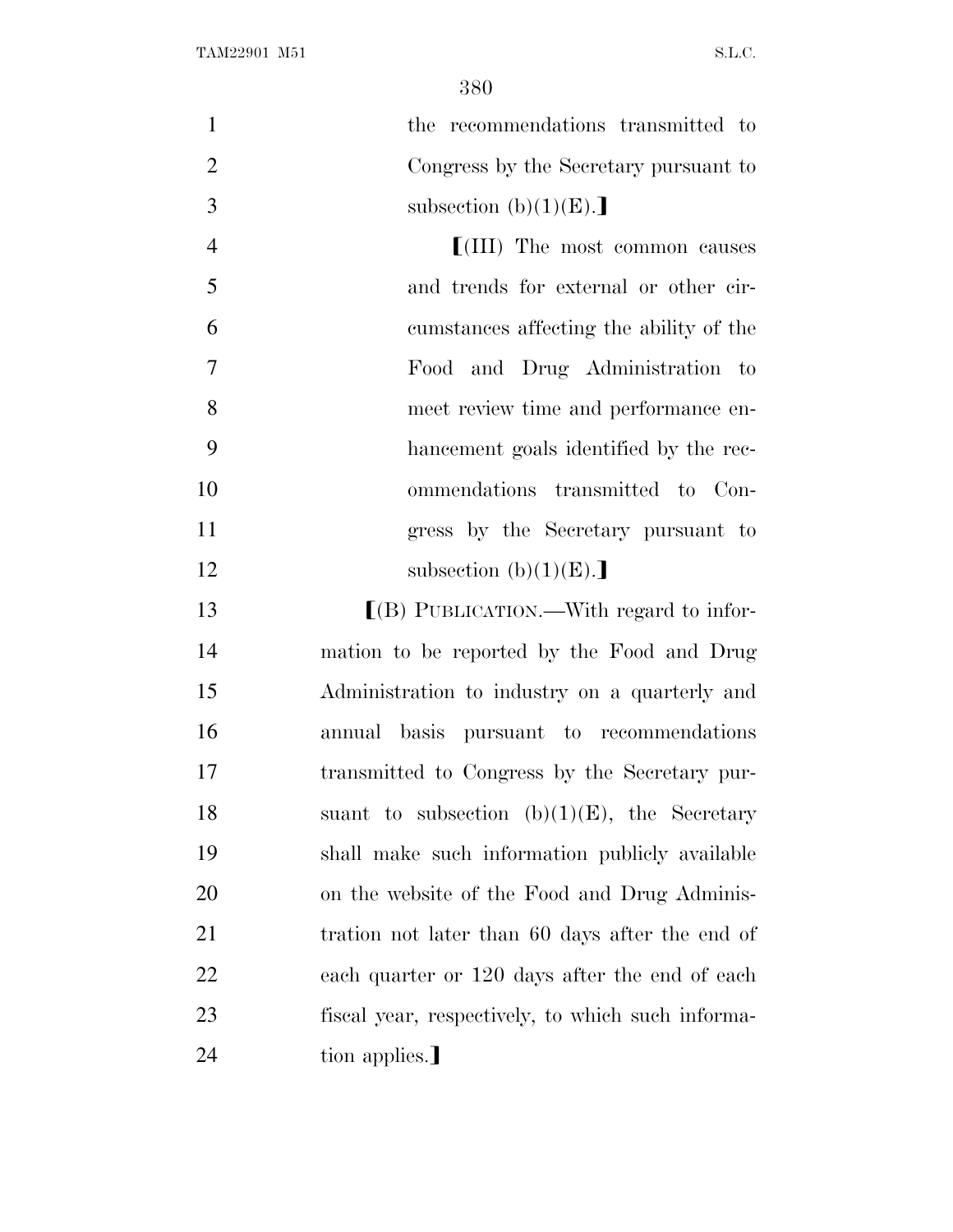the recommendations transmitted to Congress by the Secretary pursuant to subsection (b)(1)(E).⟧

⟦(III) The most common causes and trends for external or other circumstances affecting the ability of the Food and Drug Administration to meet review time and performance enhancement goals identified by the recommendations transmitted to Congress by the Secretary pursuant to subsection (b)(1)(E).⟧

⟦(B) PUBLICATION.—With regard to information to be reported by the Food and Drug Administration to industry on a quarterly and annual basis pursuant to recommendations transmitted to Congress by the Secretary pursuant to subsection (b)(1)(E), the Secretary shall make such information publicly available on the website of the Food and Drug Administration not later than 60 days after the end of each quarter or 120 days after the end of each fiscal year, respectively, to which such information applies.⟧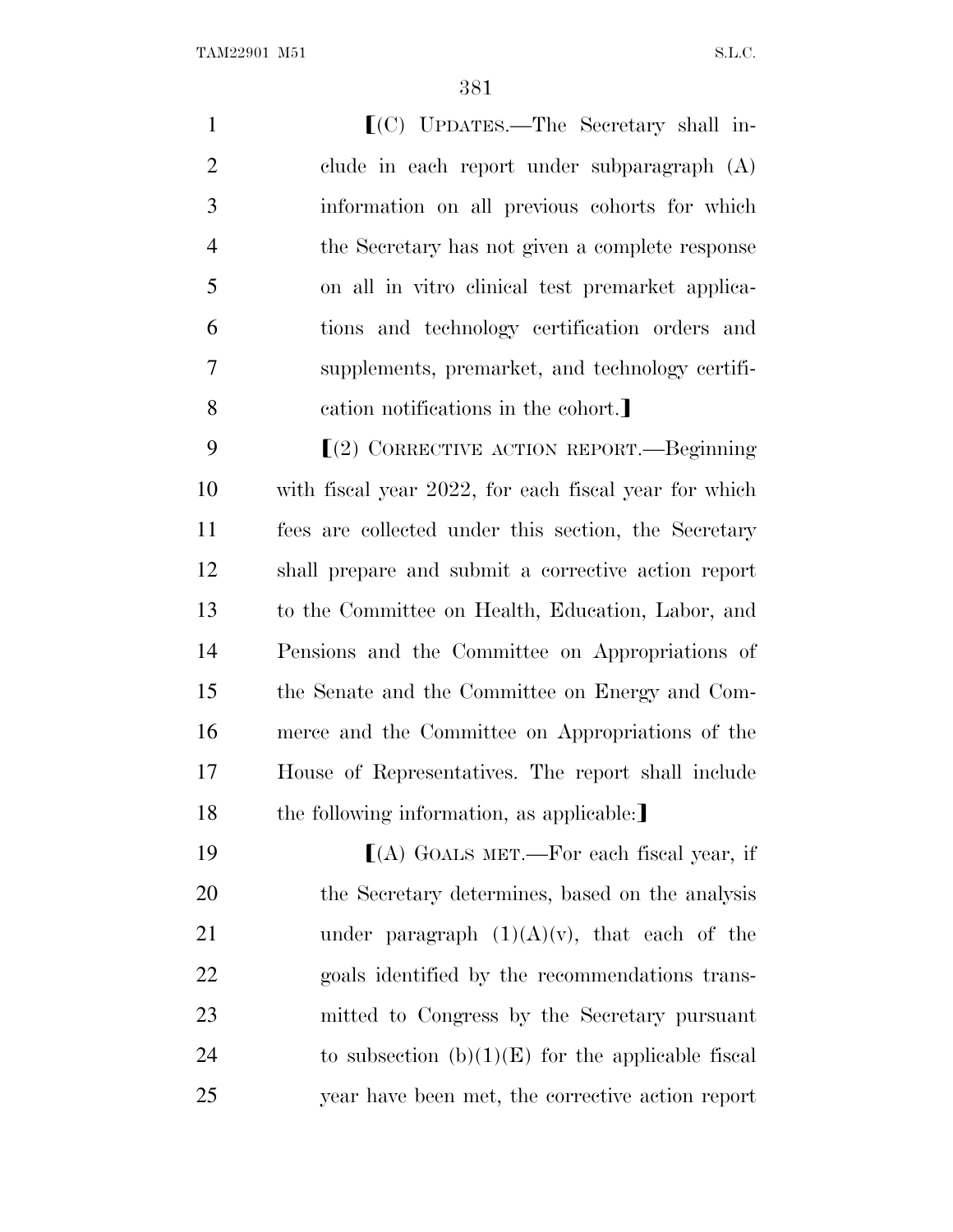⟦(C) UPDATES.—The Secretary shall include in each report under subparagraph (A) information on all previous cohorts for which the Secretary has not given a complete response on all in vitro clinical test premarket applications and technology certification orders and supplements, premarket, and technology certification notifications in the cohort.⟧

⟦(2) CORRECTIVE ACTION REPORT.—Beginning with fiscal year 2022, for each fiscal year for which fees are collected under this section, the Secretary shall prepare and submit a corrective action report to the Committee on Health, Education, Labor, and Pensions and the Committee on Appropriations of the Senate and the Committee on Energy and Commerce and the Committee on Appropriations of the House of Representatives. The report shall include the following information, as applicable:⟧

⟦(A) GOALS MET.—For each fiscal year, if the Secretary determines, based on the analysis under paragraph (1)(A)(v), that each of the goals identified by the recommendations transmitted to Congress by the Secretary pursuant to subsection (b)(1)(E) for the applicable fiscal year have been met, the corrective action report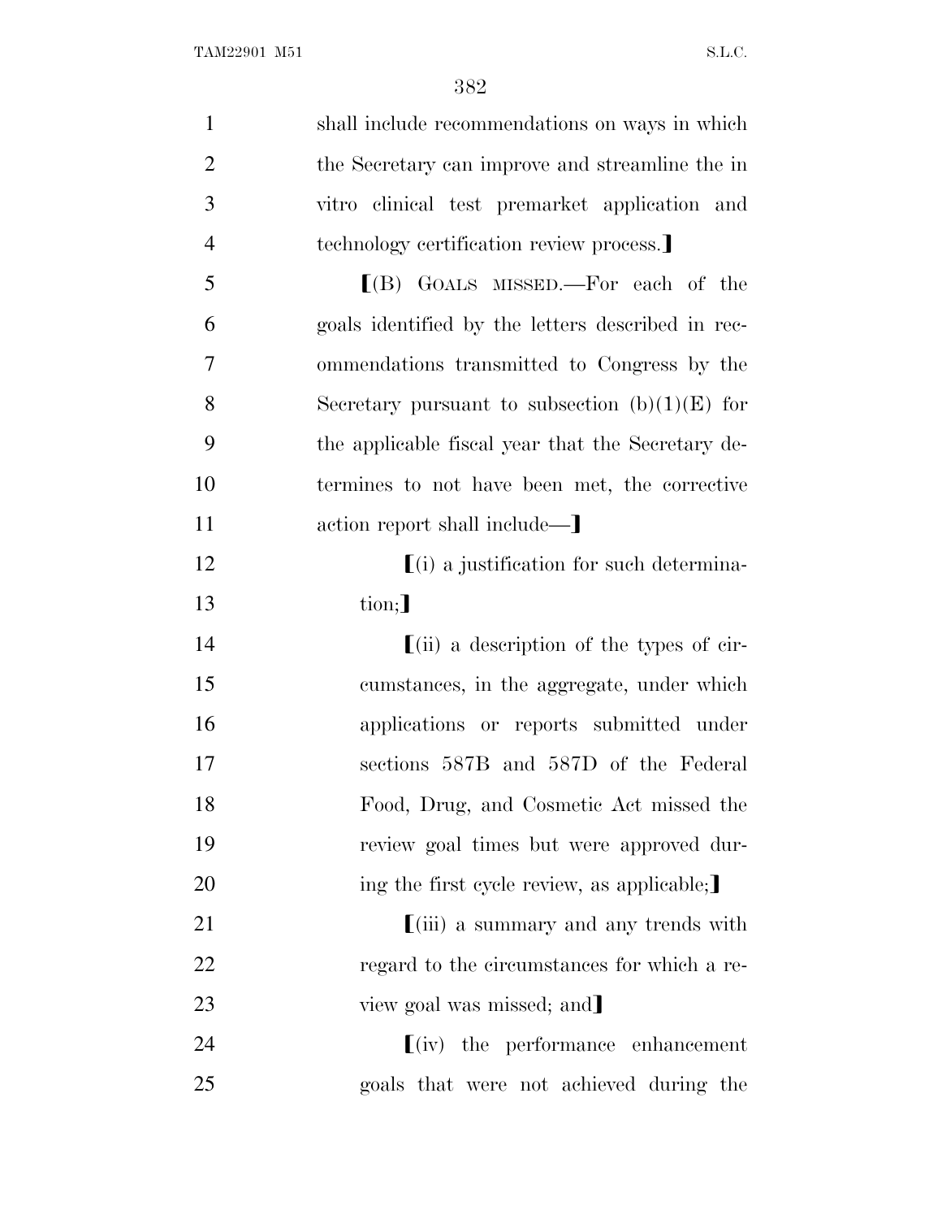shall include recommendations on ways in which the Secretary can improve and streamline the in vitro clinical test premarket application and technology certification review process.]

[(B) GOALS MISSED.—For each of the goals identified by the letters described in recommendations transmitted to Congress by the Secretary pursuant to subsection (b)(1)(E) for the applicable fiscal year that the Secretary determines to not have been met, the corrective action report shall include—]

[(i) a justification for such determination;]

[(ii) a description of the types of circumstances, in the aggregate, under which applications or reports submitted under sections 587B and 587D of the Federal Food, Drug, and Cosmetic Act missed the review goal times but were approved during the first cycle review, as applicable;]

[(iii) a summary and any trends with regard to the circumstances for which a review goal was missed; and]

[(iv) the performance enhancement goals that were not achieved during the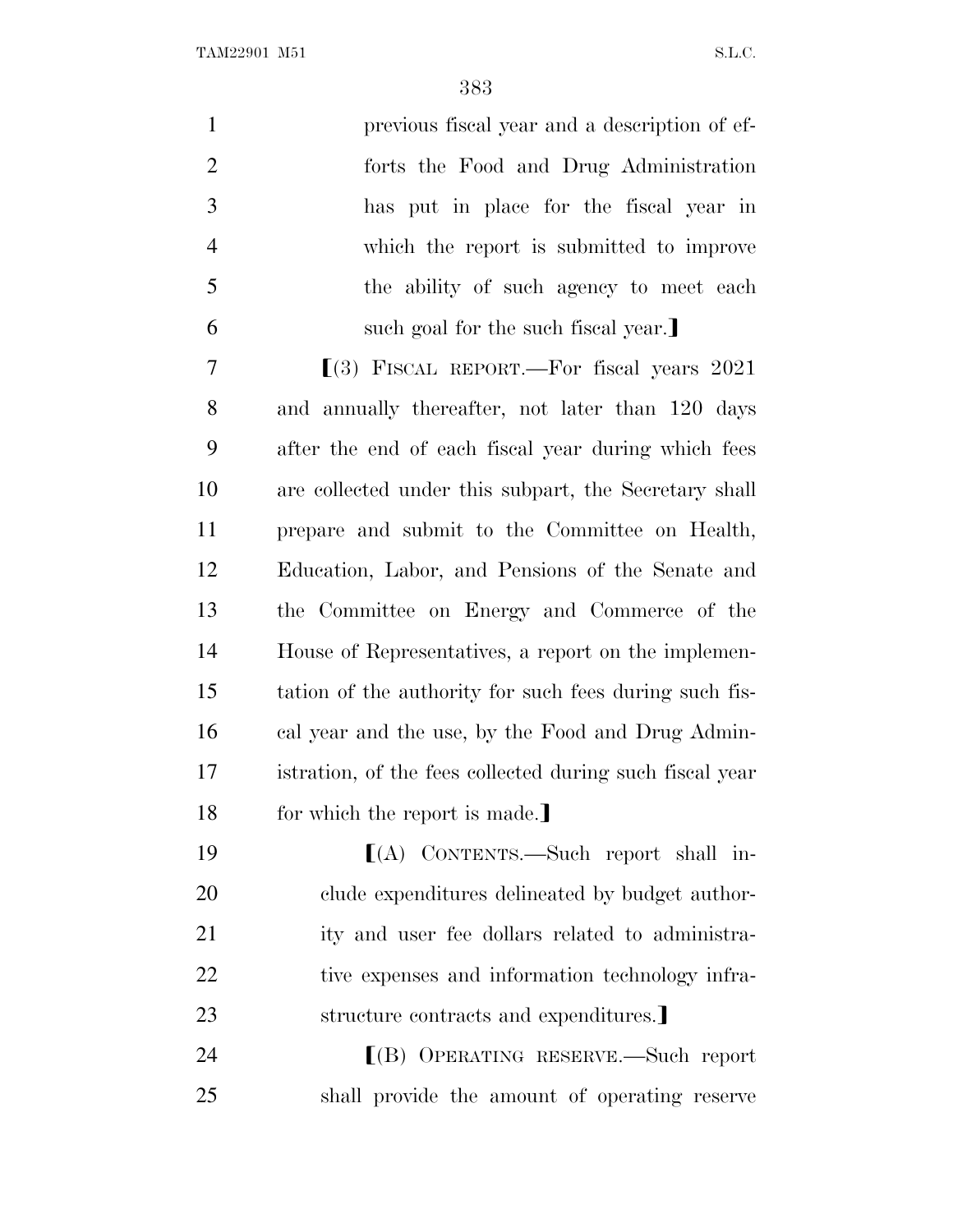previous fiscal year and a description of efforts the Food and Drug Administration has put in place for the fiscal year in which the report is submitted to improve the ability of such agency to meet each such goal for the such fiscal year.⟧

⟦(3) FISCAL REPORT.—For fiscal years 2021 and annually thereafter, not later than 120 days after the end of each fiscal year during which fees are collected under this subpart, the Secretary shall prepare and submit to the Committee on Health, Education, Labor, and Pensions of the Senate and the Committee on Energy and Commerce of the House of Representatives, a report on the implementation of the authority for such fees during such fiscal year and the use, by the Food and Drug Administration, of the fees collected during such fiscal year for which the report is made.⟧

⟦(A) CONTENTS.—Such report shall include expenditures delineated by budget authority and user fee dollars related to administrative expenses and information technology infrastructure contracts and expenditures.⟧

⟦(B) OPERATING RESERVE.—Such report shall provide the amount of operating reserve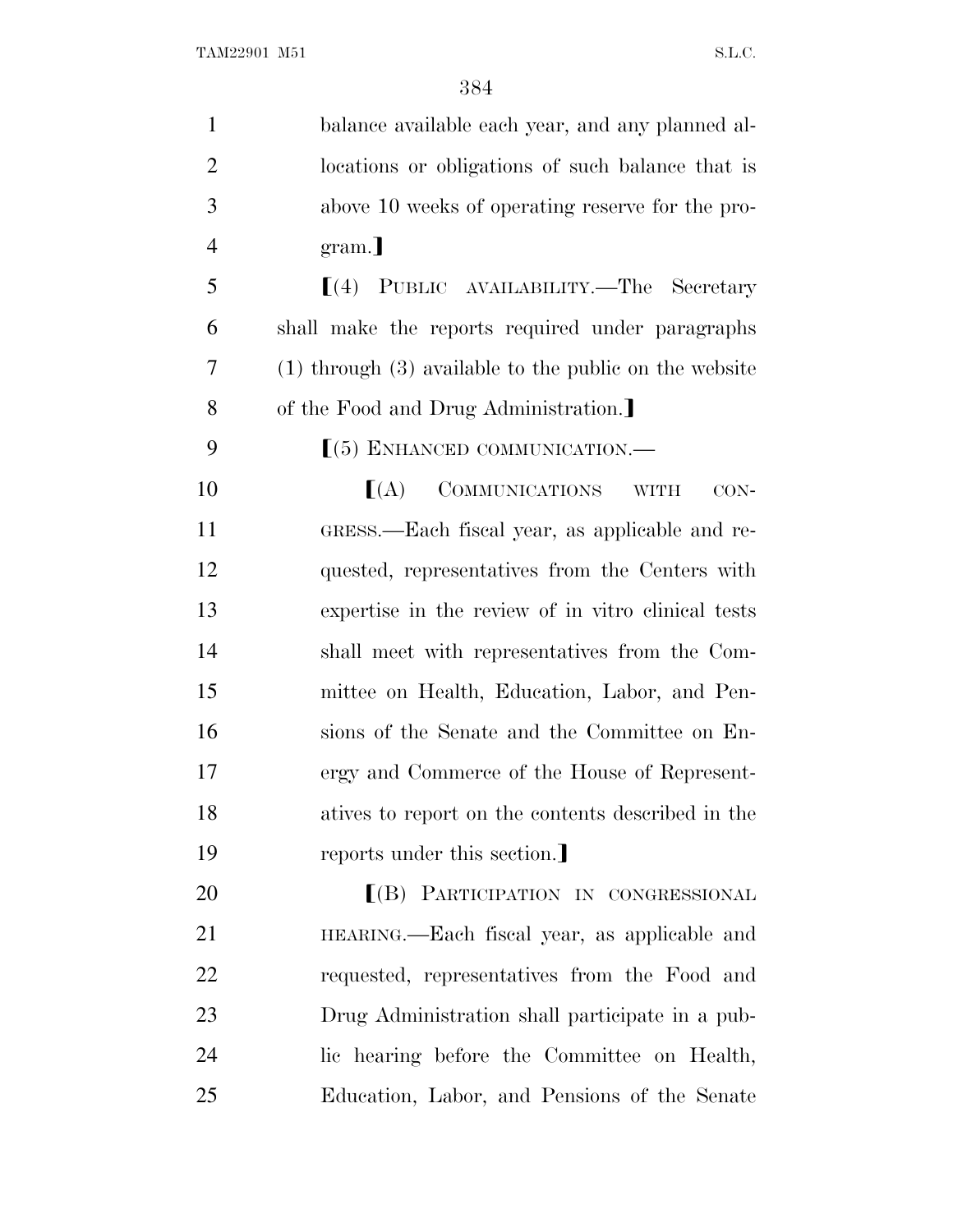balance available each year, and any planned allocations or obligations of such balance that is above 10 weeks of operating reserve for the program.⟧

⟦(4) PUBLIC AVAILABILITY.—The Secretary shall make the reports required under paragraphs (1) through (3) available to the public on the website of the Food and Drug Administration.⟧

⟦(5) ENHANCED COMMUNICATION.—

⟦(A) COMMUNICATIONS WITH CONGRESS.—Each fiscal year, as applicable and requested, representatives from the Centers with expertise in the review of in vitro clinical tests shall meet with representatives from the Committee on Health, Education, Labor, and Pensions of the Senate and the Committee on Energy and Commerce of the House of Representatives to report on the contents described in the reports under this section.⟧

⟦(B) PARTICIPATION IN CONGRESSIONAL HEARING.—Each fiscal year, as applicable and requested, representatives from the Food and Drug Administration shall participate in a public hearing before the Committee on Health, Education, Labor, and Pensions of the Senate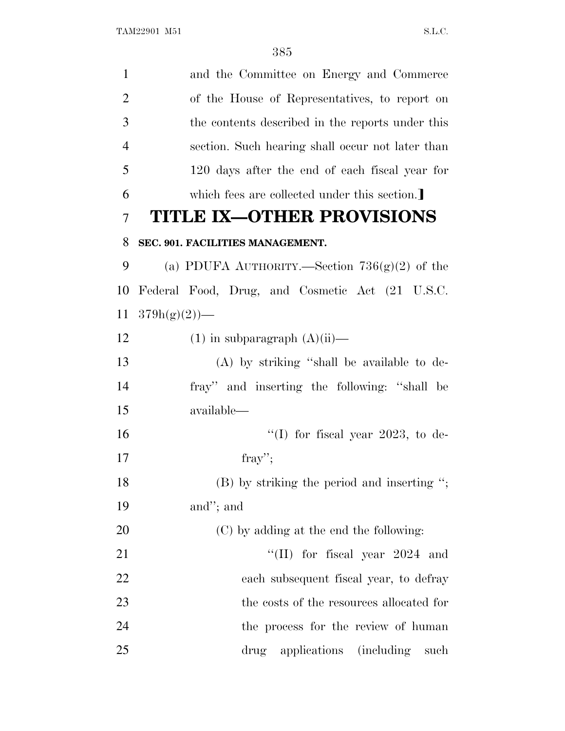and the Committee on Energy and Commerce of the House of Representatives, to report on the contents described in the reports under this section. Such hearing shall occur not later than 120 days after the end of each fiscal year for which fees are collected under this section.]

# TITLE IX—OTHER PROVISIONS

**SEC. 901. FACILITIES MANAGEMENT.**

(a) PDUFA AUTHORITY.—Section 736(g)(2) of the Federal Food, Drug, and Cosmetic Act (21 U.S.C. 379h(g)(2))—

(1) in subparagraph (A)(ii)—

(A) by striking "shall be available to defray" and inserting the following: "shall be available—

"(I) for fiscal year 2023, to defray";

(B) by striking the period and inserting "; and"; and

(C) by adding at the end the following:

"(II) for fiscal year 2024 and each subsequent fiscal year, to defray the costs of the resources allocated for the process for the review of human drug applications (including such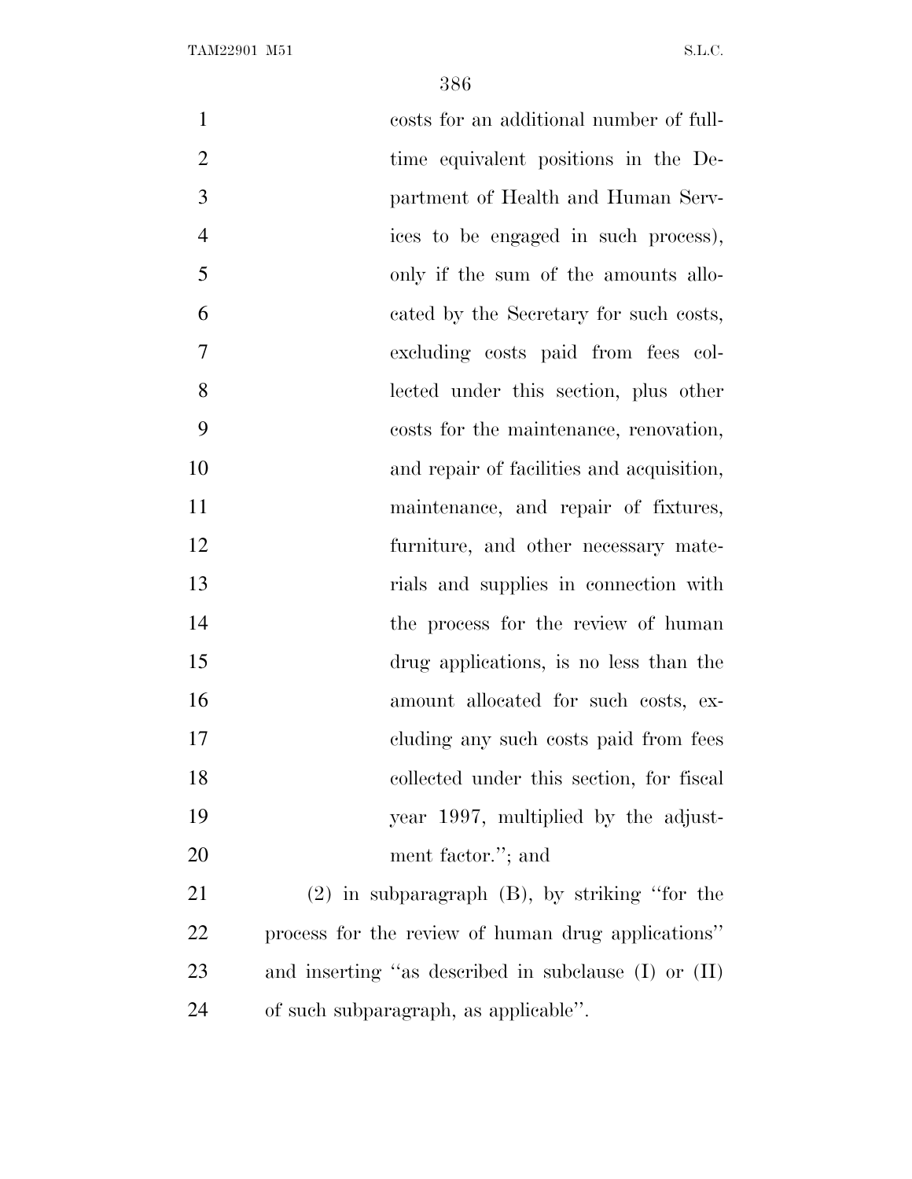costs for an additional number of full-time equivalent positions in the Department of Health and Human Services to be engaged in such process), only if the sum of the amounts allocated by the Secretary for such costs, excluding costs paid from fees collected under this section, plus other costs for the maintenance, renovation, and repair of facilities and acquisition, maintenance, and repair of fixtures, furniture, and other necessary materials and supplies in connection with the process for the review of human drug applications, is no less than the amount allocated for such costs, excluding any such costs paid from fees collected under this section, for fiscal year 1997, multiplied by the adjustment factor.''; and

(2) in subparagraph (B), by striking ''for the process for the review of human drug applications'' and inserting ''as described in subclause (I) or (II) of such subparagraph, as applicable''.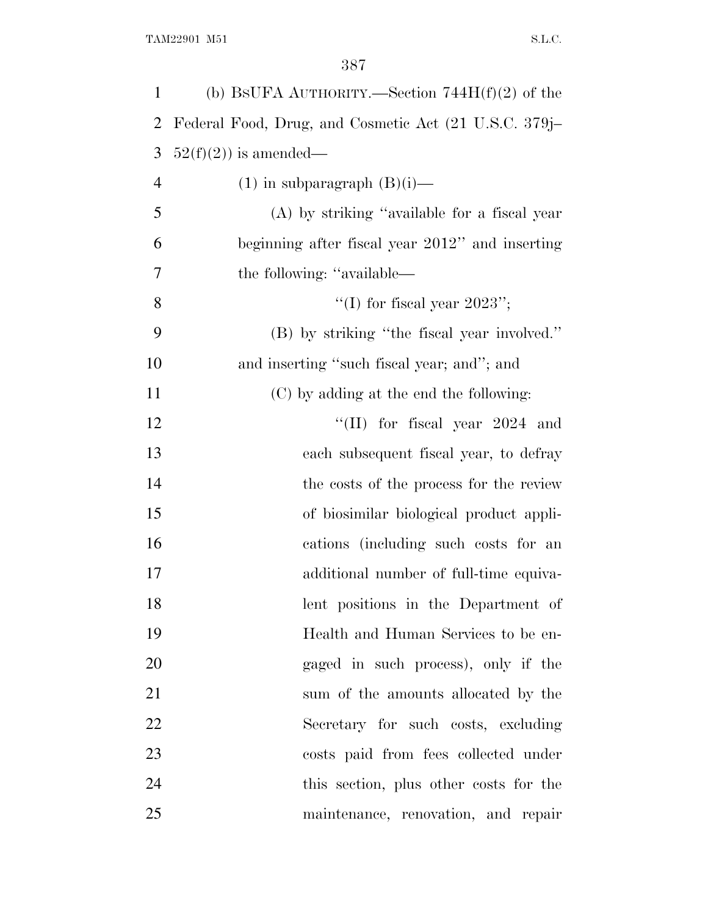(b) BsUFA AUTHORITY.—Section 744H(f)(2) of the Federal Food, Drug, and Cosmetic Act (21 U.S.C. 379j–52(f)(2)) is amended—

(1) in subparagraph (B)(i)—

(A) by striking "available for a fiscal year beginning after fiscal year 2012" and inserting the following: "available—

"(I) for fiscal year 2023";

(B) by striking "the fiscal year involved." and inserting "such fiscal year; and"; and

(C) by adding at the end the following:

"(II) for fiscal year 2024 and each subsequent fiscal year, to defray the costs of the process for the review of biosimilar biological product applications (including such costs for an additional number of full-time equivalent positions in the Department of Health and Human Services to be engaged in such process), only if the sum of the amounts allocated by the Secretary for such costs, excluding costs paid from fees collected under this section, plus other costs for the maintenance, renovation, and repair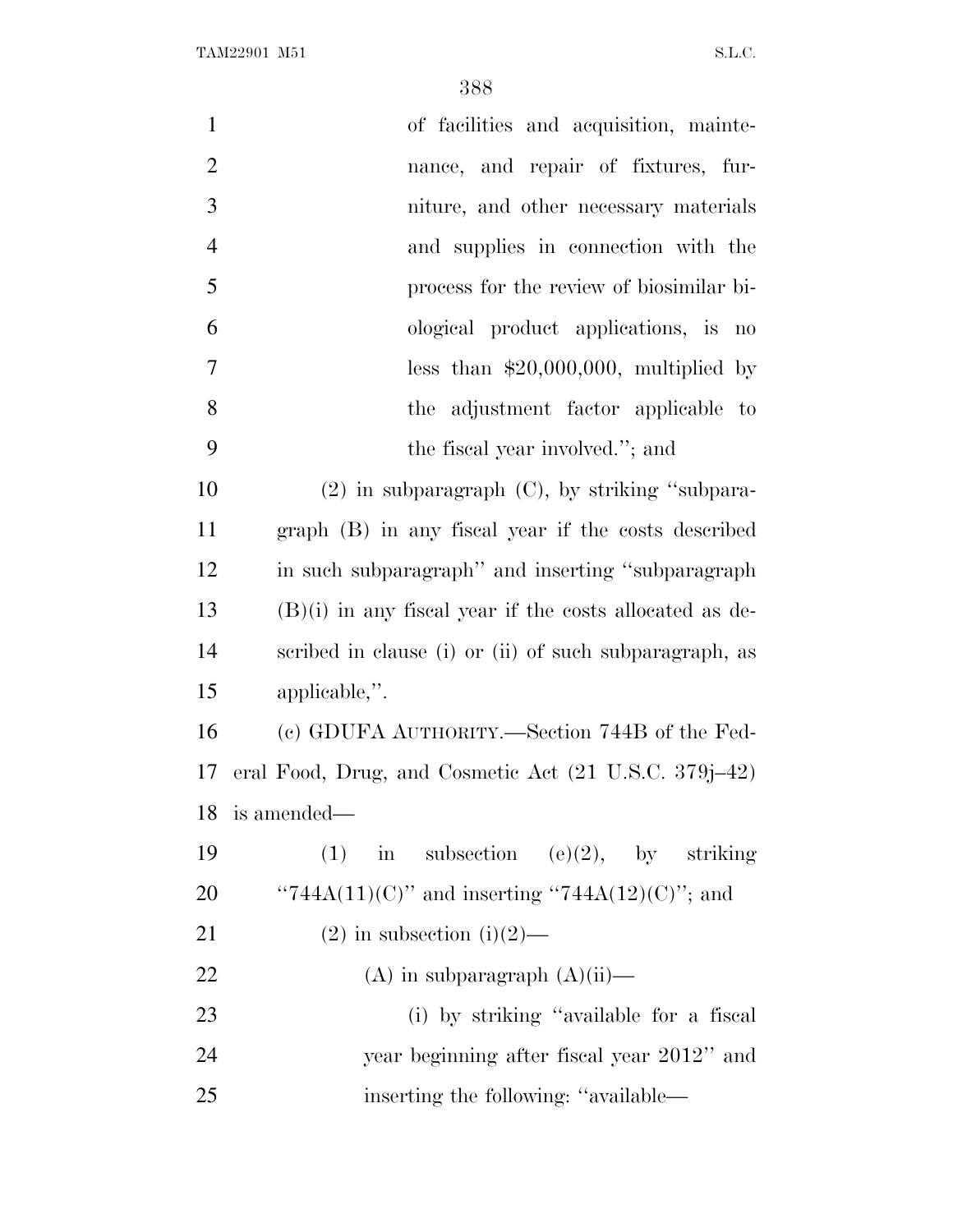of facilities and acquisition, maintenance, and repair of fixtures, furniture, and other necessary materials and supplies in connection with the process for the review of biosimilar biological product applications, is no less than $20,000,000, multiplied by the adjustment factor applicable to the fiscal year involved.''; and

(2) in subparagraph (C), by striking ''subparagraph (B) in any fiscal year if the costs described in such subparagraph'' and inserting ''subparagraph (B)(i) in any fiscal year if the costs allocated as described in clause (i) or (ii) of such subparagraph, as applicable,''.

(c) GDUFA AUTHORITY.—Section 744B of the Federal Food, Drug, and Cosmetic Act (21 U.S.C. 379j–42) is amended—

(1) in subsection (e)(2), by striking ''744A(11)(C)'' and inserting ''744A(12)(C)''; and

(2) in subsection (i)(2)—

(A) in subparagraph (A)(ii)—

(i) by striking ''available for a fiscal year beginning after fiscal year 2012'' and inserting the following: ''available—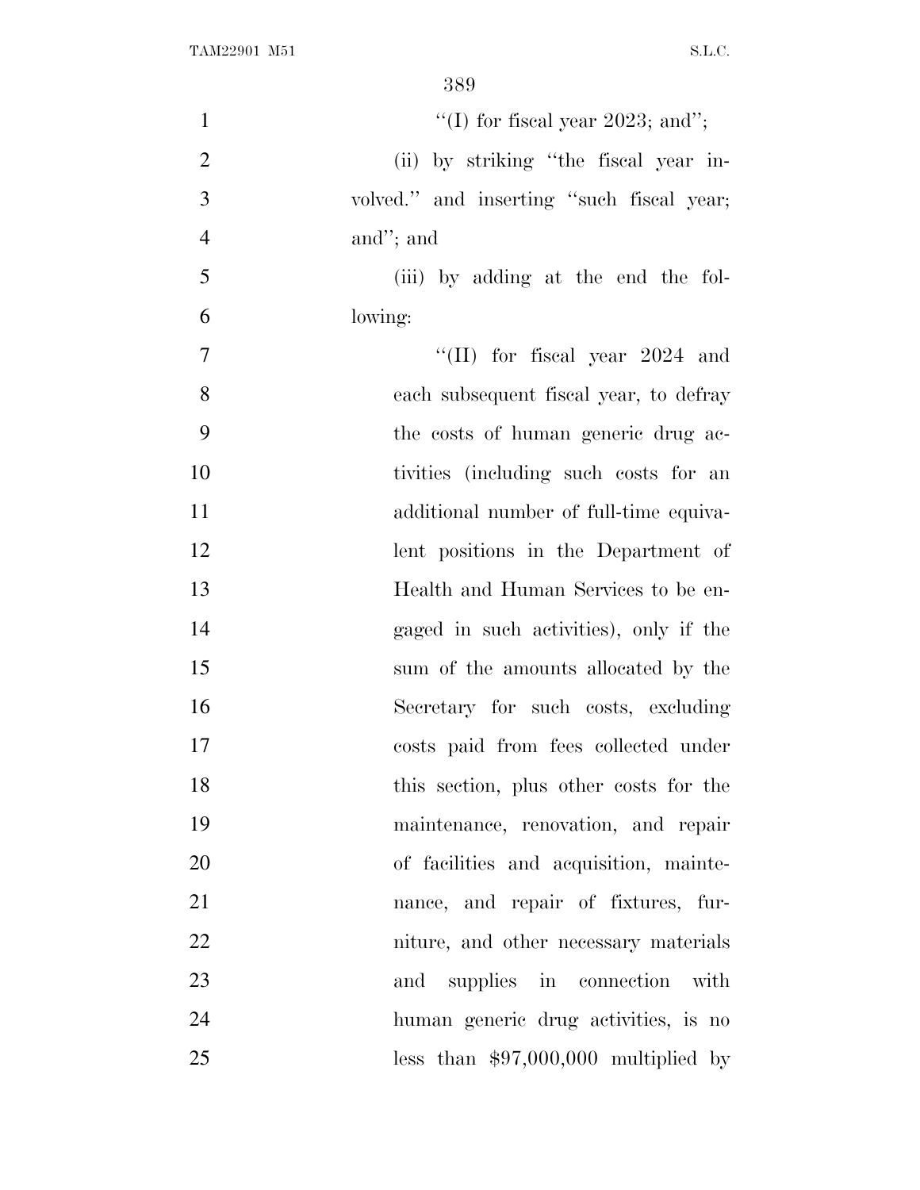''(I) for fiscal year 2023; and'';

(ii) by striking ''the fiscal year involved.'' and inserting ''such fiscal year; and''; and

(iii) by adding at the end the following:

''(II) for fiscal year 2024 and each subsequent fiscal year, to defray the costs of human generic drug activities (including such costs for an additional number of full-time equivalent positions in the Department of Health and Human Services to be engaged in such activities), only if the sum of the amounts allocated by the Secretary for such costs, excluding costs paid from fees collected under this section, plus other costs for the maintenance, renovation, and repair of facilities and acquisition, maintenance, and repair of fixtures, furniture, and other necessary materials and supplies in connection with human generic drug activities, is no less than $97,000,000 multiplied by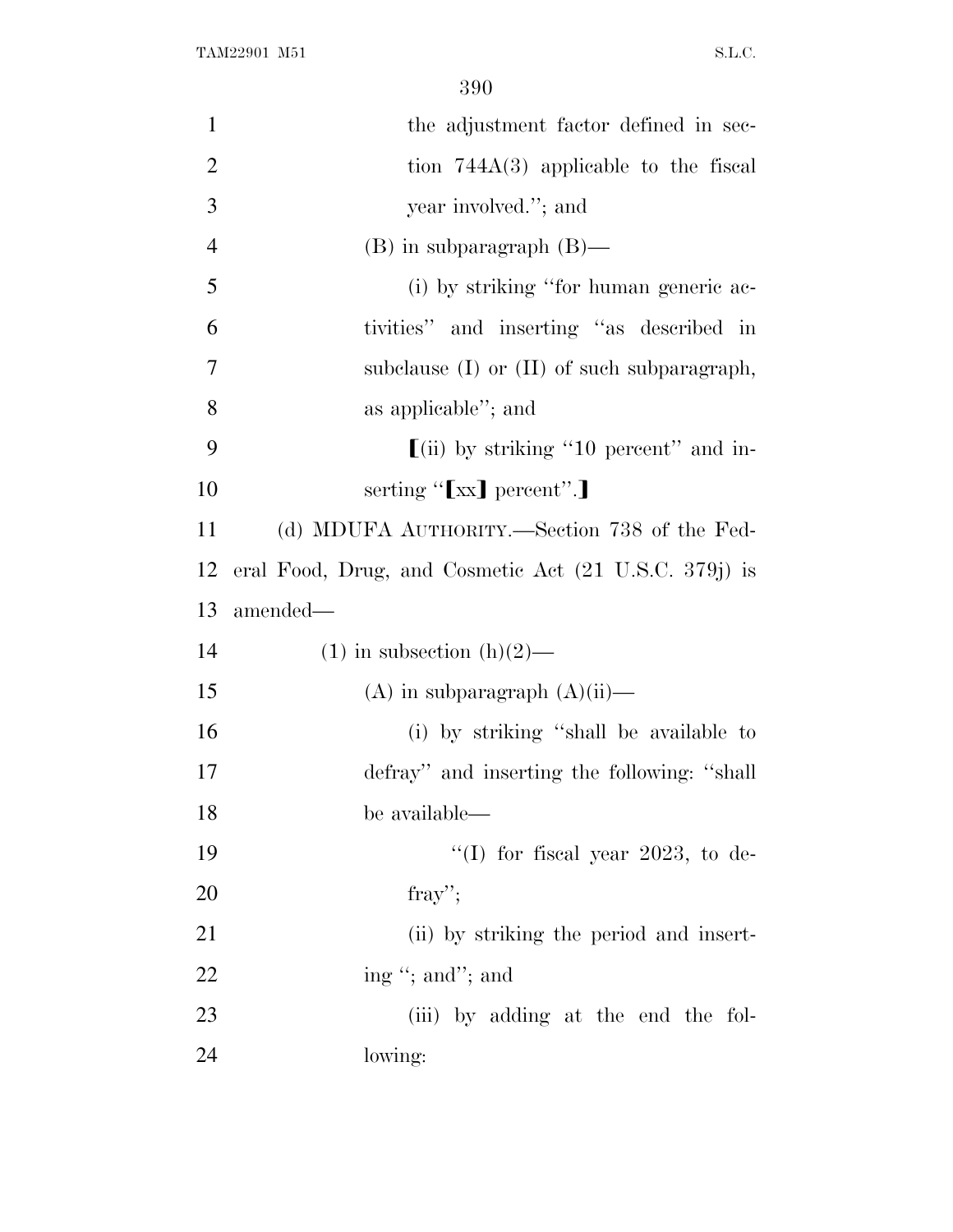the adjustment factor defined in section 744A(3) applicable to the fiscal year involved.''; and

(B) in subparagraph (B)—

(i) by striking ''for human generic activities'' and inserting ''as described in subclause (I) or (II) of such subparagraph, as applicable''; and

⟦(ii) by striking ''10 percent'' and inserting ''⟦xx⟧ percent''.⟧

(d) MDUFA AUTHORITY.—Section 738 of the Federal Food, Drug, and Cosmetic Act (21 U.S.C. 379j) is amended—

(1) in subsection (h)(2)—

(A) in subparagraph (A)(ii)—

(i) by striking ''shall be available to defray'' and inserting the following: ''shall be available—

''(I) for fiscal year 2023, to defray'';

(ii) by striking the period and inserting ''; and''; and

(iii) by adding at the end the following: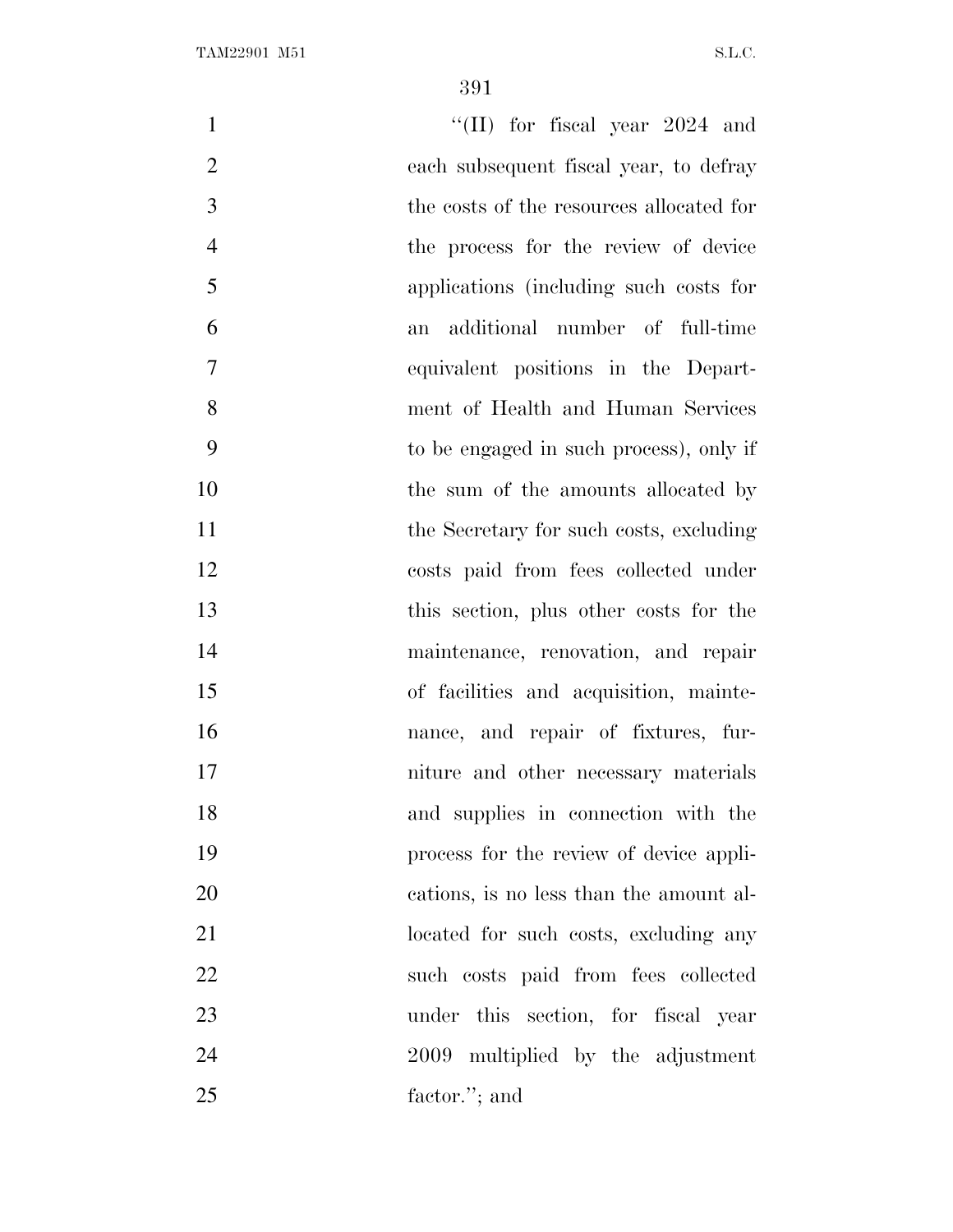"(II) for fiscal year 2024 and each subsequent fiscal year, to defray the costs of the resources allocated for the process for the review of device applications (including such costs for an additional number of full-time equivalent positions in the Department of Health and Human Services to be engaged in such process), only if the sum of the amounts allocated by the Secretary for such costs, excluding costs paid from fees collected under this section, plus other costs for the maintenance, renovation, and repair of facilities and acquisition, maintenance, and repair of fixtures, furniture and other necessary materials and supplies in connection with the process for the review of device applications, is no less than the amount allocated for such costs, excluding any such costs paid from fees collected under this section, for fiscal year 2009 multiplied by the adjustment factor."; and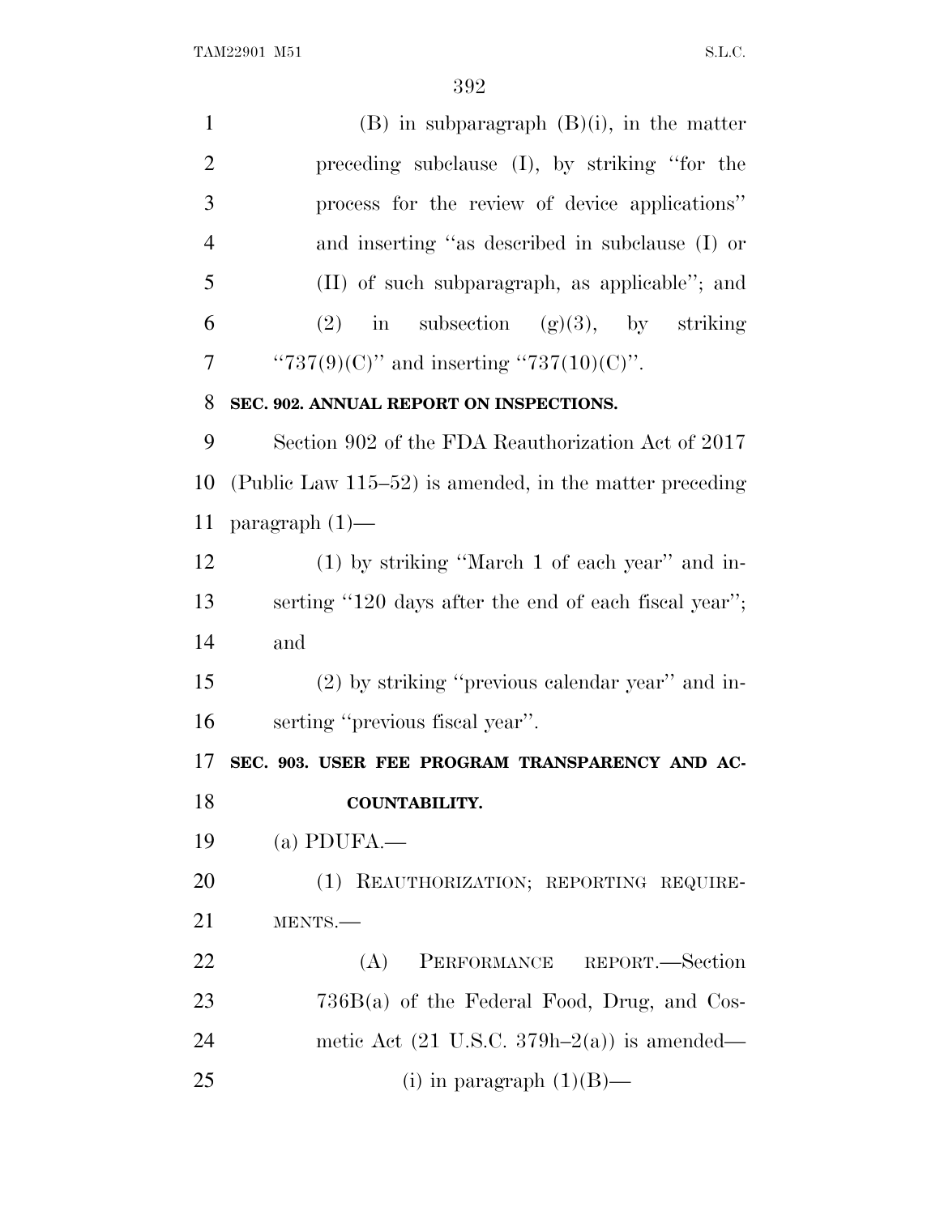(B) in subparagraph (B)(i), in the matter preceding subclause (I), by striking ''for the process for the review of device applications'' and inserting ''as described in subclause (I) or (II) of such subparagraph, as applicable''; and

(2) in subsection (g)(3), by striking ''737(9)(C)'' and inserting ''737(10)(C)''.

**SEC. 902. ANNUAL REPORT ON INSPECTIONS.**

Section 902 of the FDA Reauthorization Act of 2017 (Public Law 115–52) is amended, in the matter preceding paragraph (1)—

(1) by striking ''March 1 of each year'' and inserting ''120 days after the end of each fiscal year''; and

(2) by striking ''previous calendar year'' and inserting ''previous fiscal year''.

**SEC. 903. USER FEE PROGRAM TRANSPARENCY AND ACCOUNTABILITY.**

(a) PDUFA.—

(1) REAUTHORIZATION; REPORTING REQUIREMENTS.—

(A) PERFORMANCE REPORT.—Section 736B(a) of the Federal Food, Drug, and Cosmetic Act (21 U.S.C. 379h–2(a)) is amended—

(i) in paragraph (1)(B)—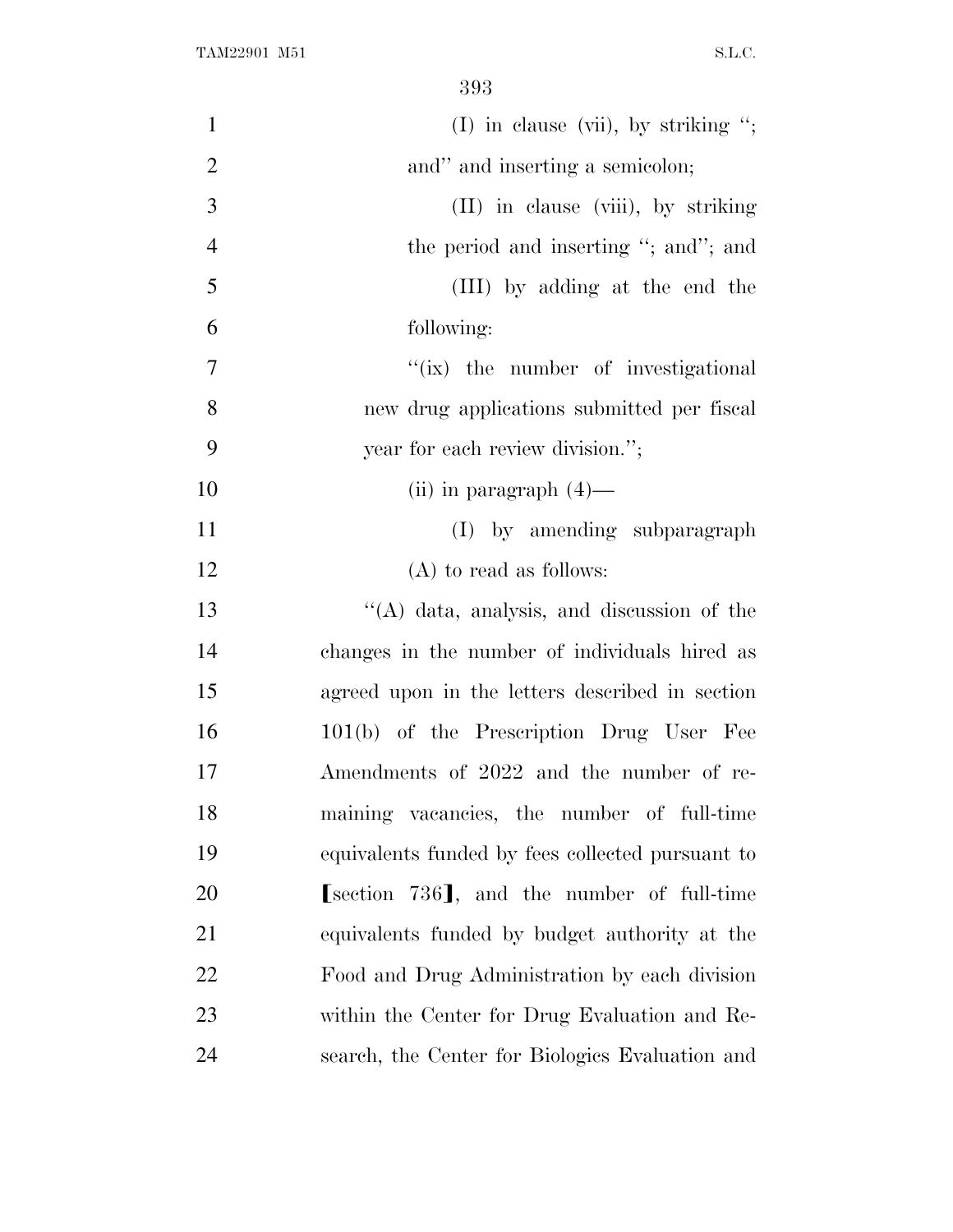(I) in clause (vii), by striking "; and" and inserting a semicolon;

(II) in clause (viii), by striking the period and inserting "; and"; and

(III) by adding at the end the following:

"(ix) the number of investigational new drug applications submitted per fiscal year for each review division.";

(ii) in paragraph (4)—

(I) by amending subparagraph (A) to read as follows:

"(A) data, analysis, and discussion of the changes in the number of individuals hired as agreed upon in the letters described in section 101(b) of the Prescription Drug User Fee Amendments of 2022 and the number of remaining vacancies, the number of full-time equivalents funded by fees collected pursuant to ⟦section 736⟧, and the number of full-time equivalents funded by budget authority at the Food and Drug Administration by each division within the Center for Drug Evaluation and Research, the Center for Biologics Evaluation and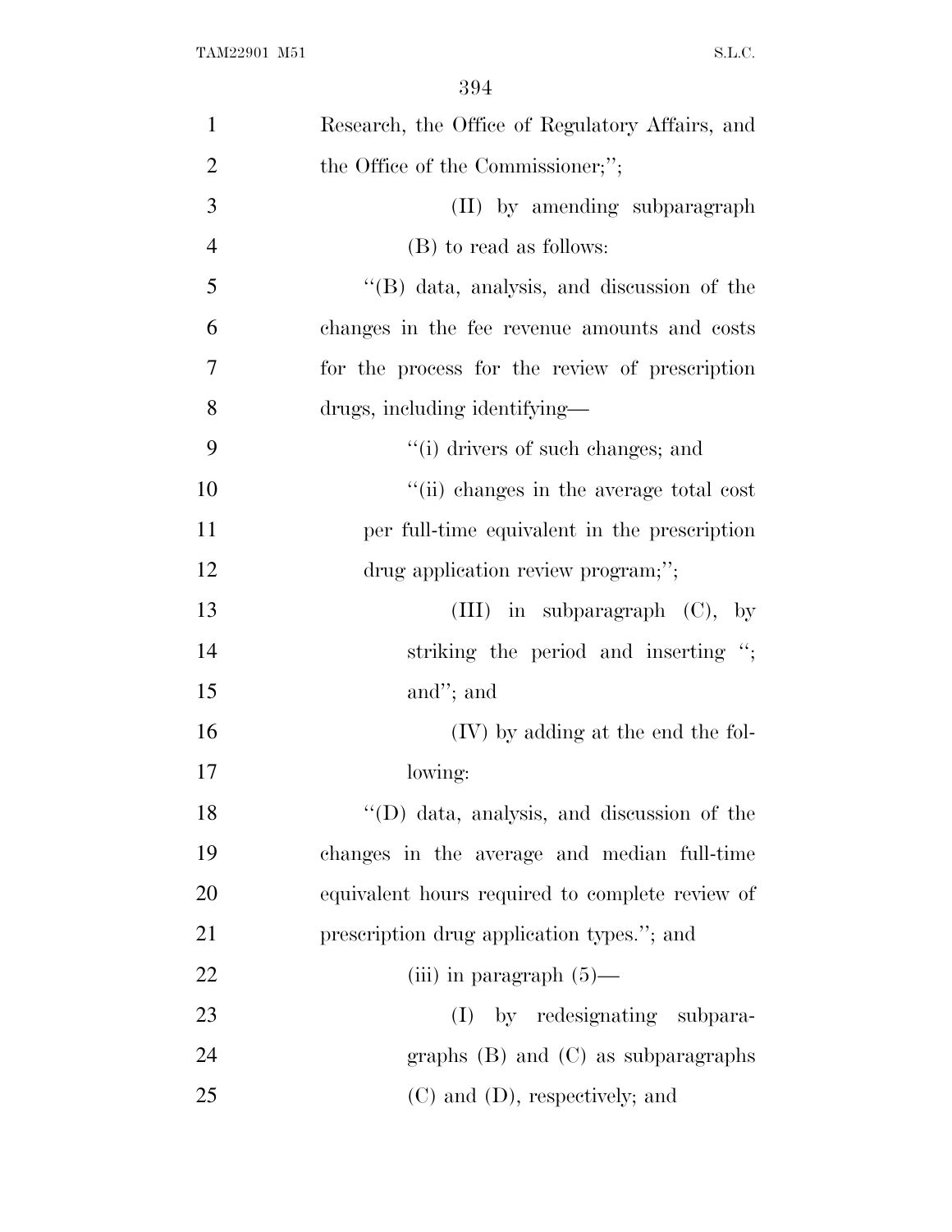Research, the Office of Regulatory Affairs, and the Office of the Commissioner;'';

(II) by amending subparagraph (B) to read as follows:

''(B) data, analysis, and discussion of the changes in the fee revenue amounts and costs for the process for the review of prescription drugs, including identifying—

''(i) drivers of such changes; and

''(ii) changes in the average total cost per full-time equivalent in the prescription drug application review program;'';

(III) in subparagraph (C), by striking the period and inserting ''; and''; and

(IV) by adding at the end the following:

''(D) data, analysis, and discussion of the changes in the average and median full-time equivalent hours required to complete review of prescription drug application types.''; and

(iii) in paragraph (5)—

(I) by redesignating subparagraphs (B) and (C) as subparagraphs (C) and (D), respectively; and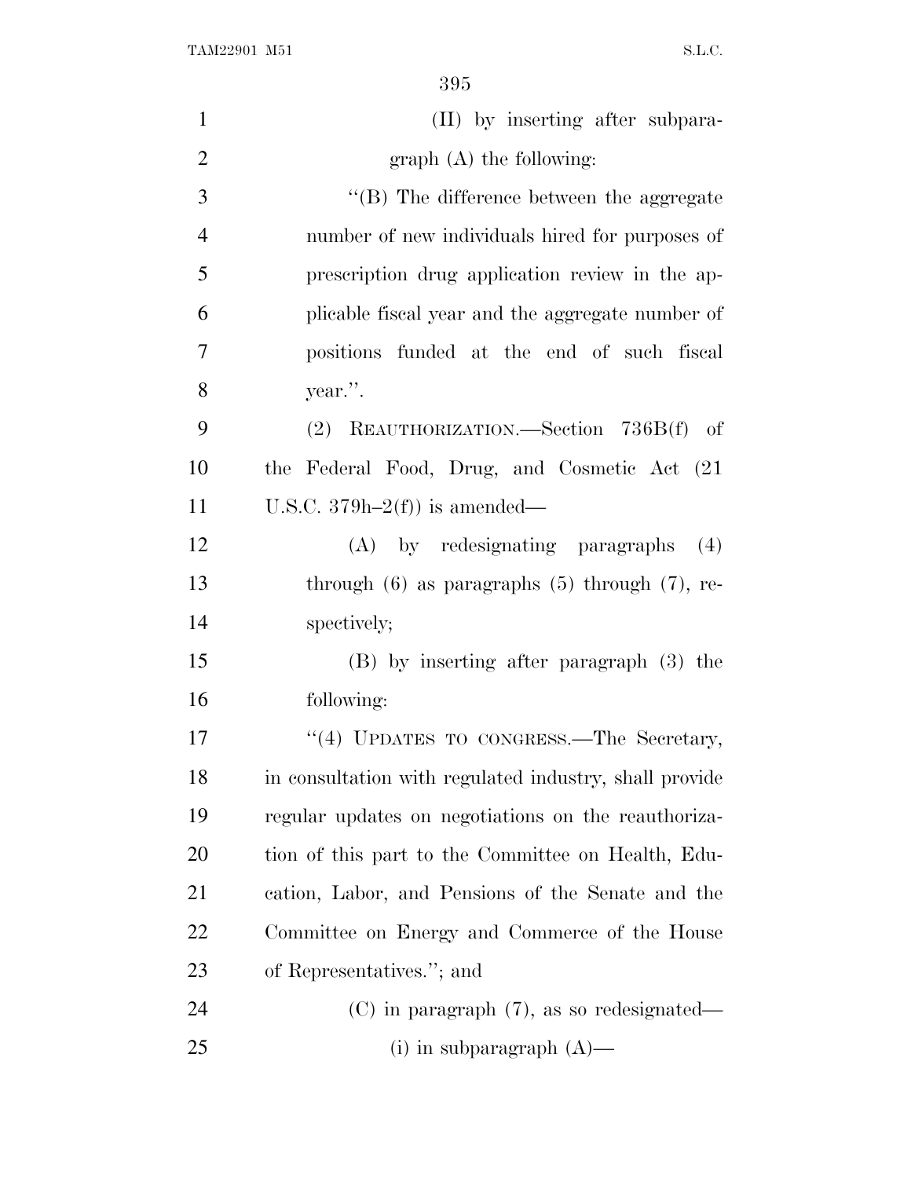(II) by inserting after subparagraph (A) the following:

''(B) The difference between the aggregate number of new individuals hired for purposes of prescription drug application review in the applicable fiscal year and the aggregate number of positions funded at the end of such fiscal year.''.

(2) REAUTHORIZATION.—Section 736B(f) of the Federal Food, Drug, and Cosmetic Act (21 U.S.C. 379h–2(f)) is amended—

(A) by redesignating paragraphs (4) through (6) as paragraphs (5) through (7), respectively;

(B) by inserting after paragraph (3) the following:

''(4) UPDATES TO CONGRESS.—The Secretary, in consultation with regulated industry, shall provide regular updates on negotiations on the reauthorization of this part to the Committee on Health, Education, Labor, and Pensions of the Senate and the Committee on Energy and Commerce of the House of Representatives.''; and

(C) in paragraph (7), as so redesignated—

(i) in subparagraph (A)—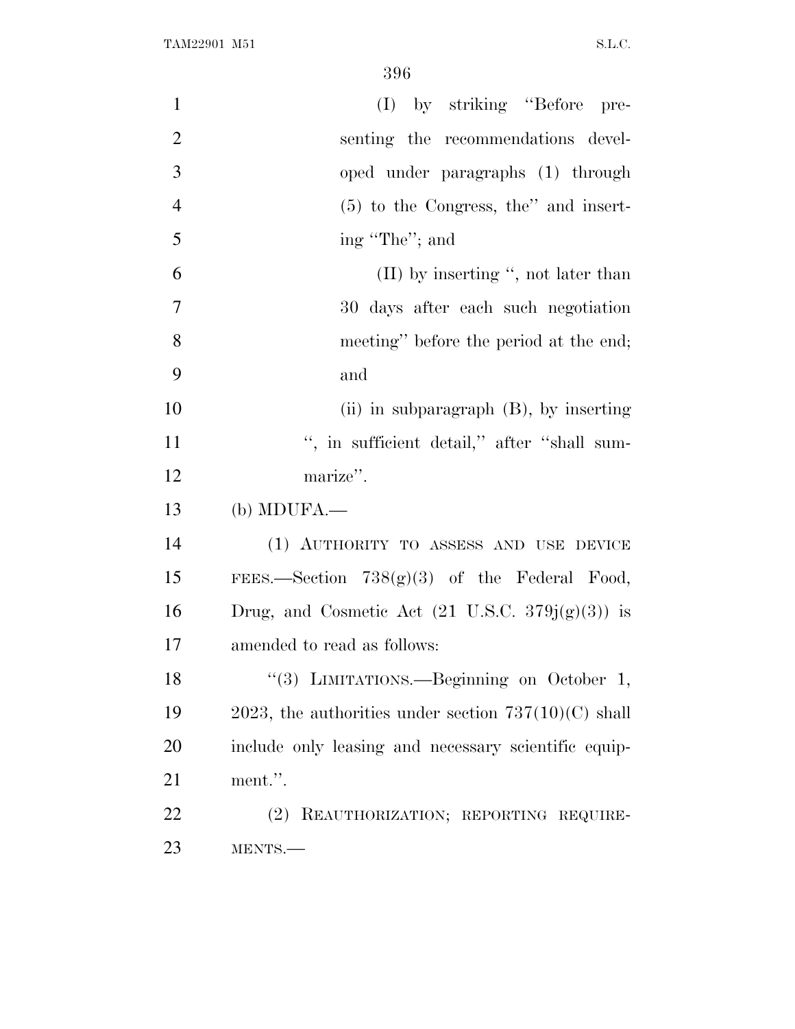(I) by striking "Before presenting the recommendations developed under paragraphs (1) through (5) to the Congress, the" and inserting "The"; and

(II) by inserting ", not later than 30 days after each such negotiation meeting" before the period at the end; and

(ii) in subparagraph (B), by inserting ", in sufficient detail," after "shall summarize".

(b) MDUFA.—

(1) AUTHORITY TO ASSESS AND USE DEVICE FEES.—Section 738(g)(3) of the Federal Food, Drug, and Cosmetic Act (21 U.S.C. 379j(g)(3)) is amended to read as follows:

"(3) LIMITATIONS.—Beginning on October 1, 2023, the authorities under section 737(10)(C) shall include only leasing and necessary scientific equipment.".

(2) REAUTHORIZATION; REPORTING REQUIREMENTS.—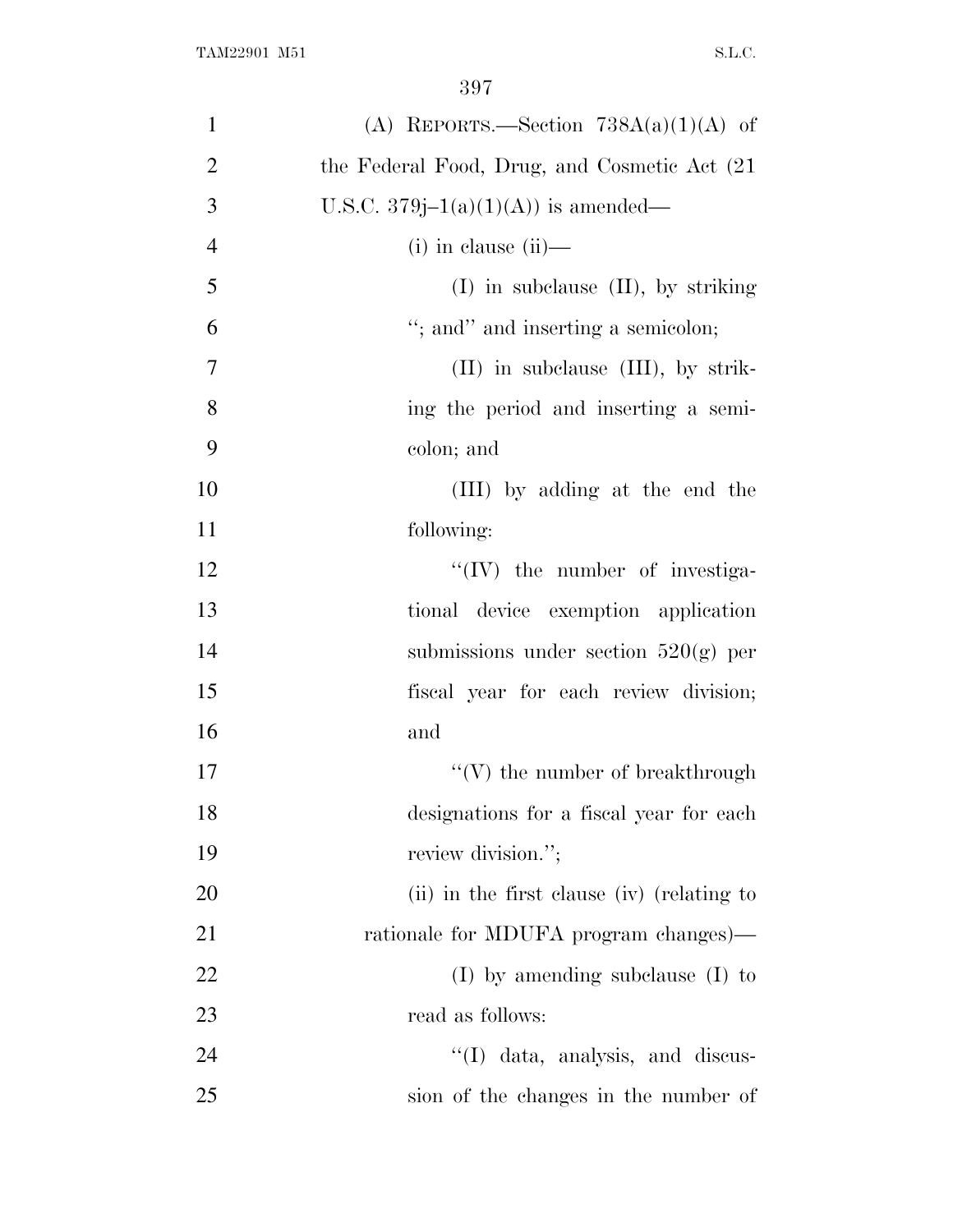(A) REPORTS.—Section 738A(a)(1)(A) of the Federal Food, Drug, and Cosmetic Act (21 U.S.C. 379j–1(a)(1)(A)) is amended—

(i) in clause (ii)—

(I) in subclause (II), by striking "; and" and inserting a semicolon;

(II) in subclause (III), by striking the period and inserting a semicolon; and

(III) by adding at the end the following:

"(IV) the number of investigational device exemption application submissions under section 520(g) per fiscal year for each review division; and

"(V) the number of breakthrough designations for a fiscal year for each review division.";

(ii) in the first clause (iv) (relating to rationale for MDUFA program changes)—

(I) by amending subclause (I) to read as follows:

"(I) data, analysis, and discussion of the changes in the number of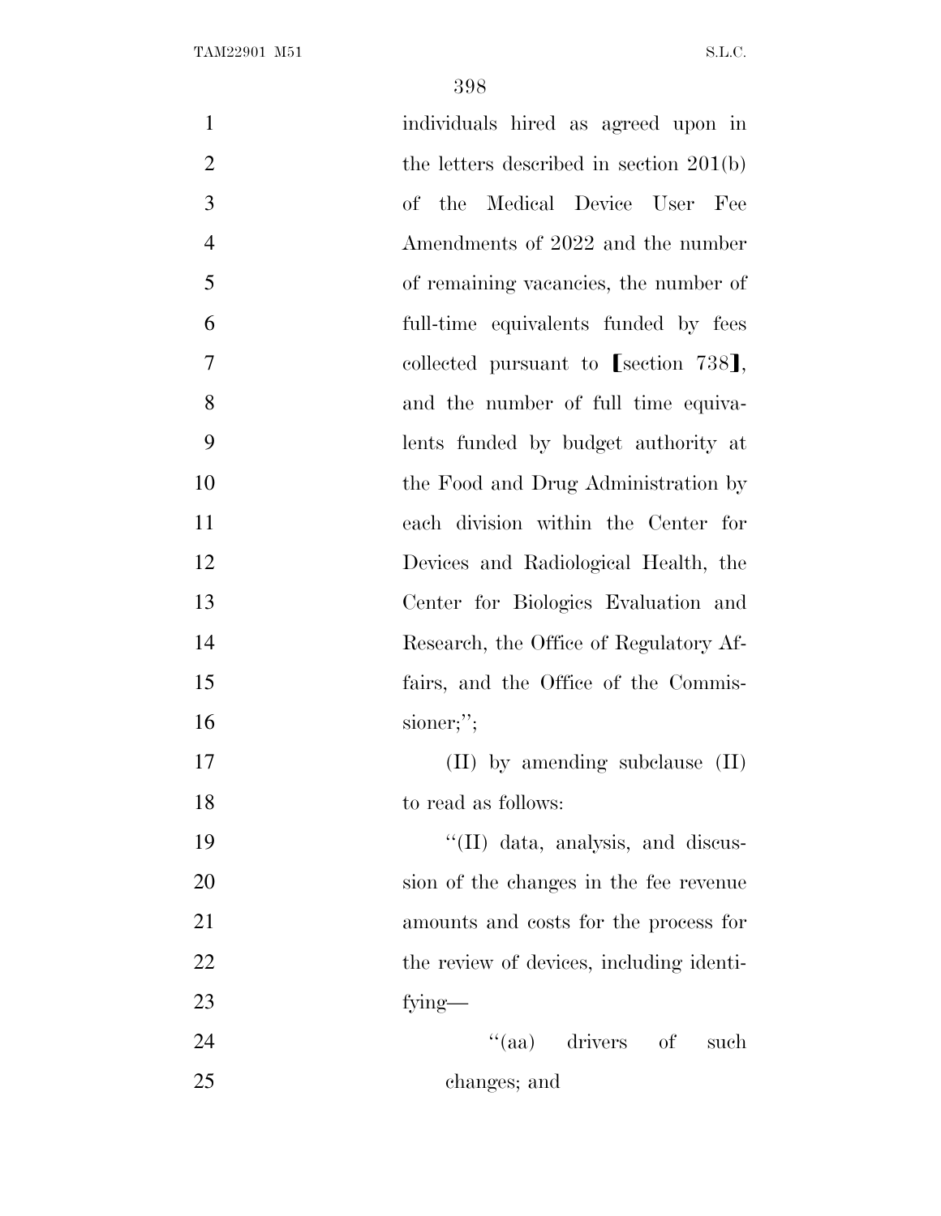individuals hired as agreed upon in the letters described in section 201(b) of the Medical Device User Fee Amendments of 2022 and the number of remaining vacancies, the number of full-time equivalents funded by fees collected pursuant to ⟦section 738⟧, and the number of full time equivalents funded by budget authority at the Food and Drug Administration by each division within the Center for Devices and Radiological Health, the Center for Biologics Evaluation and Research, the Office of Regulatory Affairs, and the Office of the Commissioner;'';

(II) by amending subclause (II) to read as follows:

''(II) data, analysis, and discussion of the changes in the fee revenue amounts and costs for the process for the review of devices, including identifying—

''(aa) drivers of such changes; and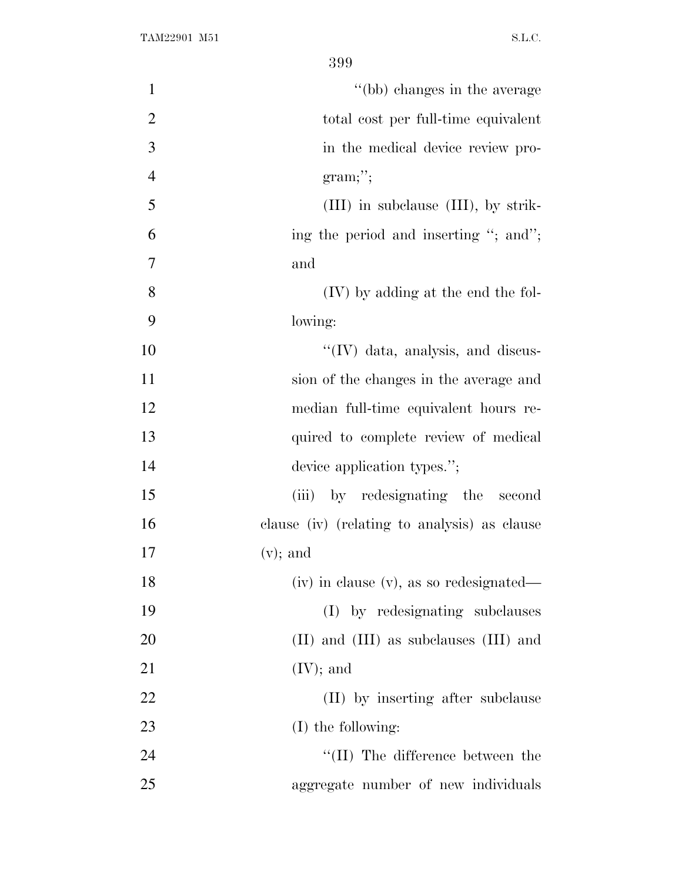"(bb) changes in the average total cost per full-time equivalent in the medical device review program;";

(III) in subclause (III), by striking the period and inserting "; and"; and

(IV) by adding at the end the following:

"(IV) data, analysis, and discussion of the changes in the average and median full-time equivalent hours required to complete review of medical device application types.";

(iii) by redesignating the second clause (iv) (relating to analysis) as clause (v); and

(iv) in clause (v), as so redesignated—

(I) by redesignating subclauses (II) and (III) as subclauses (III) and (IV); and

(II) by inserting after subclause (I) the following:

"(II) The difference between the aggregate number of new individuals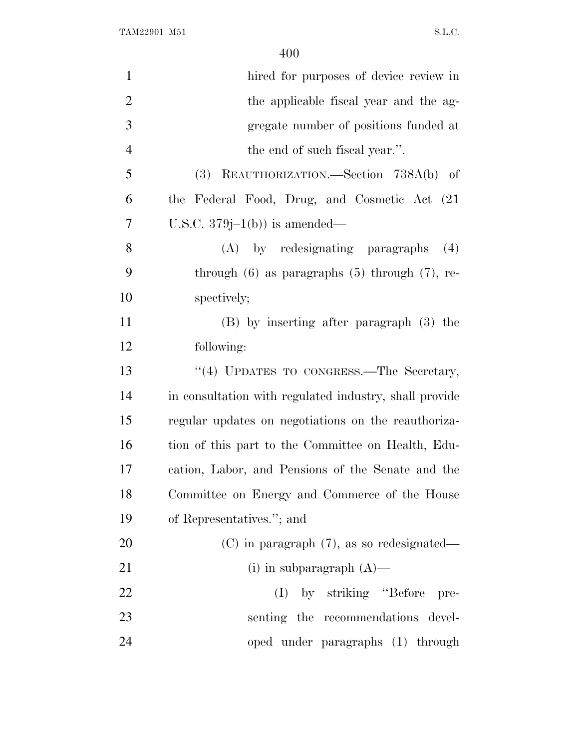hired for purposes of device review in the applicable fiscal year and the aggregate number of positions funded at the end of such fiscal year.''.

(3) REAUTHORIZATION.—Section 738A(b) of the Federal Food, Drug, and Cosmetic Act (21 U.S.C. 379j–1(b)) is amended—

(A) by redesignating paragraphs (4) through (6) as paragraphs (5) through (7), respectively;

(B) by inserting after paragraph (3) the following:

''(4) UPDATES TO CONGRESS.—The Secretary, in consultation with regulated industry, shall provide regular updates on negotiations on the reauthorization of this part to the Committee on Health, Education, Labor, and Pensions of the Senate and the Committee on Energy and Commerce of the House of Representatives.''; and

(C) in paragraph (7), as so redesignated—

(i) in subparagraph (A)—

(I) by striking ''Before presenting the recommendations developed under paragraphs (1) through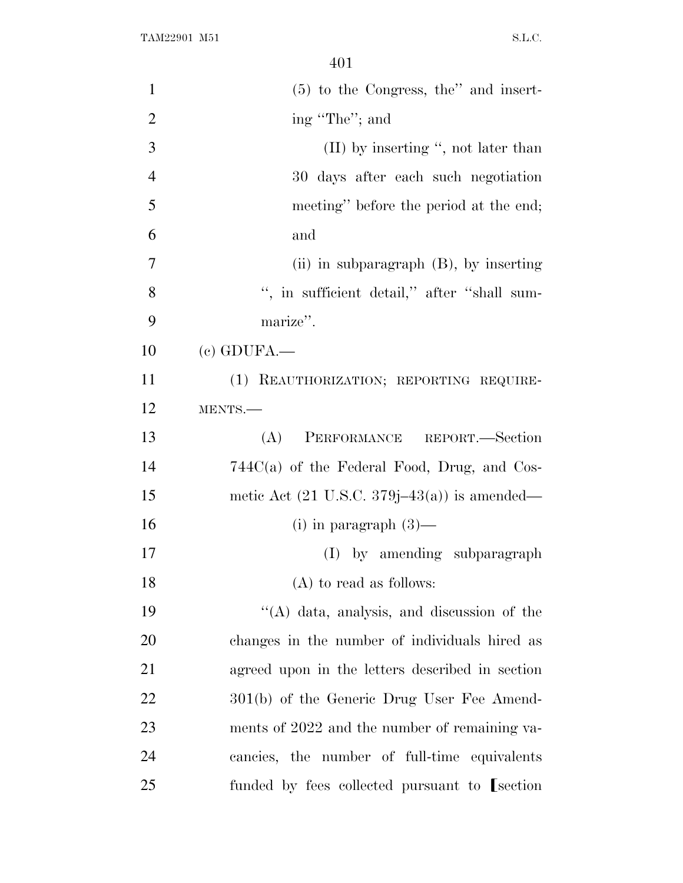(5) to the Congress, the'' and inserting ''The''; and

(II) by inserting '', not later than 30 days after each such negotiation meeting'' before the period at the end; and

(ii) in subparagraph (B), by inserting '', in sufficient detail,'' after ''shall summarize''.

(c) GDUFA.—

(1) REAUTHORIZATION; REPORTING REQUIREMENTS.—

(A) PERFORMANCE REPORT.—Section 744C(a) of the Federal Food, Drug, and Cosmetic Act (21 U.S.C. 379j–43(a)) is amended—

(i) in paragraph (3)—

(I) by amending subparagraph (A) to read as follows:

''(A) data, analysis, and discussion of the changes in the number of individuals hired as agreed upon in the letters described in section 301(b) of the Generic Drug User Fee Amendments of 2022 and the number of remaining vacancies, the number of full-time equivalents funded by fees collected pursuant to [section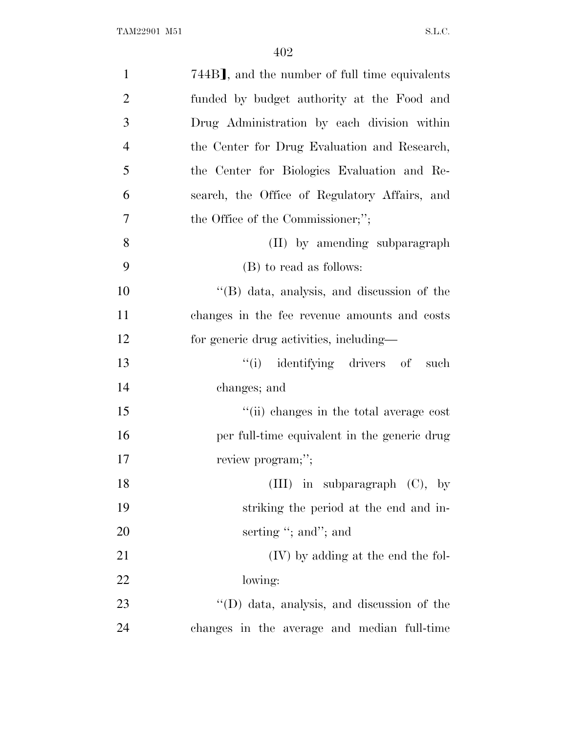744B], and the number of full time equivalents funded by budget authority at the Food and Drug Administration by each division within the Center for Drug Evaluation and Research, the Center for Biologics Evaluation and Research, the Office of Regulatory Affairs, and the Office of the Commissioner;'';

(II) by amending subparagraph (B) to read as follows:

''(B) data, analysis, and discussion of the changes in the fee revenue amounts and costs for generic drug activities, including—

''(i) identifying drivers of such changes; and

''(ii) changes in the total average cost per full-time equivalent in the generic drug review program;'';

(III) in subparagraph (C), by striking the period at the end and inserting ''; and''; and

(IV) by adding at the end the following:

''(D) data, analysis, and discussion of the changes in the average and median full-time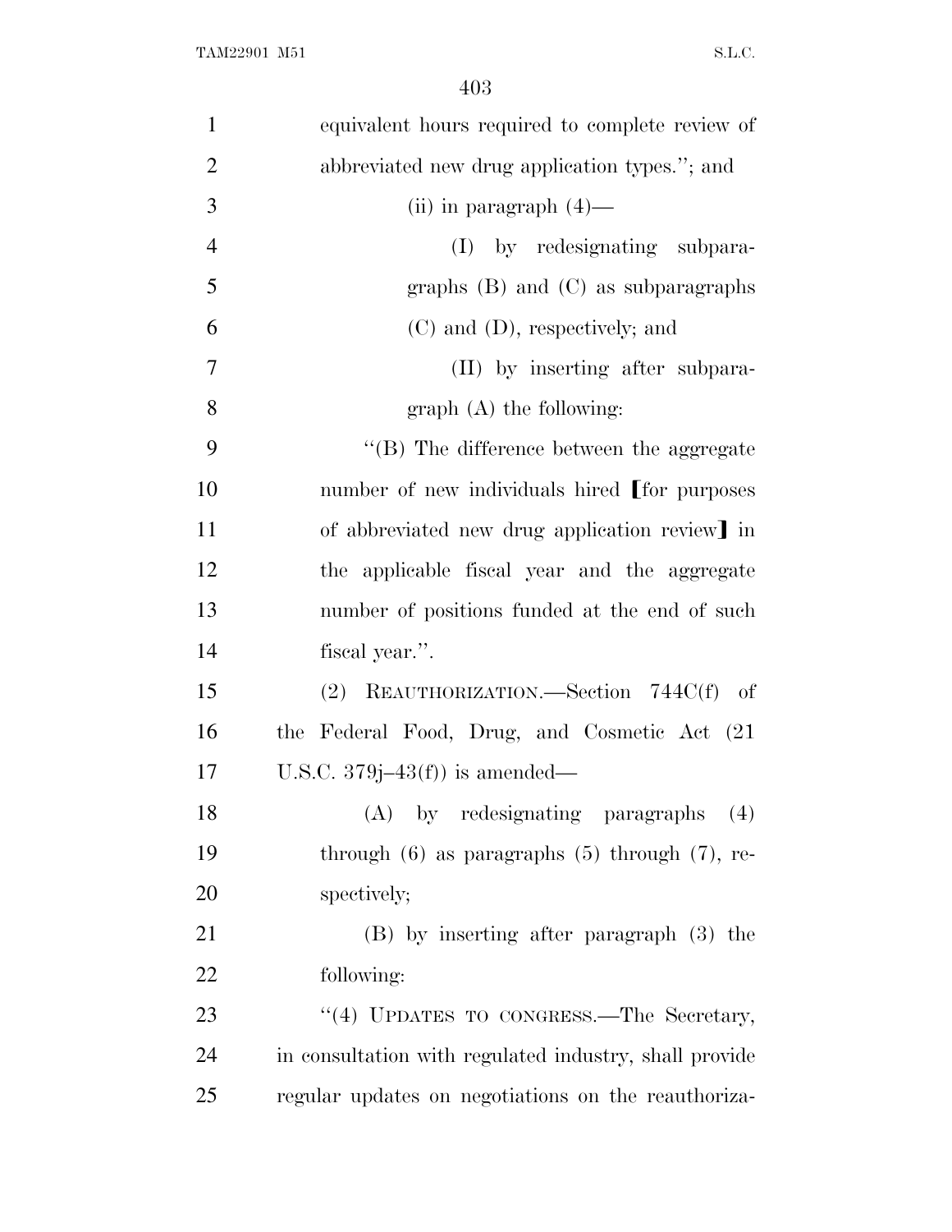equivalent hours required to complete review of abbreviated new drug application types.''; and

(ii) in paragraph (4)—

(I) by redesignating subparagraphs (B) and (C) as subparagraphs (C) and (D), respectively; and

(II) by inserting after subparagraph (A) the following:

''(B) The difference between the aggregate number of new individuals hired ⟦for purposes of abbreviated new drug application review⟧ in the applicable fiscal year and the aggregate number of positions funded at the end of such fiscal year.''.

(2) REAUTHORIZATION.—Section 744C(f) of the Federal Food, Drug, and Cosmetic Act (21 U.S.C. 379j–43(f)) is amended—

(A) by redesignating paragraphs (4) through (6) as paragraphs (5) through (7), respectively;

(B) by inserting after paragraph (3) the following:

''(4) UPDATES TO CONGRESS.—The Secretary, in consultation with regulated industry, shall provide regular updates on negotiations on the reauthoriza-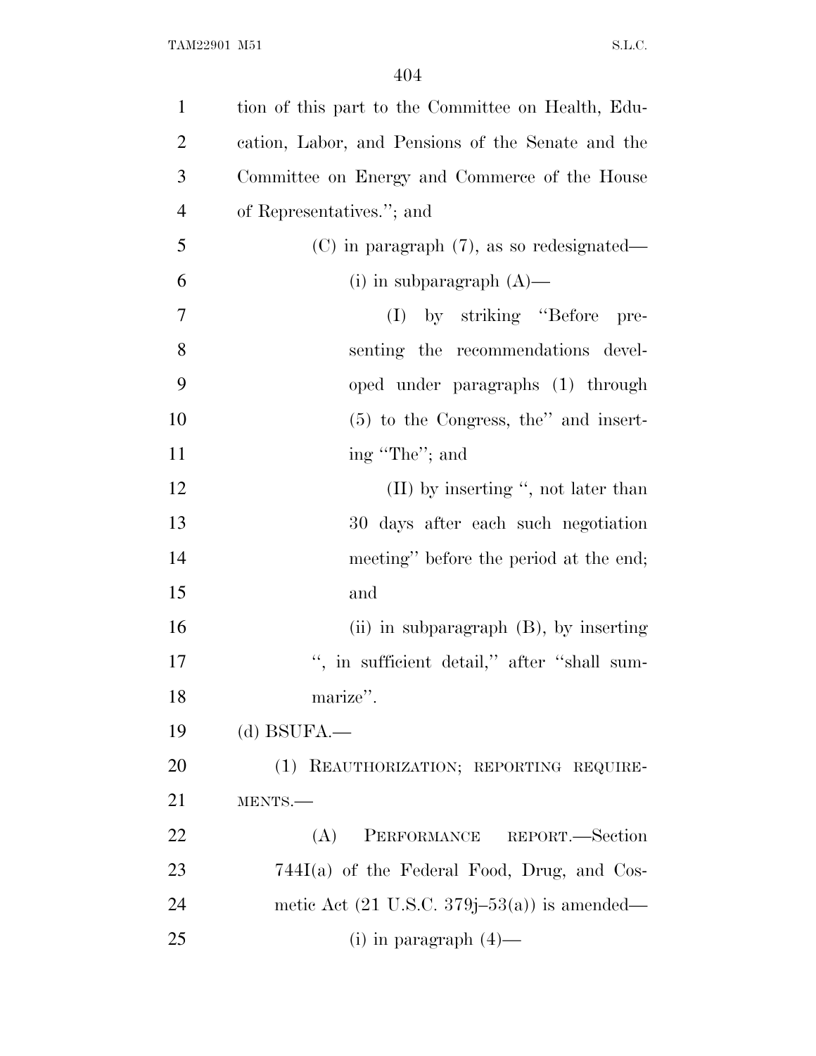tion of this part to the Committee on Health, Education, Labor, and Pensions of the Senate and the Committee on Energy and Commerce of the House of Representatives.''; and

(C) in paragraph (7), as so redesignated—

(i) in subparagraph (A)—

(I) by striking ''Before presenting the recommendations developed under paragraphs (1) through (5) to the Congress, the'' and inserting ''The''; and

(II) by inserting '', not later than 30 days after each such negotiation meeting'' before the period at the end; and

(ii) in subparagraph (B), by inserting '', in sufficient detail,'' after ''shall summarize''.

(d) BSUFA.—

(1) REAUTHORIZATION; REPORTING REQUIREMENTS.—

(A) PERFORMANCE REPORT.—Section 744I(a) of the Federal Food, Drug, and Cosmetic Act (21 U.S.C. 379j–53(a)) is amended—

(i) in paragraph (4)—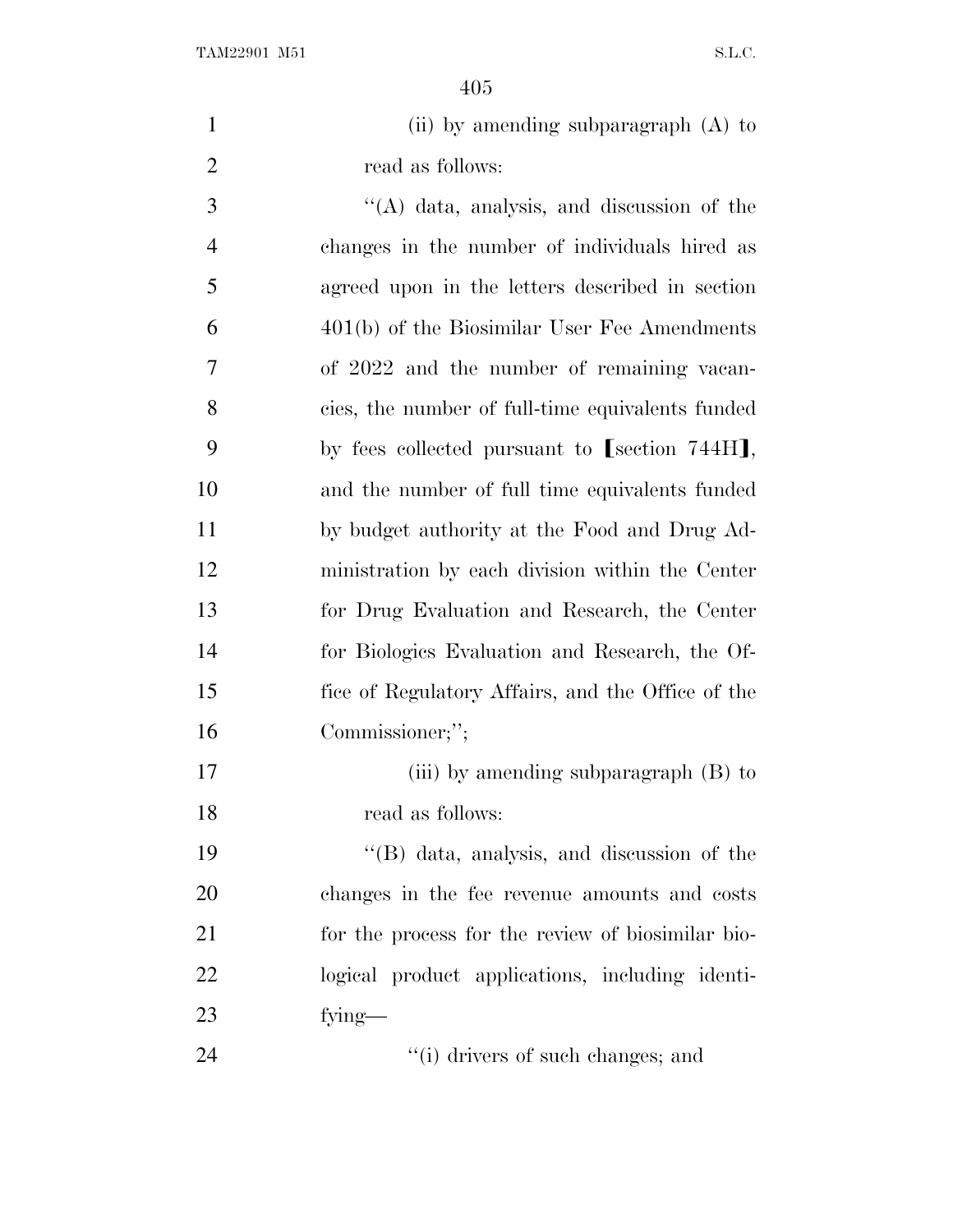(ii) by amending subparagraph (A) to read as follows:

''(A) data, analysis, and discussion of the changes in the number of individuals hired as agreed upon in the letters described in section 401(b) of the Biosimilar User Fee Amendments of 2022 and the number of remaining vacancies, the number of full-time equivalents funded by fees collected pursuant to ⟦section 744H⟧, and the number of full time equivalents funded by budget authority at the Food and Drug Administration by each division within the Center for Drug Evaluation and Research, the Center for Biologics Evaluation and Research, the Office of Regulatory Affairs, and the Office of the Commissioner;'';

(iii) by amending subparagraph (B) to read as follows:

''(B) data, analysis, and discussion of the changes in the fee revenue amounts and costs for the process for the review of biosimilar biological product applications, including identifying—

''(i) drivers of such changes; and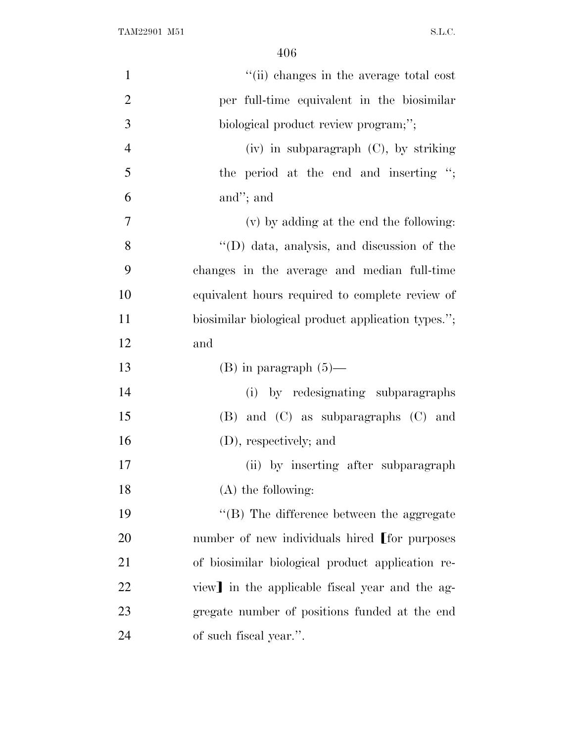"(ii) changes in the average total cost per full-time equivalent in the biosimilar biological product review program;";

(iv) in subparagraph (C), by striking the period at the end and inserting "; and"; and

(v) by adding at the end the following:

"(D) data, analysis, and discussion of the changes in the average and median full-time equivalent hours required to complete review of biosimilar biological product application types."; and

(B) in paragraph (5)—

(i) by redesignating subparagraphs (B) and (C) as subparagraphs (C) and (D), respectively; and

(ii) by inserting after subparagraph (A) the following:

"(B) The difference between the aggregate number of new individuals hired [for purposes of biosimilar biological product application review] in the applicable fiscal year and the aggregate number of positions funded at the end of such fiscal year.".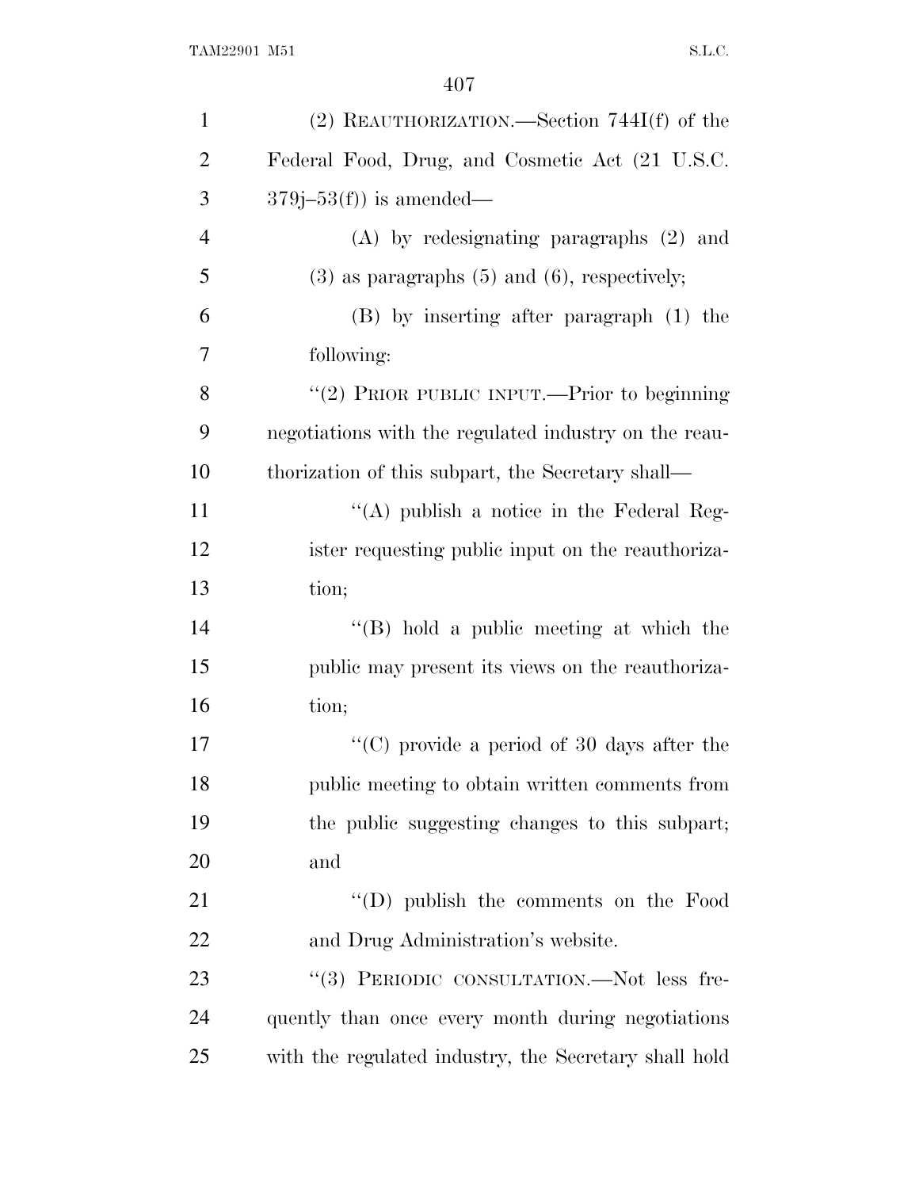(2) REAUTHORIZATION.—Section 744I(f) of the Federal Food, Drug, and Cosmetic Act (21 U.S.C. 379j–53(f)) is amended—

(A) by redesignating paragraphs (2) and (3) as paragraphs (5) and (6), respectively;

(B) by inserting after paragraph (1) the following:

''(2) PRIOR PUBLIC INPUT.—Prior to beginning negotiations with the regulated industry on the reauthorization of this subpart, the Secretary shall—

''(A) publish a notice in the Federal Register requesting public input on the reauthorization;

''(B) hold a public meeting at which the public may present its views on the reauthorization;

''(C) provide a period of 30 days after the public meeting to obtain written comments from the public suggesting changes to this subpart; and

''(D) publish the comments on the Food and Drug Administration's website.

''(3) PERIODIC CONSULTATION.—Not less frequently than once every month during negotiations with the regulated industry, the Secretary shall hold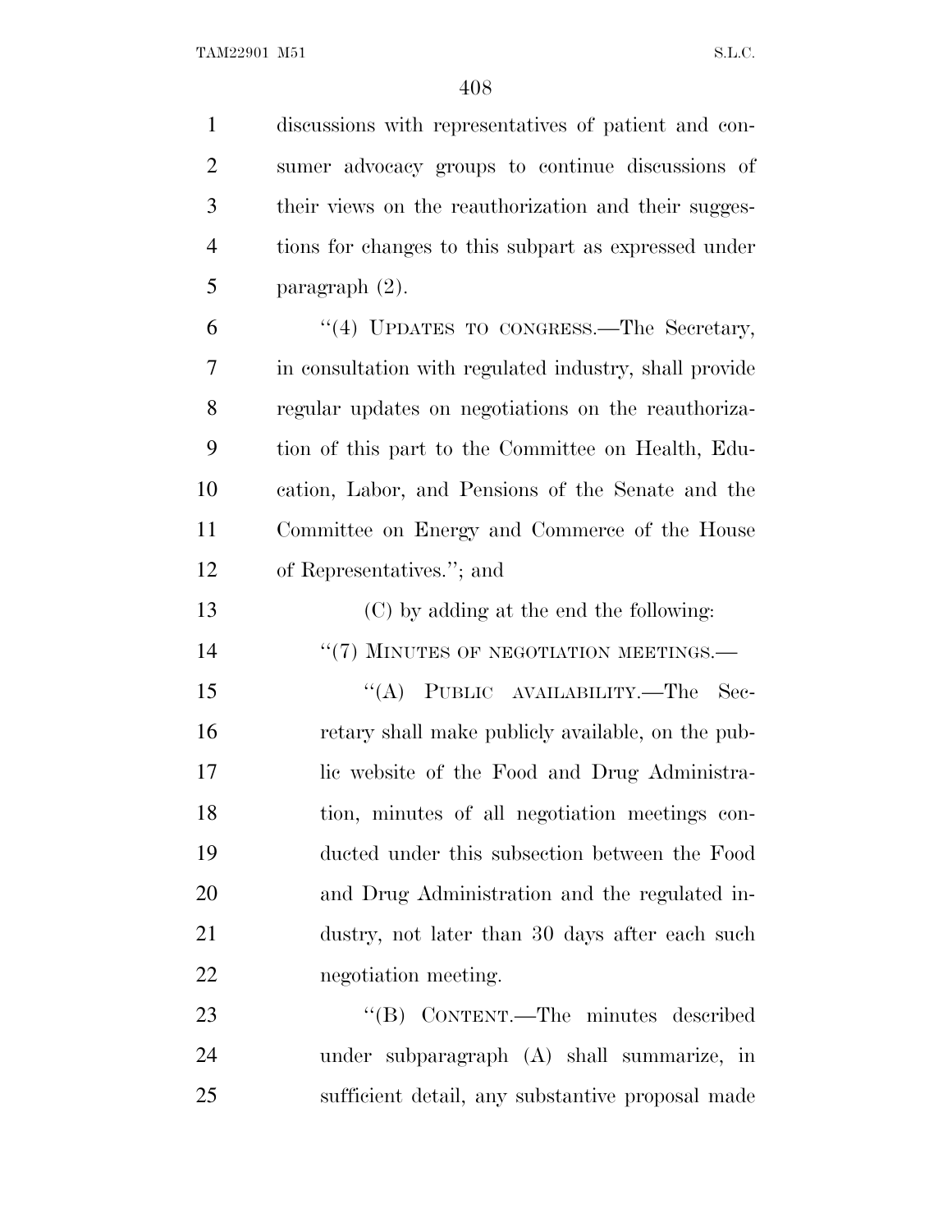discussions with representatives of patient and consumer advocacy groups to continue discussions of their views on the reauthorization and their suggestions for changes to this subpart as expressed under paragraph (2).

"(4) UPDATES TO CONGRESS.—The Secretary, in consultation with regulated industry, shall provide regular updates on negotiations on the reauthorization of this part to the Committee on Health, Education, Labor, and Pensions of the Senate and the Committee on Energy and Commerce of the House of Representatives."; and

(C) by adding at the end the following:

"(7) MINUTES OF NEGOTIATION MEETINGS.—

"(A) PUBLIC AVAILABILITY.—The Secretary shall make publicly available, on the public website of the Food and Drug Administration, minutes of all negotiation meetings conducted under this subsection between the Food and Drug Administration and the regulated industry, not later than 30 days after each such negotiation meeting.

"(B) CONTENT.—The minutes described under subparagraph (A) shall summarize, in sufficient detail, any substantive proposal made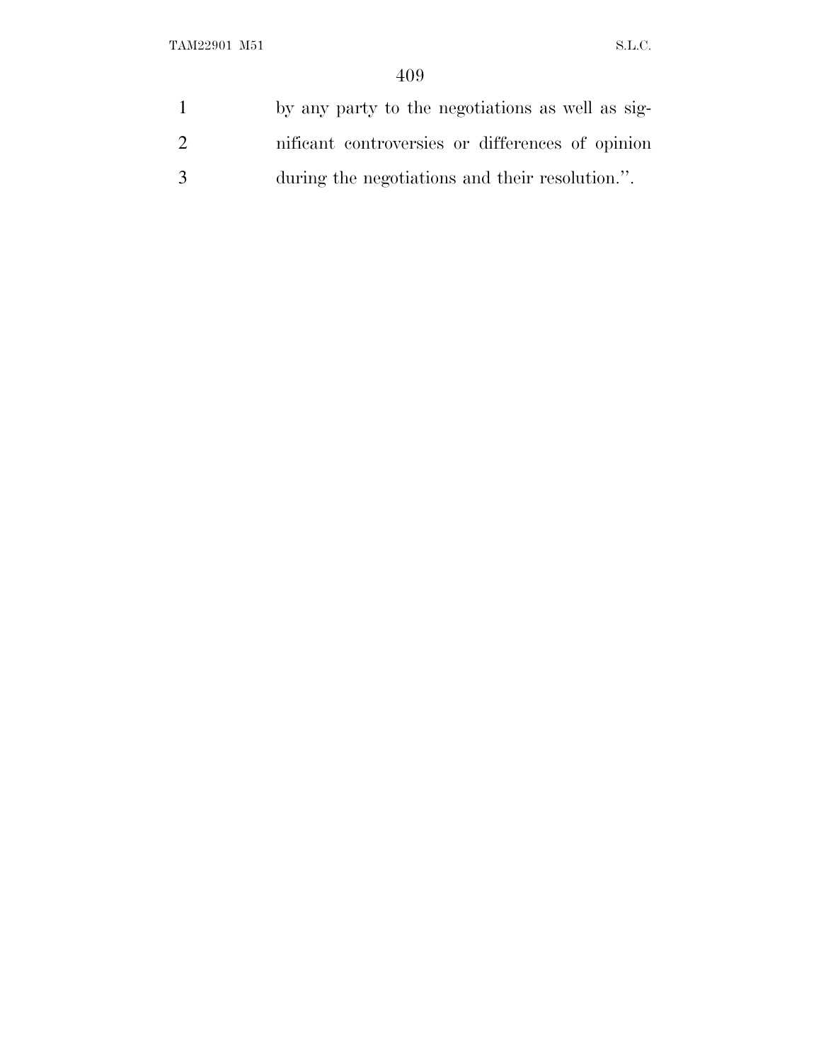by any party to the negotiations as well as significant controversies or differences of opinion during the negotiations and their resolution.''.